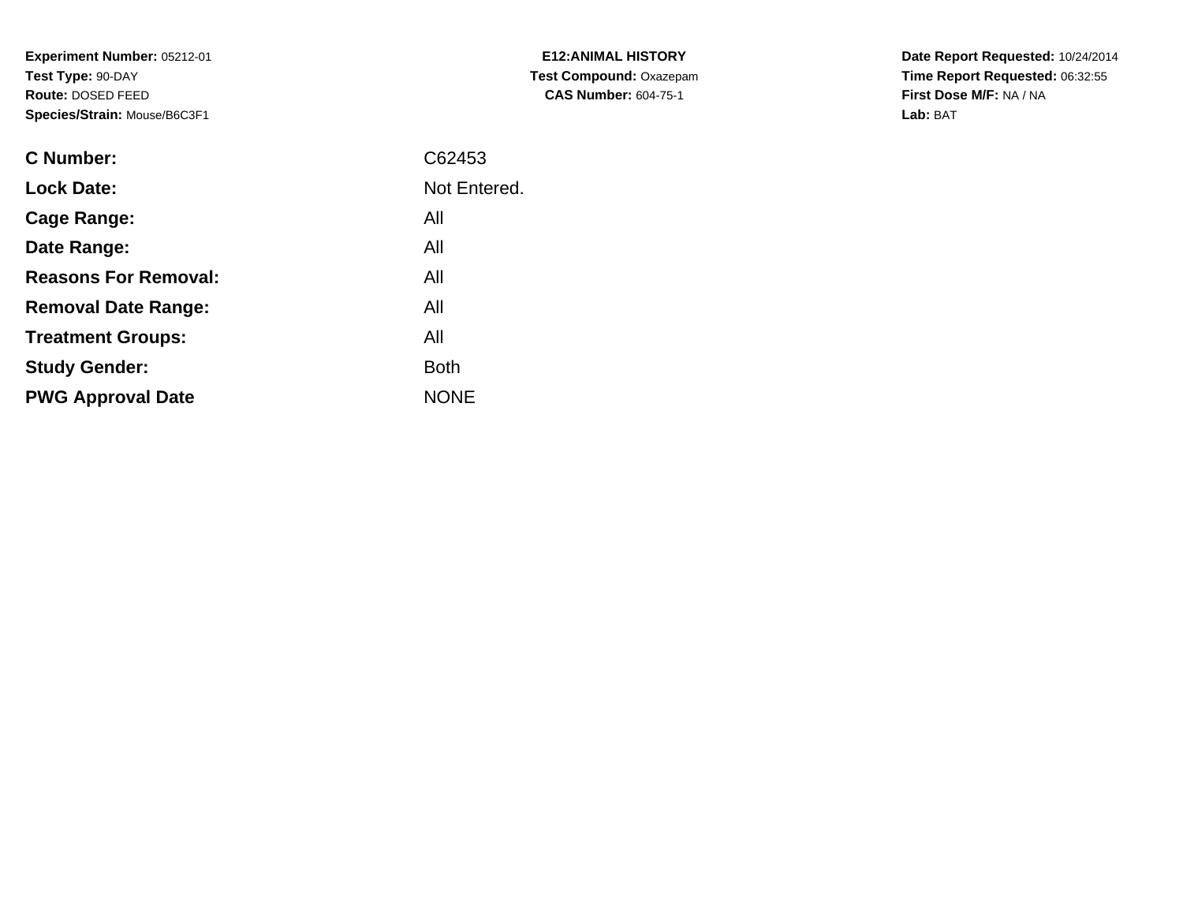**Experiment Number:** 05212-01
**Test Type:** 90-DAY
**Route:** DOSED FEED
**Species/Strain:** Mouse/B6C3F1

**E12:ANIMAL HISTORY**
**Test Compound:** Oxazepam
**CAS Number:** 604-75-1

**Date Report Requested:** 10/24/2014
**Time Report Requested:** 06:32:55
**First Dose M/F:** NA / NA
**Lab:** BAT

| | |
|---|---|
| **C Number:** | C62453 |
| **Lock Date:** | Not Entered. |
| **Cage Range:** | All |
| **Date Range:** | All |
| **Reasons For Removal:** | All |
| **Removal Date Range:** | All |
| **Treatment Groups:** | All |
| **Study Gender:** | Both |
| **PWG Approval Date** | NONE |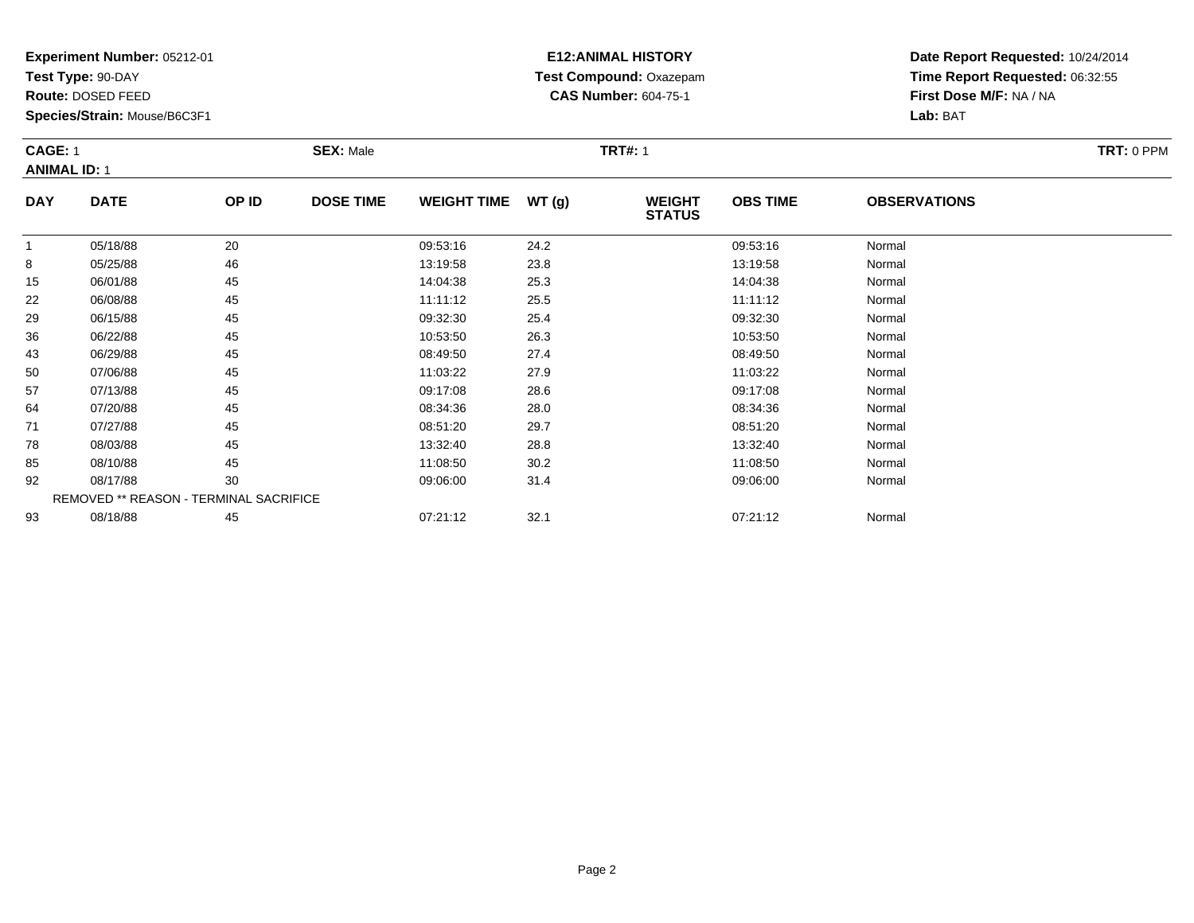**Experiment Number:** 05212-01
**Test Type:** 90-DAY
**Route:** DOSED FEED
**Species/Strain:** Mouse/B6C3F1

**E12:ANIMAL HISTORY**
**Test Compound:** Oxazepam
**CAS Number:** 604-75-1

**Date Report Requested:** 10/24/2014
**Time Report Requested:** 06:32:55
**First Dose M/F:** NA / NA
**Lab:** BAT

**CAGE:** 1 **SEX:** Male **TRT#:** 1 **TRT:** 0 PPM
**ANIMAL ID:** 1

| DAY | DATE | OP ID | DOSE TIME | WEIGHT TIME | WT (g) | WEIGHT STATUS | OBS TIME | OBSERVATIONS |
|---|---|---|---|---|---|---|---|---|
| 1 | 05/18/88 | 20 | | 09:53:16 | 24.2 | | 09:53:16 | Normal |
| 8 | 05/25/88 | 46 | | 13:19:58 | 23.8 | | 13:19:58 | Normal |
| 15 | 06/01/88 | 45 | | 14:04:38 | 25.3 | | 14:04:38 | Normal |
| 22 | 06/08/88 | 45 | | 11:11:12 | 25.5 | | 11:11:12 | Normal |
| 29 | 06/15/88 | 45 | | 09:32:30 | 25.4 | | 09:32:30 | Normal |
| 36 | 06/22/88 | 45 | | 10:53:50 | 26.3 | | 10:53:50 | Normal |
| 43 | 06/29/88 | 45 | | 08:49:50 | 27.4 | | 08:49:50 | Normal |
| 50 | 07/06/88 | 45 | | 11:03:22 | 27.9 | | 11:03:22 | Normal |
| 57 | 07/13/88 | 45 | | 09:17:08 | 28.6 | | 09:17:08 | Normal |
| 64 | 07/20/88 | 45 | | 08:34:36 | 28.0 | | 08:34:36 | Normal |
| 71 | 07/27/88 | 45 | | 08:51:20 | 29.7 | | 08:51:20 | Normal |
| 78 | 08/03/88 | 45 | | 13:32:40 | 28.8 | | 13:32:40 | Normal |
| 85 | 08/10/88 | 45 | | 11:08:50 | 30.2 | | 11:08:50 | Normal |
| 92 | 08/17/88 | 30 | | 09:06:00 | 31.4 | | 09:06:00 | Normal |
| | REMOVED ** REASON - TERMINAL SACRIFICE | | | | | | | |
| 93 | 08/18/88 | 45 | | 07:21:12 | 32.1 | | 07:21:12 | Normal |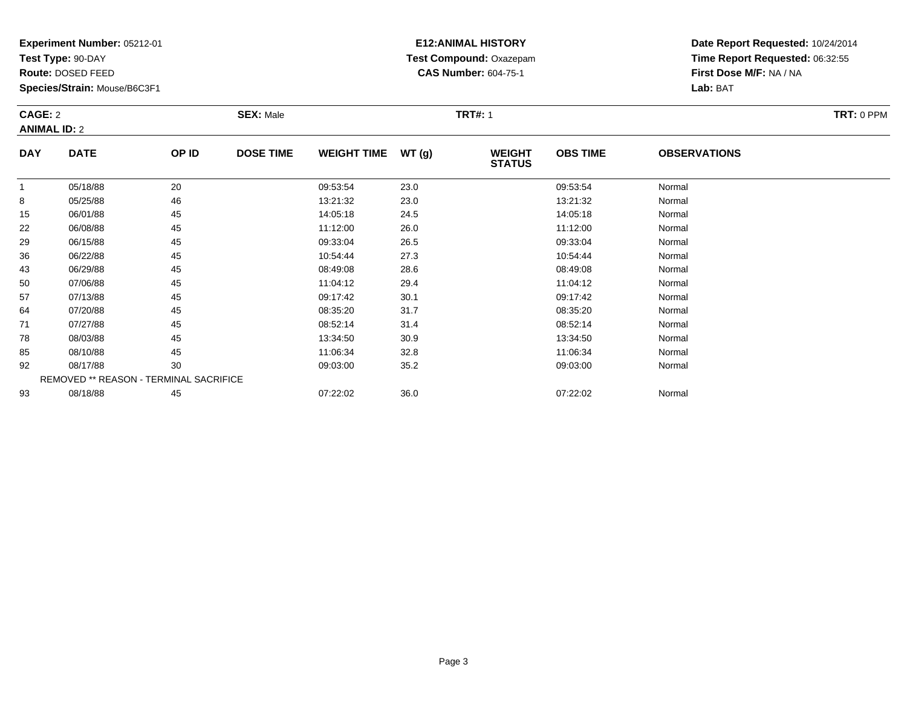**Experiment Number:** 05212-01
**Test Type:** 90-DAY
**Route:** DOSED FEED
**Species/Strain:** Mouse/B6C3F1

**E12:ANIMAL HISTORY**
**Test Compound:** Oxazepam
**CAS Number:** 604-75-1

**Date Report Requested:** 10/24/2014
**Time Report Requested:** 06:32:55
**First Dose M/F:** NA / NA
**Lab:** BAT

**CAGE:** 2 **SEX:** Male **TRT#:** 1 **TRT:** 0 PPM
**ANIMAL ID:** 2

| DAY | DATE | OP ID | DOSE TIME | WEIGHT TIME | WT (g) | WEIGHT STATUS | OBS TIME | OBSERVATIONS |
|---|---|---|---|---|---|---|---|---|
| 1 | 05/18/88 | 20 | | 09:53:54 | 23.0 | | 09:53:54 | Normal |
| 8 | 05/25/88 | 46 | | 13:21:32 | 23.0 | | 13:21:32 | Normal |
| 15 | 06/01/88 | 45 | | 14:05:18 | 24.5 | | 14:05:18 | Normal |
| 22 | 06/08/88 | 45 | | 11:12:00 | 26.0 | | 11:12:00 | Normal |
| 29 | 06/15/88 | 45 | | 09:33:04 | 26.5 | | 09:33:04 | Normal |
| 36 | 06/22/88 | 45 | | 10:54:44 | 27.3 | | 10:54:44 | Normal |
| 43 | 06/29/88 | 45 | | 08:49:08 | 28.6 | | 08:49:08 | Normal |
| 50 | 07/06/88 | 45 | | 11:04:12 | 29.4 | | 11:04:12 | Normal |
| 57 | 07/13/88 | 45 | | 09:17:42 | 30.1 | | 09:17:42 | Normal |
| 64 | 07/20/88 | 45 | | 08:35:20 | 31.7 | | 08:35:20 | Normal |
| 71 | 07/27/88 | 45 | | 08:52:14 | 31.4 | | 08:52:14 | Normal |
| 78 | 08/03/88 | 45 | | 13:34:50 | 30.9 | | 13:34:50 | Normal |
| 85 | 08/10/88 | 45 | | 11:06:34 | 32.8 | | 11:06:34 | Normal |
| 92 | 08/17/88 | 30 | | 09:03:00 | 35.2 | | 09:03:00 | Normal |
| | REMOVED ** REASON - TERMINAL SACRIFICE | | | | | | | |
| 93 | 08/18/88 | 45 | | 07:22:02 | 36.0 | | 07:22:02 | Normal |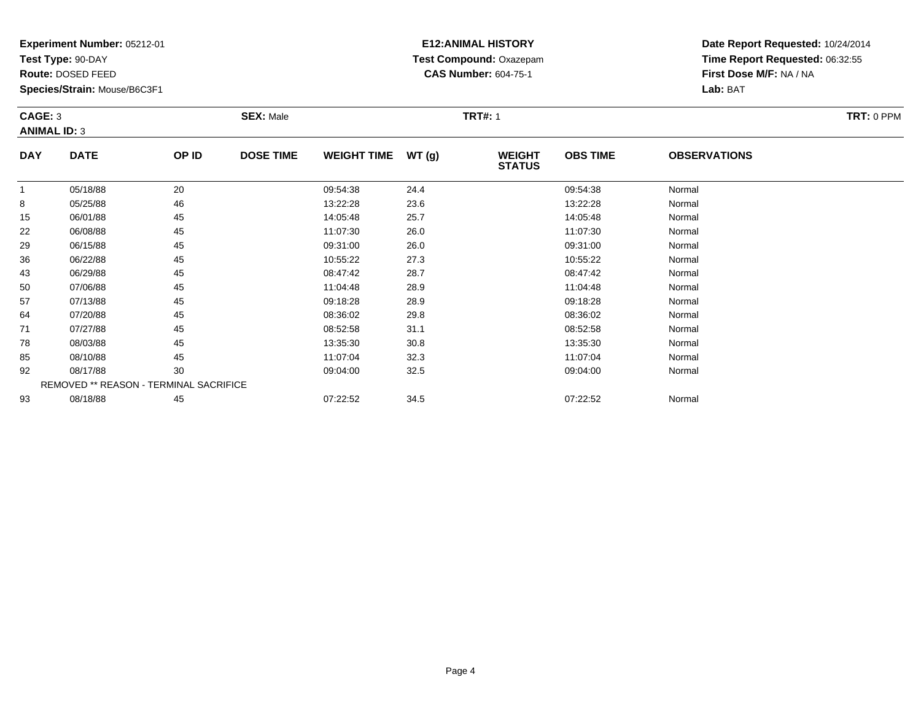**Experiment Number:** 05212-01
**Test Type:** 90-DAY
**Route:** DOSED FEED
**Species/Strain:** Mouse/B6C3F1

**E12:ANIMAL HISTORY**
**Test Compound:** Oxazepam
**CAS Number:** 604-75-1

**Date Report Requested:** 10/24/2014
**Time Report Requested:** 06:32:55
**First Dose M/F:** NA / NA
**Lab:** BAT

**CAGE:** 3 | **SEX:** Male | **TRT#:** 1 | **TRT:** 0 PPM
**ANIMAL ID:** 3

| DAY | DATE | OP ID | DOSE TIME | WEIGHT TIME | WT (g) | WEIGHT STATUS | OBS TIME | OBSERVATIONS |
|---|---|---|---|---|---|---|---|---|
| 1 | 05/18/88 | 20 | | 09:54:38 | 24.4 | | 09:54:38 | Normal |
| 8 | 05/25/88 | 46 | | 13:22:28 | 23.6 | | 13:22:28 | Normal |
| 15 | 06/01/88 | 45 | | 14:05:48 | 25.7 | | 14:05:48 | Normal |
| 22 | 06/08/88 | 45 | | 11:07:30 | 26.0 | | 11:07:30 | Normal |
| 29 | 06/15/88 | 45 | | 09:31:00 | 26.0 | | 09:31:00 | Normal |
| 36 | 06/22/88 | 45 | | 10:55:22 | 27.3 | | 10:55:22 | Normal |
| 43 | 06/29/88 | 45 | | 08:47:42 | 28.7 | | 08:47:42 | Normal |
| 50 | 07/06/88 | 45 | | 11:04:48 | 28.9 | | 11:04:48 | Normal |
| 57 | 07/13/88 | 45 | | 09:18:28 | 28.9 | | 09:18:28 | Normal |
| 64 | 07/20/88 | 45 | | 08:36:02 | 29.8 | | 08:36:02 | Normal |
| 71 | 07/27/88 | 45 | | 08:52:58 | 31.1 | | 08:52:58 | Normal |
| 78 | 08/03/88 | 45 | | 13:35:30 | 30.8 | | 13:35:30 | Normal |
| 85 | 08/10/88 | 45 | | 11:07:04 | 32.3 | | 11:07:04 | Normal |
| 92 | 08/17/88 | 30 | | 09:04:00 | 32.5 | | 09:04:00 | Normal |
| | REMOVED ** REASON - TERMINAL SACRIFICE | | | | | | | |
| 93 | 08/18/88 | 45 | | 07:22:52 | 34.5 | | 07:22:52 | Normal |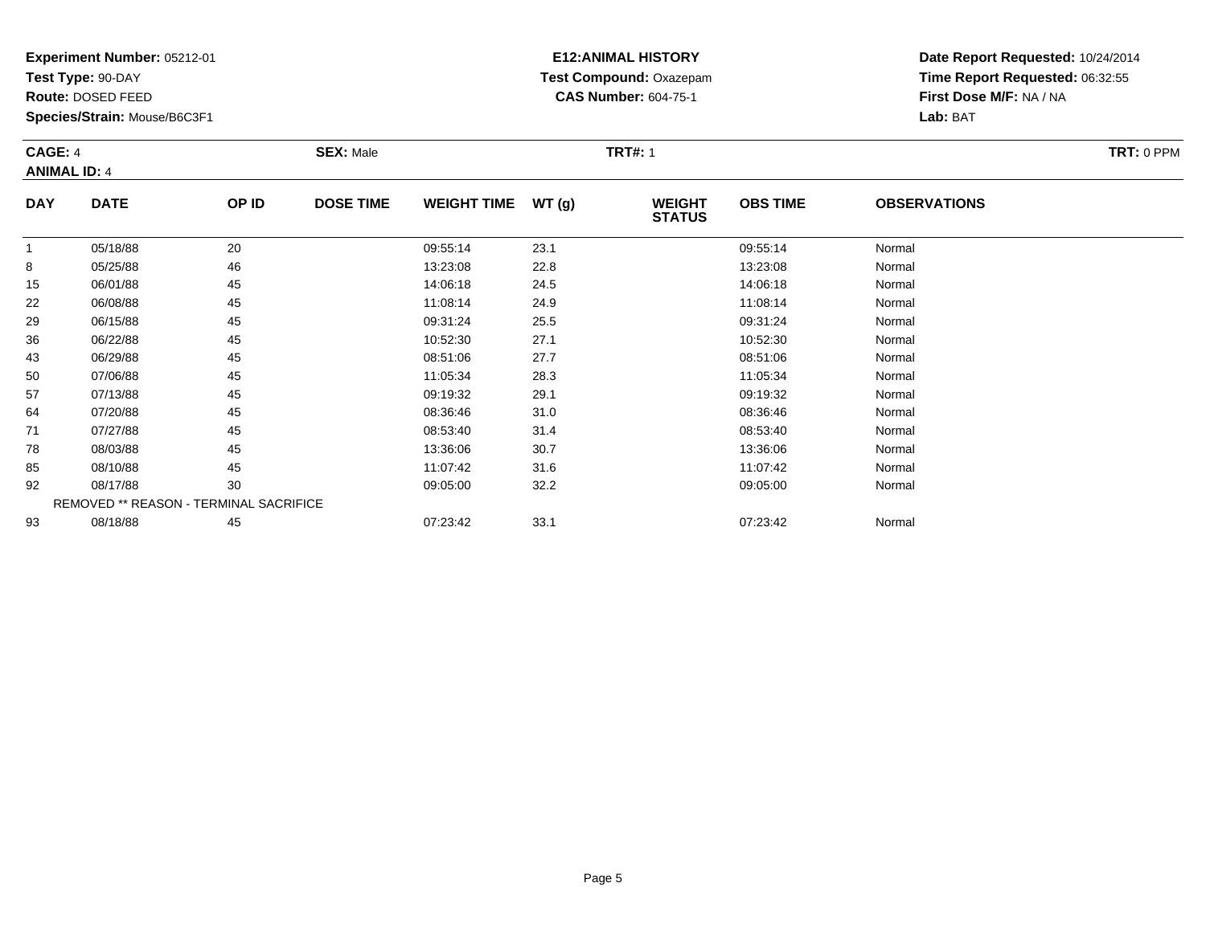**Experiment Number:** 05212-01
**Test Type:** 90-DAY
**Route:** DOSED FEED
**Species/Strain:** Mouse/B6C3F1

**E12:ANIMAL HISTORY**
**Test Compound:** Oxazepam
**CAS Number:** 604-75-1

**Date Report Requested:** 10/24/2014
**Time Report Requested:** 06:32:55
**First Dose M/F:** NA / NA
**Lab:** BAT

**CAGE:** 4 **SEX:** Male **TRT#:** 1 **TRT:** 0 PPM
**ANIMAL ID:** 4

| DAY | DATE | OP ID | DOSE TIME | WEIGHT TIME | WT (g) | WEIGHT STATUS | OBS TIME | OBSERVATIONS |
|---|---|---|---|---|---|---|---|---|
| 1 | 05/18/88 | 20 | | 09:55:14 | 23.1 | | 09:55:14 | Normal |
| 8 | 05/25/88 | 46 | | 13:23:08 | 22.8 | | 13:23:08 | Normal |
| 15 | 06/01/88 | 45 | | 14:06:18 | 24.5 | | 14:06:18 | Normal |
| 22 | 06/08/88 | 45 | | 11:08:14 | 24.9 | | 11:08:14 | Normal |
| 29 | 06/15/88 | 45 | | 09:31:24 | 25.5 | | 09:31:24 | Normal |
| 36 | 06/22/88 | 45 | | 10:52:30 | 27.1 | | 10:52:30 | Normal |
| 43 | 06/29/88 | 45 | | 08:51:06 | 27.7 | | 08:51:06 | Normal |
| 50 | 07/06/88 | 45 | | 11:05:34 | 28.3 | | 11:05:34 | Normal |
| 57 | 07/13/88 | 45 | | 09:19:32 | 29.1 | | 09:19:32 | Normal |
| 64 | 07/20/88 | 45 | | 08:36:46 | 31.0 | | 08:36:46 | Normal |
| 71 | 07/27/88 | 45 | | 08:53:40 | 31.4 | | 08:53:40 | Normal |
| 78 | 08/03/88 | 45 | | 13:36:06 | 30.7 | | 13:36:06 | Normal |
| 85 | 08/10/88 | 45 | | 11:07:42 | 31.6 | | 11:07:42 | Normal |
| 92 | 08/17/88 | 30 | | 09:05:00 | 32.2 | | 09:05:00 | Normal |
| | REMOVED ** REASON - TERMINAL SACRIFICE | | | | | | | |
| 93 | 08/18/88 | 45 | | 07:23:42 | 33.1 | | 07:23:42 | Normal |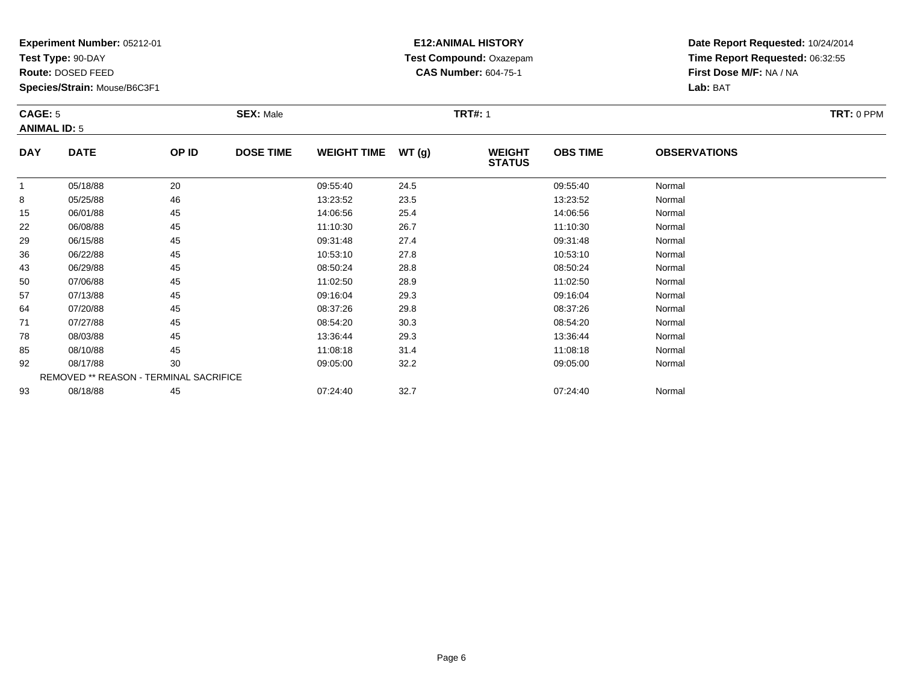**Experiment Number:** 05212-01
**Test Type:** 90-DAY
**Route:** DOSED FEED
**Species/Strain:** Mouse/B6C3F1

**E12:ANIMAL HISTORY**
**Test Compound:** Oxazepam
**CAS Number:** 604-75-1

**Date Report Requested:** 10/24/2014
**Time Report Requested:** 06:32:55
**First Dose M/F:** NA / NA
**Lab:** BAT

**CAGE:** 5 **SEX:** Male **TRT#:** 1 **TRT:** 0 PPM
**ANIMAL ID:** 5

| DAY | DATE | OP ID | DOSE TIME | WEIGHT TIME | WT (g) | WEIGHT STATUS | OBS TIME | OBSERVATIONS |
|---|---|---|---|---|---|---|---|---|
| 1 | 05/18/88 | 20 | | 09:55:40 | 24.5 | | 09:55:40 | Normal |
| 8 | 05/25/88 | 46 | | 13:23:52 | 23.5 | | 13:23:52 | Normal |
| 15 | 06/01/88 | 45 | | 14:06:56 | 25.4 | | 14:06:56 | Normal |
| 22 | 06/08/88 | 45 | | 11:10:30 | 26.7 | | 11:10:30 | Normal |
| 29 | 06/15/88 | 45 | | 09:31:48 | 27.4 | | 09:31:48 | Normal |
| 36 | 06/22/88 | 45 | | 10:53:10 | 27.8 | | 10:53:10 | Normal |
| 43 | 06/29/88 | 45 | | 08:50:24 | 28.8 | | 08:50:24 | Normal |
| 50 | 07/06/88 | 45 | | 11:02:50 | 28.9 | | 11:02:50 | Normal |
| 57 | 07/13/88 | 45 | | 09:16:04 | 29.3 | | 09:16:04 | Normal |
| 64 | 07/20/88 | 45 | | 08:37:26 | 29.8 | | 08:37:26 | Normal |
| 71 | 07/27/88 | 45 | | 08:54:20 | 30.3 | | 08:54:20 | Normal |
| 78 | 08/03/88 | 45 | | 13:36:44 | 29.3 | | 13:36:44 | Normal |
| 85 | 08/10/88 | 45 | | 11:08:18 | 31.4 | | 11:08:18 | Normal |
| 92 | 08/17/88 | 30 | | 09:05:00 | 32.2 | | 09:05:00 | Normal |
| | REMOVED ** REASON - TERMINAL SACRIFICE | | | | | | | |
| 93 | 08/18/88 | 45 | | 07:24:40 | 32.7 | | 07:24:40 | Normal |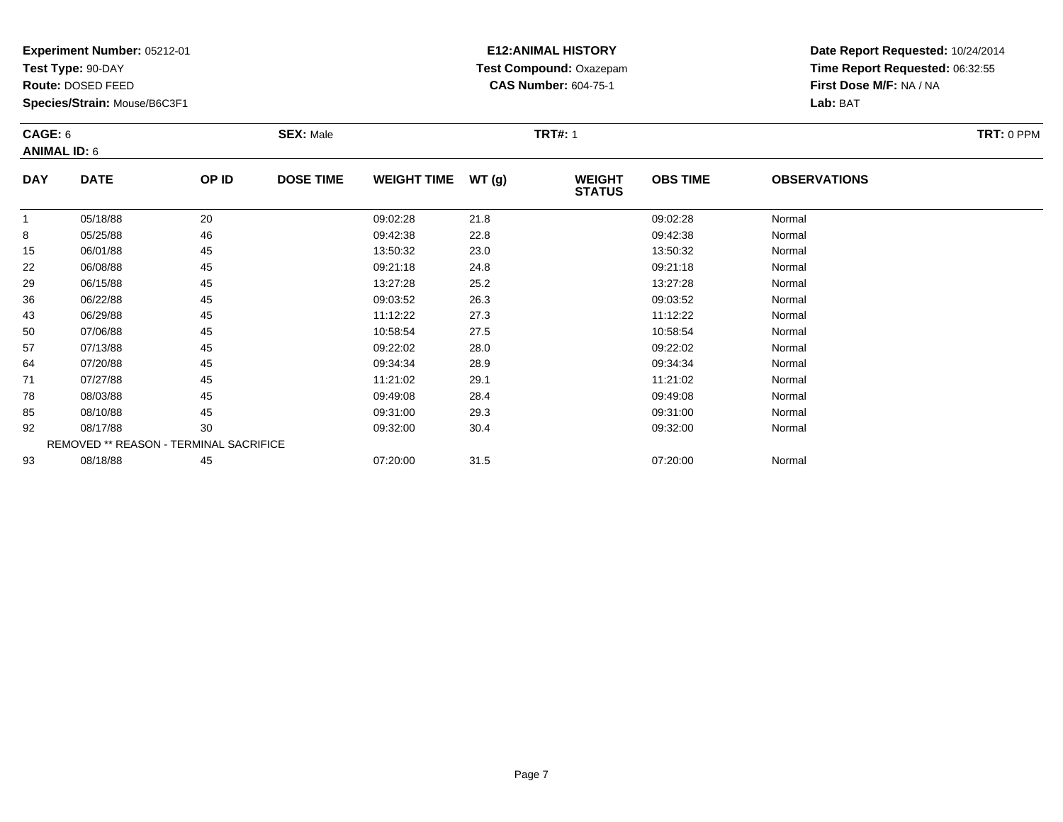**Experiment Number:** 05212-01
**Test Type:** 90-DAY
**Route:** DOSED FEED
**Species/Strain:** Mouse/B6C3F1

**E12:ANIMAL HISTORY**
**Test Compound:** Oxazepam
**CAS Number:** 604-75-1

**Date Report Requested:** 10/24/2014
**Time Report Requested:** 06:32:55
**First Dose M/F:** NA / NA
**Lab:** BAT

**CAGE:** 6 **SEX:** Male **TRT#:** 1 **TRT:** 0 PPM
**ANIMAL ID:** 6

| DAY | DATE | OP ID | DOSE TIME | WEIGHT TIME | WT (g) | WEIGHT STATUS | OBS TIME | OBSERVATIONS |
|---|---|---|---|---|---|---|---|---|
| 1 | 05/18/88 | 20 | | 09:02:28 | 21.8 | | 09:02:28 | Normal |
| 8 | 05/25/88 | 46 | | 09:42:38 | 22.8 | | 09:42:38 | Normal |
| 15 | 06/01/88 | 45 | | 13:50:32 | 23.0 | | 13:50:32 | Normal |
| 22 | 06/08/88 | 45 | | 09:21:18 | 24.8 | | 09:21:18 | Normal |
| 29 | 06/15/88 | 45 | | 13:27:28 | 25.2 | | 13:27:28 | Normal |
| 36 | 06/22/88 | 45 | | 09:03:52 | 26.3 | | 09:03:52 | Normal |
| 43 | 06/29/88 | 45 | | 11:12:22 | 27.3 | | 11:12:22 | Normal |
| 50 | 07/06/88 | 45 | | 10:58:54 | 27.5 | | 10:58:54 | Normal |
| 57 | 07/13/88 | 45 | | 09:22:02 | 28.0 | | 09:22:02 | Normal |
| 64 | 07/20/88 | 45 | | 09:34:34 | 28.9 | | 09:34:34 | Normal |
| 71 | 07/27/88 | 45 | | 11:21:02 | 29.1 | | 11:21:02 | Normal |
| 78 | 08/03/88 | 45 | | 09:49:08 | 28.4 | | 09:49:08 | Normal |
| 85 | 08/10/88 | 45 | | 09:31:00 | 29.3 | | 09:31:00 | Normal |
| 92 | 08/17/88 | 30 | | 09:32:00 | 30.4 | | 09:32:00 | Normal |
| REMOVED ** REASON - TERMINAL SACRIFICE | | | | | | | | |
| 93 | 08/18/88 | 45 | | 07:20:00 | 31.5 | | 07:20:00 | Normal |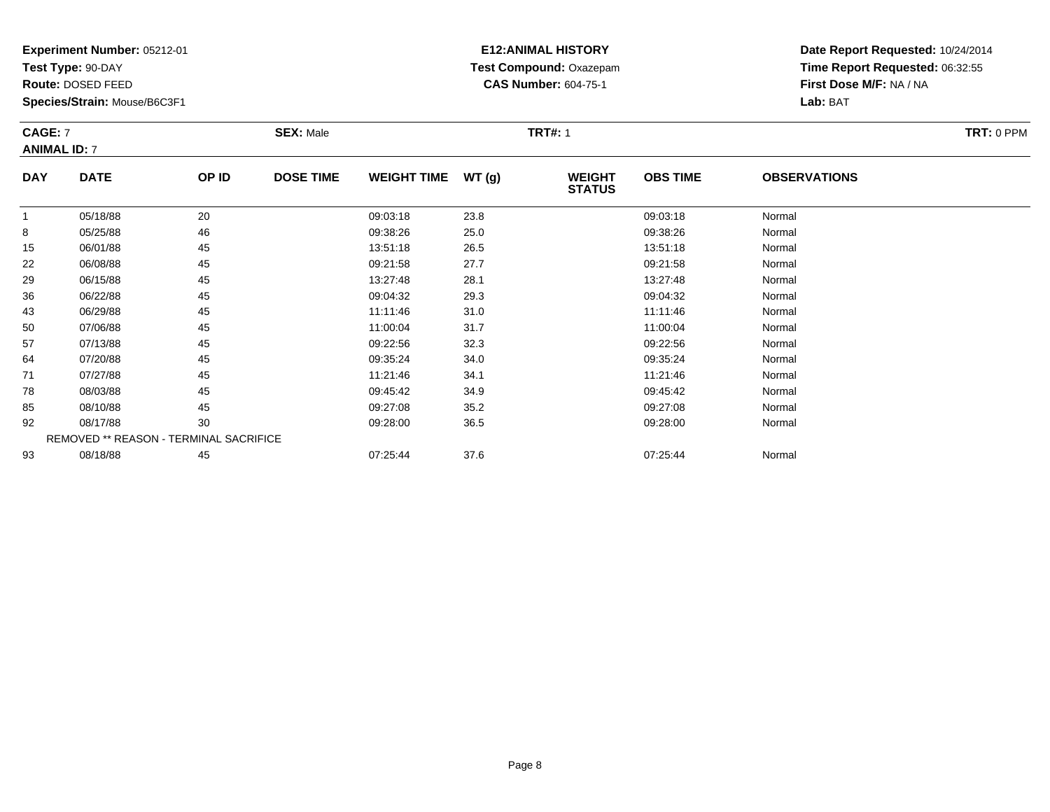**Experiment Number:** 05212-01
**Test Type:** 90-DAY
**Route:** DOSED FEED
**Species/Strain:** Mouse/B6C3F1

**E12:ANIMAL HISTORY**
**Test Compound:** Oxazepam
**CAS Number:** 604-75-1

**Date Report Requested:** 10/24/2014
**Time Report Requested:** 06:32:55
**First Dose M/F:** NA / NA
**Lab:** BAT

**CAGE:** 7 **SEX:** Male **TRT#:** 1 **TRT:** 0 PPM
**ANIMAL ID:** 7

| DAY | DATE | OP ID | DOSE TIME | WEIGHT TIME | WT (g) | WEIGHT STATUS | OBS TIME | OBSERVATIONS |
|---|---|---|---|---|---|---|---|---|
| 1 | 05/18/88 | 20 | | 09:03:18 | 23.8 | | 09:03:18 | Normal |
| 8 | 05/25/88 | 46 | | 09:38:26 | 25.0 | | 09:38:26 | Normal |
| 15 | 06/01/88 | 45 | | 13:51:18 | 26.5 | | 13:51:18 | Normal |
| 22 | 06/08/88 | 45 | | 09:21:58 | 27.7 | | 09:21:58 | Normal |
| 29 | 06/15/88 | 45 | | 13:27:48 | 28.1 | | 13:27:48 | Normal |
| 36 | 06/22/88 | 45 | | 09:04:32 | 29.3 | | 09:04:32 | Normal |
| 43 | 06/29/88 | 45 | | 11:11:46 | 31.0 | | 11:11:46 | Normal |
| 50 | 07/06/88 | 45 | | 11:00:04 | 31.7 | | 11:00:04 | Normal |
| 57 | 07/13/88 | 45 | | 09:22:56 | 32.3 | | 09:22:56 | Normal |
| 64 | 07/20/88 | 45 | | 09:35:24 | 34.0 | | 09:35:24 | Normal |
| 71 | 07/27/88 | 45 | | 11:21:46 | 34.1 | | 11:21:46 | Normal |
| 78 | 08/03/88 | 45 | | 09:45:42 | 34.9 | | 09:45:42 | Normal |
| 85 | 08/10/88 | 45 | | 09:27:08 | 35.2 | | 09:27:08 | Normal |
| 92 | 08/17/88 | 30 | | 09:28:00 | 36.5 | | 09:28:00 | Normal |
| REMOVED ** REASON - TERMINAL SACRIFICE | | | | | | | | |
| 93 | 08/18/88 | 45 | | 07:25:44 | 37.6 | | 07:25:44 | Normal |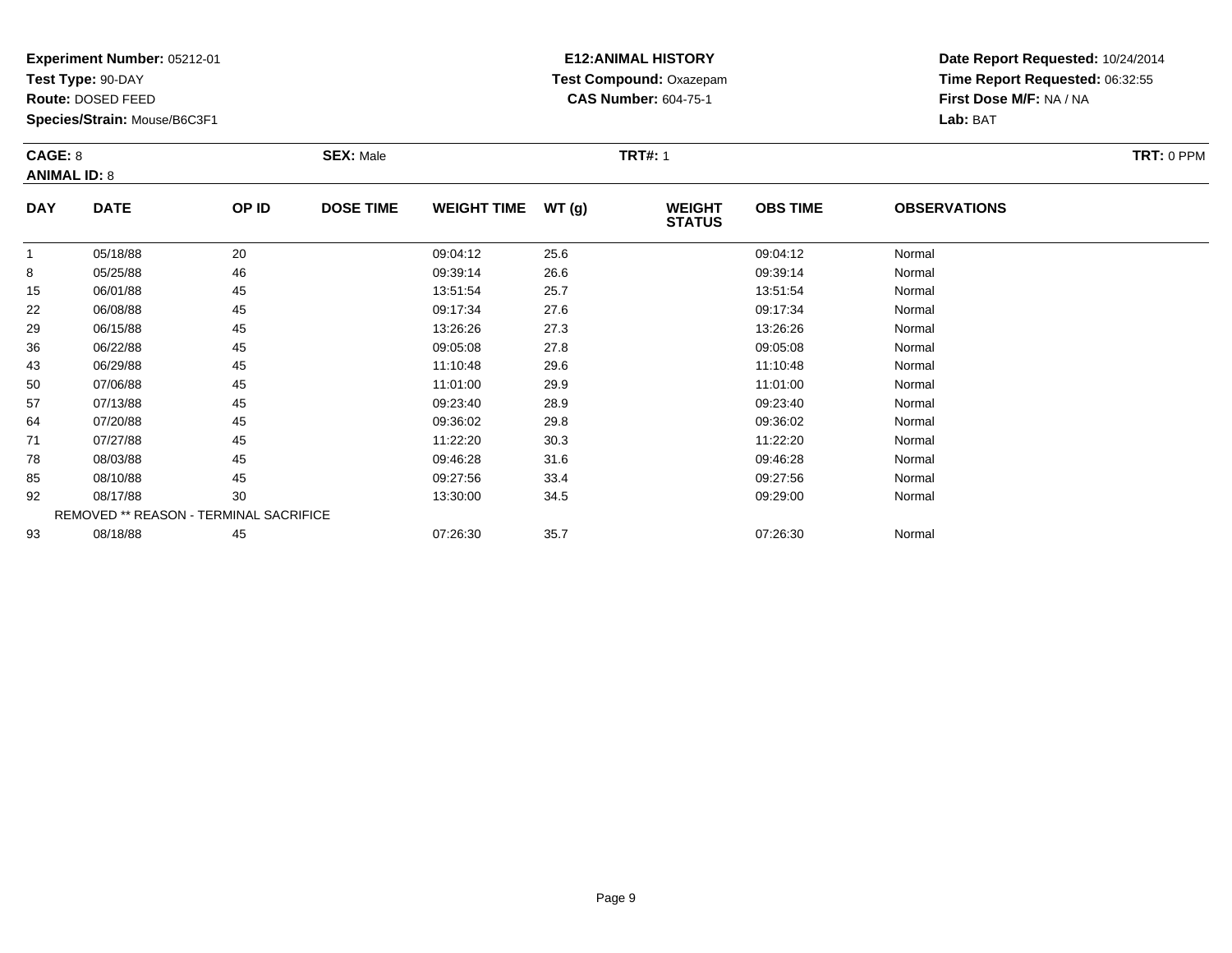**Experiment Number:** 05212-01
**Test Type:** 90-DAY
**Route:** DOSED FEED
**Species/Strain:** Mouse/B6C3F1

**E12:ANIMAL HISTORY**
**Test Compound:** Oxazepam
**CAS Number:** 604-75-1

**Date Report Requested:** 10/24/2014
**Time Report Requested:** 06:32:55
**First Dose M/F:** NA / NA
**Lab:** BAT

**CAGE:** 8 **SEX:** Male **TRT#:** 1 **TRT:** 0 PPM
**ANIMAL ID:** 8

| DAY | DATE | OP ID | DOSE TIME | WEIGHT TIME | WT (g) | WEIGHT STATUS | OBS TIME | OBSERVATIONS |
|---|---|---|---|---|---|---|---|---|
| 1 | 05/18/88 | 20 | | 09:04:12 | 25.6 | | 09:04:12 | Normal |
| 8 | 05/25/88 | 46 | | 09:39:14 | 26.6 | | 09:39:14 | Normal |
| 15 | 06/01/88 | 45 | | 13:51:54 | 25.7 | | 13:51:54 | Normal |
| 22 | 06/08/88 | 45 | | 09:17:34 | 27.6 | | 09:17:34 | Normal |
| 29 | 06/15/88 | 45 | | 13:26:26 | 27.3 | | 13:26:26 | Normal |
| 36 | 06/22/88 | 45 | | 09:05:08 | 27.8 | | 09:05:08 | Normal |
| 43 | 06/29/88 | 45 | | 11:10:48 | 29.6 | | 11:10:48 | Normal |
| 50 | 07/06/88 | 45 | | 11:01:00 | 29.9 | | 11:01:00 | Normal |
| 57 | 07/13/88 | 45 | | 09:23:40 | 28.9 | | 09:23:40 | Normal |
| 64 | 07/20/88 | 45 | | 09:36:02 | 29.8 | | 09:36:02 | Normal |
| 71 | 07/27/88 | 45 | | 11:22:20 | 30.3 | | 11:22:20 | Normal |
| 78 | 08/03/88 | 45 | | 09:46:28 | 31.6 | | 09:46:28 | Normal |
| 85 | 08/10/88 | 45 | | 09:27:56 | 33.4 | | 09:27:56 | Normal |
| 92 | 08/17/88 | 30 | | 13:30:00 | 34.5 | | 09:29:00 | Normal |
| REMOVED ** REASON - TERMINAL SACRIFICE | | | | | | | | |
| 93 | 08/18/88 | 45 | | 07:26:30 | 35.7 | | 07:26:30 | Normal |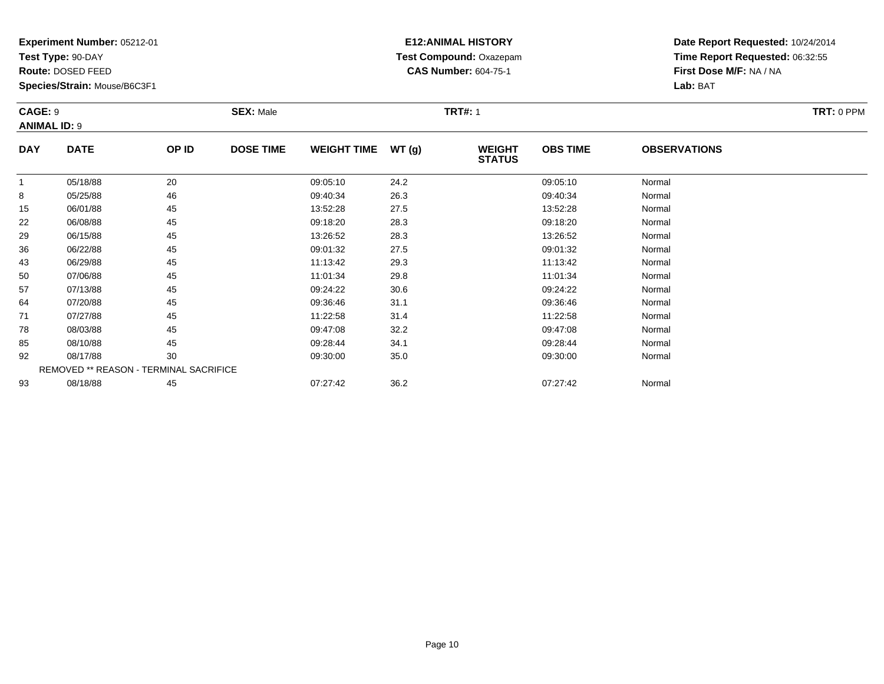**Experiment Number:** 05212-01
**Test Type:** 90-DAY
**Route:** DOSED FEED
**Species/Strain:** Mouse/B6C3F1

**E12:ANIMAL HISTORY**
**Test Compound:** Oxazepam
**CAS Number:** 604-75-1

**Date Report Requested:** 10/24/2014
**Time Report Requested:** 06:32:55
**First Dose M/F:** NA / NA
**Lab:** BAT

**CAGE:** 9 **SEX:** Male **TRT#:** 1 **TRT:** 0 PPM
**ANIMAL ID:** 9

| DAY | DATE | OP ID | DOSE TIME | WEIGHT TIME | WT (g) | WEIGHT STATUS | OBS TIME | OBSERVATIONS |
|---|---|---|---|---|---|---|---|---|
| 1 | 05/18/88 | 20 | | 09:05:10 | 24.2 | | 09:05:10 | Normal |
| 8 | 05/25/88 | 46 | | 09:40:34 | 26.3 | | 09:40:34 | Normal |
| 15 | 06/01/88 | 45 | | 13:52:28 | 27.5 | | 13:52:28 | Normal |
| 22 | 06/08/88 | 45 | | 09:18:20 | 28.3 | | 09:18:20 | Normal |
| 29 | 06/15/88 | 45 | | 13:26:52 | 28.3 | | 13:26:52 | Normal |
| 36 | 06/22/88 | 45 | | 09:01:32 | 27.5 | | 09:01:32 | Normal |
| 43 | 06/29/88 | 45 | | 11:13:42 | 29.3 | | 11:13:42 | Normal |
| 50 | 07/06/88 | 45 | | 11:01:34 | 29.8 | | 11:01:34 | Normal |
| 57 | 07/13/88 | 45 | | 09:24:22 | 30.6 | | 09:24:22 | Normal |
| 64 | 07/20/88 | 45 | | 09:36:46 | 31.1 | | 09:36:46 | Normal |
| 71 | 07/27/88 | 45 | | 11:22:58 | 31.4 | | 11:22:58 | Normal |
| 78 | 08/03/88 | 45 | | 09:47:08 | 32.2 | | 09:47:08 | Normal |
| 85 | 08/10/88 | 45 | | 09:28:44 | 34.1 | | 09:28:44 | Normal |
| 92 | 08/17/88 | 30 | | 09:30:00 | 35.0 | | 09:30:00 | Normal |
| REMOVED ** REASON - TERMINAL SACRIFICE | | | | | | | | |
| 93 | 08/18/88 | 45 | | 07:27:42 | 36.2 | | 07:27:42 | Normal |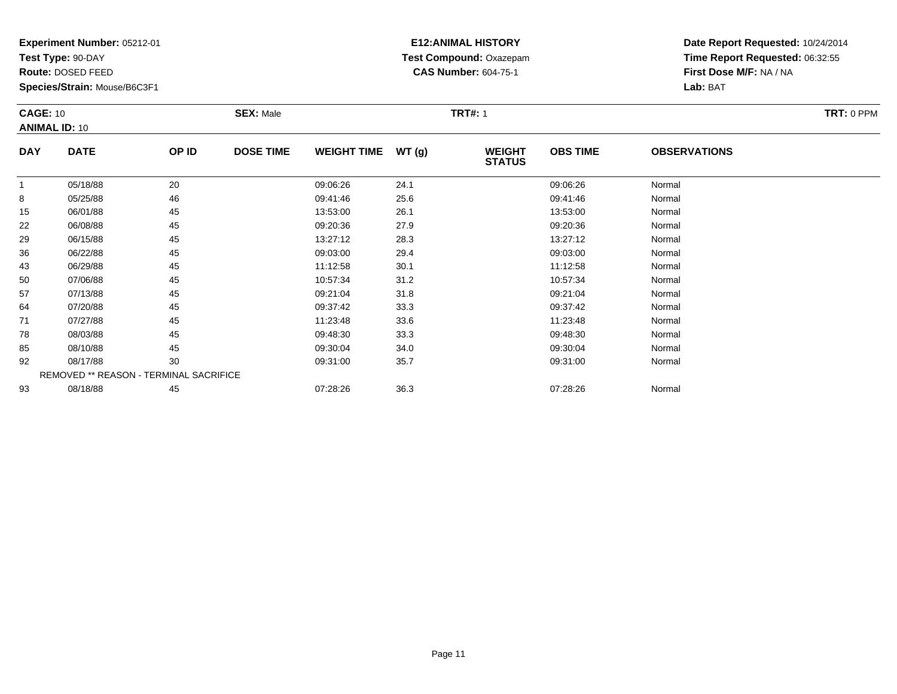**Experiment Number:** 05212-01
**Test Type:** 90-DAY
**Route:** DOSED FEED
**Species/Strain:** Mouse/B6C3F1

**E12:ANIMAL HISTORY**
**Test Compound:** Oxazepam
**CAS Number:** 604-75-1

**Date Report Requested:** 10/24/2014
**Time Report Requested:** 06:32:55
**First Dose M/F:** NA / NA
**Lab:** BAT

**CAGE:** 10 **SEX:** Male **TRT#:** 1 **TRT:** 0 PPM
**ANIMAL ID:** 10

| DAY | DATE | OP ID | DOSE TIME | WEIGHT TIME | WT (g) | WEIGHT STATUS | OBS TIME | OBSERVATIONS |
|---|---|---|---|---|---|---|---|---|
| 1 | 05/18/88 | 20 | | 09:06:26 | 24.1 | | 09:06:26 | Normal |
| 8 | 05/25/88 | 46 | | 09:41:46 | 25.6 | | 09:41:46 | Normal |
| 15 | 06/01/88 | 45 | | 13:53:00 | 26.1 | | 13:53:00 | Normal |
| 22 | 06/08/88 | 45 | | 09:20:36 | 27.9 | | 09:20:36 | Normal |
| 29 | 06/15/88 | 45 | | 13:27:12 | 28.3 | | 13:27:12 | Normal |
| 36 | 06/22/88 | 45 | | 09:03:00 | 29.4 | | 09:03:00 | Normal |
| 43 | 06/29/88 | 45 | | 11:12:58 | 30.1 | | 11:12:58 | Normal |
| 50 | 07/06/88 | 45 | | 10:57:34 | 31.2 | | 10:57:34 | Normal |
| 57 | 07/13/88 | 45 | | 09:21:04 | 31.8 | | 09:21:04 | Normal |
| 64 | 07/20/88 | 45 | | 09:37:42 | 33.3 | | 09:37:42 | Normal |
| 71 | 07/27/88 | 45 | | 11:23:48 | 33.6 | | 11:23:48 | Normal |
| 78 | 08/03/88 | 45 | | 09:48:30 | 33.3 | | 09:48:30 | Normal |
| 85 | 08/10/88 | 45 | | 09:30:04 | 34.0 | | 09:30:04 | Normal |
| 92 | 08/17/88 | 30 | | 09:31:00 | 35.7 | | 09:31:00 | Normal |
| REMOVED ** REASON - TERMINAL SACRIFICE | | | | | | | | |
| 93 | 08/18/88 | 45 | | 07:28:26 | 36.3 | | 07:28:26 | Normal |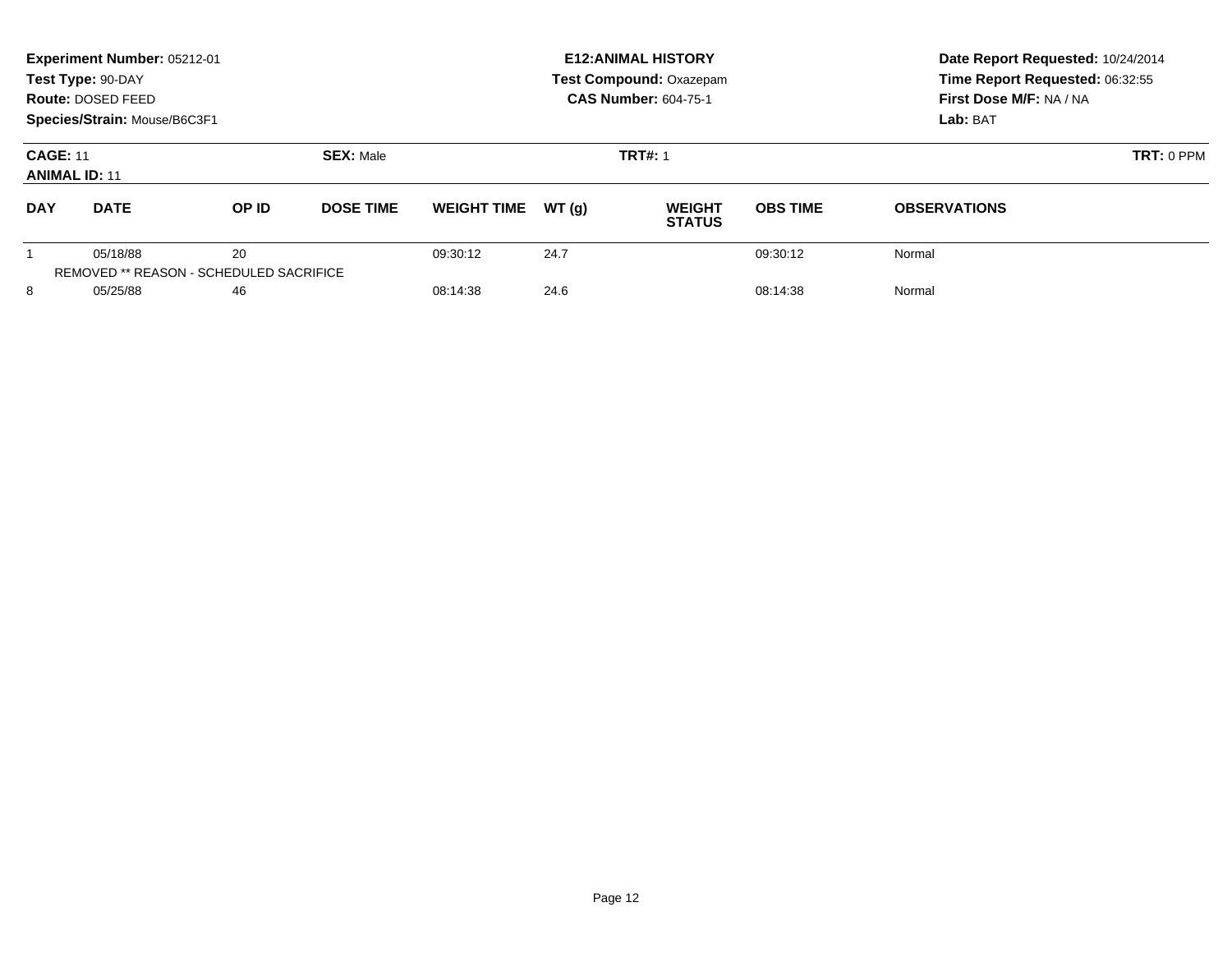**Experiment Number:** 05212-01
**Test Type:** 90-DAY
**Route:** DOSED FEED
**Species/Strain:** Mouse/B6C3F1

**E12:ANIMAL HISTORY**
**Test Compound:** Oxazepam
**CAS Number:** 604-75-1

**Date Report Requested:** 10/24/2014
**Time Report Requested:** 06:32:55
**First Dose M/F:** NA / NA
**Lab:** BAT

**CAGE:** 11
**ANIMAL ID:** 11
**SEX:** Male
**TRT#:** 1
**TRT:** 0 PPM

| DAY | DATE | OP ID | DOSE TIME | WEIGHT TIME | WT (g) | WEIGHT STATUS | OBS TIME | OBSERVATIONS |
|---|---|---|---|---|---|---|---|---|
| 1 | 05/18/88 | 20 | | 09:30:12 | 24.7 | | 09:30:12 | Normal |
| REMOVED ** REASON - SCHEDULED SACRIFICE | | | | | | | | |
| 8 | 05/25/88 | 46 | | 08:14:38 | 24.6 | | 08:14:38 | Normal |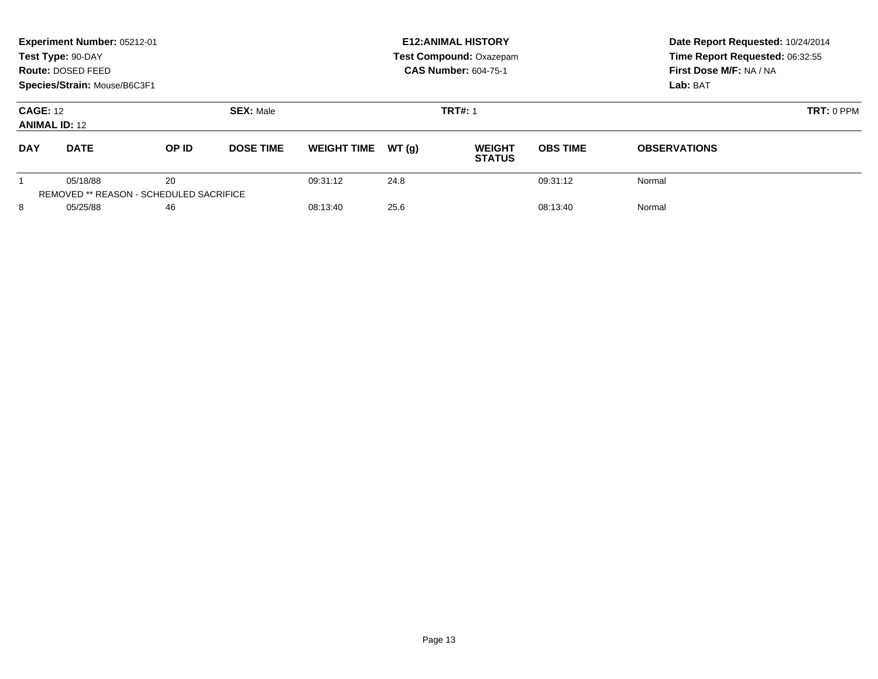**Experiment Number:** 05212-01
**Test Type:** 90-DAY
**Route:** DOSED FEED
**Species/Strain:** Mouse/B6C3F1

**E12:ANIMAL HISTORY**
**Test Compound:** Oxazepam
**CAS Number:** 604-75-1

**Date Report Requested:** 10/24/2014
**Time Report Requested:** 06:32:55
**First Dose M/F:** NA / NA
**Lab:** BAT

**CAGE:** 12
**ANIMAL ID:** 12
**SEX:** Male
**TRT#:** 1
**TRT:** 0 PPM

| DAY | DATE | OP ID | DOSE TIME | WEIGHT TIME | WT (g) | WEIGHT STATUS | OBS TIME | OBSERVATIONS |
|---|---|---|---|---|---|---|---|---|
| 1 | 05/18/88 | 20 | | 09:31:12 | 24.8 | | 09:31:12 | Normal |
| | REMOVED ** REASON - SCHEDULED SACRIFICE | | | | | | | |
| 8 | 05/25/88 | 46 | | 08:13:40 | 25.6 | | 08:13:40 | Normal |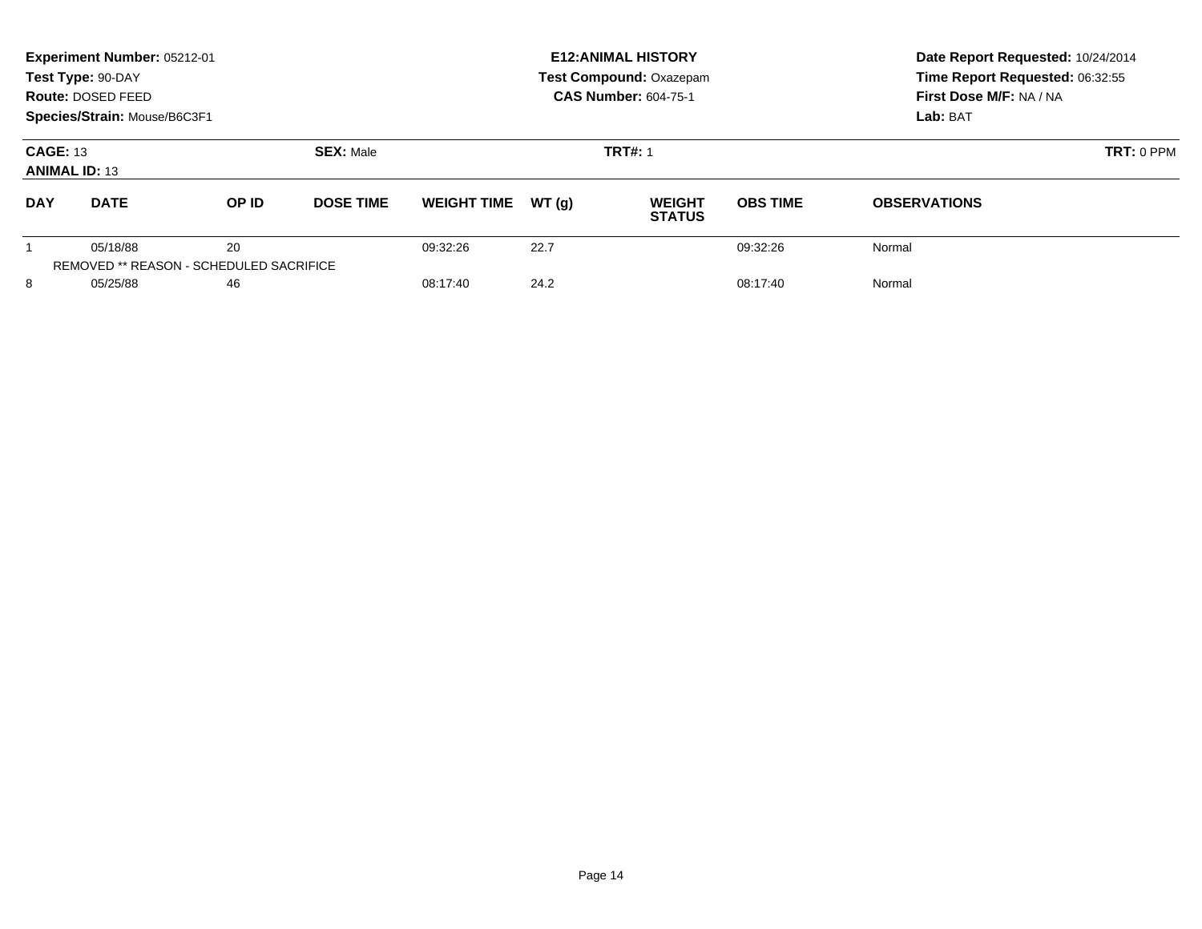**Experiment Number:** 05212-01
**Test Type:** 90-DAY
**Route:** DOSED FEED
**Species/Strain:** Mouse/B6C3F1

**E12:ANIMAL HISTORY**
**Test Compound:** Oxazepam
**CAS Number:** 604-75-1

**Date Report Requested:** 10/24/2014
**Time Report Requested:** 06:32:55
**First Dose M/F:** NA / NA
**Lab:** BAT

**CAGE:** 13
**ANIMAL ID:** 13
**SEX:** Male
**TRT#:** 1
**TRT:** 0 PPM

| DAY | DATE | OP ID | DOSE TIME | WEIGHT TIME | WT (g) | WEIGHT STATUS | OBS TIME | OBSERVATIONS |
|---|---|---|---|---|---|---|---|---|
| 1 | 05/18/88 | 20 | | 09:32:26 | 22.7 | | 09:32:26 | Normal |
| REMOVED ** REASON - SCHEDULED SACRIFICE | | | | | | | | |
| 8 | 05/25/88 | 46 | | 08:17:40 | 24.2 | | 08:17:40 | Normal |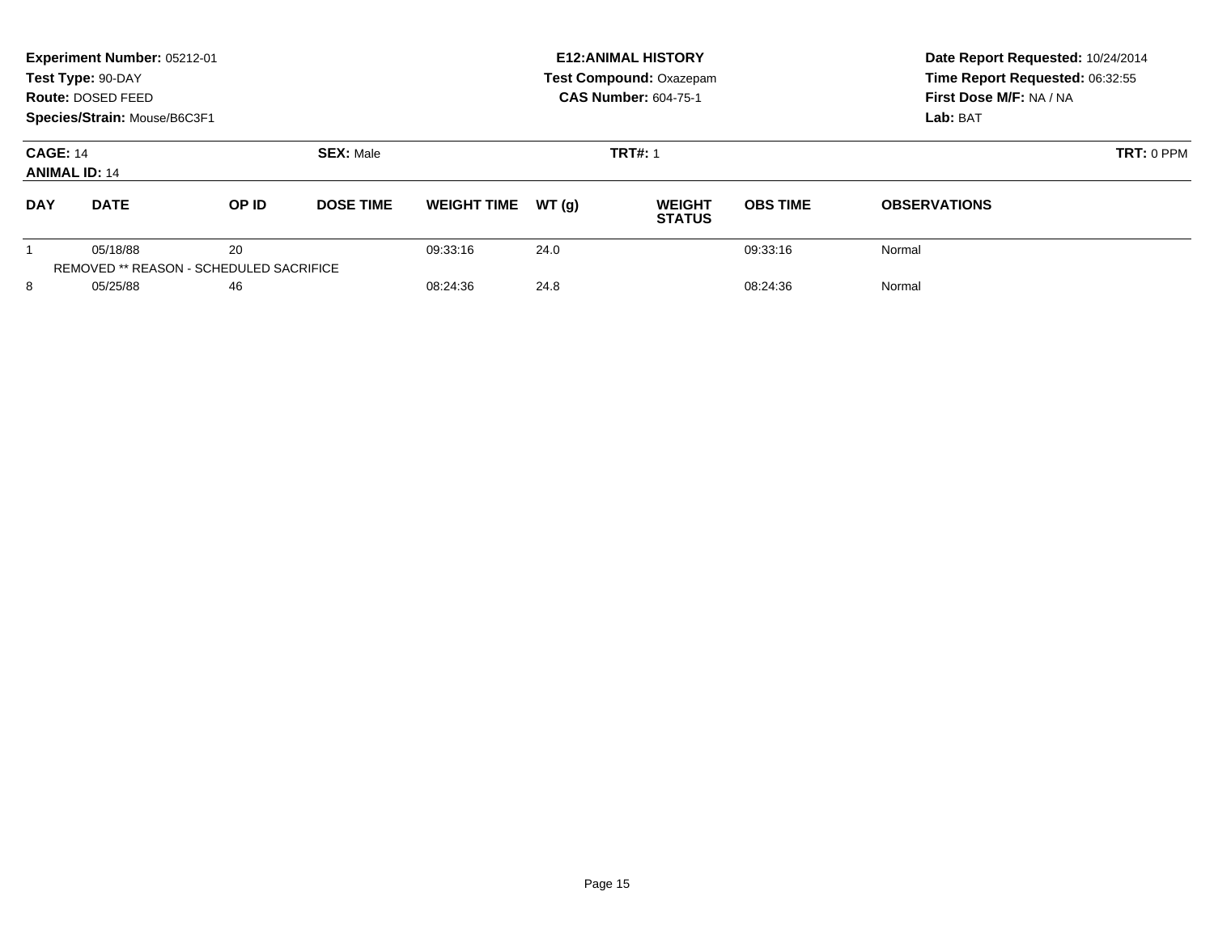**Experiment Number:** 05212-01
**Test Type:** 90-DAY
**Route:** DOSED FEED
**Species/Strain:** Mouse/B6C3F1

**E12:ANIMAL HISTORY**
**Test Compound:** Oxazepam
**CAS Number:** 604-75-1

**Date Report Requested:** 10/24/2014
**Time Report Requested:** 06:32:55
**First Dose M/F:** NA / NA
**Lab:** BAT

**CAGE:** 14
**ANIMAL ID:** 14
**SEX:** Male
**TRT#:** 1
**TRT:** 0 PPM

| DAY | DATE | OP ID | DOSE TIME | WEIGHT TIME | WT (g) | WEIGHT STATUS | OBS TIME | OBSERVATIONS |
|---|---|---|---|---|---|---|---|---|
| 1 | 05/18/88 | 20 | | 09:33:16 | 24.0 | | 09:33:16 | Normal |
| REMOVED ** REASON - SCHEDULED SACRIFICE | | | | | | | | |
| 8 | 05/25/88 | 46 | | 08:24:36 | 24.8 | | 08:24:36 | Normal |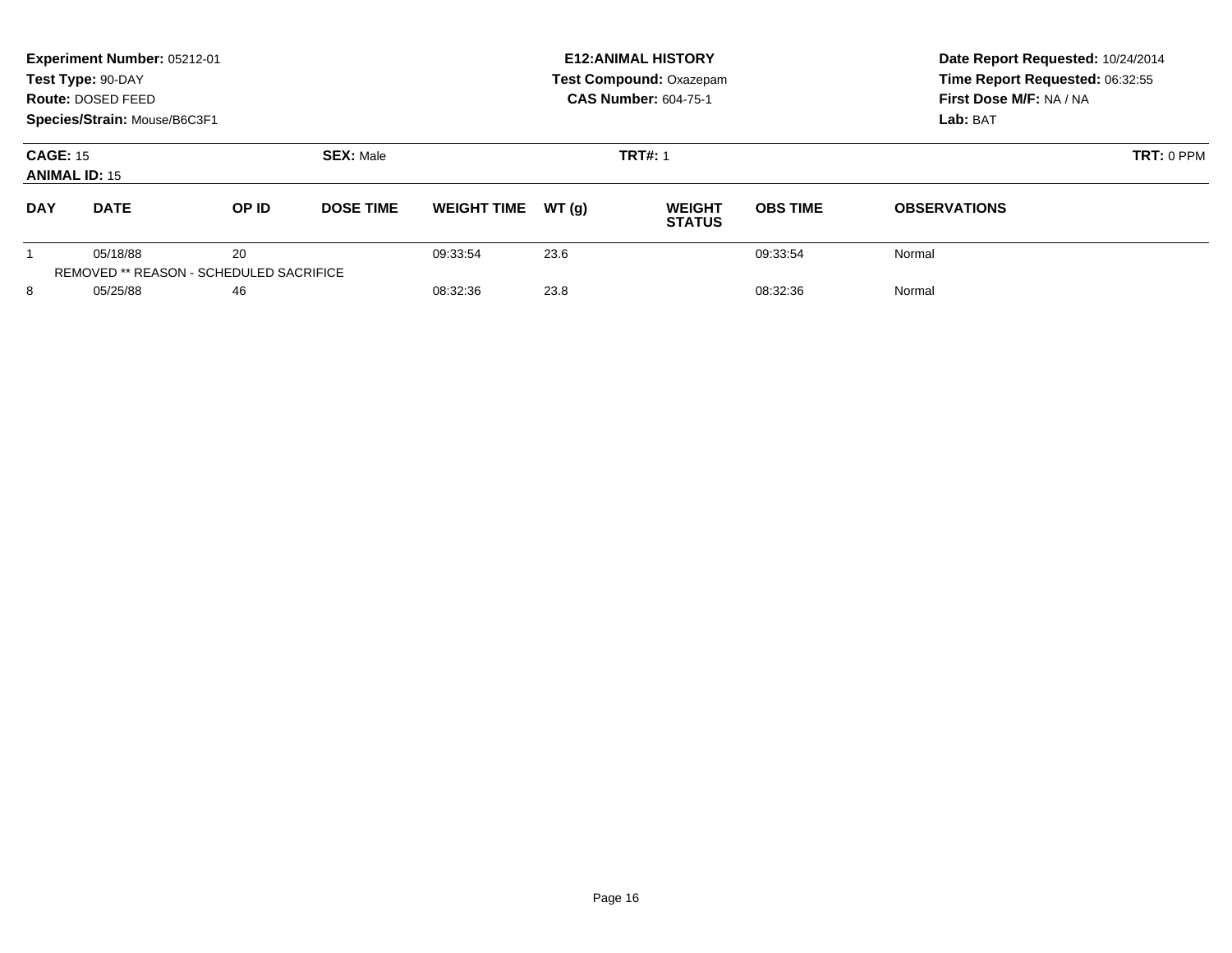**Experiment Number:** 05212-01
**Test Type:** 90-DAY
**Route:** DOSED FEED
**Species/Strain:** Mouse/B6C3F1

**E12:ANIMAL HISTORY**
**Test Compound:** Oxazepam
**CAS Number:** 604-75-1

**Date Report Requested:** 10/24/2014
**Time Report Requested:** 06:32:55
**First Dose M/F:** NA / NA
**Lab:** BAT

**CAGE:** 15 **SEX:** Male **TRT#:** 1 **TRT:** 0 PPM
**ANIMAL ID:** 15

| DAY | DATE | OP ID | DOSE TIME | WEIGHT TIME | WT (g) | WEIGHT STATUS | OBS TIME | OBSERVATIONS |
|---|---|---|---|---|---|---|---|---|
| 1 | 05/18/88 | 20 | | 09:33:54 | 23.6 | | 09:33:54 | Normal |
| REMOVED ** REASON - SCHEDULED SACRIFICE | | | | | | | | |
| 8 | 05/25/88 | 46 | | 08:32:36 | 23.8 | | 08:32:36 | Normal |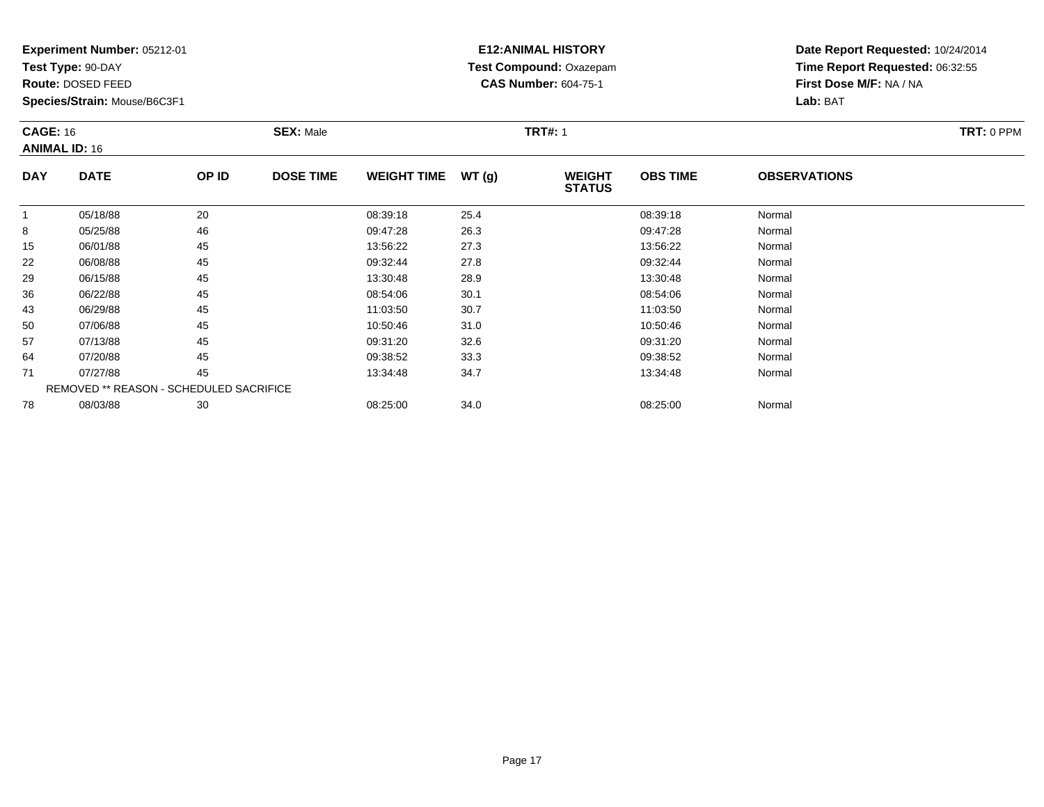**Experiment Number:** 05212-01
**Test Type:** 90-DAY
**Route:** DOSED FEED
**Species/Strain:** Mouse/B6C3F1

**E12:ANIMAL HISTORY**
**Test Compound:** Oxazepam
**CAS Number:** 604-75-1

**Date Report Requested:** 10/24/2014
**Time Report Requested:** 06:32:55
**First Dose M/F:** NA / NA
**Lab:** BAT

**CAGE:** 16 **SEX:** Male **TRT#:** 1 **TRT:** 0 PPM
**ANIMAL ID:** 16

| DAY | DATE | OP ID | DOSE TIME | WEIGHT TIME | WT (g) | WEIGHT STATUS | OBS TIME | OBSERVATIONS |
|---|---|---|---|---|---|---|---|---|
| 1 | 05/18/88 | 20 | | 08:39:18 | 25.4 | | 08:39:18 | Normal |
| 8 | 05/25/88 | 46 | | 09:47:28 | 26.3 | | 09:47:28 | Normal |
| 15 | 06/01/88 | 45 | | 13:56:22 | 27.3 | | 13:56:22 | Normal |
| 22 | 06/08/88 | 45 | | 09:32:44 | 27.8 | | 09:32:44 | Normal |
| 29 | 06/15/88 | 45 | | 13:30:48 | 28.9 | | 13:30:48 | Normal |
| 36 | 06/22/88 | 45 | | 08:54:06 | 30.1 | | 08:54:06 | Normal |
| 43 | 06/29/88 | 45 | | 11:03:50 | 30.7 | | 11:03:50 | Normal |
| 50 | 07/06/88 | 45 | | 10:50:46 | 31.0 | | 10:50:46 | Normal |
| 57 | 07/13/88 | 45 | | 09:31:20 | 32.6 | | 09:31:20 | Normal |
| 64 | 07/20/88 | 45 | | 09:38:52 | 33.3 | | 09:38:52 | Normal |
| 71 | 07/27/88 | 45 | | 13:34:48 | 34.7 | | 13:34:48 | Normal |
| REMOVED ** REASON - SCHEDULED SACRIFICE | | | | | | | | |
| 78 | 08/03/88 | 30 | | 08:25:00 | 34.0 | | 08:25:00 | Normal |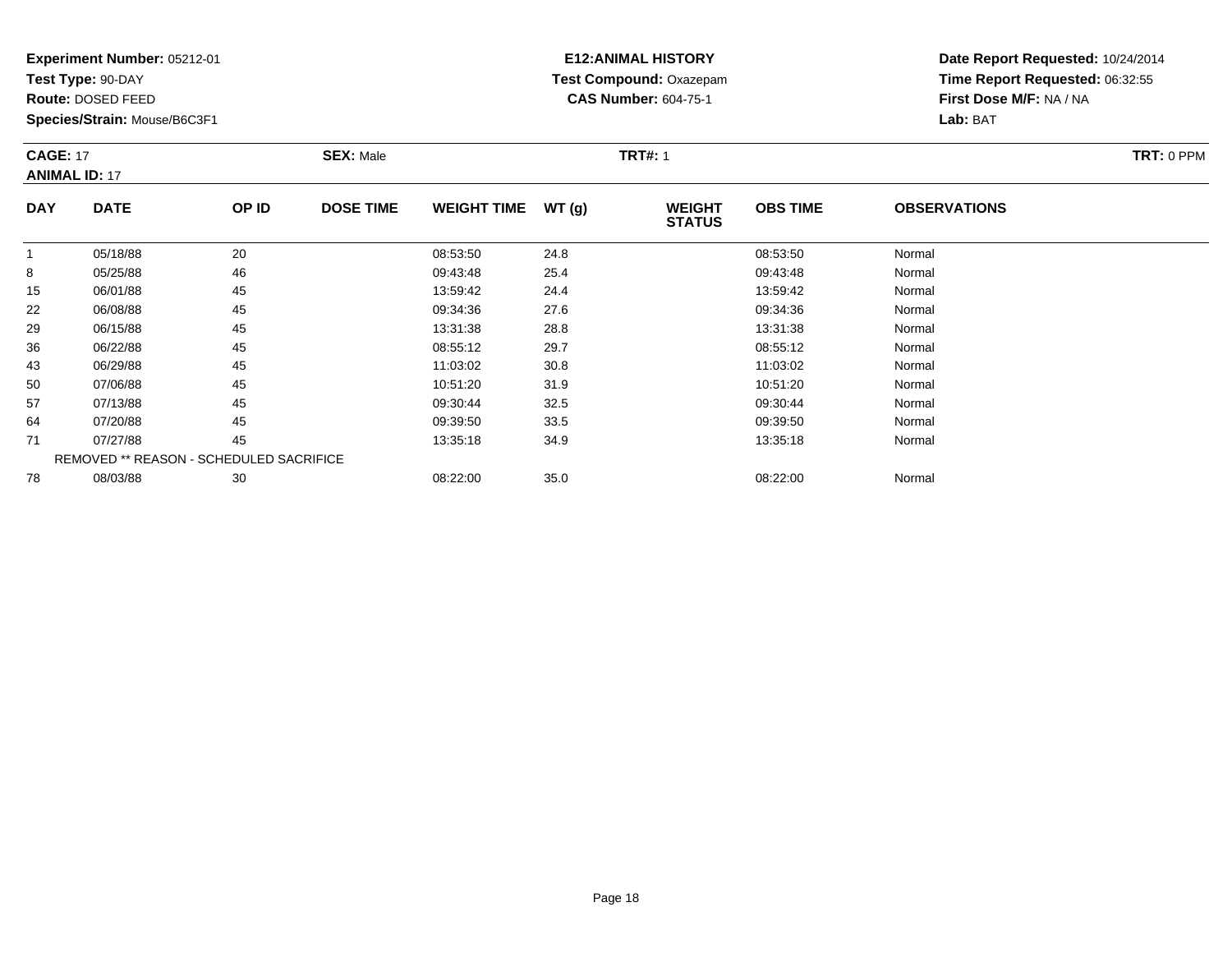**Experiment Number:** 05212-01
**Test Type:** 90-DAY
**Route:** DOSED FEED
**Species/Strain:** Mouse/B6C3F1

**E12:ANIMAL HISTORY**
**Test Compound:** Oxazepam
**CAS Number:** 604-75-1

**Date Report Requested:** 10/24/2014
**Time Report Requested:** 06:32:55
**First Dose M/F:** NA / NA
**Lab:** BAT

**CAGE:** 17
**ANIMAL ID:** 17
**SEX:** Male
**TRT#:** 1
**TRT:** 0 PPM

| DAY | DATE | OP ID | DOSE TIME | WEIGHT TIME | WT (g) | WEIGHT STATUS | OBS TIME | OBSERVATIONS |
|---|---|---|---|---|---|---|---|---|
| 1 | 05/18/88 | 20 | | 08:53:50 | 24.8 | | 08:53:50 | Normal |
| 8 | 05/25/88 | 46 | | 09:43:48 | 25.4 | | 09:43:48 | Normal |
| 15 | 06/01/88 | 45 | | 13:59:42 | 24.4 | | 13:59:42 | Normal |
| 22 | 06/08/88 | 45 | | 09:34:36 | 27.6 | | 09:34:36 | Normal |
| 29 | 06/15/88 | 45 | | 13:31:38 | 28.8 | | 13:31:38 | Normal |
| 36 | 06/22/88 | 45 | | 08:55:12 | 29.7 | | 08:55:12 | Normal |
| 43 | 06/29/88 | 45 | | 11:03:02 | 30.8 | | 11:03:02 | Normal |
| 50 | 07/06/88 | 45 | | 10:51:20 | 31.9 | | 10:51:20 | Normal |
| 57 | 07/13/88 | 45 | | 09:30:44 | 32.5 | | 09:30:44 | Normal |
| 64 | 07/20/88 | 45 | | 09:39:50 | 33.5 | | 09:39:50 | Normal |
| 71 | 07/27/88 | 45 | | 13:35:18 | 34.9 | | 13:35:18 | Normal |
| REMOVED ** REASON - SCHEDULED SACRIFICE | | | | | | | | |
| 78 | 08/03/88 | 30 | | 08:22:00 | 35.0 | | 08:22:00 | Normal |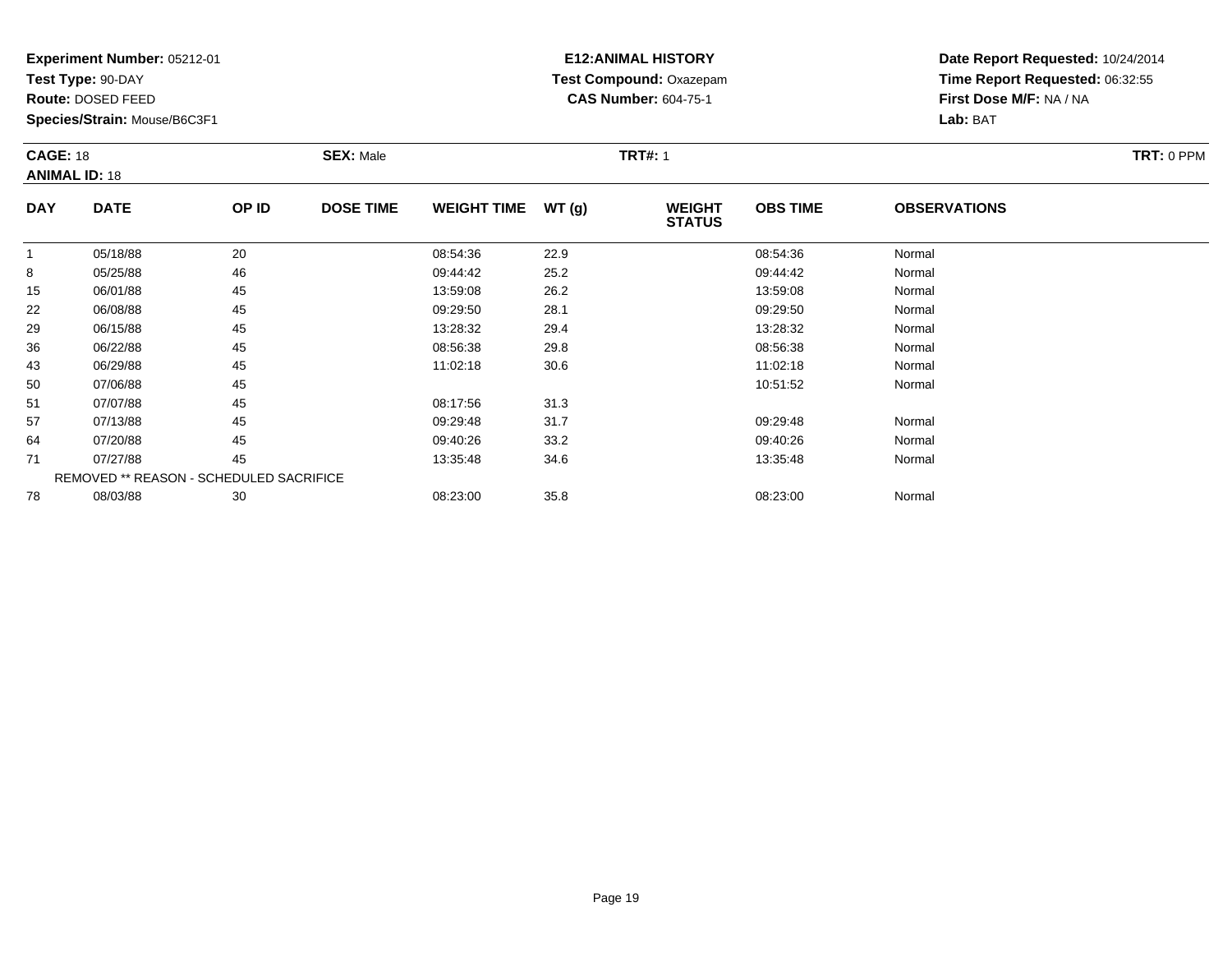**Experiment Number:** 05212-01
**Test Type:** 90-DAY
**Route:** DOSED FEED
**Species/Strain:** Mouse/B6C3F1

**E12:ANIMAL HISTORY**
**Test Compound:** Oxazepam
**CAS Number:** 604-75-1

**Date Report Requested:** 10/24/2014
**Time Report Requested:** 06:32:55
**First Dose M/F:** NA / NA
**Lab:** BAT

**CAGE:** 18 **SEX:** Male **TRT#:** 1 **TRT:** 0 PPM
**ANIMAL ID:** 18

| DAY | DATE | OP ID | DOSE TIME | WEIGHT TIME | WT (g) | WEIGHT STATUS | OBS TIME | OBSERVATIONS |
|---|---|---|---|---|---|---|---|---|
| 1 | 05/18/88 | 20 | | 08:54:36 | 22.9 | | 08:54:36 | Normal |
| 8 | 05/25/88 | 46 | | 09:44:42 | 25.2 | | 09:44:42 | Normal |
| 15 | 06/01/88 | 45 | | 13:59:08 | 26.2 | | 13:59:08 | Normal |
| 22 | 06/08/88 | 45 | | 09:29:50 | 28.1 | | 09:29:50 | Normal |
| 29 | 06/15/88 | 45 | | 13:28:32 | 29.4 | | 13:28:32 | Normal |
| 36 | 06/22/88 | 45 | | 08:56:38 | 29.8 | | 08:56:38 | Normal |
| 43 | 06/29/88 | 45 | | 11:02:18 | 30.6 | | 11:02:18 | Normal |
| 50 | 07/06/88 | 45 | | | | | 10:51:52 | Normal |
| 51 | 07/07/88 | 45 | | 08:17:56 | 31.3 | | | |
| 57 | 07/13/88 | 45 | | 09:29:48 | 31.7 | | 09:29:48 | Normal |
| 64 | 07/20/88 | 45 | | 09:40:26 | 33.2 | | 09:40:26 | Normal |
| 71 | 07/27/88 | 45 | | 13:35:48 | 34.6 | | 13:35:48 | Normal |
| | REMOVED ** REASON - SCHEDULED SACRIFICE | | | | | | | |
| 78 | 08/03/88 | 30 | | 08:23:00 | 35.8 | | 08:23:00 | Normal |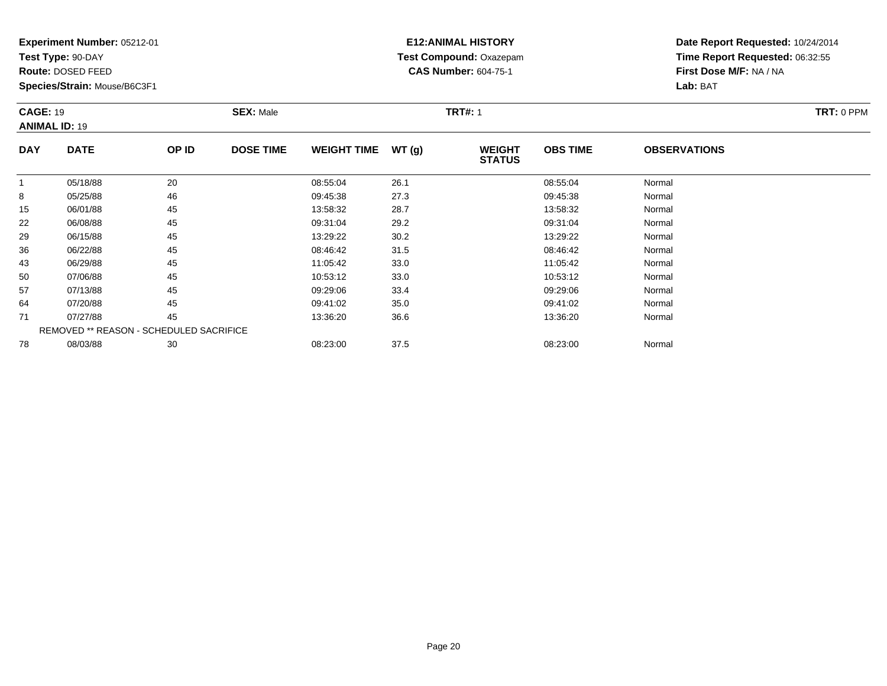**Experiment Number:** 05212-01
**Test Type:** 90-DAY
**Route:** DOSED FEED
**Species/Strain:** Mouse/B6C3F1

**E12:ANIMAL HISTORY**
**Test Compound:** Oxazepam
**CAS Number:** 604-75-1

**Date Report Requested:** 10/24/2014
**Time Report Requested:** 06:32:55
**First Dose M/F:** NA / NA
**Lab:** BAT

**CAGE:** 19 **SEX:** Male **TRT#:** 1 **TRT:** 0 PPM
**ANIMAL ID:** 19

| DAY | DATE | OP ID | DOSE TIME | WEIGHT TIME | WT (g) | WEIGHT STATUS | OBS TIME | OBSERVATIONS |
|---|---|---|---|---|---|---|---|---|
| 1 | 05/18/88 | 20 | | 08:55:04 | 26.1 | | 08:55:04 | Normal |
| 8 | 05/25/88 | 46 | | 09:45:38 | 27.3 | | 09:45:38 | Normal |
| 15 | 06/01/88 | 45 | | 13:58:32 | 28.7 | | 13:58:32 | Normal |
| 22 | 06/08/88 | 45 | | 09:31:04 | 29.2 | | 09:31:04 | Normal |
| 29 | 06/15/88 | 45 | | 13:29:22 | 30.2 | | 13:29:22 | Normal |
| 36 | 06/22/88 | 45 | | 08:46:42 | 31.5 | | 08:46:42 | Normal |
| 43 | 06/29/88 | 45 | | 11:05:42 | 33.0 | | 11:05:42 | Normal |
| 50 | 07/06/88 | 45 | | 10:53:12 | 33.0 | | 10:53:12 | Normal |
| 57 | 07/13/88 | 45 | | 09:29:06 | 33.4 | | 09:29:06 | Normal |
| 64 | 07/20/88 | 45 | | 09:41:02 | 35.0 | | 09:41:02 | Normal |
| 71 | 07/27/88 | 45 | | 13:36:20 | 36.6 | | 13:36:20 | Normal |
| | REMOVED ** REASON - SCHEDULED SACRIFICE | | | | | | | |
| 78 | 08/03/88 | 30 | | 08:23:00 | 37.5 | | 08:23:00 | Normal |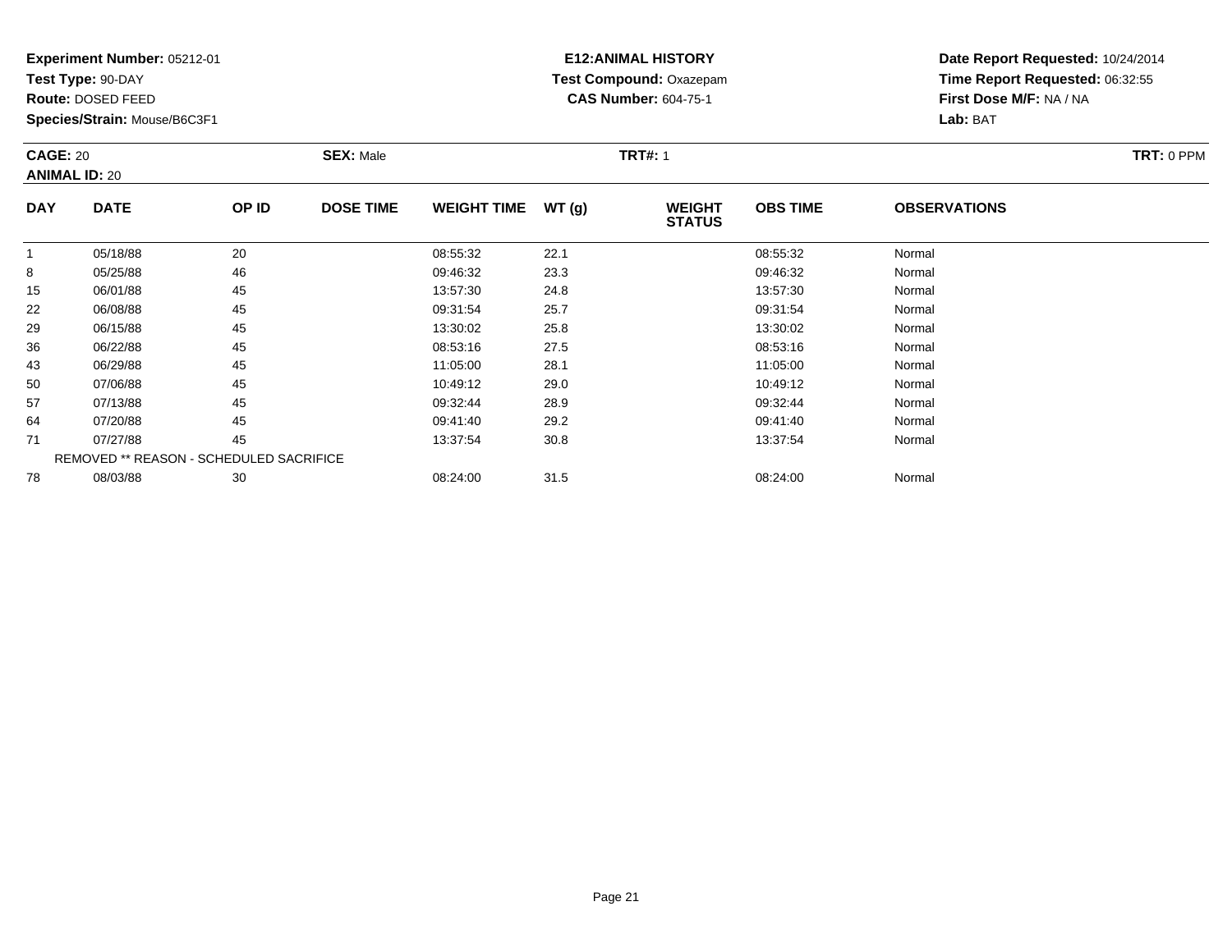**Experiment Number:** 05212-01
**Test Type:** 90-DAY
**Route:** DOSED FEED
**Species/Strain:** Mouse/B6C3F1

**E12:ANIMAL HISTORY**
**Test Compound:** Oxazepam
**CAS Number:** 604-75-1

**Date Report Requested:** 10/24/2014
**Time Report Requested:** 06:32:55
**First Dose M/F:** NA / NA
**Lab:** BAT

**CAGE:** 20 **SEX:** Male **TRT#:** 1 **TRT:** 0 PPM
**ANIMAL ID:** 20

| DAY | DATE | OP ID | DOSE TIME | WEIGHT TIME | WT (g) | WEIGHT STATUS | OBS TIME | OBSERVATIONS |
|---|---|---|---|---|---|---|---|---|
| 1 | 05/18/88 | 20 | | 08:55:32 | 22.1 | | 08:55:32 | Normal |
| 8 | 05/25/88 | 46 | | 09:46:32 | 23.3 | | 09:46:32 | Normal |
| 15 | 06/01/88 | 45 | | 13:57:30 | 24.8 | | 13:57:30 | Normal |
| 22 | 06/08/88 | 45 | | 09:31:54 | 25.7 | | 09:31:54 | Normal |
| 29 | 06/15/88 | 45 | | 13:30:02 | 25.8 | | 13:30:02 | Normal |
| 36 | 06/22/88 | 45 | | 08:53:16 | 27.5 | | 08:53:16 | Normal |
| 43 | 06/29/88 | 45 | | 11:05:00 | 28.1 | | 11:05:00 | Normal |
| 50 | 07/06/88 | 45 | | 10:49:12 | 29.0 | | 10:49:12 | Normal |
| 57 | 07/13/88 | 45 | | 09:32:44 | 28.9 | | 09:32:44 | Normal |
| 64 | 07/20/88 | 45 | | 09:41:40 | 29.2 | | 09:41:40 | Normal |
| 71 | 07/27/88 | 45 | | 13:37:54 | 30.8 | | 13:37:54 | Normal |
| | REMOVED ** REASON - SCHEDULED SACRIFICE | | | | | | | |
| 78 | 08/03/88 | 30 | | 08:24:00 | 31.5 | | 08:24:00 | Normal |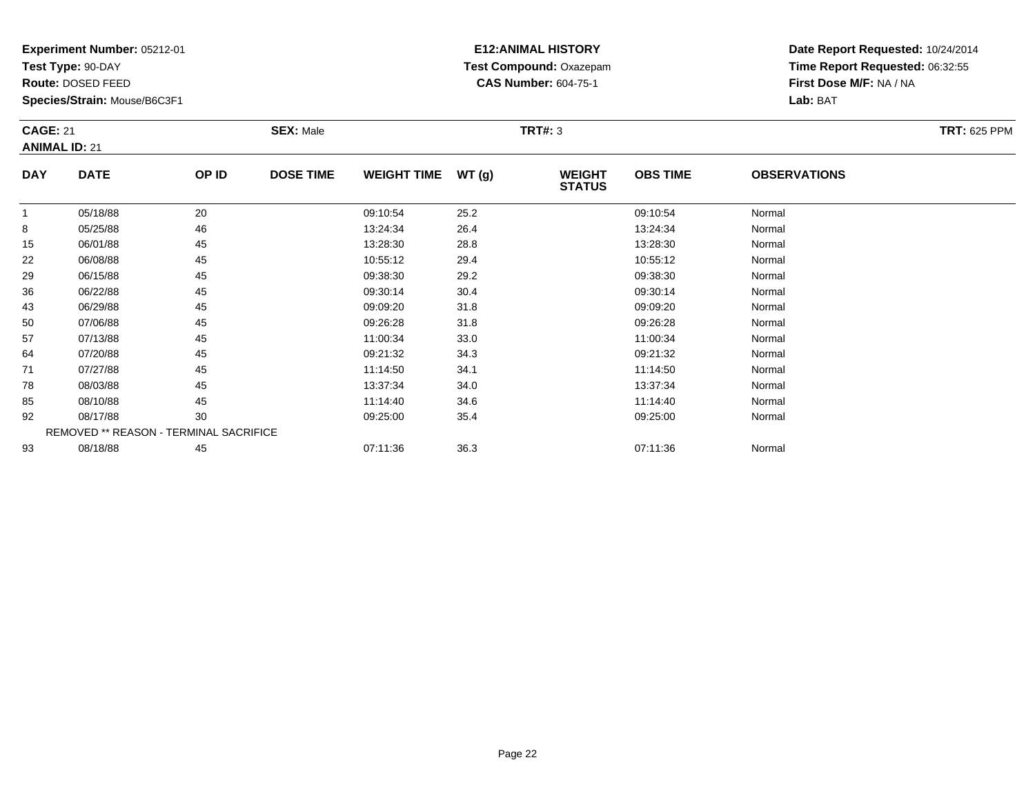**Experiment Number:** 05212-01
**Test Type:** 90-DAY
**Route:** DOSED FEED
**Species/Strain:** Mouse/B6C3F1

**E12:ANIMAL HISTORY**
**Test Compound:** Oxazepam
**CAS Number:** 604-75-1

**Date Report Requested:** 10/24/2014
**Time Report Requested:** 06:32:55
**First Dose M/F:** NA / NA
**Lab:** BAT

**CAGE:** 21 **SEX:** Male **TRT#:** 3 **TRT:** 625 PPM
**ANIMAL ID:** 21

| DAY | DATE | OP ID | DOSE TIME | WEIGHT TIME | WT (g) | WEIGHT STATUS | OBS TIME | OBSERVATIONS |
|---|---|---|---|---|---|---|---|---|
| 1 | 05/18/88 | 20 | | 09:10:54 | 25.2 | | 09:10:54 | Normal |
| 8 | 05/25/88 | 46 | | 13:24:34 | 26.4 | | 13:24:34 | Normal |
| 15 | 06/01/88 | 45 | | 13:28:30 | 28.8 | | 13:28:30 | Normal |
| 22 | 06/08/88 | 45 | | 10:55:12 | 29.4 | | 10:55:12 | Normal |
| 29 | 06/15/88 | 45 | | 09:38:30 | 29.2 | | 09:38:30 | Normal |
| 36 | 06/22/88 | 45 | | 09:30:14 | 30.4 | | 09:30:14 | Normal |
| 43 | 06/29/88 | 45 | | 09:09:20 | 31.8 | | 09:09:20 | Normal |
| 50 | 07/06/88 | 45 | | 09:26:28 | 31.8 | | 09:26:28 | Normal |
| 57 | 07/13/88 | 45 | | 11:00:34 | 33.0 | | 11:00:34 | Normal |
| 64 | 07/20/88 | 45 | | 09:21:32 | 34.3 | | 09:21:32 | Normal |
| 71 | 07/27/88 | 45 | | 11:14:50 | 34.1 | | 11:14:50 | Normal |
| 78 | 08/03/88 | 45 | | 13:37:34 | 34.0 | | 13:37:34 | Normal |
| 85 | 08/10/88 | 45 | | 11:14:40 | 34.6 | | 11:14:40 | Normal |
| 92 | 08/17/88 | 30 | | 09:25:00 | 35.4 | | 09:25:00 | Normal |
| REMOVED ** REASON - TERMINAL SACRIFICE | | | | | | | | |
| 93 | 08/18/88 | 45 | | 07:11:36 | 36.3 | | 07:11:36 | Normal |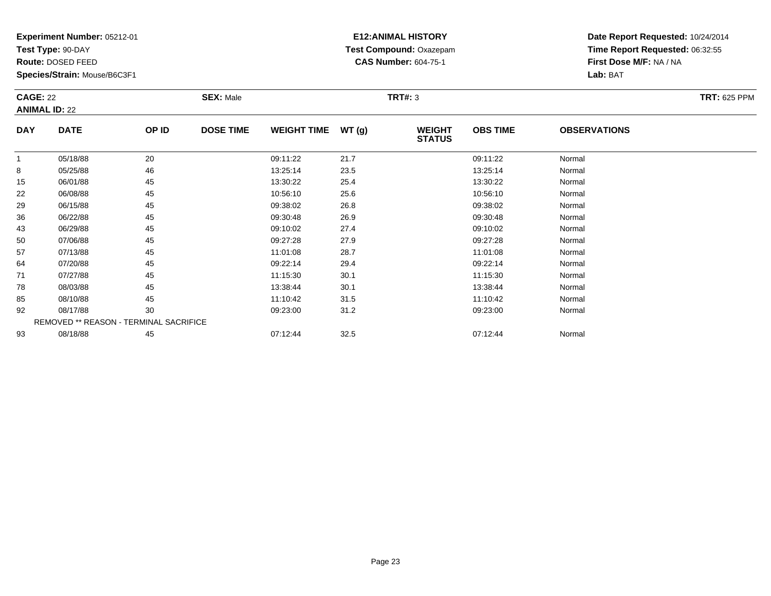**Experiment Number:** 05212-01
**Test Type:** 90-DAY
**Route:** DOSED FEED
**Species/Strain:** Mouse/B6C3F1

**E12:ANIMAL HISTORY**
**Test Compound:** Oxazepam
**CAS Number:** 604-75-1

**Date Report Requested:** 10/24/2014
**Time Report Requested:** 06:32:55
**First Dose M/F:** NA / NA
**Lab:** BAT

**CAGE:** 22 **SEX:** Male **TRT#:** 3 **TRT:** 625 PPM
**ANIMAL ID:** 22

| DAY | DATE | OP ID | DOSE TIME | WEIGHT TIME | WT (g) | WEIGHT STATUS | OBS TIME | OBSERVATIONS |
|---|---|---|---|---|---|---|---|---|
| 1 | 05/18/88 | 20 | | 09:11:22 | 21.7 | | 09:11:22 | Normal |
| 8 | 05/25/88 | 46 | | 13:25:14 | 23.5 | | 13:25:14 | Normal |
| 15 | 06/01/88 | 45 | | 13:30:22 | 25.4 | | 13:30:22 | Normal |
| 22 | 06/08/88 | 45 | | 10:56:10 | 25.6 | | 10:56:10 | Normal |
| 29 | 06/15/88 | 45 | | 09:38:02 | 26.8 | | 09:38:02 | Normal |
| 36 | 06/22/88 | 45 | | 09:30:48 | 26.9 | | 09:30:48 | Normal |
| 43 | 06/29/88 | 45 | | 09:10:02 | 27.4 | | 09:10:02 | Normal |
| 50 | 07/06/88 | 45 | | 09:27:28 | 27.9 | | 09:27:28 | Normal |
| 57 | 07/13/88 | 45 | | 11:01:08 | 28.7 | | 11:01:08 | Normal |
| 64 | 07/20/88 | 45 | | 09:22:14 | 29.4 | | 09:22:14 | Normal |
| 71 | 07/27/88 | 45 | | 11:15:30 | 30.1 | | 11:15:30 | Normal |
| 78 | 08/03/88 | 45 | | 13:38:44 | 30.1 | | 13:38:44 | Normal |
| 85 | 08/10/88 | 45 | | 11:10:42 | 31.5 | | 11:10:42 | Normal |
| 92 | 08/17/88 | 30 | | 09:23:00 | 31.2 | | 09:23:00 | Normal |
| REMOVED ** REASON - TERMINAL SACRIFICE | | | | | | | | |
| 93 | 08/18/88 | 45 | | 07:12:44 | 32.5 | | 07:12:44 | Normal |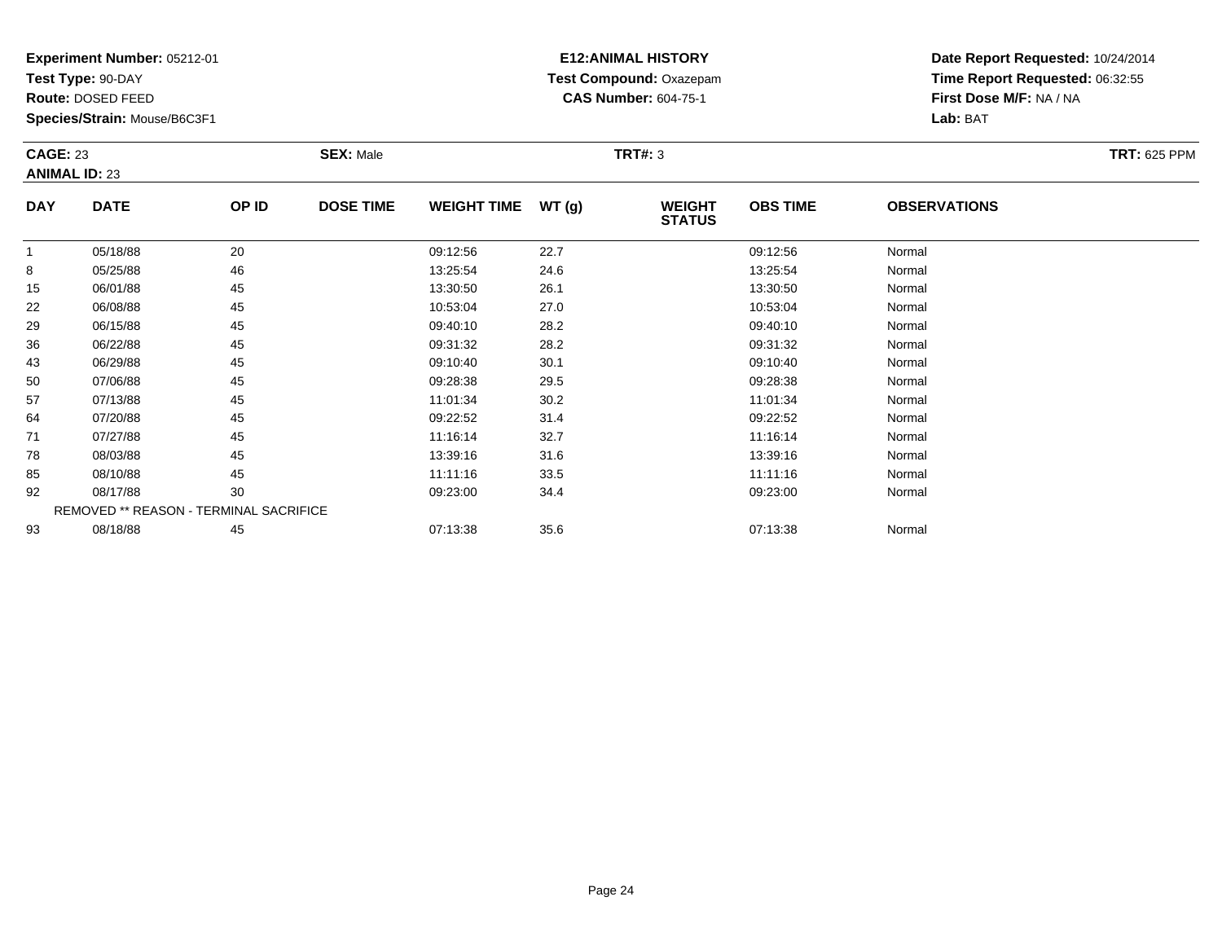**Experiment Number:** 05212-01
**Test Type:** 90-DAY
**Route:** DOSED FEED
**Species/Strain:** Mouse/B6C3F1

**E12:ANIMAL HISTORY**
**Test Compound:** Oxazepam
**CAS Number:** 604-75-1

**Date Report Requested:** 10/24/2014
**Time Report Requested:** 06:32:55
**First Dose M/F:** NA / NA
**Lab:** BAT

**CAGE:** 23
**ANIMAL ID:** 23
**SEX:** Male
**TRT#:** 3
**TRT:** 625 PPM

| DAY | DATE | OP ID | DOSE TIME | WEIGHT TIME | WT (g) | WEIGHT STATUS | OBS TIME | OBSERVATIONS |
|---|---|---|---|---|---|---|---|---|
| 1 | 05/18/88 | 20 | | 09:12:56 | 22.7 | | 09:12:56 | Normal |
| 8 | 05/25/88 | 46 | | 13:25:54 | 24.6 | | 13:25:54 | Normal |
| 15 | 06/01/88 | 45 | | 13:30:50 | 26.1 | | 13:30:50 | Normal |
| 22 | 06/08/88 | 45 | | 10:53:04 | 27.0 | | 10:53:04 | Normal |
| 29 | 06/15/88 | 45 | | 09:40:10 | 28.2 | | 09:40:10 | Normal |
| 36 | 06/22/88 | 45 | | 09:31:32 | 28.2 | | 09:31:32 | Normal |
| 43 | 06/29/88 | 45 | | 09:10:40 | 30.1 | | 09:10:40 | Normal |
| 50 | 07/06/88 | 45 | | 09:28:38 | 29.5 | | 09:28:38 | Normal |
| 57 | 07/13/88 | 45 | | 11:01:34 | 30.2 | | 11:01:34 | Normal |
| 64 | 07/20/88 | 45 | | 09:22:52 | 31.4 | | 09:22:52 | Normal |
| 71 | 07/27/88 | 45 | | 11:16:14 | 32.7 | | 11:16:14 | Normal |
| 78 | 08/03/88 | 45 | | 13:39:16 | 31.6 | | 13:39:16 | Normal |
| 85 | 08/10/88 | 45 | | 11:11:16 | 33.5 | | 11:11:16 | Normal |
| 92 | 08/17/88 | 30 | | 09:23:00 | 34.4 | | 09:23:00 | Normal |
| REMOVED ** REASON - TERMINAL SACRIFICE | | | | | | | | |
| 93 | 08/18/88 | 45 | | 07:13:38 | 35.6 | | 07:13:38 | Normal |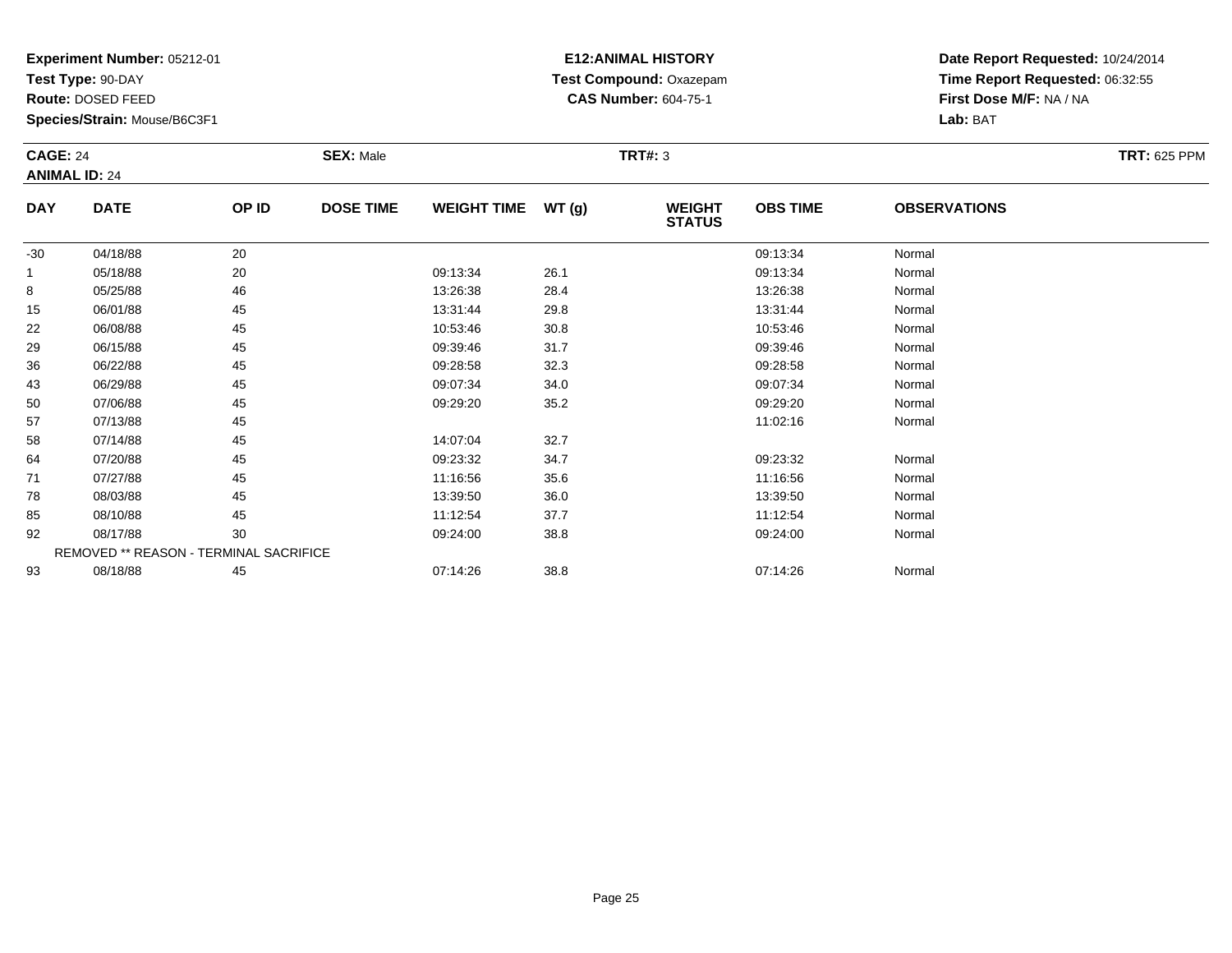**Experiment Number:** 05212-01
**Test Type:** 90-DAY
**Route:** DOSED FEED
**Species/Strain:** Mouse/B6C3F1

**E12:ANIMAL HISTORY**
**Test Compound:** Oxazepam
**CAS Number:** 604-75-1

**Date Report Requested:** 10/24/2014
**Time Report Requested:** 06:32:55
**First Dose M/F:** NA / NA
**Lab:** BAT

**CAGE:** 24 **SEX:** Male **TRT#:** 3 **TRT:** 625 PPM
**ANIMAL ID:** 24

| DAY | DATE | OP ID | DOSE TIME | WEIGHT TIME | WT (g) | WEIGHT STATUS | OBS TIME | OBSERVATIONS |
|---|---|---|---|---|---|---|---|---|
| -30 | 04/18/88 | 20 | | | | | 09:13:34 | Normal |
| 1 | 05/18/88 | 20 | | 09:13:34 | 26.1 | | 09:13:34 | Normal |
| 8 | 05/25/88 | 46 | | 13:26:38 | 28.4 | | 13:26:38 | Normal |
| 15 | 06/01/88 | 45 | | 13:31:44 | 29.8 | | 13:31:44 | Normal |
| 22 | 06/08/88 | 45 | | 10:53:46 | 30.8 | | 10:53:46 | Normal |
| 29 | 06/15/88 | 45 | | 09:39:46 | 31.7 | | 09:39:46 | Normal |
| 36 | 06/22/88 | 45 | | 09:28:58 | 32.3 | | 09:28:58 | Normal |
| 43 | 06/29/88 | 45 | | 09:07:34 | 34.0 | | 09:07:34 | Normal |
| 50 | 07/06/88 | 45 | | 09:29:20 | 35.2 | | 09:29:20 | Normal |
| 57 | 07/13/88 | 45 | | | | | 11:02:16 | Normal |
| 58 | 07/14/88 | 45 | | 14:07:04 | 32.7 | | | |
| 64 | 07/20/88 | 45 | | 09:23:32 | 34.7 | | 09:23:32 | Normal |
| 71 | 07/27/88 | 45 | | 11:16:56 | 35.6 | | 11:16:56 | Normal |
| 78 | 08/03/88 | 45 | | 13:39:50 | 36.0 | | 13:39:50 | Normal |
| 85 | 08/10/88 | 45 | | 11:12:54 | 37.7 | | 11:12:54 | Normal |
| 92 | 08/17/88 | 30 | | 09:24:00 | 38.8 | | 09:24:00 | Normal |
| | REMOVED ** REASON - TERMINAL SACRIFICE | | | | | | | |
| 93 | 08/18/88 | 45 | | 07:14:26 | 38.8 | | 07:14:26 | Normal |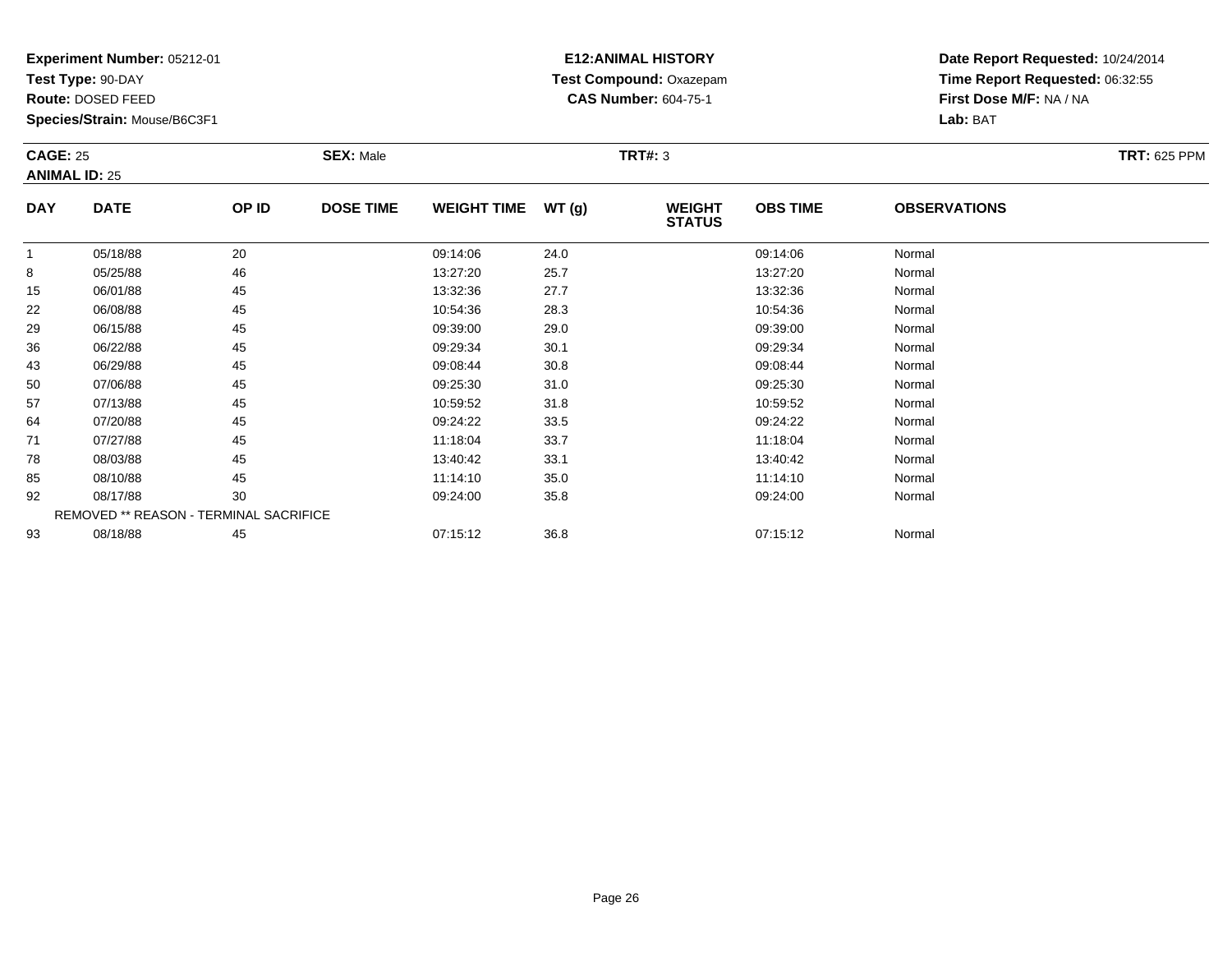**Experiment Number:** 05212-01
**Test Type:** 90-DAY
**Route:** DOSED FEED
**Species/Strain:** Mouse/B6C3F1

**E12:ANIMAL HISTORY**
**Test Compound:** Oxazepam
**CAS Number:** 604-75-1

**Date Report Requested:** 10/24/2014
**Time Report Requested:** 06:32:55
**First Dose M/F:** NA / NA
**Lab:** BAT

**CAGE:** 25 **SEX:** Male **TRT#:** 3 **TRT:** 625 PPM
**ANIMAL ID:** 25

| DAY | DATE | OP ID | DOSE TIME | WEIGHT TIME | WT (g) | WEIGHT STATUS | OBS TIME | OBSERVATIONS |
|---|---|---|---|---|---|---|---|---|
| 1 | 05/18/88 | 20 | | 09:14:06 | 24.0 | | 09:14:06 | Normal |
| 8 | 05/25/88 | 46 | | 13:27:20 | 25.7 | | 13:27:20 | Normal |
| 15 | 06/01/88 | 45 | | 13:32:36 | 27.7 | | 13:32:36 | Normal |
| 22 | 06/08/88 | 45 | | 10:54:36 | 28.3 | | 10:54:36 | Normal |
| 29 | 06/15/88 | 45 | | 09:39:00 | 29.0 | | 09:39:00 | Normal |
| 36 | 06/22/88 | 45 | | 09:29:34 | 30.1 | | 09:29:34 | Normal |
| 43 | 06/29/88 | 45 | | 09:08:44 | 30.8 | | 09:08:44 | Normal |
| 50 | 07/06/88 | 45 | | 09:25:30 | 31.0 | | 09:25:30 | Normal |
| 57 | 07/13/88 | 45 | | 10:59:52 | 31.8 | | 10:59:52 | Normal |
| 64 | 07/20/88 | 45 | | 09:24:22 | 33.5 | | 09:24:22 | Normal |
| 71 | 07/27/88 | 45 | | 11:18:04 | 33.7 | | 11:18:04 | Normal |
| 78 | 08/03/88 | 45 | | 13:40:42 | 33.1 | | 13:40:42 | Normal |
| 85 | 08/10/88 | 45 | | 11:14:10 | 35.0 | | 11:14:10 | Normal |
| 92 | 08/17/88 | 30 | | 09:24:00 | 35.8 | | 09:24:00 | Normal |
| REMOVED ** REASON - TERMINAL SACRIFICE | | | | | | | | |
| 93 | 08/18/88 | 45 | | 07:15:12 | 36.8 | | 07:15:12 | Normal |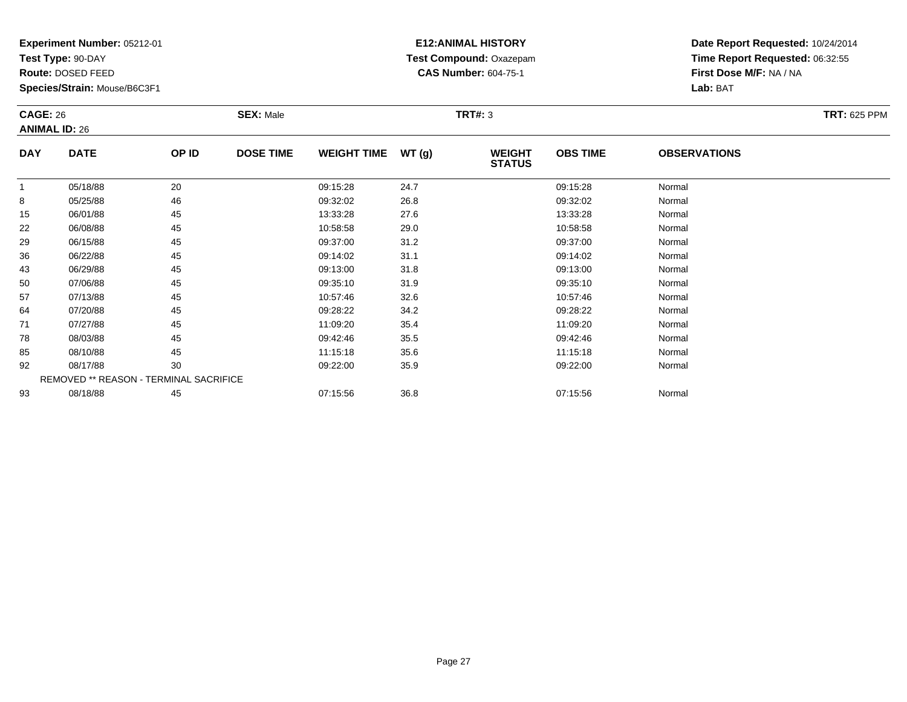**Experiment Number:** 05212-01
**Test Type:** 90-DAY
**Route:** DOSED FEED
**Species/Strain:** Mouse/B6C3F1

**E12:ANIMAL HISTORY**
**Test Compound:** Oxazepam
**CAS Number:** 604-75-1

**Date Report Requested:** 10/24/2014
**Time Report Requested:** 06:32:55
**First Dose M/F:** NA / NA
**Lab:** BAT

**CAGE:** 26
**ANIMAL ID:** 26
**SEX:** Male
**TRT#:** 3
**TRT:** 625 PPM

| DAY | DATE | OP ID | DOSE TIME | WEIGHT TIME | WT (g) | WEIGHT STATUS | OBS TIME | OBSERVATIONS |
|---|---|---|---|---|---|---|---|---|
| 1 | 05/18/88 | 20 | | 09:15:28 | 24.7 | | 09:15:28 | Normal |
| 8 | 05/25/88 | 46 | | 09:32:02 | 26.8 | | 09:32:02 | Normal |
| 15 | 06/01/88 | 45 | | 13:33:28 | 27.6 | | 13:33:28 | Normal |
| 22 | 06/08/88 | 45 | | 10:58:58 | 29.0 | | 10:58:58 | Normal |
| 29 | 06/15/88 | 45 | | 09:37:00 | 31.2 | | 09:37:00 | Normal |
| 36 | 06/22/88 | 45 | | 09:14:02 | 31.1 | | 09:14:02 | Normal |
| 43 | 06/29/88 | 45 | | 09:13:00 | 31.8 | | 09:13:00 | Normal |
| 50 | 07/06/88 | 45 | | 09:35:10 | 31.9 | | 09:35:10 | Normal |
| 57 | 07/13/88 | 45 | | 10:57:46 | 32.6 | | 10:57:46 | Normal |
| 64 | 07/20/88 | 45 | | 09:28:22 | 34.2 | | 09:28:22 | Normal |
| 71 | 07/27/88 | 45 | | 11:09:20 | 35.4 | | 11:09:20 | Normal |
| 78 | 08/03/88 | 45 | | 09:42:46 | 35.5 | | 09:42:46 | Normal |
| 85 | 08/10/88 | 45 | | 11:15:18 | 35.6 | | 11:15:18 | Normal |
| 92 | 08/17/88 | 30 | | 09:22:00 | 35.9 | | 09:22:00 | Normal |
| REMOVED ** REASON - TERMINAL SACRIFICE | | | | | | | | |
| 93 | 08/18/88 | 45 | | 07:15:56 | 36.8 | | 07:15:56 | Normal |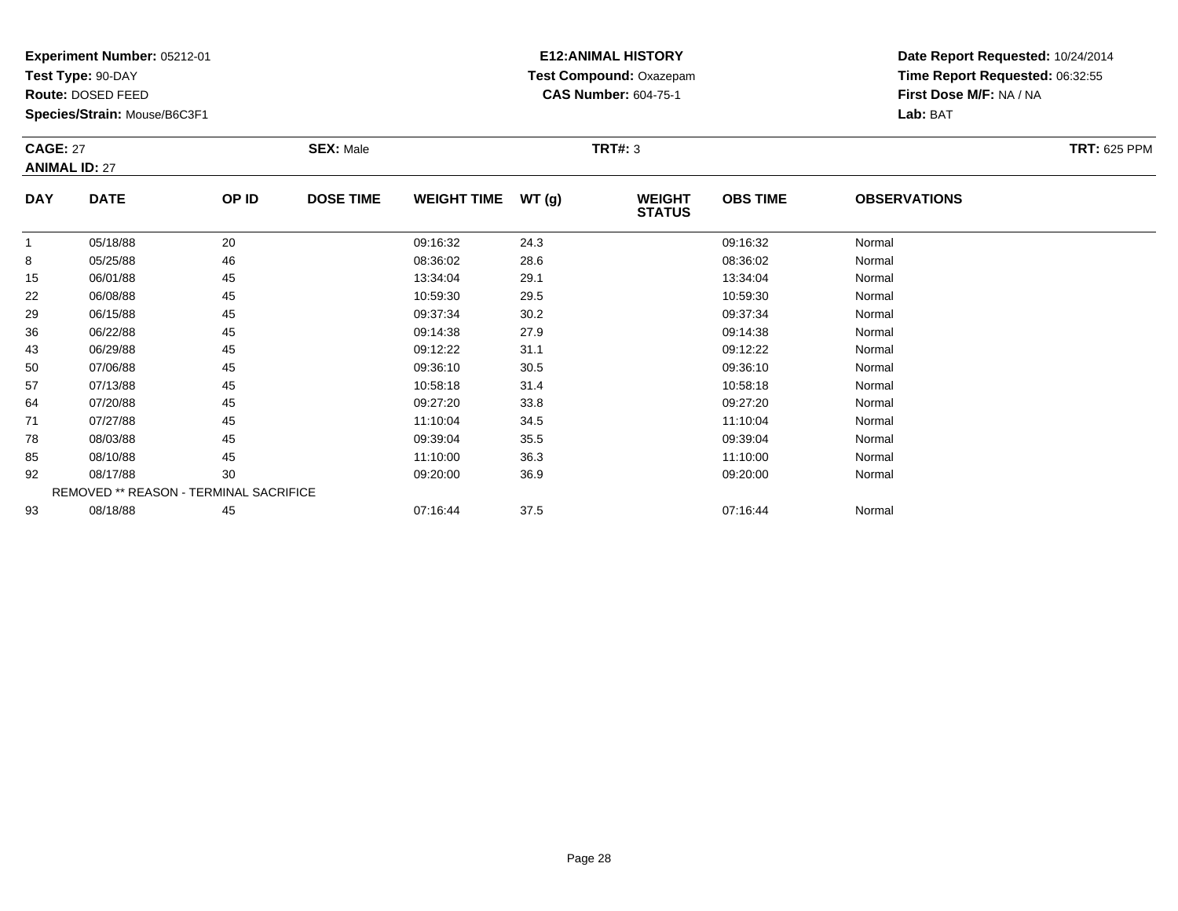**Experiment Number:** 05212-01
**Test Type:** 90-DAY
**Route:** DOSED FEED
**Species/Strain:** Mouse/B6C3F1

**E12:ANIMAL HISTORY**
**Test Compound:** Oxazepam
**CAS Number:** 604-75-1

**Date Report Requested:** 10/24/2014
**Time Report Requested:** 06:32:55
**First Dose M/F:** NA / NA
**Lab:** BAT

**CAGE:** 27 **SEX:** Male **TRT#:** 3 **TRT:** 625 PPM
**ANIMAL ID:** 27

| DAY | DATE | OP ID | DOSE TIME | WEIGHT TIME | WT (g) | WEIGHT STATUS | OBS TIME | OBSERVATIONS |
|---|---|---|---|---|---|---|---|---|
| 1 | 05/18/88 | 20 | | 09:16:32 | 24.3 | | 09:16:32 | Normal |
| 8 | 05/25/88 | 46 | | 08:36:02 | 28.6 | | 08:36:02 | Normal |
| 15 | 06/01/88 | 45 | | 13:34:04 | 29.1 | | 13:34:04 | Normal |
| 22 | 06/08/88 | 45 | | 10:59:30 | 29.5 | | 10:59:30 | Normal |
| 29 | 06/15/88 | 45 | | 09:37:34 | 30.2 | | 09:37:34 | Normal |
| 36 | 06/22/88 | 45 | | 09:14:38 | 27.9 | | 09:14:38 | Normal |
| 43 | 06/29/88 | 45 | | 09:12:22 | 31.1 | | 09:12:22 | Normal |
| 50 | 07/06/88 | 45 | | 09:36:10 | 30.5 | | 09:36:10 | Normal |
| 57 | 07/13/88 | 45 | | 10:58:18 | 31.4 | | 10:58:18 | Normal |
| 64 | 07/20/88 | 45 | | 09:27:20 | 33.8 | | 09:27:20 | Normal |
| 71 | 07/27/88 | 45 | | 11:10:04 | 34.5 | | 11:10:04 | Normal |
| 78 | 08/03/88 | 45 | | 09:39:04 | 35.5 | | 09:39:04 | Normal |
| 85 | 08/10/88 | 45 | | 11:10:00 | 36.3 | | 11:10:00 | Normal |
| 92 | 08/17/88 | 30 | | 09:20:00 | 36.9 | | 09:20:00 | Normal |
| REMOVED ** REASON - TERMINAL SACRIFICE | | | | | | | | |
| 93 | 08/18/88 | 45 | | 07:16:44 | 37.5 | | 07:16:44 | Normal |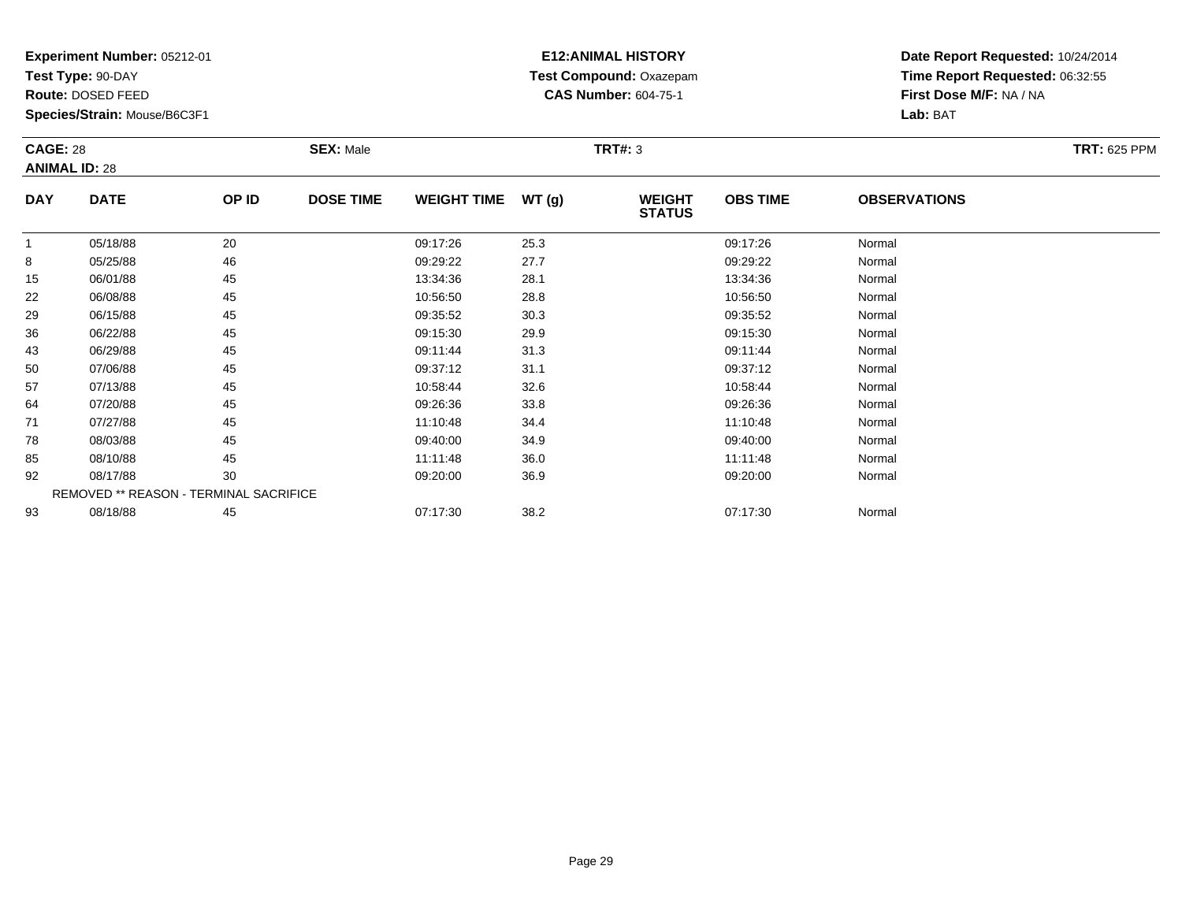**Experiment Number:** 05212-01
**Test Type:** 90-DAY
**Route:** DOSED FEED
**Species/Strain:** Mouse/B6C3F1

**E12:ANIMAL HISTORY**
**Test Compound:** Oxazepam
**CAS Number:** 604-75-1

**Date Report Requested:** 10/24/2014
**Time Report Requested:** 06:32:55
**First Dose M/F:** NA / NA
**Lab:** BAT

**CAGE:** 28 **SEX:** Male **TRT#:** 3 **TRT:** 625 PPM
**ANIMAL ID:** 28

| DAY | DATE | OP ID | DOSE TIME | WEIGHT TIME | WT (g) | WEIGHT STATUS | OBS TIME | OBSERVATIONS |
|---|---|---|---|---|---|---|---|---|
| 1 | 05/18/88 | 20 | | 09:17:26 | 25.3 | | 09:17:26 | Normal |
| 8 | 05/25/88 | 46 | | 09:29:22 | 27.7 | | 09:29:22 | Normal |
| 15 | 06/01/88 | 45 | | 13:34:36 | 28.1 | | 13:34:36 | Normal |
| 22 | 06/08/88 | 45 | | 10:56:50 | 28.8 | | 10:56:50 | Normal |
| 29 | 06/15/88 | 45 | | 09:35:52 | 30.3 | | 09:35:52 | Normal |
| 36 | 06/22/88 | 45 | | 09:15:30 | 29.9 | | 09:15:30 | Normal |
| 43 | 06/29/88 | 45 | | 09:11:44 | 31.3 | | 09:11:44 | Normal |
| 50 | 07/06/88 | 45 | | 09:37:12 | 31.1 | | 09:37:12 | Normal |
| 57 | 07/13/88 | 45 | | 10:58:44 | 32.6 | | 10:58:44 | Normal |
| 64 | 07/20/88 | 45 | | 09:26:36 | 33.8 | | 09:26:36 | Normal |
| 71 | 07/27/88 | 45 | | 11:10:48 | 34.4 | | 11:10:48 | Normal |
| 78 | 08/03/88 | 45 | | 09:40:00 | 34.9 | | 09:40:00 | Normal |
| 85 | 08/10/88 | 45 | | 11:11:48 | 36.0 | | 11:11:48 | Normal |
| 92 | 08/17/88 | 30 | | 09:20:00 | 36.9 | | 09:20:00 | Normal |
| REMOVED ** REASON - TERMINAL SACRIFICE | | | | | | | | |
| 93 | 08/18/88 | 45 | | 07:17:30 | 38.2 | | 07:17:30 | Normal |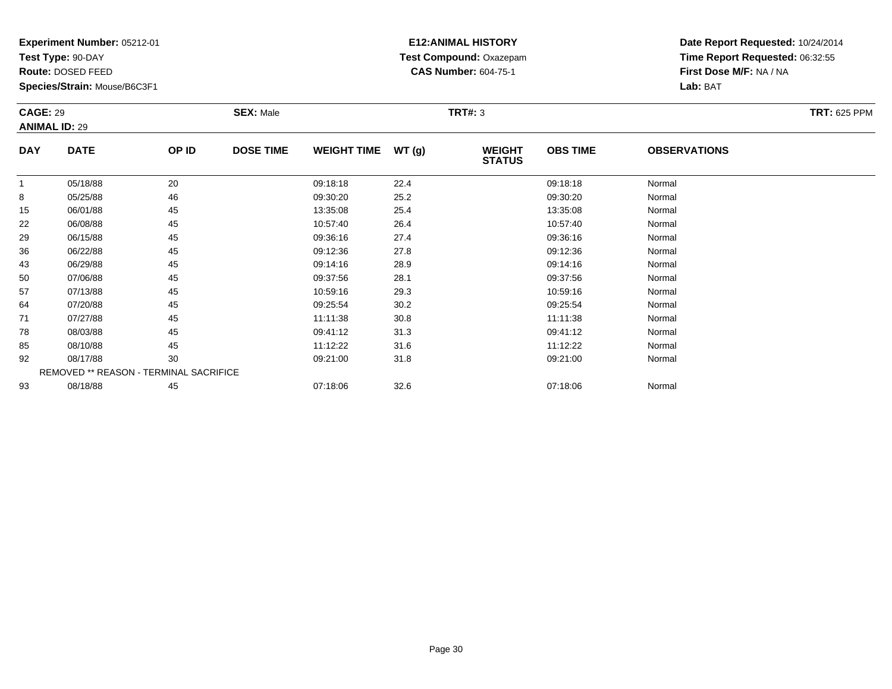**Experiment Number:** 05212-01
**Test Type:** 90-DAY
**Route:** DOSED FEED
**Species/Strain:** Mouse/B6C3F1

**E12:ANIMAL HISTORY**
**Test Compound:** Oxazepam
**CAS Number:** 604-75-1

**Date Report Requested:** 10/24/2014
**Time Report Requested:** 06:32:55
**First Dose M/F:** NA / NA
**Lab:** BAT

**CAGE:** 29 **SEX:** Male **TRT#:** 3 **TRT:** 625 PPM
**ANIMAL ID:** 29

| DAY | DATE | OP ID | DOSE TIME | WEIGHT TIME | WT (g) | WEIGHT STATUS | OBS TIME | OBSERVATIONS |
|---|---|---|---|---|---|---|---|---|
| 1 | 05/18/88 | 20 | | 09:18:18 | 22.4 | | 09:18:18 | Normal |
| 8 | 05/25/88 | 46 | | 09:30:20 | 25.2 | | 09:30:20 | Normal |
| 15 | 06/01/88 | 45 | | 13:35:08 | 25.4 | | 13:35:08 | Normal |
| 22 | 06/08/88 | 45 | | 10:57:40 | 26.4 | | 10:57:40 | Normal |
| 29 | 06/15/88 | 45 | | 09:36:16 | 27.4 | | 09:36:16 | Normal |
| 36 | 06/22/88 | 45 | | 09:12:36 | 27.8 | | 09:12:36 | Normal |
| 43 | 06/29/88 | 45 | | 09:14:16 | 28.9 | | 09:14:16 | Normal |
| 50 | 07/06/88 | 45 | | 09:37:56 | 28.1 | | 09:37:56 | Normal |
| 57 | 07/13/88 | 45 | | 10:59:16 | 29.3 | | 10:59:16 | Normal |
| 64 | 07/20/88 | 45 | | 09:25:54 | 30.2 | | 09:25:54 | Normal |
| 71 | 07/27/88 | 45 | | 11:11:38 | 30.8 | | 11:11:38 | Normal |
| 78 | 08/03/88 | 45 | | 09:41:12 | 31.3 | | 09:41:12 | Normal |
| 85 | 08/10/88 | 45 | | 11:12:22 | 31.6 | | 11:12:22 | Normal |
| 92 | 08/17/88 | 30 | | 09:21:00 | 31.8 | | 09:21:00 | Normal |
| REMOVED ** REASON - TERMINAL SACRIFICE | | | | | | | | |
| 93 | 08/18/88 | 45 | | 07:18:06 | 32.6 | | 07:18:06 | Normal |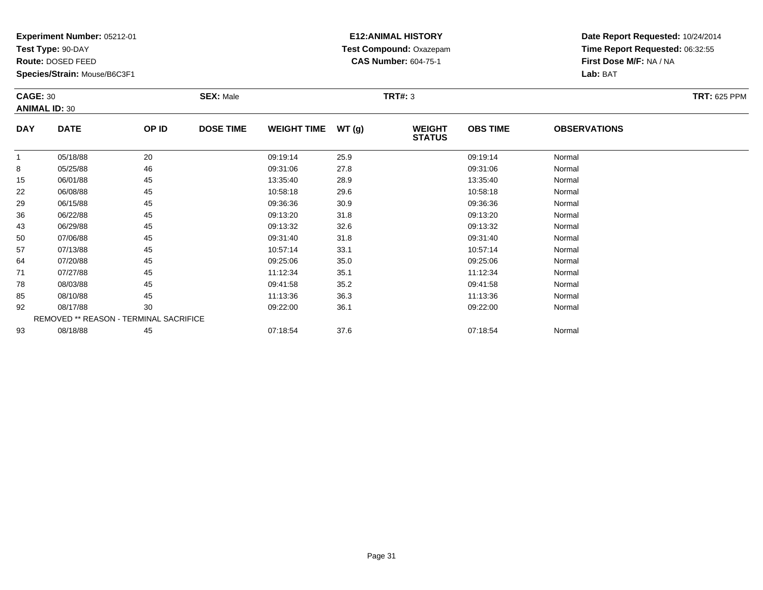**Experiment Number:** 05212-01
**Test Type:** 90-DAY
**Route:** DOSED FEED
**Species/Strain:** Mouse/B6C3F1

**E12:ANIMAL HISTORY**
**Test Compound:** Oxazepam
**CAS Number:** 604-75-1

**Date Report Requested:** 10/24/2014
**Time Report Requested:** 06:32:55
**First Dose M/F:** NA / NA
**Lab:** BAT

**CAGE:** 30 **SEX:** Male **TRT#:** 3 **TRT:** 625 PPM
**ANIMAL ID:** 30

| DAY | DATE | OP ID | DOSE TIME | WEIGHT TIME | WT (g) | WEIGHT STATUS | OBS TIME | OBSERVATIONS |
|---|---|---|---|---|---|---|---|---|
| 1 | 05/18/88 | 20 | | 09:19:14 | 25.9 | | 09:19:14 | Normal |
| 8 | 05/25/88 | 46 | | 09:31:06 | 27.8 | | 09:31:06 | Normal |
| 15 | 06/01/88 | 45 | | 13:35:40 | 28.9 | | 13:35:40 | Normal |
| 22 | 06/08/88 | 45 | | 10:58:18 | 29.6 | | 10:58:18 | Normal |
| 29 | 06/15/88 | 45 | | 09:36:36 | 30.9 | | 09:36:36 | Normal |
| 36 | 06/22/88 | 45 | | 09:13:20 | 31.8 | | 09:13:20 | Normal |
| 43 | 06/29/88 | 45 | | 09:13:32 | 32.6 | | 09:13:32 | Normal |
| 50 | 07/06/88 | 45 | | 09:31:40 | 31.8 | | 09:31:40 | Normal |
| 57 | 07/13/88 | 45 | | 10:57:14 | 33.1 | | 10:57:14 | Normal |
| 64 | 07/20/88 | 45 | | 09:25:06 | 35.0 | | 09:25:06 | Normal |
| 71 | 07/27/88 | 45 | | 11:12:34 | 35.1 | | 11:12:34 | Normal |
| 78 | 08/03/88 | 45 | | 09:41:58 | 35.2 | | 09:41:58 | Normal |
| 85 | 08/10/88 | 45 | | 11:13:36 | 36.3 | | 11:13:36 | Normal |
| 92 | 08/17/88 | 30 | | 09:22:00 | 36.1 | | 09:22:00 | Normal |
| | REMOVED ** REASON - TERMINAL SACRIFICE | | | | | | | |
| 93 | 08/18/88 | 45 | | 07:18:54 | 37.6 | | 07:18:54 | Normal |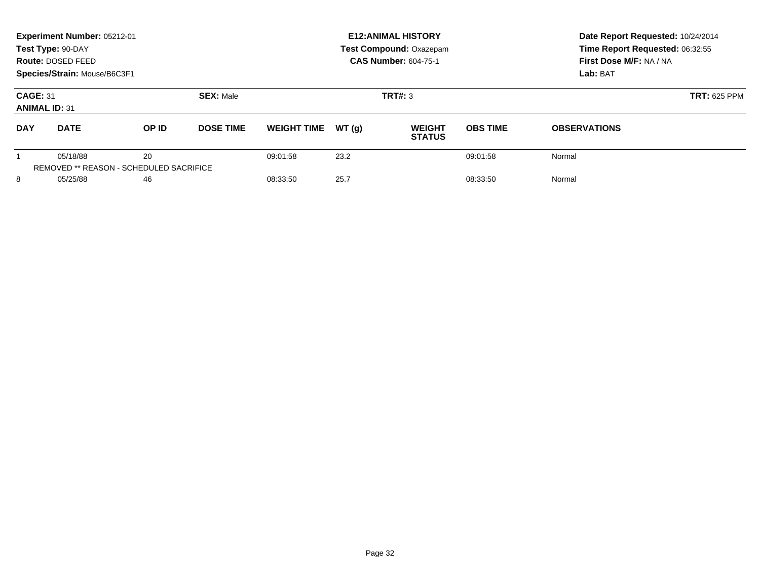**Experiment Number:** 05212-01
**Test Type:** 90-DAY
**Route:** DOSED FEED
**Species/Strain:** Mouse/B6C3F1

**E12:ANIMAL HISTORY**
**Test Compound:** Oxazepam
**CAS Number:** 604-75-1

**Date Report Requested:** 10/24/2014
**Time Report Requested:** 06:32:55
**First Dose M/F:** NA / NA
**Lab:** BAT

**CAGE:** 31
**ANIMAL ID:** 31

**SEX:** Male

**TRT#:** 3

**TRT:** 625 PPM

| DAY | DATE | OP ID | DOSE TIME | WEIGHT TIME | WT (g) | WEIGHT STATUS | OBS TIME | OBSERVATIONS |
|---|---|---|---|---|---|---|---|---|
| 1 | 05/18/88 | 20 | | 09:01:58 | 23.2 | | 09:01:58 | Normal |
| | REMOVED ** REASON - SCHEDULED SACRIFICE | | | | | | | |
| 8 | 05/25/88 | 46 | | 08:33:50 | 25.7 | | 08:33:50 | Normal |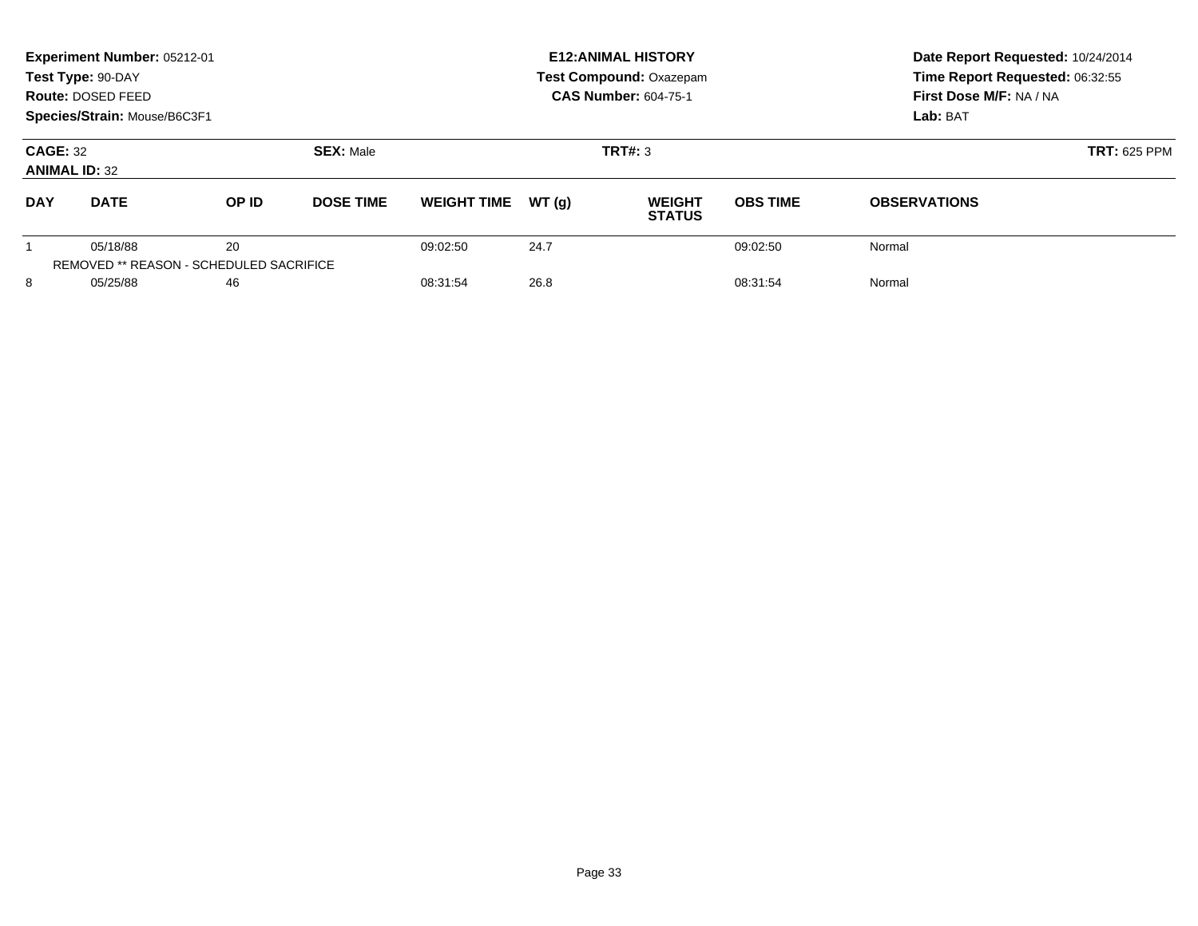**Experiment Number:** 05212-01
**Test Type:** 90-DAY
**Route:** DOSED FEED
**Species/Strain:** Mouse/B6C3F1

**E12:ANIMAL HISTORY**
**Test Compound:** Oxazepam
**CAS Number:** 604-75-1

**Date Report Requested:** 10/24/2014
**Time Report Requested:** 06:32:55
**First Dose M/F:** NA / NA
**Lab:** BAT

**CAGE:** 32
**ANIMAL ID:** 32
**SEX:** Male
**TRT#:** 3
**TRT:** 625 PPM

| DAY | DATE | OP ID | DOSE TIME | WEIGHT TIME | WT (g) | WEIGHT STATUS | OBS TIME | OBSERVATIONS |
|---|---|---|---|---|---|---|---|---|
| 1 | 05/18/88 | 20 | | 09:02:50 | 24.7 | | 09:02:50 | Normal |
| | REMOVED ** REASON - SCHEDULED SACRIFICE | | | | | | | |
| 8 | 05/25/88 | 46 | | 08:31:54 | 26.8 | | 08:31:54 | Normal |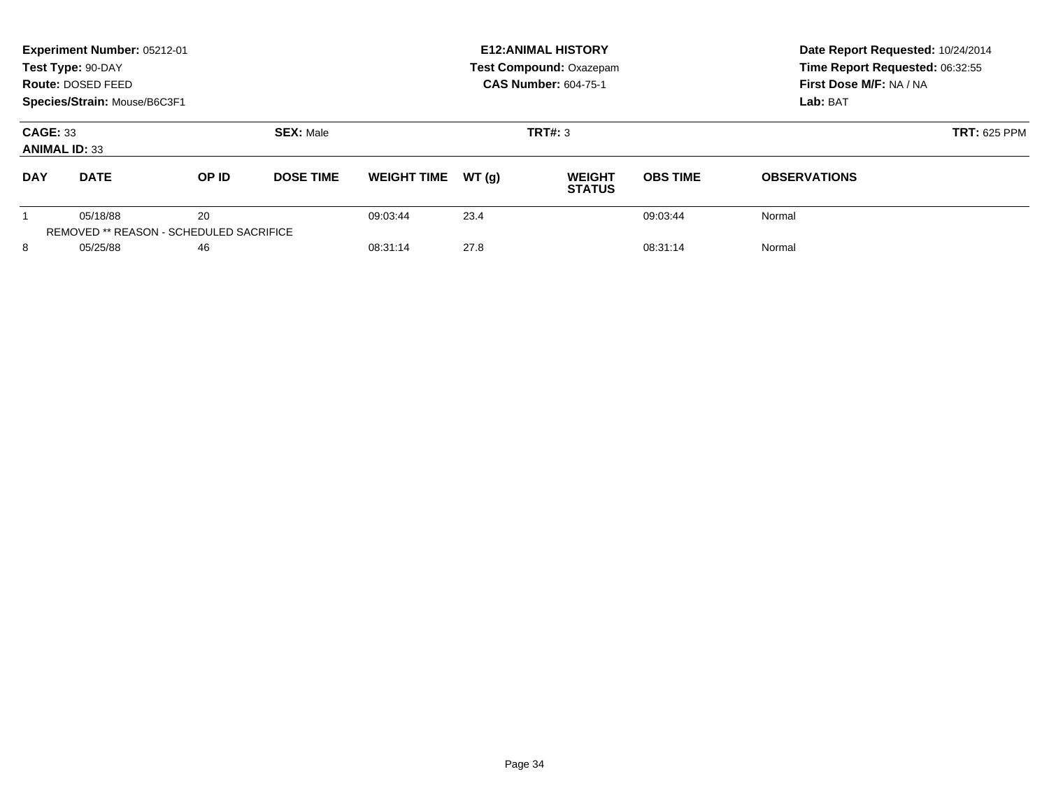**Experiment Number:** 05212-01
**Test Type:** 90-DAY
**Route:** DOSED FEED
**Species/Strain:** Mouse/B6C3F1

**E12:ANIMAL HISTORY**
**Test Compound:** Oxazepam
**CAS Number:** 604-75-1

**Date Report Requested:** 10/24/2014
**Time Report Requested:** 06:32:55
**First Dose M/F:** NA / NA
**Lab:** BAT

**CAGE:** 33
**ANIMAL ID:** 33

**SEX:** Male

**TRT#:** 3

**TRT:** 625 PPM

| DAY | DATE | OP ID | DOSE TIME | WEIGHT TIME | WT (g) | WEIGHT STATUS | OBS TIME | OBSERVATIONS |
|---|---|---|---|---|---|---|---|---|
| 1 | 05/18/88 | 20 | | 09:03:44 | 23.4 | | 09:03:44 | Normal |
| REMOVED ** REASON - SCHEDULED SACRIFICE | | | | | | | | |
| 8 | 05/25/88 | 46 | | 08:31:14 | 27.8 | | 08:31:14 | Normal |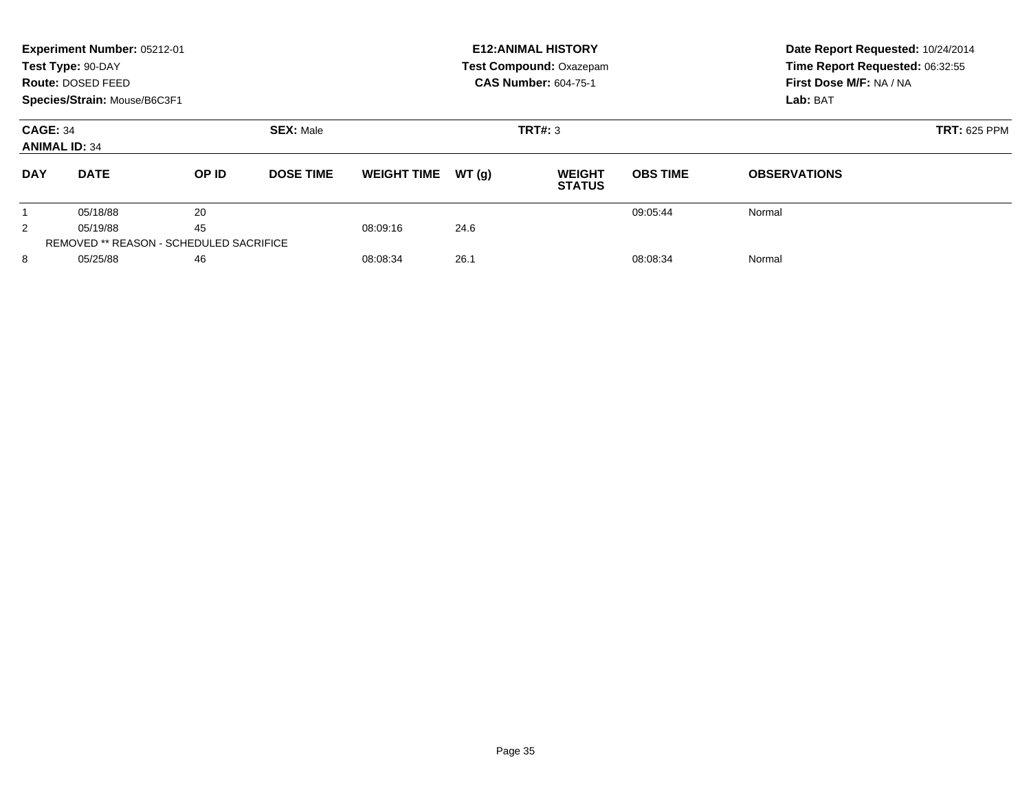**Experiment Number:** 05212-01
**Test Type:** 90-DAY
**Route:** DOSED FEED
**Species/Strain:** Mouse/B6C3F1

**E12:ANIMAL HISTORY**
**Test Compound:** Oxazepam
**CAS Number:** 604-75-1

**Date Report Requested:** 10/24/2014
**Time Report Requested:** 06:32:55
**First Dose M/F:** NA / NA
**Lab:** BAT

**CAGE:** 34 **SEX:** Male **TRT#:** 3 **TRT:** 625 PPM
**ANIMAL ID:** 34

| DAY | DATE | OP ID | DOSE TIME | WEIGHT TIME | WT (g) | WEIGHT STATUS | OBS TIME | OBSERVATIONS |
|---|---|---|---|---|---|---|---|---|
| 1 | 05/18/88 | 20 | | | | | 09:05:44 | Normal |
| 2 | 05/19/88 | 45 | | 08:09:16 | 24.6 | | | |
| REMOVED ** REASON - SCHEDULED SACRIFICE | | | | | | | | |
| 8 | 05/25/88 | 46 | | 08:08:34 | 26.1 | | 08:08:34 | Normal |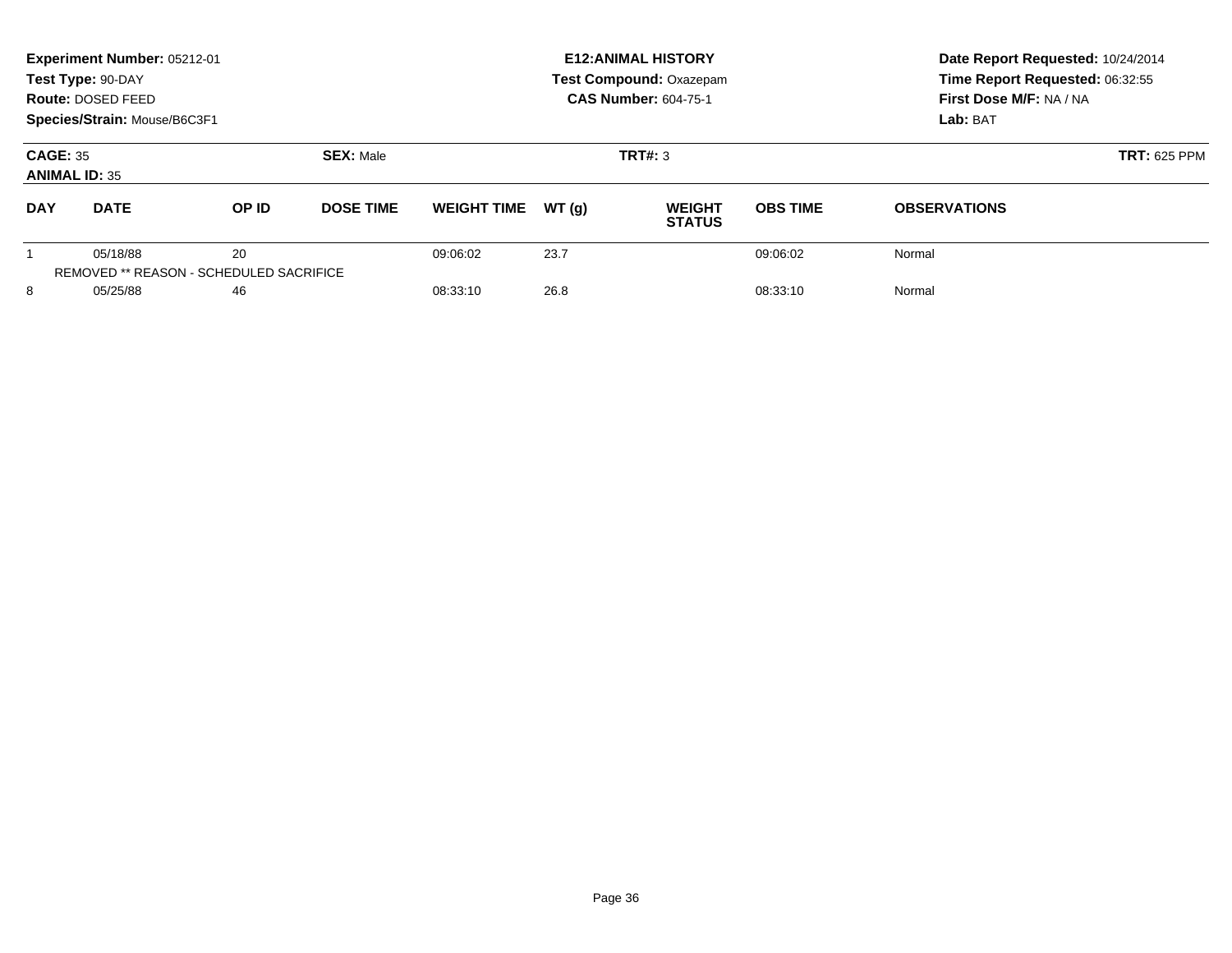**Experiment Number:** 05212-01
**Test Type:** 90-DAY
**Route:** DOSED FEED
**Species/Strain:** Mouse/B6C3F1

**E12:ANIMAL HISTORY**
**Test Compound:** Oxazepam
**CAS Number:** 604-75-1

**Date Report Requested:** 10/24/2014
**Time Report Requested:** 06:32:55
**First Dose M/F:** NA / NA
**Lab:** BAT

**CAGE:** 35 **SEX:** Male **TRT#:** 3 **TRT:** 625 PPM
**ANIMAL ID:** 35

| DAY | DATE | OP ID | DOSE TIME | WEIGHT TIME | WT (g) | WEIGHT STATUS | OBS TIME | OBSERVATIONS |
|---|---|---|---|---|---|---|---|---|
| 1 | 05/18/88 | 20 | | 09:06:02 | 23.7 | | 09:06:02 | Normal |
| REMOVED ** REASON - SCHEDULED SACRIFICE | | | | | | | | |
| 8 | 05/25/88 | 46 | | 08:33:10 | 26.8 | | 08:33:10 | Normal |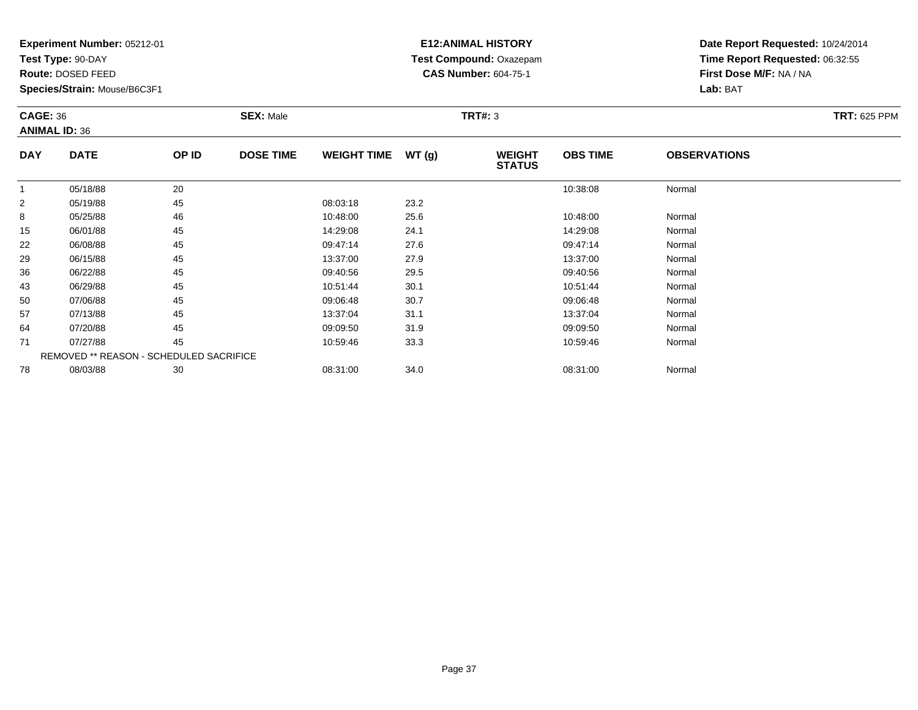**Experiment Number:** 05212-01
**Test Type:** 90-DAY
**Route:** DOSED FEED
**Species/Strain:** Mouse/B6C3F1

**E12:ANIMAL HISTORY**
**Test Compound:** Oxazepam
**CAS Number:** 604-75-1

**Date Report Requested:** 10/24/2014
**Time Report Requested:** 06:32:55
**First Dose M/F:** NA / NA
**Lab:** BAT

**CAGE:** 36 **SEX:** Male **TRT#:** 3 **TRT:** 625 PPM
**ANIMAL ID:** 36

| DAY | DATE | OP ID | DOSE TIME | WEIGHT TIME | WT (g) | WEIGHT STATUS | OBS TIME | OBSERVATIONS |
|---|---|---|---|---|---|---|---|---|
| 1 | 05/18/88 | 20 | | | | | 10:38:08 | Normal |
| 2 | 05/19/88 | 45 | | 08:03:18 | 23.2 | | | |
| 8 | 05/25/88 | 46 | | 10:48:00 | 25.6 | | 10:48:00 | Normal |
| 15 | 06/01/88 | 45 | | 14:29:08 | 24.1 | | 14:29:08 | Normal |
| 22 | 06/08/88 | 45 | | 09:47:14 | 27.6 | | 09:47:14 | Normal |
| 29 | 06/15/88 | 45 | | 13:37:00 | 27.9 | | 13:37:00 | Normal |
| 36 | 06/22/88 | 45 | | 09:40:56 | 29.5 | | 09:40:56 | Normal |
| 43 | 06/29/88 | 45 | | 10:51:44 | 30.1 | | 10:51:44 | Normal |
| 50 | 07/06/88 | 45 | | 09:06:48 | 30.7 | | 09:06:48 | Normal |
| 57 | 07/13/88 | 45 | | 13:37:04 | 31.1 | | 13:37:04 | Normal |
| 64 | 07/20/88 | 45 | | 09:09:50 | 31.9 | | 09:09:50 | Normal |
| 71 | 07/27/88 | 45 | | 10:59:46 | 33.3 | | 10:59:46 | Normal |
| | REMOVED ** REASON - SCHEDULED SACRIFICE | | | | | | | |
| 78 | 08/03/88 | 30 | | 08:31:00 | 34.0 | | 08:31:00 | Normal |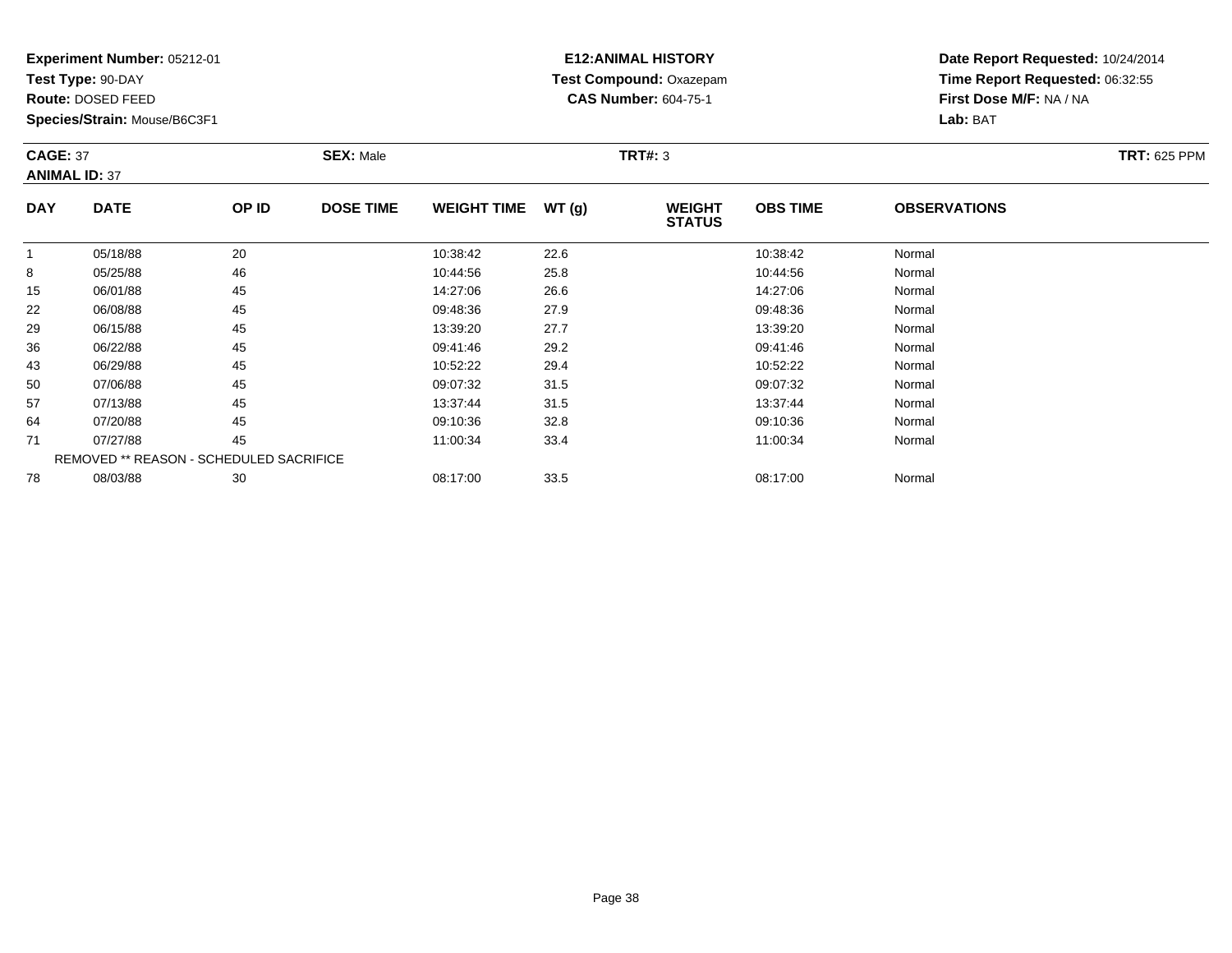**Experiment Number:** 05212-01
**Test Type:** 90-DAY
**Route:** DOSED FEED
**Species/Strain:** Mouse/B6C3F1

**E12:ANIMAL HISTORY**
**Test Compound:** Oxazepam
**CAS Number:** 604-75-1

**Date Report Requested:** 10/24/2014
**Time Report Requested:** 06:32:55
**First Dose M/F:** NA / NA
**Lab:** BAT

**CAGE:** 37
**ANIMAL ID:** 37

**SEX:** Male

**TRT#:** 3

**TRT:** 625 PPM

| DAY | DATE | OP ID | DOSE TIME | WEIGHT TIME | WT (g) | WEIGHT STATUS | OBS TIME | OBSERVATIONS |
|---|---|---|---|---|---|---|---|---|
| 1 | 05/18/88 | 20 | | 10:38:42 | 22.6 | | 10:38:42 | Normal |
| 8 | 05/25/88 | 46 | | 10:44:56 | 25.8 | | 10:44:56 | Normal |
| 15 | 06/01/88 | 45 | | 14:27:06 | 26.6 | | 14:27:06 | Normal |
| 22 | 06/08/88 | 45 | | 09:48:36 | 27.9 | | 09:48:36 | Normal |
| 29 | 06/15/88 | 45 | | 13:39:20 | 27.7 | | 13:39:20 | Normal |
| 36 | 06/22/88 | 45 | | 09:41:46 | 29.2 | | 09:41:46 | Normal |
| 43 | 06/29/88 | 45 | | 10:52:22 | 29.4 | | 10:52:22 | Normal |
| 50 | 07/06/88 | 45 | | 09:07:32 | 31.5 | | 09:07:32 | Normal |
| 57 | 07/13/88 | 45 | | 13:37:44 | 31.5 | | 13:37:44 | Normal |
| 64 | 07/20/88 | 45 | | 09:10:36 | 32.8 | | 09:10:36 | Normal |
| 71 | 07/27/88 | 45 | | 11:00:34 | 33.4 | | 11:00:34 | Normal |
| | REMOVED ** REASON - SCHEDULED SACRIFICE | | | | | | | |
| 78 | 08/03/88 | 30 | | 08:17:00 | 33.5 | | 08:17:00 | Normal |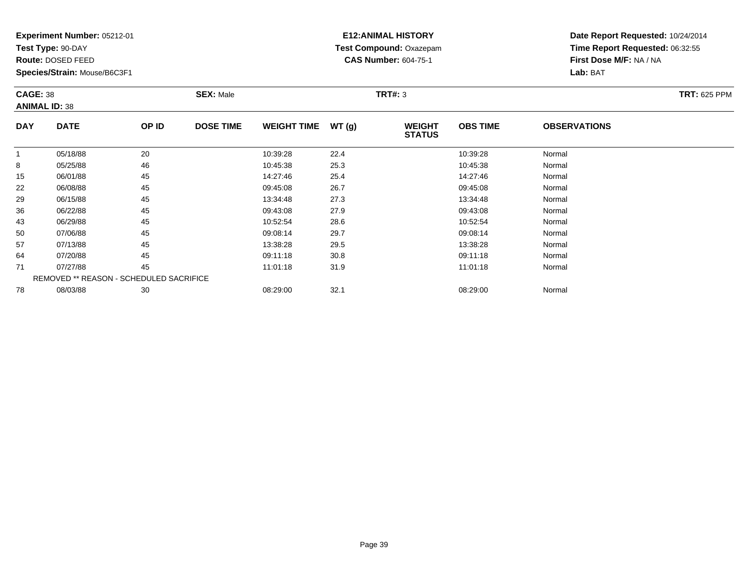**Experiment Number:** 05212-01
**Test Type:** 90-DAY
**Route:** DOSED FEED
**Species/Strain:** Mouse/B6C3F1

**E12:ANIMAL HISTORY**
**Test Compound:** Oxazepam
**CAS Number:** 604-75-1

**Date Report Requested:** 10/24/2014
**Time Report Requested:** 06:32:55
**First Dose M/F:** NA / NA
**Lab:** BAT

**CAGE:** 38
**ANIMAL ID:** 38
**SEX:** Male
**TRT#:** 3
**TRT:** 625 PPM

| DAY | DATE | OP ID | DOSE TIME | WEIGHT TIME | WT (g) | WEIGHT STATUS | OBS TIME | OBSERVATIONS |
|---|---|---|---|---|---|---|---|---|
| 1 | 05/18/88 | 20 | | 10:39:28 | 22.4 | | 10:39:28 | Normal |
| 8 | 05/25/88 | 46 | | 10:45:38 | 25.3 | | 10:45:38 | Normal |
| 15 | 06/01/88 | 45 | | 14:27:46 | 25.4 | | 14:27:46 | Normal |
| 22 | 06/08/88 | 45 | | 09:45:08 | 26.7 | | 09:45:08 | Normal |
| 29 | 06/15/88 | 45 | | 13:34:48 | 27.3 | | 13:34:48 | Normal |
| 36 | 06/22/88 | 45 | | 09:43:08 | 27.9 | | 09:43:08 | Normal |
| 43 | 06/29/88 | 45 | | 10:52:54 | 28.6 | | 10:52:54 | Normal |
| 50 | 07/06/88 | 45 | | 09:08:14 | 29.7 | | 09:08:14 | Normal |
| 57 | 07/13/88 | 45 | | 13:38:28 | 29.5 | | 13:38:28 | Normal |
| 64 | 07/20/88 | 45 | | 09:11:18 | 30.8 | | 09:11:18 | Normal |
| 71 | 07/27/88 | 45 | | 11:01:18 | 31.9 | | 11:01:18 | Normal |
| | REMOVED ** REASON - SCHEDULED SACRIFICE | | | | | | | |
| 78 | 08/03/88 | 30 | | 08:29:00 | 32.1 | | 08:29:00 | Normal |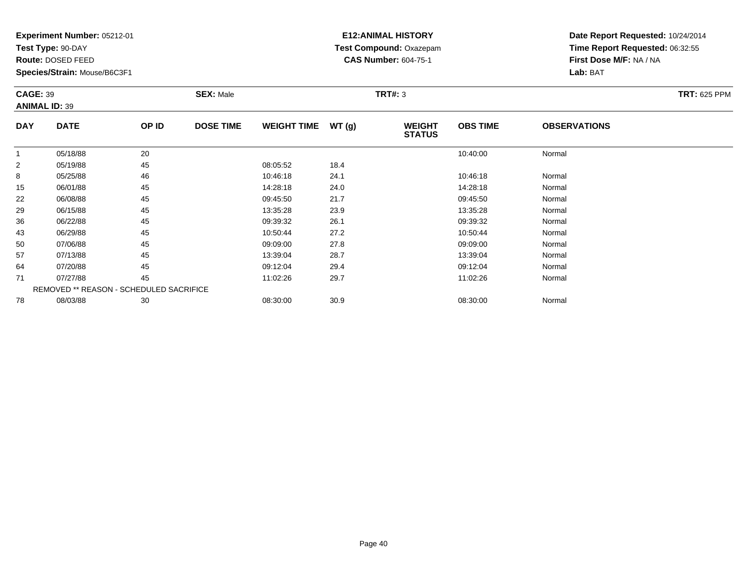**Experiment Number:** 05212-01
**Test Type:** 90-DAY
**Route:** DOSED FEED
**Species/Strain:** Mouse/B6C3F1

**E12:ANIMAL HISTORY**
**Test Compound:** Oxazepam
**CAS Number:** 604-75-1

**Date Report Requested:** 10/24/2014
**Time Report Requested:** 06:32:55
**First Dose M/F:** NA / NA
**Lab:** BAT

**CAGE:** 39 **SEX:** Male **TRT#:** 3 **TRT:** 625 PPM
**ANIMAL ID:** 39

| DAY | DATE | OP ID | DOSE TIME | WEIGHT TIME | WT (g) | WEIGHT STATUS | OBS TIME | OBSERVATIONS |
|---|---|---|---|---|---|---|---|---|
| 1 | 05/18/88 | 20 | | | | | 10:40:00 | Normal |
| 2 | 05/19/88 | 45 | | 08:05:52 | 18.4 | | | |
| 8 | 05/25/88 | 46 | | 10:46:18 | 24.1 | | 10:46:18 | Normal |
| 15 | 06/01/88 | 45 | | 14:28:18 | 24.0 | | 14:28:18 | Normal |
| 22 | 06/08/88 | 45 | | 09:45:50 | 21.7 | | 09:45:50 | Normal |
| 29 | 06/15/88 | 45 | | 13:35:28 | 23.9 | | 13:35:28 | Normal |
| 36 | 06/22/88 | 45 | | 09:39:32 | 26.1 | | 09:39:32 | Normal |
| 43 | 06/29/88 | 45 | | 10:50:44 | 27.2 | | 10:50:44 | Normal |
| 50 | 07/06/88 | 45 | | 09:09:00 | 27.8 | | 09:09:00 | Normal |
| 57 | 07/13/88 | 45 | | 13:39:04 | 28.7 | | 13:39:04 | Normal |
| 64 | 07/20/88 | 45 | | 09:12:04 | 29.4 | | 09:12:04 | Normal |
| 71 | 07/27/88 | 45 | | 11:02:26 | 29.7 | | 11:02:26 | Normal |
| | REMOVED ** REASON - SCHEDULED SACRIFICE | | | | | | | |
| 78 | 08/03/88 | 30 | | 08:30:00 | 30.9 | | 08:30:00 | Normal |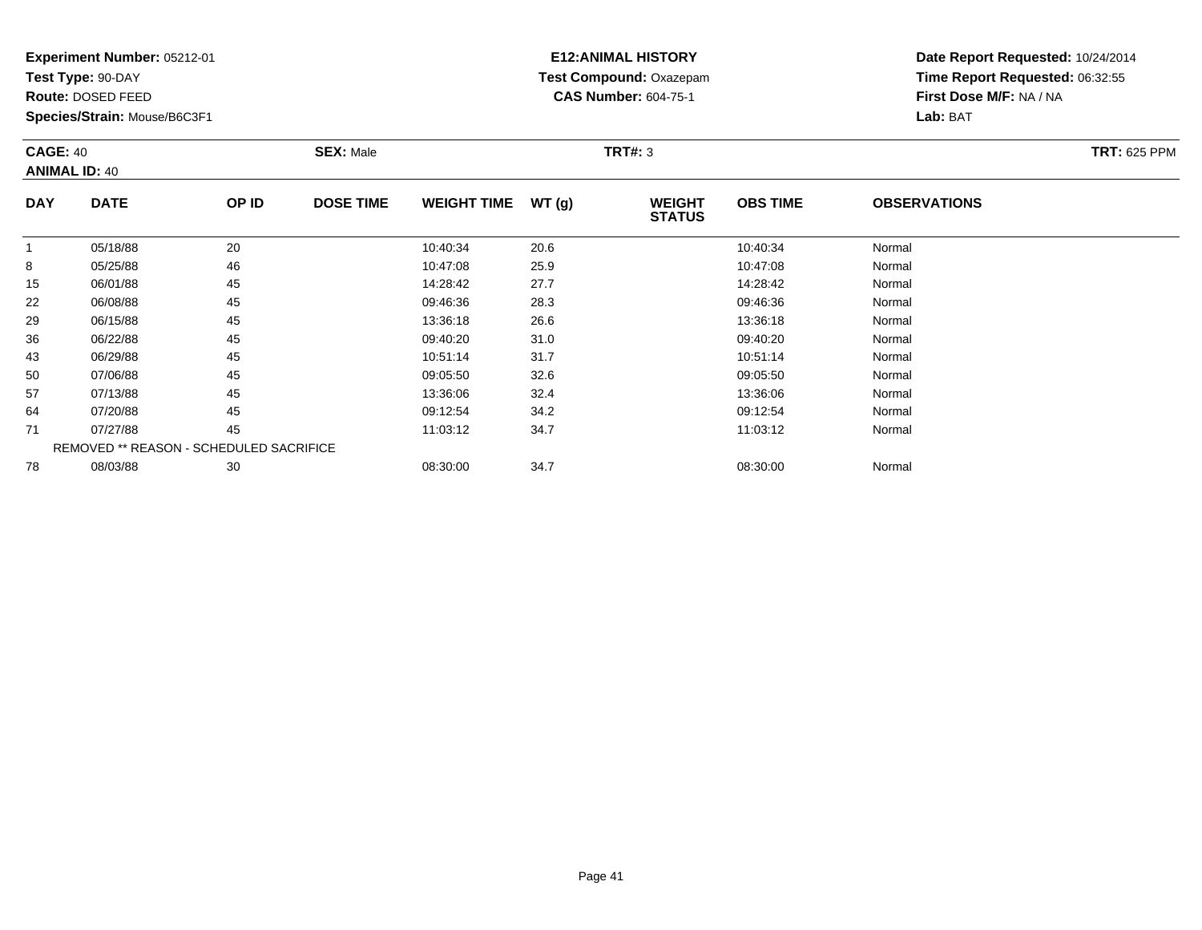**Experiment Number:** 05212-01
**Test Type:** 90-DAY
**Route:** DOSED FEED
**Species/Strain:** Mouse/B6C3F1

**E12:ANIMAL HISTORY**
**Test Compound:** Oxazepam
**CAS Number:** 604-75-1

**Date Report Requested:** 10/24/2014
**Time Report Requested:** 06:32:55
**First Dose M/F:** NA / NA
**Lab:** BAT

**CAGE:** 40　**SEX:** Male　**TRT#:** 3　**TRT:** 625 PPM
**ANIMAL ID:** 40

| DAY | DATE | OP ID | DOSE TIME | WEIGHT TIME | WT (g) | WEIGHT STATUS | OBS TIME | OBSERVATIONS |
|---|---|---|---|---|---|---|---|---|
| 1 | 05/18/88 | 20 | | 10:40:34 | 20.6 | | 10:40:34 | Normal |
| 8 | 05/25/88 | 46 | | 10:47:08 | 25.9 | | 10:47:08 | Normal |
| 15 | 06/01/88 | 45 | | 14:28:42 | 27.7 | | 14:28:42 | Normal |
| 22 | 06/08/88 | 45 | | 09:46:36 | 28.3 | | 09:46:36 | Normal |
| 29 | 06/15/88 | 45 | | 13:36:18 | 26.6 | | 13:36:18 | Normal |
| 36 | 06/22/88 | 45 | | 09:40:20 | 31.0 | | 09:40:20 | Normal |
| 43 | 06/29/88 | 45 | | 10:51:14 | 31.7 | | 10:51:14 | Normal |
| 50 | 07/06/88 | 45 | | 09:05:50 | 32.6 | | 09:05:50 | Normal |
| 57 | 07/13/88 | 45 | | 13:36:06 | 32.4 | | 13:36:06 | Normal |
| 64 | 07/20/88 | 45 | | 09:12:54 | 34.2 | | 09:12:54 | Normal |
| 71 | 07/27/88 | 45 | | 11:03:12 | 34.7 | | 11:03:12 | Normal |
| | REMOVED ** REASON - SCHEDULED SACRIFICE | | | | | | | |
| 78 | 08/03/88 | 30 | | 08:30:00 | 34.7 | | 08:30:00 | Normal |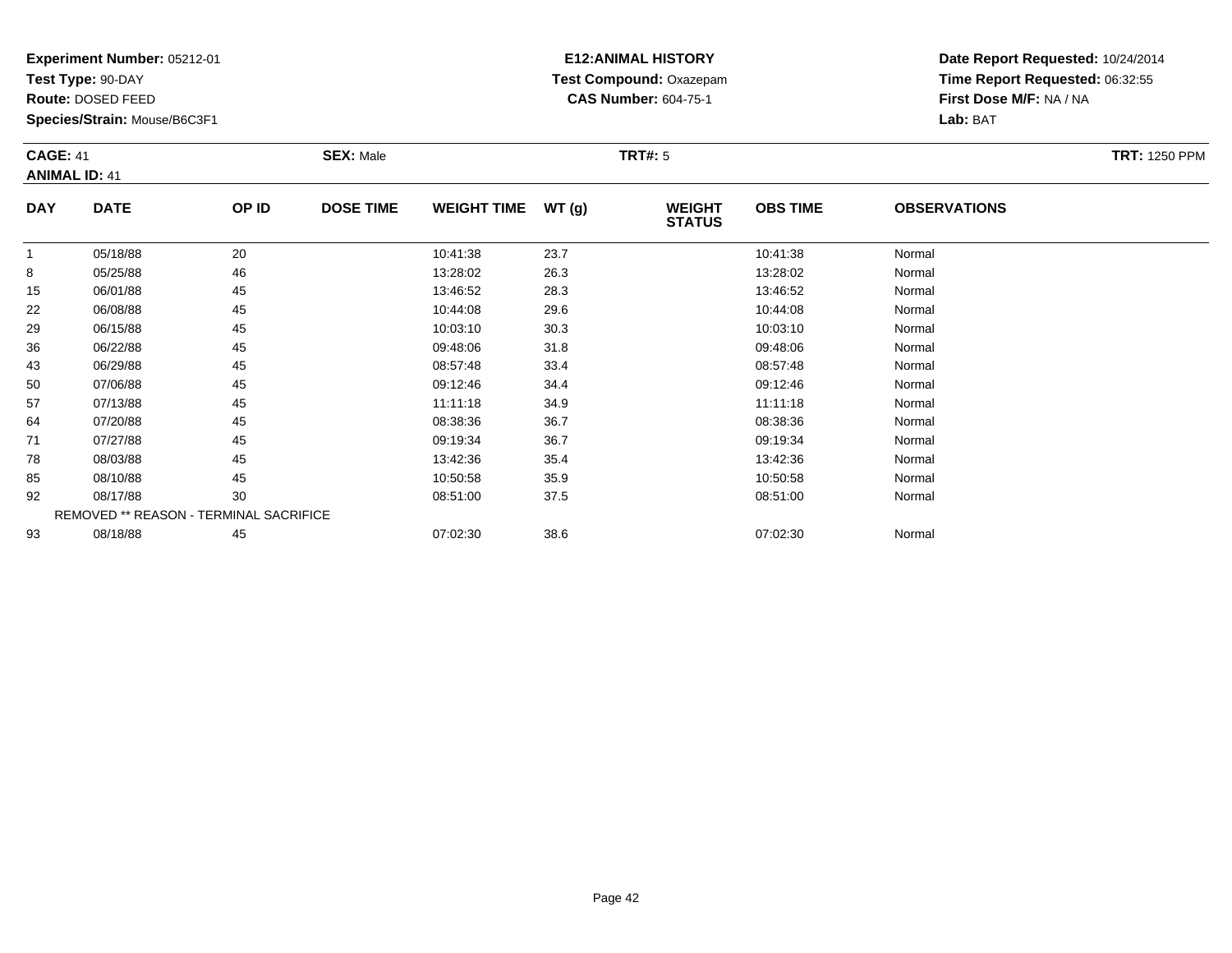**Experiment Number:** 05212-01
**Test Type:** 90-DAY
**Route:** DOSED FEED
**Species/Strain:** Mouse/B6C3F1

**E12:ANIMAL HISTORY**
**Test Compound:** Oxazepam
**CAS Number:** 604-75-1

**Date Report Requested:** 10/24/2014
**Time Report Requested:** 06:32:55
**First Dose M/F:** NA / NA
**Lab:** BAT

**CAGE:** 41 **SEX:** Male **TRT#:** 5 **TRT:** 1250 PPM
**ANIMAL ID:** 41

| DAY | DATE | OP ID | DOSE TIME | WEIGHT TIME | WT (g) | WEIGHT STATUS | OBS TIME | OBSERVATIONS |
|---|---|---|---|---|---|---|---|---|
| 1 | 05/18/88 | 20 | | 10:41:38 | 23.7 | | 10:41:38 | Normal |
| 8 | 05/25/88 | 46 | | 13:28:02 | 26.3 | | 13:28:02 | Normal |
| 15 | 06/01/88 | 45 | | 13:46:52 | 28.3 | | 13:46:52 | Normal |
| 22 | 06/08/88 | 45 | | 10:44:08 | 29.6 | | 10:44:08 | Normal |
| 29 | 06/15/88 | 45 | | 10:03:10 | 30.3 | | 10:03:10 | Normal |
| 36 | 06/22/88 | 45 | | 09:48:06 | 31.8 | | 09:48:06 | Normal |
| 43 | 06/29/88 | 45 | | 08:57:48 | 33.4 | | 08:57:48 | Normal |
| 50 | 07/06/88 | 45 | | 09:12:46 | 34.4 | | 09:12:46 | Normal |
| 57 | 07/13/88 | 45 | | 11:11:18 | 34.9 | | 11:11:18 | Normal |
| 64 | 07/20/88 | 45 | | 08:38:36 | 36.7 | | 08:38:36 | Normal |
| 71 | 07/27/88 | 45 | | 09:19:34 | 36.7 | | 09:19:34 | Normal |
| 78 | 08/03/88 | 45 | | 13:42:36 | 35.4 | | 13:42:36 | Normal |
| 85 | 08/10/88 | 45 | | 10:50:58 | 35.9 | | 10:50:58 | Normal |
| 92 | 08/17/88 | 30 | | 08:51:00 | 37.5 | | 08:51:00 | Normal |
| | REMOVED ** REASON - TERMINAL SACRIFICE | | | | | | | |
| 93 | 08/18/88 | 45 | | 07:02:30 | 38.6 | | 07:02:30 | Normal |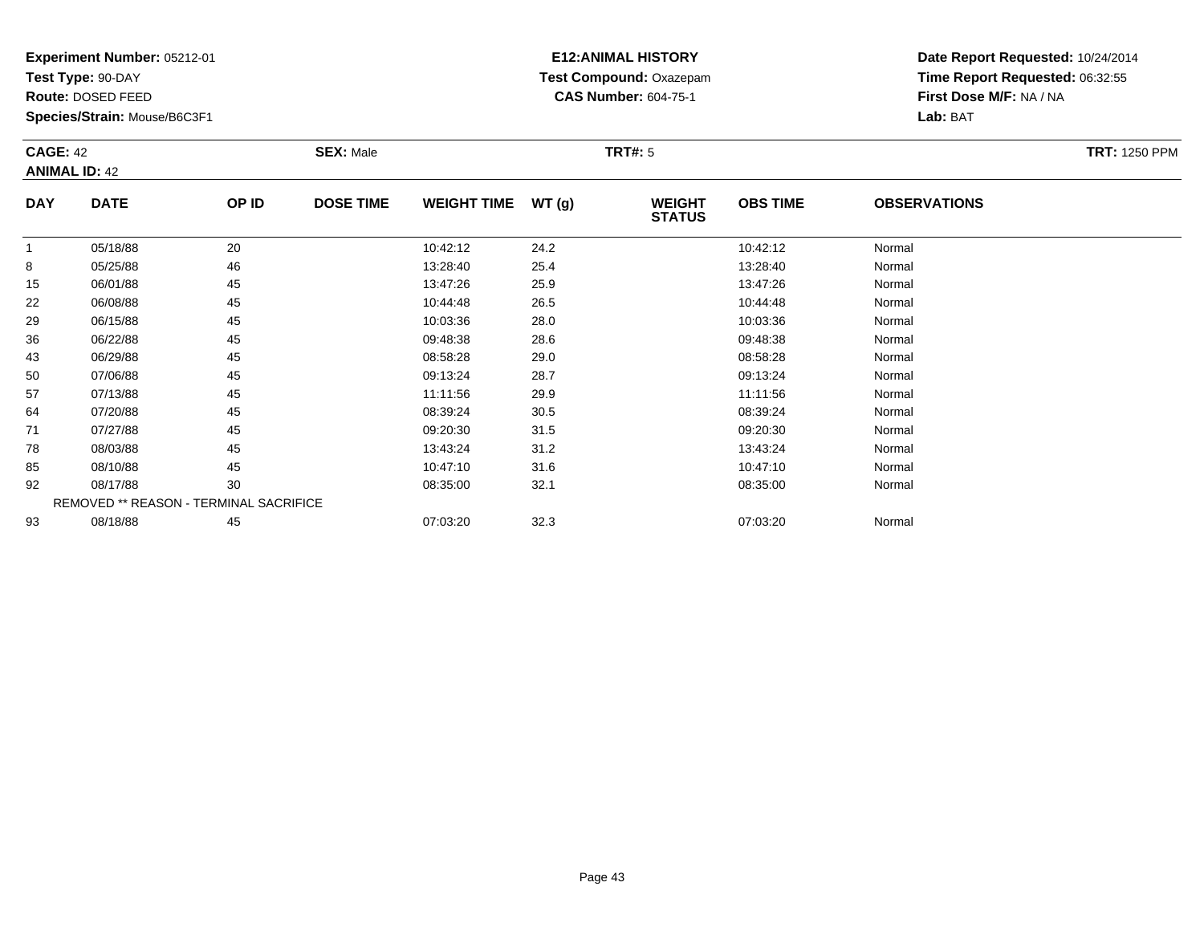**Experiment Number:** 05212-01
**Test Type:** 90-DAY
**Route:** DOSED FEED
**Species/Strain:** Mouse/B6C3F1

**E12:ANIMAL HISTORY**
**Test Compound:** Oxazepam
**CAS Number:** 604-75-1

**Date Report Requested:** 10/24/2014
**Time Report Requested:** 06:32:55
**First Dose M/F:** NA / NA
**Lab:** BAT

**CAGE:** 42
**ANIMAL ID:** 42
**SEX:** Male
**TRT#:** 5
**TRT:** 1250 PPM

| DAY | DATE | OP ID | DOSE TIME | WEIGHT TIME | WT (g) | WEIGHT STATUS | OBS TIME | OBSERVATIONS |
|---|---|---|---|---|---|---|---|---|
| 1 | 05/18/88 | 20 | | 10:42:12 | 24.2 | | 10:42:12 | Normal |
| 8 | 05/25/88 | 46 | | 13:28:40 | 25.4 | | 13:28:40 | Normal |
| 15 | 06/01/88 | 45 | | 13:47:26 | 25.9 | | 13:47:26 | Normal |
| 22 | 06/08/88 | 45 | | 10:44:48 | 26.5 | | 10:44:48 | Normal |
| 29 | 06/15/88 | 45 | | 10:03:36 | 28.0 | | 10:03:36 | Normal |
| 36 | 06/22/88 | 45 | | 09:48:38 | 28.6 | | 09:48:38 | Normal |
| 43 | 06/29/88 | 45 | | 08:58:28 | 29.0 | | 08:58:28 | Normal |
| 50 | 07/06/88 | 45 | | 09:13:24 | 28.7 | | 09:13:24 | Normal |
| 57 | 07/13/88 | 45 | | 11:11:56 | 29.9 | | 11:11:56 | Normal |
| 64 | 07/20/88 | 45 | | 08:39:24 | 30.5 | | 08:39:24 | Normal |
| 71 | 07/27/88 | 45 | | 09:20:30 | 31.5 | | 09:20:30 | Normal |
| 78 | 08/03/88 | 45 | | 13:43:24 | 31.2 | | 13:43:24 | Normal |
| 85 | 08/10/88 | 45 | | 10:47:10 | 31.6 | | 10:47:10 | Normal |
| 92 | 08/17/88 | 30 | | 08:35:00 | 32.1 | | 08:35:00 | Normal |
| REMOVED ** REASON - TERMINAL SACRIFICE | | | | | | | | |
| 93 | 08/18/88 | 45 | | 07:03:20 | 32.3 | | 07:03:20 | Normal |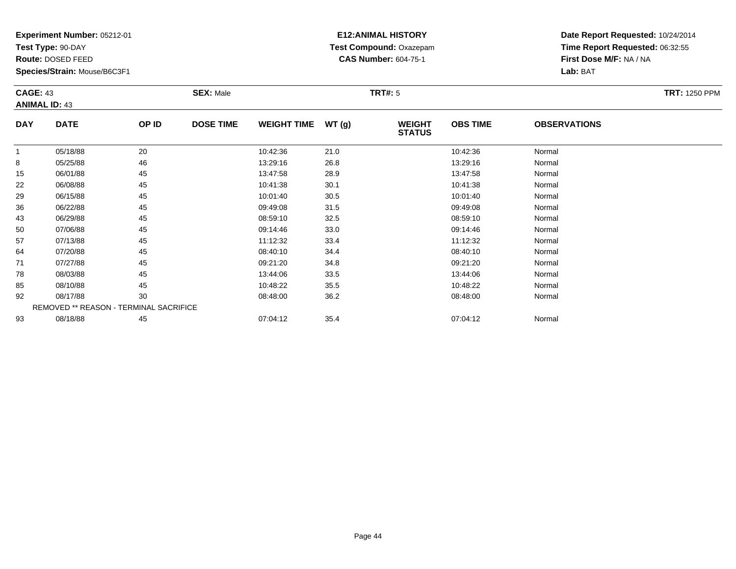**Experiment Number:** 05212-01
**Test Type:** 90-DAY
**Route:** DOSED FEED
**Species/Strain:** Mouse/B6C3F1

**E12:ANIMAL HISTORY**
**Test Compound:** Oxazepam
**CAS Number:** 604-75-1

**Date Report Requested:** 10/24/2014
**Time Report Requested:** 06:32:55
**First Dose M/F:** NA / NA
**Lab:** BAT

**CAGE:** 43 **SEX:** Male **TRT#:** 5 **TRT:** 1250 PPM
**ANIMAL ID:** 43

| DAY | DATE | OP ID | DOSE TIME | WEIGHT TIME | WT (g) | WEIGHT STATUS | OBS TIME | OBSERVATIONS |
|---|---|---|---|---|---|---|---|---|
| 1 | 05/18/88 | 20 | | 10:42:36 | 21.0 | | 10:42:36 | Normal |
| 8 | 05/25/88 | 46 | | 13:29:16 | 26.8 | | 13:29:16 | Normal |
| 15 | 06/01/88 | 45 | | 13:47:58 | 28.9 | | 13:47:58 | Normal |
| 22 | 06/08/88 | 45 | | 10:41:38 | 30.1 | | 10:41:38 | Normal |
| 29 | 06/15/88 | 45 | | 10:01:40 | 30.5 | | 10:01:40 | Normal |
| 36 | 06/22/88 | 45 | | 09:49:08 | 31.5 | | 09:49:08 | Normal |
| 43 | 06/29/88 | 45 | | 08:59:10 | 32.5 | | 08:59:10 | Normal |
| 50 | 07/06/88 | 45 | | 09:14:46 | 33.0 | | 09:14:46 | Normal |
| 57 | 07/13/88 | 45 | | 11:12:32 | 33.4 | | 11:12:32 | Normal |
| 64 | 07/20/88 | 45 | | 08:40:10 | 34.4 | | 08:40:10 | Normal |
| 71 | 07/27/88 | 45 | | 09:21:20 | 34.8 | | 09:21:20 | Normal |
| 78 | 08/03/88 | 45 | | 13:44:06 | 33.5 | | 13:44:06 | Normal |
| 85 | 08/10/88 | 45 | | 10:48:22 | 35.5 | | 10:48:22 | Normal |
| 92 | 08/17/88 | 30 | | 08:48:00 | 36.2 | | 08:48:00 | Normal |
| REMOVED ** REASON - TERMINAL SACRIFICE | | | | | | | | |
| 93 | 08/18/88 | 45 | | 07:04:12 | 35.4 | | 07:04:12 | Normal |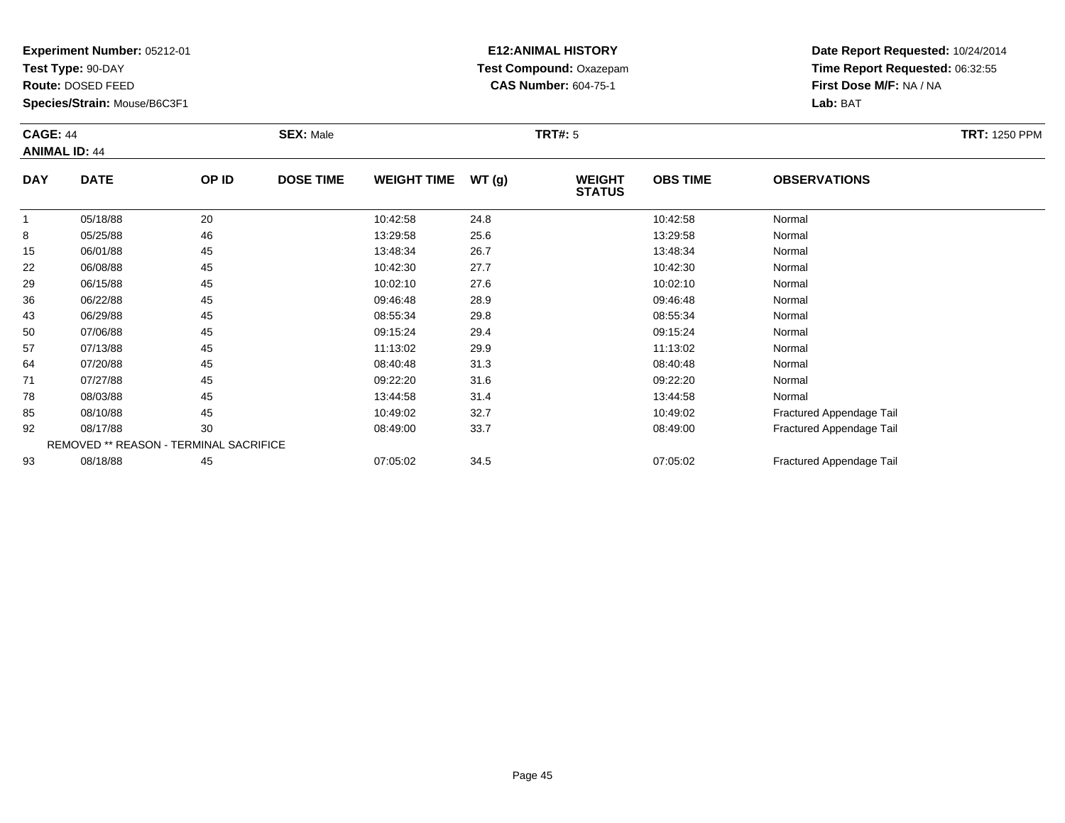**Experiment Number:** 05212-01
**Test Type:** 90-DAY
**Route:** DOSED FEED
**Species/Strain:** Mouse/B6C3F1

**E12:ANIMAL HISTORY**
**Test Compound:** Oxazepam
**CAS Number:** 604-75-1

**Date Report Requested:** 10/24/2014
**Time Report Requested:** 06:32:55
**First Dose M/F:** NA / NA
**Lab:** BAT

**CAGE:** 44 **SEX:** Male **TRT#:** 5 **TRT:** 1250 PPM
**ANIMAL ID:** 44

| DAY | DATE | OP ID | DOSE TIME | WEIGHT TIME | WT (g) | WEIGHT STATUS | OBS TIME | OBSERVATIONS |
|---|---|---|---|---|---|---|---|---|
| 1 | 05/18/88 | 20 | | 10:42:58 | 24.8 | | 10:42:58 | Normal |
| 8 | 05/25/88 | 46 | | 13:29:58 | 25.6 | | 13:29:58 | Normal |
| 15 | 06/01/88 | 45 | | 13:48:34 | 26.7 | | 13:48:34 | Normal |
| 22 | 06/08/88 | 45 | | 10:42:30 | 27.7 | | 10:42:30 | Normal |
| 29 | 06/15/88 | 45 | | 10:02:10 | 27.6 | | 10:02:10 | Normal |
| 36 | 06/22/88 | 45 | | 09:46:48 | 28.9 | | 09:46:48 | Normal |
| 43 | 06/29/88 | 45 | | 08:55:34 | 29.8 | | 08:55:34 | Normal |
| 50 | 07/06/88 | 45 | | 09:15:24 | 29.4 | | 09:15:24 | Normal |
| 57 | 07/13/88 | 45 | | 11:13:02 | 29.9 | | 11:13:02 | Normal |
| 64 | 07/20/88 | 45 | | 08:40:48 | 31.3 | | 08:40:48 | Normal |
| 71 | 07/27/88 | 45 | | 09:22:20 | 31.6 | | 09:22:20 | Normal |
| 78 | 08/03/88 | 45 | | 13:44:58 | 31.4 | | 13:44:58 | Normal |
| 85 | 08/10/88 | 45 | | 10:49:02 | 32.7 | | 10:49:02 | Fractured Appendage Tail |
| 92 | 08/17/88 | 30 | | 08:49:00 | 33.7 | | 08:49:00 | Fractured Appendage Tail |
| REMOVED ** REASON - TERMINAL SACRIFICE | | | | | | | | |
| 93 | 08/18/88 | 45 | | 07:05:02 | 34.5 | | 07:05:02 | Fractured Appendage Tail |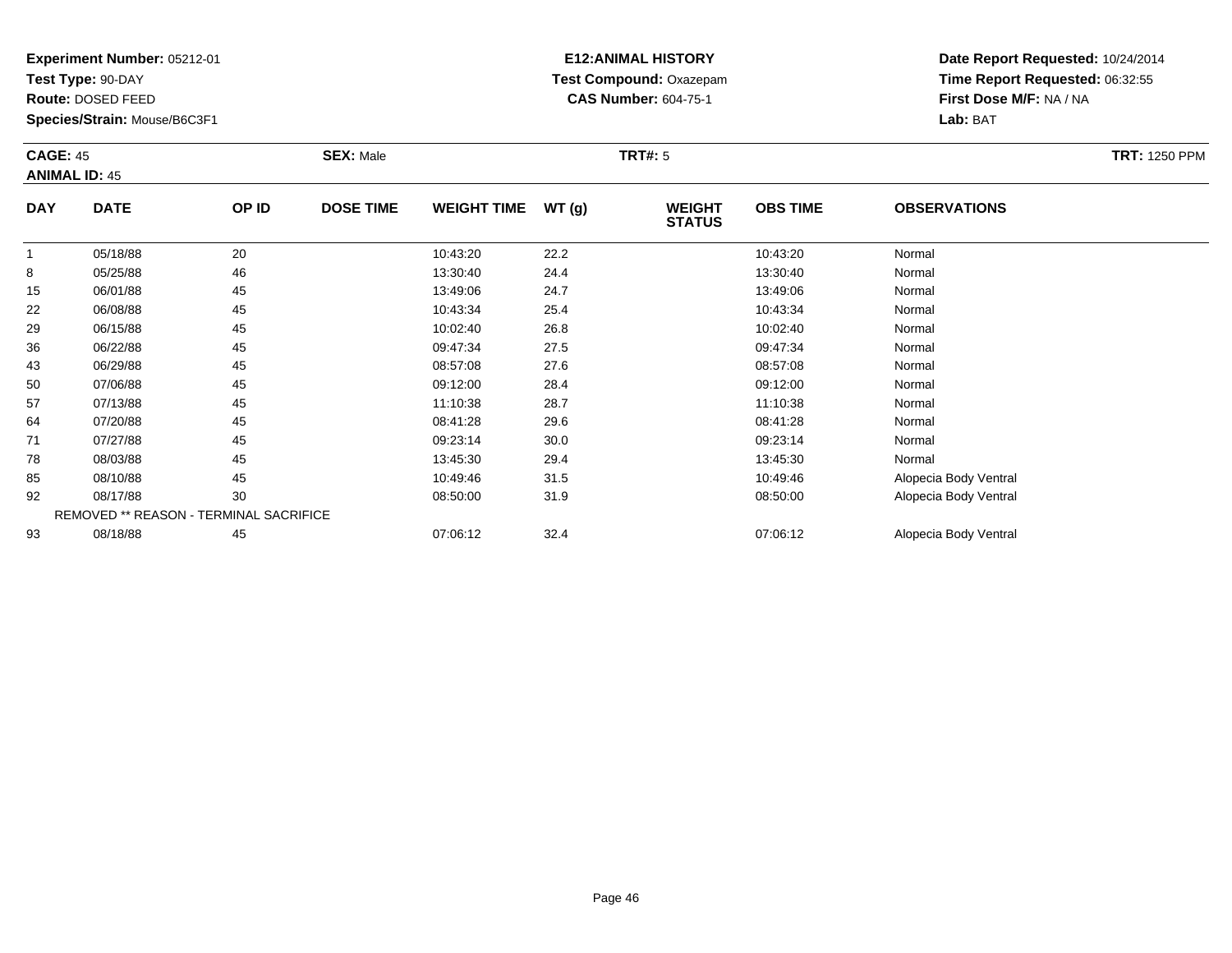**Experiment Number:** 05212-01
**Test Type:** 90-DAY
**Route:** DOSED FEED
**Species/Strain:** Mouse/B6C3F1

**E12:ANIMAL HISTORY**
**Test Compound:** Oxazepam
**CAS Number:** 604-75-1

**Date Report Requested:** 10/24/2014
**Time Report Requested:** 06:32:55
**First Dose M/F:** NA / NA
**Lab:** BAT

**CAGE:** 45 **SEX:** Male **TRT#:** 5 **TRT:** 1250 PPM
**ANIMAL ID:** 45

| DAY | DATE | OP ID | DOSE TIME | WEIGHT TIME | WT (g) | WEIGHT STATUS | OBS TIME | OBSERVATIONS |
|---|---|---|---|---|---|---|---|---|
| 1 | 05/18/88 | 20 | | 10:43:20 | 22.2 | | 10:43:20 | Normal |
| 8 | 05/25/88 | 46 | | 13:30:40 | 24.4 | | 13:30:40 | Normal |
| 15 | 06/01/88 | 45 | | 13:49:06 | 24.7 | | 13:49:06 | Normal |
| 22 | 06/08/88 | 45 | | 10:43:34 | 25.4 | | 10:43:34 | Normal |
| 29 | 06/15/88 | 45 | | 10:02:40 | 26.8 | | 10:02:40 | Normal |
| 36 | 06/22/88 | 45 | | 09:47:34 | 27.5 | | 09:47:34 | Normal |
| 43 | 06/29/88 | 45 | | 08:57:08 | 27.6 | | 08:57:08 | Normal |
| 50 | 07/06/88 | 45 | | 09:12:00 | 28.4 | | 09:12:00 | Normal |
| 57 | 07/13/88 | 45 | | 11:10:38 | 28.7 | | 11:10:38 | Normal |
| 64 | 07/20/88 | 45 | | 08:41:28 | 29.6 | | 08:41:28 | Normal |
| 71 | 07/27/88 | 45 | | 09:23:14 | 30.0 | | 09:23:14 | Normal |
| 78 | 08/03/88 | 45 | | 13:45:30 | 29.4 | | 13:45:30 | Normal |
| 85 | 08/10/88 | 45 | | 10:49:46 | 31.5 | | 10:49:46 | Alopecia Body Ventral |
| 92 | 08/17/88 | 30 | | 08:50:00 | 31.9 | | 08:50:00 | Alopecia Body Ventral |
| REMOVED ** REASON - TERMINAL SACRIFICE | | | | | | | | |
| 93 | 08/18/88 | 45 | | 07:06:12 | 32.4 | | 07:06:12 | Alopecia Body Ventral |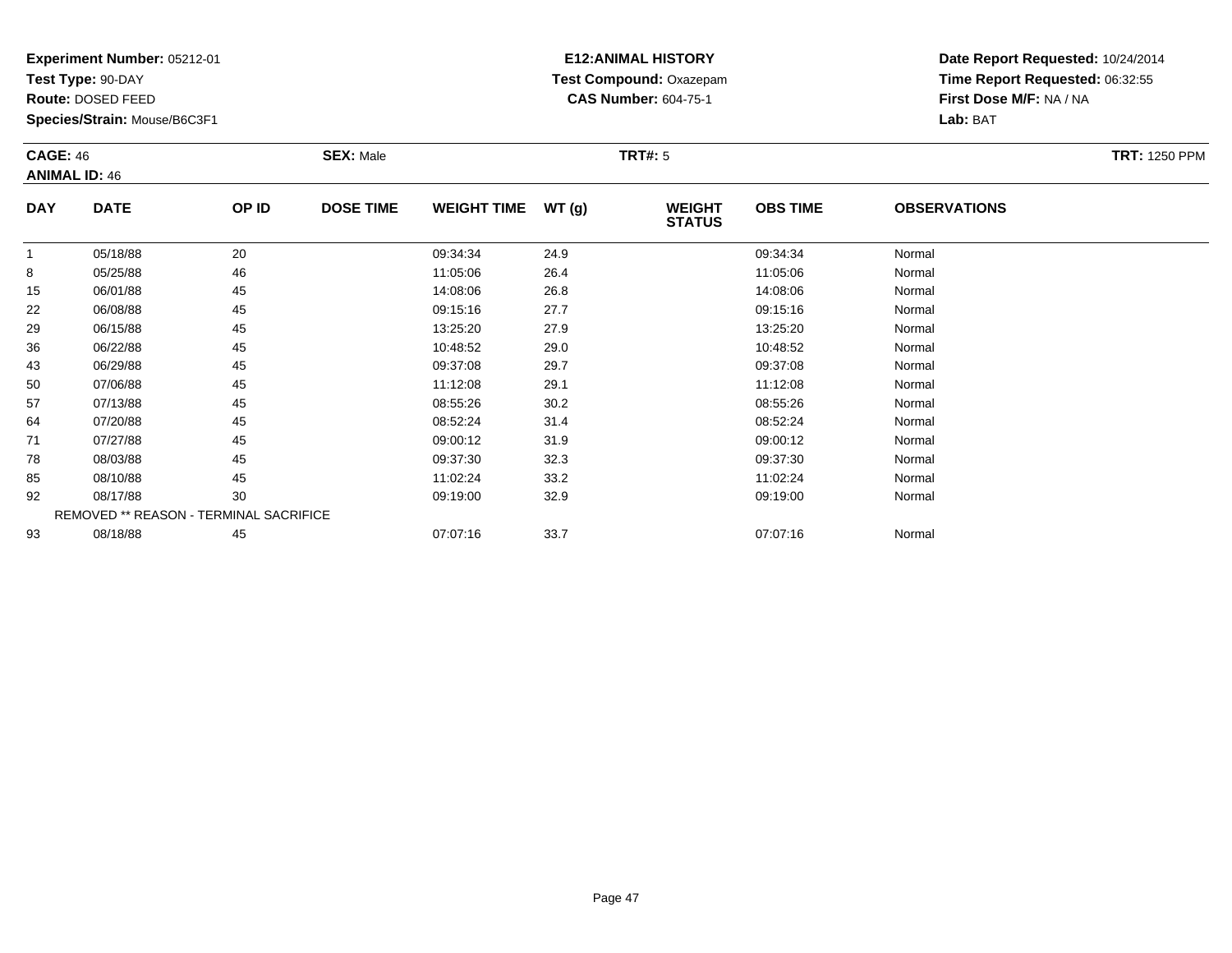**Experiment Number:** 05212-01
**Test Type:** 90-DAY
**Route:** DOSED FEED
**Species/Strain:** Mouse/B6C3F1

**E12:ANIMAL HISTORY**
**Test Compound:** Oxazepam
**CAS Number:** 604-75-1

**Date Report Requested:** 10/24/2014
**Time Report Requested:** 06:32:55
**First Dose M/F:** NA / NA
**Lab:** BAT

**CAGE:** 46 **SEX:** Male **TRT#:** 5 **TRT:** 1250 PPM
**ANIMAL ID:** 46

| DAY | DATE | OP ID | DOSE TIME | WEIGHT TIME | WT (g) | WEIGHT STATUS | OBS TIME | OBSERVATIONS |
|---|---|---|---|---|---|---|---|---|
| 1 | 05/18/88 | 20 | | 09:34:34 | 24.9 | | 09:34:34 | Normal |
| 8 | 05/25/88 | 46 | | 11:05:06 | 26.4 | | 11:05:06 | Normal |
| 15 | 06/01/88 | 45 | | 14:08:06 | 26.8 | | 14:08:06 | Normal |
| 22 | 06/08/88 | 45 | | 09:15:16 | 27.7 | | 09:15:16 | Normal |
| 29 | 06/15/88 | 45 | | 13:25:20 | 27.9 | | 13:25:20 | Normal |
| 36 | 06/22/88 | 45 | | 10:48:52 | 29.0 | | 10:48:52 | Normal |
| 43 | 06/29/88 | 45 | | 09:37:08 | 29.7 | | 09:37:08 | Normal |
| 50 | 07/06/88 | 45 | | 11:12:08 | 29.1 | | 11:12:08 | Normal |
| 57 | 07/13/88 | 45 | | 08:55:26 | 30.2 | | 08:55:26 | Normal |
| 64 | 07/20/88 | 45 | | 08:52:24 | 31.4 | | 08:52:24 | Normal |
| 71 | 07/27/88 | 45 | | 09:00:12 | 31.9 | | 09:00:12 | Normal |
| 78 | 08/03/88 | 45 | | 09:37:30 | 32.3 | | 09:37:30 | Normal |
| 85 | 08/10/88 | 45 | | 11:02:24 | 33.2 | | 11:02:24 | Normal |
| 92 | 08/17/88 | 30 | | 09:19:00 | 32.9 | | 09:19:00 | Normal |
| REMOVED ** REASON - TERMINAL SACRIFICE | | | | | | | | |
| 93 | 08/18/88 | 45 | | 07:07:16 | 33.7 | | 07:07:16 | Normal |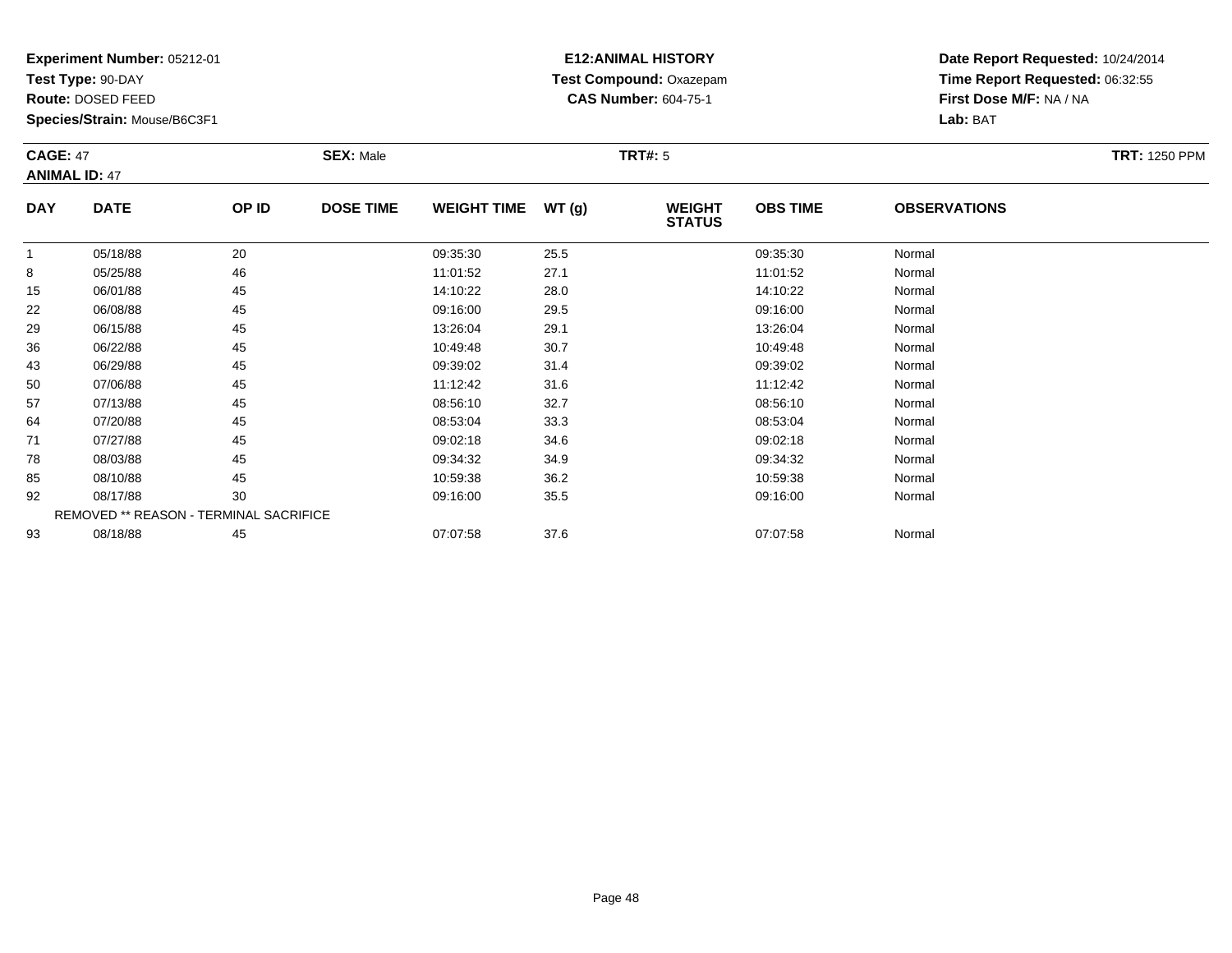**Experiment Number:** 05212-01
**Test Type:** 90-DAY
**Route:** DOSED FEED
**Species/Strain:** Mouse/B6C3F1

**E12:ANIMAL HISTORY**
**Test Compound:** Oxazepam
**CAS Number:** 604-75-1

**Date Report Requested:** 10/24/2014
**Time Report Requested:** 06:32:55
**First Dose M/F:** NA / NA
**Lab:** BAT

**CAGE:** 47 **SEX:** Male **TRT#:** 5 **TRT:** 1250 PPM
**ANIMAL ID:** 47

| DAY | DATE | OP ID | DOSE TIME | WEIGHT TIME | WT (g) | WEIGHT STATUS | OBS TIME | OBSERVATIONS |
|---|---|---|---|---|---|---|---|---|
| 1 | 05/18/88 | 20 | | 09:35:30 | 25.5 | | 09:35:30 | Normal |
| 8 | 05/25/88 | 46 | | 11:01:52 | 27.1 | | 11:01:52 | Normal |
| 15 | 06/01/88 | 45 | | 14:10:22 | 28.0 | | 14:10:22 | Normal |
| 22 | 06/08/88 | 45 | | 09:16:00 | 29.5 | | 09:16:00 | Normal |
| 29 | 06/15/88 | 45 | | 13:26:04 | 29.1 | | 13:26:04 | Normal |
| 36 | 06/22/88 | 45 | | 10:49:48 | 30.7 | | 10:49:48 | Normal |
| 43 | 06/29/88 | 45 | | 09:39:02 | 31.4 | | 09:39:02 | Normal |
| 50 | 07/06/88 | 45 | | 11:12:42 | 31.6 | | 11:12:42 | Normal |
| 57 | 07/13/88 | 45 | | 08:56:10 | 32.7 | | 08:56:10 | Normal |
| 64 | 07/20/88 | 45 | | 08:53:04 | 33.3 | | 08:53:04 | Normal |
| 71 | 07/27/88 | 45 | | 09:02:18 | 34.6 | | 09:02:18 | Normal |
| 78 | 08/03/88 | 45 | | 09:34:32 | 34.9 | | 09:34:32 | Normal |
| 85 | 08/10/88 | 45 | | 10:59:38 | 36.2 | | 10:59:38 | Normal |
| 92 | 08/17/88 | 30 | | 09:16:00 | 35.5 | | 09:16:00 | Normal |
| | REMOVED ** REASON - TERMINAL SACRIFICE | | | | | | | |
| 93 | 08/18/88 | 45 | | 07:07:58 | 37.6 | | 07:07:58 | Normal |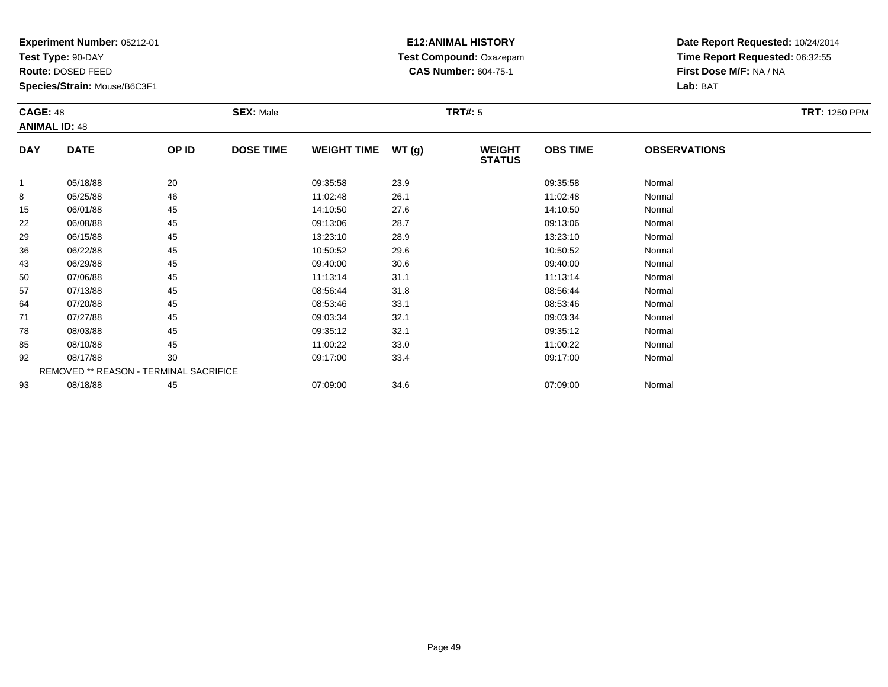**Experiment Number:** 05212-01
**Test Type:** 90-DAY
**Route:** DOSED FEED
**Species/Strain:** Mouse/B6C3F1

**E12:ANIMAL HISTORY**
**Test Compound:** Oxazepam
**CAS Number:** 604-75-1

**Date Report Requested:** 10/24/2014
**Time Report Requested:** 06:32:55
**First Dose M/F:** NA / NA
**Lab:** BAT

**CAGE:** 48 **SEX:** Male **TRT#:** 5 **TRT:** 1250 PPM
**ANIMAL ID:** 48

| DAY | DATE | OP ID | DOSE TIME | WEIGHT TIME | WT (g) | WEIGHT STATUS | OBS TIME | OBSERVATIONS |
|---|---|---|---|---|---|---|---|---|
| 1 | 05/18/88 | 20 | | 09:35:58 | 23.9 | | 09:35:58 | Normal |
| 8 | 05/25/88 | 46 | | 11:02:48 | 26.1 | | 11:02:48 | Normal |
| 15 | 06/01/88 | 45 | | 14:10:50 | 27.6 | | 14:10:50 | Normal |
| 22 | 06/08/88 | 45 | | 09:13:06 | 28.7 | | 09:13:06 | Normal |
| 29 | 06/15/88 | 45 | | 13:23:10 | 28.9 | | 13:23:10 | Normal |
| 36 | 06/22/88 | 45 | | 10:50:52 | 29.6 | | 10:50:52 | Normal |
| 43 | 06/29/88 | 45 | | 09:40:00 | 30.6 | | 09:40:00 | Normal |
| 50 | 07/06/88 | 45 | | 11:13:14 | 31.1 | | 11:13:14 | Normal |
| 57 | 07/13/88 | 45 | | 08:56:44 | 31.8 | | 08:56:44 | Normal |
| 64 | 07/20/88 | 45 | | 08:53:46 | 33.1 | | 08:53:46 | Normal |
| 71 | 07/27/88 | 45 | | 09:03:34 | 32.1 | | 09:03:34 | Normal |
| 78 | 08/03/88 | 45 | | 09:35:12 | 32.1 | | 09:35:12 | Normal |
| 85 | 08/10/88 | 45 | | 11:00:22 | 33.0 | | 11:00:22 | Normal |
| 92 | 08/17/88 | 30 | | 09:17:00 | 33.4 | | 09:17:00 | Normal |
| REMOVED ** REASON - TERMINAL SACRIFICE | | | | | | | | |
| 93 | 08/18/88 | 45 | | 07:09:00 | 34.6 | | 07:09:00 | Normal |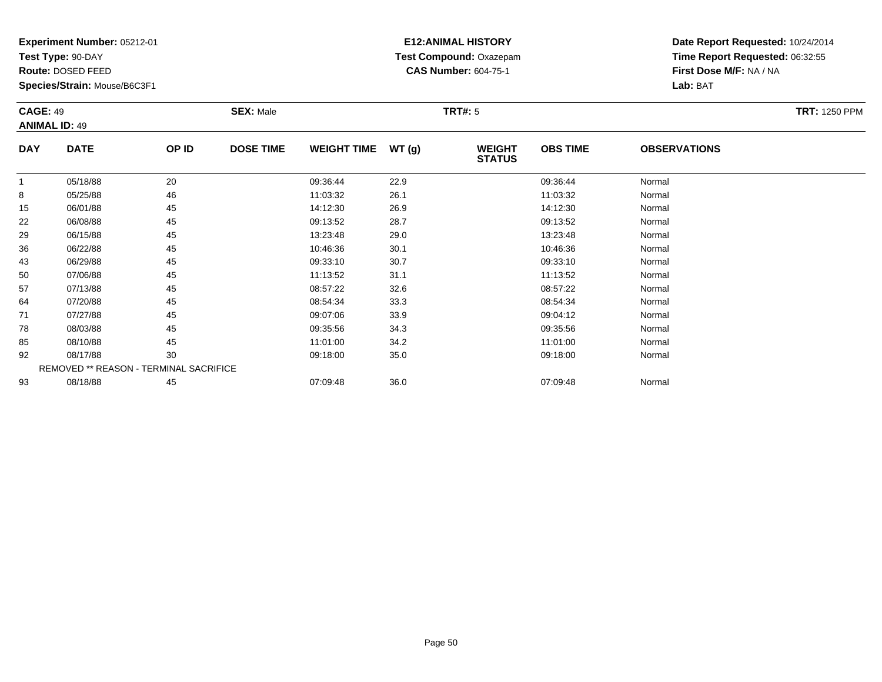**Experiment Number:** 05212-01
**Test Type:** 90-DAY
**Route:** DOSED FEED
**Species/Strain:** Mouse/B6C3F1

**E12:ANIMAL HISTORY**
**Test Compound:** Oxazepam
**CAS Number:** 604-75-1

**Date Report Requested:** 10/24/2014
**Time Report Requested:** 06:32:55
**First Dose M/F:** NA / NA
**Lab:** BAT

**CAGE:** 49 **SEX:** Male **TRT#:** 5 **TRT:** 1250 PPM
**ANIMAL ID:** 49

| DAY | DATE | OP ID | DOSE TIME | WEIGHT TIME | WT (g) | WEIGHT STATUS | OBS TIME | OBSERVATIONS |
|---|---|---|---|---|---|---|---|---|
| 1 | 05/18/88 | 20 | | 09:36:44 | 22.9 | | 09:36:44 | Normal |
| 8 | 05/25/88 | 46 | | 11:03:32 | 26.1 | | 11:03:32 | Normal |
| 15 | 06/01/88 | 45 | | 14:12:30 | 26.9 | | 14:12:30 | Normal |
| 22 | 06/08/88 | 45 | | 09:13:52 | 28.7 | | 09:13:52 | Normal |
| 29 | 06/15/88 | 45 | | 13:23:48 | 29.0 | | 13:23:48 | Normal |
| 36 | 06/22/88 | 45 | | 10:46:36 | 30.1 | | 10:46:36 | Normal |
| 43 | 06/29/88 | 45 | | 09:33:10 | 30.7 | | 09:33:10 | Normal |
| 50 | 07/06/88 | 45 | | 11:13:52 | 31.1 | | 11:13:52 | Normal |
| 57 | 07/13/88 | 45 | | 08:57:22 | 32.6 | | 08:57:22 | Normal |
| 64 | 07/20/88 | 45 | | 08:54:34 | 33.3 | | 08:54:34 | Normal |
| 71 | 07/27/88 | 45 | | 09:07:06 | 33.9 | | 09:04:12 | Normal |
| 78 | 08/03/88 | 45 | | 09:35:56 | 34.3 | | 09:35:56 | Normal |
| 85 | 08/10/88 | 45 | | 11:01:00 | 34.2 | | 11:01:00 | Normal |
| 92 | 08/17/88 | 30 | | 09:18:00 | 35.0 | | 09:18:00 | Normal |
| REMOVED ** REASON - TERMINAL SACRIFICE | | | | | | | | |
| 93 | 08/18/88 | 45 | | 07:09:48 | 36.0 | | 07:09:48 | Normal |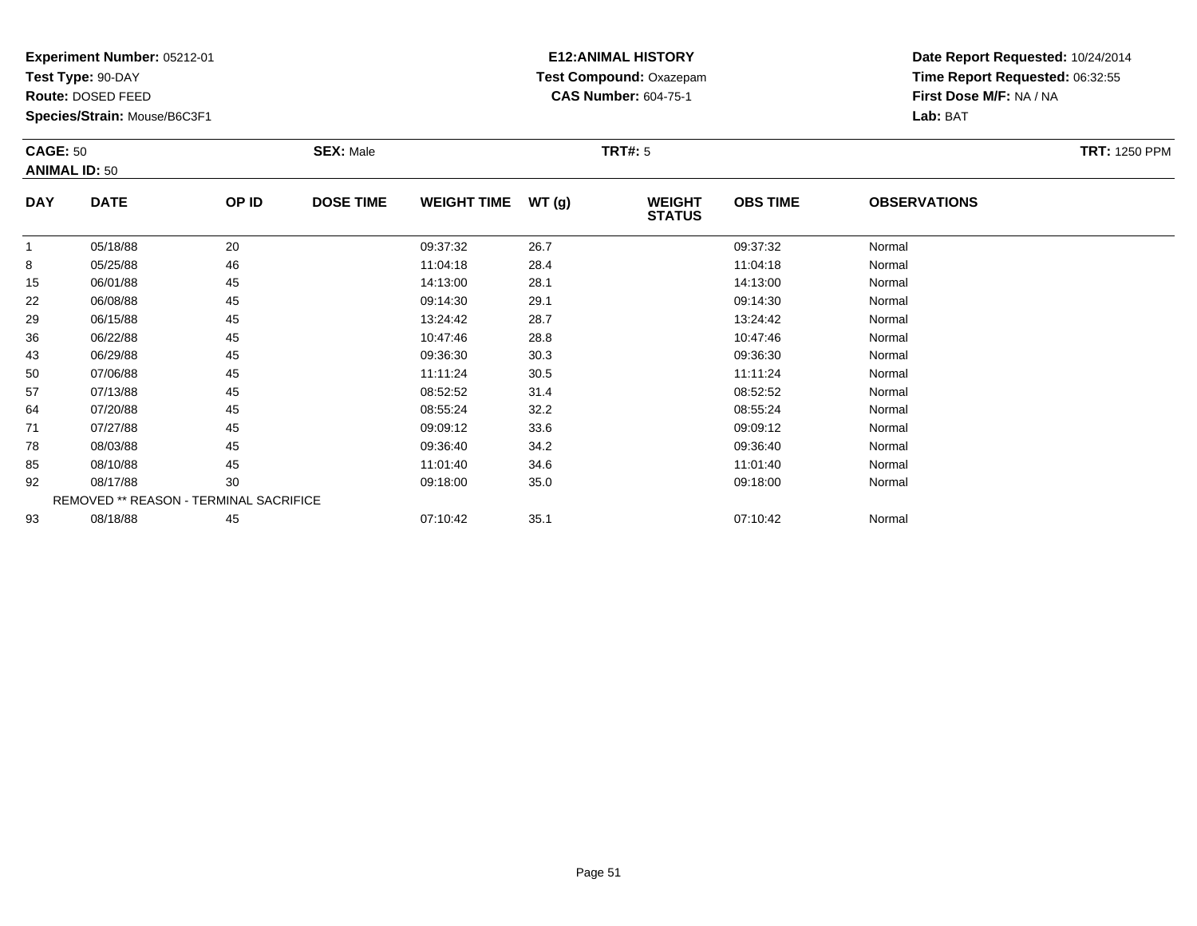**Experiment Number:** 05212-01
**Test Type:** 90-DAY
**Route:** DOSED FEED
**Species/Strain:** Mouse/B6C3F1

**E12:ANIMAL HISTORY**
**Test Compound:** Oxazepam
**CAS Number:** 604-75-1

**Date Report Requested:** 10/24/2014
**Time Report Requested:** 06:32:55
**First Dose M/F:** NA / NA
**Lab:** BAT

**CAGE:** 50 **SEX:** Male **TRT#:** 5 **TRT:** 1250 PPM
**ANIMAL ID:** 50

| DAY | DATE | OP ID | DOSE TIME | WEIGHT TIME | WT (g) | WEIGHT STATUS | OBS TIME | OBSERVATIONS |
|---|---|---|---|---|---|---|---|---|
| 1 | 05/18/88 | 20 | | 09:37:32 | 26.7 | | 09:37:32 | Normal |
| 8 | 05/25/88 | 46 | | 11:04:18 | 28.4 | | 11:04:18 | Normal |
| 15 | 06/01/88 | 45 | | 14:13:00 | 28.1 | | 14:13:00 | Normal |
| 22 | 06/08/88 | 45 | | 09:14:30 | 29.1 | | 09:14:30 | Normal |
| 29 | 06/15/88 | 45 | | 13:24:42 | 28.7 | | 13:24:42 | Normal |
| 36 | 06/22/88 | 45 | | 10:47:46 | 28.8 | | 10:47:46 | Normal |
| 43 | 06/29/88 | 45 | | 09:36:30 | 30.3 | | 09:36:30 | Normal |
| 50 | 07/06/88 | 45 | | 11:11:24 | 30.5 | | 11:11:24 | Normal |
| 57 | 07/13/88 | 45 | | 08:52:52 | 31.4 | | 08:52:52 | Normal |
| 64 | 07/20/88 | 45 | | 08:55:24 | 32.2 | | 08:55:24 | Normal |
| 71 | 07/27/88 | 45 | | 09:09:12 | 33.6 | | 09:09:12 | Normal |
| 78 | 08/03/88 | 45 | | 09:36:40 | 34.2 | | 09:36:40 | Normal |
| 85 | 08/10/88 | 45 | | 11:01:40 | 34.6 | | 11:01:40 | Normal |
| 92 | 08/17/88 | 30 | | 09:18:00 | 35.0 | | 09:18:00 | Normal |
| REMOVED ** REASON - TERMINAL SACRIFICE | | | | | | | | |
| 93 | 08/18/88 | 45 | | 07:10:42 | 35.1 | | 07:10:42 | Normal |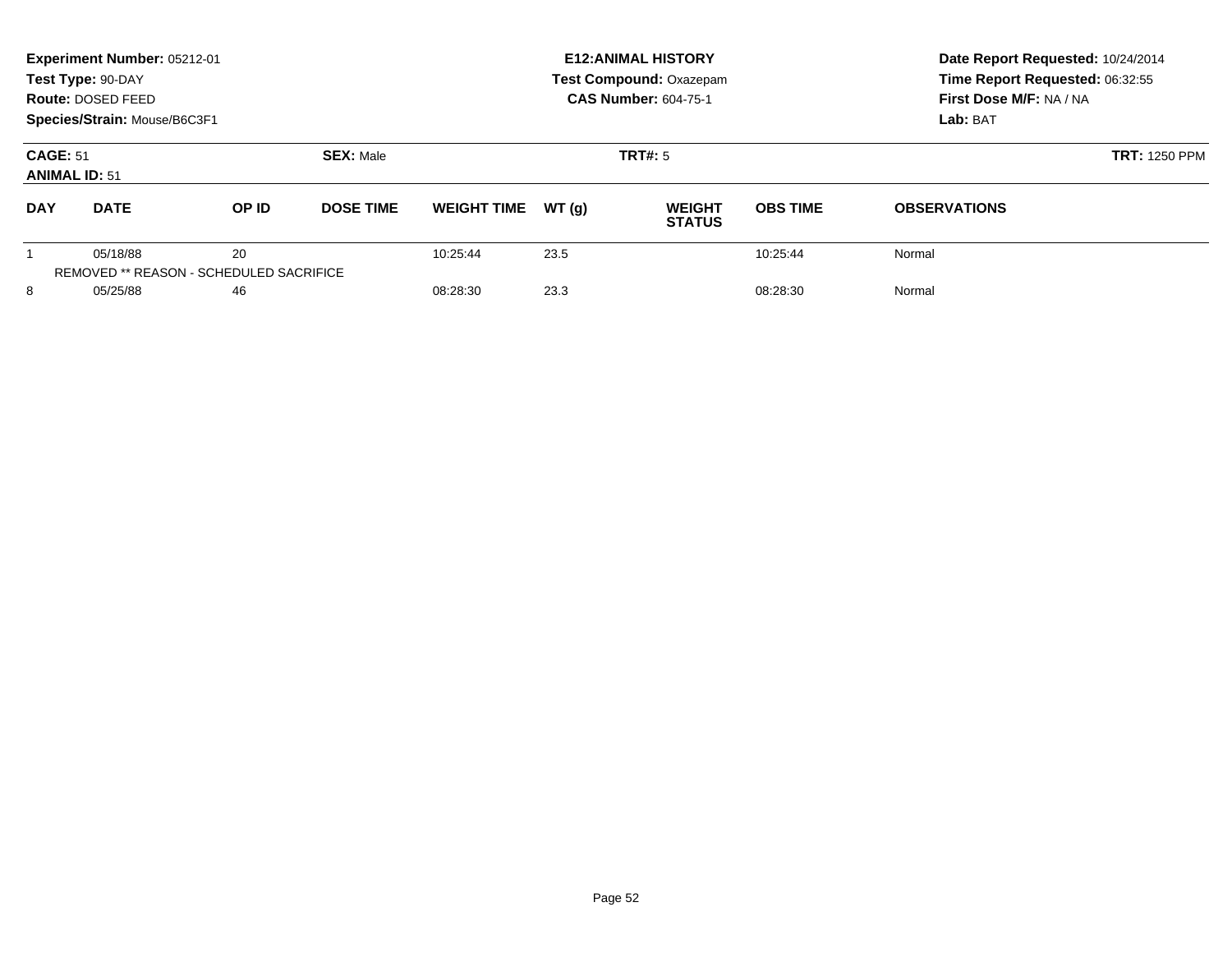**Experiment Number:** 05212-01
**Test Type:** 90-DAY
**Route:** DOSED FEED
**Species/Strain:** Mouse/B6C3F1

**E12:ANIMAL HISTORY**
**Test Compound:** Oxazepam
**CAS Number:** 604-75-1

**Date Report Requested:** 10/24/2014
**Time Report Requested:** 06:32:55
**First Dose M/F:** NA / NA
**Lab:** BAT

**CAGE:** 51 **SEX:** Male **TRT#:** 5 **TRT:** 1250 PPM
**ANIMAL ID:** 51

| DAY | DATE | OP ID | DOSE TIME | WEIGHT TIME | WT (g) | WEIGHT STATUS | OBS TIME | OBSERVATIONS |
|---|---|---|---|---|---|---|---|---|
| 1 | 05/18/88 | 20 | | 10:25:44 | 23.5 | | 10:25:44 | Normal |
| REMOVED ** REASON - SCHEDULED SACRIFICE | | | | | | | | |
| 8 | 05/25/88 | 46 | | 08:28:30 | 23.3 | | 08:28:30 | Normal |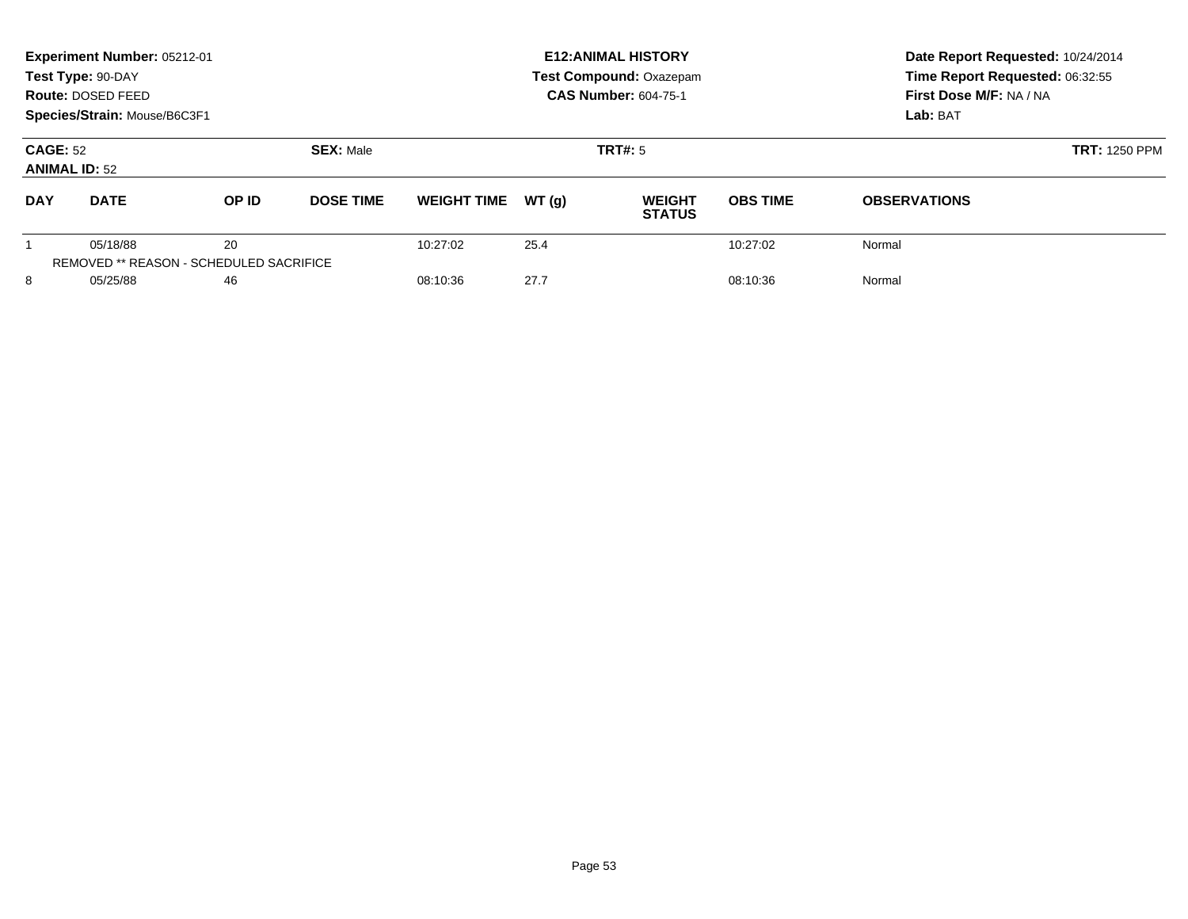**Experiment Number:** 05212-01
**Test Type:** 90-DAY
**Route:** DOSED FEED
**Species/Strain:** Mouse/B6C3F1

**E12:ANIMAL HISTORY**
**Test Compound:** Oxazepam
**CAS Number:** 604-75-1

**Date Report Requested:** 10/24/2014
**Time Report Requested:** 06:32:55
**First Dose M/F:** NA / NA
**Lab:** BAT

**CAGE:** 52 **SEX:** Male **TRT#:** 5 **TRT:** 1250 PPM
**ANIMAL ID:** 52

| DAY | DATE | OP ID | DOSE TIME | WEIGHT TIME | WT (g) | WEIGHT STATUS | OBS TIME | OBSERVATIONS |
|---|---|---|---|---|---|---|---|---|
| 1 | 05/18/88 | 20 | | 10:27:02 | 25.4 | | 10:27:02 | Normal |
| REMOVED ** REASON - SCHEDULED SACRIFICE | | | | | | | | |
| 8 | 05/25/88 | 46 | | 08:10:36 | 27.7 | | 08:10:36 | Normal |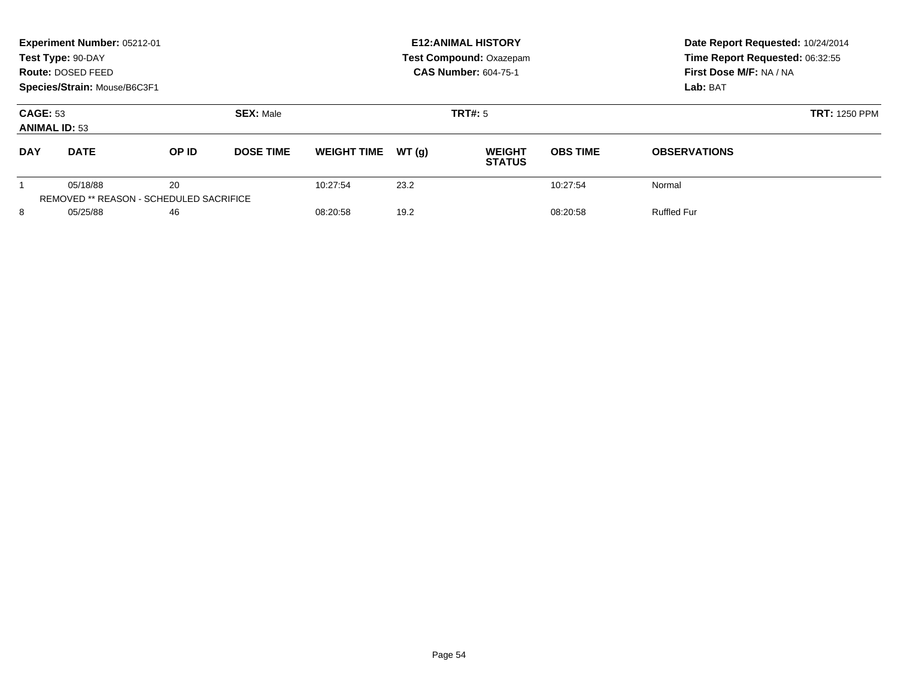**Experiment Number:** 05212-01
**Test Type:** 90-DAY
**Route:** DOSED FEED
**Species/Strain:** Mouse/B6C3F1

**E12:ANIMAL HISTORY**
**Test Compound:** Oxazepam
**CAS Number:** 604-75-1

**Date Report Requested:** 10/24/2014
**Time Report Requested:** 06:32:55
**First Dose M/F:** NA / NA
**Lab:** BAT

**CAGE:** 53
**ANIMAL ID:** 53
**SEX:** Male
**TRT#:** 5
**TRT:** 1250 PPM

| DAY | DATE | OP ID | DOSE TIME | WEIGHT TIME | WT (g) | WEIGHT STATUS | OBS TIME | OBSERVATIONS |
|---|---|---|---|---|---|---|---|---|
| 1 | 05/18/88 | 20 | | 10:27:54 | 23.2 | | 10:27:54 | Normal |
| | REMOVED ** REASON - SCHEDULED SACRIFICE | | | | | | | |
| 8 | 05/25/88 | 46 | | 08:20:58 | 19.2 | | 08:20:58 | Ruffled Fur |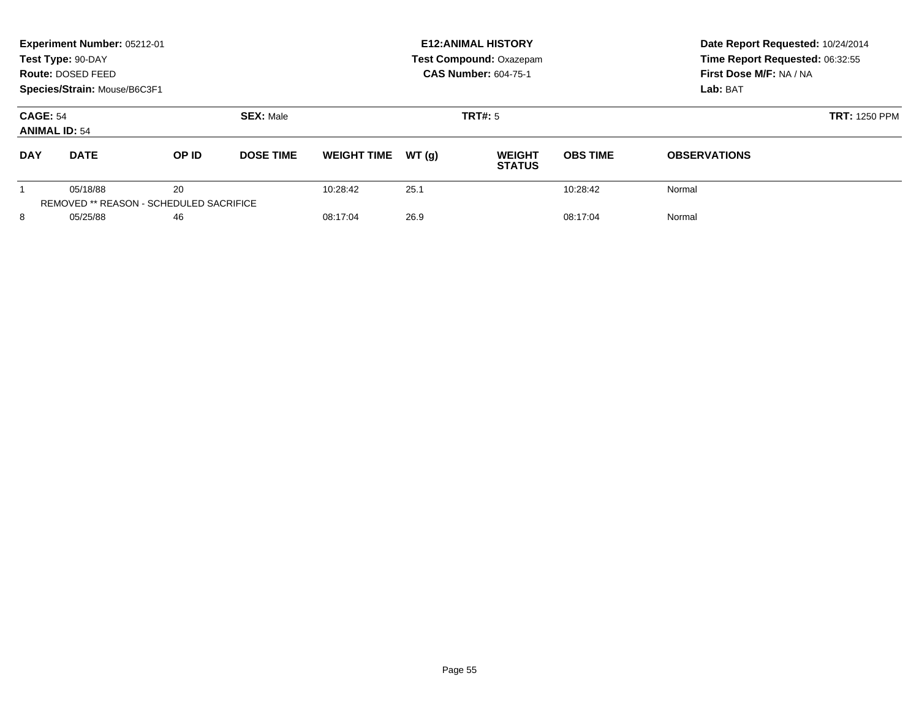**Experiment Number:** 05212-01
**Test Type:** 90-DAY
**Route:** DOSED FEED
**Species/Strain:** Mouse/B6C3F1

**E12:ANIMAL HISTORY**
**Test Compound:** Oxazepam
**CAS Number:** 604-75-1

**Date Report Requested:** 10/24/2014
**Time Report Requested:** 06:32:55
**First Dose M/F:** NA / NA
**Lab:** BAT

**CAGE:** 54
**ANIMAL ID:** 54
**SEX:** Male
**TRT#:** 5
**TRT:** 1250 PPM

| DAY | DATE | OP ID | DOSE TIME | WEIGHT TIME | WT (g) | WEIGHT STATUS | OBS TIME | OBSERVATIONS |
|---|---|---|---|---|---|---|---|---|
| 1 | 05/18/88 | 20 | | 10:28:42 | 25.1 | | 10:28:42 | Normal |
| | REMOVED ** REASON - SCHEDULED SACRIFICE | | | | | | | |
| 8 | 05/25/88 | 46 | | 08:17:04 | 26.9 | | 08:17:04 | Normal |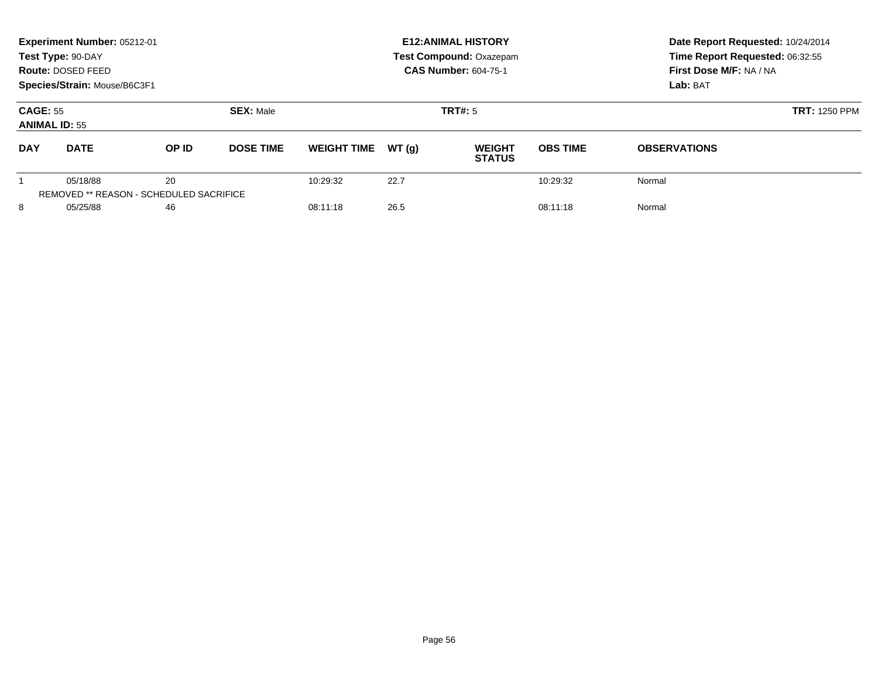**Experiment Number:** 05212-01
**Test Type:** 90-DAY
**Route:** DOSED FEED
**Species/Strain:** Mouse/B6C3F1

**E12:ANIMAL HISTORY**
**Test Compound:** Oxazepam
**CAS Number:** 604-75-1

**Date Report Requested:** 10/24/2014
**Time Report Requested:** 06:32:55
**First Dose M/F:** NA / NA
**Lab:** BAT

**CAGE:** 55
**ANIMAL ID:** 55
**SEX:** Male
**TRT#:** 5
**TRT:** 1250 PPM

| DAY | DATE | OP ID | DOSE TIME | WEIGHT TIME | WT (g) | WEIGHT STATUS | OBS TIME | OBSERVATIONS |
|---|---|---|---|---|---|---|---|---|
| 1 | 05/18/88 | 20 | | 10:29:32 | 22.7 | | 10:29:32 | Normal |
| REMOVED ** REASON - SCHEDULED SACRIFICE | | | | | | | | |
| 8 | 05/25/88 | 46 | | 08:11:18 | 26.5 | | 08:11:18 | Normal |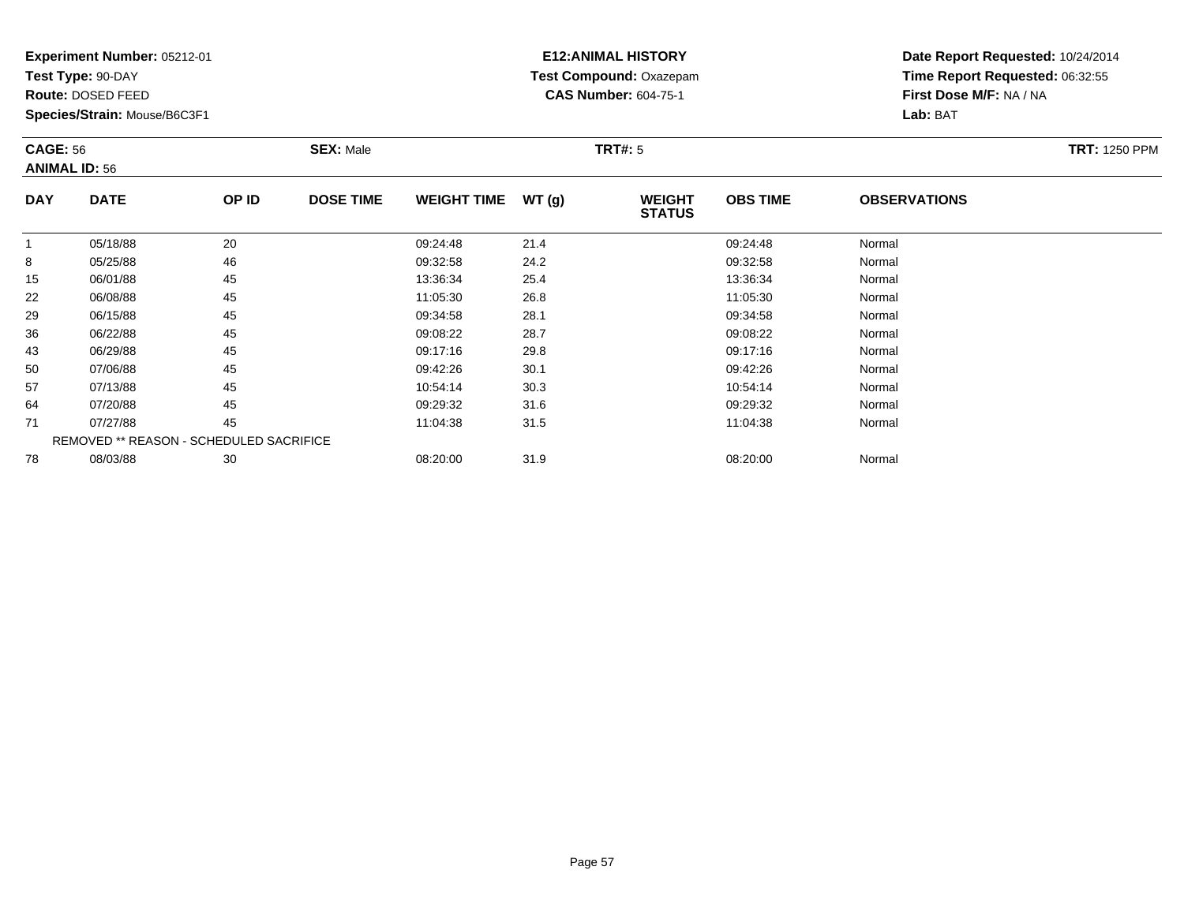**Experiment Number:** 05212-01
**Test Type:** 90-DAY
**Route:** DOSED FEED
**Species/Strain:** Mouse/B6C3F1

**E12:ANIMAL HISTORY**
**Test Compound:** Oxazepam
**CAS Number:** 604-75-1

**Date Report Requested:** 10/24/2014
**Time Report Requested:** 06:32:55
**First Dose M/F:** NA / NA
**Lab:** BAT

**CAGE:** 56
**ANIMAL ID:** 56
**SEX:** Male
**TRT#:** 5
**TRT:** 1250 PPM

| DAY | DATE | OP ID | DOSE TIME | WEIGHT TIME | WT (g) | WEIGHT STATUS | OBS TIME | OBSERVATIONS |
|---|---|---|---|---|---|---|---|---|
| 1 | 05/18/88 | 20 | | 09:24:48 | 21.4 | | 09:24:48 | Normal |
| 8 | 05/25/88 | 46 | | 09:32:58 | 24.2 | | 09:32:58 | Normal |
| 15 | 06/01/88 | 45 | | 13:36:34 | 25.4 | | 13:36:34 | Normal |
| 22 | 06/08/88 | 45 | | 11:05:30 | 26.8 | | 11:05:30 | Normal |
| 29 | 06/15/88 | 45 | | 09:34:58 | 28.1 | | 09:34:58 | Normal |
| 36 | 06/22/88 | 45 | | 09:08:22 | 28.7 | | 09:08:22 | Normal |
| 43 | 06/29/88 | 45 | | 09:17:16 | 29.8 | | 09:17:16 | Normal |
| 50 | 07/06/88 | 45 | | 09:42:26 | 30.1 | | 09:42:26 | Normal |
| 57 | 07/13/88 | 45 | | 10:54:14 | 30.3 | | 10:54:14 | Normal |
| 64 | 07/20/88 | 45 | | 09:29:32 | 31.6 | | 09:29:32 | Normal |
| 71 | 07/27/88 | 45 | | 11:04:38 | 31.5 | | 11:04:38 | Normal |
| REMOVED ** REASON - SCHEDULED SACRIFICE | | | | | | | | |
| 78 | 08/03/88 | 30 | | 08:20:00 | 31.9 | | 08:20:00 | Normal |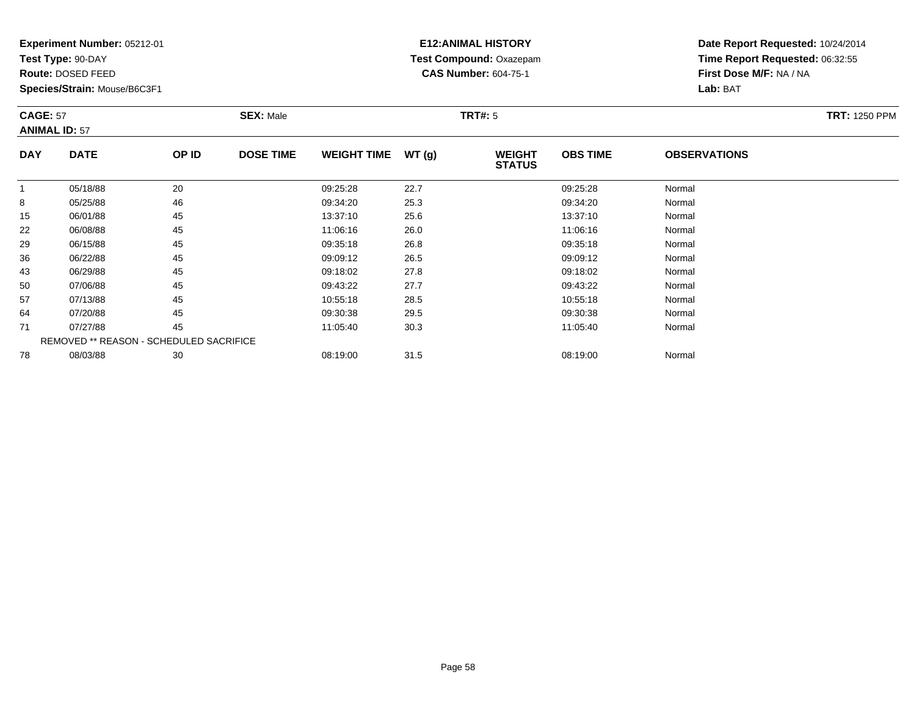**Experiment Number:** 05212-01
**Test Type:** 90-DAY
**Route:** DOSED FEED
**Species/Strain:** Mouse/B6C3F1

**E12:ANIMAL HISTORY**
**Test Compound:** Oxazepam
**CAS Number:** 604-75-1

**Date Report Requested:** 10/24/2014
**Time Report Requested:** 06:32:55
**First Dose M/F:** NA / NA
**Lab:** BAT

**CAGE:** 57
**ANIMAL ID:** 57

**SEX:** Male

**TRT#:** 5

**TRT:** 1250 PPM

| DAY | DATE | OP ID | DOSE TIME | WEIGHT TIME | WT (g) | WEIGHT STATUS | OBS TIME | OBSERVATIONS |
|---|---|---|---|---|---|---|---|---|
| 1 | 05/18/88 | 20 | | 09:25:28 | 22.7 | | 09:25:28 | Normal |
| 8 | 05/25/88 | 46 | | 09:34:20 | 25.3 | | 09:34:20 | Normal |
| 15 | 06/01/88 | 45 | | 13:37:10 | 25.6 | | 13:37:10 | Normal |
| 22 | 06/08/88 | 45 | | 11:06:16 | 26.0 | | 11:06:16 | Normal |
| 29 | 06/15/88 | 45 | | 09:35:18 | 26.8 | | 09:35:18 | Normal |
| 36 | 06/22/88 | 45 | | 09:09:12 | 26.5 | | 09:09:12 | Normal |
| 43 | 06/29/88 | 45 | | 09:18:02 | 27.8 | | 09:18:02 | Normal |
| 50 | 07/06/88 | 45 | | 09:43:22 | 27.7 | | 09:43:22 | Normal |
| 57 | 07/13/88 | 45 | | 10:55:18 | 28.5 | | 10:55:18 | Normal |
| 64 | 07/20/88 | 45 | | 09:30:38 | 29.5 | | 09:30:38 | Normal |
| 71 | 07/27/88 | 45 | | 11:05:40 | 30.3 | | 11:05:40 | Normal |
| | REMOVED ** REASON - SCHEDULED SACRIFICE | | | | | | | |
| 78 | 08/03/88 | 30 | | 08:19:00 | 31.5 | | 08:19:00 | Normal |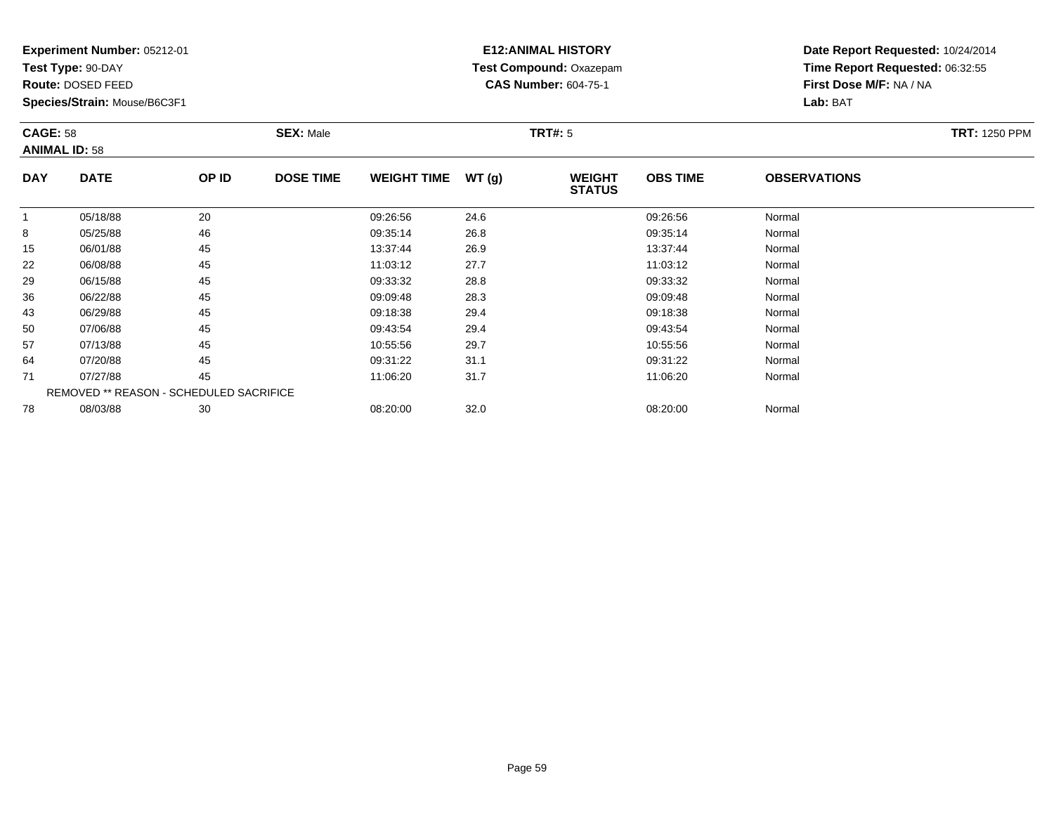**Experiment Number:** 05212-01
**Test Type:** 90-DAY
**Route:** DOSED FEED
**Species/Strain:** Mouse/B6C3F1

**E12:ANIMAL HISTORY**
**Test Compound:** Oxazepam
**CAS Number:** 604-75-1

**Date Report Requested:** 10/24/2014
**Time Report Requested:** 06:32:55
**First Dose M/F:** NA / NA
**Lab:** BAT

**CAGE:** 58
**ANIMAL ID:** 58
**SEX:** Male
**TRT#:** 5
**TRT:** 1250 PPM

| DAY | DATE | OP ID | DOSE TIME | WEIGHT TIME | WT (g) | WEIGHT STATUS | OBS TIME | OBSERVATIONS |
|---|---|---|---|---|---|---|---|---|
| 1 | 05/18/88 | 20 | | 09:26:56 | 24.6 | | 09:26:56 | Normal |
| 8 | 05/25/88 | 46 | | 09:35:14 | 26.8 | | 09:35:14 | Normal |
| 15 | 06/01/88 | 45 | | 13:37:44 | 26.9 | | 13:37:44 | Normal |
| 22 | 06/08/88 | 45 | | 11:03:12 | 27.7 | | 11:03:12 | Normal |
| 29 | 06/15/88 | 45 | | 09:33:32 | 28.8 | | 09:33:32 | Normal |
| 36 | 06/22/88 | 45 | | 09:09:48 | 28.3 | | 09:09:48 | Normal |
| 43 | 06/29/88 | 45 | | 09:18:38 | 29.4 | | 09:18:38 | Normal |
| 50 | 07/06/88 | 45 | | 09:43:54 | 29.4 | | 09:43:54 | Normal |
| 57 | 07/13/88 | 45 | | 10:55:56 | 29.7 | | 10:55:56 | Normal |
| 64 | 07/20/88 | 45 | | 09:31:22 | 31.1 | | 09:31:22 | Normal |
| 71 | 07/27/88 | 45 | | 11:06:20 | 31.7 | | 11:06:20 | Normal |
| | REMOVED ** REASON - SCHEDULED SACRIFICE | | | | | | | |
| 78 | 08/03/88 | 30 | | 08:20:00 | 32.0 | | 08:20:00 | Normal |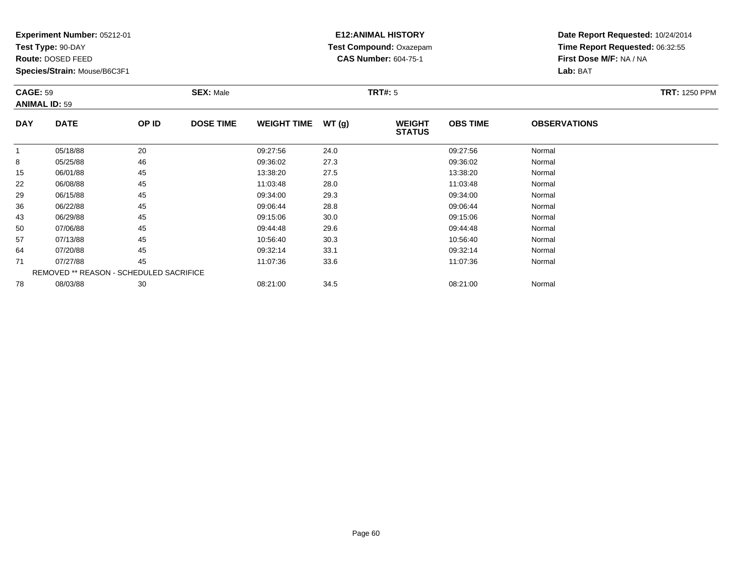**Experiment Number:** 05212-01
**Test Type:** 90-DAY
**Route:** DOSED FEED
**Species/Strain:** Mouse/B6C3F1

**E12:ANIMAL HISTORY**
**Test Compound:** Oxazepam
**CAS Number:** 604-75-1

**Date Report Requested:** 10/24/2014
**Time Report Requested:** 06:32:55
**First Dose M/F:** NA / NA
**Lab:** BAT

**CAGE:** 59 **SEX:** Male **TRT#:** 5 **TRT:** 1250 PPM
**ANIMAL ID:** 59

| DAY | DATE | OP ID | DOSE TIME | WEIGHT TIME | WT (g) | WEIGHT STATUS | OBS TIME | OBSERVATIONS |
|---|---|---|---|---|---|---|---|---|
| 1 | 05/18/88 | 20 | | 09:27:56 | 24.0 | | 09:27:56 | Normal |
| 8 | 05/25/88 | 46 | | 09:36:02 | 27.3 | | 09:36:02 | Normal |
| 15 | 06/01/88 | 45 | | 13:38:20 | 27.5 | | 13:38:20 | Normal |
| 22 | 06/08/88 | 45 | | 11:03:48 | 28.0 | | 11:03:48 | Normal |
| 29 | 06/15/88 | 45 | | 09:34:00 | 29.3 | | 09:34:00 | Normal |
| 36 | 06/22/88 | 45 | | 09:06:44 | 28.8 | | 09:06:44 | Normal |
| 43 | 06/29/88 | 45 | | 09:15:06 | 30.0 | | 09:15:06 | Normal |
| 50 | 07/06/88 | 45 | | 09:44:48 | 29.6 | | 09:44:48 | Normal |
| 57 | 07/13/88 | 45 | | 10:56:40 | 30.3 | | 10:56:40 | Normal |
| 64 | 07/20/88 | 45 | | 09:32:14 | 33.1 | | 09:32:14 | Normal |
| 71 | 07/27/88 | 45 | | 11:07:36 | 33.6 | | 11:07:36 | Normal |
| | REMOVED ** REASON - SCHEDULED SACRIFICE | | | | | | | |
| 78 | 08/03/88 | 30 | | 08:21:00 | 34.5 | | 08:21:00 | Normal |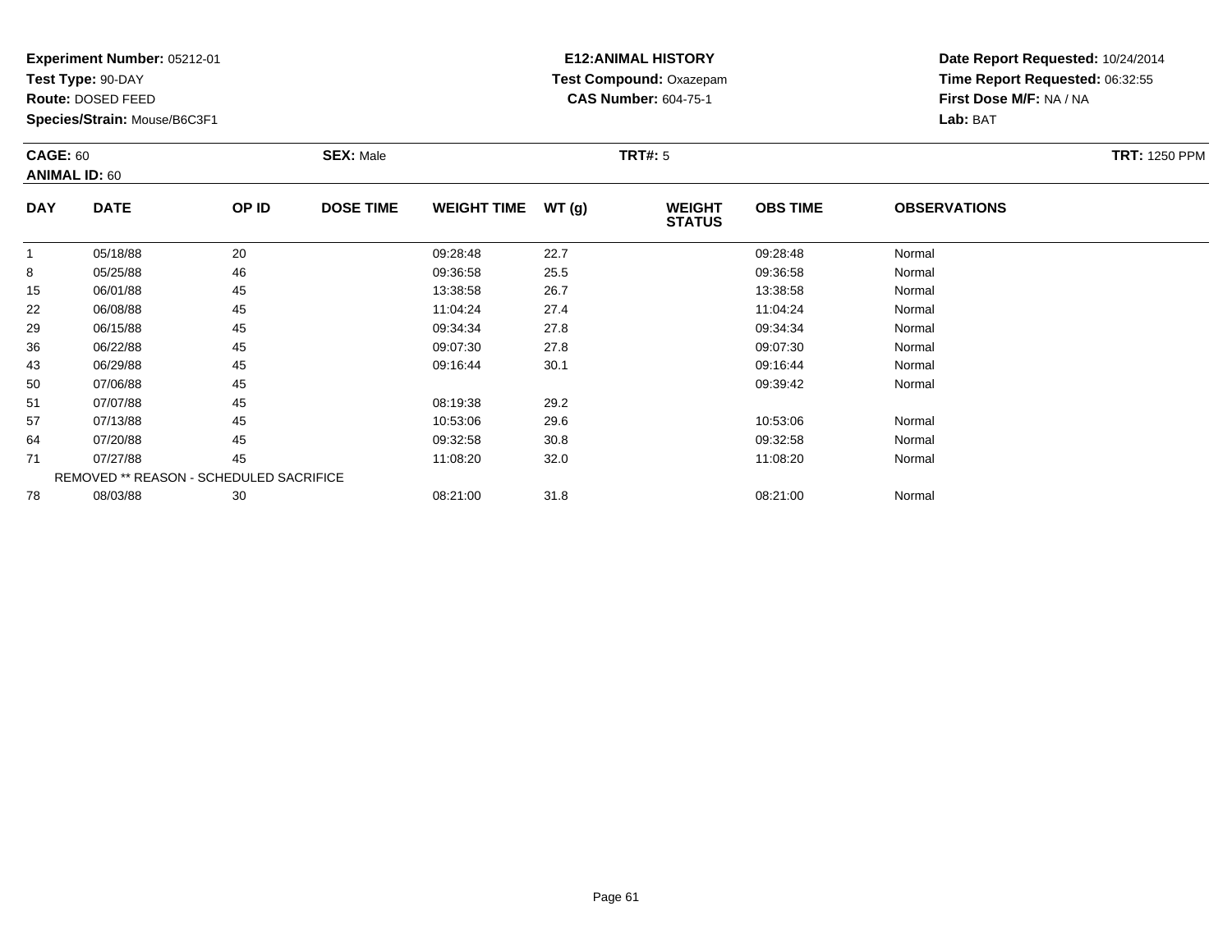**Experiment Number:** 05212-01
**Test Type:** 90-DAY
**Route:** DOSED FEED
**Species/Strain:** Mouse/B6C3F1

**E12:ANIMAL HISTORY**
**Test Compound:** Oxazepam
**CAS Number:** 604-75-1

**Date Report Requested:** 10/24/2014
**Time Report Requested:** 06:32:55
**First Dose M/F:** NA / NA
**Lab:** BAT

**CAGE:** 60 **SEX:** Male **TRT#:** 5 **TRT:** 1250 PPM
**ANIMAL ID:** 60

| DAY | DATE | OP ID | DOSE TIME | WEIGHT TIME | WT (g) | WEIGHT STATUS | OBS TIME | OBSERVATIONS |
|---|---|---|---|---|---|---|---|---|
| 1 | 05/18/88 | 20 | | 09:28:48 | 22.7 | | 09:28:48 | Normal |
| 8 | 05/25/88 | 46 | | 09:36:58 | 25.5 | | 09:36:58 | Normal |
| 15 | 06/01/88 | 45 | | 13:38:58 | 26.7 | | 13:38:58 | Normal |
| 22 | 06/08/88 | 45 | | 11:04:24 | 27.4 | | 11:04:24 | Normal |
| 29 | 06/15/88 | 45 | | 09:34:34 | 27.8 | | 09:34:34 | Normal |
| 36 | 06/22/88 | 45 | | 09:07:30 | 27.8 | | 09:07:30 | Normal |
| 43 | 06/29/88 | 45 | | 09:16:44 | 30.1 | | 09:16:44 | Normal |
| 50 | 07/06/88 | 45 | | | | | 09:39:42 | Normal |
| 51 | 07/07/88 | 45 | | 08:19:38 | 29.2 | | | |
| 57 | 07/13/88 | 45 | | 10:53:06 | 29.6 | | 10:53:06 | Normal |
| 64 | 07/20/88 | 45 | | 09:32:58 | 30.8 | | 09:32:58 | Normal |
| 71 | 07/27/88 | 45 | | 11:08:20 | 32.0 | | 11:08:20 | Normal |
| | REMOVED ** REASON - SCHEDULED SACRIFICE | | | | | | | |
| 78 | 08/03/88 | 30 | | 08:21:00 | 31.8 | | 08:21:00 | Normal |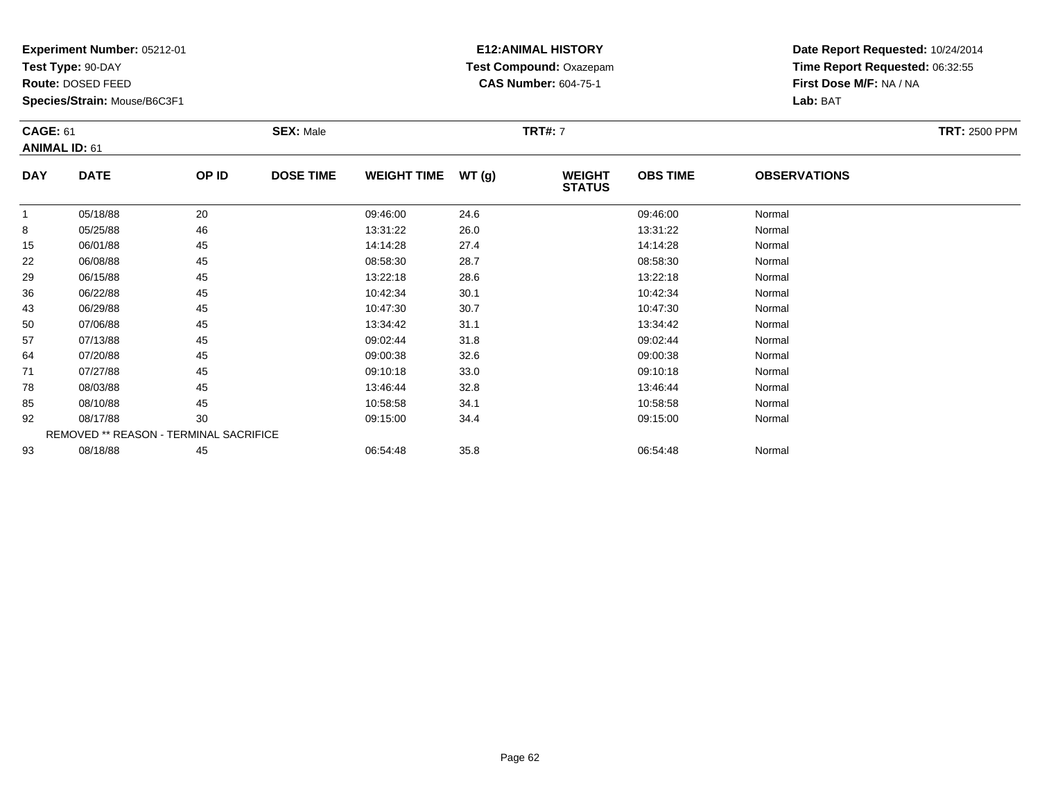**Experiment Number:** 05212-01
**Test Type:** 90-DAY
**Route:** DOSED FEED
**Species/Strain:** Mouse/B6C3F1

**E12:ANIMAL HISTORY**
**Test Compound:** Oxazepam
**CAS Number:** 604-75-1

**Date Report Requested:** 10/24/2014
**Time Report Requested:** 06:32:55
**First Dose M/F:** NA / NA
**Lab:** BAT

**CAGE:** 61 **SEX:** Male **TRT#:** 7 **TRT:** 2500 PPM
**ANIMAL ID:** 61

| DAY | DATE | OP ID | DOSE TIME | WEIGHT TIME | WT (g) | WEIGHT STATUS | OBS TIME | OBSERVATIONS |
|---|---|---|---|---|---|---|---|---|
| 1 | 05/18/88 | 20 | | 09:46:00 | 24.6 | | 09:46:00 | Normal |
| 8 | 05/25/88 | 46 | | 13:31:22 | 26.0 | | 13:31:22 | Normal |
| 15 | 06/01/88 | 45 | | 14:14:28 | 27.4 | | 14:14:28 | Normal |
| 22 | 06/08/88 | 45 | | 08:58:30 | 28.7 | | 08:58:30 | Normal |
| 29 | 06/15/88 | 45 | | 13:22:18 | 28.6 | | 13:22:18 | Normal |
| 36 | 06/22/88 | 45 | | 10:42:34 | 30.1 | | 10:42:34 | Normal |
| 43 | 06/29/88 | 45 | | 10:47:30 | 30.7 | | 10:47:30 | Normal |
| 50 | 07/06/88 | 45 | | 13:34:42 | 31.1 | | 13:34:42 | Normal |
| 57 | 07/13/88 | 45 | | 09:02:44 | 31.8 | | 09:02:44 | Normal |
| 64 | 07/20/88 | 45 | | 09:00:38 | 32.6 | | 09:00:38 | Normal |
| 71 | 07/27/88 | 45 | | 09:10:18 | 33.0 | | 09:10:18 | Normal |
| 78 | 08/03/88 | 45 | | 13:46:44 | 32.8 | | 13:46:44 | Normal |
| 85 | 08/10/88 | 45 | | 10:58:58 | 34.1 | | 10:58:58 | Normal |
| 92 | 08/17/88 | 30 | | 09:15:00 | 34.4 | | 09:15:00 | Normal |
| REMOVED ** REASON - TERMINAL SACRIFICE | | | | | | | | |
| 93 | 08/18/88 | 45 | | 06:54:48 | 35.8 | | 06:54:48 | Normal |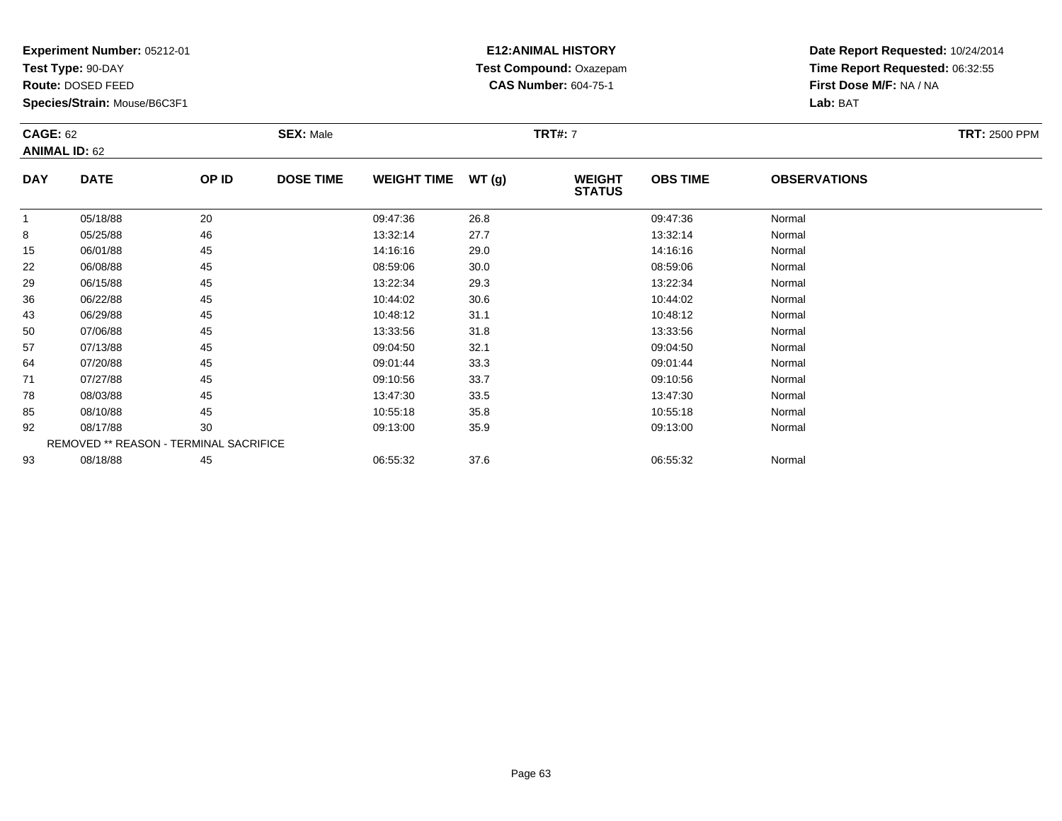**Experiment Number:** 05212-01
**Test Type:** 90-DAY
**Route:** DOSED FEED
**Species/Strain:** Mouse/B6C3F1

**E12:ANIMAL HISTORY**
**Test Compound:** Oxazepam
**CAS Number:** 604-75-1

**Date Report Requested:** 10/24/2014
**Time Report Requested:** 06:32:55
**First Dose M/F:** NA / NA
**Lab:** BAT

**CAGE:** 62 **SEX:** Male **TRT#:** 7 **TRT:** 2500 PPM
**ANIMAL ID:** 62

| DAY | DATE | OP ID | DOSE TIME | WEIGHT TIME | WT (g) | WEIGHT STATUS | OBS TIME | OBSERVATIONS |
|---|---|---|---|---|---|---|---|---|
| 1 | 05/18/88 | 20 | | 09:47:36 | 26.8 | | 09:47:36 | Normal |
| 8 | 05/25/88 | 46 | | 13:32:14 | 27.7 | | 13:32:14 | Normal |
| 15 | 06/01/88 | 45 | | 14:16:16 | 29.0 | | 14:16:16 | Normal |
| 22 | 06/08/88 | 45 | | 08:59:06 | 30.0 | | 08:59:06 | Normal |
| 29 | 06/15/88 | 45 | | 13:22:34 | 29.3 | | 13:22:34 | Normal |
| 36 | 06/22/88 | 45 | | 10:44:02 | 30.6 | | 10:44:02 | Normal |
| 43 | 06/29/88 | 45 | | 10:48:12 | 31.1 | | 10:48:12 | Normal |
| 50 | 07/06/88 | 45 | | 13:33:56 | 31.8 | | 13:33:56 | Normal |
| 57 | 07/13/88 | 45 | | 09:04:50 | 32.1 | | 09:04:50 | Normal |
| 64 | 07/20/88 | 45 | | 09:01:44 | 33.3 | | 09:01:44 | Normal |
| 71 | 07/27/88 | 45 | | 09:10:56 | 33.7 | | 09:10:56 | Normal |
| 78 | 08/03/88 | 45 | | 13:47:30 | 33.5 | | 13:47:30 | Normal |
| 85 | 08/10/88 | 45 | | 10:55:18 | 35.8 | | 10:55:18 | Normal |
| 92 | 08/17/88 | 30 | | 09:13:00 | 35.9 | | 09:13:00 | Normal |
| REMOVED ** REASON - TERMINAL SACRIFICE | | | | | | | | |
| 93 | 08/18/88 | 45 | | 06:55:32 | 37.6 | | 06:55:32 | Normal |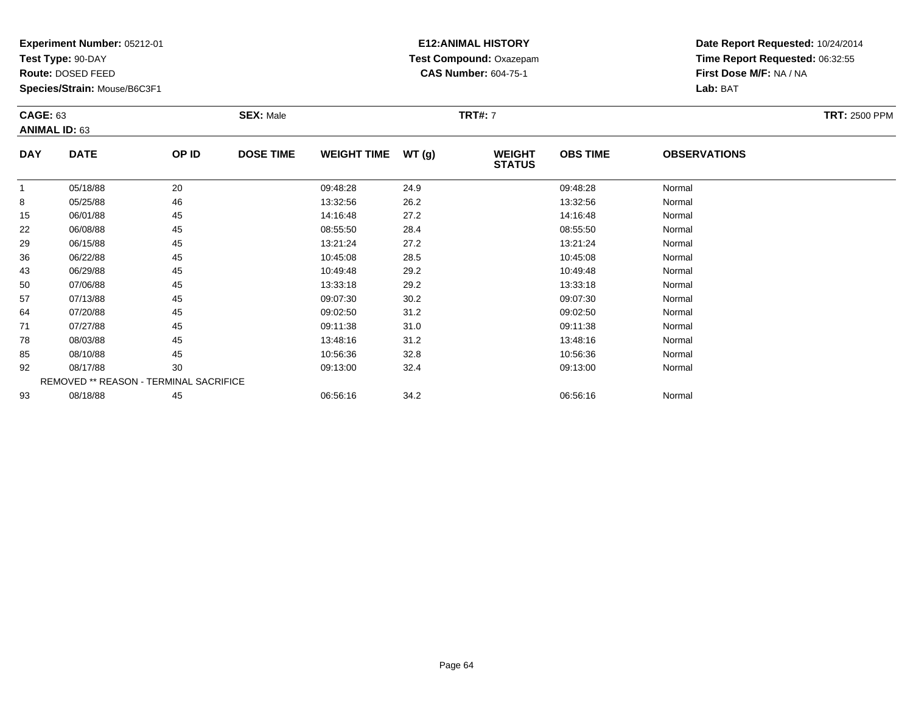**Experiment Number:** 05212-01
**Test Type:** 90-DAY
**Route:** DOSED FEED
**Species/Strain:** Mouse/B6C3F1

**E12:ANIMAL HISTORY**
**Test Compound:** Oxazepam
**CAS Number:** 604-75-1

**Date Report Requested:** 10/24/2014
**Time Report Requested:** 06:32:55
**First Dose M/F:** NA / NA
**Lab:** BAT

**CAGE:** 63
**ANIMAL ID:** 63
**SEX:** Male
**TRT#:** 7
**TRT:** 2500 PPM

| DAY | DATE | OP ID | DOSE TIME | WEIGHT TIME | WT (g) | WEIGHT STATUS | OBS TIME | OBSERVATIONS |
|---|---|---|---|---|---|---|---|---|
| 1 | 05/18/88 | 20 | | 09:48:28 | 24.9 | | 09:48:28 | Normal |
| 8 | 05/25/88 | 46 | | 13:32:56 | 26.2 | | 13:32:56 | Normal |
| 15 | 06/01/88 | 45 | | 14:16:48 | 27.2 | | 14:16:48 | Normal |
| 22 | 06/08/88 | 45 | | 08:55:50 | 28.4 | | 08:55:50 | Normal |
| 29 | 06/15/88 | 45 | | 13:21:24 | 27.2 | | 13:21:24 | Normal |
| 36 | 06/22/88 | 45 | | 10:45:08 | 28.5 | | 10:45:08 | Normal |
| 43 | 06/29/88 | 45 | | 10:49:48 | 29.2 | | 10:49:48 | Normal |
| 50 | 07/06/88 | 45 | | 13:33:18 | 29.2 | | 13:33:18 | Normal |
| 57 | 07/13/88 | 45 | | 09:07:30 | 30.2 | | 09:07:30 | Normal |
| 64 | 07/20/88 | 45 | | 09:02:50 | 31.2 | | 09:02:50 | Normal |
| 71 | 07/27/88 | 45 | | 09:11:38 | 31.0 | | 09:11:38 | Normal |
| 78 | 08/03/88 | 45 | | 13:48:16 | 31.2 | | 13:48:16 | Normal |
| 85 | 08/10/88 | 45 | | 10:56:36 | 32.8 | | 10:56:36 | Normal |
| 92 | 08/17/88 | 30 | | 09:13:00 | 32.4 | | 09:13:00 | Normal |
| REMOVED ** REASON - TERMINAL SACRIFICE | | | | | | | | |
| 93 | 08/18/88 | 45 | | 06:56:16 | 34.2 | | 06:56:16 | Normal |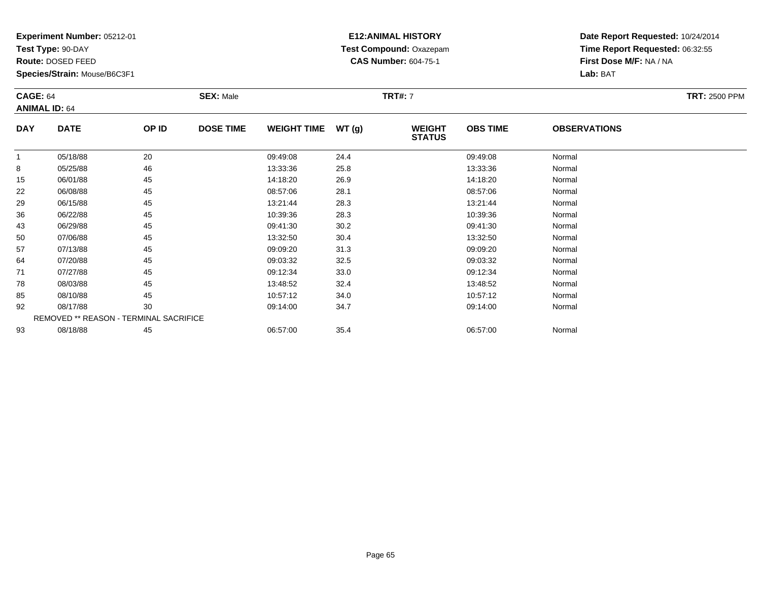**Experiment Number:** 05212-01
**Test Type:** 90-DAY
**Route:** DOSED FEED
**Species/Strain:** Mouse/B6C3F1

**E12:ANIMAL HISTORY**
**Test Compound:** Oxazepam
**CAS Number:** 604-75-1

**Date Report Requested:** 10/24/2014
**Time Report Requested:** 06:32:55
**First Dose M/F:** NA / NA
**Lab:** BAT

**CAGE:** 64
**ANIMAL ID:** 64
**SEX:** Male
**TRT#:** 7
**TRT:** 2500 PPM

| DAY | DATE | OP ID | DOSE TIME | WEIGHT TIME | WT (g) | WEIGHT STATUS | OBS TIME | OBSERVATIONS |
|---|---|---|---|---|---|---|---|---|
| 1 | 05/18/88 | 20 | | 09:49:08 | 24.4 | | 09:49:08 | Normal |
| 8 | 05/25/88 | 46 | | 13:33:36 | 25.8 | | 13:33:36 | Normal |
| 15 | 06/01/88 | 45 | | 14:18:20 | 26.9 | | 14:18:20 | Normal |
| 22 | 06/08/88 | 45 | | 08:57:06 | 28.1 | | 08:57:06 | Normal |
| 29 | 06/15/88 | 45 | | 13:21:44 | 28.3 | | 13:21:44 | Normal |
| 36 | 06/22/88 | 45 | | 10:39:36 | 28.3 | | 10:39:36 | Normal |
| 43 | 06/29/88 | 45 | | 09:41:30 | 30.2 | | 09:41:30 | Normal |
| 50 | 07/06/88 | 45 | | 13:32:50 | 30.4 | | 13:32:50 | Normal |
| 57 | 07/13/88 | 45 | | 09:09:20 | 31.3 | | 09:09:20 | Normal |
| 64 | 07/20/88 | 45 | | 09:03:32 | 32.5 | | 09:03:32 | Normal |
| 71 | 07/27/88 | 45 | | 09:12:34 | 33.0 | | 09:12:34 | Normal |
| 78 | 08/03/88 | 45 | | 13:48:52 | 32.4 | | 13:48:52 | Normal |
| 85 | 08/10/88 | 45 | | 10:57:12 | 34.0 | | 10:57:12 | Normal |
| 92 | 08/17/88 | 30 | | 09:14:00 | 34.7 | | 09:14:00 | Normal |
| REMOVED ** REASON - TERMINAL SACRIFICE | | | | | | | | |
| 93 | 08/18/88 | 45 | | 06:57:00 | 35.4 | | 06:57:00 | Normal |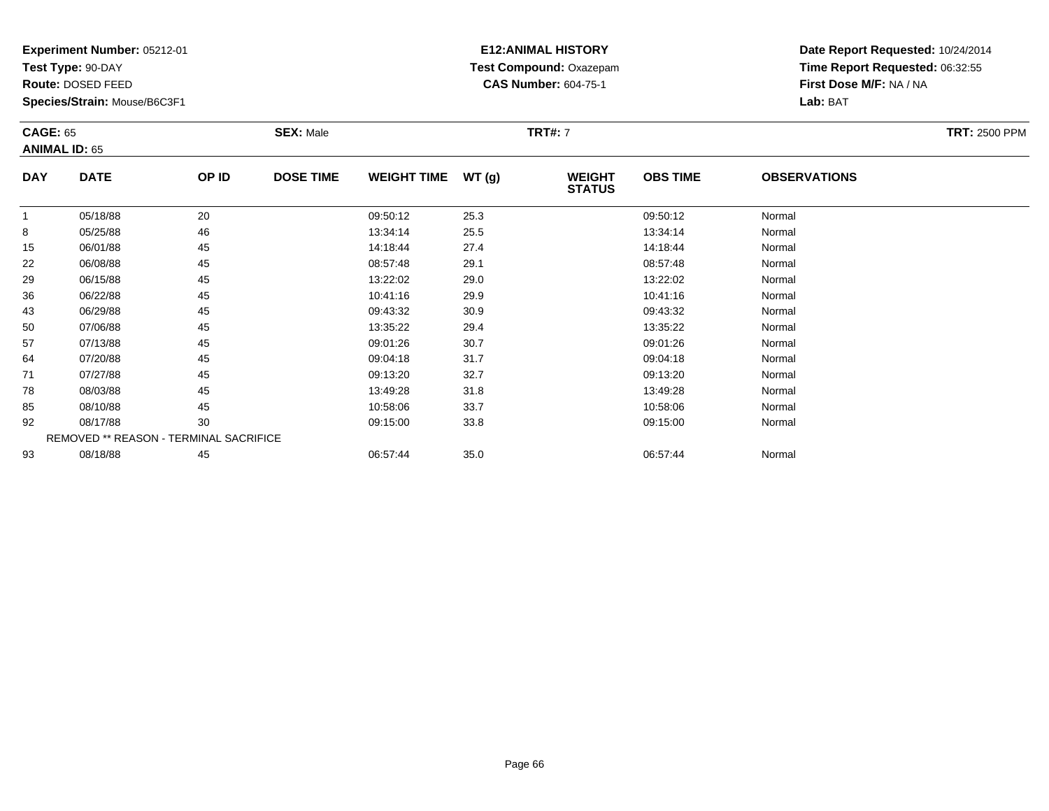**Experiment Number:** 05212-01
**Test Type:** 90-DAY
**Route:** DOSED FEED
**Species/Strain:** Mouse/B6C3F1

**E12:ANIMAL HISTORY**
**Test Compound:** Oxazepam
**CAS Number:** 604-75-1

**Date Report Requested:** 10/24/2014
**Time Report Requested:** 06:32:55
**First Dose M/F:** NA / NA
**Lab:** BAT

**CAGE:** 65 **SEX:** Male **TRT#:** 7 **TRT:** 2500 PPM
**ANIMAL ID:** 65

| DAY | DATE | OP ID | DOSE TIME | WEIGHT TIME | WT (g) | WEIGHT STATUS | OBS TIME | OBSERVATIONS |
|---|---|---|---|---|---|---|---|---|
| 1 | 05/18/88 | 20 | | 09:50:12 | 25.3 | | 09:50:12 | Normal |
| 8 | 05/25/88 | 46 | | 13:34:14 | 25.5 | | 13:34:14 | Normal |
| 15 | 06/01/88 | 45 | | 14:18:44 | 27.4 | | 14:18:44 | Normal |
| 22 | 06/08/88 | 45 | | 08:57:48 | 29.1 | | 08:57:48 | Normal |
| 29 | 06/15/88 | 45 | | 13:22:02 | 29.0 | | 13:22:02 | Normal |
| 36 | 06/22/88 | 45 | | 10:41:16 | 29.9 | | 10:41:16 | Normal |
| 43 | 06/29/88 | 45 | | 09:43:32 | 30.9 | | 09:43:32 | Normal |
| 50 | 07/06/88 | 45 | | 13:35:22 | 29.4 | | 13:35:22 | Normal |
| 57 | 07/13/88 | 45 | | 09:01:26 | 30.7 | | 09:01:26 | Normal |
| 64 | 07/20/88 | 45 | | 09:04:18 | 31.7 | | 09:04:18 | Normal |
| 71 | 07/27/88 | 45 | | 09:13:20 | 32.7 | | 09:13:20 | Normal |
| 78 | 08/03/88 | 45 | | 13:49:28 | 31.8 | | 13:49:28 | Normal |
| 85 | 08/10/88 | 45 | | 10:58:06 | 33.7 | | 10:58:06 | Normal |
| 92 | 08/17/88 | 30 | | 09:15:00 | 33.8 | | 09:15:00 | Normal |
| | REMOVED ** REASON - TERMINAL SACRIFICE | | | | | | | |
| 93 | 08/18/88 | 45 | | 06:57:44 | 35.0 | | 06:57:44 | Normal |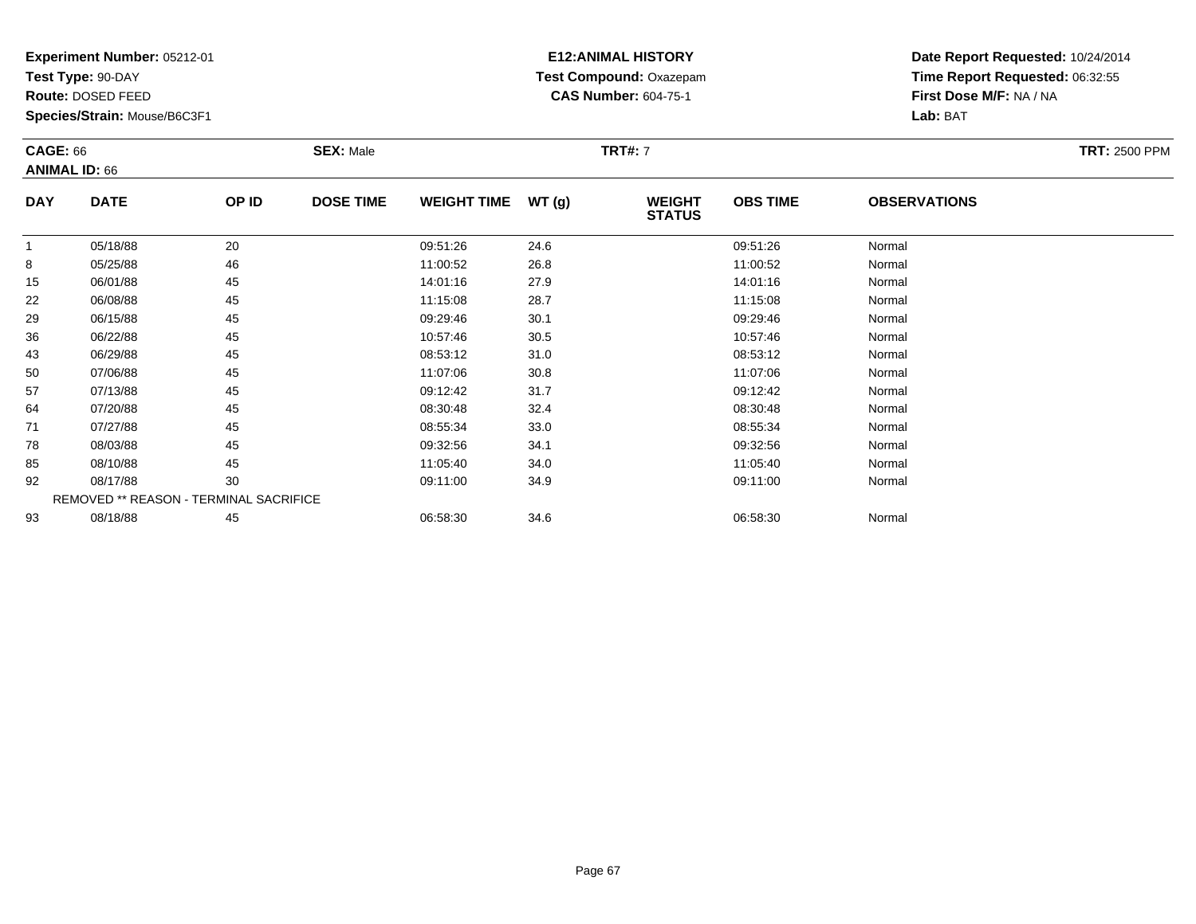**Experiment Number:** 05212-01
**Test Type:** 90-DAY
**Route:** DOSED FEED
**Species/Strain:** Mouse/B6C3F1

**E12:ANIMAL HISTORY**
**Test Compound:** Oxazepam
**CAS Number:** 604-75-1

**Date Report Requested:** 10/24/2014
**Time Report Requested:** 06:32:55
**First Dose M/F:** NA / NA
**Lab:** BAT

**CAGE:** 66 **SEX:** Male **TRT#:** 7 **TRT:** 2500 PPM
**ANIMAL ID:** 66

| DAY | DATE | OP ID | DOSE TIME | WEIGHT TIME | WT (g) | WEIGHT STATUS | OBS TIME | OBSERVATIONS |
|---|---|---|---|---|---|---|---|---|
| 1 | 05/18/88 | 20 | | 09:51:26 | 24.6 | | 09:51:26 | Normal |
| 8 | 05/25/88 | 46 | | 11:00:52 | 26.8 | | 11:00:52 | Normal |
| 15 | 06/01/88 | 45 | | 14:01:16 | 27.9 | | 14:01:16 | Normal |
| 22 | 06/08/88 | 45 | | 11:15:08 | 28.7 | | 11:15:08 | Normal |
| 29 | 06/15/88 | 45 | | 09:29:46 | 30.1 | | 09:29:46 | Normal |
| 36 | 06/22/88 | 45 | | 10:57:46 | 30.5 | | 10:57:46 | Normal |
| 43 | 06/29/88 | 45 | | 08:53:12 | 31.0 | | 08:53:12 | Normal |
| 50 | 07/06/88 | 45 | | 11:07:06 | 30.8 | | 11:07:06 | Normal |
| 57 | 07/13/88 | 45 | | 09:12:42 | 31.7 | | 09:12:42 | Normal |
| 64 | 07/20/88 | 45 | | 08:30:48 | 32.4 | | 08:30:48 | Normal |
| 71 | 07/27/88 | 45 | | 08:55:34 | 33.0 | | 08:55:34 | Normal |
| 78 | 08/03/88 | 45 | | 09:32:56 | 34.1 | | 09:32:56 | Normal |
| 85 | 08/10/88 | 45 | | 11:05:40 | 34.0 | | 11:05:40 | Normal |
| 92 | 08/17/88 | 30 | | 09:11:00 | 34.9 | | 09:11:00 | Normal |
| REMOVED ** REASON - TERMINAL SACRIFICE | | | | | | | | |
| 93 | 08/18/88 | 45 | | 06:58:30 | 34.6 | | 06:58:30 | Normal |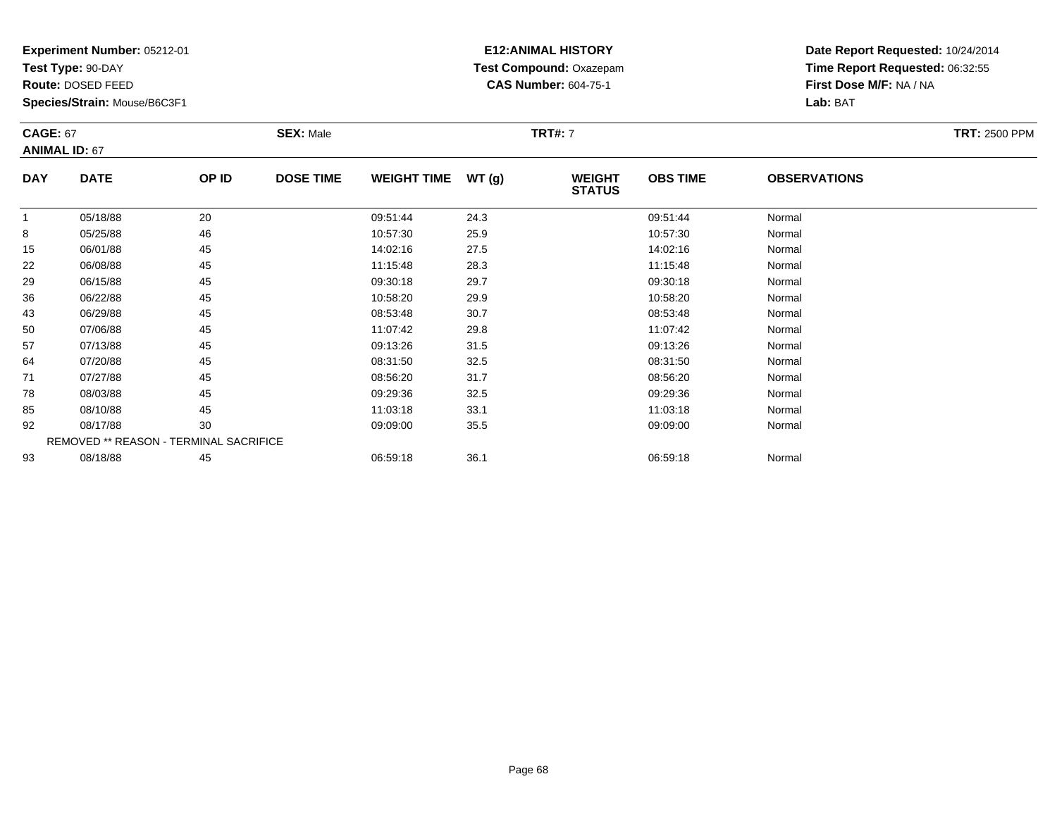**Experiment Number:** 05212-01
**Test Type:** 90-DAY
**Route:** DOSED FEED
**Species/Strain:** Mouse/B6C3F1

**E12:ANIMAL HISTORY**
**Test Compound:** Oxazepam
**CAS Number:** 604-75-1

**Date Report Requested:** 10/24/2014
**Time Report Requested:** 06:32:55
**First Dose M/F:** NA / NA
**Lab:** BAT

**CAGE:** 67
**ANIMAL ID:** 67
**SEX:** Male
**TRT#:** 7
**TRT:** 2500 PPM

| DAY | DATE | OP ID | DOSE TIME | WEIGHT TIME | WT (g) | WEIGHT STATUS | OBS TIME | OBSERVATIONS |
|---|---|---|---|---|---|---|---|---|
| 1 | 05/18/88 | 20 | | 09:51:44 | 24.3 | | 09:51:44 | Normal |
| 8 | 05/25/88 | 46 | | 10:57:30 | 25.9 | | 10:57:30 | Normal |
| 15 | 06/01/88 | 45 | | 14:02:16 | 27.5 | | 14:02:16 | Normal |
| 22 | 06/08/88 | 45 | | 11:15:48 | 28.3 | | 11:15:48 | Normal |
| 29 | 06/15/88 | 45 | | 09:30:18 | 29.7 | | 09:30:18 | Normal |
| 36 | 06/22/88 | 45 | | 10:58:20 | 29.9 | | 10:58:20 | Normal |
| 43 | 06/29/88 | 45 | | 08:53:48 | 30.7 | | 08:53:48 | Normal |
| 50 | 07/06/88 | 45 | | 11:07:42 | 29.8 | | 11:07:42 | Normal |
| 57 | 07/13/88 | 45 | | 09:13:26 | 31.5 | | 09:13:26 | Normal |
| 64 | 07/20/88 | 45 | | 08:31:50 | 32.5 | | 08:31:50 | Normal |
| 71 | 07/27/88 | 45 | | 08:56:20 | 31.7 | | 08:56:20 | Normal |
| 78 | 08/03/88 | 45 | | 09:29:36 | 32.5 | | 09:29:36 | Normal |
| 85 | 08/10/88 | 45 | | 11:03:18 | 33.1 | | 11:03:18 | Normal |
| 92 | 08/17/88 | 30 | | 09:09:00 | 35.5 | | 09:09:00 | Normal |
| REMOVED ** REASON - TERMINAL SACRIFICE | | | | | | | | |
| 93 | 08/18/88 | 45 | | 06:59:18 | 36.1 | | 06:59:18 | Normal |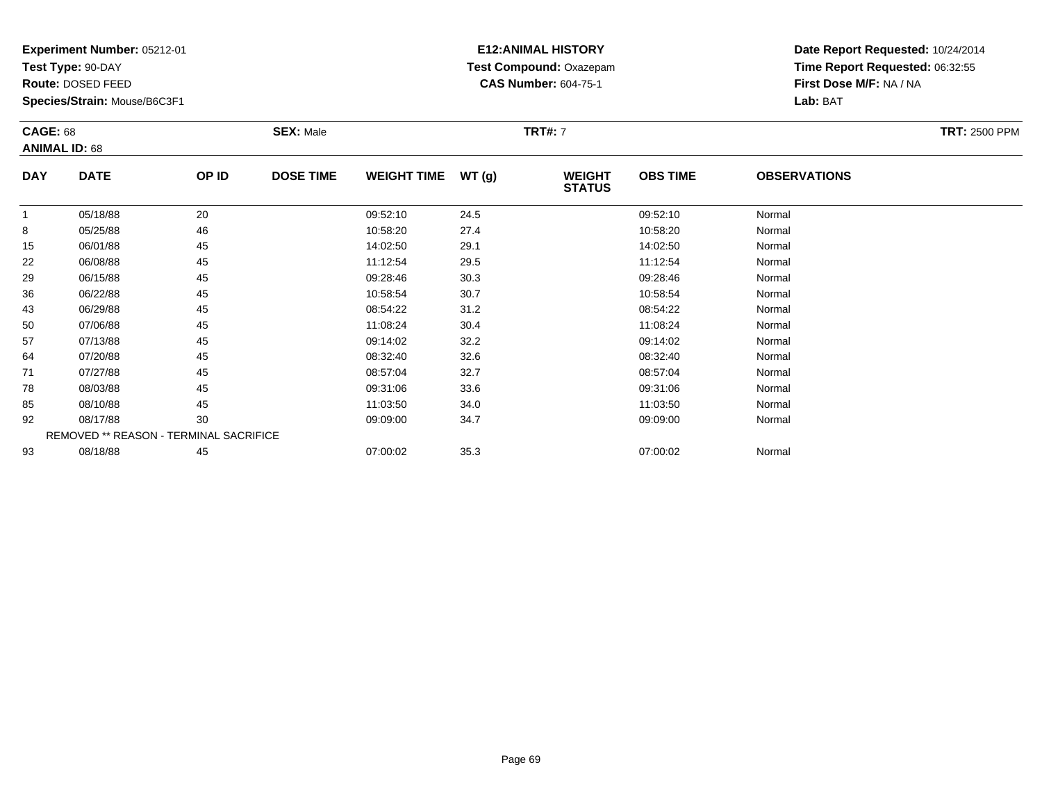**Experiment Number:** 05212-01
**Test Type:** 90-DAY
**Route:** DOSED FEED
**Species/Strain:** Mouse/B6C3F1

**E12:ANIMAL HISTORY**
**Test Compound:** Oxazepam
**CAS Number:** 604-75-1

**Date Report Requested:** 10/24/2014
**Time Report Requested:** 06:32:55
**First Dose M/F:** NA / NA
**Lab:** BAT

**CAGE:** 68
**ANIMAL ID:** 68
**SEX:** Male
**TRT#:** 7
**TRT:** 2500 PPM

| DAY | DATE | OP ID | DOSE TIME | WEIGHT TIME | WT (g) | WEIGHT STATUS | OBS TIME | OBSERVATIONS |
|---|---|---|---|---|---|---|---|---|
| 1 | 05/18/88 | 20 | | 09:52:10 | 24.5 | | 09:52:10 | Normal |
| 8 | 05/25/88 | 46 | | 10:58:20 | 27.4 | | 10:58:20 | Normal |
| 15 | 06/01/88 | 45 | | 14:02:50 | 29.1 | | 14:02:50 | Normal |
| 22 | 06/08/88 | 45 | | 11:12:54 | 29.5 | | 11:12:54 | Normal |
| 29 | 06/15/88 | 45 | | 09:28:46 | 30.3 | | 09:28:46 | Normal |
| 36 | 06/22/88 | 45 | | 10:58:54 | 30.7 | | 10:58:54 | Normal |
| 43 | 06/29/88 | 45 | | 08:54:22 | 31.2 | | 08:54:22 | Normal |
| 50 | 07/06/88 | 45 | | 11:08:24 | 30.4 | | 11:08:24 | Normal |
| 57 | 07/13/88 | 45 | | 09:14:02 | 32.2 | | 09:14:02 | Normal |
| 64 | 07/20/88 | 45 | | 08:32:40 | 32.6 | | 08:32:40 | Normal |
| 71 | 07/27/88 | 45 | | 08:57:04 | 32.7 | | 08:57:04 | Normal |
| 78 | 08/03/88 | 45 | | 09:31:06 | 33.6 | | 09:31:06 | Normal |
| 85 | 08/10/88 | 45 | | 11:03:50 | 34.0 | | 11:03:50 | Normal |
| 92 | 08/17/88 | 30 | | 09:09:00 | 34.7 | | 09:09:00 | Normal |
| REMOVED ** REASON - TERMINAL SACRIFICE | | | | | | | | |
| 93 | 08/18/88 | 45 | | 07:00:02 | 35.3 | | 07:00:02 | Normal |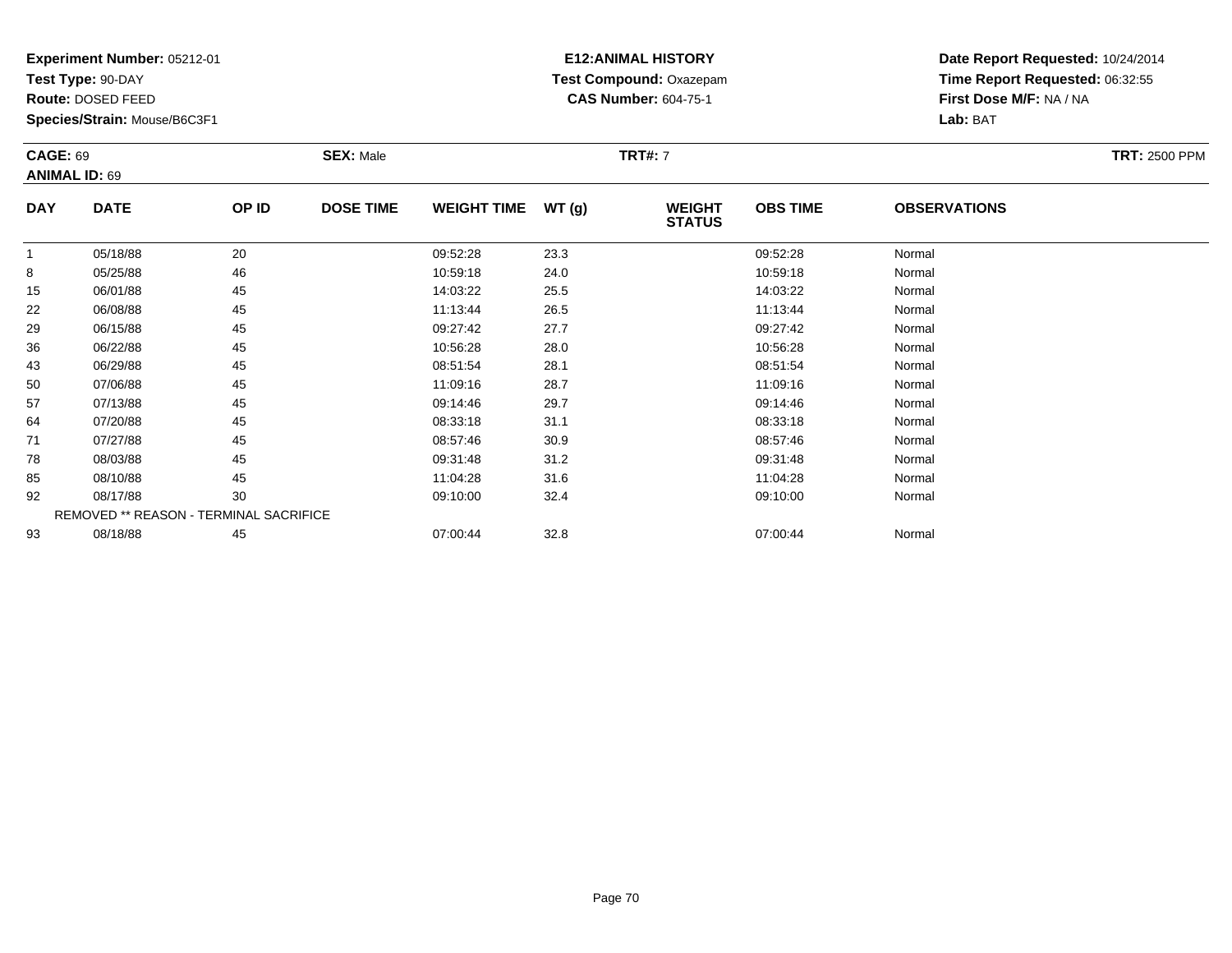**Experiment Number:** 05212-01
**Test Type:** 90-DAY
**Route:** DOSED FEED
**Species/Strain:** Mouse/B6C3F1

**E12:ANIMAL HISTORY**
**Test Compound:** Oxazepam
**CAS Number:** 604-75-1

**Date Report Requested:** 10/24/2014
**Time Report Requested:** 06:32:55
**First Dose M/F:** NA / NA
**Lab:** BAT

**CAGE:** 69
**ANIMAL ID:** 69
**SEX:** Male
**TRT#:** 7
**TRT:** 2500 PPM

| DAY | DATE | OP ID | DOSE TIME | WEIGHT TIME | WT (g) | WEIGHT STATUS | OBS TIME | OBSERVATIONS |
|---|---|---|---|---|---|---|---|---|
| 1 | 05/18/88 | 20 | | 09:52:28 | 23.3 | | 09:52:28 | Normal |
| 8 | 05/25/88 | 46 | | 10:59:18 | 24.0 | | 10:59:18 | Normal |
| 15 | 06/01/88 | 45 | | 14:03:22 | 25.5 | | 14:03:22 | Normal |
| 22 | 06/08/88 | 45 | | 11:13:44 | 26.5 | | 11:13:44 | Normal |
| 29 | 06/15/88 | 45 | | 09:27:42 | 27.7 | | 09:27:42 | Normal |
| 36 | 06/22/88 | 45 | | 10:56:28 | 28.0 | | 10:56:28 | Normal |
| 43 | 06/29/88 | 45 | | 08:51:54 | 28.1 | | 08:51:54 | Normal |
| 50 | 07/06/88 | 45 | | 11:09:16 | 28.7 | | 11:09:16 | Normal |
| 57 | 07/13/88 | 45 | | 09:14:46 | 29.7 | | 09:14:46 | Normal |
| 64 | 07/20/88 | 45 | | 08:33:18 | 31.1 | | 08:33:18 | Normal |
| 71 | 07/27/88 | 45 | | 08:57:46 | 30.9 | | 08:57:46 | Normal |
| 78 | 08/03/88 | 45 | | 09:31:48 | 31.2 | | 09:31:48 | Normal |
| 85 | 08/10/88 | 45 | | 11:04:28 | 31.6 | | 11:04:28 | Normal |
| 92 | 08/17/88 | 30 | | 09:10:00 | 32.4 | | 09:10:00 | Normal |
| REMOVED ** REASON - TERMINAL SACRIFICE | | | | | | | | |
| 93 | 08/18/88 | 45 | | 07:00:44 | 32.8 | | 07:00:44 | Normal |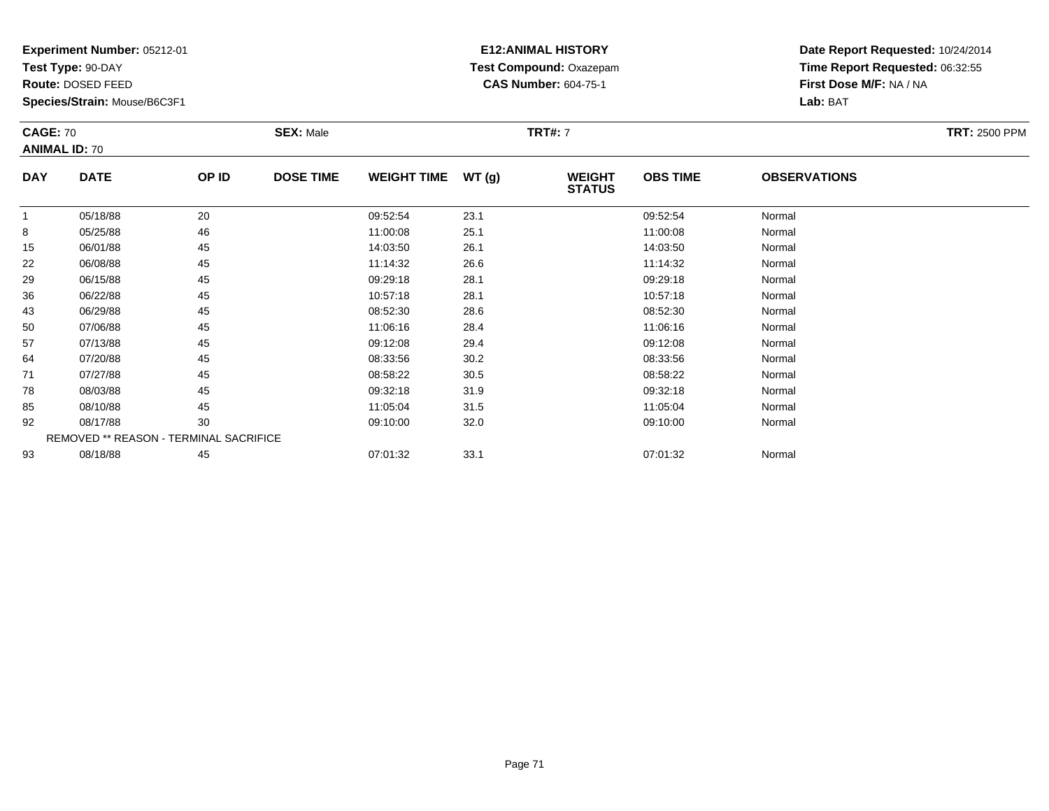**Experiment Number:** 05212-01
**Test Type:** 90-DAY
**Route:** DOSED FEED
**Species/Strain:** Mouse/B6C3F1

**E12:ANIMAL HISTORY**
**Test Compound:** Oxazepam
**CAS Number:** 604-75-1

**Date Report Requested:** 10/24/2014
**Time Report Requested:** 06:32:55
**First Dose M/F:** NA / NA
**Lab:** BAT

**CAGE:** 70 **SEX:** Male **TRT#:** 7 **TRT:** 2500 PPM
**ANIMAL ID:** 70

| DAY | DATE | OP ID | DOSE TIME | WEIGHT TIME | WT (g) | WEIGHT STATUS | OBS TIME | OBSERVATIONS |
|---|---|---|---|---|---|---|---|---|
| 1 | 05/18/88 | 20 | | 09:52:54 | 23.1 | | 09:52:54 | Normal |
| 8 | 05/25/88 | 46 | | 11:00:08 | 25.1 | | 11:00:08 | Normal |
| 15 | 06/01/88 | 45 | | 14:03:50 | 26.1 | | 14:03:50 | Normal |
| 22 | 06/08/88 | 45 | | 11:14:32 | 26.6 | | 11:14:32 | Normal |
| 29 | 06/15/88 | 45 | | 09:29:18 | 28.1 | | 09:29:18 | Normal |
| 36 | 06/22/88 | 45 | | 10:57:18 | 28.1 | | 10:57:18 | Normal |
| 43 | 06/29/88 | 45 | | 08:52:30 | 28.6 | | 08:52:30 | Normal |
| 50 | 07/06/88 | 45 | | 11:06:16 | 28.4 | | 11:06:16 | Normal |
| 57 | 07/13/88 | 45 | | 09:12:08 | 29.4 | | 09:12:08 | Normal |
| 64 | 07/20/88 | 45 | | 08:33:56 | 30.2 | | 08:33:56 | Normal |
| 71 | 07/27/88 | 45 | | 08:58:22 | 30.5 | | 08:58:22 | Normal |
| 78 | 08/03/88 | 45 | | 09:32:18 | 31.9 | | 09:32:18 | Normal |
| 85 | 08/10/88 | 45 | | 11:05:04 | 31.5 | | 11:05:04 | Normal |
| 92 | 08/17/88 | 30 | | 09:10:00 | 32.0 | | 09:10:00 | Normal |
| REMOVED ** REASON - TERMINAL SACRIFICE | | | | | | | | |
| 93 | 08/18/88 | 45 | | 07:01:32 | 33.1 | | 07:01:32 | Normal |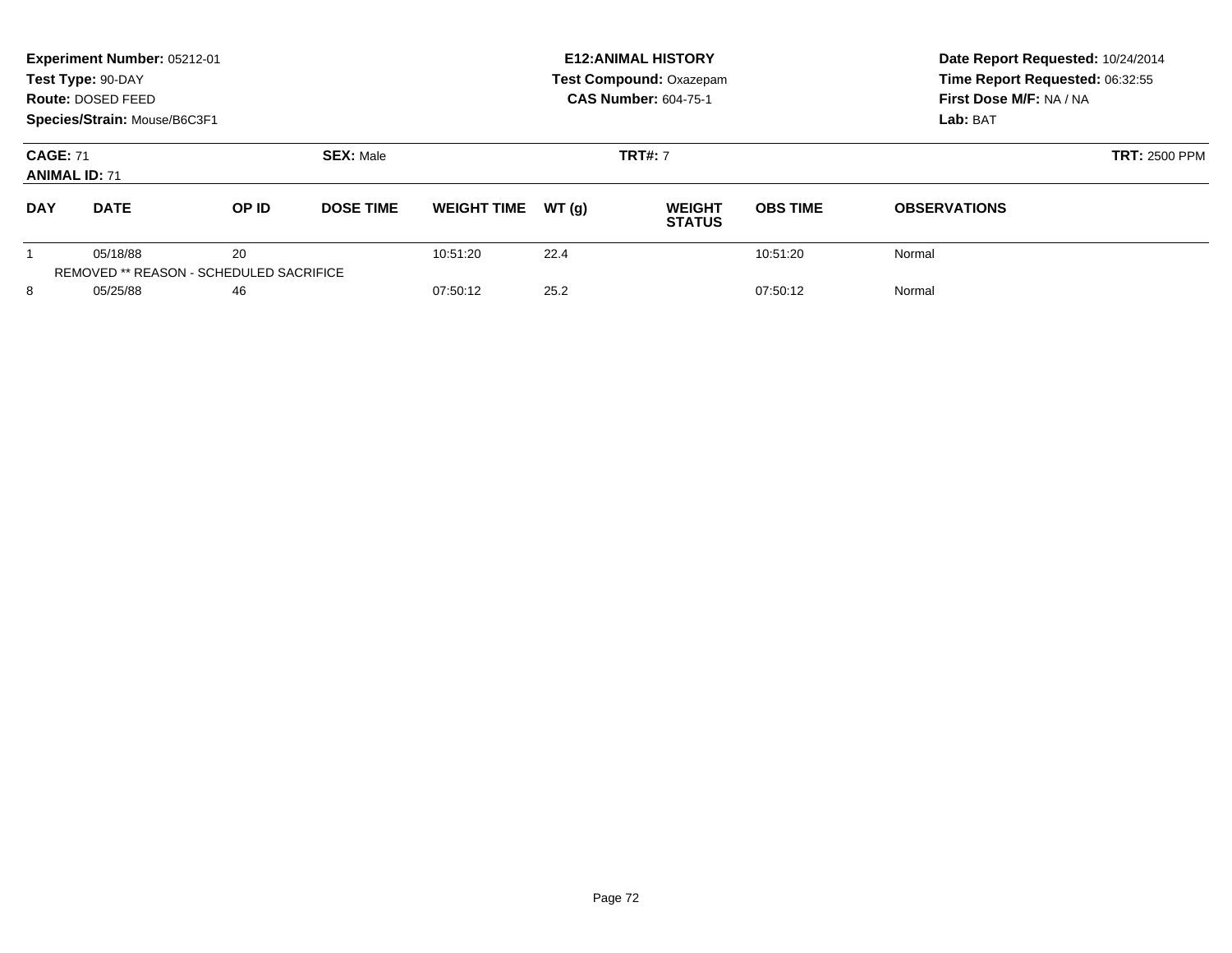**Experiment Number:** 05212-01
**Test Type:** 90-DAY
**Route:** DOSED FEED
**Species/Strain:** Mouse/B6C3F1

**E12:ANIMAL HISTORY**
**Test Compound:** Oxazepam
**CAS Number:** 604-75-1

**Date Report Requested:** 10/24/2014
**Time Report Requested:** 06:32:55
**First Dose M/F:** NA / NA
**Lab:** BAT

**CAGE:** 71
**ANIMAL ID:** 71

**SEX:** Male

**TRT#:** 7

**TRT:** 2500 PPM

| DAY | DATE | OP ID | DOSE TIME | WEIGHT TIME | WT (g) | WEIGHT STATUS | OBS TIME | OBSERVATIONS |
|---|---|---|---|---|---|---|---|---|
| 1 | 05/18/88 | 20 | | 10:51:20 | 22.4 | | 10:51:20 | Normal |
| | REMOVED ** REASON - SCHEDULED SACRIFICE | | | | | | | |
| 8 | 05/25/88 | 46 | | 07:50:12 | 25.2 | | 07:50:12 | Normal |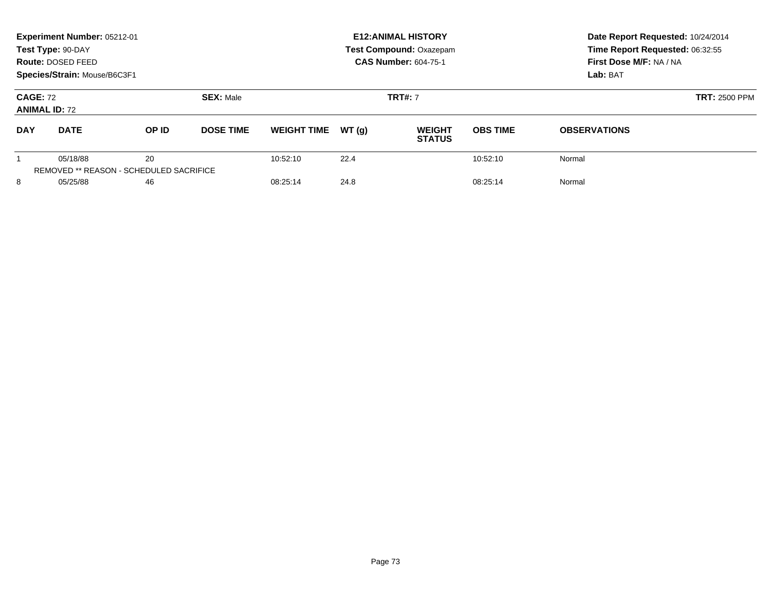**Experiment Number:** 05212-01
**Test Type:** 90-DAY
**Route:** DOSED FEED
**Species/Strain:** Mouse/B6C3F1

**E12:ANIMAL HISTORY**
**Test Compound:** Oxazepam
**CAS Number:** 604-75-1

**Date Report Requested:** 10/24/2014
**Time Report Requested:** 06:32:55
**First Dose M/F:** NA / NA
**Lab:** BAT

**CAGE:** 72
**ANIMAL ID:** 72
**SEX:** Male
**TRT#:** 7
**TRT:** 2500 PPM

| DAY | DATE | OP ID | DOSE TIME | WEIGHT TIME | WT (g) | WEIGHT STATUS | OBS TIME | OBSERVATIONS |
|---|---|---|---|---|---|---|---|---|
| 1 | 05/18/88 | 20 | | 10:52:10 | 22.4 | | 10:52:10 | Normal |
| REMOVED ** REASON - SCHEDULED SACRIFICE | | | | | | | | |
| 8 | 05/25/88 | 46 | | 08:25:14 | 24.8 | | 08:25:14 | Normal |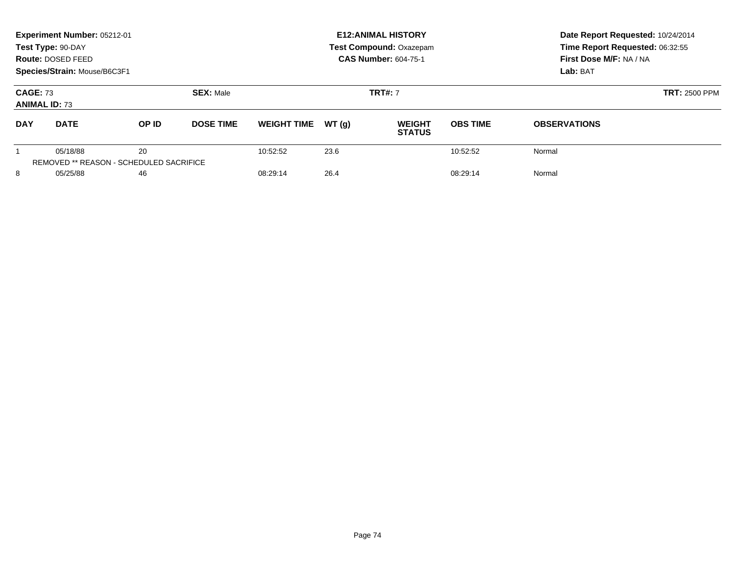**Experiment Number:** 05212-01
**Test Type:** 90-DAY
**Route:** DOSED FEED
**Species/Strain:** Mouse/B6C3F1

**E12:ANIMAL HISTORY**
**Test Compound:** Oxazepam
**CAS Number:** 604-75-1

**Date Report Requested:** 10/24/2014
**Time Report Requested:** 06:32:55
**First Dose M/F:** NA / NA
**Lab:** BAT

**CAGE:** 73
**ANIMAL ID:** 73
**SEX:** Male
**TRT#:** 7
**TRT:** 2500 PPM

| DAY | DATE | OP ID | DOSE TIME | WEIGHT TIME | WT (g) | WEIGHT STATUS | OBS TIME | OBSERVATIONS |
|---|---|---|---|---|---|---|---|---|
| 1 | 05/18/88 | 20 | | 10:52:52 | 23.6 | | 10:52:52 | Normal |
| REMOVED ** REASON - SCHEDULED SACRIFICE | | | | | | | | |
| 8 | 05/25/88 | 46 | | 08:29:14 | 26.4 | | 08:29:14 | Normal |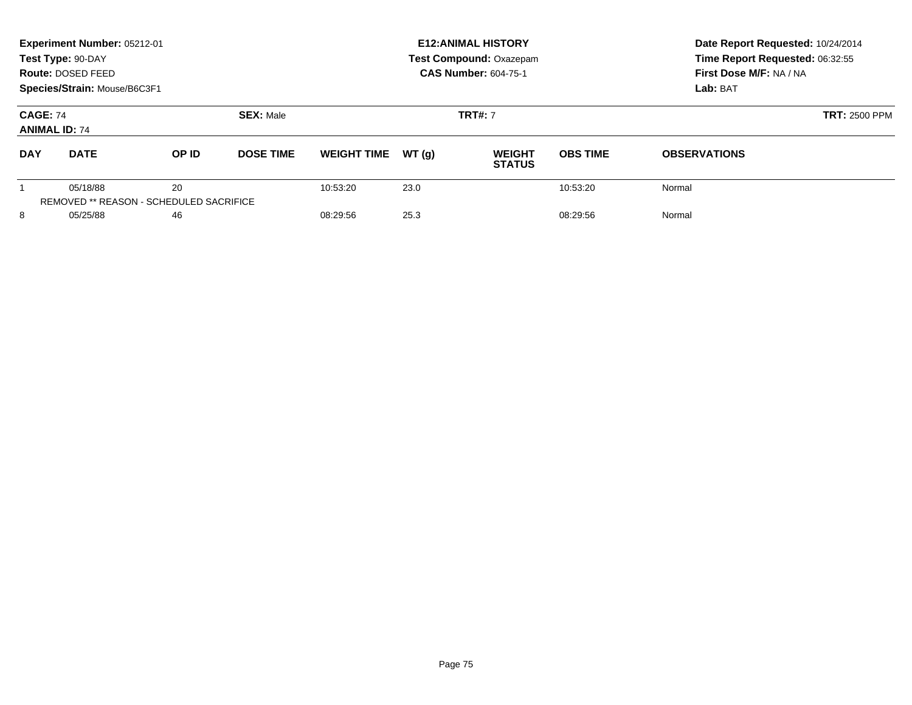**Experiment Number:** 05212-01
**Test Type:** 90-DAY
**Route:** DOSED FEED
**Species/Strain:** Mouse/B6C3F1

**E12:ANIMAL HISTORY**
**Test Compound:** Oxazepam
**CAS Number:** 604-75-1

**Date Report Requested:** 10/24/2014
**Time Report Requested:** 06:32:55
**First Dose M/F:** NA / NA
**Lab:** BAT

**CAGE:** 74
**ANIMAL ID:** 74
**SEX:** Male
**TRT#:** 7
**TRT:** 2500 PPM

| DAY | DATE | OP ID | DOSE TIME | WEIGHT TIME | WT (g) | WEIGHT STATUS | OBS TIME | OBSERVATIONS |
|---|---|---|---|---|---|---|---|---|
| 1 | 05/18/88 | 20 | | 10:53:20 | 23.0 | | 10:53:20 | Normal |
| REMOVED ** REASON - SCHEDULED SACRIFICE | | | | | | | | |
| 8 | 05/25/88 | 46 | | 08:29:56 | 25.3 | | 08:29:56 | Normal |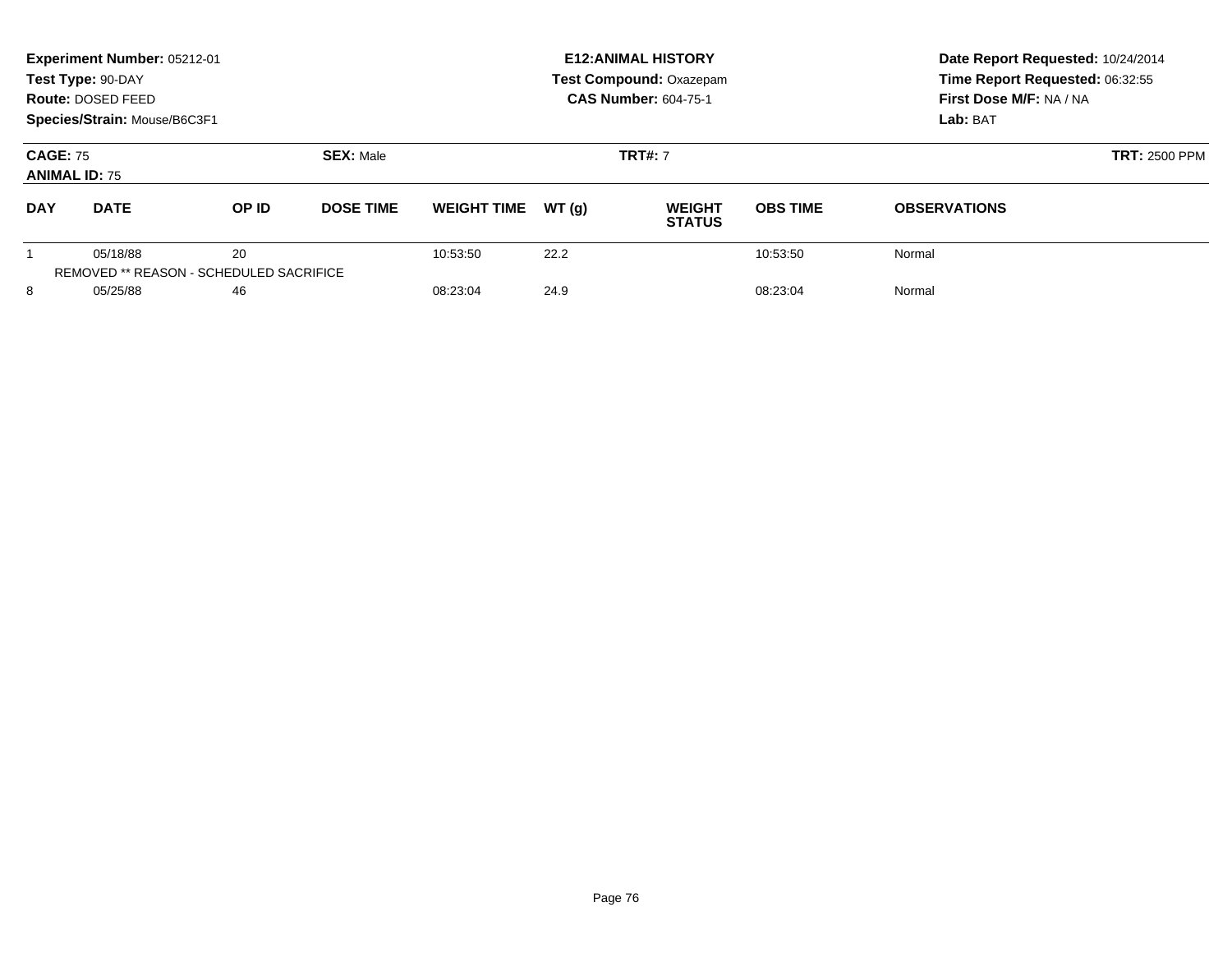**Experiment Number:** 05212-01
**Test Type:** 90-DAY
**Route:** DOSED FEED
**Species/Strain:** Mouse/B6C3F1

**E12:ANIMAL HISTORY**
**Test Compound:** Oxazepam
**CAS Number:** 604-75-1

**Date Report Requested:** 10/24/2014
**Time Report Requested:** 06:32:55
**First Dose M/F:** NA / NA
**Lab:** BAT

**CAGE:** 75
**ANIMAL ID:** 75

**SEX:** Male

**TRT#:** 7

**TRT:** 2500 PPM

| DAY | DATE | OP ID | DOSE TIME | WEIGHT TIME | WT (g) | WEIGHT STATUS | OBS TIME | OBSERVATIONS |
|---|---|---|---|---|---|---|---|---|
| 1 | 05/18/88 | 20 | | 10:53:50 | 22.2 | | 10:53:50 | Normal |
| REMOVED ** REASON - SCHEDULED SACRIFICE | | | | | | | | |
| 8 | 05/25/88 | 46 | | 08:23:04 | 24.9 | | 08:23:04 | Normal |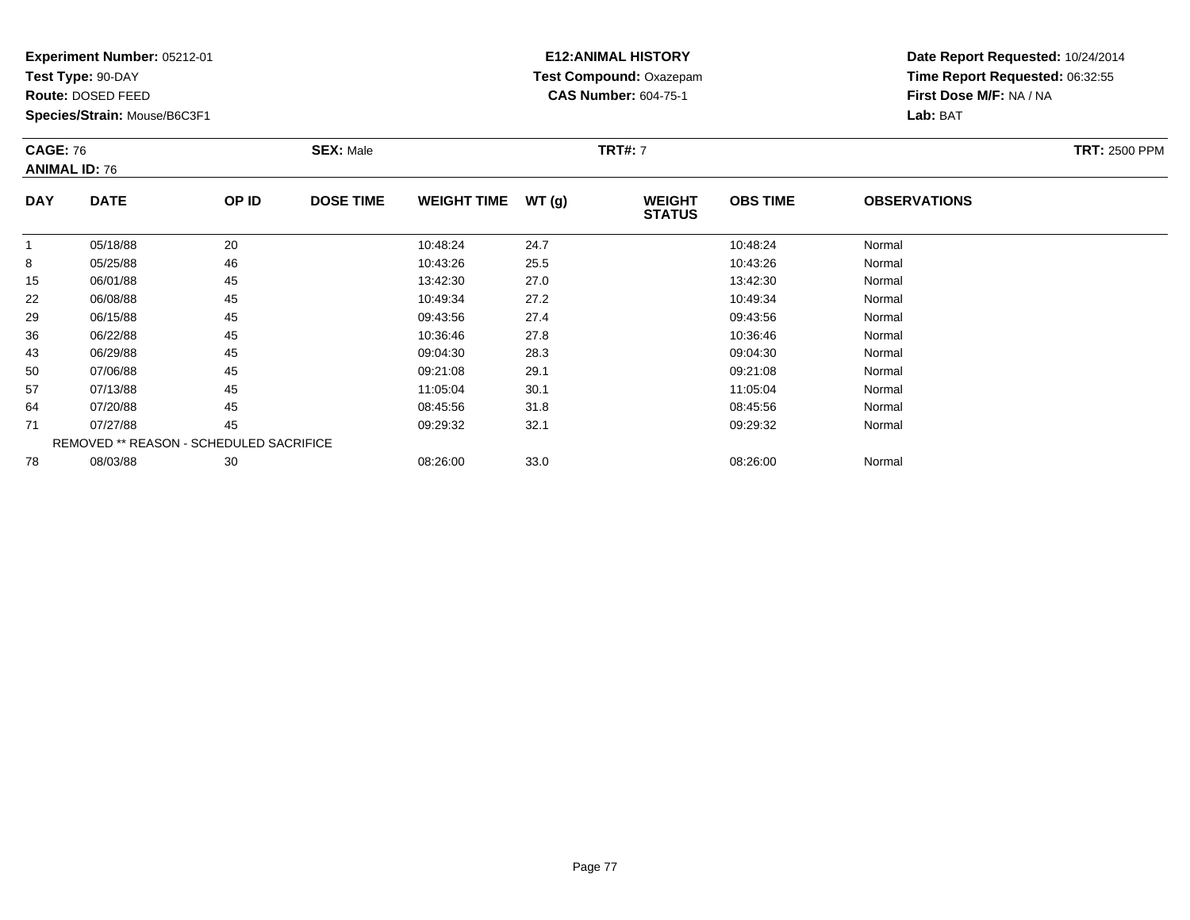**Experiment Number:** 05212-01
**Test Type:** 90-DAY
**Route:** DOSED FEED
**Species/Strain:** Mouse/B6C3F1

**E12:ANIMAL HISTORY**
**Test Compound:** Oxazepam
**CAS Number:** 604-75-1

**Date Report Requested:** 10/24/2014
**Time Report Requested:** 06:32:55
**First Dose M/F:** NA / NA
**Lab:** BAT

**CAGE:** 76
**ANIMAL ID:** 76
**SEX:** Male
**TRT#:** 7
**TRT:** 2500 PPM

| DAY | DATE | OP ID | DOSE TIME | WEIGHT TIME | WT (g) | WEIGHT STATUS | OBS TIME | OBSERVATIONS |
|---|---|---|---|---|---|---|---|---|
| 1 | 05/18/88 | 20 | | 10:48:24 | 24.7 | | 10:48:24 | Normal |
| 8 | 05/25/88 | 46 | | 10:43:26 | 25.5 | | 10:43:26 | Normal |
| 15 | 06/01/88 | 45 | | 13:42:30 | 27.0 | | 13:42:30 | Normal |
| 22 | 06/08/88 | 45 | | 10:49:34 | 27.2 | | 10:49:34 | Normal |
| 29 | 06/15/88 | 45 | | 09:43:56 | 27.4 | | 09:43:56 | Normal |
| 36 | 06/22/88 | 45 | | 10:36:46 | 27.8 | | 10:36:46 | Normal |
| 43 | 06/29/88 | 45 | | 09:04:30 | 28.3 | | 09:04:30 | Normal |
| 50 | 07/06/88 | 45 | | 09:21:08 | 29.1 | | 09:21:08 | Normal |
| 57 | 07/13/88 | 45 | | 11:05:04 | 30.1 | | 11:05:04 | Normal |
| 64 | 07/20/88 | 45 | | 08:45:56 | 31.8 | | 08:45:56 | Normal |
| 71 | 07/27/88 | 45 | | 09:29:32 | 32.1 | | 09:29:32 | Normal |
| REMOVED ** REASON - SCHEDULED SACRIFICE | | | | | | | | |
| 78 | 08/03/88 | 30 | | 08:26:00 | 33.0 | | 08:26:00 | Normal |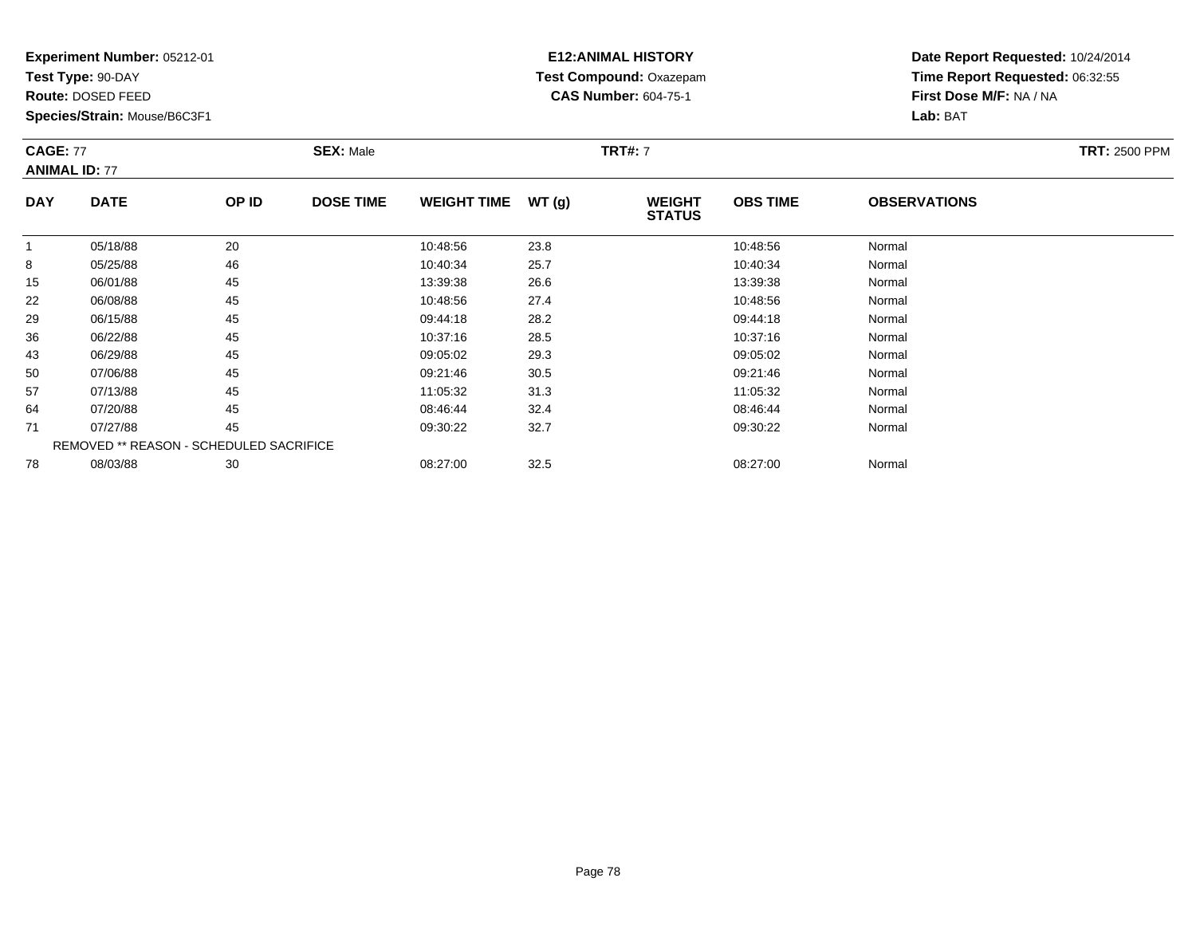**Experiment Number:** 05212-01
**Test Type:** 90-DAY
**Route:** DOSED FEED
**Species/Strain:** Mouse/B6C3F1

**E12:ANIMAL HISTORY**
**Test Compound:** Oxazepam
**CAS Number:** 604-75-1

**Date Report Requested:** 10/24/2014
**Time Report Requested:** 06:32:55
**First Dose M/F:** NA / NA
**Lab:** BAT

**CAGE:** 77
**ANIMAL ID:** 77
**SEX:** Male
**TRT#:** 7
**TRT:** 2500 PPM

| DAY | DATE | OP ID | DOSE TIME | WEIGHT TIME | WT (g) | WEIGHT STATUS | OBS TIME | OBSERVATIONS |
|---|---|---|---|---|---|---|---|---|
| 1 | 05/18/88 | 20 | | 10:48:56 | 23.8 | | 10:48:56 | Normal |
| 8 | 05/25/88 | 46 | | 10:40:34 | 25.7 | | 10:40:34 | Normal |
| 15 | 06/01/88 | 45 | | 13:39:38 | 26.6 | | 13:39:38 | Normal |
| 22 | 06/08/88 | 45 | | 10:48:56 | 27.4 | | 10:48:56 | Normal |
| 29 | 06/15/88 | 45 | | 09:44:18 | 28.2 | | 09:44:18 | Normal |
| 36 | 06/22/88 | 45 | | 10:37:16 | 28.5 | | 10:37:16 | Normal |
| 43 | 06/29/88 | 45 | | 09:05:02 | 29.3 | | 09:05:02 | Normal |
| 50 | 07/06/88 | 45 | | 09:21:46 | 30.5 | | 09:21:46 | Normal |
| 57 | 07/13/88 | 45 | | 11:05:32 | 31.3 | | 11:05:32 | Normal |
| 64 | 07/20/88 | 45 | | 08:46:44 | 32.4 | | 08:46:44 | Normal |
| 71 | 07/27/88 | 45 | | 09:30:22 | 32.7 | | 09:30:22 | Normal |
| REMOVED ** REASON - SCHEDULED SACRIFICE | | | | | | | | |
| 78 | 08/03/88 | 30 | | 08:27:00 | 32.5 | | 08:27:00 | Normal |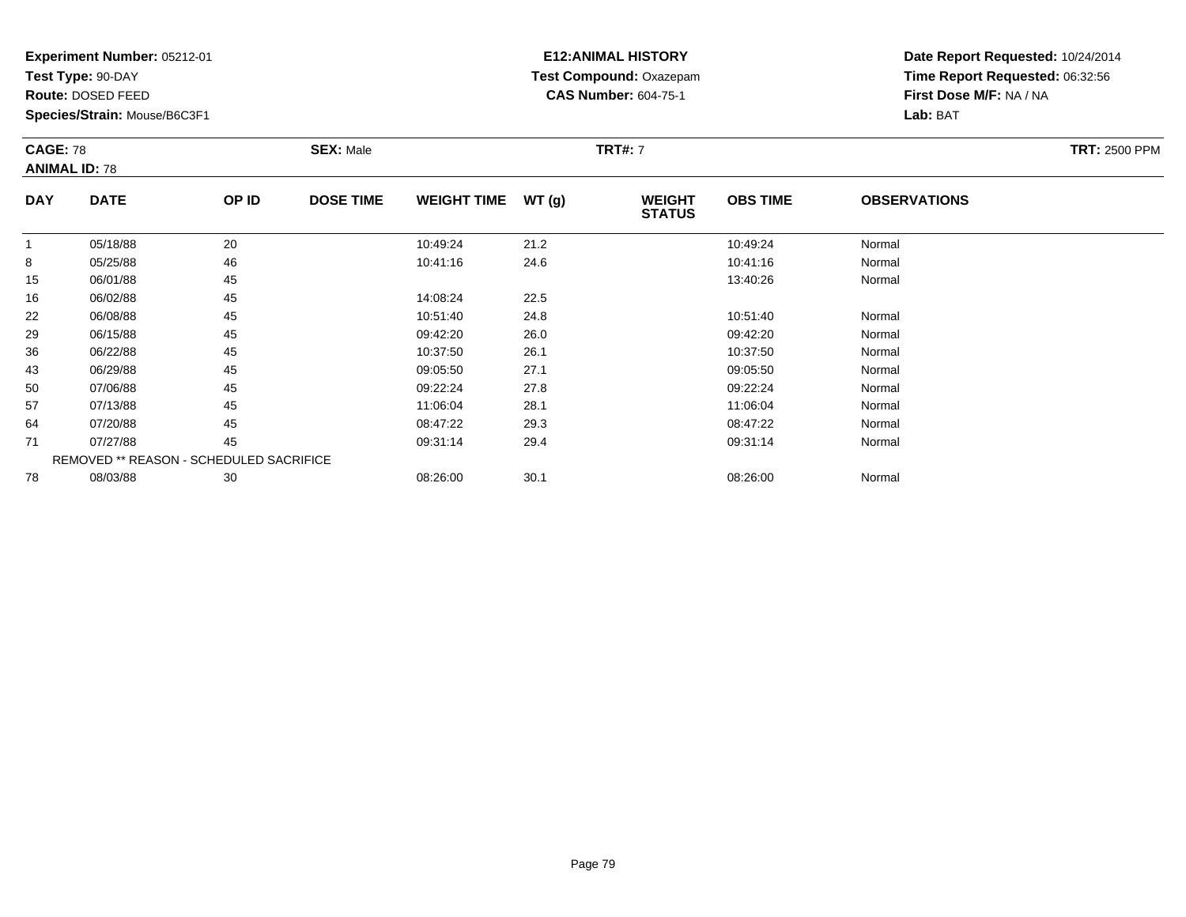**Experiment Number:** 05212-01
**Test Type:** 90-DAY
**Route:** DOSED FEED
**Species/Strain:** Mouse/B6C3F1

**E12:ANIMAL HISTORY**
**Test Compound:** Oxazepam
**CAS Number:** 604-75-1

**Date Report Requested:** 10/24/2014
**Time Report Requested:** 06:32:56
**First Dose M/F:** NA / NA
**Lab:** BAT

**CAGE:** 78 **SEX:** Male **TRT#:** 7 **TRT:** 2500 PPM
**ANIMAL ID:** 78

| DAY | DATE | OP ID | DOSE TIME | WEIGHT TIME | WT (g) | WEIGHT STATUS | OBS TIME | OBSERVATIONS |
|---|---|---|---|---|---|---|---|---|
| 1 | 05/18/88 | 20 | | 10:49:24 | 21.2 | | 10:49:24 | Normal |
| 8 | 05/25/88 | 46 | | 10:41:16 | 24.6 | | 10:41:16 | Normal |
| 15 | 06/01/88 | 45 | | | | | 13:40:26 | Normal |
| 16 | 06/02/88 | 45 | | 14:08:24 | 22.5 | | | |
| 22 | 06/08/88 | 45 | | 10:51:40 | 24.8 | | 10:51:40 | Normal |
| 29 | 06/15/88 | 45 | | 09:42:20 | 26.0 | | 09:42:20 | Normal |
| 36 | 06/22/88 | 45 | | 10:37:50 | 26.1 | | 10:37:50 | Normal |
| 43 | 06/29/88 | 45 | | 09:05:50 | 27.1 | | 09:05:50 | Normal |
| 50 | 07/06/88 | 45 | | 09:22:24 | 27.8 | | 09:22:24 | Normal |
| 57 | 07/13/88 | 45 | | 11:06:04 | 28.1 | | 11:06:04 | Normal |
| 64 | 07/20/88 | 45 | | 08:47:22 | 29.3 | | 08:47:22 | Normal |
| 71 | 07/27/88 | 45 | | 09:31:14 | 29.4 | | 09:31:14 | Normal |
| | REMOVED ** REASON - SCHEDULED SACRIFICE | | | | | | | |
| 78 | 08/03/88 | 30 | | 08:26:00 | 30.1 | | 08:26:00 | Normal |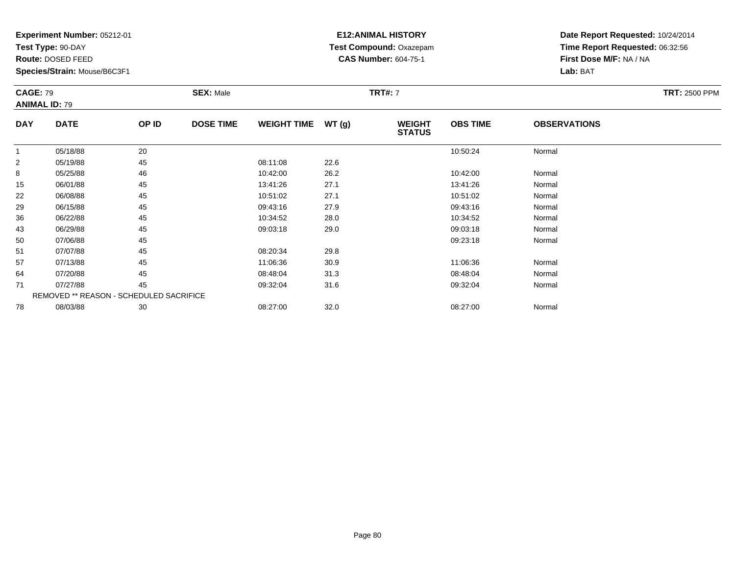**Experiment Number:** 05212-01
**Test Type:** 90-DAY
**Route:** DOSED FEED
**Species/Strain:** Mouse/B6C3F1

**E12:ANIMAL HISTORY**
**Test Compound:** Oxazepam
**CAS Number:** 604-75-1

**Date Report Requested:** 10/24/2014
**Time Report Requested:** 06:32:56
**First Dose M/F:** NA / NA
**Lab:** BAT

**CAGE:** 79 **SEX:** Male **TRT#:** 7 **TRT:** 2500 PPM
**ANIMAL ID:** 79

| DAY | DATE | OP ID | DOSE TIME | WEIGHT TIME | WT (g) | WEIGHT STATUS | OBS TIME | OBSERVATIONS |
|---|---|---|---|---|---|---|---|---|
| 1 | 05/18/88 | 20 | | | | | 10:50:24 | Normal |
| 2 | 05/19/88 | 45 | | 08:11:08 | 22.6 | | | |
| 8 | 05/25/88 | 46 | | 10:42:00 | 26.2 | | 10:42:00 | Normal |
| 15 | 06/01/88 | 45 | | 13:41:26 | 27.1 | | 13:41:26 | Normal |
| 22 | 06/08/88 | 45 | | 10:51:02 | 27.1 | | 10:51:02 | Normal |
| 29 | 06/15/88 | 45 | | 09:43:16 | 27.9 | | 09:43:16 | Normal |
| 36 | 06/22/88 | 45 | | 10:34:52 | 28.0 | | 10:34:52 | Normal |
| 43 | 06/29/88 | 45 | | 09:03:18 | 29.0 | | 09:03:18 | Normal |
| 50 | 07/06/88 | 45 | | | | | 09:23:18 | Normal |
| 51 | 07/07/88 | 45 | | 08:20:34 | 29.8 | | | |
| 57 | 07/13/88 | 45 | | 11:06:36 | 30.9 | | 11:06:36 | Normal |
| 64 | 07/20/88 | 45 | | 08:48:04 | 31.3 | | 08:48:04 | Normal |
| 71 | 07/27/88 | 45 | | 09:32:04 | 31.6 | | 09:32:04 | Normal |
| | REMOVED ** REASON - SCHEDULED SACRIFICE | | | | | | | |
| 78 | 08/03/88 | 30 | | 08:27:00 | 32.0 | | 08:27:00 | Normal |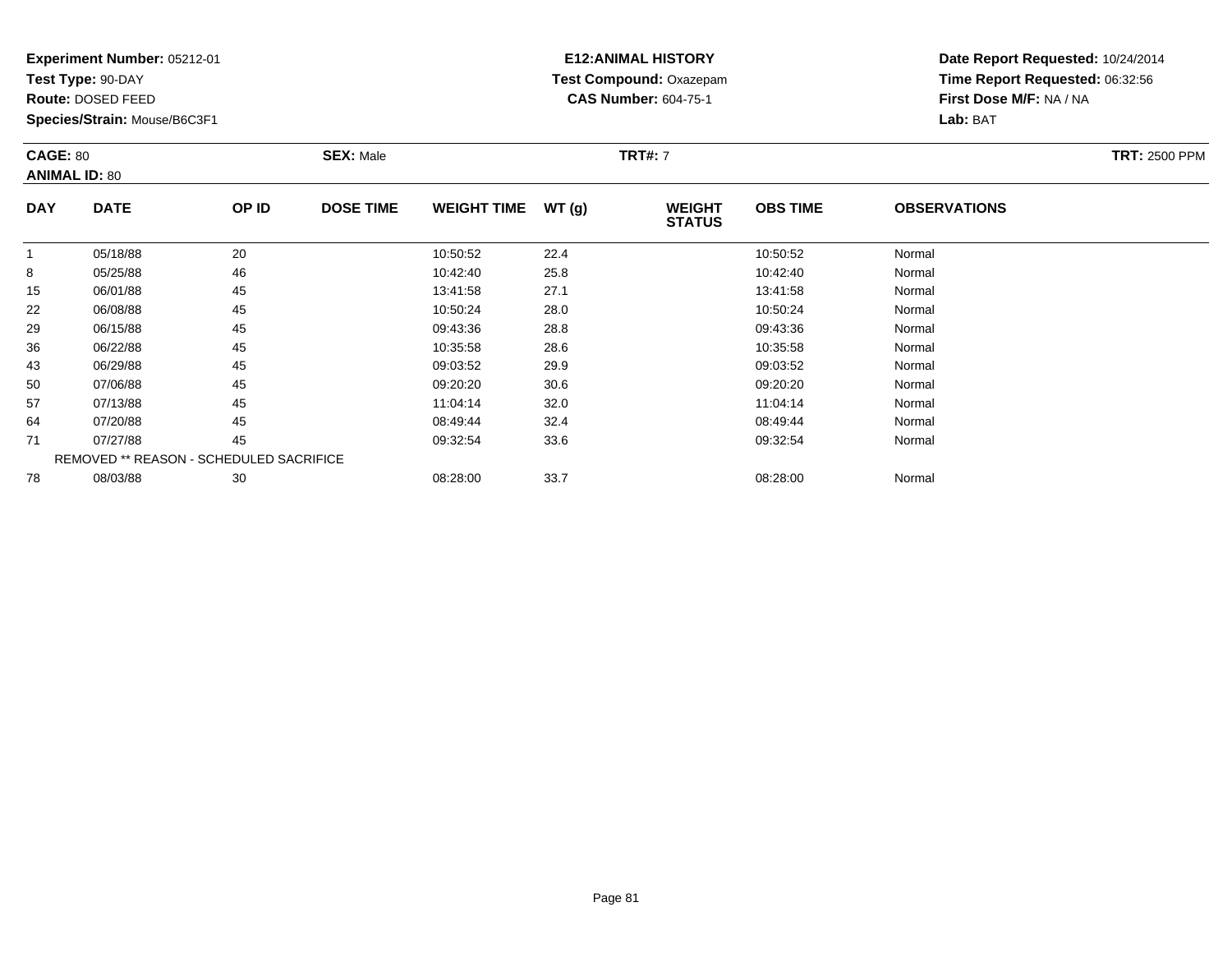**Experiment Number:** 05212-01
**Test Type:** 90-DAY
**Route:** DOSED FEED
**Species/Strain:** Mouse/B6C3F1

**E12:ANIMAL HISTORY**
**Test Compound:** Oxazepam
**CAS Number:** 604-75-1

**Date Report Requested:** 10/24/2014
**Time Report Requested:** 06:32:56
**First Dose M/F:** NA / NA
**Lab:** BAT

**CAGE:** 80 **SEX:** Male **TRT#:** 7 **TRT:** 2500 PPM
**ANIMAL ID:** 80

| DAY | DATE | OP ID | DOSE TIME | WEIGHT TIME | WT (g) | WEIGHT STATUS | OBS TIME | OBSERVATIONS |
|---|---|---|---|---|---|---|---|---|
| 1 | 05/18/88 | 20 | | 10:50:52 | 22.4 | | 10:50:52 | Normal |
| 8 | 05/25/88 | 46 | | 10:42:40 | 25.8 | | 10:42:40 | Normal |
| 15 | 06/01/88 | 45 | | 13:41:58 | 27.1 | | 13:41:58 | Normal |
| 22 | 06/08/88 | 45 | | 10:50:24 | 28.0 | | 10:50:24 | Normal |
| 29 | 06/15/88 | 45 | | 09:43:36 | 28.8 | | 09:43:36 | Normal |
| 36 | 06/22/88 | 45 | | 10:35:58 | 28.6 | | 10:35:58 | Normal |
| 43 | 06/29/88 | 45 | | 09:03:52 | 29.9 | | 09:03:52 | Normal |
| 50 | 07/06/88 | 45 | | 09:20:20 | 30.6 | | 09:20:20 | Normal |
| 57 | 07/13/88 | 45 | | 11:04:14 | 32.0 | | 11:04:14 | Normal |
| 64 | 07/20/88 | 45 | | 08:49:44 | 32.4 | | 08:49:44 | Normal |
| 71 | 07/27/88 | 45 | | 09:32:54 | 33.6 | | 09:32:54 | Normal |
| REMOVED ** REASON - SCHEDULED SACRIFICE | | | | | | | | |
| 78 | 08/03/88 | 30 | | 08:28:00 | 33.7 | | 08:28:00 | Normal |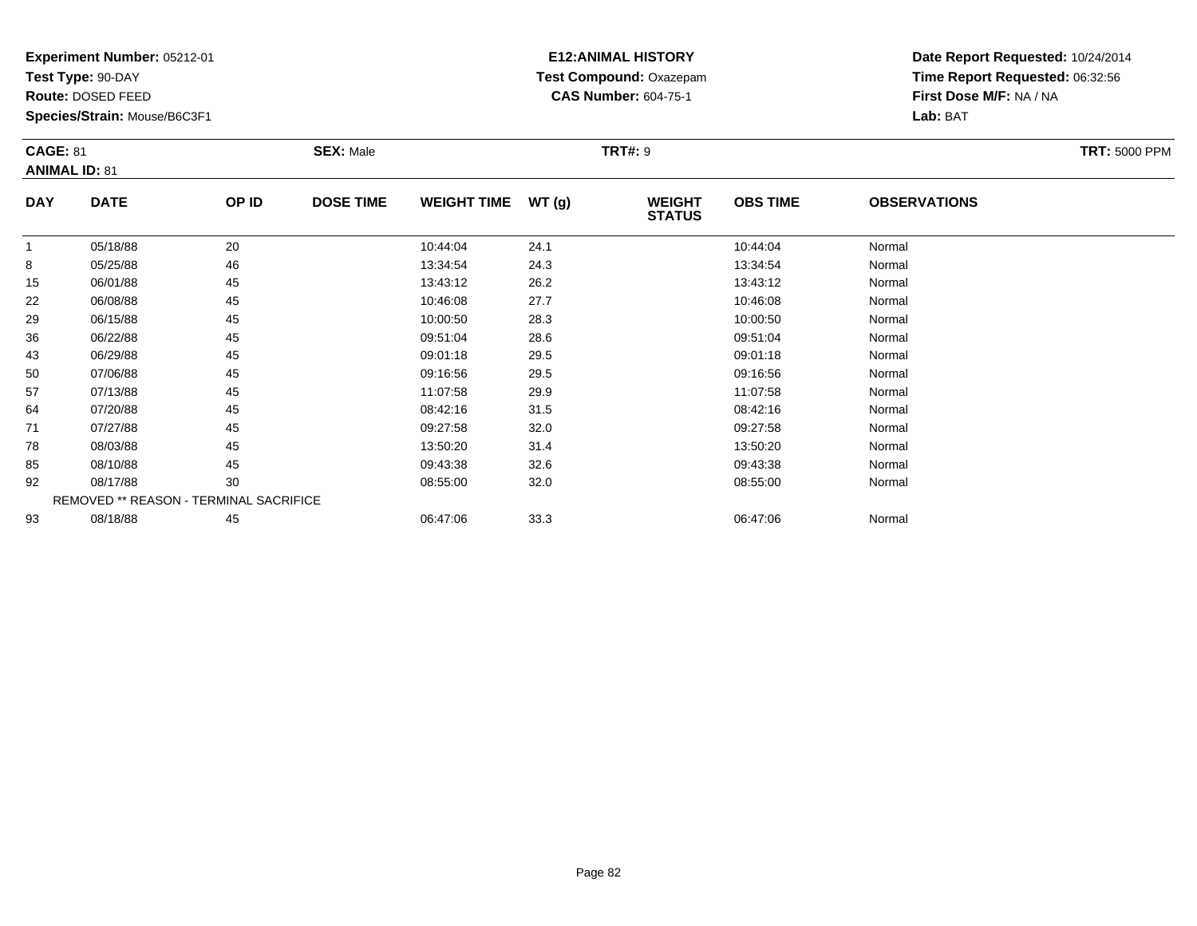**Experiment Number:** 05212-01
**Test Type:** 90-DAY
**Route:** DOSED FEED
**Species/Strain:** Mouse/B6C3F1

**E12:ANIMAL HISTORY**
**Test Compound:** Oxazepam
**CAS Number:** 604-75-1

**Date Report Requested:** 10/24/2014
**Time Report Requested:** 06:32:56
**First Dose M/F:** NA / NA
**Lab:** BAT

**CAGE:** 81 **SEX:** Male **TRT#:** 9 **TRT:** 5000 PPM
**ANIMAL ID:** 81

| DAY | DATE | OP ID | DOSE TIME | WEIGHT TIME | WT (g) | WEIGHT STATUS | OBS TIME | OBSERVATIONS |
|---|---|---|---|---|---|---|---|---|
| 1 | 05/18/88 | 20 | | 10:44:04 | 24.1 | | 10:44:04 | Normal |
| 8 | 05/25/88 | 46 | | 13:34:54 | 24.3 | | 13:34:54 | Normal |
| 15 | 06/01/88 | 45 | | 13:43:12 | 26.2 | | 13:43:12 | Normal |
| 22 | 06/08/88 | 45 | | 10:46:08 | 27.7 | | 10:46:08 | Normal |
| 29 | 06/15/88 | 45 | | 10:00:50 | 28.3 | | 10:00:50 | Normal |
| 36 | 06/22/88 | 45 | | 09:51:04 | 28.6 | | 09:51:04 | Normal |
| 43 | 06/29/88 | 45 | | 09:01:18 | 29.5 | | 09:01:18 | Normal |
| 50 | 07/06/88 | 45 | | 09:16:56 | 29.5 | | 09:16:56 | Normal |
| 57 | 07/13/88 | 45 | | 11:07:58 | 29.9 | | 11:07:58 | Normal |
| 64 | 07/20/88 | 45 | | 08:42:16 | 31.5 | | 08:42:16 | Normal |
| 71 | 07/27/88 | 45 | | 09:27:58 | 32.0 | | 09:27:58 | Normal |
| 78 | 08/03/88 | 45 | | 13:50:20 | 31.4 | | 13:50:20 | Normal |
| 85 | 08/10/88 | 45 | | 09:43:38 | 32.6 | | 09:43:38 | Normal |
| 92 | 08/17/88 | 30 | | 08:55:00 | 32.0 | | 08:55:00 | Normal |
| REMOVED ** REASON - TERMINAL SACRIFICE | | | | | | | | |
| 93 | 08/18/88 | 45 | | 06:47:06 | 33.3 | | 06:47:06 | Normal |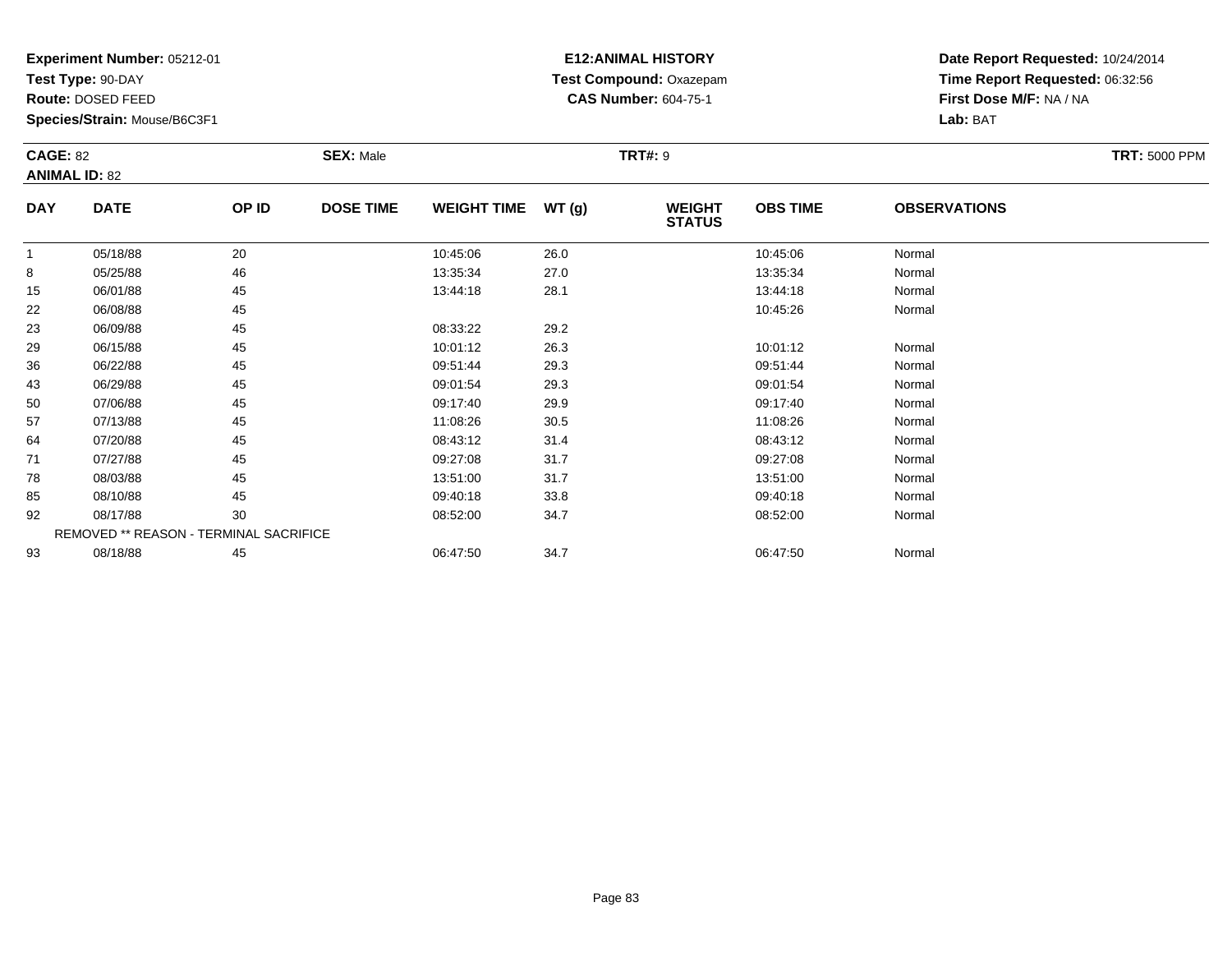**Experiment Number:** 05212-01
**Test Type:** 90-DAY
**Route:** DOSED FEED
**Species/Strain:** Mouse/B6C3F1

**E12:ANIMAL HISTORY**
**Test Compound:** Oxazepam
**CAS Number:** 604-75-1

**Date Report Requested:** 10/24/2014
**Time Report Requested:** 06:32:56
**First Dose M/F:** NA / NA
**Lab:** BAT

**CAGE:** 82
**ANIMAL ID:** 82
**SEX:** Male
**TRT#:** 9
**TRT:** 5000 PPM

| DAY | DATE | OP ID | DOSE TIME | WEIGHT TIME | WT (g) | WEIGHT STATUS | OBS TIME | OBSERVATIONS |
|---|---|---|---|---|---|---|---|---|
| 1 | 05/18/88 | 20 | | 10:45:06 | 26.0 | | 10:45:06 | Normal |
| 8 | 05/25/88 | 46 | | 13:35:34 | 27.0 | | 13:35:34 | Normal |
| 15 | 06/01/88 | 45 | | 13:44:18 | 28.1 | | 13:44:18 | Normal |
| 22 | 06/08/88 | 45 | | | | | 10:45:26 | Normal |
| 23 | 06/09/88 | 45 | | 08:33:22 | 29.2 | | | |
| 29 | 06/15/88 | 45 | | 10:01:12 | 26.3 | | 10:01:12 | Normal |
| 36 | 06/22/88 | 45 | | 09:51:44 | 29.3 | | 09:51:44 | Normal |
| 43 | 06/29/88 | 45 | | 09:01:54 | 29.3 | | 09:01:54 | Normal |
| 50 | 07/06/88 | 45 | | 09:17:40 | 29.9 | | 09:17:40 | Normal |
| 57 | 07/13/88 | 45 | | 11:08:26 | 30.5 | | 11:08:26 | Normal |
| 64 | 07/20/88 | 45 | | 08:43:12 | 31.4 | | 08:43:12 | Normal |
| 71 | 07/27/88 | 45 | | 09:27:08 | 31.7 | | 09:27:08 | Normal |
| 78 | 08/03/88 | 45 | | 13:51:00 | 31.7 | | 13:51:00 | Normal |
| 85 | 08/10/88 | 45 | | 09:40:18 | 33.8 | | 09:40:18 | Normal |
| 92 | 08/17/88 | 30 | | 08:52:00 | 34.7 | | 08:52:00 | Normal |
| | REMOVED ** REASON - TERMINAL SACRIFICE | | | | | | | |
| 93 | 08/18/88 | 45 | | 06:47:50 | 34.7 | | 06:47:50 | Normal |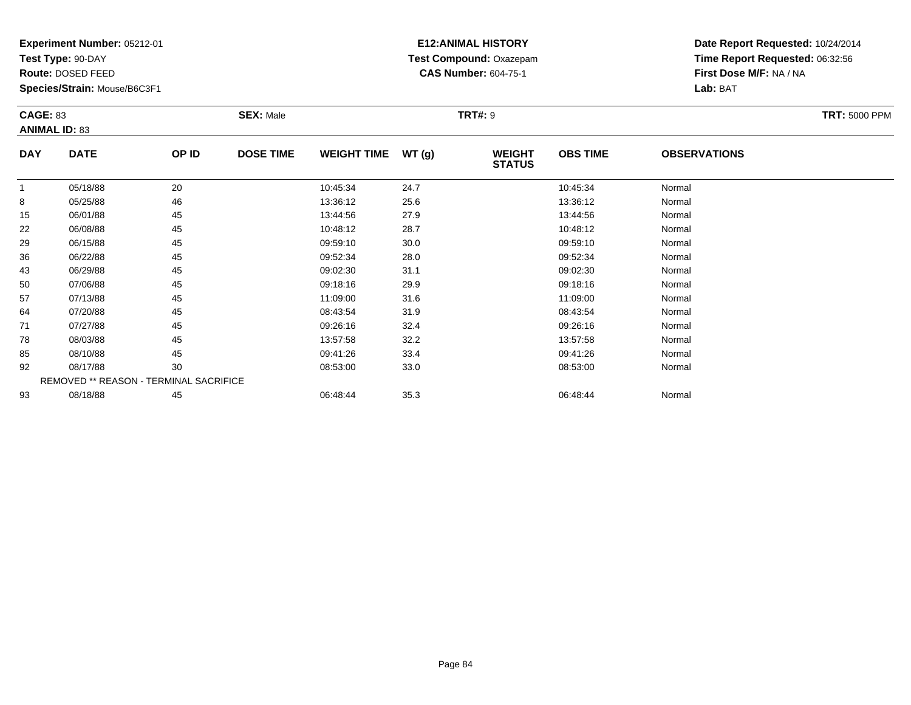**Experiment Number:** 05212-01
**Test Type:** 90-DAY
**Route:** DOSED FEED
**Species/Strain:** Mouse/B6C3F1

**E12:ANIMAL HISTORY**
**Test Compound:** Oxazepam
**CAS Number:** 604-75-1

**Date Report Requested:** 10/24/2014
**Time Report Requested:** 06:32:56
**First Dose M/F:** NA / NA
**Lab:** BAT

**CAGE:** 83
**ANIMAL ID:** 83

**SEX:** Male

**TRT#:** 9

**TRT:** 5000 PPM

| DAY | DATE | OP ID | DOSE TIME | WEIGHT TIME | WT (g) | WEIGHT STATUS | OBS TIME | OBSERVATIONS |
|---|---|---|---|---|---|---|---|---|
| 1 | 05/18/88 | 20 | | 10:45:34 | 24.7 | | 10:45:34 | Normal |
| 8 | 05/25/88 | 46 | | 13:36:12 | 25.6 | | 13:36:12 | Normal |
| 15 | 06/01/88 | 45 | | 13:44:56 | 27.9 | | 13:44:56 | Normal |
| 22 | 06/08/88 | 45 | | 10:48:12 | 28.7 | | 10:48:12 | Normal |
| 29 | 06/15/88 | 45 | | 09:59:10 | 30.0 | | 09:59:10 | Normal |
| 36 | 06/22/88 | 45 | | 09:52:34 | 28.0 | | 09:52:34 | Normal |
| 43 | 06/29/88 | 45 | | 09:02:30 | 31.1 | | 09:02:30 | Normal |
| 50 | 07/06/88 | 45 | | 09:18:16 | 29.9 | | 09:18:16 | Normal |
| 57 | 07/13/88 | 45 | | 11:09:00 | 31.6 | | 11:09:00 | Normal |
| 64 | 07/20/88 | 45 | | 08:43:54 | 31.9 | | 08:43:54 | Normal |
| 71 | 07/27/88 | 45 | | 09:26:16 | 32.4 | | 09:26:16 | Normal |
| 78 | 08/03/88 | 45 | | 13:57:58 | 32.2 | | 13:57:58 | Normal |
| 85 | 08/10/88 | 45 | | 09:41:26 | 33.4 | | 09:41:26 | Normal |
| 92 | 08/17/88 | 30 | | 08:53:00 | 33.0 | | 08:53:00 | Normal |
| REMOVED ** REASON - TERMINAL SACRIFICE | | | | | | | | |
| 93 | 08/18/88 | 45 | | 06:48:44 | 35.3 | | 06:48:44 | Normal |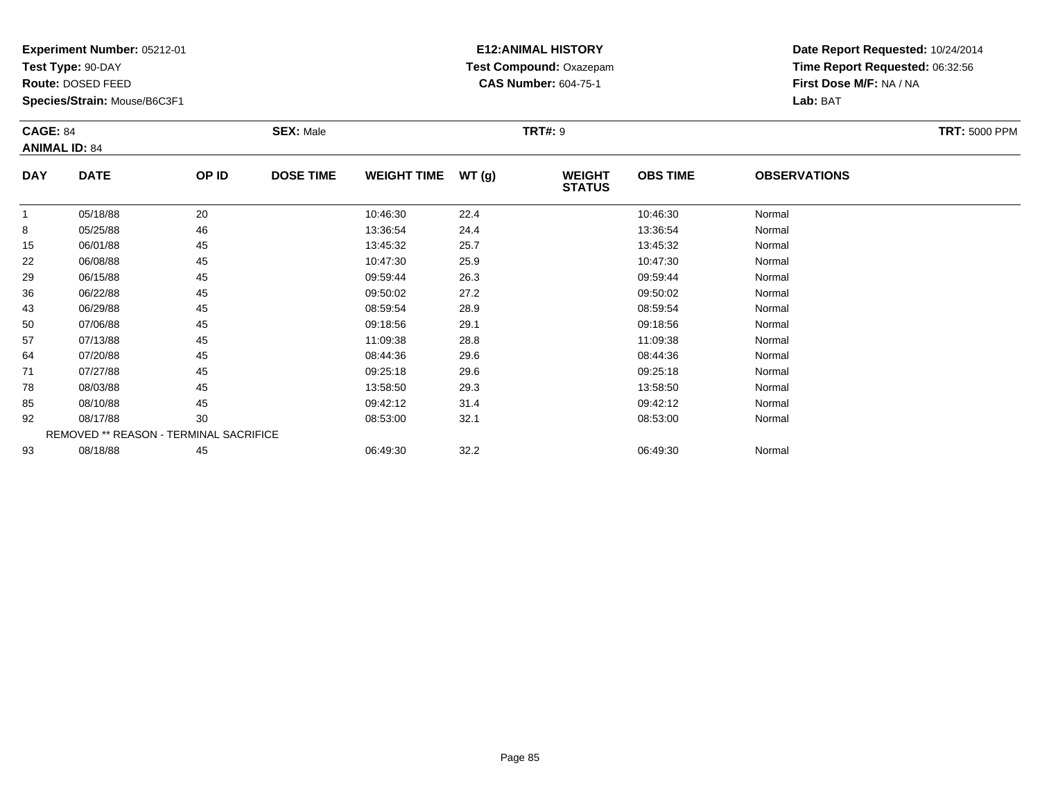**Experiment Number:** 05212-01
**Test Type:** 90-DAY
**Route:** DOSED FEED
**Species/Strain:** Mouse/B6C3F1

**E12:ANIMAL HISTORY**
**Test Compound:** Oxazepam
**CAS Number:** 604-75-1

**Date Report Requested:** 10/24/2014
**Time Report Requested:** 06:32:56
**First Dose M/F:** NA / NA
**Lab:** BAT

**CAGE:** 84
**ANIMAL ID:** 84
**SEX:** Male
**TRT#:** 9
**TRT:** 5000 PPM

| DAY | DATE | OP ID | DOSE TIME | WEIGHT TIME | WT (g) | WEIGHT STATUS | OBS TIME | OBSERVATIONS |
|---|---|---|---|---|---|---|---|---|
| 1 | 05/18/88 | 20 | | 10:46:30 | 22.4 | | 10:46:30 | Normal |
| 8 | 05/25/88 | 46 | | 13:36:54 | 24.4 | | 13:36:54 | Normal |
| 15 | 06/01/88 | 45 | | 13:45:32 | 25.7 | | 13:45:32 | Normal |
| 22 | 06/08/88 | 45 | | 10:47:30 | 25.9 | | 10:47:30 | Normal |
| 29 | 06/15/88 | 45 | | 09:59:44 | 26.3 | | 09:59:44 | Normal |
| 36 | 06/22/88 | 45 | | 09:50:02 | 27.2 | | 09:50:02 | Normal |
| 43 | 06/29/88 | 45 | | 08:59:54 | 28.9 | | 08:59:54 | Normal |
| 50 | 07/06/88 | 45 | | 09:18:56 | 29.1 | | 09:18:56 | Normal |
| 57 | 07/13/88 | 45 | | 11:09:38 | 28.8 | | 11:09:38 | Normal |
| 64 | 07/20/88 | 45 | | 08:44:36 | 29.6 | | 08:44:36 | Normal |
| 71 | 07/27/88 | 45 | | 09:25:18 | 29.6 | | 09:25:18 | Normal |
| 78 | 08/03/88 | 45 | | 13:58:50 | 29.3 | | 13:58:50 | Normal |
| 85 | 08/10/88 | 45 | | 09:42:12 | 31.4 | | 09:42:12 | Normal |
| 92 | 08/17/88 | 30 | | 08:53:00 | 32.1 | | 08:53:00 | Normal |
| REMOVED ** REASON - TERMINAL SACRIFICE | | | | | | | | |
| 93 | 08/18/88 | 45 | | 06:49:30 | 32.2 | | 06:49:30 | Normal |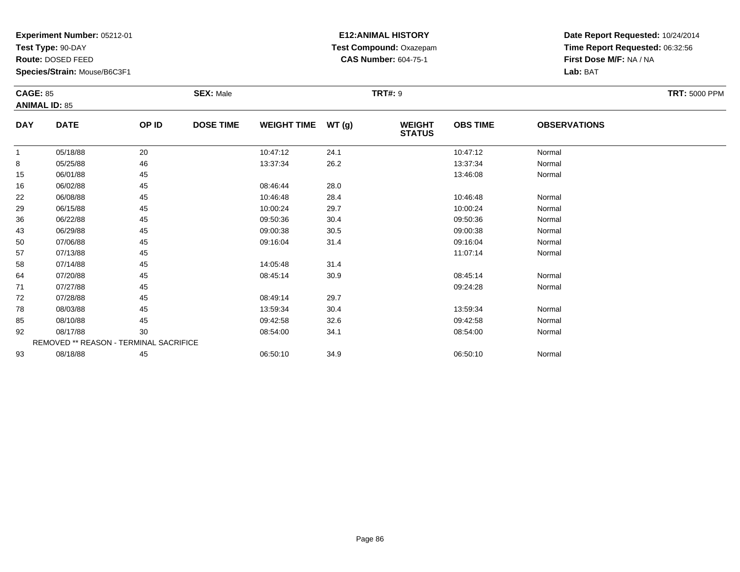**Experiment Number:** 05212-01
**Test Type:** 90-DAY
**Route:** DOSED FEED
**Species/Strain:** Mouse/B6C3F1

**E12:ANIMAL HISTORY**
**Test Compound:** Oxazepam
**CAS Number:** 604-75-1

**Date Report Requested:** 10/24/2014
**Time Report Requested:** 06:32:56
**First Dose M/F:** NA / NA
**Lab:** BAT

**CAGE:** 85 **SEX:** Male **TRT#:** 9 **TRT:** 5000 PPM
**ANIMAL ID:** 85

| DAY | DATE | OP ID | DOSE TIME | WEIGHT TIME | WT (g) | WEIGHT STATUS | OBS TIME | OBSERVATIONS |
|---|---|---|---|---|---|---|---|---|
| 1 | 05/18/88 | 20 | | 10:47:12 | 24.1 | | 10:47:12 | Normal |
| 8 | 05/25/88 | 46 | | 13:37:34 | 26.2 | | 13:37:34 | Normal |
| 15 | 06/01/88 | 45 | | | | | 13:46:08 | Normal |
| 16 | 06/02/88 | 45 | | 08:46:44 | 28.0 | | | |
| 22 | 06/08/88 | 45 | | 10:46:48 | 28.4 | | 10:46:48 | Normal |
| 29 | 06/15/88 | 45 | | 10:00:24 | 29.7 | | 10:00:24 | Normal |
| 36 | 06/22/88 | 45 | | 09:50:36 | 30.4 | | 09:50:36 | Normal |
| 43 | 06/29/88 | 45 | | 09:00:38 | 30.5 | | 09:00:38 | Normal |
| 50 | 07/06/88 | 45 | | 09:16:04 | 31.4 | | 09:16:04 | Normal |
| 57 | 07/13/88 | 45 | | | | | 11:07:14 | Normal |
| 58 | 07/14/88 | 45 | | 14:05:48 | 31.4 | | | |
| 64 | 07/20/88 | 45 | | 08:45:14 | 30.9 | | 08:45:14 | Normal |
| 71 | 07/27/88 | 45 | | | | | 09:24:28 | Normal |
| 72 | 07/28/88 | 45 | | 08:49:14 | 29.7 | | | |
| 78 | 08/03/88 | 45 | | 13:59:34 | 30.4 | | 13:59:34 | Normal |
| 85 | 08/10/88 | 45 | | 09:42:58 | 32.6 | | 09:42:58 | Normal |
| 92 | 08/17/88 | 30 | | 08:54:00 | 34.1 | | 08:54:00 | Normal |
| | REMOVED ** REASON - TERMINAL SACRIFICE | | | | | | | |
| 93 | 08/18/88 | 45 | | 06:50:10 | 34.9 | | 06:50:10 | Normal |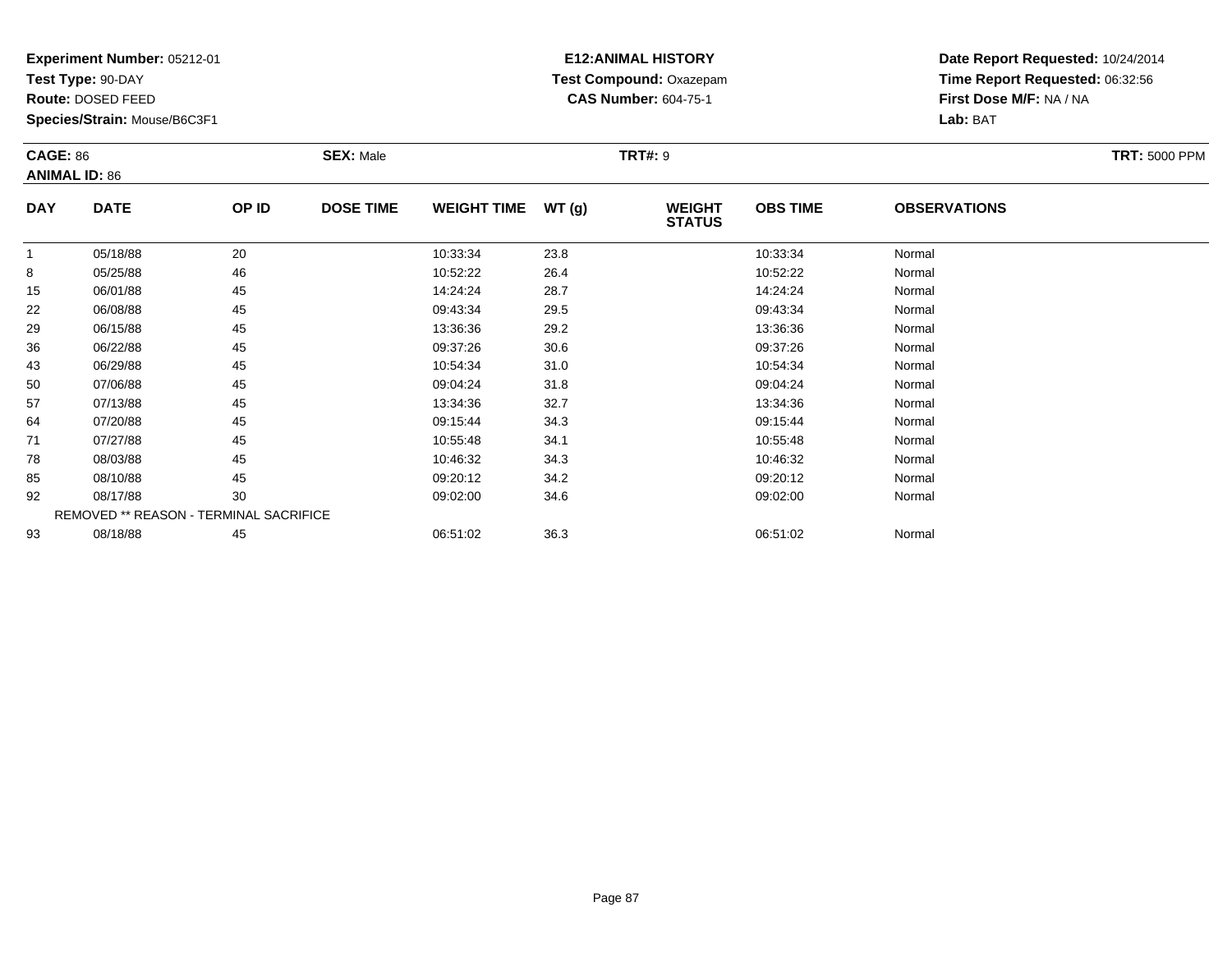**Experiment Number:** 05212-01
**Test Type:** 90-DAY
**Route:** DOSED FEED
**Species/Strain:** Mouse/B6C3F1

**E12:ANIMAL HISTORY**
**Test Compound:** Oxazepam
**CAS Number:** 604-75-1

**Date Report Requested:** 10/24/2014
**Time Report Requested:** 06:32:56
**First Dose M/F:** NA / NA
**Lab:** BAT

**CAGE:** 86
**ANIMAL ID:** 86
**SEX:** Male
**TRT#:** 9
**TRT:** 5000 PPM

| DAY | DATE | OP ID | DOSE TIME | WEIGHT TIME | WT (g) | WEIGHT STATUS | OBS TIME | OBSERVATIONS |
|---|---|---|---|---|---|---|---|---|
| 1 | 05/18/88 | 20 | | 10:33:34 | 23.8 | | 10:33:34 | Normal |
| 8 | 05/25/88 | 46 | | 10:52:22 | 26.4 | | 10:52:22 | Normal |
| 15 | 06/01/88 | 45 | | 14:24:24 | 28.7 | | 14:24:24 | Normal |
| 22 | 06/08/88 | 45 | | 09:43:34 | 29.5 | | 09:43:34 | Normal |
| 29 | 06/15/88 | 45 | | 13:36:36 | 29.2 | | 13:36:36 | Normal |
| 36 | 06/22/88 | 45 | | 09:37:26 | 30.6 | | 09:37:26 | Normal |
| 43 | 06/29/88 | 45 | | 10:54:34 | 31.0 | | 10:54:34 | Normal |
| 50 | 07/06/88 | 45 | | 09:04:24 | 31.8 | | 09:04:24 | Normal |
| 57 | 07/13/88 | 45 | | 13:34:36 | 32.7 | | 13:34:36 | Normal |
| 64 | 07/20/88 | 45 | | 09:15:44 | 34.3 | | 09:15:44 | Normal |
| 71 | 07/27/88 | 45 | | 10:55:48 | 34.1 | | 10:55:48 | Normal |
| 78 | 08/03/88 | 45 | | 10:46:32 | 34.3 | | 10:46:32 | Normal |
| 85 | 08/10/88 | 45 | | 09:20:12 | 34.2 | | 09:20:12 | Normal |
| 92 | 08/17/88 | 30 | | 09:02:00 | 34.6 | | 09:02:00 | Normal |
| | REMOVED ** REASON - TERMINAL SACRIFICE | | | | | | | |
| 93 | 08/18/88 | 45 | | 06:51:02 | 36.3 | | 06:51:02 | Normal |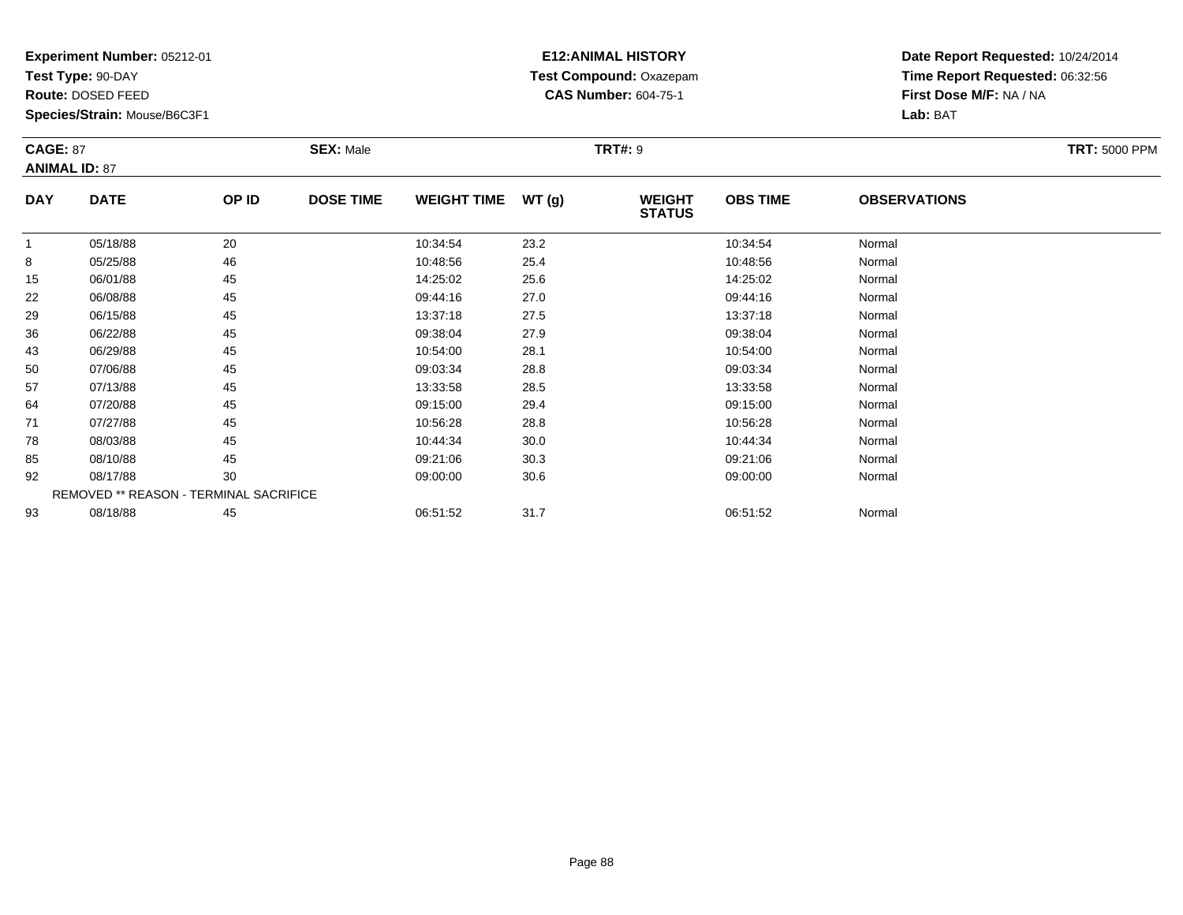**Experiment Number:** 05212-01
**Test Type:** 90-DAY
**Route:** DOSED FEED
**Species/Strain:** Mouse/B6C3F1

**E12:ANIMAL HISTORY**
**Test Compound:** Oxazepam
**CAS Number:** 604-75-1

**Date Report Requested:** 10/24/2014
**Time Report Requested:** 06:32:56
**First Dose M/F:** NA / NA
**Lab:** BAT

**CAGE:** 87
**ANIMAL ID:** 87
**SEX:** Male
**TRT#:** 9
**TRT:** 5000 PPM

| DAY | DATE | OP ID | DOSE TIME | WEIGHT TIME | WT (g) | WEIGHT STATUS | OBS TIME | OBSERVATIONS |
|---|---|---|---|---|---|---|---|---|
| 1 | 05/18/88 | 20 | | 10:34:54 | 23.2 | | 10:34:54 | Normal |
| 8 | 05/25/88 | 46 | | 10:48:56 | 25.4 | | 10:48:56 | Normal |
| 15 | 06/01/88 | 45 | | 14:25:02 | 25.6 | | 14:25:02 | Normal |
| 22 | 06/08/88 | 45 | | 09:44:16 | 27.0 | | 09:44:16 | Normal |
| 29 | 06/15/88 | 45 | | 13:37:18 | 27.5 | | 13:37:18 | Normal |
| 36 | 06/22/88 | 45 | | 09:38:04 | 27.9 | | 09:38:04 | Normal |
| 43 | 06/29/88 | 45 | | 10:54:00 | 28.1 | | 10:54:00 | Normal |
| 50 | 07/06/88 | 45 | | 09:03:34 | 28.8 | | 09:03:34 | Normal |
| 57 | 07/13/88 | 45 | | 13:33:58 | 28.5 | | 13:33:58 | Normal |
| 64 | 07/20/88 | 45 | | 09:15:00 | 29.4 | | 09:15:00 | Normal |
| 71 | 07/27/88 | 45 | | 10:56:28 | 28.8 | | 10:56:28 | Normal |
| 78 | 08/03/88 | 45 | | 10:44:34 | 30.0 | | 10:44:34 | Normal |
| 85 | 08/10/88 | 45 | | 09:21:06 | 30.3 | | 09:21:06 | Normal |
| 92 | 08/17/88 | 30 | | 09:00:00 | 30.6 | | 09:00:00 | Normal |
| | REMOVED ** REASON - TERMINAL SACRIFICE | | | | | | | |
| 93 | 08/18/88 | 45 | | 06:51:52 | 31.7 | | 06:51:52 | Normal |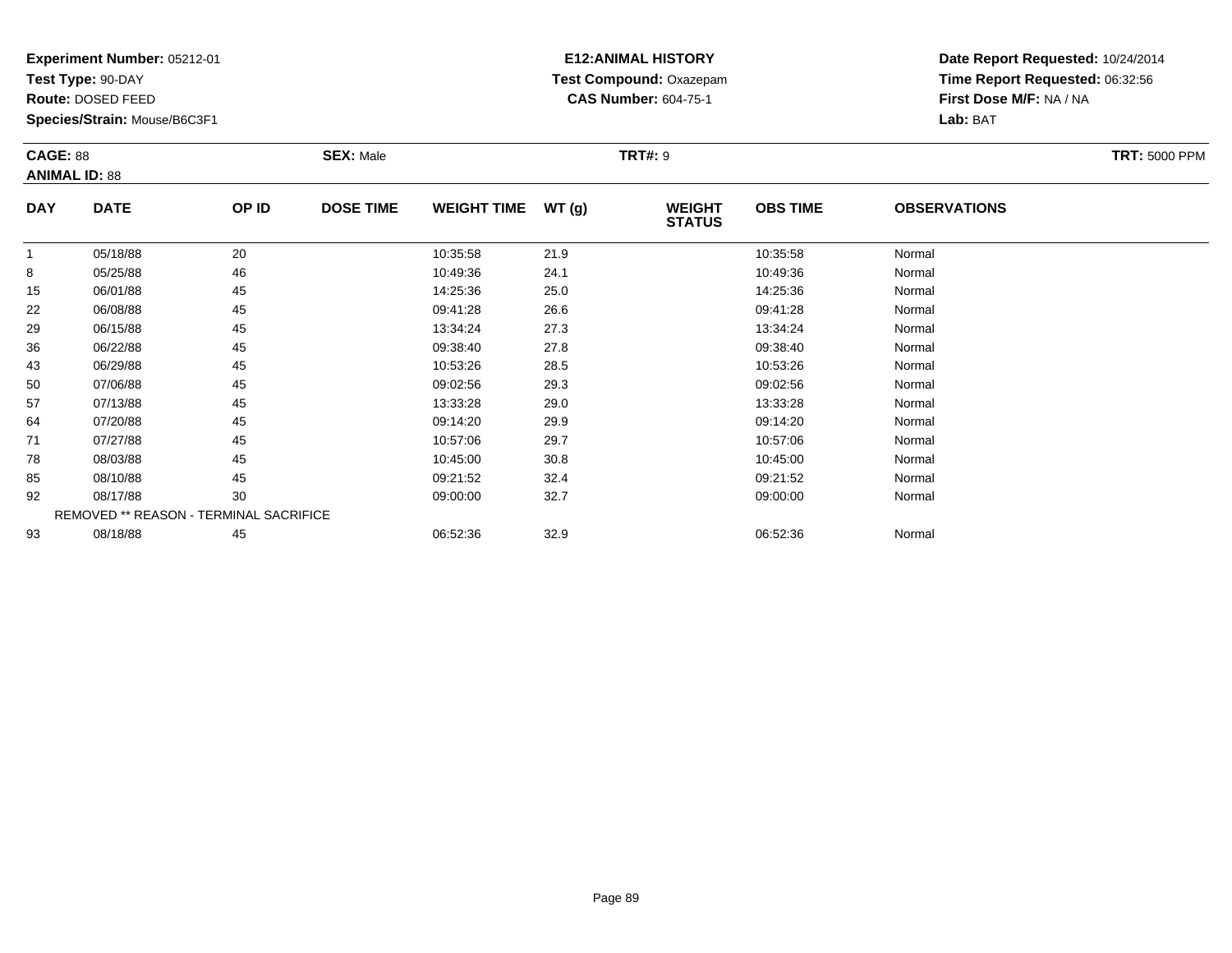**Experiment Number:** 05212-01
**Test Type:** 90-DAY
**Route:** DOSED FEED
**Species/Strain:** Mouse/B6C3F1

**E12:ANIMAL HISTORY**
**Test Compound:** Oxazepam
**CAS Number:** 604-75-1

**Date Report Requested:** 10/24/2014
**Time Report Requested:** 06:32:56
**First Dose M/F:** NA / NA
**Lab:** BAT

**CAGE:** 88 **SEX:** Male **TRT#:** 9 **TRT:** 5000 PPM
**ANIMAL ID:** 88

| DAY | DATE | OP ID | DOSE TIME | WEIGHT TIME | WT (g) | WEIGHT STATUS | OBS TIME | OBSERVATIONS |
|---|---|---|---|---|---|---|---|---|
| 1 | 05/18/88 | 20 | | 10:35:58 | 21.9 | | 10:35:58 | Normal |
| 8 | 05/25/88 | 46 | | 10:49:36 | 24.1 | | 10:49:36 | Normal |
| 15 | 06/01/88 | 45 | | 14:25:36 | 25.0 | | 14:25:36 | Normal |
| 22 | 06/08/88 | 45 | | 09:41:28 | 26.6 | | 09:41:28 | Normal |
| 29 | 06/15/88 | 45 | | 13:34:24 | 27.3 | | 13:34:24 | Normal |
| 36 | 06/22/88 | 45 | | 09:38:40 | 27.8 | | 09:38:40 | Normal |
| 43 | 06/29/88 | 45 | | 10:53:26 | 28.5 | | 10:53:26 | Normal |
| 50 | 07/06/88 | 45 | | 09:02:56 | 29.3 | | 09:02:56 | Normal |
| 57 | 07/13/88 | 45 | | 13:33:28 | 29.0 | | 13:33:28 | Normal |
| 64 | 07/20/88 | 45 | | 09:14:20 | 29.9 | | 09:14:20 | Normal |
| 71 | 07/27/88 | 45 | | 10:57:06 | 29.7 | | 10:57:06 | Normal |
| 78 | 08/03/88 | 45 | | 10:45:00 | 30.8 | | 10:45:00 | Normal |
| 85 | 08/10/88 | 45 | | 09:21:52 | 32.4 | | 09:21:52 | Normal |
| 92 | 08/17/88 | 30 | | 09:00:00 | 32.7 | | 09:00:00 | Normal |
| REMOVED ** REASON - TERMINAL SACRIFICE | | | | | | | | |
| 93 | 08/18/88 | 45 | | 06:52:36 | 32.9 | | 06:52:36 | Normal |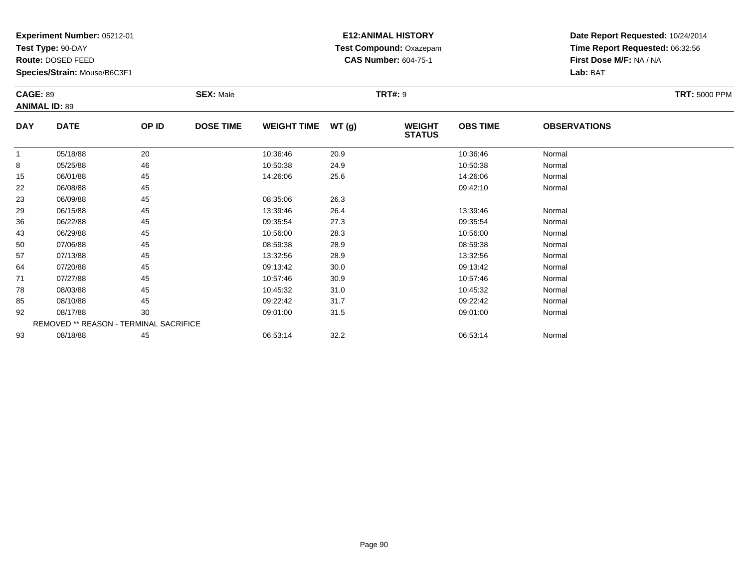**Experiment Number:** 05212-01
**Test Type:** 90-DAY
**Route:** DOSED FEED
**Species/Strain:** Mouse/B6C3F1

**E12:ANIMAL HISTORY**
**Test Compound:** Oxazepam
**CAS Number:** 604-75-1

**Date Report Requested:** 10/24/2014
**Time Report Requested:** 06:32:56
**First Dose M/F:** NA / NA
**Lab:** BAT

**CAGE:** 89 **SEX:** Male **TRT#:** 9 **TRT:** 5000 PPM
**ANIMAL ID:** 89

| DAY | DATE | OP ID | DOSE TIME | WEIGHT TIME | WT (g) | WEIGHT STATUS | OBS TIME | OBSERVATIONS |
|---|---|---|---|---|---|---|---|---|
| 1 | 05/18/88 | 20 | | 10:36:46 | 20.9 | | 10:36:46 | Normal |
| 8 | 05/25/88 | 46 | | 10:50:38 | 24.9 | | 10:50:38 | Normal |
| 15 | 06/01/88 | 45 | | 14:26:06 | 25.6 | | 14:26:06 | Normal |
| 22 | 06/08/88 | 45 | | | | | 09:42:10 | Normal |
| 23 | 06/09/88 | 45 | | 08:35:06 | 26.3 | | | |
| 29 | 06/15/88 | 45 | | 13:39:46 | 26.4 | | 13:39:46 | Normal |
| 36 | 06/22/88 | 45 | | 09:35:54 | 27.3 | | 09:35:54 | Normal |
| 43 | 06/29/88 | 45 | | 10:56:00 | 28.3 | | 10:56:00 | Normal |
| 50 | 07/06/88 | 45 | | 08:59:38 | 28.9 | | 08:59:38 | Normal |
| 57 | 07/13/88 | 45 | | 13:32:56 | 28.9 | | 13:32:56 | Normal |
| 64 | 07/20/88 | 45 | | 09:13:42 | 30.0 | | 09:13:42 | Normal |
| 71 | 07/27/88 | 45 | | 10:57:46 | 30.9 | | 10:57:46 | Normal |
| 78 | 08/03/88 | 45 | | 10:45:32 | 31.0 | | 10:45:32 | Normal |
| 85 | 08/10/88 | 45 | | 09:22:42 | 31.7 | | 09:22:42 | Normal |
| 92 | 08/17/88 | 30 | | 09:01:00 | 31.5 | | 09:01:00 | Normal |
| | REMOVED ** REASON - TERMINAL SACRIFICE | | | | | | | |
| 93 | 08/18/88 | 45 | | 06:53:14 | 32.2 | | 06:53:14 | Normal |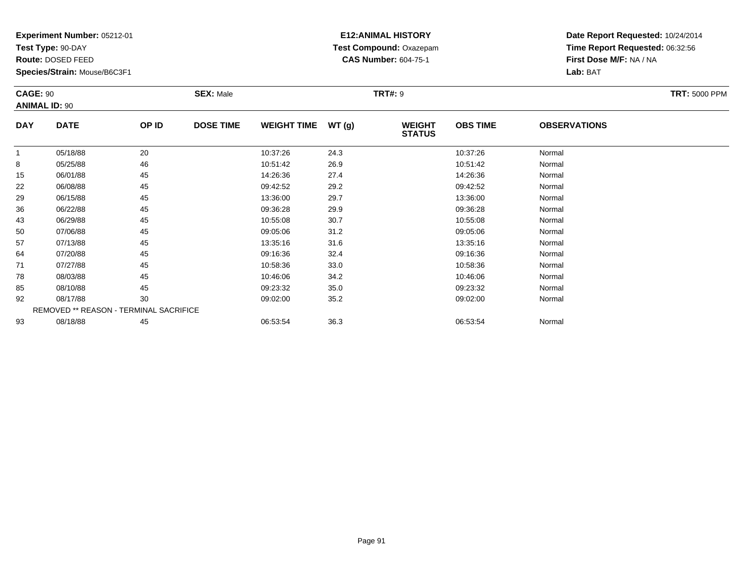**Experiment Number:** 05212-01
**Test Type:** 90-DAY
**Route:** DOSED FEED
**Species/Strain:** Mouse/B6C3F1

**E12:ANIMAL HISTORY**
**Test Compound:** Oxazepam
**CAS Number:** 604-75-1

**Date Report Requested:** 10/24/2014
**Time Report Requested:** 06:32:56
**First Dose M/F:** NA / NA
**Lab:** BAT

**CAGE:** 90
**ANIMAL ID:** 90
**SEX:** Male
**TRT#:** 9
**TRT:** 5000 PPM

| DAY | DATE | OP ID | DOSE TIME | WEIGHT TIME | WT (g) | WEIGHT STATUS | OBS TIME | OBSERVATIONS |
|---|---|---|---|---|---|---|---|---|
| 1 | 05/18/88 | 20 | | 10:37:26 | 24.3 | | 10:37:26 | Normal |
| 8 | 05/25/88 | 46 | | 10:51:42 | 26.9 | | 10:51:42 | Normal |
| 15 | 06/01/88 | 45 | | 14:26:36 | 27.4 | | 14:26:36 | Normal |
| 22 | 06/08/88 | 45 | | 09:42:52 | 29.2 | | 09:42:52 | Normal |
| 29 | 06/15/88 | 45 | | 13:36:00 | 29.7 | | 13:36:00 | Normal |
| 36 | 06/22/88 | 45 | | 09:36:28 | 29.9 | | 09:36:28 | Normal |
| 43 | 06/29/88 | 45 | | 10:55:08 | 30.7 | | 10:55:08 | Normal |
| 50 | 07/06/88 | 45 | | 09:05:06 | 31.2 | | 09:05:06 | Normal |
| 57 | 07/13/88 | 45 | | 13:35:16 | 31.6 | | 13:35:16 | Normal |
| 64 | 07/20/88 | 45 | | 09:16:36 | 32.4 | | 09:16:36 | Normal |
| 71 | 07/27/88 | 45 | | 10:58:36 | 33.0 | | 10:58:36 | Normal |
| 78 | 08/03/88 | 45 | | 10:46:06 | 34.2 | | 10:46:06 | Normal |
| 85 | 08/10/88 | 45 | | 09:23:32 | 35.0 | | 09:23:32 | Normal |
| 92 | 08/17/88 | 30 | | 09:02:00 | 35.2 | | 09:02:00 | Normal |
| | REMOVED ** REASON - TERMINAL SACRIFICE | | | | | | | |
| 93 | 08/18/88 | 45 | | 06:53:54 | 36.3 | | 06:53:54 | Normal |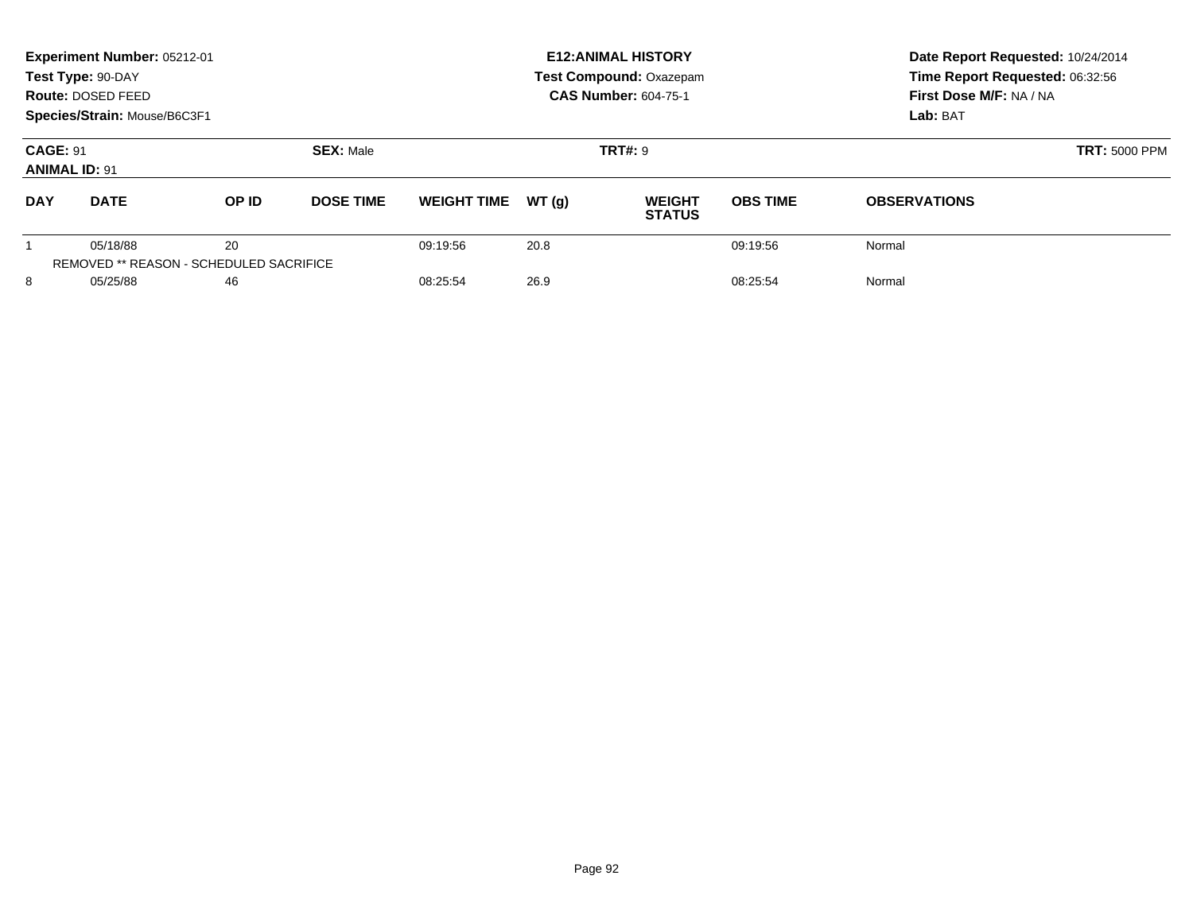**Experiment Number:** 05212-01
**Test Type:** 90-DAY
**Route:** DOSED FEED
**Species/Strain:** Mouse/B6C3F1

**E12:ANIMAL HISTORY**
**Test Compound:** Oxazepam
**CAS Number:** 604-75-1

**Date Report Requested:** 10/24/2014
**Time Report Requested:** 06:32:56
**First Dose M/F:** NA / NA
**Lab:** BAT

**CAGE:** 91
**ANIMAL ID:** 91
**SEX:** Male
**TRT#:** 9
**TRT:** 5000 PPM

| DAY | DATE | OP ID | DOSE TIME | WEIGHT TIME | WT (g) | WEIGHT STATUS | OBS TIME | OBSERVATIONS |
|---|---|---|---|---|---|---|---|---|
| 1 | 05/18/88 | 20 | | 09:19:56 | 20.8 | | 09:19:56 | Normal |
| | REMOVED ** REASON - SCHEDULED SACRIFICE | | | | | | | |
| 8 | 05/25/88 | 46 | | 08:25:54 | 26.9 | | 08:25:54 | Normal |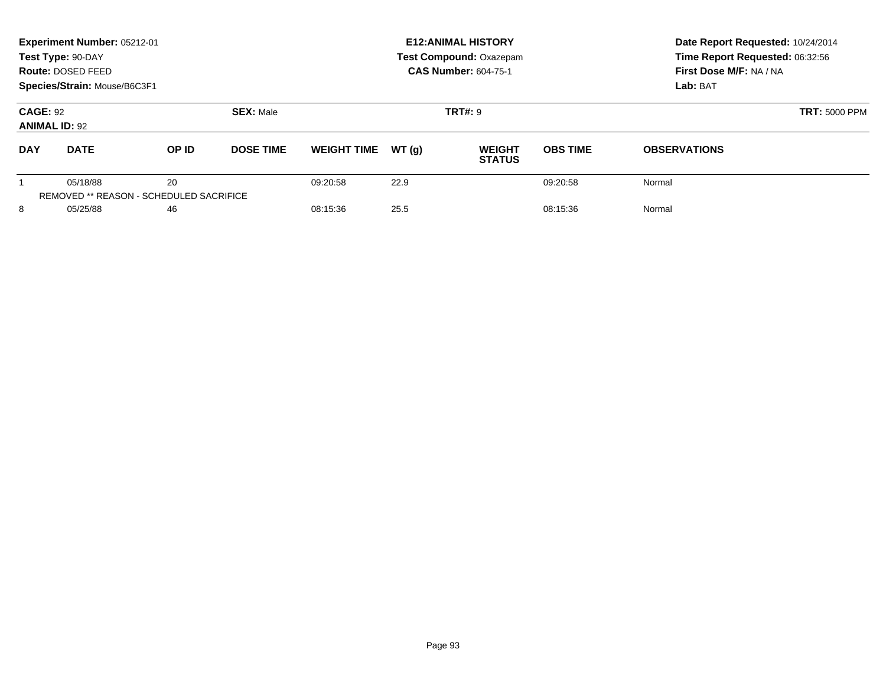**Experiment Number:** 05212-01
**Test Type:** 90-DAY
**Route:** DOSED FEED
**Species/Strain:** Mouse/B6C3F1

**E12:ANIMAL HISTORY**
**Test Compound:** Oxazepam
**CAS Number:** 604-75-1

**Date Report Requested:** 10/24/2014
**Time Report Requested:** 06:32:56
**First Dose M/F:** NA / NA
**Lab:** BAT

**CAGE:** 92
**ANIMAL ID:** 92
**SEX:** Male
**TRT#:** 9
**TRT:** 5000 PPM

| DAY | DATE | OP ID | DOSE TIME | WEIGHT TIME | WT (g) | WEIGHT STATUS | OBS TIME | OBSERVATIONS |
|---|---|---|---|---|---|---|---|---|
| 1 | 05/18/88 | 20 | | 09:20:58 | 22.9 | | 09:20:58 | Normal |
| REMOVED ** REASON - SCHEDULED SACRIFICE | | | | | | | | |
| 8 | 05/25/88 | 46 | | 08:15:36 | 25.5 | | 08:15:36 | Normal |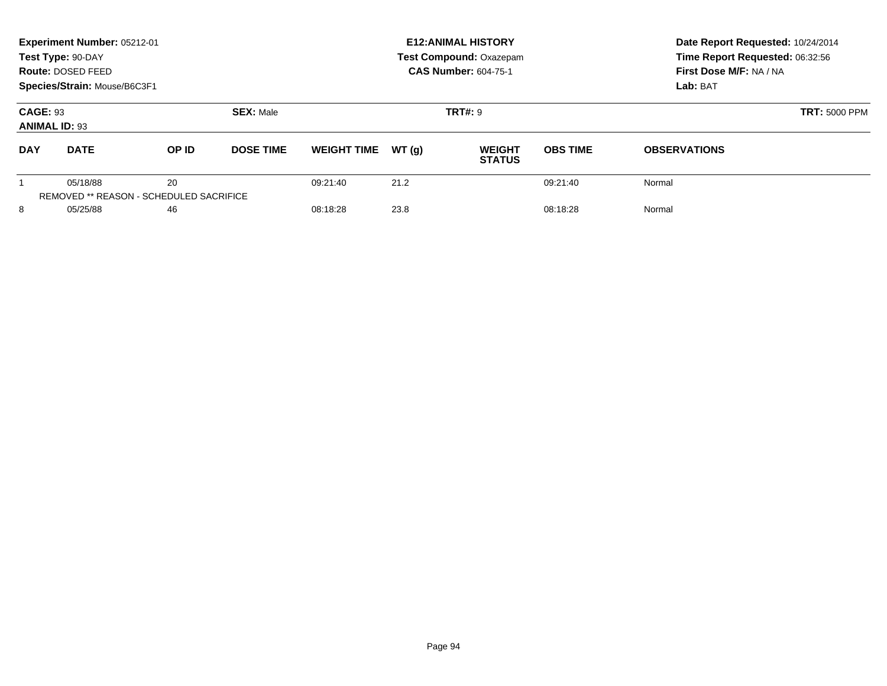**Experiment Number:** 05212-01
**Test Type:** 90-DAY
**Route:** DOSED FEED
**Species/Strain:** Mouse/B6C3F1

**E12:ANIMAL HISTORY**
**Test Compound:** Oxazepam
**CAS Number:** 604-75-1

**Date Report Requested:** 10/24/2014
**Time Report Requested:** 06:32:56
**First Dose M/F:** NA / NA
**Lab:** BAT

**CAGE:** 93
**ANIMAL ID:** 93
**SEX:** Male
**TRT#:** 9
**TRT:** 5000 PPM

| DAY | DATE | OP ID | DOSE TIME | WEIGHT TIME | WT (g) | WEIGHT STATUS | OBS TIME | OBSERVATIONS |
|---|---|---|---|---|---|---|---|---|
| 1 | 05/18/88 | 20 | | 09:21:40 | 21.2 | | 09:21:40 | Normal |
| REMOVED ** REASON - SCHEDULED SACRIFICE | | | | | | | | |
| 8 | 05/25/88 | 46 | | 08:18:28 | 23.8 | | 08:18:28 | Normal |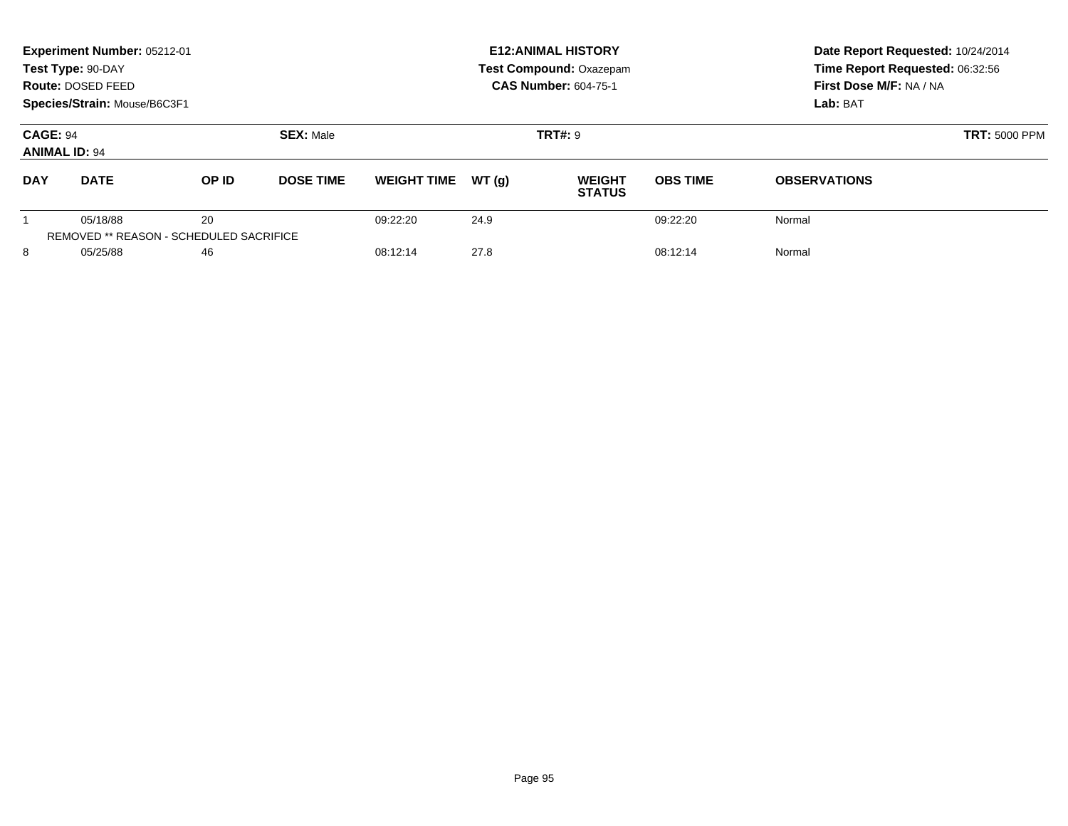**Experiment Number:** 05212-01
**Test Type:** 90-DAY
**Route:** DOSED FEED
**Species/Strain:** Mouse/B6C3F1

**E12:ANIMAL HISTORY**
**Test Compound:** Oxazepam
**CAS Number:** 604-75-1

**Date Report Requested:** 10/24/2014
**Time Report Requested:** 06:32:56
**First Dose M/F:** NA / NA
**Lab:** BAT

**CAGE:** 94
**ANIMAL ID:** 94
**SEX:** Male
**TRT#:** 9
**TRT:** 5000 PPM

| DAY | DATE | OP ID | DOSE TIME | WEIGHT TIME | WT (g) | WEIGHT STATUS | OBS TIME | OBSERVATIONS |
|---|---|---|---|---|---|---|---|---|
| 1 | 05/18/88 | 20 | | 09:22:20 | 24.9 | | 09:22:20 | Normal |
| | REMOVED ** REASON - SCHEDULED SACRIFICE | | | | | | | |
| 8 | 05/25/88 | 46 | | 08:12:14 | 27.8 | | 08:12:14 | Normal |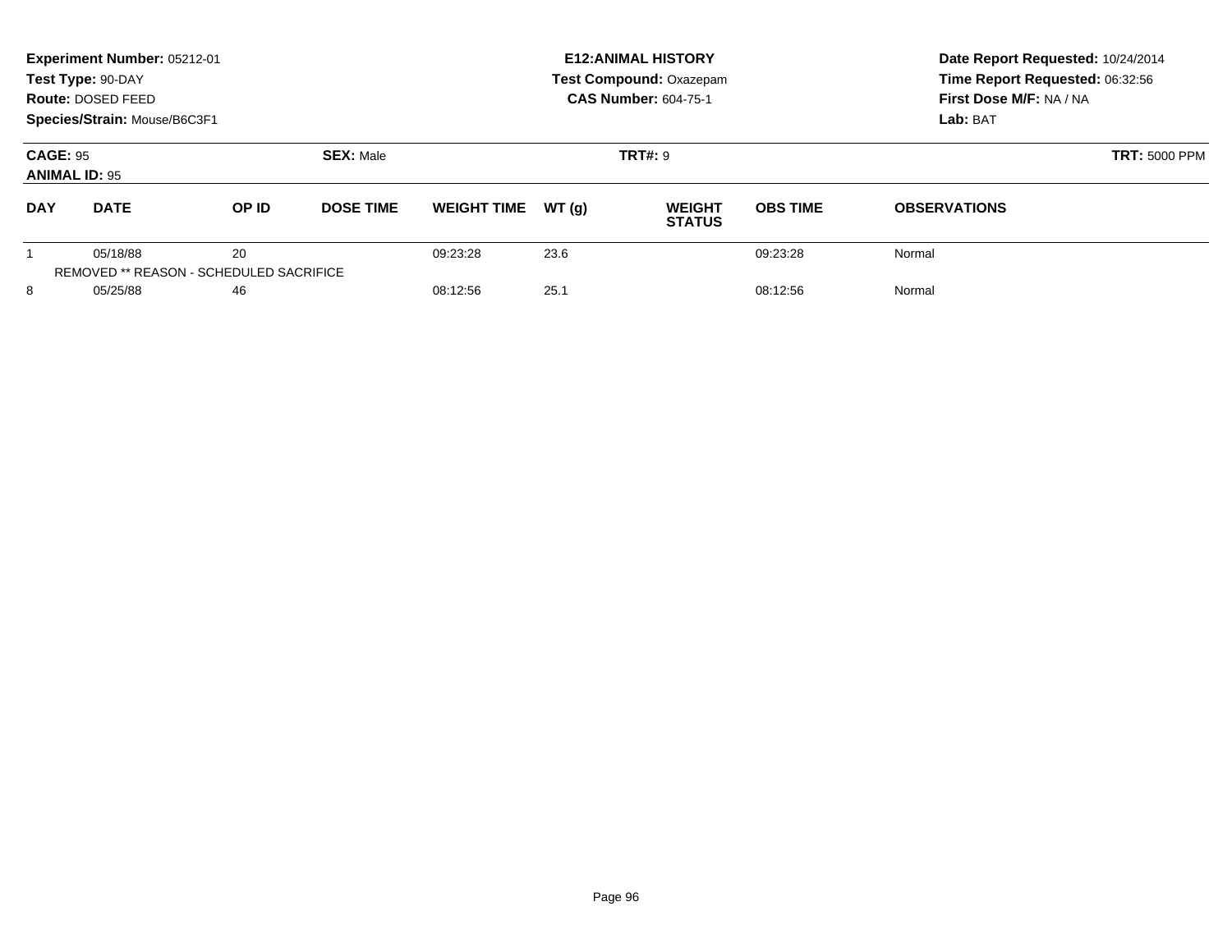**Experiment Number:** 05212-01
**Test Type:** 90-DAY
**Route:** DOSED FEED
**Species/Strain:** Mouse/B6C3F1

**E12:ANIMAL HISTORY**
**Test Compound:** Oxazepam
**CAS Number:** 604-75-1

**Date Report Requested:** 10/24/2014
**Time Report Requested:** 06:32:56
**First Dose M/F:** NA / NA
**Lab:** BAT

**CAGE:** 95
**ANIMAL ID:** 95
**SEX:** Male
**TRT#:** 9
**TRT:** 5000 PPM

| DAY | DATE | OP ID | DOSE TIME | WEIGHT TIME | WT (g) | WEIGHT STATUS | OBS TIME | OBSERVATIONS |
|---|---|---|---|---|---|---|---|---|
| 1 | 05/18/88 | 20 | | 09:23:28 | 23.6 | | 09:23:28 | Normal |
| | REMOVED ** REASON - SCHEDULED SACRIFICE | | | | | | | |
| 8 | 05/25/88 | 46 | | 08:12:56 | 25.1 | | 08:12:56 | Normal |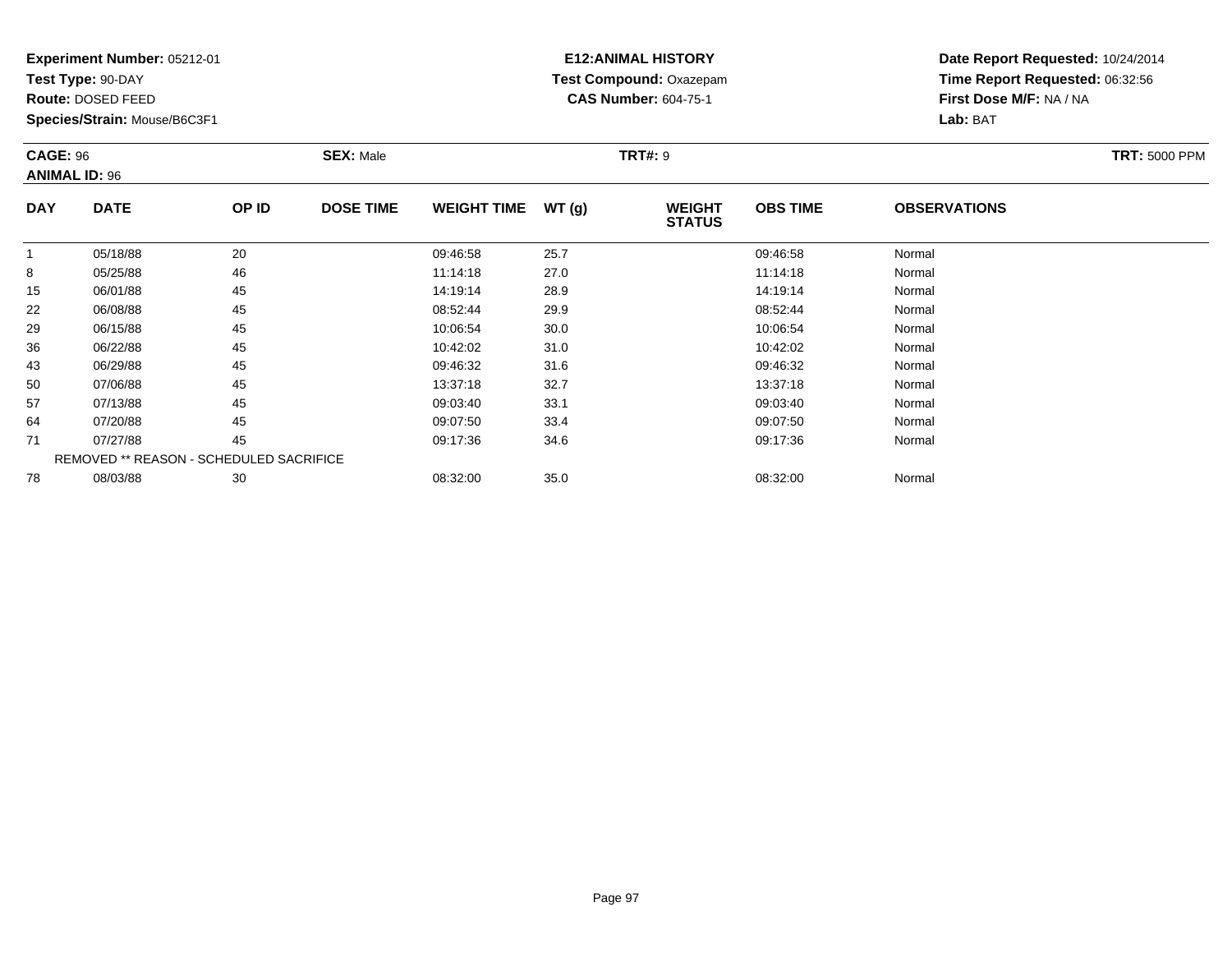**Experiment Number:** 05212-01
**Test Type:** 90-DAY
**Route:** DOSED FEED
**Species/Strain:** Mouse/B6C3F1

**E12:ANIMAL HISTORY**
**Test Compound:** Oxazepam
**CAS Number:** 604-75-1

**Date Report Requested:** 10/24/2014
**Time Report Requested:** 06:32:56
**First Dose M/F:** NA / NA
**Lab:** BAT

**CAGE:** 96 **SEX:** Male **TRT#:** 9 **TRT:** 5000 PPM
**ANIMAL ID:** 96

| DAY | DATE | OP ID | DOSE TIME | WEIGHT TIME | WT (g) | WEIGHT STATUS | OBS TIME | OBSERVATIONS |
|---|---|---|---|---|---|---|---|---|
| 1 | 05/18/88 | 20 | | 09:46:58 | 25.7 | | 09:46:58 | Normal |
| 8 | 05/25/88 | 46 | | 11:14:18 | 27.0 | | 11:14:18 | Normal |
| 15 | 06/01/88 | 45 | | 14:19:14 | 28.9 | | 14:19:14 | Normal |
| 22 | 06/08/88 | 45 | | 08:52:44 | 29.9 | | 08:52:44 | Normal |
| 29 | 06/15/88 | 45 | | 10:06:54 | 30.0 | | 10:06:54 | Normal |
| 36 | 06/22/88 | 45 | | 10:42:02 | 31.0 | | 10:42:02 | Normal |
| 43 | 06/29/88 | 45 | | 09:46:32 | 31.6 | | 09:46:32 | Normal |
| 50 | 07/06/88 | 45 | | 13:37:18 | 32.7 | | 13:37:18 | Normal |
| 57 | 07/13/88 | 45 | | 09:03:40 | 33.1 | | 09:03:40 | Normal |
| 64 | 07/20/88 | 45 | | 09:07:50 | 33.4 | | 09:07:50 | Normal |
| 71 | 07/27/88 | 45 | | 09:17:36 | 34.6 | | 09:17:36 | Normal |
| REMOVED ** REASON - SCHEDULED SACRIFICE | | | | | | | | |
| 78 | 08/03/88 | 30 | | 08:32:00 | 35.0 | | 08:32:00 | Normal |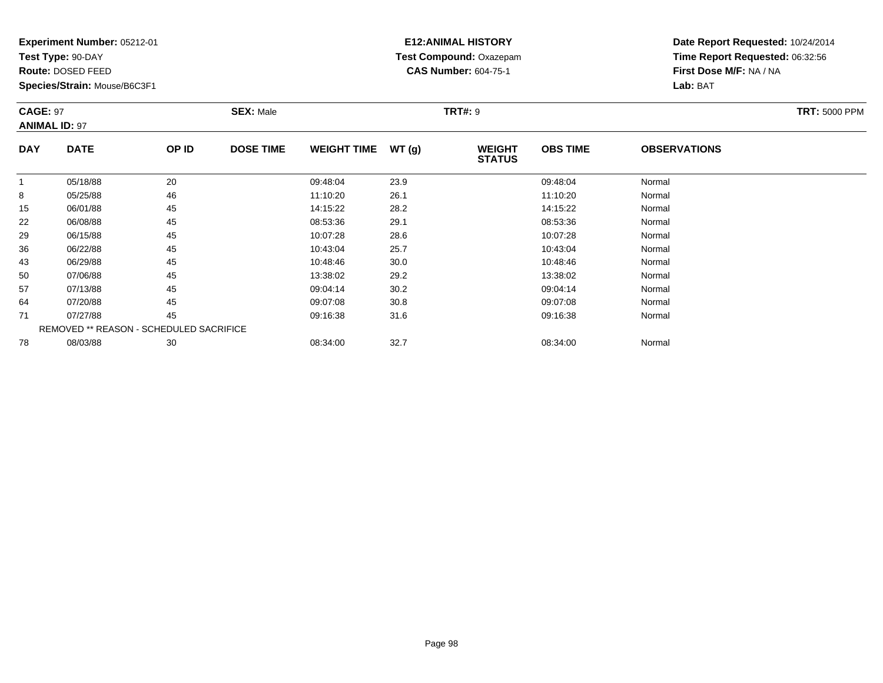**Experiment Number:** 05212-01
**Test Type:** 90-DAY
**Route:** DOSED FEED
**Species/Strain:** Mouse/B6C3F1

**E12:ANIMAL HISTORY**
**Test Compound:** Oxazepam
**CAS Number:** 604-75-1

**Date Report Requested:** 10/24/2014
**Time Report Requested:** 06:32:56
**First Dose M/F:** NA / NA
**Lab:** BAT

**CAGE:** 97 **SEX:** Male **TRT#:** 9 **TRT:** 5000 PPM
**ANIMAL ID:** 97

| DAY | DATE | OP ID | DOSE TIME | WEIGHT TIME | WT (g) | WEIGHT STATUS | OBS TIME | OBSERVATIONS |
|---|---|---|---|---|---|---|---|---|
| 1 | 05/18/88 | 20 | | 09:48:04 | 23.9 | | 09:48:04 | Normal |
| 8 | 05/25/88 | 46 | | 11:10:20 | 26.1 | | 11:10:20 | Normal |
| 15 | 06/01/88 | 45 | | 14:15:22 | 28.2 | | 14:15:22 | Normal |
| 22 | 06/08/88 | 45 | | 08:53:36 | 29.1 | | 08:53:36 | Normal |
| 29 | 06/15/88 | 45 | | 10:07:28 | 28.6 | | 10:07:28 | Normal |
| 36 | 06/22/88 | 45 | | 10:43:04 | 25.7 | | 10:43:04 | Normal |
| 43 | 06/29/88 | 45 | | 10:48:46 | 30.0 | | 10:48:46 | Normal |
| 50 | 07/06/88 | 45 | | 13:38:02 | 29.2 | | 13:38:02 | Normal |
| 57 | 07/13/88 | 45 | | 09:04:14 | 30.2 | | 09:04:14 | Normal |
| 64 | 07/20/88 | 45 | | 09:07:08 | 30.8 | | 09:07:08 | Normal |
| 71 | 07/27/88 | 45 | | 09:16:38 | 31.6 | | 09:16:38 | Normal |
| | REMOVED ** REASON - SCHEDULED SACRIFICE | | | | | | | |
| 78 | 08/03/88 | 30 | | 08:34:00 | 32.7 | | 08:34:00 | Normal |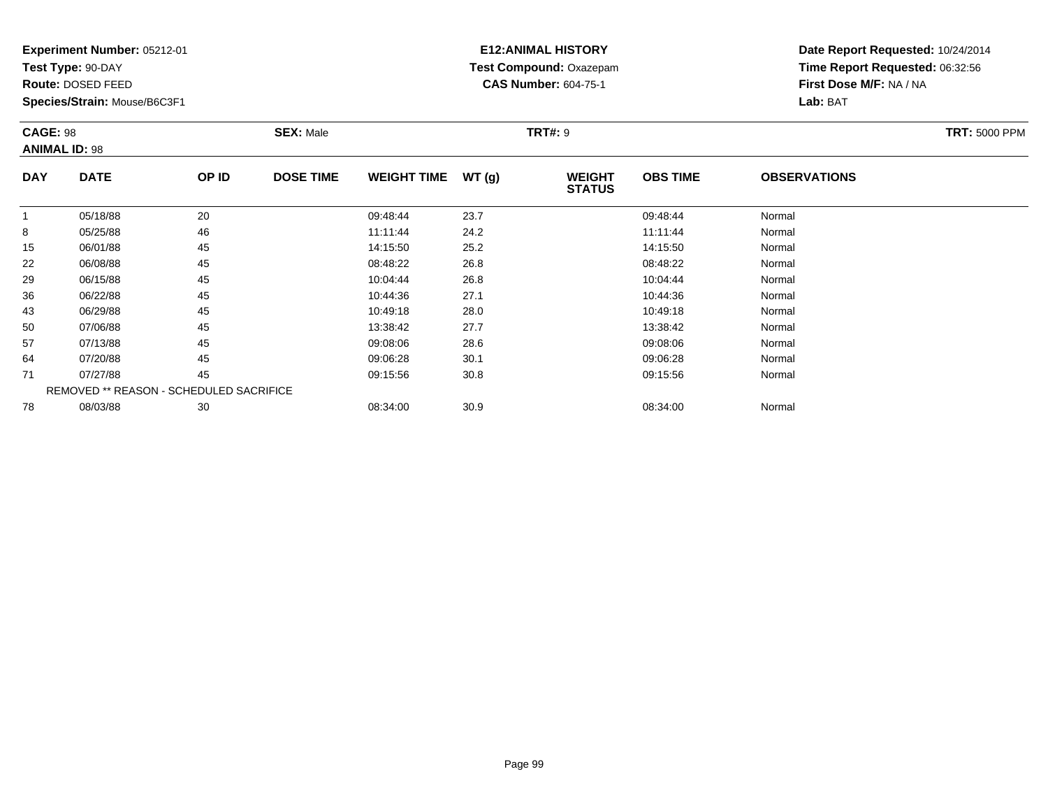**Experiment Number:** 05212-01
**Test Type:** 90-DAY
**Route:** DOSED FEED
**Species/Strain:** Mouse/B6C3F1

**E12:ANIMAL HISTORY**
**Test Compound:** Oxazepam
**CAS Number:** 604-75-1

**Date Report Requested:** 10/24/2014
**Time Report Requested:** 06:32:56
**First Dose M/F:** NA / NA
**Lab:** BAT

**CAGE:** 98 **SEX:** Male **TRT#:** 9 **TRT:** 5000 PPM
**ANIMAL ID:** 98

| DAY | DATE | OP ID | DOSE TIME | WEIGHT TIME | WT (g) | WEIGHT STATUS | OBS TIME | OBSERVATIONS |
|---|---|---|---|---|---|---|---|---|
| 1 | 05/18/88 | 20 | | 09:48:44 | 23.7 | | 09:48:44 | Normal |
| 8 | 05/25/88 | 46 | | 11:11:44 | 24.2 | | 11:11:44 | Normal |
| 15 | 06/01/88 | 45 | | 14:15:50 | 25.2 | | 14:15:50 | Normal |
| 22 | 06/08/88 | 45 | | 08:48:22 | 26.8 | | 08:48:22 | Normal |
| 29 | 06/15/88 | 45 | | 10:04:44 | 26.8 | | 10:04:44 | Normal |
| 36 | 06/22/88 | 45 | | 10:44:36 | 27.1 | | 10:44:36 | Normal |
| 43 | 06/29/88 | 45 | | 10:49:18 | 28.0 | | 10:49:18 | Normal |
| 50 | 07/06/88 | 45 | | 13:38:42 | 27.7 | | 13:38:42 | Normal |
| 57 | 07/13/88 | 45 | | 09:08:06 | 28.6 | | 09:08:06 | Normal |
| 64 | 07/20/88 | 45 | | 09:06:28 | 30.1 | | 09:06:28 | Normal |
| 71 | 07/27/88 | 45 | | 09:15:56 | 30.8 | | 09:15:56 | Normal |
| REMOVED ** REASON - SCHEDULED SACRIFICE | | | | | | | | |
| 78 | 08/03/88 | 30 | | 08:34:00 | 30.9 | | 08:34:00 | Normal |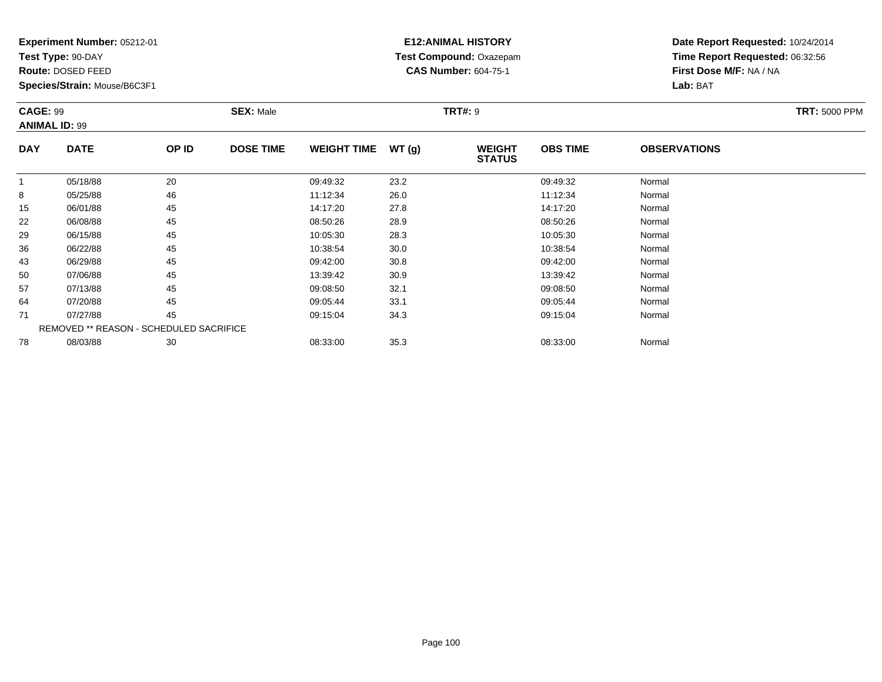**Experiment Number:** 05212-01
**Test Type:** 90-DAY
**Route:** DOSED FEED
**Species/Strain:** Mouse/B6C3F1

**E12:ANIMAL HISTORY**
**Test Compound:** Oxazepam
**CAS Number:** 604-75-1

**Date Report Requested:** 10/24/2014
**Time Report Requested:** 06:32:56
**First Dose M/F:** NA / NA
**Lab:** BAT

**CAGE:** 99 **SEX:** Male **TRT#:** 9 **TRT:** 5000 PPM
**ANIMAL ID:** 99

| DAY | DATE | OP ID | DOSE TIME | WEIGHT TIME | WT (g) | WEIGHT STATUS | OBS TIME | OBSERVATIONS |
|---|---|---|---|---|---|---|---|---|
| 1 | 05/18/88 | 20 | | 09:49:32 | 23.2 | | 09:49:32 | Normal |
| 8 | 05/25/88 | 46 | | 11:12:34 | 26.0 | | 11:12:34 | Normal |
| 15 | 06/01/88 | 45 | | 14:17:20 | 27.8 | | 14:17:20 | Normal |
| 22 | 06/08/88 | 45 | | 08:50:26 | 28.9 | | 08:50:26 | Normal |
| 29 | 06/15/88 | 45 | | 10:05:30 | 28.3 | | 10:05:30 | Normal |
| 36 | 06/22/88 | 45 | | 10:38:54 | 30.0 | | 10:38:54 | Normal |
| 43 | 06/29/88 | 45 | | 09:42:00 | 30.8 | | 09:42:00 | Normal |
| 50 | 07/06/88 | 45 | | 13:39:42 | 30.9 | | 13:39:42 | Normal |
| 57 | 07/13/88 | 45 | | 09:08:50 | 32.1 | | 09:08:50 | Normal |
| 64 | 07/20/88 | 45 | | 09:05:44 | 33.1 | | 09:05:44 | Normal |
| 71 | 07/27/88 | 45 | | 09:15:04 | 34.3 | | 09:15:04 | Normal |
| | REMOVED ** REASON - SCHEDULED SACRIFICE | | | | | | | |
| 78 | 08/03/88 | 30 | | 08:33:00 | 35.3 | | 08:33:00 | Normal |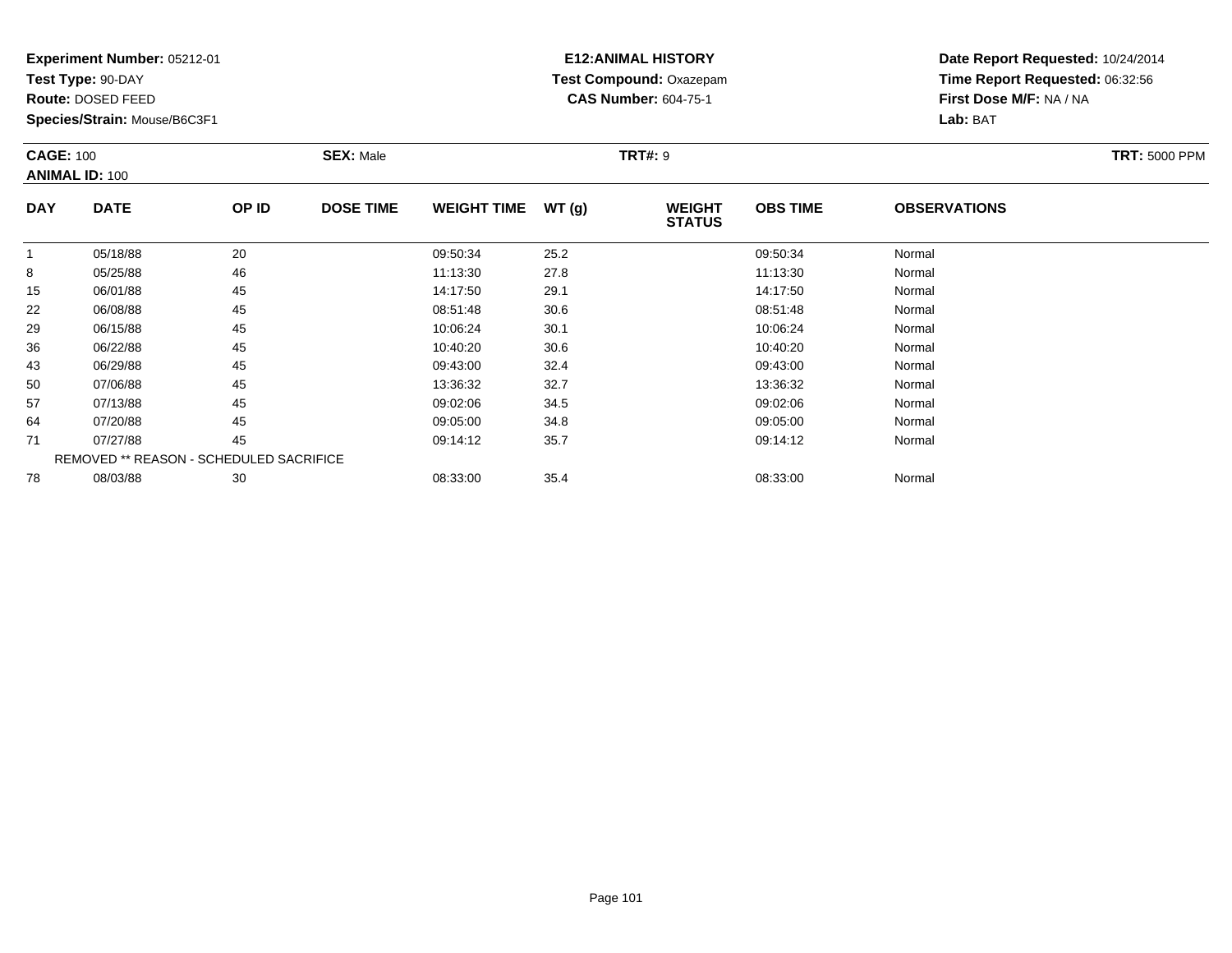**Experiment Number:** 05212-01
**Test Type:** 90-DAY
**Route:** DOSED FEED
**Species/Strain:** Mouse/B6C3F1

**E12:ANIMAL HISTORY**
**Test Compound:** Oxazepam
**CAS Number:** 604-75-1

**Date Report Requested:** 10/24/2014
**Time Report Requested:** 06:32:56
**First Dose M/F:** NA / NA
**Lab:** BAT

**CAGE:** 100 **SEX:** Male **TRT#:** 9 **TRT:** 5000 PPM
**ANIMAL ID:** 100

| DAY | DATE | OP ID | DOSE TIME | WEIGHT TIME | WT (g) | WEIGHT STATUS | OBS TIME | OBSERVATIONS |
|---|---|---|---|---|---|---|---|---|
| 1 | 05/18/88 | 20 | | 09:50:34 | 25.2 | | 09:50:34 | Normal |
| 8 | 05/25/88 | 46 | | 11:13:30 | 27.8 | | 11:13:30 | Normal |
| 15 | 06/01/88 | 45 | | 14:17:50 | 29.1 | | 14:17:50 | Normal |
| 22 | 06/08/88 | 45 | | 08:51:48 | 30.6 | | 08:51:48 | Normal |
| 29 | 06/15/88 | 45 | | 10:06:24 | 30.1 | | 10:06:24 | Normal |
| 36 | 06/22/88 | 45 | | 10:40:20 | 30.6 | | 10:40:20 | Normal |
| 43 | 06/29/88 | 45 | | 09:43:00 | 32.4 | | 09:43:00 | Normal |
| 50 | 07/06/88 | 45 | | 13:36:32 | 32.7 | | 13:36:32 | Normal |
| 57 | 07/13/88 | 45 | | 09:02:06 | 34.5 | | 09:02:06 | Normal |
| 64 | 07/20/88 | 45 | | 09:05:00 | 34.8 | | 09:05:00 | Normal |
| 71 | 07/27/88 | 45 | | 09:14:12 | 35.7 | | 09:14:12 | Normal |
| | REMOVED ** REASON - SCHEDULED SACRIFICE | | | | | | | |
| 78 | 08/03/88 | 30 | | 08:33:00 | 35.4 | | 08:33:00 | Normal |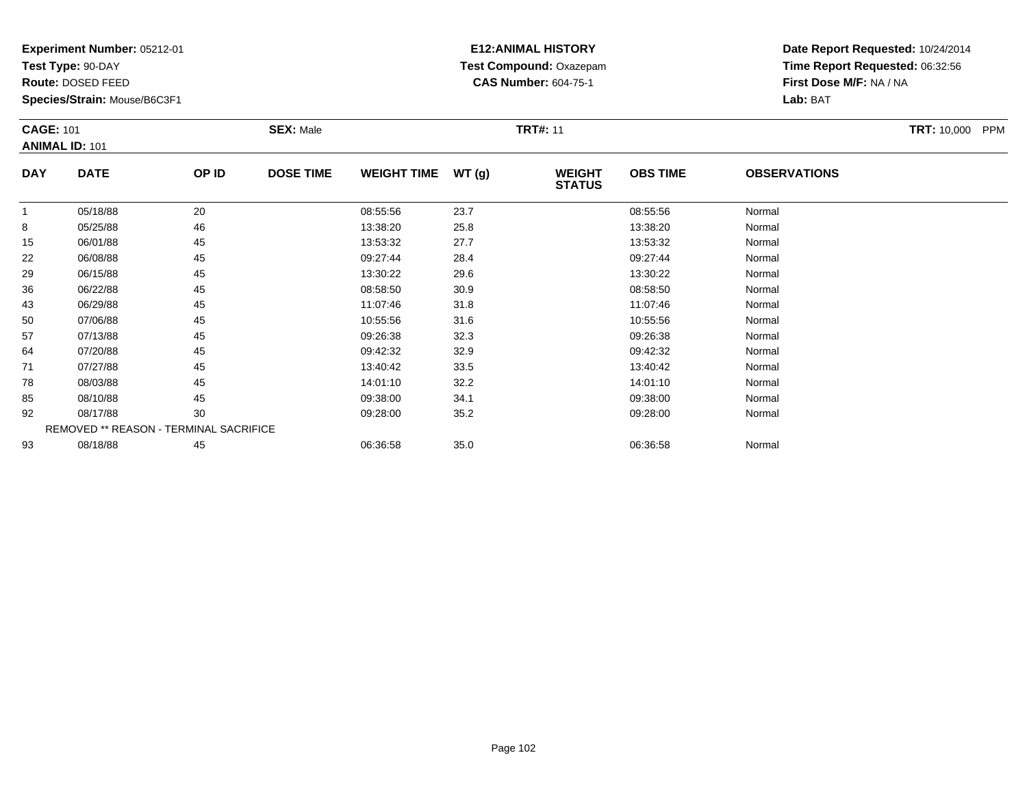**Experiment Number:** 05212-01
**Test Type:** 90-DAY
**Route:** DOSED FEED
**Species/Strain:** Mouse/B6C3F1

**E12:ANIMAL HISTORY**
**Test Compound:** Oxazepam
**CAS Number:** 604-75-1

**Date Report Requested:** 10/24/2014
**Time Report Requested:** 06:32:56
**First Dose M/F:** NA / NA
**Lab:** BAT

**CAGE:** 101 **SEX:** Male **TRT#:** 11 **TRT:** 10,000 PPM
**ANIMAL ID:** 101

| DAY | DATE | OP ID | DOSE TIME | WEIGHT TIME | WT (g) | WEIGHT STATUS | OBS TIME | OBSERVATIONS |
|---|---|---|---|---|---|---|---|---|
| 1 | 05/18/88 | 20 | | 08:55:56 | 23.7 | | 08:55:56 | Normal |
| 8 | 05/25/88 | 46 | | 13:38:20 | 25.8 | | 13:38:20 | Normal |
| 15 | 06/01/88 | 45 | | 13:53:32 | 27.7 | | 13:53:32 | Normal |
| 22 | 06/08/88 | 45 | | 09:27:44 | 28.4 | | 09:27:44 | Normal |
| 29 | 06/15/88 | 45 | | 13:30:22 | 29.6 | | 13:30:22 | Normal |
| 36 | 06/22/88 | 45 | | 08:58:50 | 30.9 | | 08:58:50 | Normal |
| 43 | 06/29/88 | 45 | | 11:07:46 | 31.8 | | 11:07:46 | Normal |
| 50 | 07/06/88 | 45 | | 10:55:56 | 31.6 | | 10:55:56 | Normal |
| 57 | 07/13/88 | 45 | | 09:26:38 | 32.3 | | 09:26:38 | Normal |
| 64 | 07/20/88 | 45 | | 09:42:32 | 32.9 | | 09:42:32 | Normal |
| 71 | 07/27/88 | 45 | | 13:40:42 | 33.5 | | 13:40:42 | Normal |
| 78 | 08/03/88 | 45 | | 14:01:10 | 32.2 | | 14:01:10 | Normal |
| 85 | 08/10/88 | 45 | | 09:38:00 | 34.1 | | 09:38:00 | Normal |
| 92 | 08/17/88 | 30 | | 09:28:00 | 35.2 | | 09:28:00 | Normal |
| REMOVED ** REASON - TERMINAL SACRIFICE | | | | | | | | |
| 93 | 08/18/88 | 45 | | 06:36:58 | 35.0 | | 06:36:58 | Normal |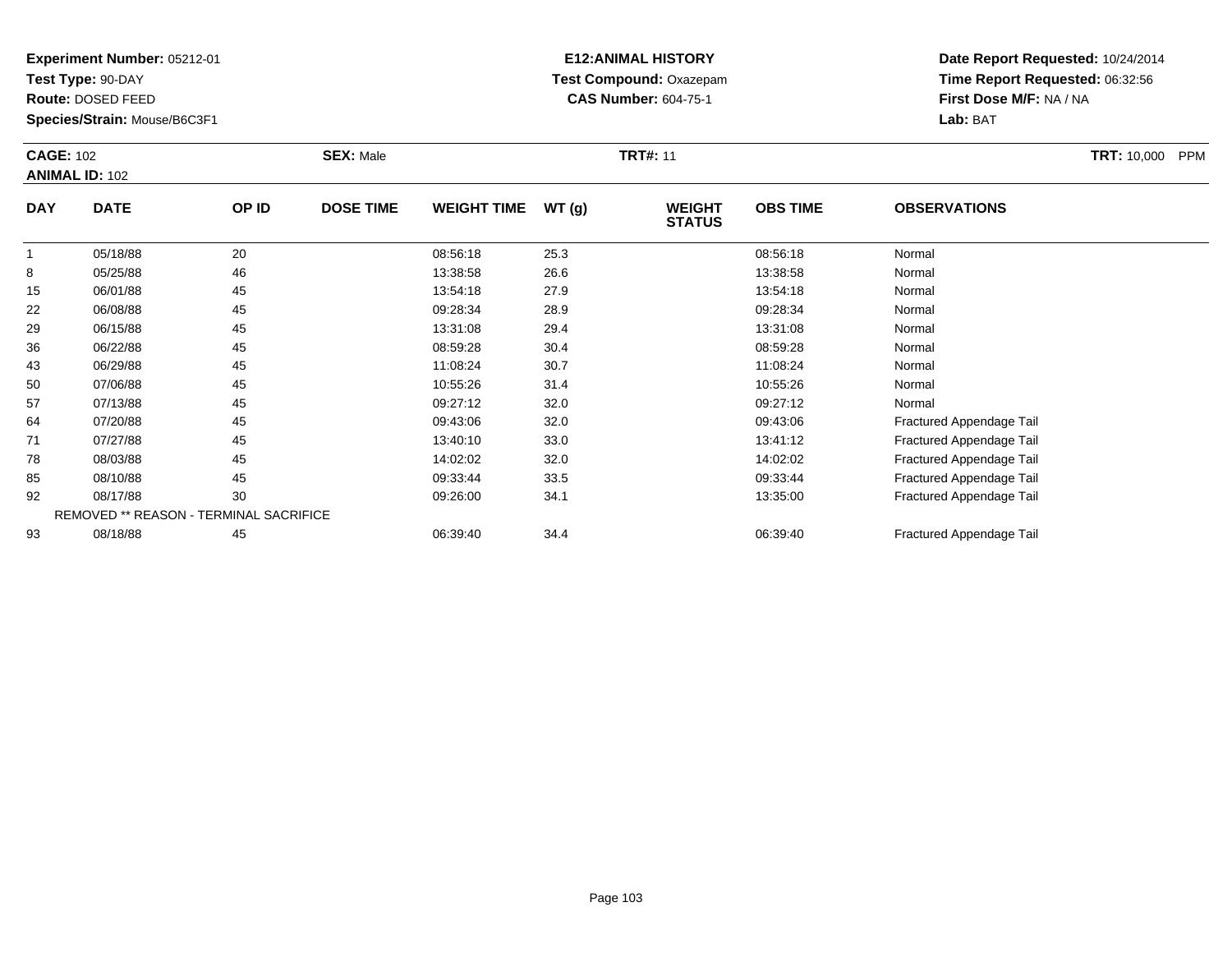**Experiment Number:** 05212-01
**Test Type:** 90-DAY
**Route:** DOSED FEED
**Species/Strain:** Mouse/B6C3F1

**E12:ANIMAL HISTORY**
**Test Compound:** Oxazepam
**CAS Number:** 604-75-1

**Date Report Requested:** 10/24/2014
**Time Report Requested:** 06:32:56
**First Dose M/F:** NA / NA
**Lab:** BAT

**CAGE:** 102 **SEX:** Male **TRT#:** 11 **TRT:** 10,000 PPM
**ANIMAL ID:** 102

| DAY | DATE | OP ID | DOSE TIME | WEIGHT TIME | WT (g) | WEIGHT STATUS | OBS TIME | OBSERVATIONS |
|---|---|---|---|---|---|---|---|---|
| 1 | 05/18/88 | 20 | | 08:56:18 | 25.3 | | 08:56:18 | Normal |
| 8 | 05/25/88 | 46 | | 13:38:58 | 26.6 | | 13:38:58 | Normal |
| 15 | 06/01/88 | 45 | | 13:54:18 | 27.9 | | 13:54:18 | Normal |
| 22 | 06/08/88 | 45 | | 09:28:34 | 28.9 | | 09:28:34 | Normal |
| 29 | 06/15/88 | 45 | | 13:31:08 | 29.4 | | 13:31:08 | Normal |
| 36 | 06/22/88 | 45 | | 08:59:28 | 30.4 | | 08:59:28 | Normal |
| 43 | 06/29/88 | 45 | | 11:08:24 | 30.7 | | 11:08:24 | Normal |
| 50 | 07/06/88 | 45 | | 10:55:26 | 31.4 | | 10:55:26 | Normal |
| 57 | 07/13/88 | 45 | | 09:27:12 | 32.0 | | 09:27:12 | Normal |
| 64 | 07/20/88 | 45 | | 09:43:06 | 32.0 | | 09:43:06 | Fractured Appendage Tail |
| 71 | 07/27/88 | 45 | | 13:40:10 | 33.0 | | 13:41:12 | Fractured Appendage Tail |
| 78 | 08/03/88 | 45 | | 14:02:02 | 32.0 | | 14:02:02 | Fractured Appendage Tail |
| 85 | 08/10/88 | 45 | | 09:33:44 | 33.5 | | 09:33:44 | Fractured Appendage Tail |
| 92 | 08/17/88 | 30 | | 09:26:00 | 34.1 | | 13:35:00 | Fractured Appendage Tail |
| REMOVED ** REASON - TERMINAL SACRIFICE | | | | | | | | |
| 93 | 08/18/88 | 45 | | 06:39:40 | 34.4 | | 06:39:40 | Fractured Appendage Tail |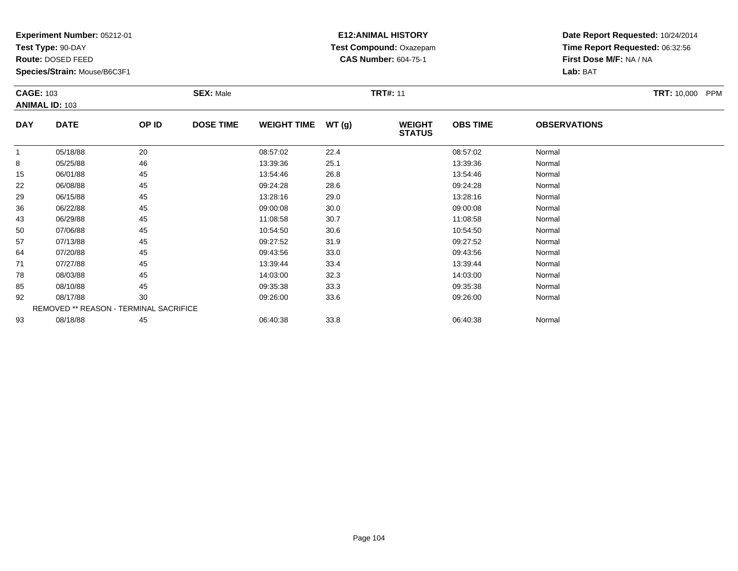**Experiment Number:** 05212-01
**Test Type:** 90-DAY
**Route:** DOSED FEED
**Species/Strain:** Mouse/B6C3F1

**E12:ANIMAL HISTORY**
**Test Compound:** Oxazepam
**CAS Number:** 604-75-1

**Date Report Requested:** 10/24/2014
**Time Report Requested:** 06:32:56
**First Dose M/F:** NA / NA
**Lab:** BAT

**CAGE:** 103 **SEX:** Male **TRT#:** 11 **TRT:** 10,000 PPM
**ANIMAL ID:** 103

| DAY | DATE | OP ID | DOSE TIME | WEIGHT TIME | WT (g) | WEIGHT STATUS | OBS TIME | OBSERVATIONS |
|---|---|---|---|---|---|---|---|---|
| 1 | 05/18/88 | 20 | | 08:57:02 | 22.4 | | 08:57:02 | Normal |
| 8 | 05/25/88 | 46 | | 13:39:36 | 25.1 | | 13:39:36 | Normal |
| 15 | 06/01/88 | 45 | | 13:54:46 | 26.8 | | 13:54:46 | Normal |
| 22 | 06/08/88 | 45 | | 09:24:28 | 28.6 | | 09:24:28 | Normal |
| 29 | 06/15/88 | 45 | | 13:28:16 | 29.0 | | 13:28:16 | Normal |
| 36 | 06/22/88 | 45 | | 09:00:08 | 30.0 | | 09:00:08 | Normal |
| 43 | 06/29/88 | 45 | | 11:08:58 | 30.7 | | 11:08:58 | Normal |
| 50 | 07/06/88 | 45 | | 10:54:50 | 30.6 | | 10:54:50 | Normal |
| 57 | 07/13/88 | 45 | | 09:27:52 | 31.9 | | 09:27:52 | Normal |
| 64 | 07/20/88 | 45 | | 09:43:56 | 33.0 | | 09:43:56 | Normal |
| 71 | 07/27/88 | 45 | | 13:39:44 | 33.4 | | 13:39:44 | Normal |
| 78 | 08/03/88 | 45 | | 14:03:00 | 32.3 | | 14:03:00 | Normal |
| 85 | 08/10/88 | 45 | | 09:35:38 | 33.3 | | 09:35:38 | Normal |
| 92 | 08/17/88 | 30 | | 09:26:00 | 33.6 | | 09:26:00 | Normal |
| REMOVED ** REASON - TERMINAL SACRIFICE | | | | | | | | |
| 93 | 08/18/88 | 45 | | 06:40:38 | 33.8 | | 06:40:38 | Normal |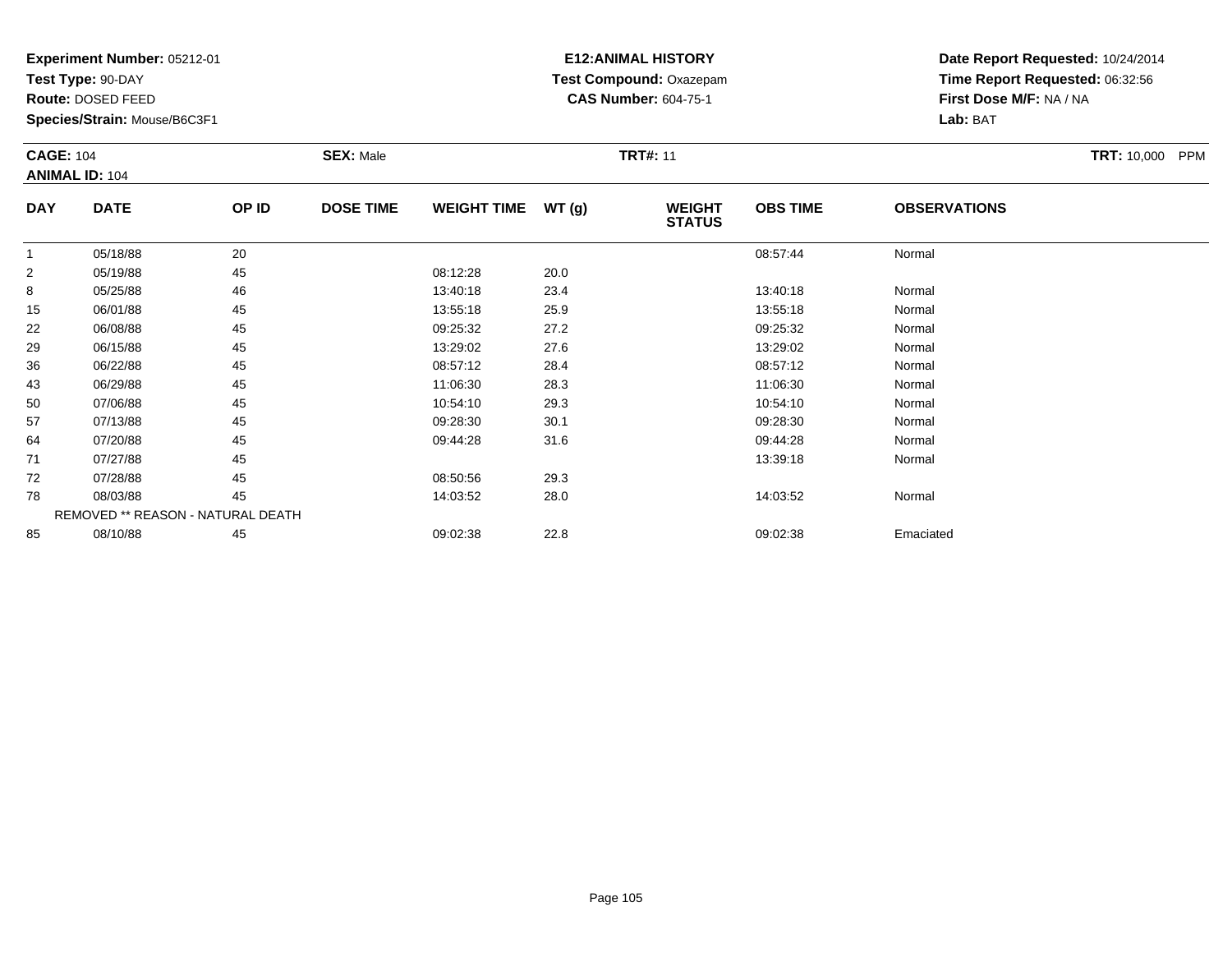**Experiment Number:** 05212-01
**Test Type:** 90-DAY
**Route:** DOSED FEED
**Species/Strain:** Mouse/B6C3F1

**E12:ANIMAL HISTORY**
**Test Compound:** Oxazepam
**CAS Number:** 604-75-1

**Date Report Requested:** 10/24/2014
**Time Report Requested:** 06:32:56
**First Dose M/F:** NA / NA
**Lab:** BAT

**CAGE:** 104 **SEX:** Male **TRT#:** 11 **TRT:** 10,000 PPM
**ANIMAL ID:** 104

| DAY | DATE | OP ID | DOSE TIME | WEIGHT TIME | WT (g) | WEIGHT STATUS | OBS TIME | OBSERVATIONS |
|---|---|---|---|---|---|---|---|---|
| 1 | 05/18/88 | 20 | | | | | 08:57:44 | Normal |
| 2 | 05/19/88 | 45 | | 08:12:28 | 20.0 | | | |
| 8 | 05/25/88 | 46 | | 13:40:18 | 23.4 | | 13:40:18 | Normal |
| 15 | 06/01/88 | 45 | | 13:55:18 | 25.9 | | 13:55:18 | Normal |
| 22 | 06/08/88 | 45 | | 09:25:32 | 27.2 | | 09:25:32 | Normal |
| 29 | 06/15/88 | 45 | | 13:29:02 | 27.6 | | 13:29:02 | Normal |
| 36 | 06/22/88 | 45 | | 08:57:12 | 28.4 | | 08:57:12 | Normal |
| 43 | 06/29/88 | 45 | | 11:06:30 | 28.3 | | 11:06:30 | Normal |
| 50 | 07/06/88 | 45 | | 10:54:10 | 29.3 | | 10:54:10 | Normal |
| 57 | 07/13/88 | 45 | | 09:28:30 | 30.1 | | 09:28:30 | Normal |
| 64 | 07/20/88 | 45 | | 09:44:28 | 31.6 | | 09:44:28 | Normal |
| 71 | 07/27/88 | 45 | | | | | 13:39:18 | Normal |
| 72 | 07/28/88 | 45 | | 08:50:56 | 29.3 | | | |
| 78 | 08/03/88 | 45 | | 14:03:52 | 28.0 | | 14:03:52 | Normal |
| | REMOVED ** REASON - NATURAL DEATH | | | | | | | |
| 85 | 08/10/88 | 45 | | 09:02:38 | 22.8 | | 09:02:38 | Emaciated |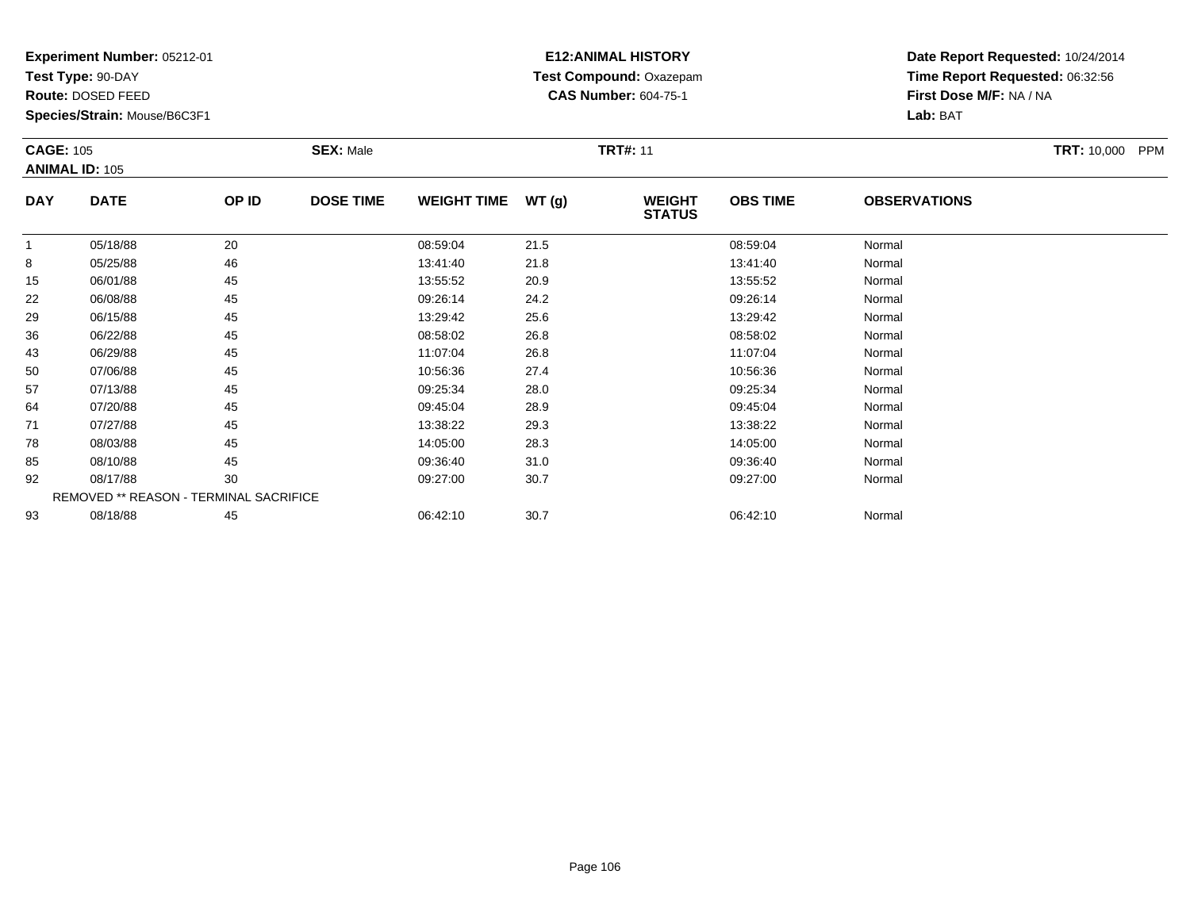**Experiment Number:** 05212-01
**Test Type:** 90-DAY
**Route:** DOSED FEED
**Species/Strain:** Mouse/B6C3F1

**E12:ANIMAL HISTORY**
**Test Compound:** Oxazepam
**CAS Number:** 604-75-1

**Date Report Requested:** 10/24/2014
**Time Report Requested:** 06:32:56
**First Dose M/F:** NA / NA
**Lab:** BAT

**CAGE:** 105
**ANIMAL ID:** 105
**SEX:** Male
**TRT#:** 11
**TRT:** 10,000 PPM

| DAY | DATE | OP ID | DOSE TIME | WEIGHT TIME | WT (g) | WEIGHT STATUS | OBS TIME | OBSERVATIONS |
|---|---|---|---|---|---|---|---|---|
| 1 | 05/18/88 | 20 | | 08:59:04 | 21.5 | | 08:59:04 | Normal |
| 8 | 05/25/88 | 46 | | 13:41:40 | 21.8 | | 13:41:40 | Normal |
| 15 | 06/01/88 | 45 | | 13:55:52 | 20.9 | | 13:55:52 | Normal |
| 22 | 06/08/88 | 45 | | 09:26:14 | 24.2 | | 09:26:14 | Normal |
| 29 | 06/15/88 | 45 | | 13:29:42 | 25.6 | | 13:29:42 | Normal |
| 36 | 06/22/88 | 45 | | 08:58:02 | 26.8 | | 08:58:02 | Normal |
| 43 | 06/29/88 | 45 | | 11:07:04 | 26.8 | | 11:07:04 | Normal |
| 50 | 07/06/88 | 45 | | 10:56:36 | 27.4 | | 10:56:36 | Normal |
| 57 | 07/13/88 | 45 | | 09:25:34 | 28.0 | | 09:25:34 | Normal |
| 64 | 07/20/88 | 45 | | 09:45:04 | 28.9 | | 09:45:04 | Normal |
| 71 | 07/27/88 | 45 | | 13:38:22 | 29.3 | | 13:38:22 | Normal |
| 78 | 08/03/88 | 45 | | 14:05:00 | 28.3 | | 14:05:00 | Normal |
| 85 | 08/10/88 | 45 | | 09:36:40 | 31.0 | | 09:36:40 | Normal |
| 92 | 08/17/88 | 30 | | 09:27:00 | 30.7 | | 09:27:00 | Normal |
| REMOVED ** REASON - TERMINAL SACRIFICE | | | | | | | | |
| 93 | 08/18/88 | 45 | | 06:42:10 | 30.7 | | 06:42:10 | Normal |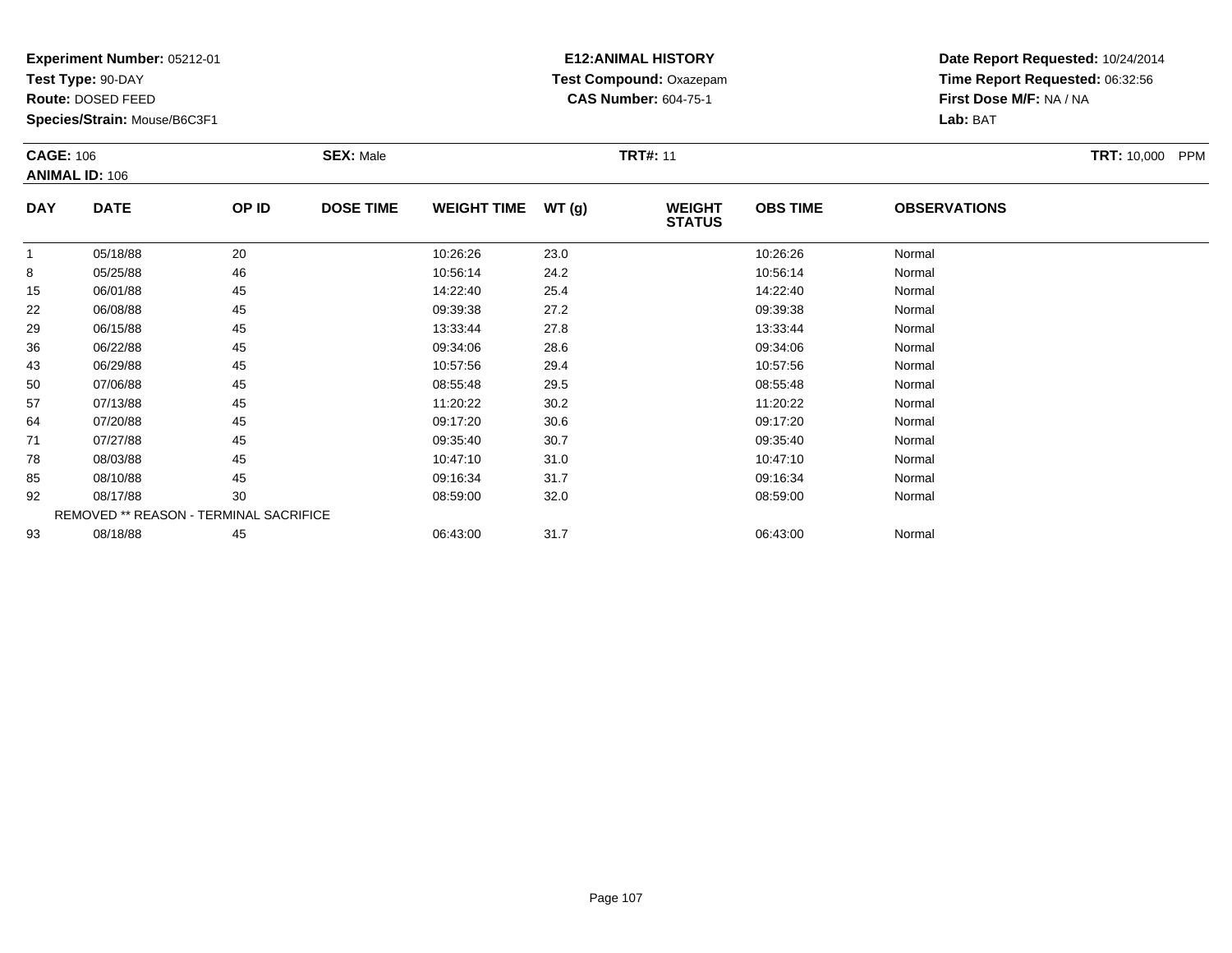**Experiment Number:** 05212-01
**Test Type:** 90-DAY
**Route:** DOSED FEED
**Species/Strain:** Mouse/B6C3F1

**E12:ANIMAL HISTORY**
**Test Compound:** Oxazepam
**CAS Number:** 604-75-1

**Date Report Requested:** 10/24/2014
**Time Report Requested:** 06:32:56
**First Dose M/F:** NA / NA
**Lab:** BAT

**CAGE:** 106 **SEX:** Male **TRT#:** 11 **TRT:** 10,000 PPM
**ANIMAL ID:** 106

| DAY | DATE | OP ID | DOSE TIME | WEIGHT TIME | WT (g) | WEIGHT STATUS | OBS TIME | OBSERVATIONS |
|---|---|---|---|---|---|---|---|---|
| 1 | 05/18/88 | 20 | | 10:26:26 | 23.0 | | 10:26:26 | Normal |
| 8 | 05/25/88 | 46 | | 10:56:14 | 24.2 | | 10:56:14 | Normal |
| 15 | 06/01/88 | 45 | | 14:22:40 | 25.4 | | 14:22:40 | Normal |
| 22 | 06/08/88 | 45 | | 09:39:38 | 27.2 | | 09:39:38 | Normal |
| 29 | 06/15/88 | 45 | | 13:33:44 | 27.8 | | 13:33:44 | Normal |
| 36 | 06/22/88 | 45 | | 09:34:06 | 28.6 | | 09:34:06 | Normal |
| 43 | 06/29/88 | 45 | | 10:57:56 | 29.4 | | 10:57:56 | Normal |
| 50 | 07/06/88 | 45 | | 08:55:48 | 29.5 | | 08:55:48 | Normal |
| 57 | 07/13/88 | 45 | | 11:20:22 | 30.2 | | 11:20:22 | Normal |
| 64 | 07/20/88 | 45 | | 09:17:20 | 30.6 | | 09:17:20 | Normal |
| 71 | 07/27/88 | 45 | | 09:35:40 | 30.7 | | 09:35:40 | Normal |
| 78 | 08/03/88 | 45 | | 10:47:10 | 31.0 | | 10:47:10 | Normal |
| 85 | 08/10/88 | 45 | | 09:16:34 | 31.7 | | 09:16:34 | Normal |
| 92 | 08/17/88 | 30 | | 08:59:00 | 32.0 | | 08:59:00 | Normal |
| REMOVED ** REASON - TERMINAL SACRIFICE | | | | | | | | |
| 93 | 08/18/88 | 45 | | 06:43:00 | 31.7 | | 06:43:00 | Normal |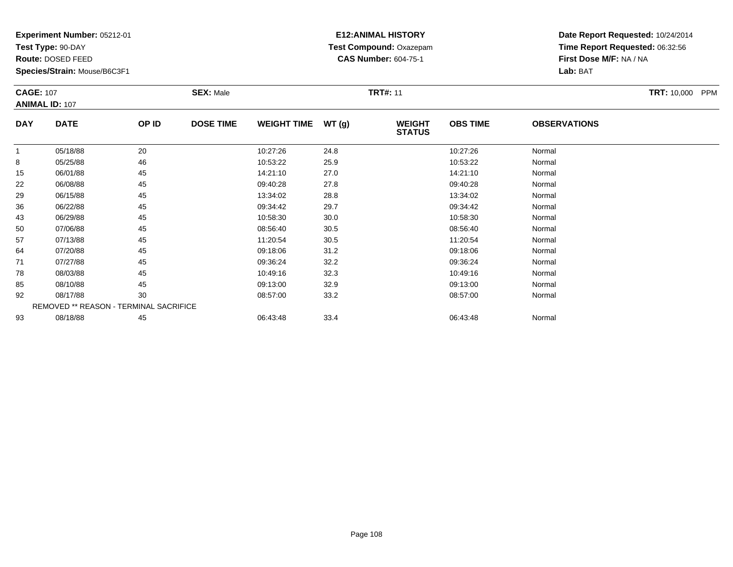**Experiment Number:** 05212-01
**Test Type:** 90-DAY
**Route:** DOSED FEED
**Species/Strain:** Mouse/B6C3F1

**E12:ANIMAL HISTORY**
**Test Compound:** Oxazepam
**CAS Number:** 604-75-1

**Date Report Requested:** 10/24/2014
**Time Report Requested:** 06:32:56
**First Dose M/F:** NA / NA
**Lab:** BAT

**CAGE:** 107
**ANIMAL ID:** 107
**SEX:** Male
**TRT#:** 11
**TRT:** 10,000 PPM

| DAY | DATE | OP ID | DOSE TIME | WEIGHT TIME | WT (g) | WEIGHT STATUS | OBS TIME | OBSERVATIONS |
|---|---|---|---|---|---|---|---|---|
| 1 | 05/18/88 | 20 | | 10:27:26 | 24.8 | | 10:27:26 | Normal |
| 8 | 05/25/88 | 46 | | 10:53:22 | 25.9 | | 10:53:22 | Normal |
| 15 | 06/01/88 | 45 | | 14:21:10 | 27.0 | | 14:21:10 | Normal |
| 22 | 06/08/88 | 45 | | 09:40:28 | 27.8 | | 09:40:28 | Normal |
| 29 | 06/15/88 | 45 | | 13:34:02 | 28.8 | | 13:34:02 | Normal |
| 36 | 06/22/88 | 45 | | 09:34:42 | 29.7 | | 09:34:42 | Normal |
| 43 | 06/29/88 | 45 | | 10:58:30 | 30.0 | | 10:58:30 | Normal |
| 50 | 07/06/88 | 45 | | 08:56:40 | 30.5 | | 08:56:40 | Normal |
| 57 | 07/13/88 | 45 | | 11:20:54 | 30.5 | | 11:20:54 | Normal |
| 64 | 07/20/88 | 45 | | 09:18:06 | 31.2 | | 09:18:06 | Normal |
| 71 | 07/27/88 | 45 | | 09:36:24 | 32.2 | | 09:36:24 | Normal |
| 78 | 08/03/88 | 45 | | 10:49:16 | 32.3 | | 10:49:16 | Normal |
| 85 | 08/10/88 | 45 | | 09:13:00 | 32.9 | | 09:13:00 | Normal |
| 92 | 08/17/88 | 30 | | 08:57:00 | 33.2 | | 08:57:00 | Normal |
| REMOVED ** REASON - TERMINAL SACRIFICE | | | | | | | | |
| 93 | 08/18/88 | 45 | | 06:43:48 | 33.4 | | 06:43:48 | Normal |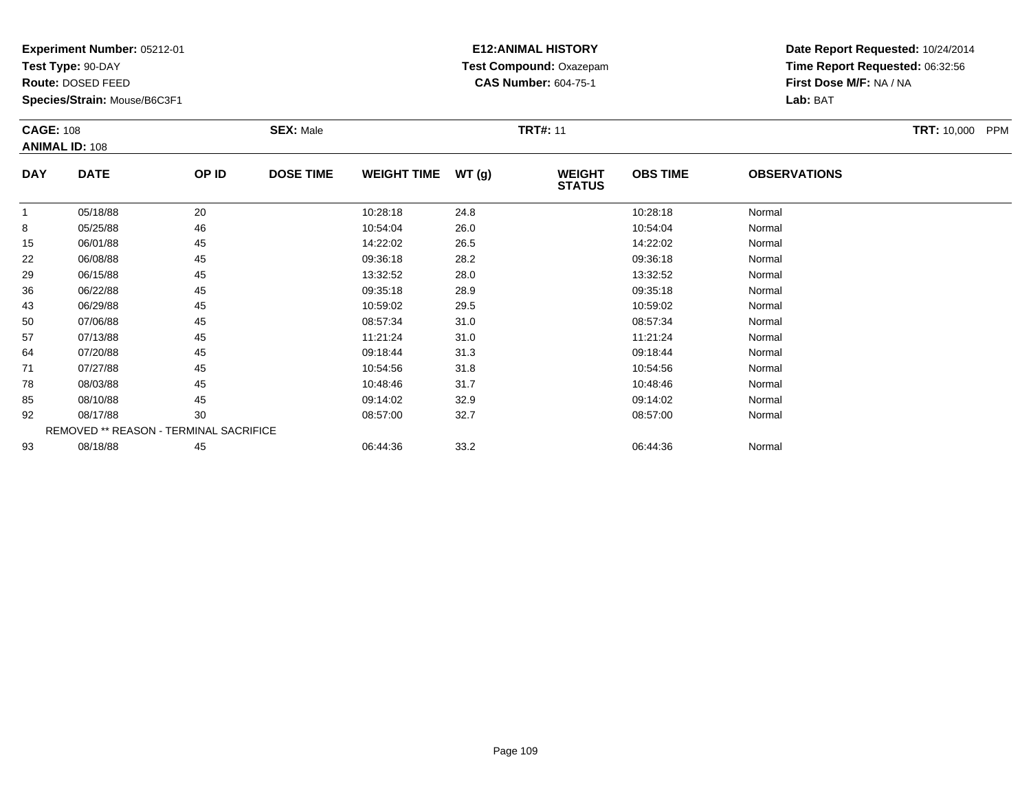**Experiment Number:** 05212-01
**Test Type:** 90-DAY
**Route:** DOSED FEED
**Species/Strain:** Mouse/B6C3F1

**E12:ANIMAL HISTORY**
**Test Compound:** Oxazepam
**CAS Number:** 604-75-1

**Date Report Requested:** 10/24/2014
**Time Report Requested:** 06:32:56
**First Dose M/F:** NA / NA
**Lab:** BAT

**CAGE:** 108 **SEX:** Male **TRT#:** 11 **TRT:** 10,000 PPM
**ANIMAL ID:** 108

| DAY | DATE | OP ID | DOSE TIME | WEIGHT TIME | WT (g) | WEIGHT STATUS | OBS TIME | OBSERVATIONS |
|---|---|---|---|---|---|---|---|---|
| 1 | 05/18/88 | 20 | | 10:28:18 | 24.8 | | 10:28:18 | Normal |
| 8 | 05/25/88 | 46 | | 10:54:04 | 26.0 | | 10:54:04 | Normal |
| 15 | 06/01/88 | 45 | | 14:22:02 | 26.5 | | 14:22:02 | Normal |
| 22 | 06/08/88 | 45 | | 09:36:18 | 28.2 | | 09:36:18 | Normal |
| 29 | 06/15/88 | 45 | | 13:32:52 | 28.0 | | 13:32:52 | Normal |
| 36 | 06/22/88 | 45 | | 09:35:18 | 28.9 | | 09:35:18 | Normal |
| 43 | 06/29/88 | 45 | | 10:59:02 | 29.5 | | 10:59:02 | Normal |
| 50 | 07/06/88 | 45 | | 08:57:34 | 31.0 | | 08:57:34 | Normal |
| 57 | 07/13/88 | 45 | | 11:21:24 | 31.0 | | 11:21:24 | Normal |
| 64 | 07/20/88 | 45 | | 09:18:44 | 31.3 | | 09:18:44 | Normal |
| 71 | 07/27/88 | 45 | | 10:54:56 | 31.8 | | 10:54:56 | Normal |
| 78 | 08/03/88 | 45 | | 10:48:46 | 31.7 | | 10:48:46 | Normal |
| 85 | 08/10/88 | 45 | | 09:14:02 | 32.9 | | 09:14:02 | Normal |
| 92 | 08/17/88 | 30 | | 08:57:00 | 32.7 | | 08:57:00 | Normal |
| REMOVED ** REASON - TERMINAL SACRIFICE | | | | | | | | |
| 93 | 08/18/88 | 45 | | 06:44:36 | 33.2 | | 06:44:36 | Normal |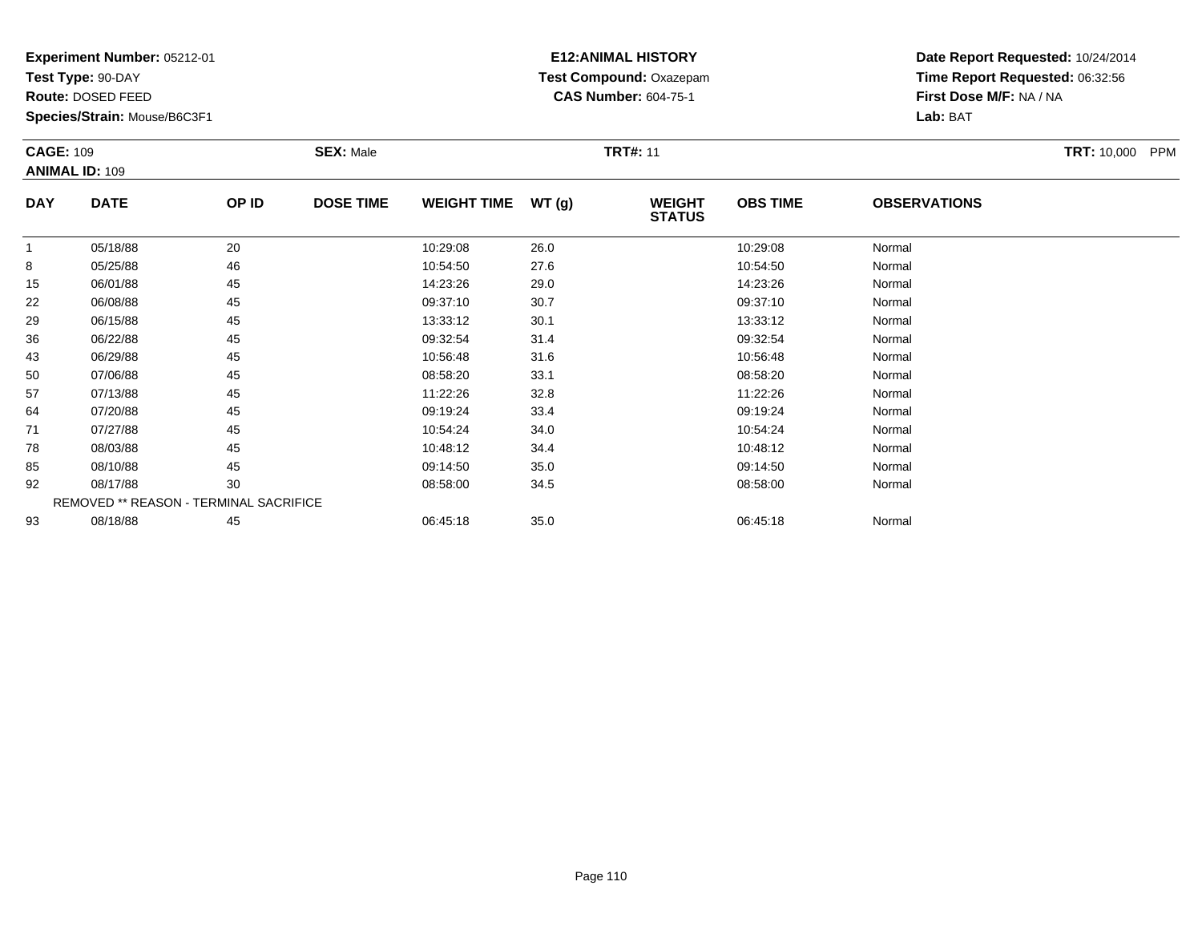**Experiment Number:** 05212-01
**Test Type:** 90-DAY
**Route:** DOSED FEED
**Species/Strain:** Mouse/B6C3F1

**E12:ANIMAL HISTORY**
**Test Compound:** Oxazepam
**CAS Number:** 604-75-1

**Date Report Requested:** 10/24/2014
**Time Report Requested:** 06:32:56
**First Dose M/F:** NA / NA
**Lab:** BAT

**CAGE:** 109 **SEX:** Male **TRT#:** 11 **TRT:** 10,000 PPM
**ANIMAL ID:** 109

| DAY | DATE | OP ID | DOSE TIME | WEIGHT TIME | WT (g) | WEIGHT STATUS | OBS TIME | OBSERVATIONS |
|---|---|---|---|---|---|---|---|---|
| 1 | 05/18/88 | 20 | | 10:29:08 | 26.0 | | 10:29:08 | Normal |
| 8 | 05/25/88 | 46 | | 10:54:50 | 27.6 | | 10:54:50 | Normal |
| 15 | 06/01/88 | 45 | | 14:23:26 | 29.0 | | 14:23:26 | Normal |
| 22 | 06/08/88 | 45 | | 09:37:10 | 30.7 | | 09:37:10 | Normal |
| 29 | 06/15/88 | 45 | | 13:33:12 | 30.1 | | 13:33:12 | Normal |
| 36 | 06/22/88 | 45 | | 09:32:54 | 31.4 | | 09:32:54 | Normal |
| 43 | 06/29/88 | 45 | | 10:56:48 | 31.6 | | 10:56:48 | Normal |
| 50 | 07/06/88 | 45 | | 08:58:20 | 33.1 | | 08:58:20 | Normal |
| 57 | 07/13/88 | 45 | | 11:22:26 | 32.8 | | 11:22:26 | Normal |
| 64 | 07/20/88 | 45 | | 09:19:24 | 33.4 | | 09:19:24 | Normal |
| 71 | 07/27/88 | 45 | | 10:54:24 | 34.0 | | 10:54:24 | Normal |
| 78 | 08/03/88 | 45 | | 10:48:12 | 34.4 | | 10:48:12 | Normal |
| 85 | 08/10/88 | 45 | | 09:14:50 | 35.0 | | 09:14:50 | Normal |
| 92 | 08/17/88 | 30 | | 08:58:00 | 34.5 | | 08:58:00 | Normal |
| REMOVED ** REASON - TERMINAL SACRIFICE | | | | | | | | |
| 93 | 08/18/88 | 45 | | 06:45:18 | 35.0 | | 06:45:18 | Normal |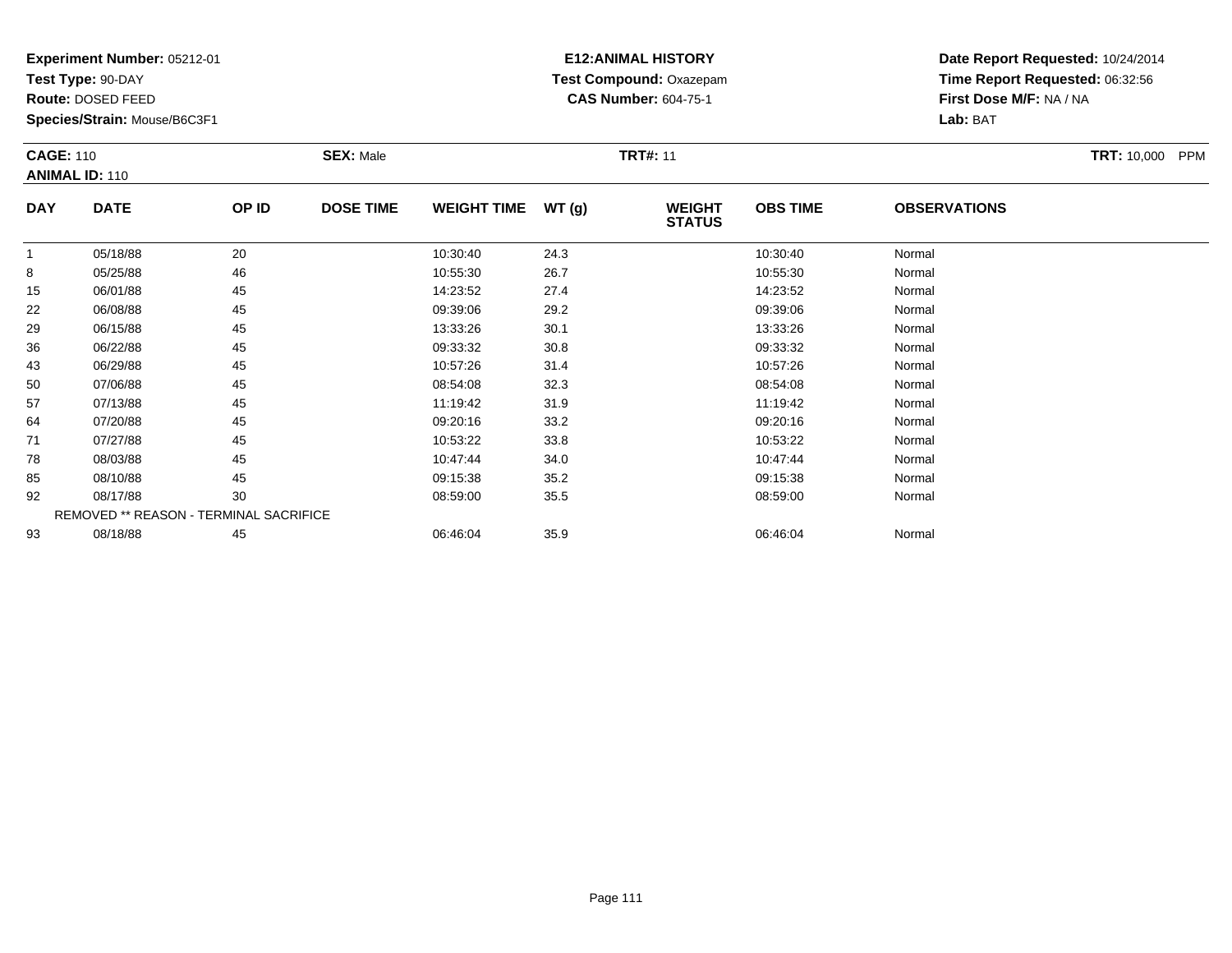**Experiment Number:** 05212-01
**Test Type:** 90-DAY
**Route:** DOSED FEED
**Species/Strain:** Mouse/B6C3F1

**E12:ANIMAL HISTORY**
**Test Compound:** Oxazepam
**CAS Number:** 604-75-1

**Date Report Requested:** 10/24/2014
**Time Report Requested:** 06:32:56
**First Dose M/F:** NA / NA
**Lab:** BAT

**CAGE:** 110 **SEX:** Male **TRT#:** 11 **TRT:** 10,000 PPM
**ANIMAL ID:** 110

| DAY | DATE | OP ID | DOSE TIME | WEIGHT TIME | WT (g) | WEIGHT STATUS | OBS TIME | OBSERVATIONS |
|---|---|---|---|---|---|---|---|---|
| 1 | 05/18/88 | 20 | | 10:30:40 | 24.3 | | 10:30:40 | Normal |
| 8 | 05/25/88 | 46 | | 10:55:30 | 26.7 | | 10:55:30 | Normal |
| 15 | 06/01/88 | 45 | | 14:23:52 | 27.4 | | 14:23:52 | Normal |
| 22 | 06/08/88 | 45 | | 09:39:06 | 29.2 | | 09:39:06 | Normal |
| 29 | 06/15/88 | 45 | | 13:33:26 | 30.1 | | 13:33:26 | Normal |
| 36 | 06/22/88 | 45 | | 09:33:32 | 30.8 | | 09:33:32 | Normal |
| 43 | 06/29/88 | 45 | | 10:57:26 | 31.4 | | 10:57:26 | Normal |
| 50 | 07/06/88 | 45 | | 08:54:08 | 32.3 | | 08:54:08 | Normal |
| 57 | 07/13/88 | 45 | | 11:19:42 | 31.9 | | 11:19:42 | Normal |
| 64 | 07/20/88 | 45 | | 09:20:16 | 33.2 | | 09:20:16 | Normal |
| 71 | 07/27/88 | 45 | | 10:53:22 | 33.8 | | 10:53:22 | Normal |
| 78 | 08/03/88 | 45 | | 10:47:44 | 34.0 | | 10:47:44 | Normal |
| 85 | 08/10/88 | 45 | | 09:15:38 | 35.2 | | 09:15:38 | Normal |
| 92 | 08/17/88 | 30 | | 08:59:00 | 35.5 | | 08:59:00 | Normal |
| REMOVED ** REASON - TERMINAL SACRIFICE | | | | | | | | |
| 93 | 08/18/88 | 45 | | 06:46:04 | 35.9 | | 06:46:04 | Normal |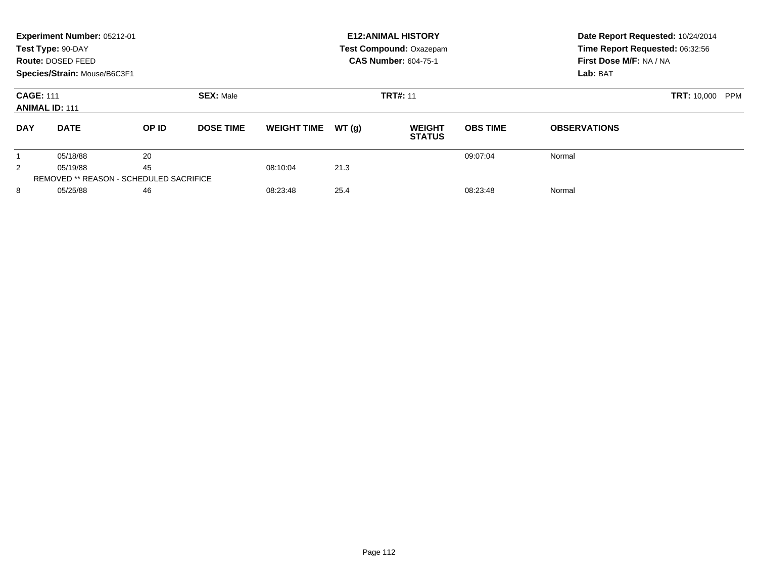**Experiment Number:** 05212-01
**Test Type:** 90-DAY
**Route:** DOSED FEED
**Species/Strain:** Mouse/B6C3F1

**E12:ANIMAL HISTORY**
**Test Compound:** Oxazepam
**CAS Number:** 604-75-1

**Date Report Requested:** 10/24/2014
**Time Report Requested:** 06:32:56
**First Dose M/F:** NA / NA
**Lab:** BAT

**CAGE:** 111
**ANIMAL ID:** 111
**SEX:** Male
**TRT#:** 11
**TRT:** 10,000 PPM

| DAY | DATE | OP ID | DOSE TIME | WEIGHT TIME | WT (g) | WEIGHT STATUS | OBS TIME | OBSERVATIONS |
|---|---|---|---|---|---|---|---|---|
| 1 | 05/18/88 | 20 | | | | | 09:07:04 | Normal |
| 2 | 05/19/88 | 45 | | 08:10:04 | 21.3 | | | |
| REMOVED ** REASON - SCHEDULED SACRIFICE | | | | | | | | |
| 8 | 05/25/88 | 46 | | 08:23:48 | 25.4 | | 08:23:48 | Normal |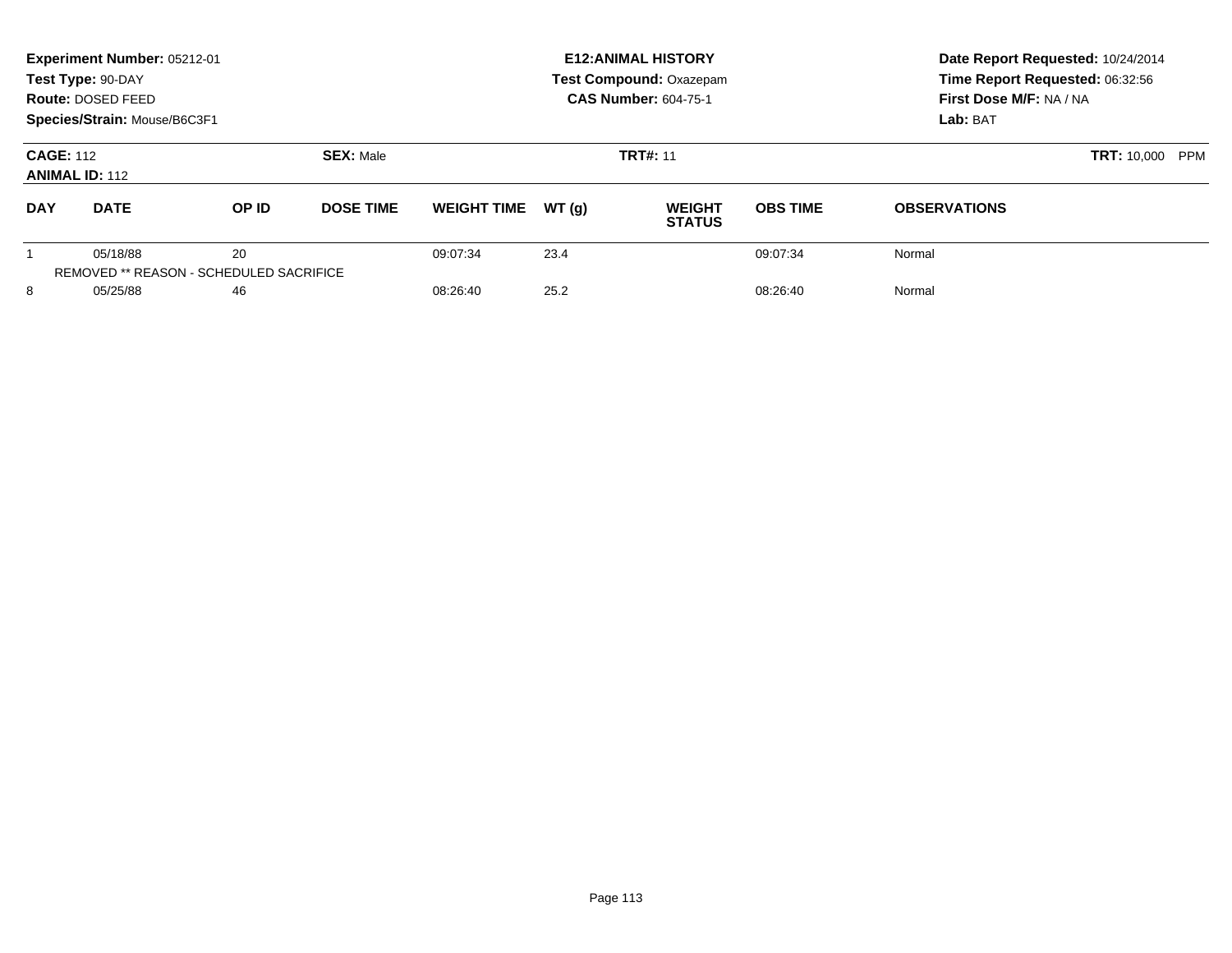**Experiment Number:** 05212-01
**Test Type:** 90-DAY
**Route:** DOSED FEED
**Species/Strain:** Mouse/B6C3F1

**E12:ANIMAL HISTORY**
**Test Compound:** Oxazepam
**CAS Number:** 604-75-1

**Date Report Requested:** 10/24/2014
**Time Report Requested:** 06:32:56
**First Dose M/F:** NA / NA
**Lab:** BAT

**CAGE:** 112
**ANIMAL ID:** 112
**SEX:** Male
**TRT#:** 11
**TRT:** 10,000 PPM

| DAY | DATE | OP ID | DOSE TIME | WEIGHT TIME | WT (g) | WEIGHT STATUS | OBS TIME | OBSERVATIONS |
|---|---|---|---|---|---|---|---|---|
| 1 | 05/18/88 | 20 | | 09:07:34 | 23.4 | | 09:07:34 | Normal |
| | REMOVED ** REASON - SCHEDULED SACRIFICE | | | | | | | |
| 8 | 05/25/88 | 46 | | 08:26:40 | 25.2 | | 08:26:40 | Normal |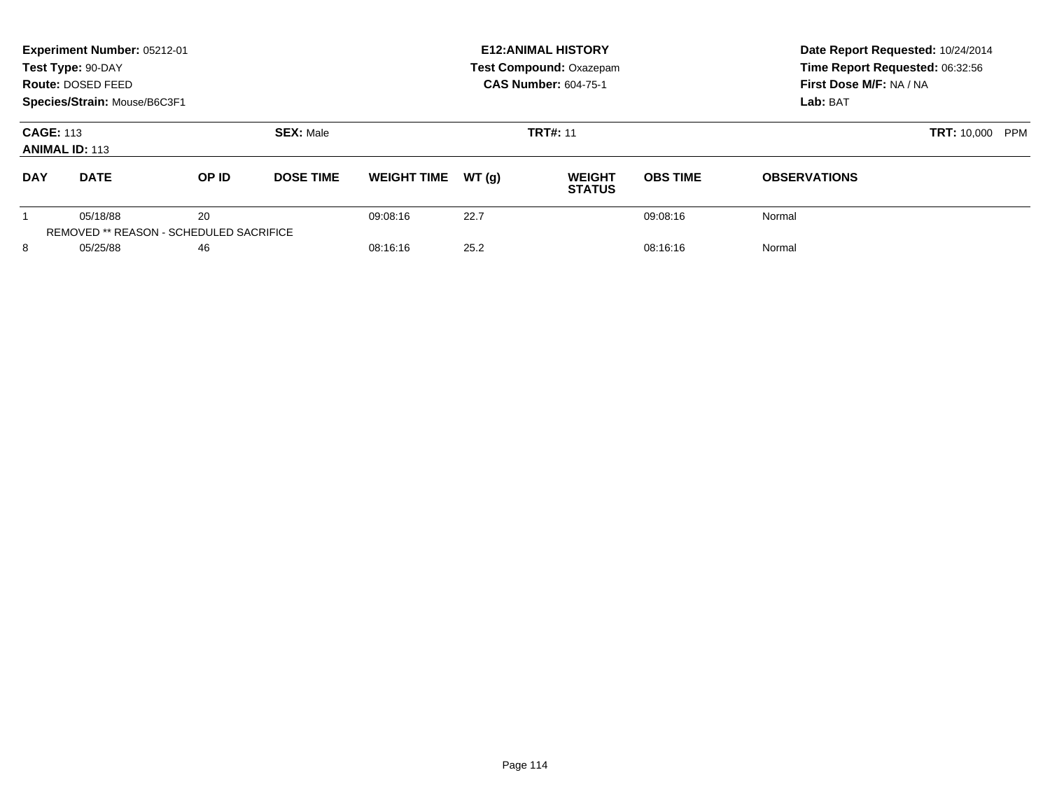**Experiment Number:** 05212-01
**Test Type:** 90-DAY
**Route:** DOSED FEED
**Species/Strain:** Mouse/B6C3F1

**E12:ANIMAL HISTORY**
**Test Compound:** Oxazepam
**CAS Number:** 604-75-1

**Date Report Requested:** 10/24/2014
**Time Report Requested:** 06:32:56
**First Dose M/F:** NA / NA
**Lab:** BAT

**CAGE:** 113
**ANIMAL ID:** 113

**SEX:** Male

**TRT#:** 11

**TRT:** 10,000 PPM

| DAY | DATE | OP ID | DOSE TIME | WEIGHT TIME | WT (g) | WEIGHT STATUS | OBS TIME | OBSERVATIONS |
|---|---|---|---|---|---|---|---|---|
| 1 | 05/18/88 | 20 | | 09:08:16 | 22.7 | | 09:08:16 | Normal |
| | REMOVED ** REASON - SCHEDULED SACRIFICE | | | | | | | |
| 8 | 05/25/88 | 46 | | 08:16:16 | 25.2 | | 08:16:16 | Normal |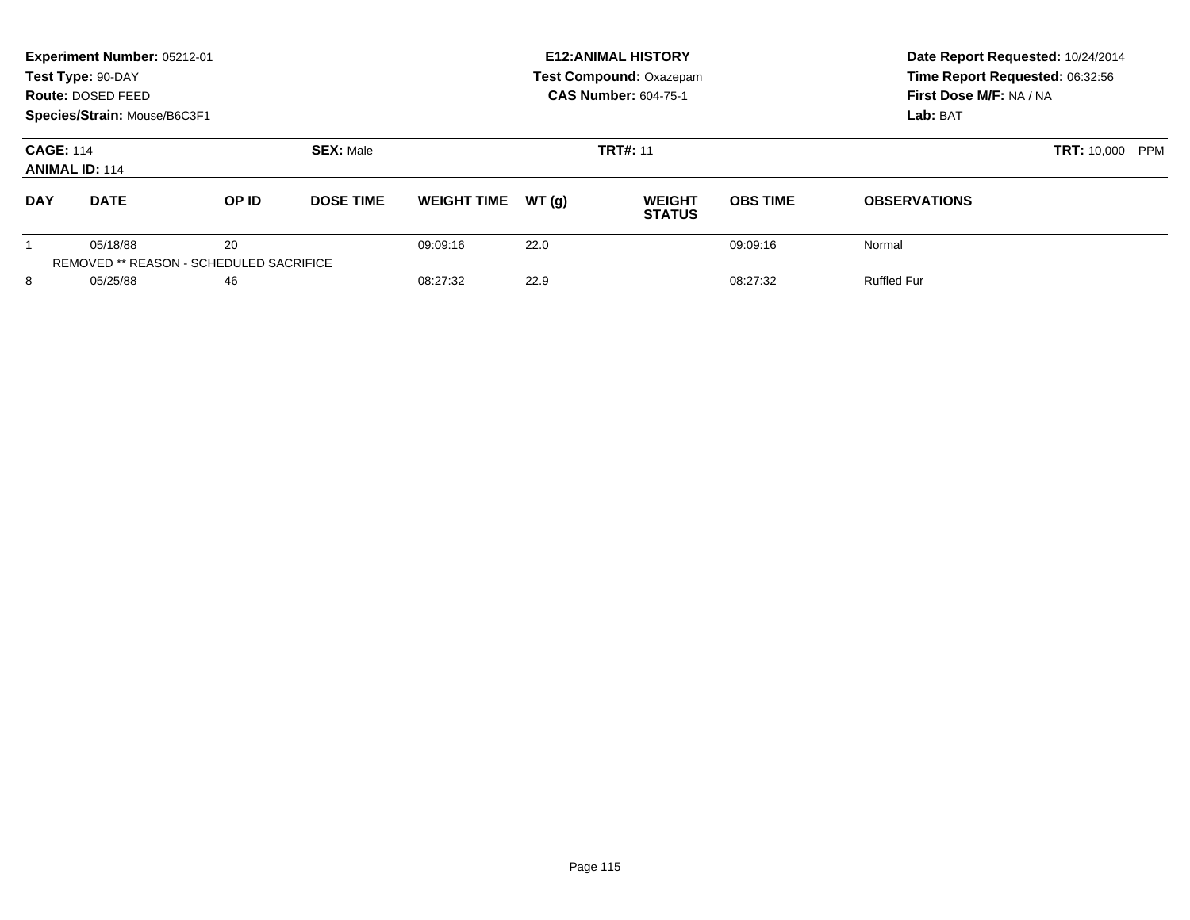**Experiment Number:** 05212-01
**Test Type:** 90-DAY
**Route:** DOSED FEED
**Species/Strain:** Mouse/B6C3F1

**E12:ANIMAL HISTORY**
**Test Compound:** Oxazepam
**CAS Number:** 604-75-1

**Date Report Requested:** 10/24/2014
**Time Report Requested:** 06:32:56
**First Dose M/F:** NA / NA
**Lab:** BAT

**CAGE:** 114
**ANIMAL ID:** 114
**SEX:** Male
**TRT#:** 11
**TRT:** 10,000 PPM

| DAY | DATE | OP ID | DOSE TIME | WEIGHT TIME | WT (g) | WEIGHT STATUS | OBS TIME | OBSERVATIONS |
|---|---|---|---|---|---|---|---|---|
| 1 | 05/18/88 | 20 | | 09:09:16 | 22.0 | | 09:09:16 | Normal |
| | REMOVED ** REASON - SCHEDULED SACRIFICE | | | | | | | |
| 8 | 05/25/88 | 46 | | 08:27:32 | 22.9 | | 08:27:32 | Ruffled Fur |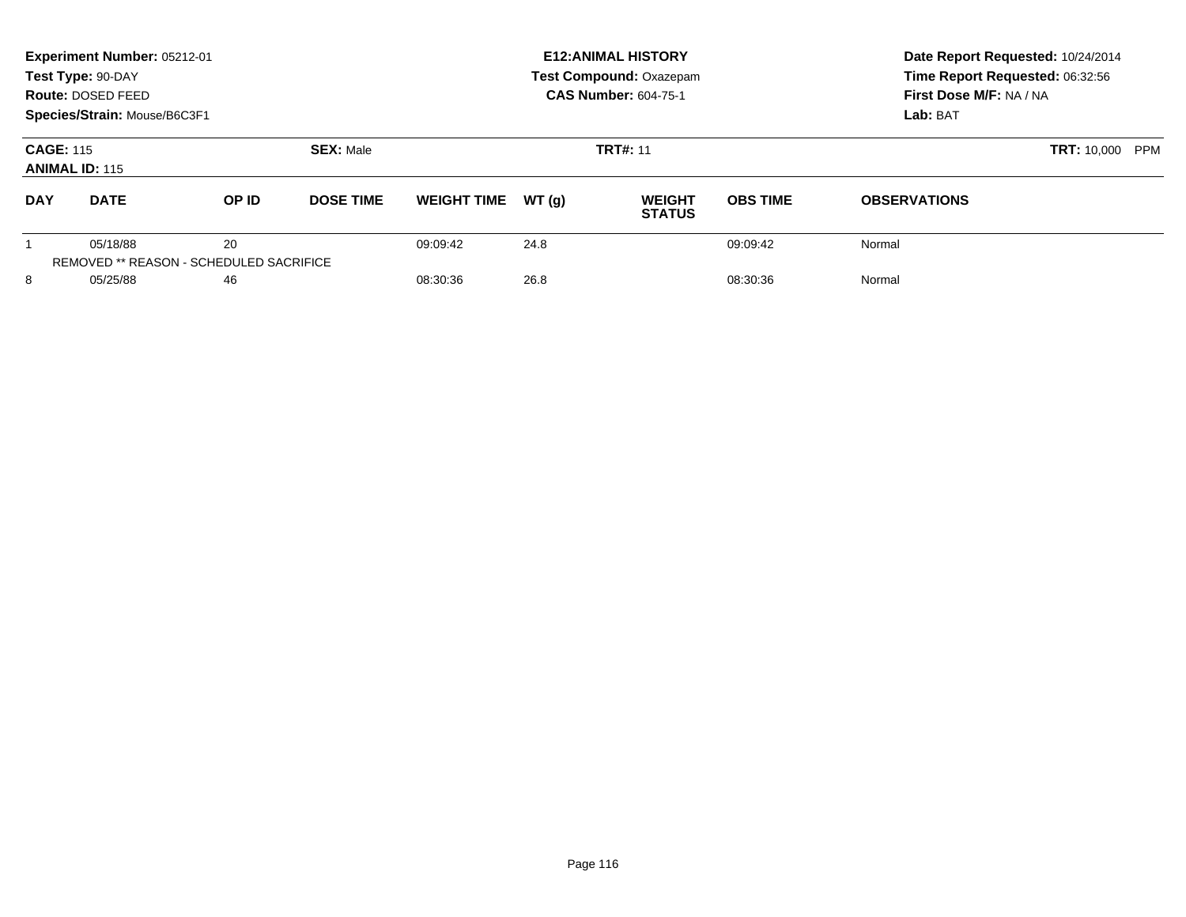**Experiment Number:** 05212-01
**Test Type:** 90-DAY
**Route:** DOSED FEED
**Species/Strain:** Mouse/B6C3F1

**E12:ANIMAL HISTORY**
**Test Compound:** Oxazepam
**CAS Number:** 604-75-1

**Date Report Requested:** 10/24/2014
**Time Report Requested:** 06:32:56
**First Dose M/F:** NA / NA
**Lab:** BAT

**CAGE:** 115 **SEX:** Male **TRT#:** 11 **TRT:** 10,000 PPM
**ANIMAL ID:** 115

| DAY | DATE | OP ID | DOSE TIME | WEIGHT TIME | WT (g) | WEIGHT STATUS | OBS TIME | OBSERVATIONS |
|---|---|---|---|---|---|---|---|---|
| 1 | 05/18/88 | 20 | | 09:09:42 | 24.8 | | 09:09:42 | Normal |
| REMOVED ** REASON - SCHEDULED SACRIFICE | | | | | | | | |
| 8 | 05/25/88 | 46 | | 08:30:36 | 26.8 | | 08:30:36 | Normal |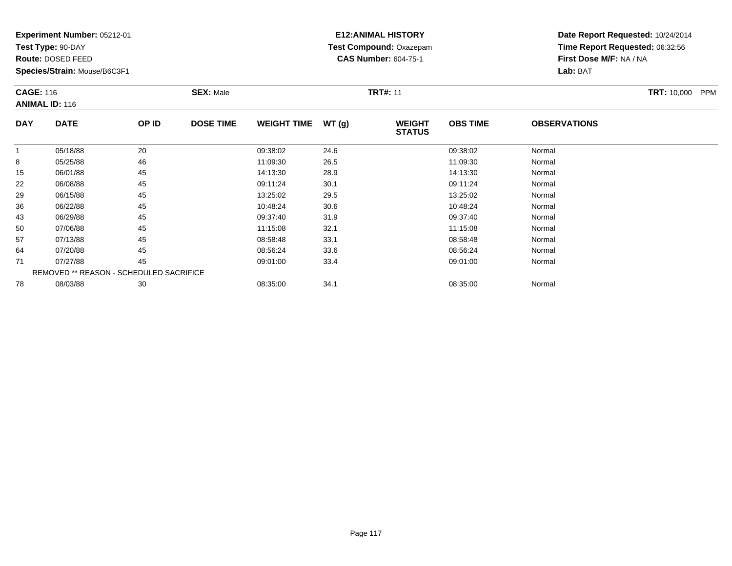**Experiment Number:** 05212-01
**Test Type:** 90-DAY
**Route:** DOSED FEED
**Species/Strain:** Mouse/B6C3F1

**E12:ANIMAL HISTORY**
**Test Compound:** Oxazepam
**CAS Number:** 604-75-1

**Date Report Requested:** 10/24/2014
**Time Report Requested:** 06:32:56
**First Dose M/F:** NA / NA
**Lab:** BAT

**CAGE:** 116 **SEX:** Male **TRT#:** 11 **TRT:** 10,000 PPM
**ANIMAL ID:** 116

| DAY | DATE | OP ID | DOSE TIME | WEIGHT TIME | WT (g) | WEIGHT STATUS | OBS TIME | OBSERVATIONS |
|---|---|---|---|---|---|---|---|---|
| 1 | 05/18/88 | 20 | | 09:38:02 | 24.6 | | 09:38:02 | Normal |
| 8 | 05/25/88 | 46 | | 11:09:30 | 26.5 | | 11:09:30 | Normal |
| 15 | 06/01/88 | 45 | | 14:13:30 | 28.9 | | 14:13:30 | Normal |
| 22 | 06/08/88 | 45 | | 09:11:24 | 30.1 | | 09:11:24 | Normal |
| 29 | 06/15/88 | 45 | | 13:25:02 | 29.5 | | 13:25:02 | Normal |
| 36 | 06/22/88 | 45 | | 10:48:24 | 30.6 | | 10:48:24 | Normal |
| 43 | 06/29/88 | 45 | | 09:37:40 | 31.9 | | 09:37:40 | Normal |
| 50 | 07/06/88 | 45 | | 11:15:08 | 32.1 | | 11:15:08 | Normal |
| 57 | 07/13/88 | 45 | | 08:58:48 | 33.1 | | 08:58:48 | Normal |
| 64 | 07/20/88 | 45 | | 08:56:24 | 33.6 | | 08:56:24 | Normal |
| 71 | 07/27/88 | 45 | | 09:01:00 | 33.4 | | 09:01:00 | Normal |
| | REMOVED ** REASON - SCHEDULED SACRIFICE | | | | | | | |
| 78 | 08/03/88 | 30 | | 08:35:00 | 34.1 | | 08:35:00 | Normal |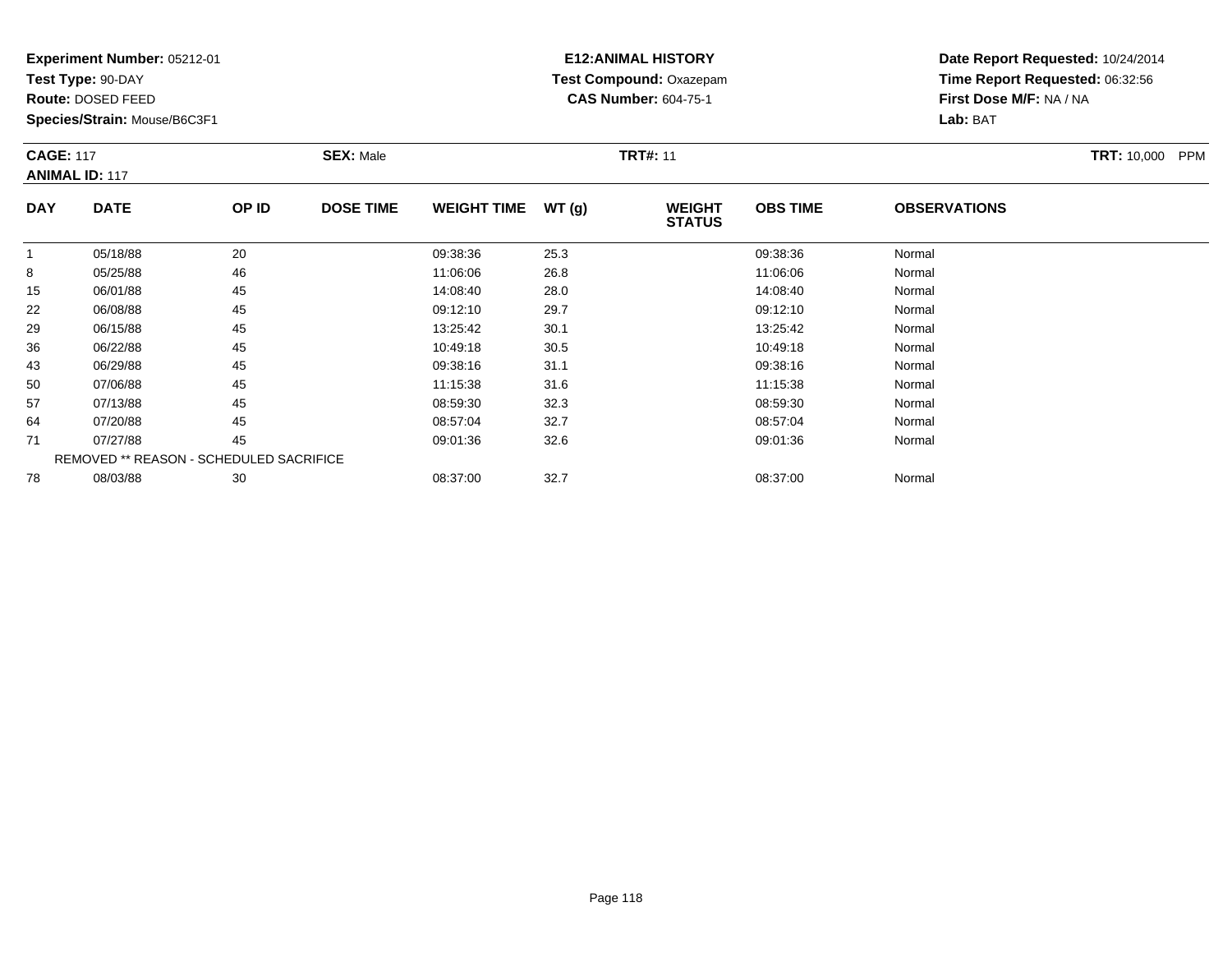**Experiment Number:** 05212-01
**Test Type:** 90-DAY
**Route:** DOSED FEED
**Species/Strain:** Mouse/B6C3F1

**E12:ANIMAL HISTORY**
**Test Compound:** Oxazepam
**CAS Number:** 604-75-1

**Date Report Requested:** 10/24/2014
**Time Report Requested:** 06:32:56
**First Dose M/F:** NA / NA
**Lab:** BAT

**CAGE:** 117 **SEX:** Male **TRT#:** 11 **TRT:** 10,000 PPM
**ANIMAL ID:** 117

| DAY | DATE | OP ID | DOSE TIME | WEIGHT TIME | WT (g) | WEIGHT STATUS | OBS TIME | OBSERVATIONS |
|---|---|---|---|---|---|---|---|---|
| 1 | 05/18/88 | 20 | | 09:38:36 | 25.3 | | 09:38:36 | Normal |
| 8 | 05/25/88 | 46 | | 11:06:06 | 26.8 | | 11:06:06 | Normal |
| 15 | 06/01/88 | 45 | | 14:08:40 | 28.0 | | 14:08:40 | Normal |
| 22 | 06/08/88 | 45 | | 09:12:10 | 29.7 | | 09:12:10 | Normal |
| 29 | 06/15/88 | 45 | | 13:25:42 | 30.1 | | 13:25:42 | Normal |
| 36 | 06/22/88 | 45 | | 10:49:18 | 30.5 | | 10:49:18 | Normal |
| 43 | 06/29/88 | 45 | | 09:38:16 | 31.1 | | 09:38:16 | Normal |
| 50 | 07/06/88 | 45 | | 11:15:38 | 31.6 | | 11:15:38 | Normal |
| 57 | 07/13/88 | 45 | | 08:59:30 | 32.3 | | 08:59:30 | Normal |
| 64 | 07/20/88 | 45 | | 08:57:04 | 32.7 | | 08:57:04 | Normal |
| 71 | 07/27/88 | 45 | | 09:01:36 | 32.6 | | 09:01:36 | Normal |
| | REMOVED ** REASON - SCHEDULED SACRIFICE | | | | | | | |
| 78 | 08/03/88 | 30 | | 08:37:00 | 32.7 | | 08:37:00 | Normal |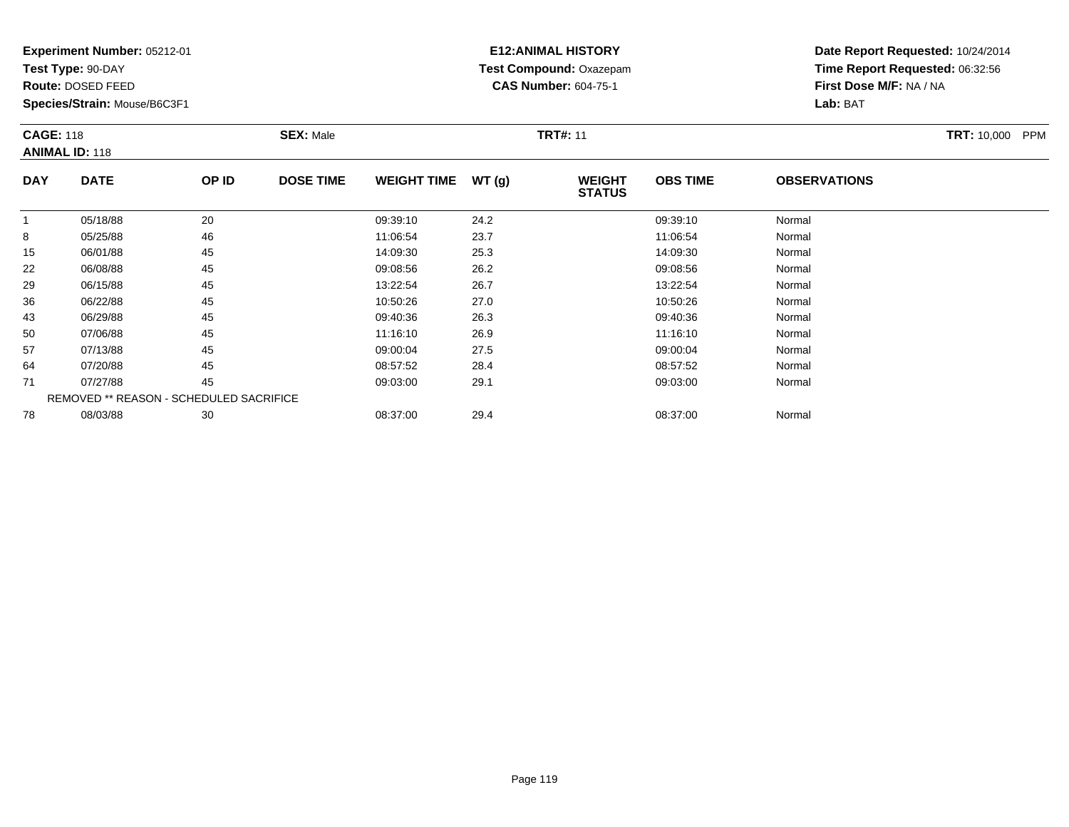**Experiment Number:** 05212-01
**Test Type:** 90-DAY
**Route:** DOSED FEED
**Species/Strain:** Mouse/B6C3F1

**E12:ANIMAL HISTORY**
**Test Compound:** Oxazepam
**CAS Number:** 604-75-1

**Date Report Requested:** 10/24/2014
**Time Report Requested:** 06:32:56
**First Dose M/F:** NA / NA
**Lab:** BAT

**CAGE:** 118
**ANIMAL ID:** 118
**SEX:** Male
**TRT#:** 11
**TRT:** 10,000 PPM

| DAY | DATE | OP ID | DOSE TIME | WEIGHT TIME | WT (g) | WEIGHT STATUS | OBS TIME | OBSERVATIONS |
|---|---|---|---|---|---|---|---|---|
| 1 | 05/18/88 | 20 | | 09:39:10 | 24.2 | | 09:39:10 | Normal |
| 8 | 05/25/88 | 46 | | 11:06:54 | 23.7 | | 11:06:54 | Normal |
| 15 | 06/01/88 | 45 | | 14:09:30 | 25.3 | | 14:09:30 | Normal |
| 22 | 06/08/88 | 45 | | 09:08:56 | 26.2 | | 09:08:56 | Normal |
| 29 | 06/15/88 | 45 | | 13:22:54 | 26.7 | | 13:22:54 | Normal |
| 36 | 06/22/88 | 45 | | 10:50:26 | 27.0 | | 10:50:26 | Normal |
| 43 | 06/29/88 | 45 | | 09:40:36 | 26.3 | | 09:40:36 | Normal |
| 50 | 07/06/88 | 45 | | 11:16:10 | 26.9 | | 11:16:10 | Normal |
| 57 | 07/13/88 | 45 | | 09:00:04 | 27.5 | | 09:00:04 | Normal |
| 64 | 07/20/88 | 45 | | 08:57:52 | 28.4 | | 08:57:52 | Normal |
| 71 | 07/27/88 | 45 | | 09:03:00 | 29.1 | | 09:03:00 | Normal |
| | REMOVED ** REASON - SCHEDULED SACRIFICE | | | | | | | |
| 78 | 08/03/88 | 30 | | 08:37:00 | 29.4 | | 08:37:00 | Normal |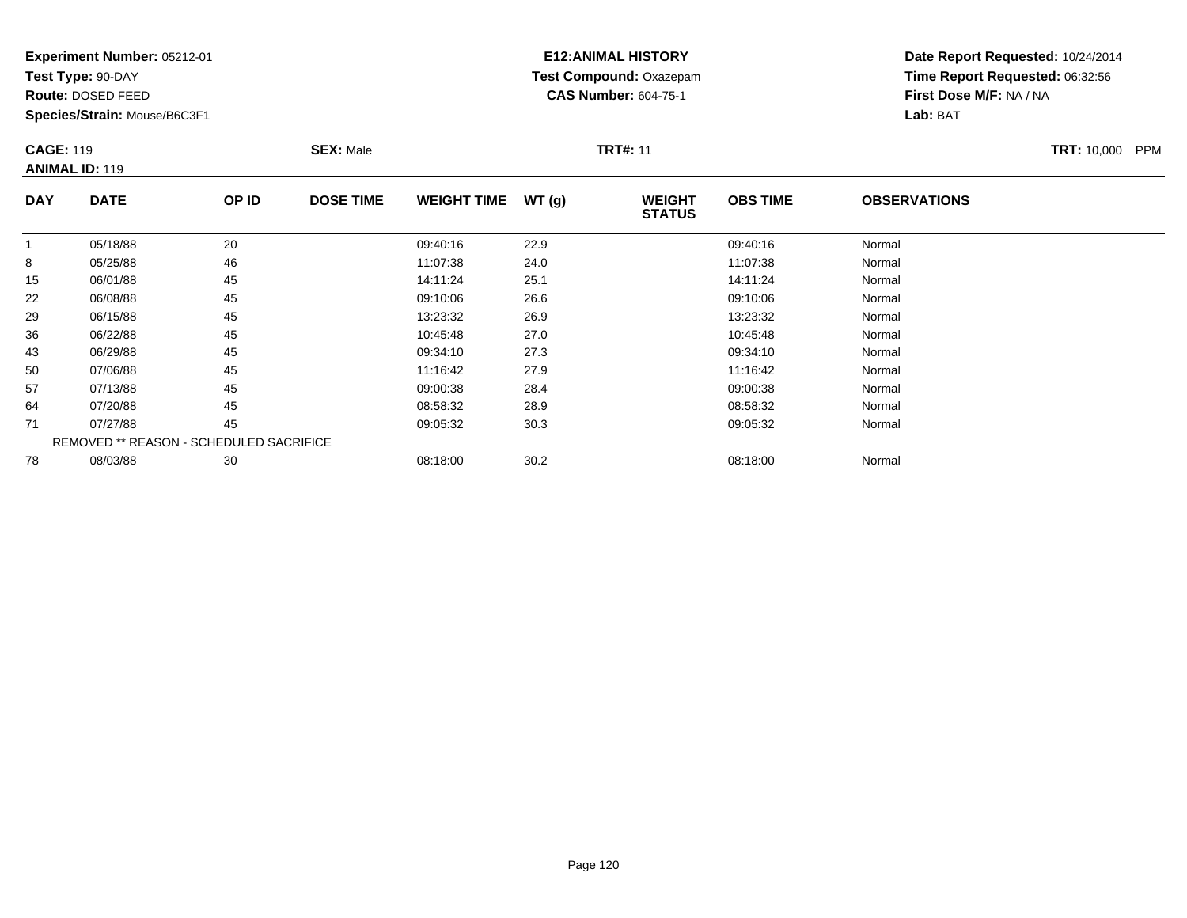**Experiment Number:** 05212-01
**Test Type:** 90-DAY
**Route:** DOSED FEED
**Species/Strain:** Mouse/B6C3F1

**E12:ANIMAL HISTORY**
**Test Compound:** Oxazepam
**CAS Number:** 604-75-1

**Date Report Requested:** 10/24/2014
**Time Report Requested:** 06:32:56
**First Dose M/F:** NA / NA
**Lab:** BAT

**CAGE:** 119 **SEX:** Male **TRT#:** 11 **TRT:** 10,000 PPM
**ANIMAL ID:** 119

| DAY | DATE | OP ID | DOSE TIME | WEIGHT TIME | WT (g) | WEIGHT STATUS | OBS TIME | OBSERVATIONS |
|---|---|---|---|---|---|---|---|---|
| 1 | 05/18/88 | 20 | | 09:40:16 | 22.9 | | 09:40:16 | Normal |
| 8 | 05/25/88 | 46 | | 11:07:38 | 24.0 | | 11:07:38 | Normal |
| 15 | 06/01/88 | 45 | | 14:11:24 | 25.1 | | 14:11:24 | Normal |
| 22 | 06/08/88 | 45 | | 09:10:06 | 26.6 | | 09:10:06 | Normal |
| 29 | 06/15/88 | 45 | | 13:23:32 | 26.9 | | 13:23:32 | Normal |
| 36 | 06/22/88 | 45 | | 10:45:48 | 27.0 | | 10:45:48 | Normal |
| 43 | 06/29/88 | 45 | | 09:34:10 | 27.3 | | 09:34:10 | Normal |
| 50 | 07/06/88 | 45 | | 11:16:42 | 27.9 | | 11:16:42 | Normal |
| 57 | 07/13/88 | 45 | | 09:00:38 | 28.4 | | 09:00:38 | Normal |
| 64 | 07/20/88 | 45 | | 08:58:32 | 28.9 | | 08:58:32 | Normal |
| 71 | 07/27/88 | 45 | | 09:05:32 | 30.3 | | 09:05:32 | Normal |
| | REMOVED ** REASON - SCHEDULED SACRIFICE | | | | | | | |
| 78 | 08/03/88 | 30 | | 08:18:00 | 30.2 | | 08:18:00 | Normal |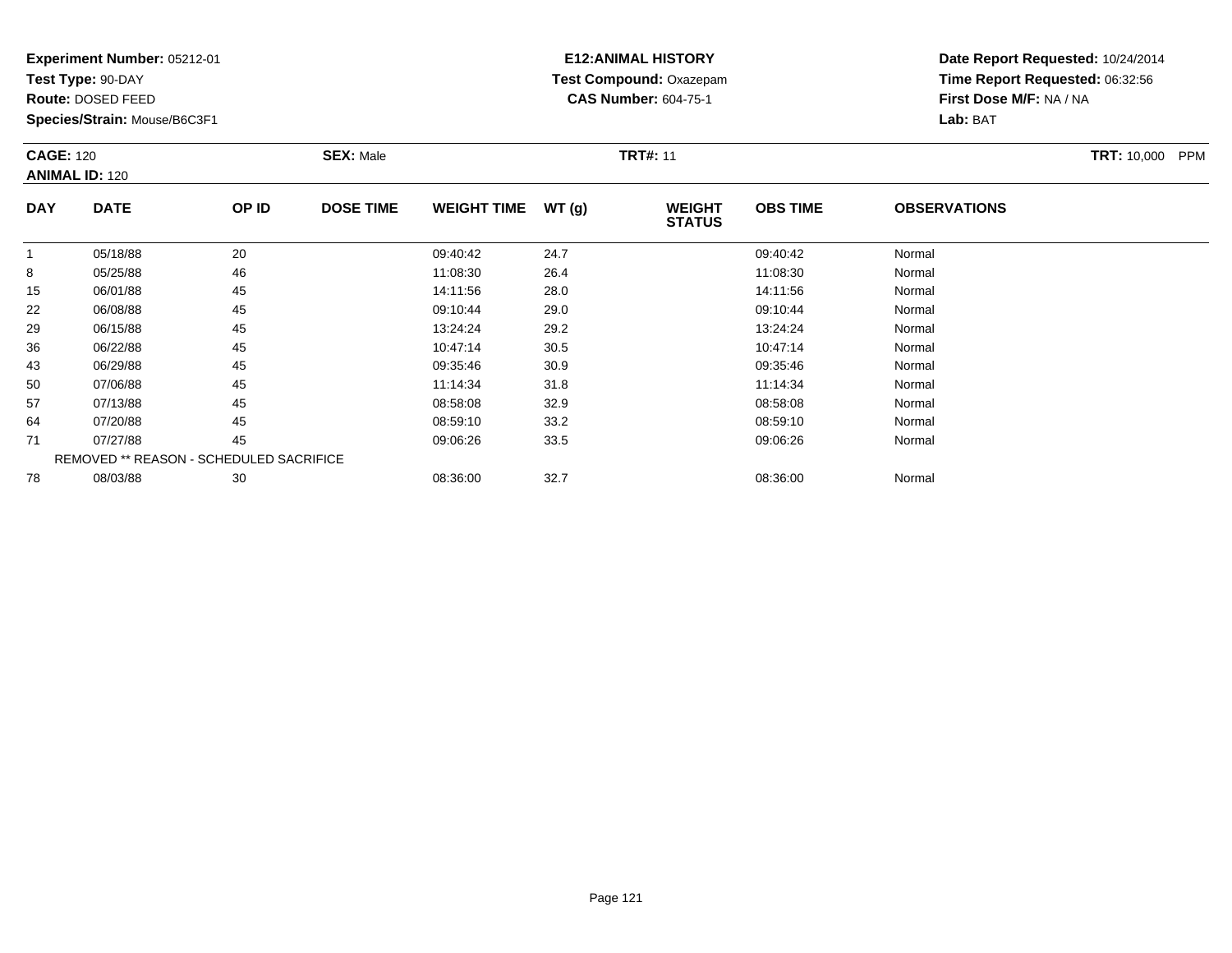**Experiment Number:** 05212-01
**Test Type:** 90-DAY
**Route:** DOSED FEED
**Species/Strain:** Mouse/B6C3F1

**E12:ANIMAL HISTORY**
**Test Compound:** Oxazepam
**CAS Number:** 604-75-1

**Date Report Requested:** 10/24/2014
**Time Report Requested:** 06:32:56
**First Dose M/F:** NA / NA
**Lab:** BAT

**CAGE:** 120
**ANIMAL ID:** 120
**SEX:** Male
**TRT#:** 11
**TRT:** 10,000 PPM

| DAY | DATE | OP ID | DOSE TIME | WEIGHT TIME | WT (g) | WEIGHT STATUS | OBS TIME | OBSERVATIONS |
|---|---|---|---|---|---|---|---|---|
| 1 | 05/18/88 | 20 | | 09:40:42 | 24.7 | | 09:40:42 | Normal |
| 8 | 05/25/88 | 46 | | 11:08:30 | 26.4 | | 11:08:30 | Normal |
| 15 | 06/01/88 | 45 | | 14:11:56 | 28.0 | | 14:11:56 | Normal |
| 22 | 06/08/88 | 45 | | 09:10:44 | 29.0 | | 09:10:44 | Normal |
| 29 | 06/15/88 | 45 | | 13:24:24 | 29.2 | | 13:24:24 | Normal |
| 36 | 06/22/88 | 45 | | 10:47:14 | 30.5 | | 10:47:14 | Normal |
| 43 | 06/29/88 | 45 | | 09:35:46 | 30.9 | | 09:35:46 | Normal |
| 50 | 07/06/88 | 45 | | 11:14:34 | 31.8 | | 11:14:34 | Normal |
| 57 | 07/13/88 | 45 | | 08:58:08 | 32.9 | | 08:58:08 | Normal |
| 64 | 07/20/88 | 45 | | 08:59:10 | 33.2 | | 08:59:10 | Normal |
| 71 | 07/27/88 | 45 | | 09:06:26 | 33.5 | | 09:06:26 | Normal |
| | REMOVED ** REASON - SCHEDULED SACRIFICE | | | | | | | |
| 78 | 08/03/88 | 30 | | 08:36:00 | 32.7 | | 08:36:00 | Normal |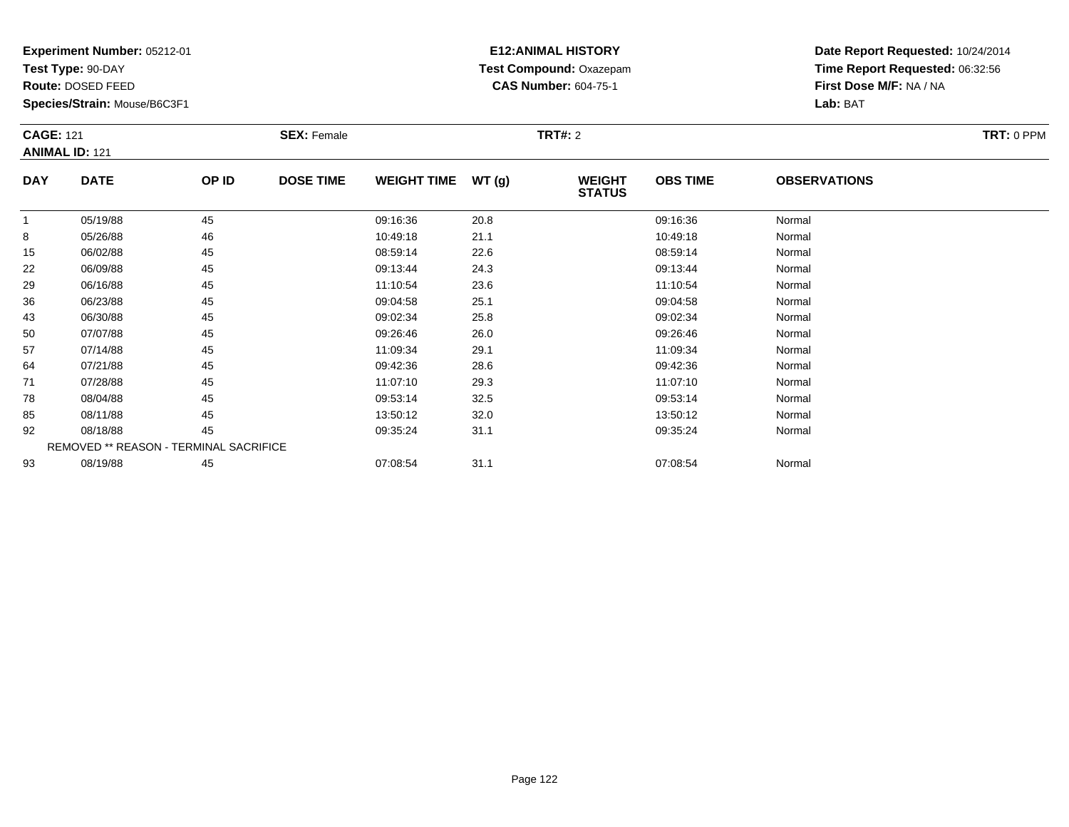**Experiment Number:** 05212-01
**Test Type:** 90-DAY
**Route:** DOSED FEED
**Species/Strain:** Mouse/B6C3F1

**E12:ANIMAL HISTORY**
**Test Compound:** Oxazepam
**CAS Number:** 604-75-1

**Date Report Requested:** 10/24/2014
**Time Report Requested:** 06:32:56
**First Dose M/F:** NA / NA
**Lab:** BAT

**CAGE:** 121
**ANIMAL ID:** 121
**SEX:** Female
**TRT#:** 2
**TRT:** 0 PPM

| DAY | DATE | OP ID | DOSE TIME | WEIGHT TIME | WT (g) | WEIGHT STATUS | OBS TIME | OBSERVATIONS |
|---|---|---|---|---|---|---|---|---|
| 1 | 05/19/88 | 45 | | 09:16:36 | 20.8 | | 09:16:36 | Normal |
| 8 | 05/26/88 | 46 | | 10:49:18 | 21.1 | | 10:49:18 | Normal |
| 15 | 06/02/88 | 45 | | 08:59:14 | 22.6 | | 08:59:14 | Normal |
| 22 | 06/09/88 | 45 | | 09:13:44 | 24.3 | | 09:13:44 | Normal |
| 29 | 06/16/88 | 45 | | 11:10:54 | 23.6 | | 11:10:54 | Normal |
| 36 | 06/23/88 | 45 | | 09:04:58 | 25.1 | | 09:04:58 | Normal |
| 43 | 06/30/88 | 45 | | 09:02:34 | 25.8 | | 09:02:34 | Normal |
| 50 | 07/07/88 | 45 | | 09:26:46 | 26.0 | | 09:26:46 | Normal |
| 57 | 07/14/88 | 45 | | 11:09:34 | 29.1 | | 11:09:34 | Normal |
| 64 | 07/21/88 | 45 | | 09:42:36 | 28.6 | | 09:42:36 | Normal |
| 71 | 07/28/88 | 45 | | 11:07:10 | 29.3 | | 11:07:10 | Normal |
| 78 | 08/04/88 | 45 | | 09:53:14 | 32.5 | | 09:53:14 | Normal |
| 85 | 08/11/88 | 45 | | 13:50:12 | 32.0 | | 13:50:12 | Normal |
| 92 | 08/18/88 | 45 | | 09:35:24 | 31.1 | | 09:35:24 | Normal |
| REMOVED ** REASON - TERMINAL SACRIFICE | | | | | | | | |
| 93 | 08/19/88 | 45 | | 07:08:54 | 31.1 | | 07:08:54 | Normal |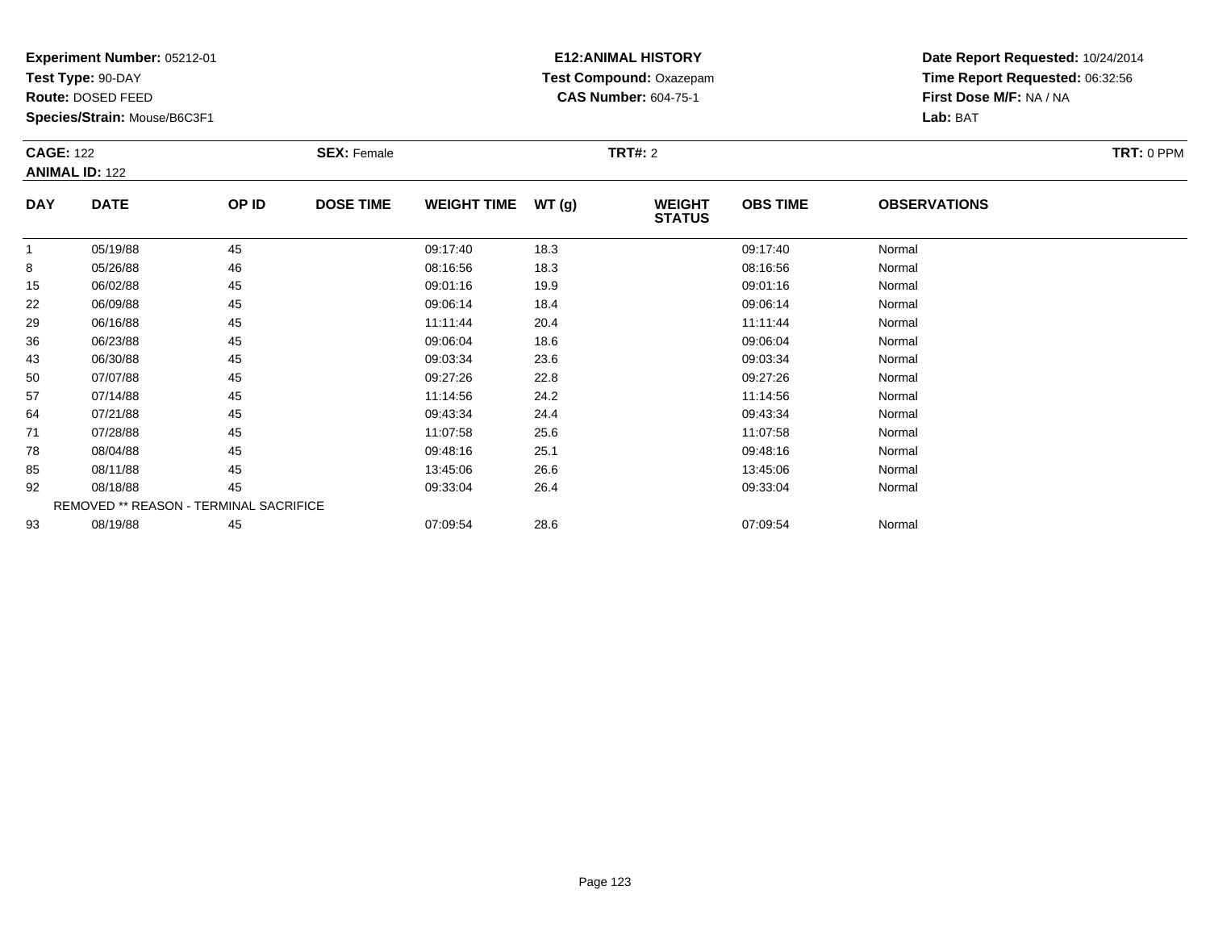**Experiment Number:** 05212-01
**Test Type:** 90-DAY
**Route:** DOSED FEED
**Species/Strain:** Mouse/B6C3F1

**E12:ANIMAL HISTORY**
**Test Compound:** Oxazepam
**CAS Number:** 604-75-1

**Date Report Requested:** 10/24/2014
**Time Report Requested:** 06:32:56
**First Dose M/F:** NA / NA
**Lab:** BAT

**CAGE:** 122
**ANIMAL ID:** 122
**SEX:** Female
**TRT#:** 2
**TRT:** 0 PPM

| DAY | DATE | OP ID | DOSE TIME | WEIGHT TIME | WT (g) | WEIGHT STATUS | OBS TIME | OBSERVATIONS |
|---|---|---|---|---|---|---|---|---|
| 1 | 05/19/88 | 45 | | 09:17:40 | 18.3 | | 09:17:40 | Normal |
| 8 | 05/26/88 | 46 | | 08:16:56 | 18.3 | | 08:16:56 | Normal |
| 15 | 06/02/88 | 45 | | 09:01:16 | 19.9 | | 09:01:16 | Normal |
| 22 | 06/09/88 | 45 | | 09:06:14 | 18.4 | | 09:06:14 | Normal |
| 29 | 06/16/88 | 45 | | 11:11:44 | 20.4 | | 11:11:44 | Normal |
| 36 | 06/23/88 | 45 | | 09:06:04 | 18.6 | | 09:06:04 | Normal |
| 43 | 06/30/88 | 45 | | 09:03:34 | 23.6 | | 09:03:34 | Normal |
| 50 | 07/07/88 | 45 | | 09:27:26 | 22.8 | | 09:27:26 | Normal |
| 57 | 07/14/88 | 45 | | 11:14:56 | 24.2 | | 11:14:56 | Normal |
| 64 | 07/21/88 | 45 | | 09:43:34 | 24.4 | | 09:43:34 | Normal |
| 71 | 07/28/88 | 45 | | 11:07:58 | 25.6 | | 11:07:58 | Normal |
| 78 | 08/04/88 | 45 | | 09:48:16 | 25.1 | | 09:48:16 | Normal |
| 85 | 08/11/88 | 45 | | 13:45:06 | 26.6 | | 13:45:06 | Normal |
| 92 | 08/18/88 | 45 | | 09:33:04 | 26.4 | | 09:33:04 | Normal |
| REMOVED ** REASON - TERMINAL SACRIFICE | | | | | | | | |
| 93 | 08/19/88 | 45 | | 07:09:54 | 28.6 | | 07:09:54 | Normal |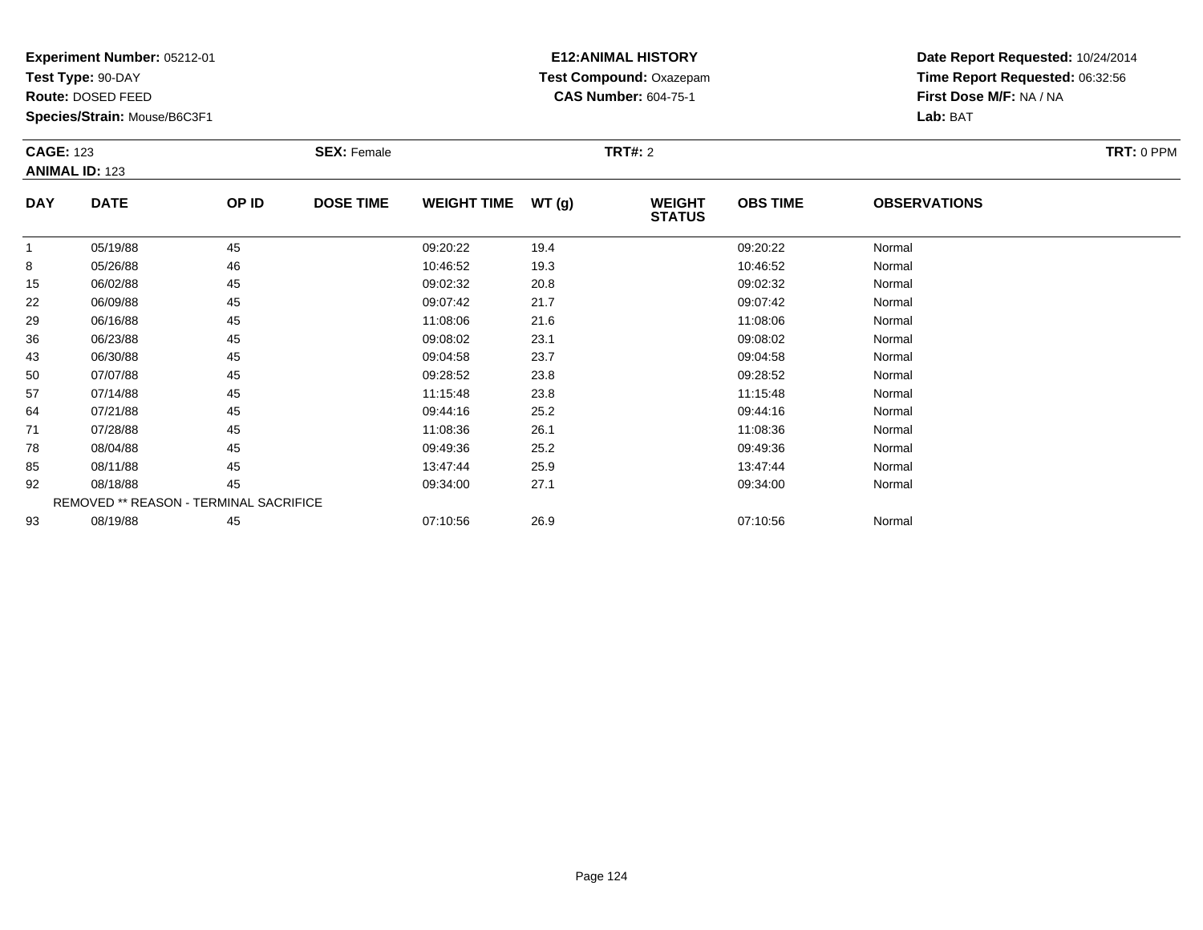**Experiment Number:** 05212-01
**Test Type:** 90-DAY
**Route:** DOSED FEED
**Species/Strain:** Mouse/B6C3F1

**E12:ANIMAL HISTORY**
**Test Compound:** Oxazepam
**CAS Number:** 604-75-1

**Date Report Requested:** 10/24/2014
**Time Report Requested:** 06:32:56
**First Dose M/F:** NA / NA
**Lab:** BAT

**CAGE:** 123
**ANIMAL ID:** 123
**SEX:** Female
**TRT#:** 2
**TRT:** 0 PPM

| DAY | DATE | OP ID | DOSE TIME | WEIGHT TIME | WT (g) | WEIGHT STATUS | OBS TIME | OBSERVATIONS |
|---|---|---|---|---|---|---|---|---|
| 1 | 05/19/88 | 45 | | 09:20:22 | 19.4 | | 09:20:22 | Normal |
| 8 | 05/26/88 | 46 | | 10:46:52 | 19.3 | | 10:46:52 | Normal |
| 15 | 06/02/88 | 45 | | 09:02:32 | 20.8 | | 09:02:32 | Normal |
| 22 | 06/09/88 | 45 | | 09:07:42 | 21.7 | | 09:07:42 | Normal |
| 29 | 06/16/88 | 45 | | 11:08:06 | 21.6 | | 11:08:06 | Normal |
| 36 | 06/23/88 | 45 | | 09:08:02 | 23.1 | | 09:08:02 | Normal |
| 43 | 06/30/88 | 45 | | 09:04:58 | 23.7 | | 09:04:58 | Normal |
| 50 | 07/07/88 | 45 | | 09:28:52 | 23.8 | | 09:28:52 | Normal |
| 57 | 07/14/88 | 45 | | 11:15:48 | 23.8 | | 11:15:48 | Normal |
| 64 | 07/21/88 | 45 | | 09:44:16 | 25.2 | | 09:44:16 | Normal |
| 71 | 07/28/88 | 45 | | 11:08:36 | 26.1 | | 11:08:36 | Normal |
| 78 | 08/04/88 | 45 | | 09:49:36 | 25.2 | | 09:49:36 | Normal |
| 85 | 08/11/88 | 45 | | 13:47:44 | 25.9 | | 13:47:44 | Normal |
| 92 | 08/18/88 | 45 | | 09:34:00 | 27.1 | | 09:34:00 | Normal |
| REMOVED ** REASON - TERMINAL SACRIFICE | | | | | | | | |
| 93 | 08/19/88 | 45 | | 07:10:56 | 26.9 | | 07:10:56 | Normal |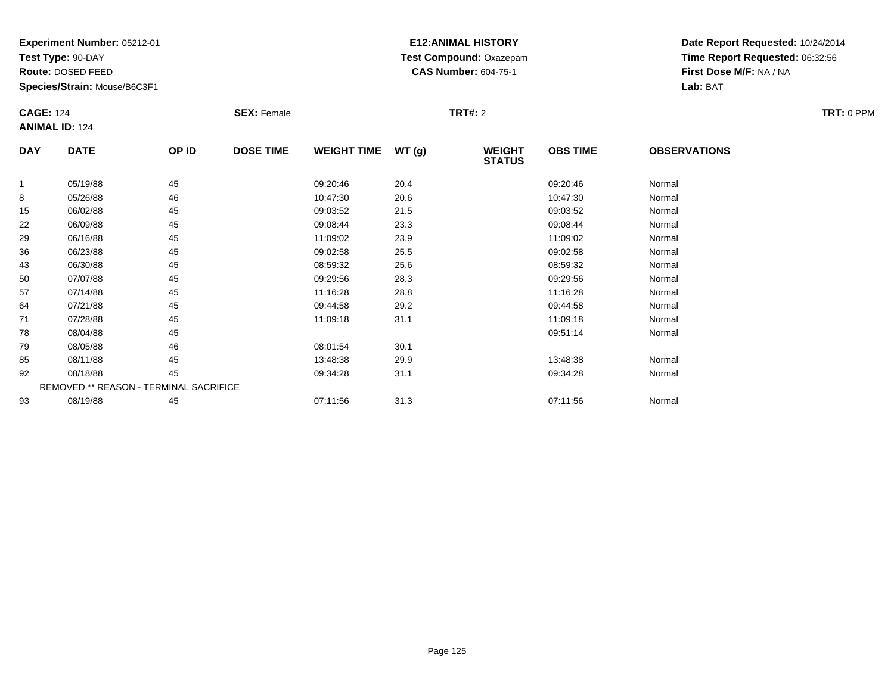**Experiment Number:** 05212-01
**Test Type:** 90-DAY
**Route:** DOSED FEED
**Species/Strain:** Mouse/B6C3F1

**E12:ANIMAL HISTORY**
**Test Compound:** Oxazepam
**CAS Number:** 604-75-1

**Date Report Requested:** 10/24/2014
**Time Report Requested:** 06:32:56
**First Dose M/F:** NA / NA
**Lab:** BAT

**CAGE:** 124 **SEX:** Female **TRT#:** 2 **TRT:** 0 PPM
**ANIMAL ID:** 124

| DAY | DATE | OP ID | DOSE TIME | WEIGHT TIME | WT (g) | WEIGHT STATUS | OBS TIME | OBSERVATIONS |
|---|---|---|---|---|---|---|---|---|
| 1 | 05/19/88 | 45 | | 09:20:46 | 20.4 | | 09:20:46 | Normal |
| 8 | 05/26/88 | 46 | | 10:47:30 | 20.6 | | 10:47:30 | Normal |
| 15 | 06/02/88 | 45 | | 09:03:52 | 21.5 | | 09:03:52 | Normal |
| 22 | 06/09/88 | 45 | | 09:08:44 | 23.3 | | 09:08:44 | Normal |
| 29 | 06/16/88 | 45 | | 11:09:02 | 23.9 | | 11:09:02 | Normal |
| 36 | 06/23/88 | 45 | | 09:02:58 | 25.5 | | 09:02:58 | Normal |
| 43 | 06/30/88 | 45 | | 08:59:32 | 25.6 | | 08:59:32 | Normal |
| 50 | 07/07/88 | 45 | | 09:29:56 | 28.3 | | 09:29:56 | Normal |
| 57 | 07/14/88 | 45 | | 11:16:28 | 28.8 | | 11:16:28 | Normal |
| 64 | 07/21/88 | 45 | | 09:44:58 | 29.2 | | 09:44:58 | Normal |
| 71 | 07/28/88 | 45 | | 11:09:18 | 31.1 | | 11:09:18 | Normal |
| 78 | 08/04/88 | 45 | | | | | 09:51:14 | Normal |
| 79 | 08/05/88 | 46 | | 08:01:54 | 30.1 | | | |
| 85 | 08/11/88 | 45 | | 13:48:38 | 29.9 | | 13:48:38 | Normal |
| 92 | 08/18/88 | 45 | | 09:34:28 | 31.1 | | 09:34:28 | Normal |
| | REMOVED ** REASON - TERMINAL SACRIFICE | | | | | | | |
| 93 | 08/19/88 | 45 | | 07:11:56 | 31.3 | | 07:11:56 | Normal |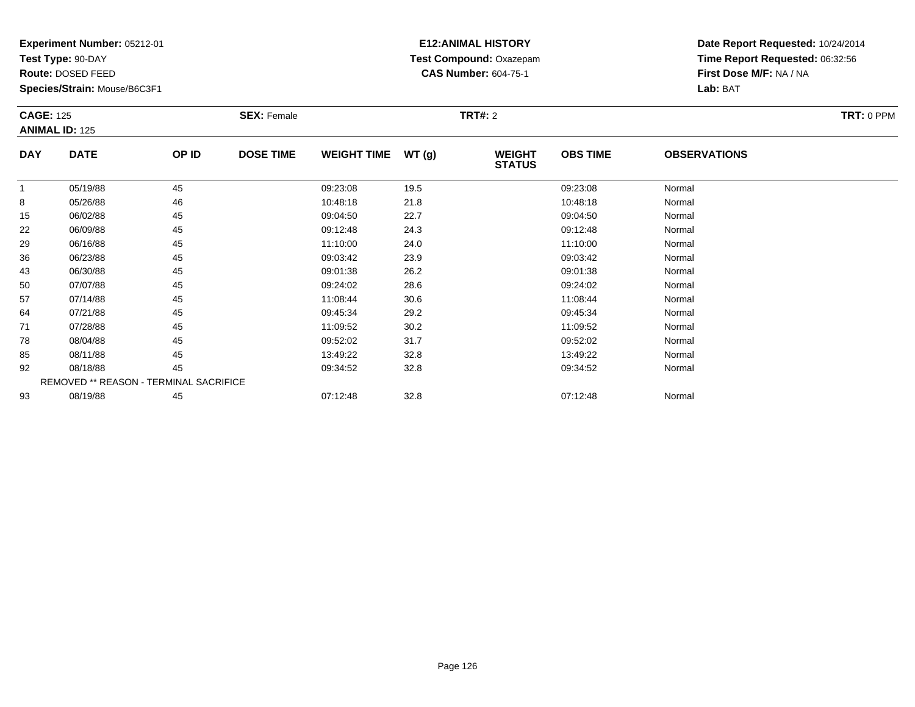**Experiment Number:** 05212-01
**Test Type:** 90-DAY
**Route:** DOSED FEED
**Species/Strain:** Mouse/B6C3F1

**E12:ANIMAL HISTORY**
**Test Compound:** Oxazepam
**CAS Number:** 604-75-1

**Date Report Requested:** 10/24/2014
**Time Report Requested:** 06:32:56
**First Dose M/F:** NA / NA
**Lab:** BAT

**CAGE:** 125
**ANIMAL ID:** 125
**SEX:** Female
**TRT#:** 2
**TRT:** 0 PPM

| DAY | DATE | OP ID | DOSE TIME | WEIGHT TIME | WT (g) | WEIGHT STATUS | OBS TIME | OBSERVATIONS |
|---|---|---|---|---|---|---|---|---|
| 1 | 05/19/88 | 45 | | 09:23:08 | 19.5 | | 09:23:08 | Normal |
| 8 | 05/26/88 | 46 | | 10:48:18 | 21.8 | | 10:48:18 | Normal |
| 15 | 06/02/88 | 45 | | 09:04:50 | 22.7 | | 09:04:50 | Normal |
| 22 | 06/09/88 | 45 | | 09:12:48 | 24.3 | | 09:12:48 | Normal |
| 29 | 06/16/88 | 45 | | 11:10:00 | 24.0 | | 11:10:00 | Normal |
| 36 | 06/23/88 | 45 | | 09:03:42 | 23.9 | | 09:03:42 | Normal |
| 43 | 06/30/88 | 45 | | 09:01:38 | 26.2 | | 09:01:38 | Normal |
| 50 | 07/07/88 | 45 | | 09:24:02 | 28.6 | | 09:24:02 | Normal |
| 57 | 07/14/88 | 45 | | 11:08:44 | 30.6 | | 11:08:44 | Normal |
| 64 | 07/21/88 | 45 | | 09:45:34 | 29.2 | | 09:45:34 | Normal |
| 71 | 07/28/88 | 45 | | 11:09:52 | 30.2 | | 11:09:52 | Normal |
| 78 | 08/04/88 | 45 | | 09:52:02 | 31.7 | | 09:52:02 | Normal |
| 85 | 08/11/88 | 45 | | 13:49:22 | 32.8 | | 13:49:22 | Normal |
| 92 | 08/18/88 | 45 | | 09:34:52 | 32.8 | | 09:34:52 | Normal |
| REMOVED ** REASON - TERMINAL SACRIFICE | | | | | | | | |
| 93 | 08/19/88 | 45 | | 07:12:48 | 32.8 | | 07:12:48 | Normal |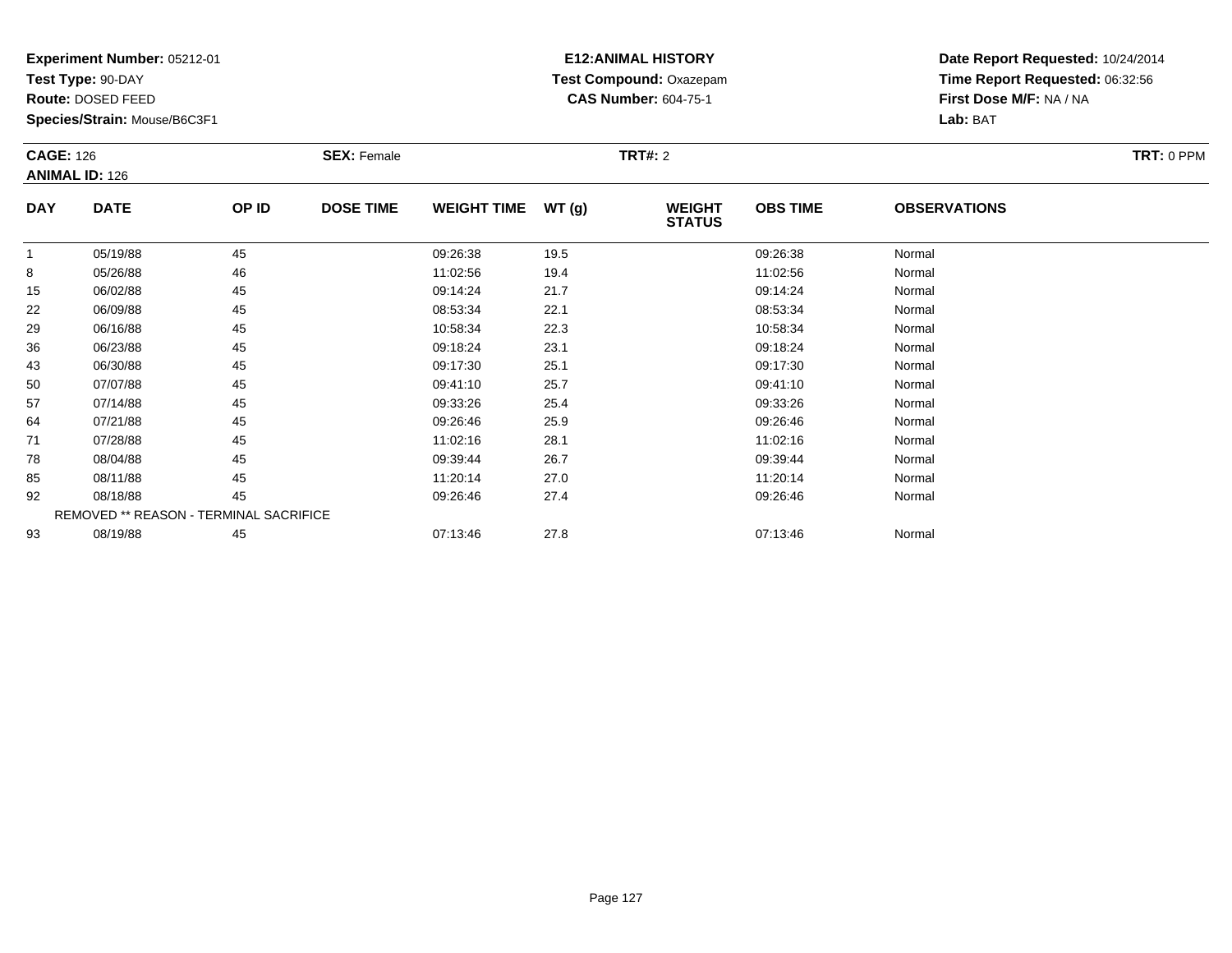**Experiment Number:** 05212-01
**Test Type:** 90-DAY
**Route:** DOSED FEED
**Species/Strain:** Mouse/B6C3F1

**E12:ANIMAL HISTORY**
**Test Compound:** Oxazepam
**CAS Number:** 604-75-1

**Date Report Requested:** 10/24/2014
**Time Report Requested:** 06:32:56
**First Dose M/F:** NA / NA
**Lab:** BAT

**CAGE:** 126
**ANIMAL ID:** 126
**SEX:** Female
**TRT#:** 2
**TRT:** 0 PPM

| DAY | DATE | OP ID | DOSE TIME | WEIGHT TIME | WT (g) | WEIGHT STATUS | OBS TIME | OBSERVATIONS |
|---|---|---|---|---|---|---|---|---|
| 1 | 05/19/88 | 45 | | 09:26:38 | 19.5 | | 09:26:38 | Normal |
| 8 | 05/26/88 | 46 | | 11:02:56 | 19.4 | | 11:02:56 | Normal |
| 15 | 06/02/88 | 45 | | 09:14:24 | 21.7 | | 09:14:24 | Normal |
| 22 | 06/09/88 | 45 | | 08:53:34 | 22.1 | | 08:53:34 | Normal |
| 29 | 06/16/88 | 45 | | 10:58:34 | 22.3 | | 10:58:34 | Normal |
| 36 | 06/23/88 | 45 | | 09:18:24 | 23.1 | | 09:18:24 | Normal |
| 43 | 06/30/88 | 45 | | 09:17:30 | 25.1 | | 09:17:30 | Normal |
| 50 | 07/07/88 | 45 | | 09:41:10 | 25.7 | | 09:41:10 | Normal |
| 57 | 07/14/88 | 45 | | 09:33:26 | 25.4 | | 09:33:26 | Normal |
| 64 | 07/21/88 | 45 | | 09:26:46 | 25.9 | | 09:26:46 | Normal |
| 71 | 07/28/88 | 45 | | 11:02:16 | 28.1 | | 11:02:16 | Normal |
| 78 | 08/04/88 | 45 | | 09:39:44 | 26.7 | | 09:39:44 | Normal |
| 85 | 08/11/88 | 45 | | 11:20:14 | 27.0 | | 11:20:14 | Normal |
| 92 | 08/18/88 | 45 | | 09:26:46 | 27.4 | | 09:26:46 | Normal |
| REMOVED ** REASON - TERMINAL SACRIFICE | | | | | | | | |
| 93 | 08/19/88 | 45 | | 07:13:46 | 27.8 | | 07:13:46 | Normal |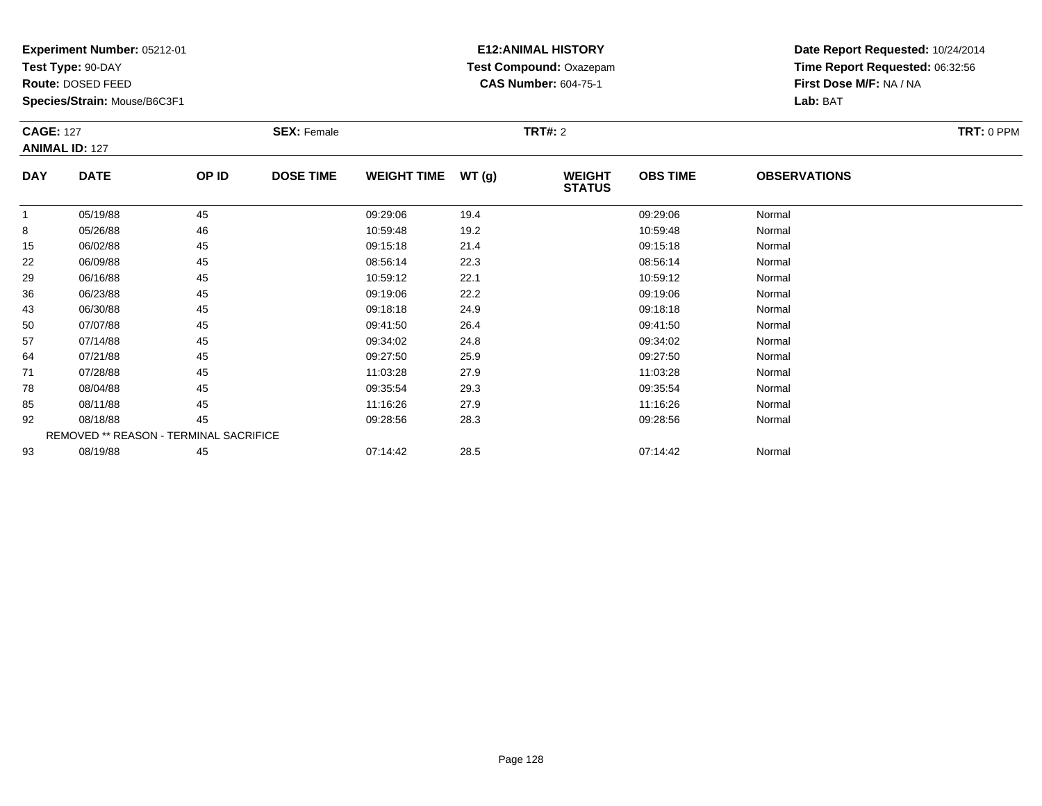**Experiment Number:** 05212-01
**Test Type:** 90-DAY
**Route:** DOSED FEED
**Species/Strain:** Mouse/B6C3F1

**E12:ANIMAL HISTORY**
**Test Compound:** Oxazepam
**CAS Number:** 604-75-1

**Date Report Requested:** 10/24/2014
**Time Report Requested:** 06:32:56
**First Dose M/F:** NA / NA
**Lab:** BAT

**CAGE:** 127 **SEX:** Female **TRT#:** 2 **TRT:** 0 PPM
**ANIMAL ID:** 127

| DAY | DATE | OP ID | DOSE TIME | WEIGHT TIME | WT (g) | WEIGHT STATUS | OBS TIME | OBSERVATIONS |
|---|---|---|---|---|---|---|---|---|
| 1 | 05/19/88 | 45 | | 09:29:06 | 19.4 | | 09:29:06 | Normal |
| 8 | 05/26/88 | 46 | | 10:59:48 | 19.2 | | 10:59:48 | Normal |
| 15 | 06/02/88 | 45 | | 09:15:18 | 21.4 | | 09:15:18 | Normal |
| 22 | 06/09/88 | 45 | | 08:56:14 | 22.3 | | 08:56:14 | Normal |
| 29 | 06/16/88 | 45 | | 10:59:12 | 22.1 | | 10:59:12 | Normal |
| 36 | 06/23/88 | 45 | | 09:19:06 | 22.2 | | 09:19:06 | Normal |
| 43 | 06/30/88 | 45 | | 09:18:18 | 24.9 | | 09:18:18 | Normal |
| 50 | 07/07/88 | 45 | | 09:41:50 | 26.4 | | 09:41:50 | Normal |
| 57 | 07/14/88 | 45 | | 09:34:02 | 24.8 | | 09:34:02 | Normal |
| 64 | 07/21/88 | 45 | | 09:27:50 | 25.9 | | 09:27:50 | Normal |
| 71 | 07/28/88 | 45 | | 11:03:28 | 27.9 | | 11:03:28 | Normal |
| 78 | 08/04/88 | 45 | | 09:35:54 | 29.3 | | 09:35:54 | Normal |
| 85 | 08/11/88 | 45 | | 11:16:26 | 27.9 | | 11:16:26 | Normal |
| 92 | 08/18/88 | 45 | | 09:28:56 | 28.3 | | 09:28:56 | Normal |
| REMOVED ** REASON - TERMINAL SACRIFICE | | | | | | | | |
| 93 | 08/19/88 | 45 | | 07:14:42 | 28.5 | | 07:14:42 | Normal |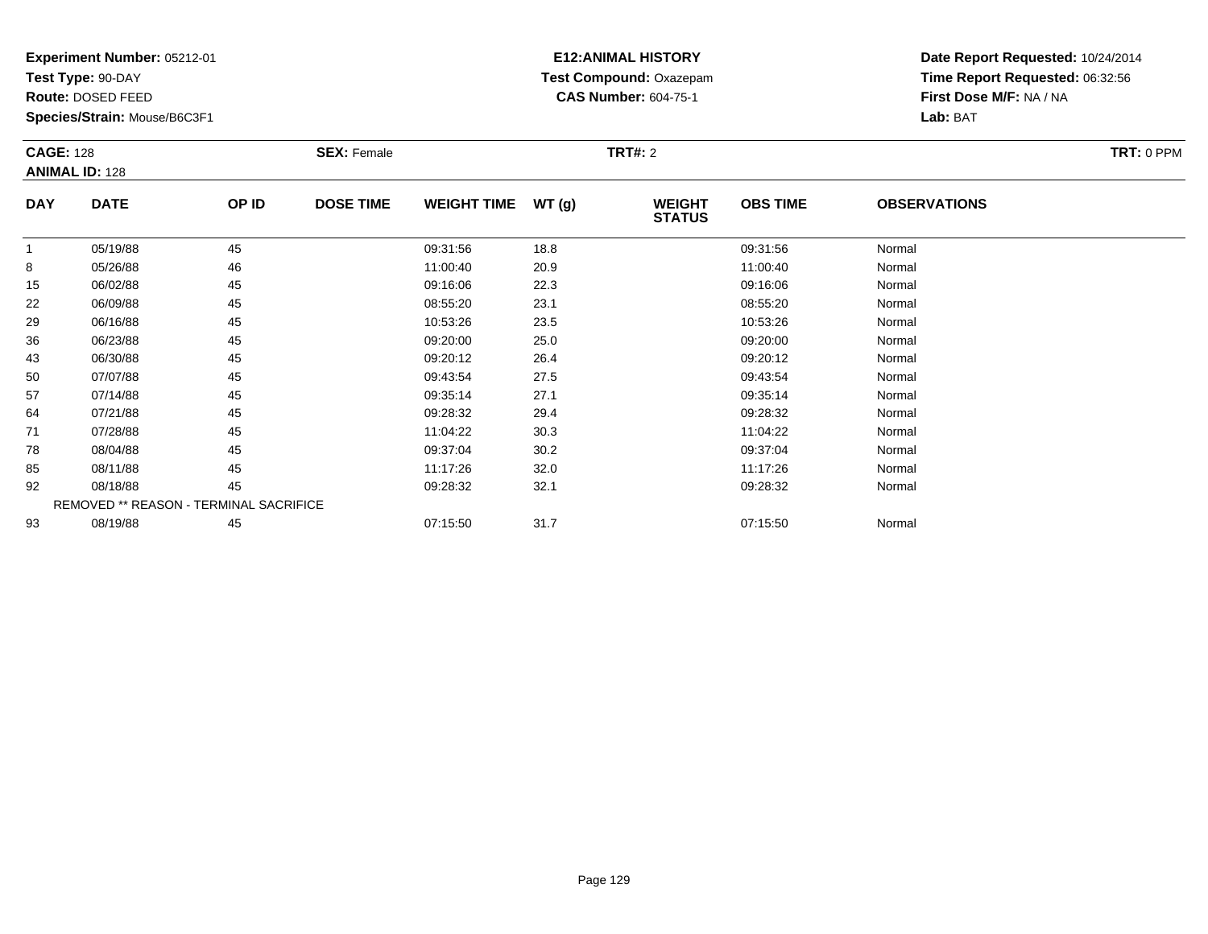**Experiment Number:** 05212-01
**Test Type:** 90-DAY
**Route:** DOSED FEED
**Species/Strain:** Mouse/B6C3F1

**E12:ANIMAL HISTORY**
**Test Compound:** Oxazepam
**CAS Number:** 604-75-1

**Date Report Requested:** 10/24/2014
**Time Report Requested:** 06:32:56
**First Dose M/F:** NA / NA
**Lab:** BAT

**CAGE:** 128
**ANIMAL ID:** 128

**SEX:** Female

**TRT#:** 2

**TRT:** 0 PPM

| DAY | DATE | OP ID | DOSE TIME | WEIGHT TIME | WT (g) | WEIGHT STATUS | OBS TIME | OBSERVATIONS |
|---|---|---|---|---|---|---|---|---|
| 1 | 05/19/88 | 45 | | 09:31:56 | 18.8 | | 09:31:56 | Normal |
| 8 | 05/26/88 | 46 | | 11:00:40 | 20.9 | | 11:00:40 | Normal |
| 15 | 06/02/88 | 45 | | 09:16:06 | 22.3 | | 09:16:06 | Normal |
| 22 | 06/09/88 | 45 | | 08:55:20 | 23.1 | | 08:55:20 | Normal |
| 29 | 06/16/88 | 45 | | 10:53:26 | 23.5 | | 10:53:26 | Normal |
| 36 | 06/23/88 | 45 | | 09:20:00 | 25.0 | | 09:20:00 | Normal |
| 43 | 06/30/88 | 45 | | 09:20:12 | 26.4 | | 09:20:12 | Normal |
| 50 | 07/07/88 | 45 | | 09:43:54 | 27.5 | | 09:43:54 | Normal |
| 57 | 07/14/88 | 45 | | 09:35:14 | 27.1 | | 09:35:14 | Normal |
| 64 | 07/21/88 | 45 | | 09:28:32 | 29.4 | | 09:28:32 | Normal |
| 71 | 07/28/88 | 45 | | 11:04:22 | 30.3 | | 11:04:22 | Normal |
| 78 | 08/04/88 | 45 | | 09:37:04 | 30.2 | | 09:37:04 | Normal |
| 85 | 08/11/88 | 45 | | 11:17:26 | 32.0 | | 11:17:26 | Normal |
| 92 | 08/18/88 | 45 | | 09:28:32 | 32.1 | | 09:28:32 | Normal |
| REMOVED ** REASON - TERMINAL SACRIFICE | | | | | | | | |
| 93 | 08/19/88 | 45 | | 07:15:50 | 31.7 | | 07:15:50 | Normal |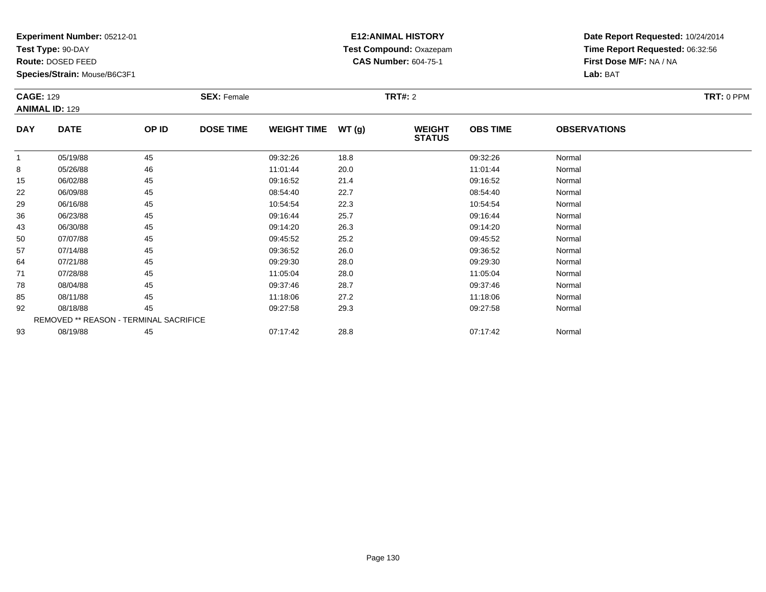**Experiment Number:** 05212-01
**Test Type:** 90-DAY
**Route:** DOSED FEED
**Species/Strain:** Mouse/B6C3F1

**E12:ANIMAL HISTORY**
**Test Compound:** Oxazepam
**CAS Number:** 604-75-1

**Date Report Requested:** 10/24/2014
**Time Report Requested:** 06:32:56
**First Dose M/F:** NA / NA
**Lab:** BAT

**CAGE:** 129
**ANIMAL ID:** 129
**SEX:** Female
**TRT#:** 2
**TRT:** 0 PPM

| DAY | DATE | OP ID | DOSE TIME | WEIGHT TIME | WT (g) | WEIGHT STATUS | OBS TIME | OBSERVATIONS |
|---|---|---|---|---|---|---|---|---|
| 1 | 05/19/88 | 45 | | 09:32:26 | 18.8 | | 09:32:26 | Normal |
| 8 | 05/26/88 | 46 | | 11:01:44 | 20.0 | | 11:01:44 | Normal |
| 15 | 06/02/88 | 45 | | 09:16:52 | 21.4 | | 09:16:52 | Normal |
| 22 | 06/09/88 | 45 | | 08:54:40 | 22.7 | | 08:54:40 | Normal |
| 29 | 06/16/88 | 45 | | 10:54:54 | 22.3 | | 10:54:54 | Normal |
| 36 | 06/23/88 | 45 | | 09:16:44 | 25.7 | | 09:16:44 | Normal |
| 43 | 06/30/88 | 45 | | 09:14:20 | 26.3 | | 09:14:20 | Normal |
| 50 | 07/07/88 | 45 | | 09:45:52 | 25.2 | | 09:45:52 | Normal |
| 57 | 07/14/88 | 45 | | 09:36:52 | 26.0 | | 09:36:52 | Normal |
| 64 | 07/21/88 | 45 | | 09:29:30 | 28.0 | | 09:29:30 | Normal |
| 71 | 07/28/88 | 45 | | 11:05:04 | 28.0 | | 11:05:04 | Normal |
| 78 | 08/04/88 | 45 | | 09:37:46 | 28.7 | | 09:37:46 | Normal |
| 85 | 08/11/88 | 45 | | 11:18:06 | 27.2 | | 11:18:06 | Normal |
| 92 | 08/18/88 | 45 | | 09:27:58 | 29.3 | | 09:27:58 | Normal |
| REMOVED ** REASON - TERMINAL SACRIFICE | | | | | | | | |
| 93 | 08/19/88 | 45 | | 07:17:42 | 28.8 | | 07:17:42 | Normal |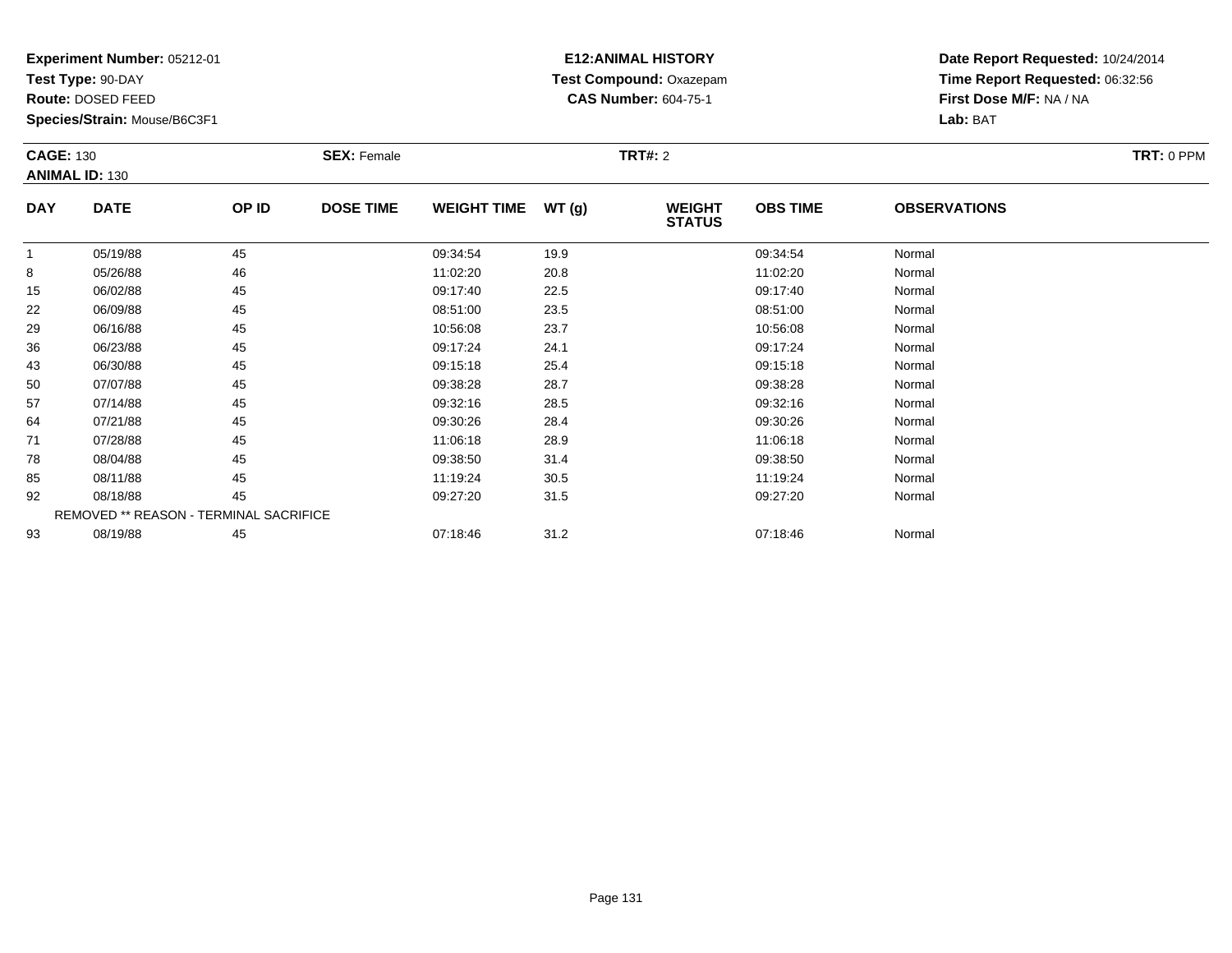**Experiment Number:** 05212-01
**Test Type:** 90-DAY
**Route:** DOSED FEED
**Species/Strain:** Mouse/B6C3F1

**E12:ANIMAL HISTORY**
**Test Compound:** Oxazepam
**CAS Number:** 604-75-1

**Date Report Requested:** 10/24/2014
**Time Report Requested:** 06:32:56
**First Dose M/F:** NA / NA
**Lab:** BAT

**CAGE:** 130 **SEX:** Female **TRT#:** 2 **TRT:** 0 PPM
**ANIMAL ID:** 130

| DAY | DATE | OP ID | DOSE TIME | WEIGHT TIME | WT (g) | WEIGHT STATUS | OBS TIME | OBSERVATIONS |
|---|---|---|---|---|---|---|---|---|
| 1 | 05/19/88 | 45 | | 09:34:54 | 19.9 | | 09:34:54 | Normal |
| 8 | 05/26/88 | 46 | | 11:02:20 | 20.8 | | 11:02:20 | Normal |
| 15 | 06/02/88 | 45 | | 09:17:40 | 22.5 | | 09:17:40 | Normal |
| 22 | 06/09/88 | 45 | | 08:51:00 | 23.5 | | 08:51:00 | Normal |
| 29 | 06/16/88 | 45 | | 10:56:08 | 23.7 | | 10:56:08 | Normal |
| 36 | 06/23/88 | 45 | | 09:17:24 | 24.1 | | 09:17:24 | Normal |
| 43 | 06/30/88 | 45 | | 09:15:18 | 25.4 | | 09:15:18 | Normal |
| 50 | 07/07/88 | 45 | | 09:38:28 | 28.7 | | 09:38:28 | Normal |
| 57 | 07/14/88 | 45 | | 09:32:16 | 28.5 | | 09:32:16 | Normal |
| 64 | 07/21/88 | 45 | | 09:30:26 | 28.4 | | 09:30:26 | Normal |
| 71 | 07/28/88 | 45 | | 11:06:18 | 28.9 | | 11:06:18 | Normal |
| 78 | 08/04/88 | 45 | | 09:38:50 | 31.4 | | 09:38:50 | Normal |
| 85 | 08/11/88 | 45 | | 11:19:24 | 30.5 | | 11:19:24 | Normal |
| 92 | 08/18/88 | 45 | | 09:27:20 | 31.5 | | 09:27:20 | Normal |
| REMOVED ** REASON - TERMINAL SACRIFICE | | | | | | | | |
| 93 | 08/19/88 | 45 | | 07:18:46 | 31.2 | | 07:18:46 | Normal |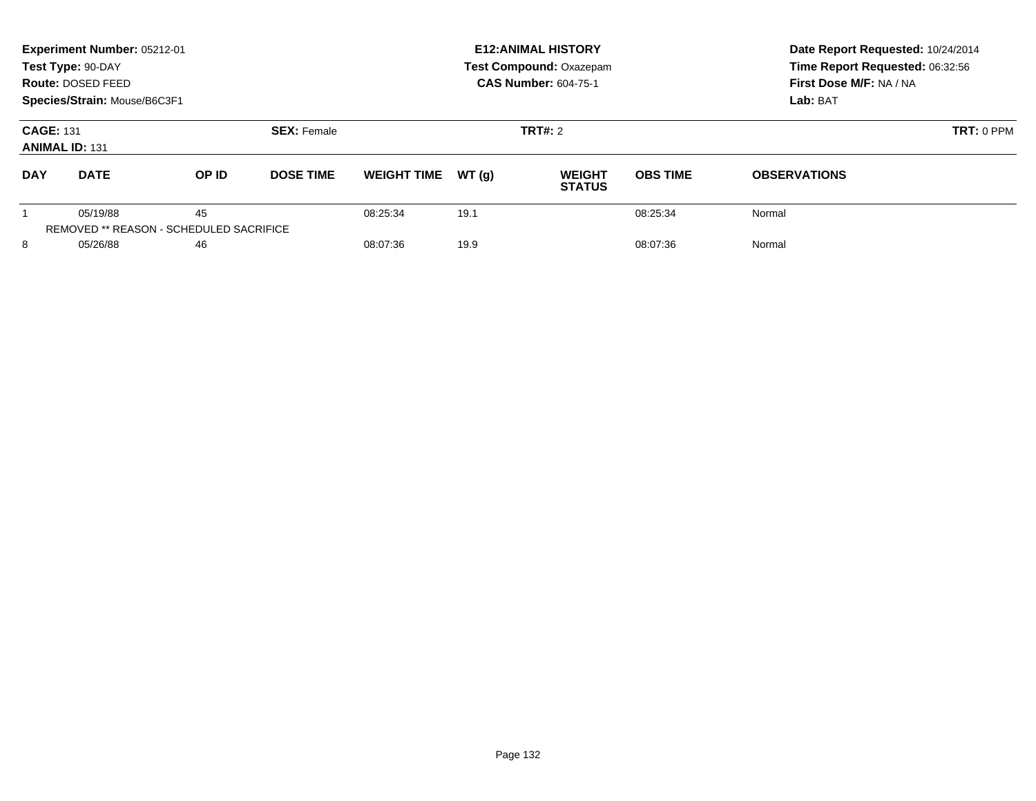**Experiment Number:** 05212-01
**Test Type:** 90-DAY
**Route:** DOSED FEED
**Species/Strain:** Mouse/B6C3F1

**E12:ANIMAL HISTORY**
**Test Compound:** Oxazepam
**CAS Number:** 604-75-1

**Date Report Requested:** 10/24/2014
**Time Report Requested:** 06:32:56
**First Dose M/F:** NA / NA
**Lab:** BAT

**CAGE:** 131
**ANIMAL ID:** 131
**SEX:** Female
**TRT#:** 2
**TRT:** 0 PPM

| DAY | DATE | OP ID | DOSE TIME | WEIGHT TIME | WT (g) | WEIGHT STATUS | OBS TIME | OBSERVATIONS |
|---|---|---|---|---|---|---|---|---|
| 1 | 05/19/88 | 45 | | 08:25:34 | 19.1 | | 08:25:34 | Normal |
| REMOVED ** REASON - SCHEDULED SACRIFICE | | | | | | | | |
| 8 | 05/26/88 | 46 | | 08:07:36 | 19.9 | | 08:07:36 | Normal |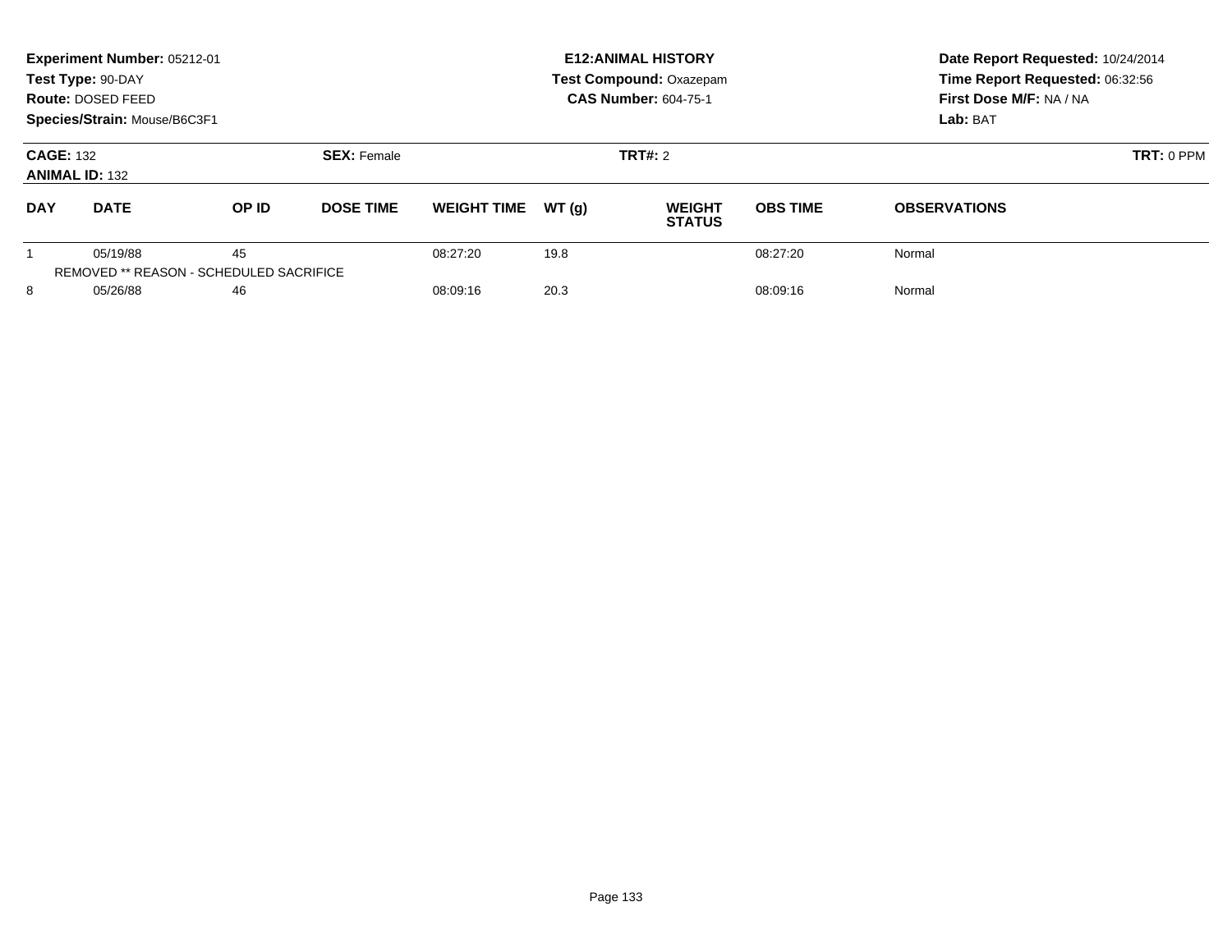**Experiment Number:** 05212-01
**Test Type:** 90-DAY
**Route:** DOSED FEED
**Species/Strain:** Mouse/B6C3F1

**E12:ANIMAL HISTORY**
**Test Compound:** Oxazepam
**CAS Number:** 604-75-1

**Date Report Requested:** 10/24/2014
**Time Report Requested:** 06:32:56
**First Dose M/F:** NA / NA
**Lab:** BAT

**CAGE:** 132 **SEX:** Female **TRT#:** 2 **TRT:** 0 PPM
**ANIMAL ID:** 132

| DAY | DATE | OP ID | DOSE TIME | WEIGHT TIME | WT (g) | WEIGHT STATUS | OBS TIME | OBSERVATIONS |
|---|---|---|---|---|---|---|---|---|
| 1 | 05/19/88 | 45 | | 08:27:20 | 19.8 | | 08:27:20 | Normal |
| | REMOVED ** REASON - SCHEDULED SACRIFICE | | | | | | | |
| 8 | 05/26/88 | 46 | | 08:09:16 | 20.3 | | 08:09:16 | Normal |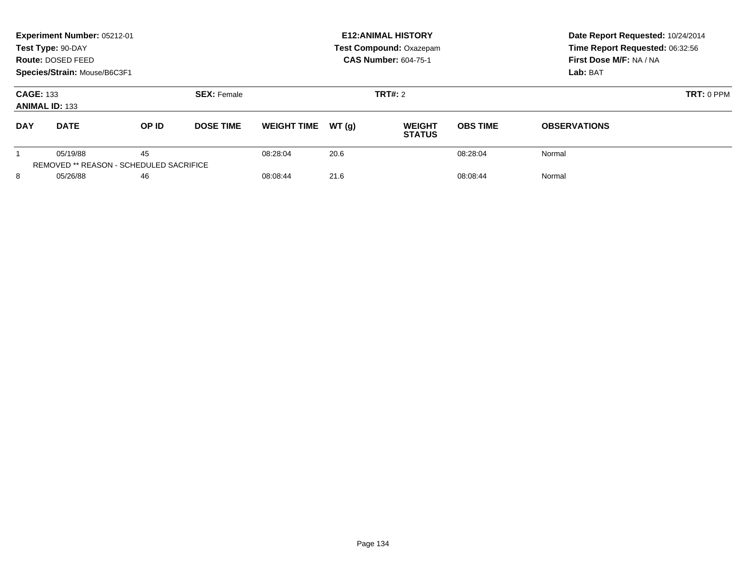**Experiment Number:** 05212-01
**Test Type:** 90-DAY
**Route:** DOSED FEED
**Species/Strain:** Mouse/B6C3F1

**E12:ANIMAL HISTORY**
**Test Compound:** Oxazepam
**CAS Number:** 604-75-1

**Date Report Requested:** 10/24/2014
**Time Report Requested:** 06:32:56
**First Dose M/F:** NA / NA
**Lab:** BAT

**CAGE:** 133
**ANIMAL ID:** 133

**SEX:** Female

**TRT#:** 2

**TRT:** 0 PPM

| DAY | DATE | OP ID | DOSE TIME | WEIGHT TIME | WT (g) | WEIGHT STATUS | OBS TIME | OBSERVATIONS |
|---|---|---|---|---|---|---|---|---|
| 1 | 05/19/88 | 45 | | 08:28:04 | 20.6 | | 08:28:04 | Normal |
| REMOVED ** REASON - SCHEDULED SACRIFICE | | | | | | | | |
| 8 | 05/26/88 | 46 | | 08:08:44 | 21.6 | | 08:08:44 | Normal |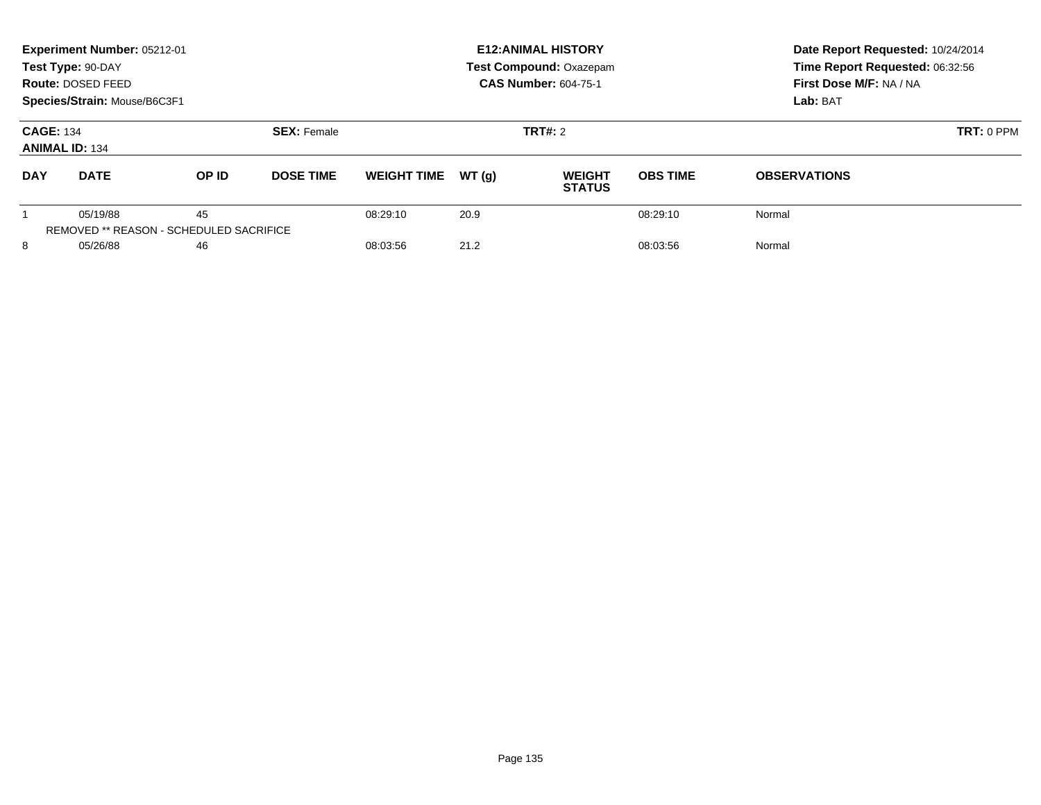**Experiment Number:** 05212-01
**Test Type:** 90-DAY
**Route:** DOSED FEED
**Species/Strain:** Mouse/B6C3F1

**E12:ANIMAL HISTORY**
**Test Compound:** Oxazepam
**CAS Number:** 604-75-1

**Date Report Requested:** 10/24/2014
**Time Report Requested:** 06:32:56
**First Dose M/F:** NA / NA
**Lab:** BAT

**CAGE:** 134
**ANIMAL ID:** 134
**SEX:** Female
**TRT#:** 2
**TRT:** 0 PPM

| DAY | DATE | OP ID | DOSE TIME | WEIGHT TIME | WT (g) | WEIGHT STATUS | OBS TIME | OBSERVATIONS |
|---|---|---|---|---|---|---|---|---|
| 1 | 05/19/88 | 45 | | 08:29:10 | 20.9 | | 08:29:10 | Normal |
| REMOVED ** REASON - SCHEDULED SACRIFICE | | | | | | | | |
| 8 | 05/26/88 | 46 | | 08:03:56 | 21.2 | | 08:03:56 | Normal |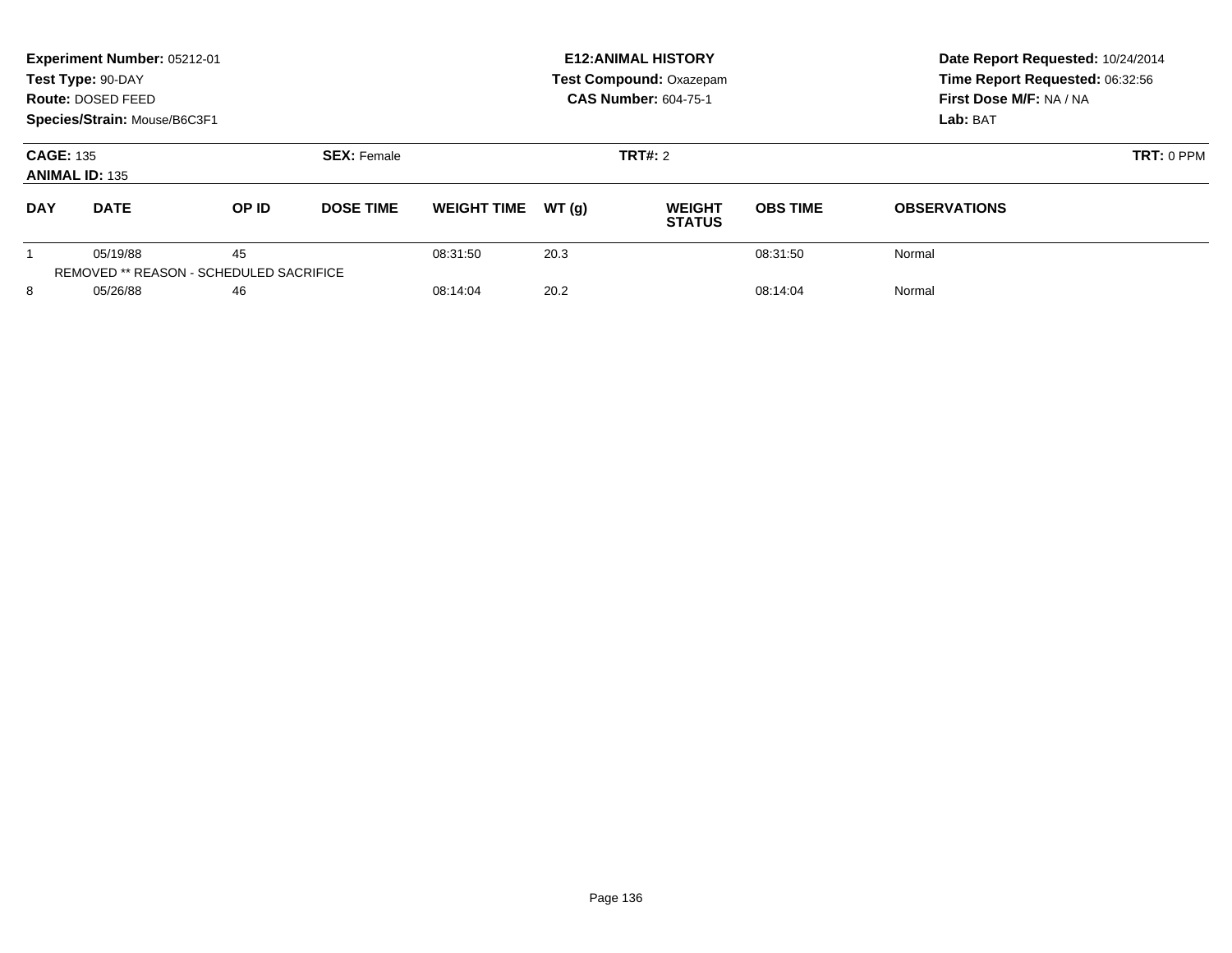**Experiment Number:** 05212-01
**Test Type:** 90-DAY
**Route:** DOSED FEED
**Species/Strain:** Mouse/B6C3F1

**E12:ANIMAL HISTORY**
**Test Compound:** Oxazepam
**CAS Number:** 604-75-1

**Date Report Requested:** 10/24/2014
**Time Report Requested:** 06:32:56
**First Dose M/F:** NA / NA
**Lab:** BAT

**CAGE:** 135
**ANIMAL ID:** 135
**SEX:** Female
**TRT#:** 2
**TRT:** 0 PPM

| DAY | DATE | OP ID | DOSE TIME | WEIGHT TIME | WT (g) | WEIGHT STATUS | OBS TIME | OBSERVATIONS |
|---|---|---|---|---|---|---|---|---|
| 1 | 05/19/88 | 45 | | 08:31:50 | 20.3 | | 08:31:50 | Normal |
| REMOVED ** REASON - SCHEDULED SACRIFICE | | | | | | | | |
| 8 | 05/26/88 | 46 | | 08:14:04 | 20.2 | | 08:14:04 | Normal |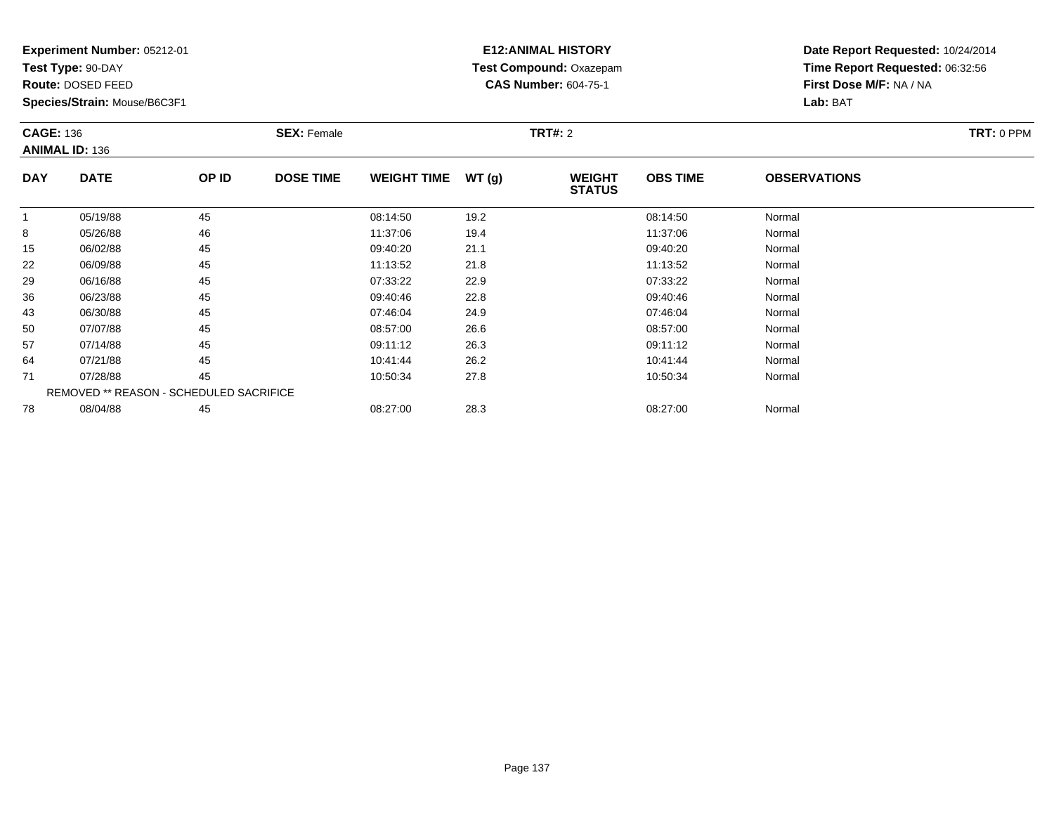**Experiment Number:** 05212-01
**Test Type:** 90-DAY
**Route:** DOSED FEED
**Species/Strain:** Mouse/B6C3F1

**E12:ANIMAL HISTORY**
**Test Compound:** Oxazepam
**CAS Number:** 604-75-1

**Date Report Requested:** 10/24/2014
**Time Report Requested:** 06:32:56
**First Dose M/F:** NA / NA
**Lab:** BAT

**CAGE:** 136
**ANIMAL ID:** 136

**SEX:** Female

**TRT#:** 2

**TRT:** 0 PPM

| DAY | DATE | OP ID | DOSE TIME | WEIGHT TIME | WT (g) | WEIGHT STATUS | OBS TIME | OBSERVATIONS |
|---|---|---|---|---|---|---|---|---|
| 1 | 05/19/88 | 45 | | 08:14:50 | 19.2 | | 08:14:50 | Normal |
| 8 | 05/26/88 | 46 | | 11:37:06 | 19.4 | | 11:37:06 | Normal |
| 15 | 06/02/88 | 45 | | 09:40:20 | 21.1 | | 09:40:20 | Normal |
| 22 | 06/09/88 | 45 | | 11:13:52 | 21.8 | | 11:13:52 | Normal |
| 29 | 06/16/88 | 45 | | 07:33:22 | 22.9 | | 07:33:22 | Normal |
| 36 | 06/23/88 | 45 | | 09:40:46 | 22.8 | | 09:40:46 | Normal |
| 43 | 06/30/88 | 45 | | 07:46:04 | 24.9 | | 07:46:04 | Normal |
| 50 | 07/07/88 | 45 | | 08:57:00 | 26.6 | | 08:57:00 | Normal |
| 57 | 07/14/88 | 45 | | 09:11:12 | 26.3 | | 09:11:12 | Normal |
| 64 | 07/21/88 | 45 | | 10:41:44 | 26.2 | | 10:41:44 | Normal |
| 71 | 07/28/88 | 45 | | 10:50:34 | 27.8 | | 10:50:34 | Normal |
| | REMOVED ** REASON - SCHEDULED SACRIFICE | | | | | | | |
| 78 | 08/04/88 | 45 | | 08:27:00 | 28.3 | | 08:27:00 | Normal |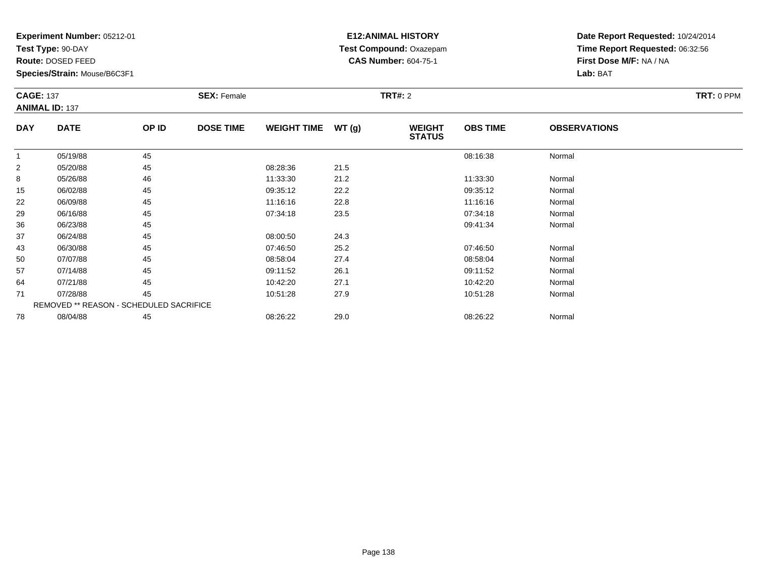**Experiment Number:** 05212-01
**Test Type:** 90-DAY
**Route:** DOSED FEED
**Species/Strain:** Mouse/B6C3F1

**E12:ANIMAL HISTORY**
**Test Compound:** Oxazepam
**CAS Number:** 604-75-1

**Date Report Requested:** 10/24/2014
**Time Report Requested:** 06:32:56
**First Dose M/F:** NA / NA
**Lab:** BAT

**CAGE:** 137
**ANIMAL ID:** 137
**SEX:** Female
**TRT#:** 2
**TRT:** 0 PPM

| DAY | DATE | OP ID | DOSE TIME | WEIGHT TIME | WT (g) | WEIGHT STATUS | OBS TIME | OBSERVATIONS |
|---|---|---|---|---|---|---|---|---|
| 1 | 05/19/88 | 45 | | | | | 08:16:38 | Normal |
| 2 | 05/20/88 | 45 | | 08:28:36 | 21.5 | | | |
| 8 | 05/26/88 | 46 | | 11:33:30 | 21.2 | | 11:33:30 | Normal |
| 15 | 06/02/88 | 45 | | 09:35:12 | 22.2 | | 09:35:12 | Normal |
| 22 | 06/09/88 | 45 | | 11:16:16 | 22.8 | | 11:16:16 | Normal |
| 29 | 06/16/88 | 45 | | 07:34:18 | 23.5 | | 07:34:18 | Normal |
| 36 | 06/23/88 | 45 | | | | | 09:41:34 | Normal |
| 37 | 06/24/88 | 45 | | 08:00:50 | 24.3 | | | |
| 43 | 06/30/88 | 45 | | 07:46:50 | 25.2 | | 07:46:50 | Normal |
| 50 | 07/07/88 | 45 | | 08:58:04 | 27.4 | | 08:58:04 | Normal |
| 57 | 07/14/88 | 45 | | 09:11:52 | 26.1 | | 09:11:52 | Normal |
| 64 | 07/21/88 | 45 | | 10:42:20 | 27.1 | | 10:42:20 | Normal |
| 71 | 07/28/88 | 45 | | 10:51:28 | 27.9 | | 10:51:28 | Normal |
| REMOVED ** REASON - SCHEDULED SACRIFICE | | | | | | | | |
| 78 | 08/04/88 | 45 | | 08:26:22 | 29.0 | | 08:26:22 | Normal |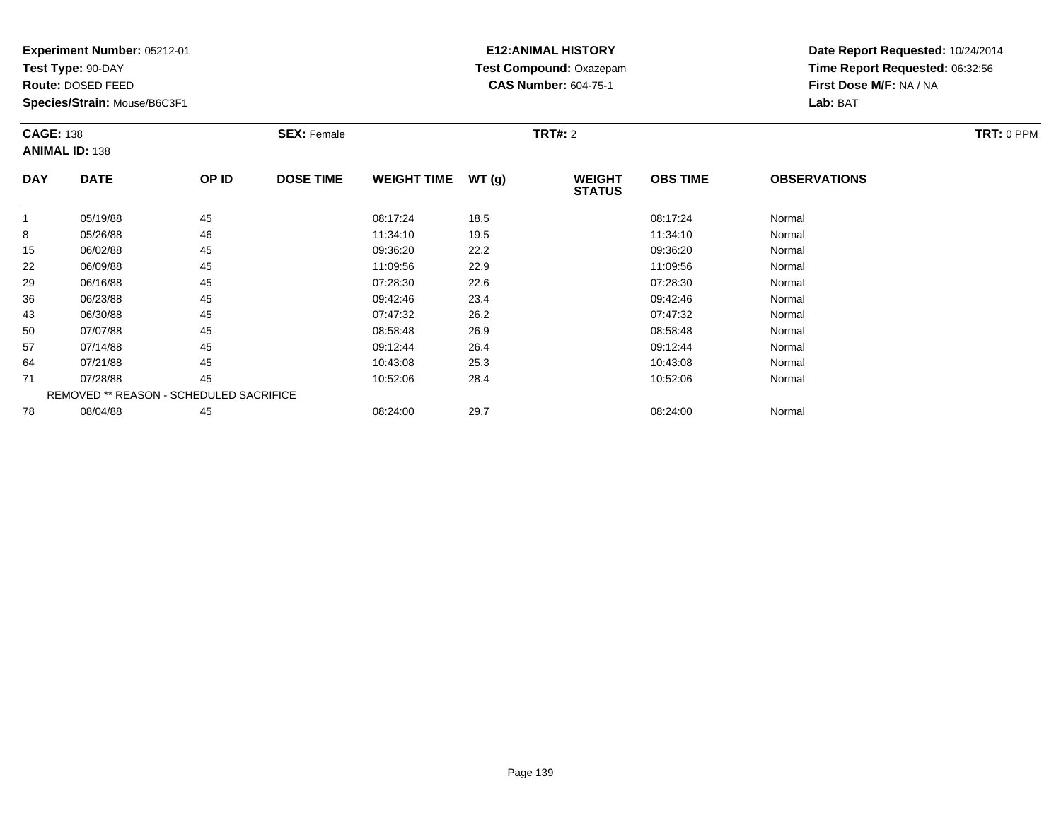**Experiment Number:** 05212-01
**Test Type:** 90-DAY
**Route:** DOSED FEED
**Species/Strain:** Mouse/B6C3F1

**E12:ANIMAL HISTORY**
**Test Compound:** Oxazepam
**CAS Number:** 604-75-1

**Date Report Requested:** 10/24/2014
**Time Report Requested:** 06:32:56
**First Dose M/F:** NA / NA
**Lab:** BAT

**CAGE:** 138 **SEX:** Female **TRT#:** 2 **TRT:** 0 PPM
**ANIMAL ID:** 138

| DAY | DATE | OP ID | DOSE TIME | WEIGHT TIME | WT (g) | WEIGHT STATUS | OBS TIME | OBSERVATIONS |
|---|---|---|---|---|---|---|---|---|
| 1 | 05/19/88 | 45 | | 08:17:24 | 18.5 | | 08:17:24 | Normal |
| 8 | 05/26/88 | 46 | | 11:34:10 | 19.5 | | 11:34:10 | Normal |
| 15 | 06/02/88 | 45 | | 09:36:20 | 22.2 | | 09:36:20 | Normal |
| 22 | 06/09/88 | 45 | | 11:09:56 | 22.9 | | 11:09:56 | Normal |
| 29 | 06/16/88 | 45 | | 07:28:30 | 22.6 | | 07:28:30 | Normal |
| 36 | 06/23/88 | 45 | | 09:42:46 | 23.4 | | 09:42:46 | Normal |
| 43 | 06/30/88 | 45 | | 07:47:32 | 26.2 | | 07:47:32 | Normal |
| 50 | 07/07/88 | 45 | | 08:58:48 | 26.9 | | 08:58:48 | Normal |
| 57 | 07/14/88 | 45 | | 09:12:44 | 26.4 | | 09:12:44 | Normal |
| 64 | 07/21/88 | 45 | | 10:43:08 | 25.3 | | 10:43:08 | Normal |
| 71 | 07/28/88 | 45 | | 10:52:06 | 28.4 | | 10:52:06 | Normal |
| | REMOVED ** REASON - SCHEDULED SACRIFICE | | | | | | | |
| 78 | 08/04/88 | 45 | | 08:24:00 | 29.7 | | 08:24:00 | Normal |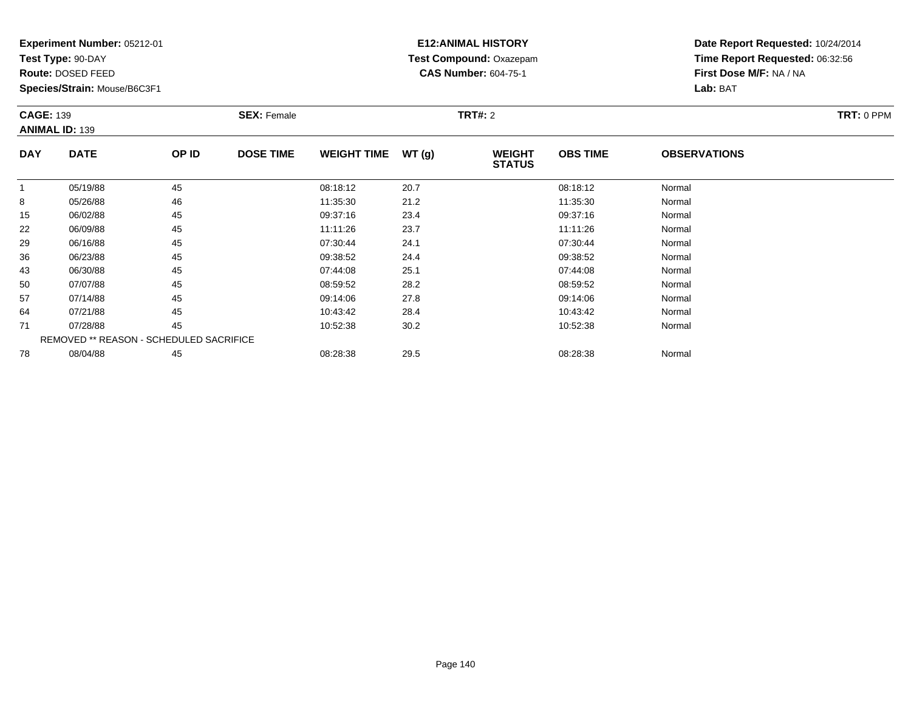**Experiment Number:** 05212-01
**Test Type:** 90-DAY
**Route:** DOSED FEED
**Species/Strain:** Mouse/B6C3F1

**E12:ANIMAL HISTORY**
**Test Compound:** Oxazepam
**CAS Number:** 604-75-1

**Date Report Requested:** 10/24/2014
**Time Report Requested:** 06:32:56
**First Dose M/F:** NA / NA
**Lab:** BAT

**CAGE:** 139
**ANIMAL ID:** 139
**SEX:** Female
**TRT#:** 2
**TRT:** 0 PPM

| DAY | DATE | OP ID | DOSE TIME | WEIGHT TIME | WT (g) | WEIGHT STATUS | OBS TIME | OBSERVATIONS |
|---|---|---|---|---|---|---|---|---|
| 1 | 05/19/88 | 45 | | 08:18:12 | 20.7 | | 08:18:12 | Normal |
| 8 | 05/26/88 | 46 | | 11:35:30 | 21.2 | | 11:35:30 | Normal |
| 15 | 06/02/88 | 45 | | 09:37:16 | 23.4 | | 09:37:16 | Normal |
| 22 | 06/09/88 | 45 | | 11:11:26 | 23.7 | | 11:11:26 | Normal |
| 29 | 06/16/88 | 45 | | 07:30:44 | 24.1 | | 07:30:44 | Normal |
| 36 | 06/23/88 | 45 | | 09:38:52 | 24.4 | | 09:38:52 | Normal |
| 43 | 06/30/88 | 45 | | 07:44:08 | 25.1 | | 07:44:08 | Normal |
| 50 | 07/07/88 | 45 | | 08:59:52 | 28.2 | | 08:59:52 | Normal |
| 57 | 07/14/88 | 45 | | 09:14:06 | 27.8 | | 09:14:06 | Normal |
| 64 | 07/21/88 | 45 | | 10:43:42 | 28.4 | | 10:43:42 | Normal |
| 71 | 07/28/88 | 45 | | 10:52:38 | 30.2 | | 10:52:38 | Normal |
| | REMOVED ** REASON - SCHEDULED SACRIFICE | | | | | | | |
| 78 | 08/04/88 | 45 | | 08:28:38 | 29.5 | | 08:28:38 | Normal |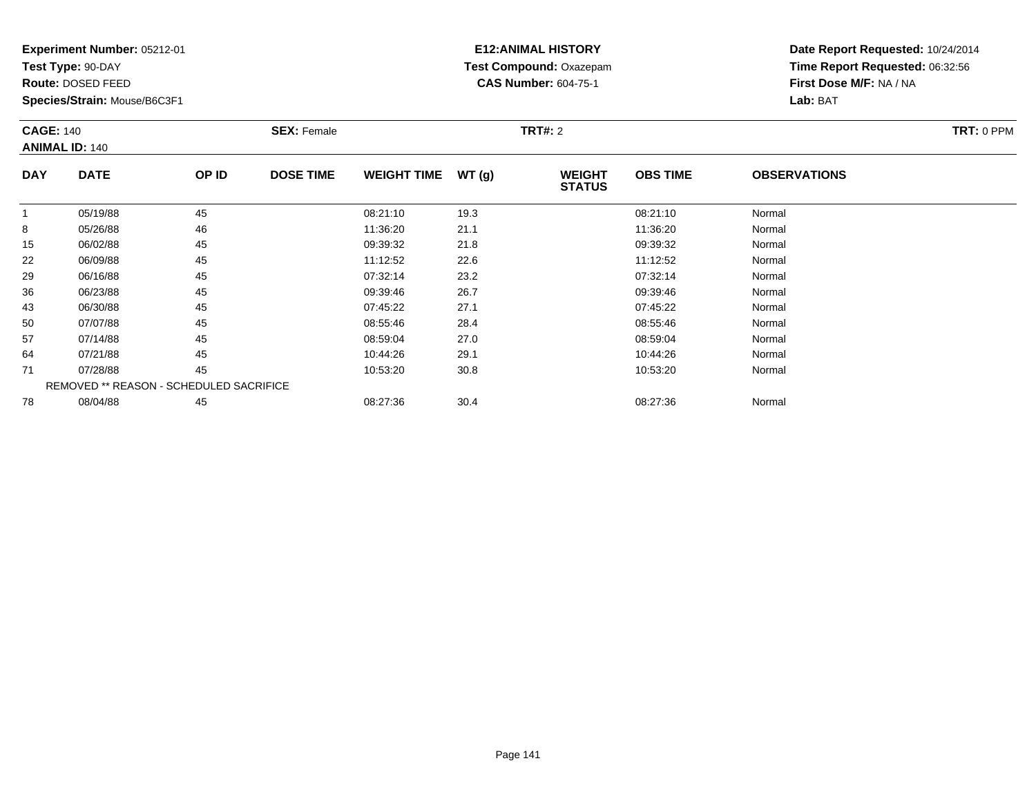**Experiment Number:** 05212-01
**Test Type:** 90-DAY
**Route:** DOSED FEED
**Species/Strain:** Mouse/B6C3F1

**E12:ANIMAL HISTORY**
**Test Compound:** Oxazepam
**CAS Number:** 604-75-1

**Date Report Requested:** 10/24/2014
**Time Report Requested:** 06:32:56
**First Dose M/F:** NA / NA
**Lab:** BAT

**CAGE:** 140 **SEX:** Female **TRT#:** 2 **TRT:** 0 PPM
**ANIMAL ID:** 140

| DAY | DATE | OP ID | DOSE TIME | WEIGHT TIME | WT (g) | WEIGHT STATUS | OBS TIME | OBSERVATIONS |
|---|---|---|---|---|---|---|---|---|
| 1 | 05/19/88 | 45 | | 08:21:10 | 19.3 | | 08:21:10 | Normal |
| 8 | 05/26/88 | 46 | | 11:36:20 | 21.1 | | 11:36:20 | Normal |
| 15 | 06/02/88 | 45 | | 09:39:32 | 21.8 | | 09:39:32 | Normal |
| 22 | 06/09/88 | 45 | | 11:12:52 | 22.6 | | 11:12:52 | Normal |
| 29 | 06/16/88 | 45 | | 07:32:14 | 23.2 | | 07:32:14 | Normal |
| 36 | 06/23/88 | 45 | | 09:39:46 | 26.7 | | 09:39:46 | Normal |
| 43 | 06/30/88 | 45 | | 07:45:22 | 27.1 | | 07:45:22 | Normal |
| 50 | 07/07/88 | 45 | | 08:55:46 | 28.4 | | 08:55:46 | Normal |
| 57 | 07/14/88 | 45 | | 08:59:04 | 27.0 | | 08:59:04 | Normal |
| 64 | 07/21/88 | 45 | | 10:44:26 | 29.1 | | 10:44:26 | Normal |
| 71 | 07/28/88 | 45 | | 10:53:20 | 30.8 | | 10:53:20 | Normal |
| | REMOVED ** REASON - SCHEDULED SACRIFICE | | | | | | | |
| 78 | 08/04/88 | 45 | | 08:27:36 | 30.4 | | 08:27:36 | Normal |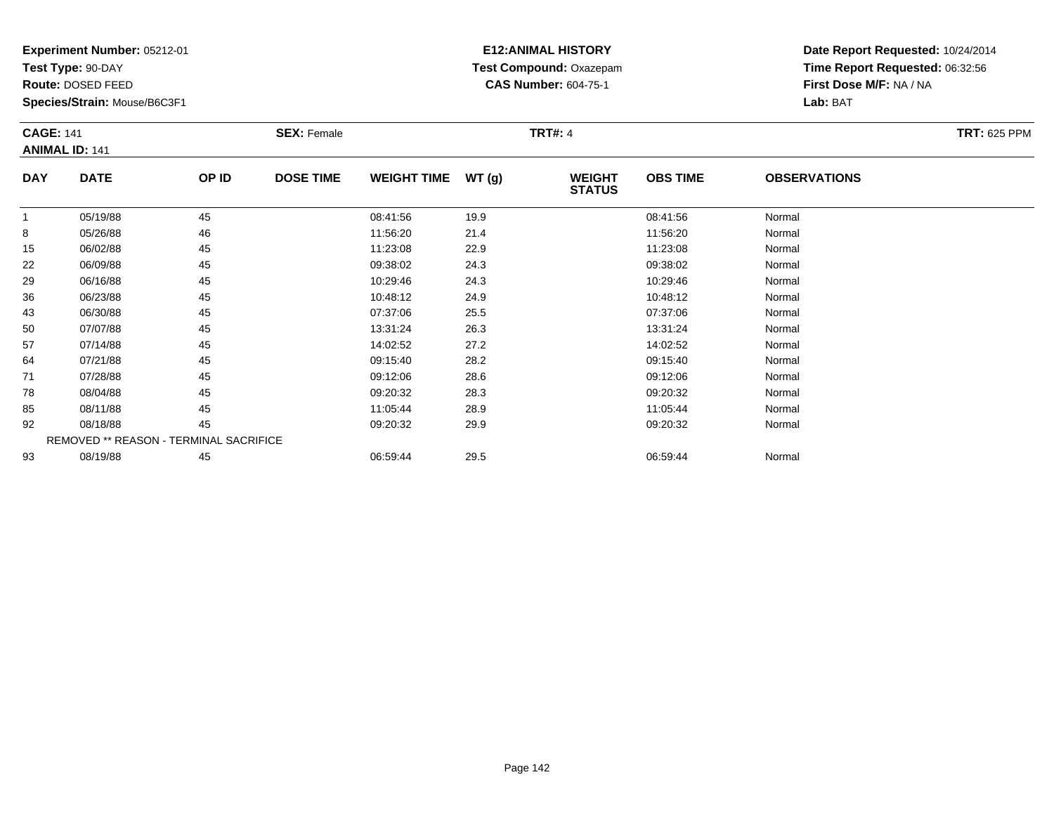**Experiment Number:** 05212-01
**Test Type:** 90-DAY
**Route:** DOSED FEED
**Species/Strain:** Mouse/B6C3F1

**E12:ANIMAL HISTORY**
**Test Compound:** Oxazepam
**CAS Number:** 604-75-1

**Date Report Requested:** 10/24/2014
**Time Report Requested:** 06:32:56
**First Dose M/F:** NA / NA
**Lab:** BAT

**CAGE:** 141 **SEX:** Female **TRT#:** 4 **TRT:** 625 PPM
**ANIMAL ID:** 141

| DAY | DATE | OP ID | DOSE TIME | WEIGHT TIME | WT (g) | WEIGHT STATUS | OBS TIME | OBSERVATIONS |
|---|---|---|---|---|---|---|---|---|
| 1 | 05/19/88 | 45 | | 08:41:56 | 19.9 | | 08:41:56 | Normal |
| 8 | 05/26/88 | 46 | | 11:56:20 | 21.4 | | 11:56:20 | Normal |
| 15 | 06/02/88 | 45 | | 11:23:08 | 22.9 | | 11:23:08 | Normal |
| 22 | 06/09/88 | 45 | | 09:38:02 | 24.3 | | 09:38:02 | Normal |
| 29 | 06/16/88 | 45 | | 10:29:46 | 24.3 | | 10:29:46 | Normal |
| 36 | 06/23/88 | 45 | | 10:48:12 | 24.9 | | 10:48:12 | Normal |
| 43 | 06/30/88 | 45 | | 07:37:06 | 25.5 | | 07:37:06 | Normal |
| 50 | 07/07/88 | 45 | | 13:31:24 | 26.3 | | 13:31:24 | Normal |
| 57 | 07/14/88 | 45 | | 14:02:52 | 27.2 | | 14:02:52 | Normal |
| 64 | 07/21/88 | 45 | | 09:15:40 | 28.2 | | 09:15:40 | Normal |
| 71 | 07/28/88 | 45 | | 09:12:06 | 28.6 | | 09:12:06 | Normal |
| 78 | 08/04/88 | 45 | | 09:20:32 | 28.3 | | 09:20:32 | Normal |
| 85 | 08/11/88 | 45 | | 11:05:44 | 28.9 | | 11:05:44 | Normal |
| 92 | 08/18/88 | 45 | | 09:20:32 | 29.9 | | 09:20:32 | Normal |
| REMOVED ** REASON - TERMINAL SACRIFICE | | | | | | | | |
| 93 | 08/19/88 | 45 | | 06:59:44 | 29.5 | | 06:59:44 | Normal |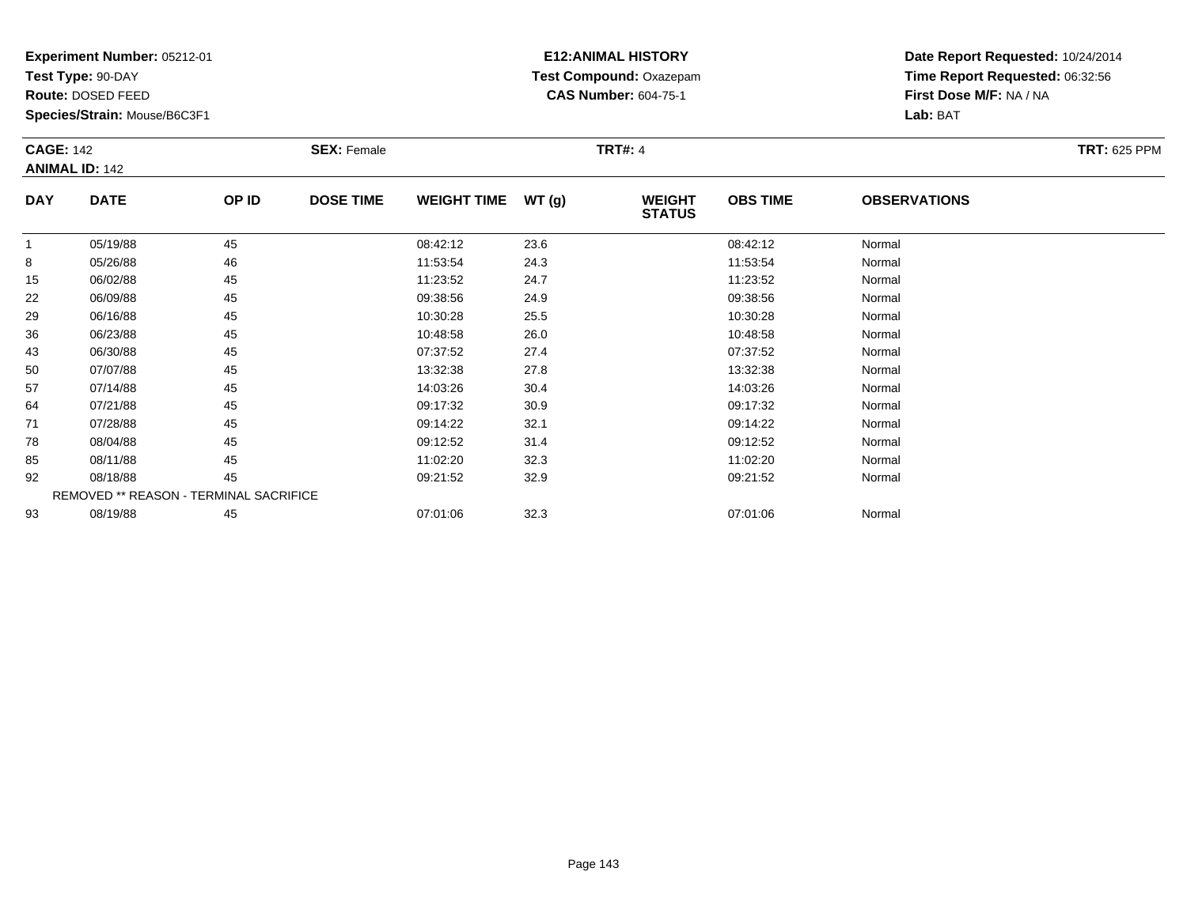**Experiment Number:** 05212-01
**Test Type:** 90-DAY
**Route:** DOSED FEED
**Species/Strain:** Mouse/B6C3F1

**E12:ANIMAL HISTORY**
**Test Compound:** Oxazepam
**CAS Number:** 604-75-1

**Date Report Requested:** 10/24/2014
**Time Report Requested:** 06:32:56
**First Dose M/F:** NA / NA
**Lab:** BAT

**CAGE:** 142
**ANIMAL ID:** 142
**SEX:** Female
**TRT#:** 4
**TRT:** 625 PPM

| DAY | DATE | OP ID | DOSE TIME | WEIGHT TIME | WT (g) | WEIGHT STATUS | OBS TIME | OBSERVATIONS |
|---|---|---|---|---|---|---|---|---|
| 1 | 05/19/88 | 45 | | 08:42:12 | 23.6 | | 08:42:12 | Normal |
| 8 | 05/26/88 | 46 | | 11:53:54 | 24.3 | | 11:53:54 | Normal |
| 15 | 06/02/88 | 45 | | 11:23:52 | 24.7 | | 11:23:52 | Normal |
| 22 | 06/09/88 | 45 | | 09:38:56 | 24.9 | | 09:38:56 | Normal |
| 29 | 06/16/88 | 45 | | 10:30:28 | 25.5 | | 10:30:28 | Normal |
| 36 | 06/23/88 | 45 | | 10:48:58 | 26.0 | | 10:48:58 | Normal |
| 43 | 06/30/88 | 45 | | 07:37:52 | 27.4 | | 07:37:52 | Normal |
| 50 | 07/07/88 | 45 | | 13:32:38 | 27.8 | | 13:32:38 | Normal |
| 57 | 07/14/88 | 45 | | 14:03:26 | 30.4 | | 14:03:26 | Normal |
| 64 | 07/21/88 | 45 | | 09:17:32 | 30.9 | | 09:17:32 | Normal |
| 71 | 07/28/88 | 45 | | 09:14:22 | 32.1 | | 09:14:22 | Normal |
| 78 | 08/04/88 | 45 | | 09:12:52 | 31.4 | | 09:12:52 | Normal |
| 85 | 08/11/88 | 45 | | 11:02:20 | 32.3 | | 11:02:20 | Normal |
| 92 | 08/18/88 | 45 | | 09:21:52 | 32.9 | | 09:21:52 | Normal |
| REMOVED ** REASON - TERMINAL SACRIFICE | | | | | | | | |
| 93 | 08/19/88 | 45 | | 07:01:06 | 32.3 | | 07:01:06 | Normal |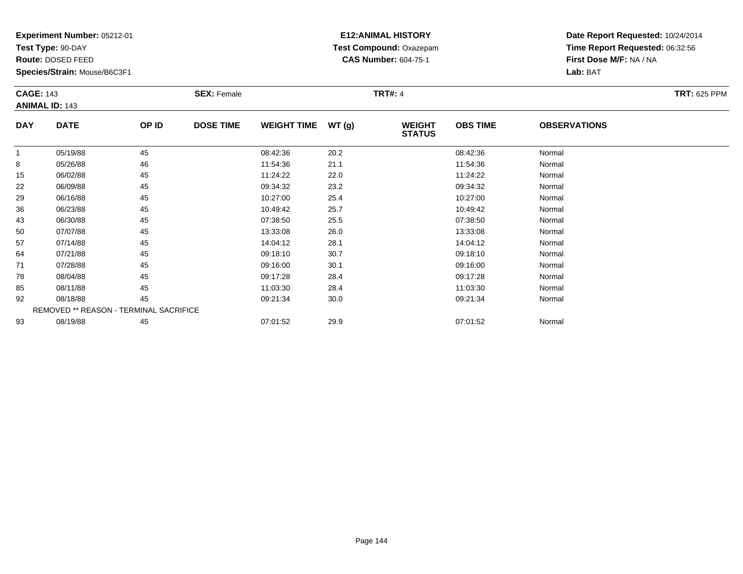**Experiment Number:** 05212-01
**Test Type:** 90-DAY
**Route:** DOSED FEED
**Species/Strain:** Mouse/B6C3F1

**E12:ANIMAL HISTORY**
**Test Compound:** Oxazepam
**CAS Number:** 604-75-1

**Date Report Requested:** 10/24/2014
**Time Report Requested:** 06:32:56
**First Dose M/F:** NA / NA
**Lab:** BAT

**CAGE:** 143 **SEX:** Female **TRT#:** 4 **TRT:** 625 PPM
**ANIMAL ID:** 143

| DAY | DATE | OP ID | DOSE TIME | WEIGHT TIME | WT (g) | WEIGHT STATUS | OBS TIME | OBSERVATIONS |
|---|---|---|---|---|---|---|---|---|
| 1 | 05/19/88 | 45 | | 08:42:36 | 20.2 | | 08:42:36 | Normal |
| 8 | 05/26/88 | 46 | | 11:54:36 | 21.1 | | 11:54:36 | Normal |
| 15 | 06/02/88 | 45 | | 11:24:22 | 22.0 | | 11:24:22 | Normal |
| 22 | 06/09/88 | 45 | | 09:34:32 | 23.2 | | 09:34:32 | Normal |
| 29 | 06/16/88 | 45 | | 10:27:00 | 25.4 | | 10:27:00 | Normal |
| 36 | 06/23/88 | 45 | | 10:49:42 | 25.7 | | 10:49:42 | Normal |
| 43 | 06/30/88 | 45 | | 07:38:50 | 25.5 | | 07:38:50 | Normal |
| 50 | 07/07/88 | 45 | | 13:33:08 | 26.0 | | 13:33:08 | Normal |
| 57 | 07/14/88 | 45 | | 14:04:12 | 28.1 | | 14:04:12 | Normal |
| 64 | 07/21/88 | 45 | | 09:18:10 | 30.7 | | 09:18:10 | Normal |
| 71 | 07/28/88 | 45 | | 09:16:00 | 30.1 | | 09:16:00 | Normal |
| 78 | 08/04/88 | 45 | | 09:17:28 | 28.4 | | 09:17:28 | Normal |
| 85 | 08/11/88 | 45 | | 11:03:30 | 28.4 | | 11:03:30 | Normal |
| 92 | 08/18/88 | 45 | | 09:21:34 | 30.0 | | 09:21:34 | Normal |
| REMOVED ** REASON - TERMINAL SACRIFICE | | | | | | | | |
| 93 | 08/19/88 | 45 | | 07:01:52 | 29.9 | | 07:01:52 | Normal |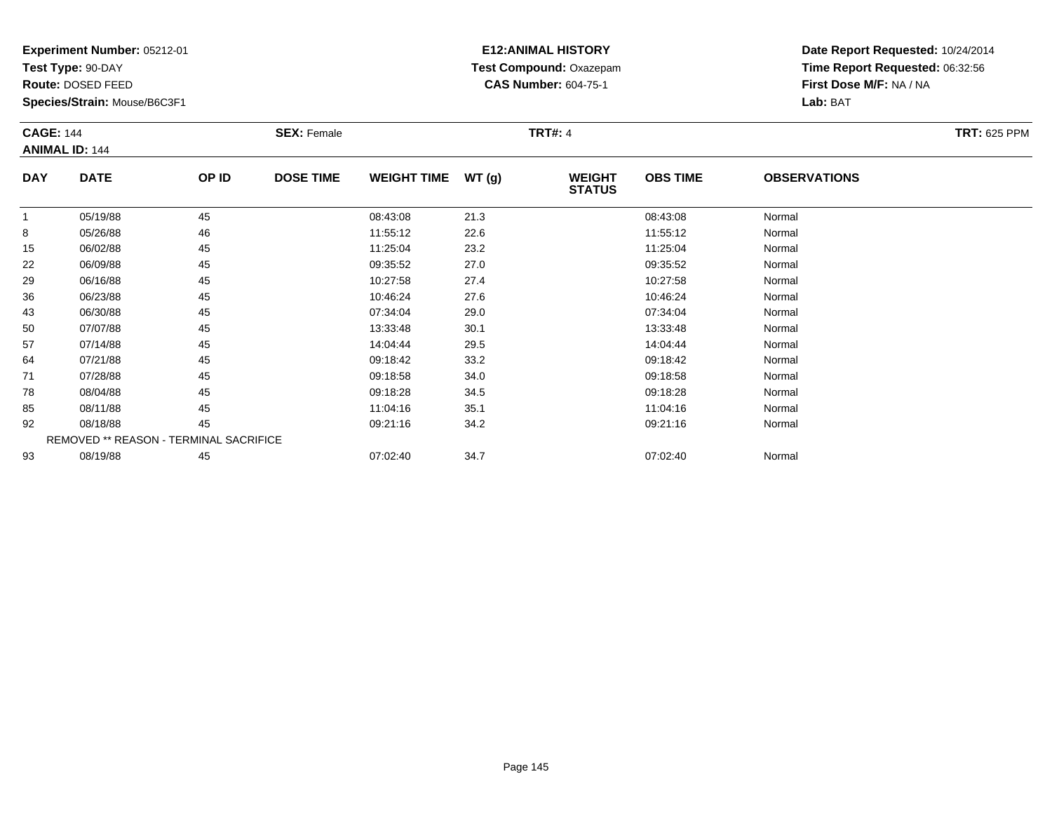**Experiment Number:** 05212-01
**Test Type:** 90-DAY
**Route:** DOSED FEED
**Species/Strain:** Mouse/B6C3F1

**E12:ANIMAL HISTORY**
**Test Compound:** Oxazepam
**CAS Number:** 604-75-1

**Date Report Requested:** 10/24/2014
**Time Report Requested:** 06:32:56
**First Dose M/F:** NA / NA
**Lab:** BAT

**CAGE:** 144 **SEX:** Female **TRT#:** 4 **TRT:** 625 PPM
**ANIMAL ID:** 144

| DAY | DATE | OP ID | DOSE TIME | WEIGHT TIME | WT (g) | WEIGHT STATUS | OBS TIME | OBSERVATIONS |
|---|---|---|---|---|---|---|---|---|
| 1 | 05/19/88 | 45 | | 08:43:08 | 21.3 | | 08:43:08 | Normal |
| 8 | 05/26/88 | 46 | | 11:55:12 | 22.6 | | 11:55:12 | Normal |
| 15 | 06/02/88 | 45 | | 11:25:04 | 23.2 | | 11:25:04 | Normal |
| 22 | 06/09/88 | 45 | | 09:35:52 | 27.0 | | 09:35:52 | Normal |
| 29 | 06/16/88 | 45 | | 10:27:58 | 27.4 | | 10:27:58 | Normal |
| 36 | 06/23/88 | 45 | | 10:46:24 | 27.6 | | 10:46:24 | Normal |
| 43 | 06/30/88 | 45 | | 07:34:04 | 29.0 | | 07:34:04 | Normal |
| 50 | 07/07/88 | 45 | | 13:33:48 | 30.1 | | 13:33:48 | Normal |
| 57 | 07/14/88 | 45 | | 14:04:44 | 29.5 | | 14:04:44 | Normal |
| 64 | 07/21/88 | 45 | | 09:18:42 | 33.2 | | 09:18:42 | Normal |
| 71 | 07/28/88 | 45 | | 09:18:58 | 34.0 | | 09:18:58 | Normal |
| 78 | 08/04/88 | 45 | | 09:18:28 | 34.5 | | 09:18:28 | Normal |
| 85 | 08/11/88 | 45 | | 11:04:16 | 35.1 | | 11:04:16 | Normal |
| 92 | 08/18/88 | 45 | | 09:21:16 | 34.2 | | 09:21:16 | Normal |
| REMOVED ** REASON - TERMINAL SACRIFICE | | | | | | | | |
| 93 | 08/19/88 | 45 | | 07:02:40 | 34.7 | | 07:02:40 | Normal |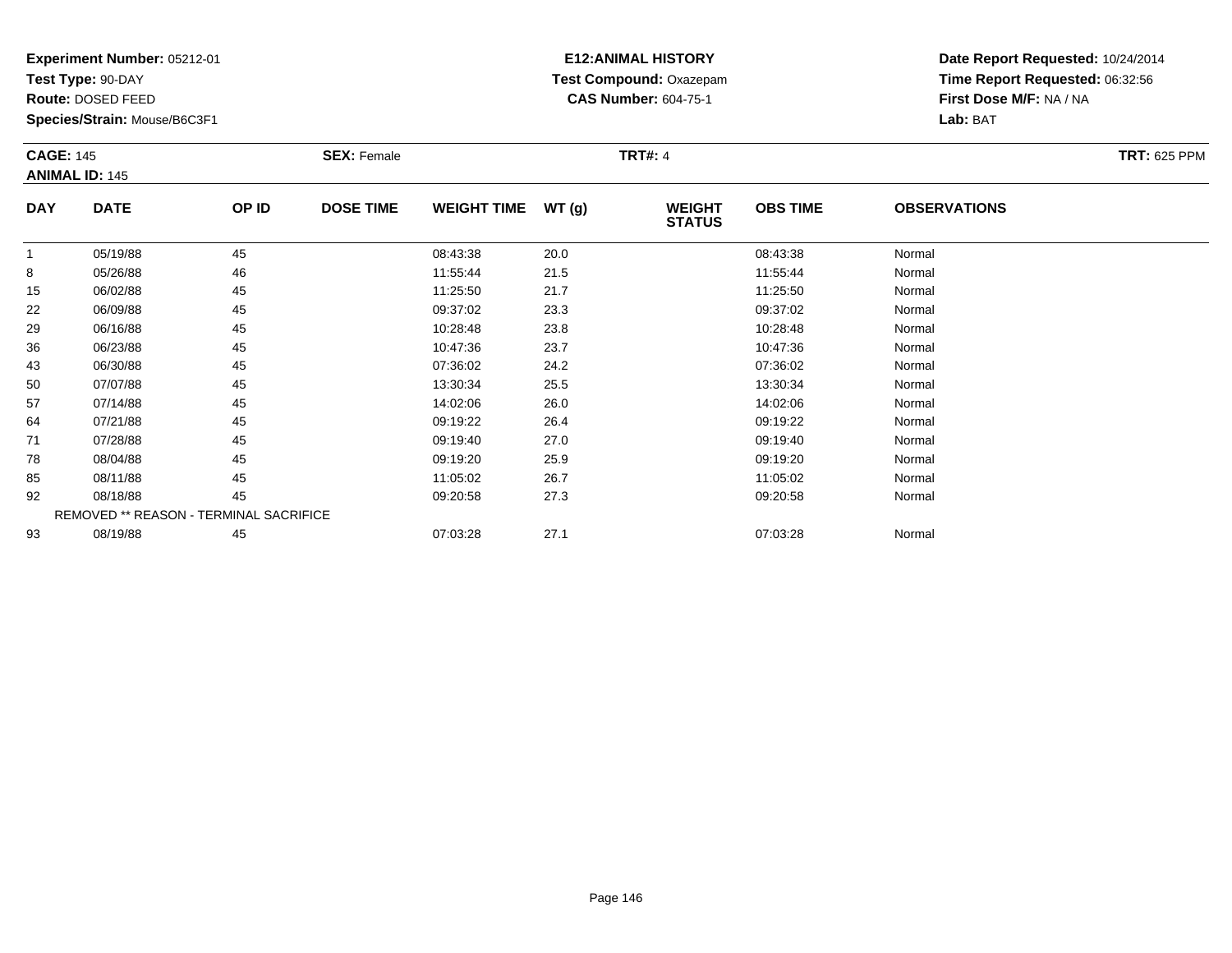**Experiment Number:** 05212-01
**Test Type:** 90-DAY
**Route:** DOSED FEED
**Species/Strain:** Mouse/B6C3F1

**E12:ANIMAL HISTORY**
**Test Compound:** Oxazepam
**CAS Number:** 604-75-1

**Date Report Requested:** 10/24/2014
**Time Report Requested:** 06:32:56
**First Dose M/F:** NA / NA
**Lab:** BAT

**CAGE:** 145 **SEX:** Female **TRT#:** 4 **TRT:** 625 PPM
**ANIMAL ID:** 145

| DAY | DATE | OP ID | DOSE TIME | WEIGHT TIME | WT (g) | WEIGHT STATUS | OBS TIME | OBSERVATIONS |
|---|---|---|---|---|---|---|---|---|
| 1 | 05/19/88 | 45 | | 08:43:38 | 20.0 | | 08:43:38 | Normal |
| 8 | 05/26/88 | 46 | | 11:55:44 | 21.5 | | 11:55:44 | Normal |
| 15 | 06/02/88 | 45 | | 11:25:50 | 21.7 | | 11:25:50 | Normal |
| 22 | 06/09/88 | 45 | | 09:37:02 | 23.3 | | 09:37:02 | Normal |
| 29 | 06/16/88 | 45 | | 10:28:48 | 23.8 | | 10:28:48 | Normal |
| 36 | 06/23/88 | 45 | | 10:47:36 | 23.7 | | 10:47:36 | Normal |
| 43 | 06/30/88 | 45 | | 07:36:02 | 24.2 | | 07:36:02 | Normal |
| 50 | 07/07/88 | 45 | | 13:30:34 | 25.5 | | 13:30:34 | Normal |
| 57 | 07/14/88 | 45 | | 14:02:06 | 26.0 | | 14:02:06 | Normal |
| 64 | 07/21/88 | 45 | | 09:19:22 | 26.4 | | 09:19:22 | Normal |
| 71 | 07/28/88 | 45 | | 09:19:40 | 27.0 | | 09:19:40 | Normal |
| 78 | 08/04/88 | 45 | | 09:19:20 | 25.9 | | 09:19:20 | Normal |
| 85 | 08/11/88 | 45 | | 11:05:02 | 26.7 | | 11:05:02 | Normal |
| 92 | 08/18/88 | 45 | | 09:20:58 | 27.3 | | 09:20:58 | Normal |
| REMOVED ** REASON - TERMINAL SACRIFICE | | | | | | | | |
| 93 | 08/19/88 | 45 | | 07:03:28 | 27.1 | | 07:03:28 | Normal |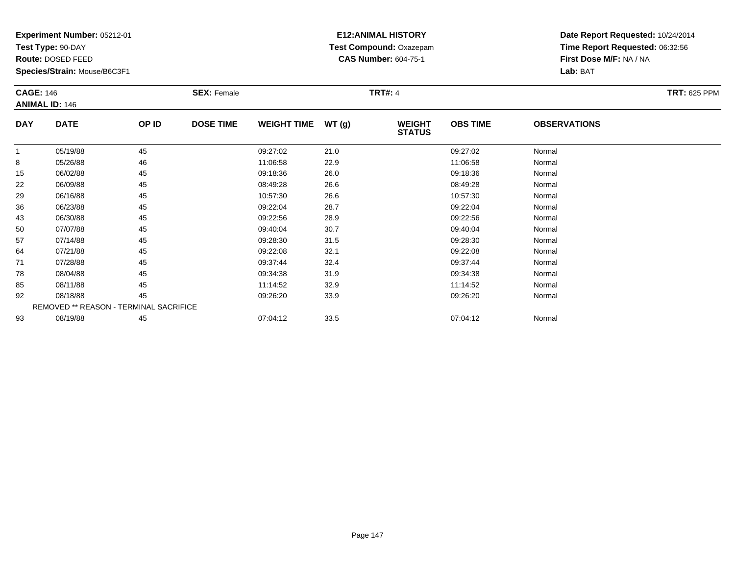**Experiment Number:** 05212-01
**Test Type:** 90-DAY
**Route:** DOSED FEED
**Species/Strain:** Mouse/B6C3F1

**E12:ANIMAL HISTORY**
**Test Compound:** Oxazepam
**CAS Number:** 604-75-1

**Date Report Requested:** 10/24/2014
**Time Report Requested:** 06:32:56
**First Dose M/F:** NA / NA
**Lab:** BAT

**CAGE:** 146
**ANIMAL ID:** 146
**SEX:** Female
**TRT#:** 4
**TRT:** 625 PPM

| DAY | DATE | OP ID | DOSE TIME | WEIGHT TIME | WT (g) | WEIGHT STATUS | OBS TIME | OBSERVATIONS |
|---|---|---|---|---|---|---|---|---|
| 1 | 05/19/88 | 45 | | 09:27:02 | 21.0 | | 09:27:02 | Normal |
| 8 | 05/26/88 | 46 | | 11:06:58 | 22.9 | | 11:06:58 | Normal |
| 15 | 06/02/88 | 45 | | 09:18:36 | 26.0 | | 09:18:36 | Normal |
| 22 | 06/09/88 | 45 | | 08:49:28 | 26.6 | | 08:49:28 | Normal |
| 29 | 06/16/88 | 45 | | 10:57:30 | 26.6 | | 10:57:30 | Normal |
| 36 | 06/23/88 | 45 | | 09:22:04 | 28.7 | | 09:22:04 | Normal |
| 43 | 06/30/88 | 45 | | 09:22:56 | 28.9 | | 09:22:56 | Normal |
| 50 | 07/07/88 | 45 | | 09:40:04 | 30.7 | | 09:40:04 | Normal |
| 57 | 07/14/88 | 45 | | 09:28:30 | 31.5 | | 09:28:30 | Normal |
| 64 | 07/21/88 | 45 | | 09:22:08 | 32.1 | | 09:22:08 | Normal |
| 71 | 07/28/88 | 45 | | 09:37:44 | 32.4 | | 09:37:44 | Normal |
| 78 | 08/04/88 | 45 | | 09:34:38 | 31.9 | | 09:34:38 | Normal |
| 85 | 08/11/88 | 45 | | 11:14:52 | 32.9 | | 11:14:52 | Normal |
| 92 | 08/18/88 | 45 | | 09:26:20 | 33.9 | | 09:26:20 | Normal |
| REMOVED ** REASON - TERMINAL SACRIFICE | | | | | | | | |
| 93 | 08/19/88 | 45 | | 07:04:12 | 33.5 | | 07:04:12 | Normal |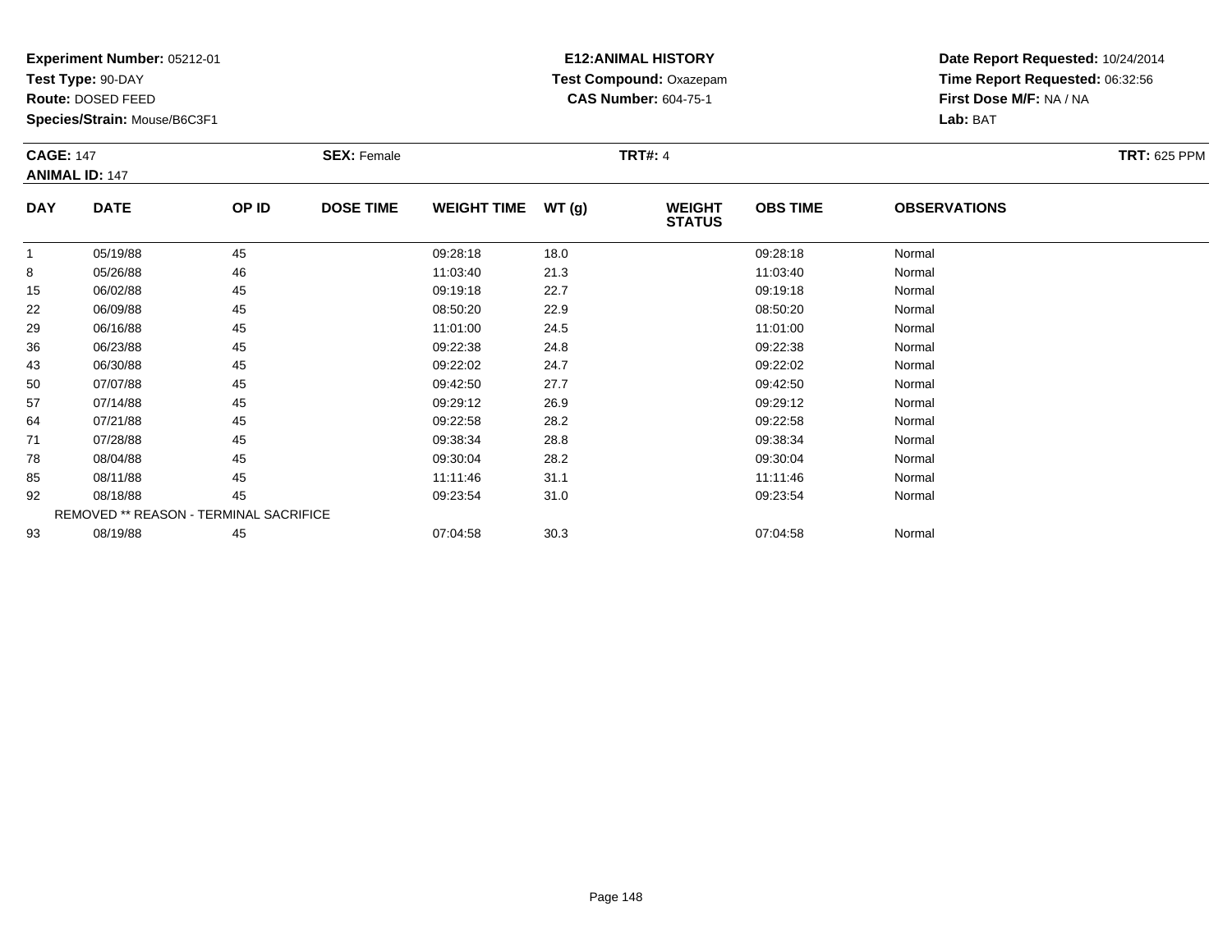**Experiment Number:** 05212-01
**Test Type:** 90-DAY
**Route:** DOSED FEED
**Species/Strain:** Mouse/B6C3F1

**E12:ANIMAL HISTORY**
**Test Compound:** Oxazepam
**CAS Number:** 604-75-1

**Date Report Requested:** 10/24/2014
**Time Report Requested:** 06:32:56
**First Dose M/F:** NA / NA
**Lab:** BAT

**CAGE:** 147 **SEX:** Female **TRT#:** 4 **TRT:** 625 PPM
**ANIMAL ID:** 147

| DAY | DATE | OP ID | DOSE TIME | WEIGHT TIME | WT (g) | WEIGHT STATUS | OBS TIME | OBSERVATIONS |
|---|---|---|---|---|---|---|---|---|
| 1 | 05/19/88 | 45 | | 09:28:18 | 18.0 | | 09:28:18 | Normal |
| 8 | 05/26/88 | 46 | | 11:03:40 | 21.3 | | 11:03:40 | Normal |
| 15 | 06/02/88 | 45 | | 09:19:18 | 22.7 | | 09:19:18 | Normal |
| 22 | 06/09/88 | 45 | | 08:50:20 | 22.9 | | 08:50:20 | Normal |
| 29 | 06/16/88 | 45 | | 11:01:00 | 24.5 | | 11:01:00 | Normal |
| 36 | 06/23/88 | 45 | | 09:22:38 | 24.8 | | 09:22:38 | Normal |
| 43 | 06/30/88 | 45 | | 09:22:02 | 24.7 | | 09:22:02 | Normal |
| 50 | 07/07/88 | 45 | | 09:42:50 | 27.7 | | 09:42:50 | Normal |
| 57 | 07/14/88 | 45 | | 09:29:12 | 26.9 | | 09:29:12 | Normal |
| 64 | 07/21/88 | 45 | | 09:22:58 | 28.2 | | 09:22:58 | Normal |
| 71 | 07/28/88 | 45 | | 09:38:34 | 28.8 | | 09:38:34 | Normal |
| 78 | 08/04/88 | 45 | | 09:30:04 | 28.2 | | 09:30:04 | Normal |
| 85 | 08/11/88 | 45 | | 11:11:46 | 31.1 | | 11:11:46 | Normal |
| 92 | 08/18/88 | 45 | | 09:23:54 | 31.0 | | 09:23:54 | Normal |
| REMOVED ** REASON - TERMINAL SACRIFICE | | | | | | | | |
| 93 | 08/19/88 | 45 | | 07:04:58 | 30.3 | | 07:04:58 | Normal |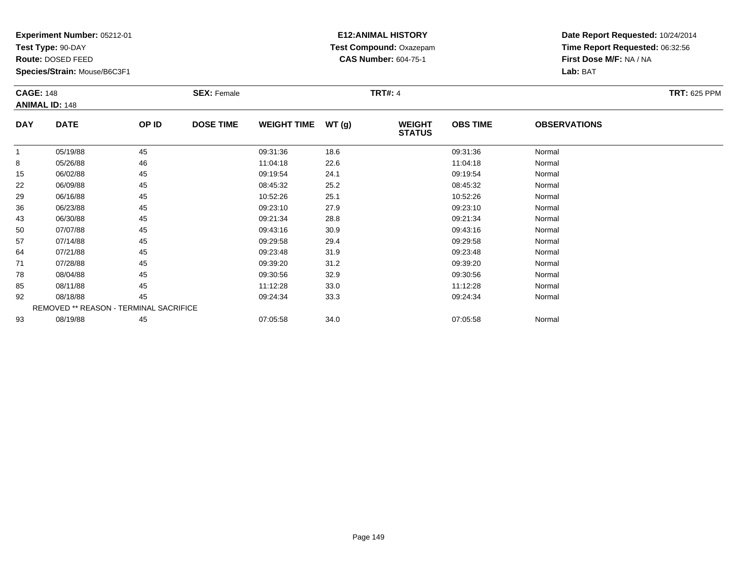**Experiment Number:** 05212-01
**Test Type:** 90-DAY
**Route:** DOSED FEED
**Species/Strain:** Mouse/B6C3F1

**E12:ANIMAL HISTORY**
**Test Compound:** Oxazepam
**CAS Number:** 604-75-1

**Date Report Requested:** 10/24/2014
**Time Report Requested:** 06:32:56
**First Dose M/F:** NA / NA
**Lab:** BAT

**CAGE:** 148
**ANIMAL ID:** 148
**SEX:** Female
**TRT#:** 4
**TRT:** 625 PPM

| DAY | DATE | OP ID | DOSE TIME | WEIGHT TIME | WT (g) | WEIGHT STATUS | OBS TIME | OBSERVATIONS |
|---|---|---|---|---|---|---|---|---|
| 1 | 05/19/88 | 45 | | 09:31:36 | 18.6 | | 09:31:36 | Normal |
| 8 | 05/26/88 | 46 | | 11:04:18 | 22.6 | | 11:04:18 | Normal |
| 15 | 06/02/88 | 45 | | 09:19:54 | 24.1 | | 09:19:54 | Normal |
| 22 | 06/09/88 | 45 | | 08:45:32 | 25.2 | | 08:45:32 | Normal |
| 29 | 06/16/88 | 45 | | 10:52:26 | 25.1 | | 10:52:26 | Normal |
| 36 | 06/23/88 | 45 | | 09:23:10 | 27.9 | | 09:23:10 | Normal |
| 43 | 06/30/88 | 45 | | 09:21:34 | 28.8 | | 09:21:34 | Normal |
| 50 | 07/07/88 | 45 | | 09:43:16 | 30.9 | | 09:43:16 | Normal |
| 57 | 07/14/88 | 45 | | 09:29:58 | 29.4 | | 09:29:58 | Normal |
| 64 | 07/21/88 | 45 | | 09:23:48 | 31.9 | | 09:23:48 | Normal |
| 71 | 07/28/88 | 45 | | 09:39:20 | 31.2 | | 09:39:20 | Normal |
| 78 | 08/04/88 | 45 | | 09:30:56 | 32.9 | | 09:30:56 | Normal |
| 85 | 08/11/88 | 45 | | 11:12:28 | 33.0 | | 11:12:28 | Normal |
| 92 | 08/18/88 | 45 | | 09:24:34 | 33.3 | | 09:24:34 | Normal |
| | REMOVED ** REASON - TERMINAL SACRIFICE | | | | | | | |
| 93 | 08/19/88 | 45 | | 07:05:58 | 34.0 | | 07:05:58 | Normal |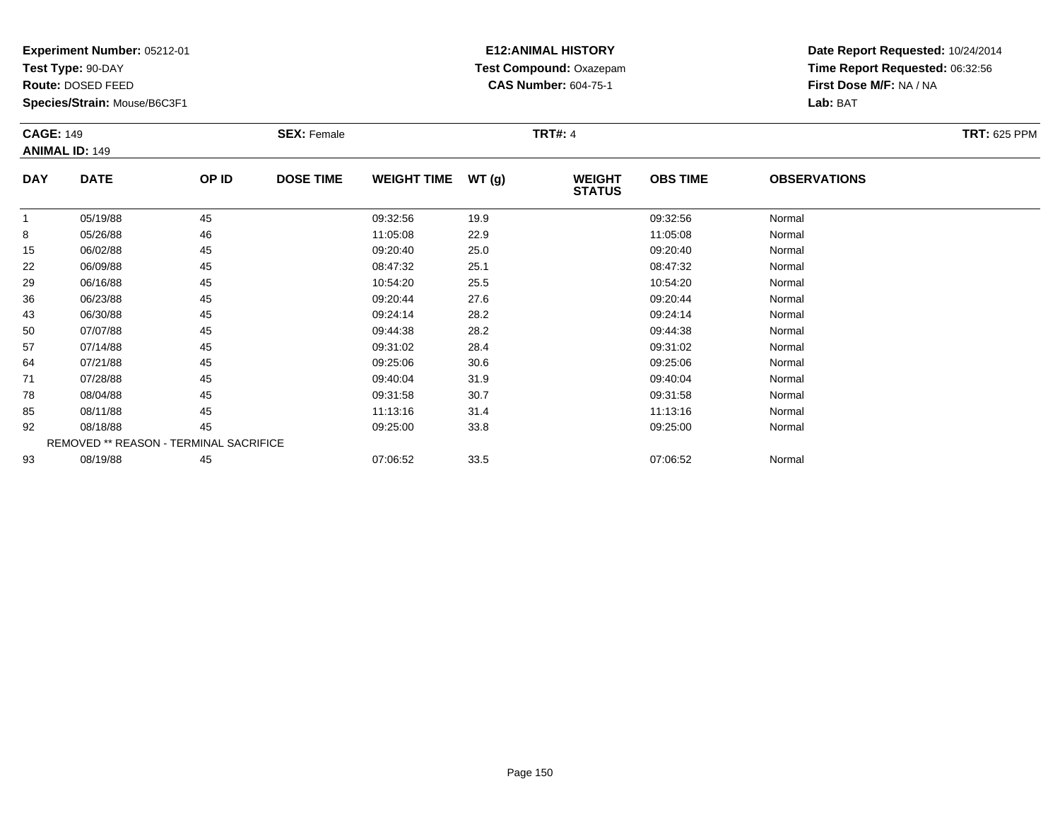**Experiment Number:** 05212-01
**Test Type:** 90-DAY
**Route:** DOSED FEED
**Species/Strain:** Mouse/B6C3F1

**E12:ANIMAL HISTORY**
**Test Compound:** Oxazepam
**CAS Number:** 604-75-1

**Date Report Requested:** 10/24/2014
**Time Report Requested:** 06:32:56
**First Dose M/F:** NA / NA
**Lab:** BAT

**CAGE:** 149
**ANIMAL ID:** 149
**SEX:** Female
**TRT#:** 4
**TRT:** 625 PPM

| DAY | DATE | OP ID | DOSE TIME | WEIGHT TIME | WT (g) | WEIGHT STATUS | OBS TIME | OBSERVATIONS |
|---|---|---|---|---|---|---|---|---|
| 1 | 05/19/88 | 45 | | 09:32:56 | 19.9 | | 09:32:56 | Normal |
| 8 | 05/26/88 | 46 | | 11:05:08 | 22.9 | | 11:05:08 | Normal |
| 15 | 06/02/88 | 45 | | 09:20:40 | 25.0 | | 09:20:40 | Normal |
| 22 | 06/09/88 | 45 | | 08:47:32 | 25.1 | | 08:47:32 | Normal |
| 29 | 06/16/88 | 45 | | 10:54:20 | 25.5 | | 10:54:20 | Normal |
| 36 | 06/23/88 | 45 | | 09:20:44 | 27.6 | | 09:20:44 | Normal |
| 43 | 06/30/88 | 45 | | 09:24:14 | 28.2 | | 09:24:14 | Normal |
| 50 | 07/07/88 | 45 | | 09:44:38 | 28.2 | | 09:44:38 | Normal |
| 57 | 07/14/88 | 45 | | 09:31:02 | 28.4 | | 09:31:02 | Normal |
| 64 | 07/21/88 | 45 | | 09:25:06 | 30.6 | | 09:25:06 | Normal |
| 71 | 07/28/88 | 45 | | 09:40:04 | 31.9 | | 09:40:04 | Normal |
| 78 | 08/04/88 | 45 | | 09:31:58 | 30.7 | | 09:31:58 | Normal |
| 85 | 08/11/88 | 45 | | 11:13:16 | 31.4 | | 11:13:16 | Normal |
| 92 | 08/18/88 | 45 | | 09:25:00 | 33.8 | | 09:25:00 | Normal |
| REMOVED ** REASON - TERMINAL SACRIFICE | | | | | | | | |
| 93 | 08/19/88 | 45 | | 07:06:52 | 33.5 | | 07:06:52 | Normal |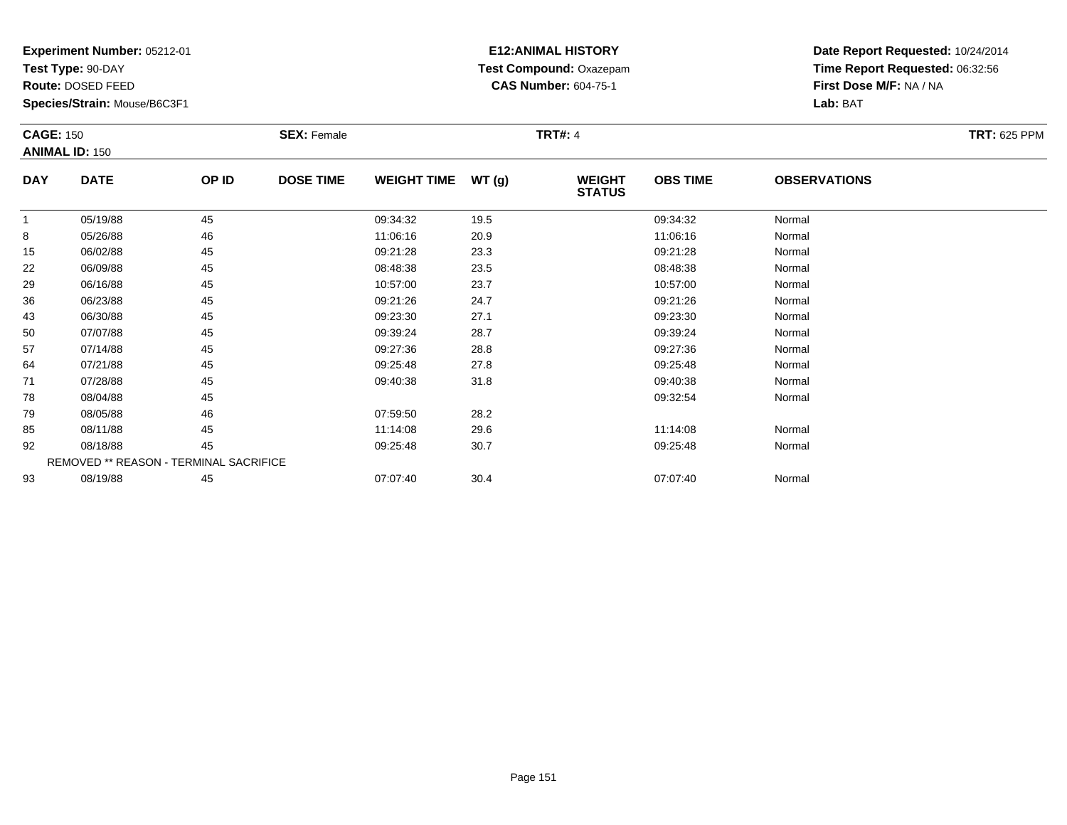**Experiment Number:** 05212-01
**Test Type:** 90-DAY
**Route:** DOSED FEED
**Species/Strain:** Mouse/B6C3F1

**E12:ANIMAL HISTORY**
**Test Compound:** Oxazepam
**CAS Number:** 604-75-1

**Date Report Requested:** 10/24/2014
**Time Report Requested:** 06:32:56
**First Dose M/F:** NA / NA
**Lab:** BAT

**CAGE:** 150
**ANIMAL ID:** 150
**SEX:** Female
**TRT#:** 4
**TRT:** 625 PPM

| DAY | DATE | OP ID | DOSE TIME | WEIGHT TIME | WT (g) | WEIGHT STATUS | OBS TIME | OBSERVATIONS |
|---|---|---|---|---|---|---|---|---|
| 1 | 05/19/88 | 45 | | 09:34:32 | 19.5 | | 09:34:32 | Normal |
| 8 | 05/26/88 | 46 | | 11:06:16 | 20.9 | | 11:06:16 | Normal |
| 15 | 06/02/88 | 45 | | 09:21:28 | 23.3 | | 09:21:28 | Normal |
| 22 | 06/09/88 | 45 | | 08:48:38 | 23.5 | | 08:48:38 | Normal |
| 29 | 06/16/88 | 45 | | 10:57:00 | 23.7 | | 10:57:00 | Normal |
| 36 | 06/23/88 | 45 | | 09:21:26 | 24.7 | | 09:21:26 | Normal |
| 43 | 06/30/88 | 45 | | 09:23:30 | 27.1 | | 09:23:30 | Normal |
| 50 | 07/07/88 | 45 | | 09:39:24 | 28.7 | | 09:39:24 | Normal |
| 57 | 07/14/88 | 45 | | 09:27:36 | 28.8 | | 09:27:36 | Normal |
| 64 | 07/21/88 | 45 | | 09:25:48 | 27.8 | | 09:25:48 | Normal |
| 71 | 07/28/88 | 45 | | 09:40:38 | 31.8 | | 09:40:38 | Normal |
| 78 | 08/04/88 | 45 | | | | | 09:32:54 | Normal |
| 79 | 08/05/88 | 46 | | 07:59:50 | 28.2 | | | |
| 85 | 08/11/88 | 45 | | 11:14:08 | 29.6 | | 11:14:08 | Normal |
| 92 | 08/18/88 | 45 | | 09:25:48 | 30.7 | | 09:25:48 | Normal |
| REMOVED ** REASON - TERMINAL SACRIFICE | | | | | | | | |
| 93 | 08/19/88 | 45 | | 07:07:40 | 30.4 | | 07:07:40 | Normal |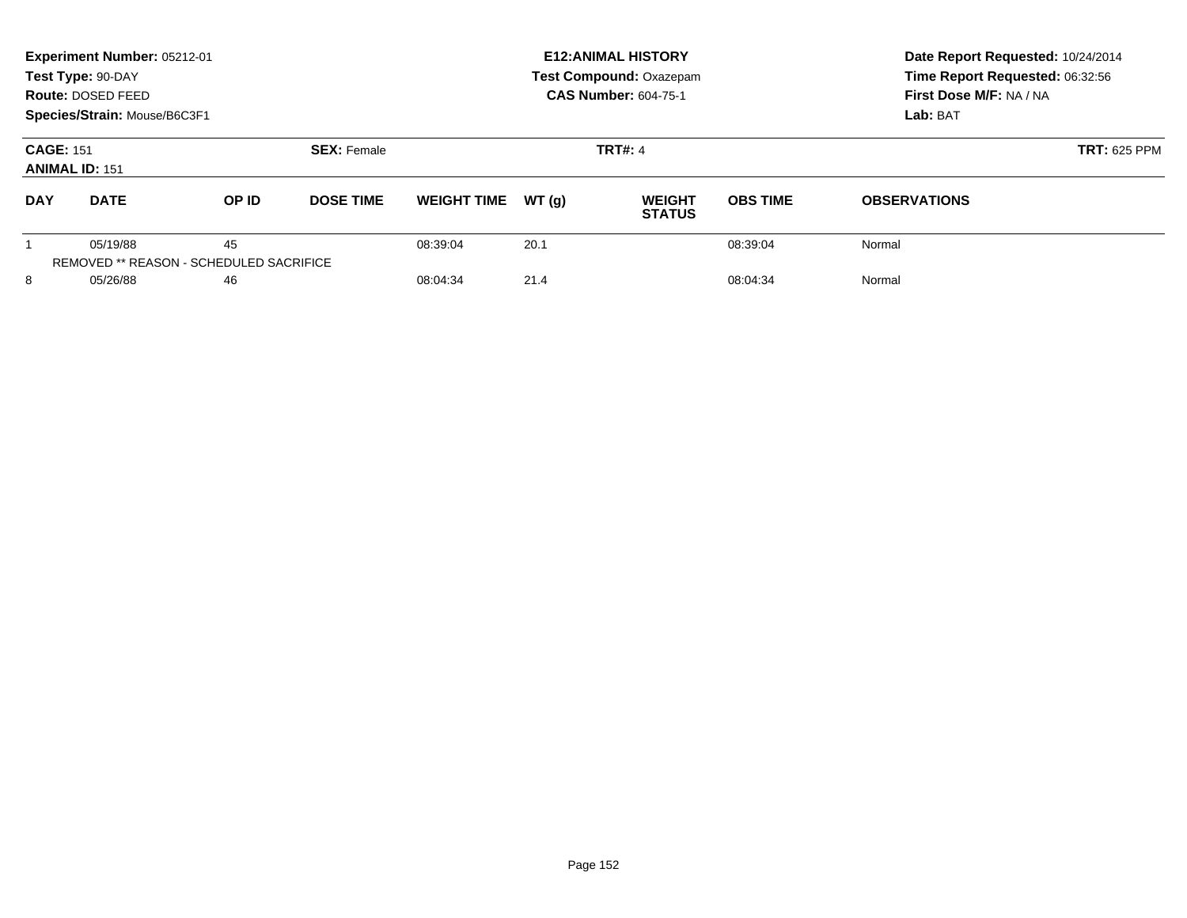**Experiment Number:** 05212-01
**Test Type:** 90-DAY
**Route:** DOSED FEED
**Species/Strain:** Mouse/B6C3F1

**E12:ANIMAL HISTORY**
**Test Compound:** Oxazepam
**CAS Number:** 604-75-1

**Date Report Requested:** 10/24/2014
**Time Report Requested:** 06:32:56
**First Dose M/F:** NA / NA
**Lab:** BAT

**CAGE:** 151
**ANIMAL ID:** 151
**SEX:** Female
**TRT#:** 4
**TRT:** 625 PPM

| DAY | DATE | OP ID | DOSE TIME | WEIGHT TIME | WT (g) | WEIGHT STATUS | OBS TIME | OBSERVATIONS |
|---|---|---|---|---|---|---|---|---|
| 1 | 05/19/88 | 45 | | 08:39:04 | 20.1 | | 08:39:04 | Normal |
| REMOVED ** REASON - SCHEDULED SACRIFICE | | | | | | | | |
| 8 | 05/26/88 | 46 | | 08:04:34 | 21.4 | | 08:04:34 | Normal |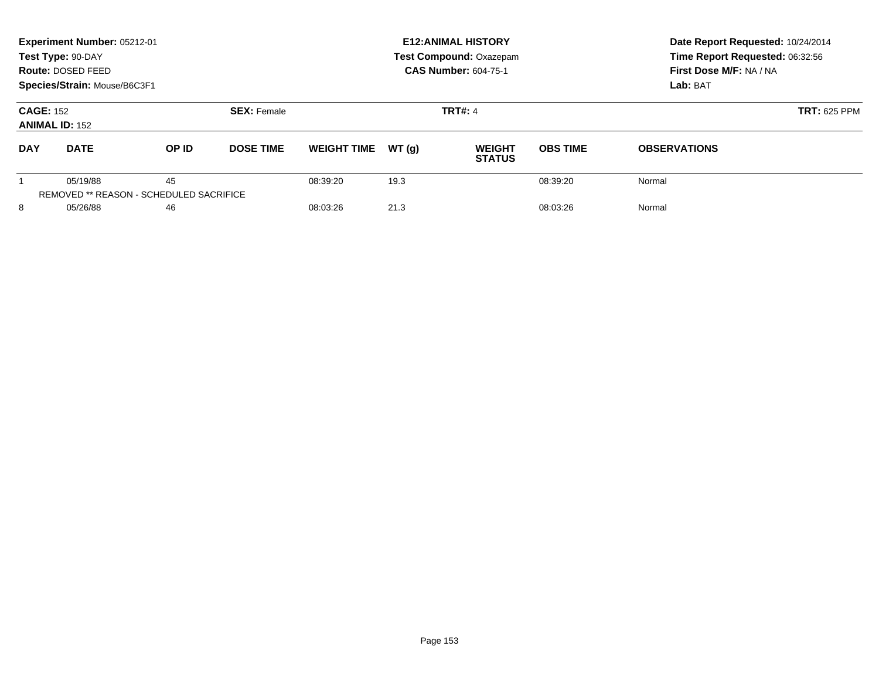**Experiment Number:** 05212-01
**Test Type:** 90-DAY
**Route:** DOSED FEED
**Species/Strain:** Mouse/B6C3F1

**E12:ANIMAL HISTORY**
**Test Compound:** Oxazepam
**CAS Number:** 604-75-1

**Date Report Requested:** 10/24/2014
**Time Report Requested:** 06:32:56
**First Dose M/F:** NA / NA
**Lab:** BAT

**CAGE:** 152
**ANIMAL ID:** 152
**SEX:** Female
**TRT#:** 4
**TRT:** 625 PPM

| DAY | DATE | OP ID | DOSE TIME | WEIGHT TIME | WT (g) | WEIGHT STATUS | OBS TIME | OBSERVATIONS |
|---|---|---|---|---|---|---|---|---|
| 1 | 05/19/88 | 45 | | 08:39:20 | 19.3 | | 08:39:20 | Normal |
| REMOVED ** REASON - SCHEDULED SACRIFICE | | | | | | | | |
| 8 | 05/26/88 | 46 | | 08:03:26 | 21.3 | | 08:03:26 | Normal |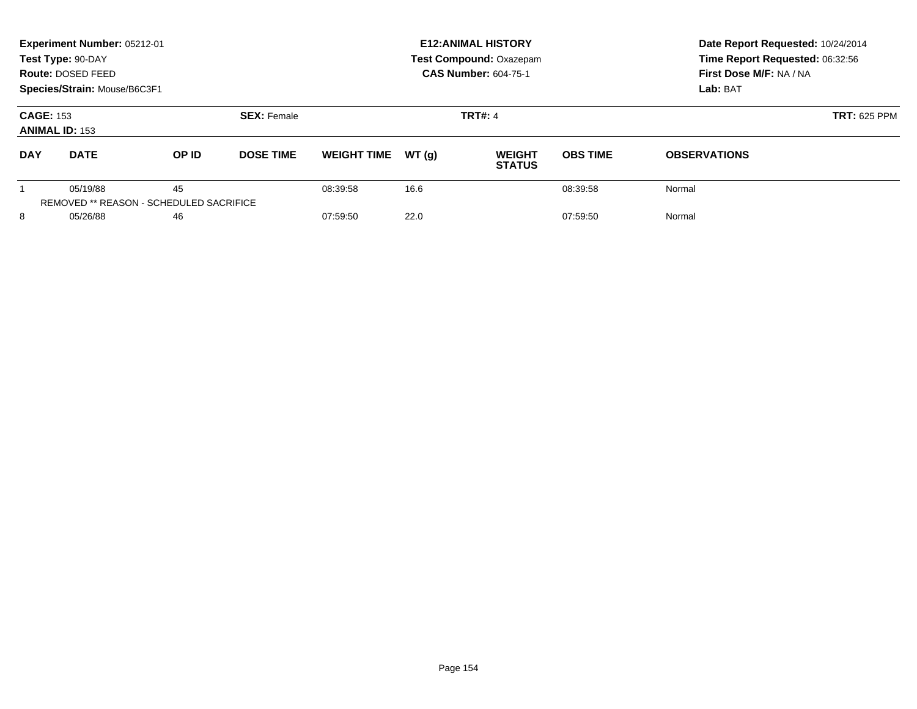**Experiment Number:** 05212-01
**Test Type:** 90-DAY
**Route:** DOSED FEED
**Species/Strain:** Mouse/B6C3F1

**E12:ANIMAL HISTORY**
**Test Compound:** Oxazepam
**CAS Number:** 604-75-1

**Date Report Requested:** 10/24/2014
**Time Report Requested:** 06:32:56
**First Dose M/F:** NA / NA
**Lab:** BAT

**CAGE:** 153
**ANIMAL ID:** 153
**SEX:** Female
**TRT#:** 4
**TRT:** 625 PPM

| DAY | DATE | OP ID | DOSE TIME | WEIGHT TIME | WT (g) | WEIGHT STATUS | OBS TIME | OBSERVATIONS |
|---|---|---|---|---|---|---|---|---|
| 1 | 05/19/88 | 45 | | 08:39:58 | 16.6 | | 08:39:58 | Normal |
| REMOVED ** REASON - SCHEDULED SACRIFICE | | | | | | | | |
| 8 | 05/26/88 | 46 | | 07:59:50 | 22.0 | | 07:59:50 | Normal |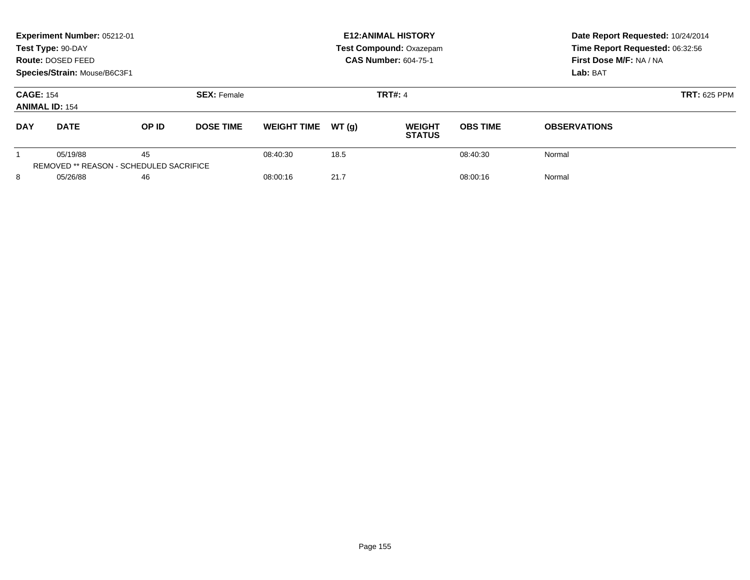**Experiment Number:** 05212-01
**Test Type:** 90-DAY
**Route:** DOSED FEED
**Species/Strain:** Mouse/B6C3F1

**E12:ANIMAL HISTORY**
**Test Compound:** Oxazepam
**CAS Number:** 604-75-1

**Date Report Requested:** 10/24/2014
**Time Report Requested:** 06:32:56
**First Dose M/F:** NA / NA
**Lab:** BAT

**CAGE:** 154
**ANIMAL ID:** 154
**SEX:** Female
**TRT#:** 4
**TRT:** 625 PPM

| DAY | DATE | OP ID | DOSE TIME | WEIGHT TIME | WT (g) | WEIGHT STATUS | OBS TIME | OBSERVATIONS |
|---|---|---|---|---|---|---|---|---|
| 1 | 05/19/88 | 45 | | 08:40:30 | 18.5 | | 08:40:30 | Normal |
| | REMOVED ** REASON - SCHEDULED SACRIFICE | | | | | | | |
| 8 | 05/26/88 | 46 | | 08:00:16 | 21.7 | | 08:00:16 | Normal |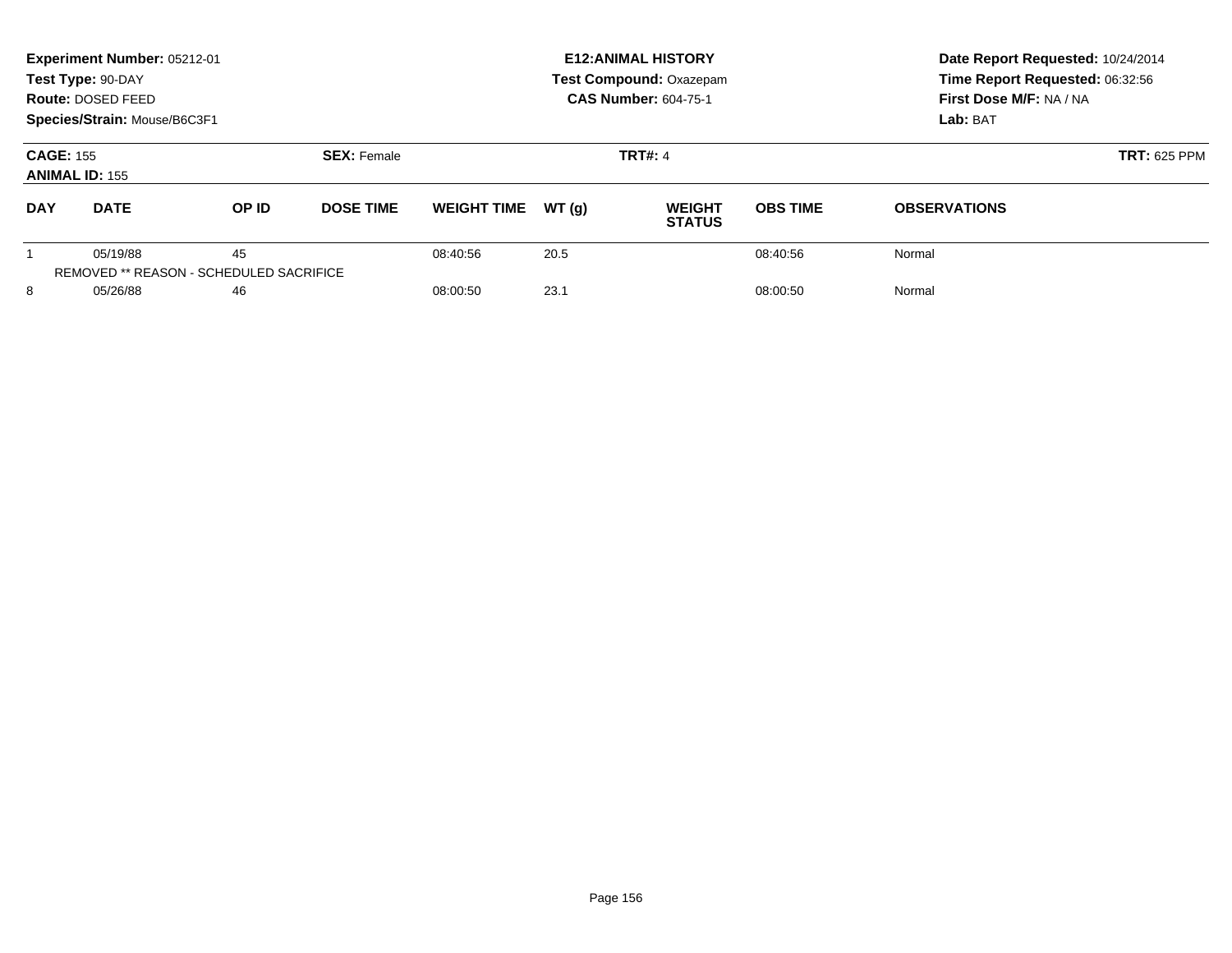**Experiment Number:** 05212-01
**Test Type:** 90-DAY
**Route:** DOSED FEED
**Species/Strain:** Mouse/B6C3F1

**E12:ANIMAL HISTORY**
**Test Compound:** Oxazepam
**CAS Number:** 604-75-1

**Date Report Requested:** 10/24/2014
**Time Report Requested:** 06:32:56
**First Dose M/F:** NA / NA
**Lab:** BAT

**CAGE:** 155
**ANIMAL ID:** 155

**SEX:** Female

**TRT#:** 4

**TRT:** 625 PPM

| DAY | DATE | OP ID | DOSE TIME | WEIGHT TIME | WT (g) | WEIGHT STATUS | OBS TIME | OBSERVATIONS |
|---|---|---|---|---|---|---|---|---|
| 1 | 05/19/88 | 45 | | 08:40:56 | 20.5 | | 08:40:56 | Normal |
| | REMOVED ** REASON - SCHEDULED SACRIFICE | | | | | | | |
| 8 | 05/26/88 | 46 | | 08:00:50 | 23.1 | | 08:00:50 | Normal |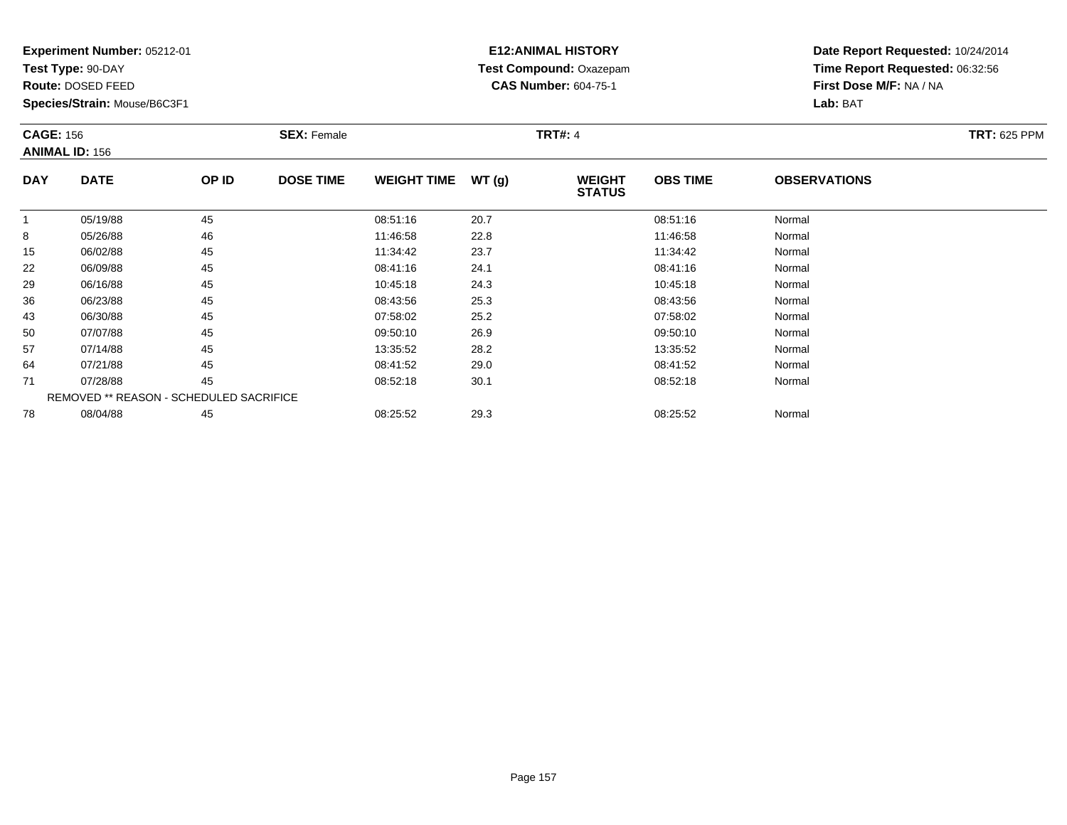**Experiment Number:** 05212-01
**Test Type:** 90-DAY
**Route:** DOSED FEED
**Species/Strain:** Mouse/B6C3F1

**E12:ANIMAL HISTORY**
**Test Compound:** Oxazepam
**CAS Number:** 604-75-1

**Date Report Requested:** 10/24/2014
**Time Report Requested:** 06:32:56
**First Dose M/F:** NA / NA
**Lab:** BAT

**CAGE:** 156
**ANIMAL ID:** 156
**SEX:** Female
**TRT#:** 4
**TRT:** 625 PPM

| DAY | DATE | OP ID | DOSE TIME | WEIGHT TIME | WT (g) | WEIGHT STATUS | OBS TIME | OBSERVATIONS |
|---|---|---|---|---|---|---|---|---|
| 1 | 05/19/88 | 45 | | 08:51:16 | 20.7 | | 08:51:16 | Normal |
| 8 | 05/26/88 | 46 | | 11:46:58 | 22.8 | | 11:46:58 | Normal |
| 15 | 06/02/88 | 45 | | 11:34:42 | 23.7 | | 11:34:42 | Normal |
| 22 | 06/09/88 | 45 | | 08:41:16 | 24.1 | | 08:41:16 | Normal |
| 29 | 06/16/88 | 45 | | 10:45:18 | 24.3 | | 10:45:18 | Normal |
| 36 | 06/23/88 | 45 | | 08:43:56 | 25.3 | | 08:43:56 | Normal |
| 43 | 06/30/88 | 45 | | 07:58:02 | 25.2 | | 07:58:02 | Normal |
| 50 | 07/07/88 | 45 | | 09:50:10 | 26.9 | | 09:50:10 | Normal |
| 57 | 07/14/88 | 45 | | 13:35:52 | 28.2 | | 13:35:52 | Normal |
| 64 | 07/21/88 | 45 | | 08:41:52 | 29.0 | | 08:41:52 | Normal |
| 71 | 07/28/88 | 45 | | 08:52:18 | 30.1 | | 08:52:18 | Normal |
| | REMOVED ** REASON - SCHEDULED SACRIFICE | | | | | | | |
| 78 | 08/04/88 | 45 | | 08:25:52 | 29.3 | | 08:25:52 | Normal |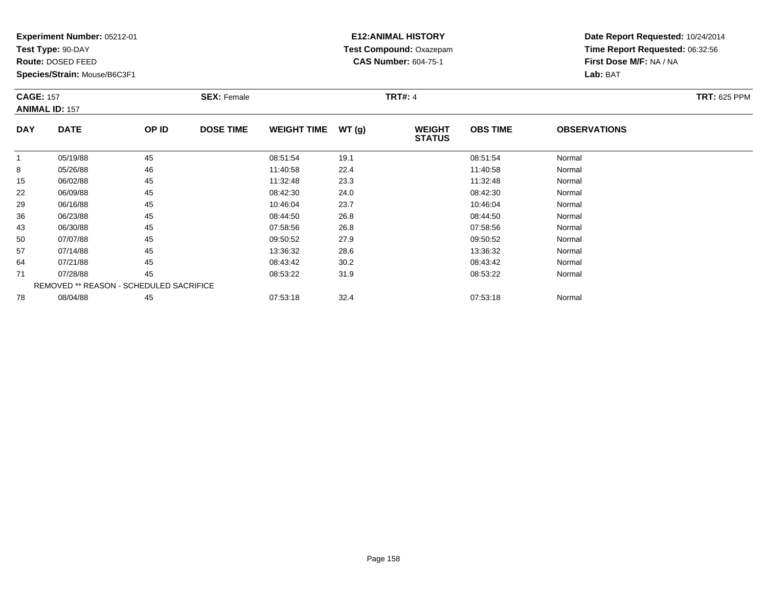**Experiment Number:** 05212-01
**Test Type:** 90-DAY
**Route:** DOSED FEED
**Species/Strain:** Mouse/B6C3F1

**E12:ANIMAL HISTORY**
**Test Compound:** Oxazepam
**CAS Number:** 604-75-1

**Date Report Requested:** 10/24/2014
**Time Report Requested:** 06:32:56
**First Dose M/F:** NA / NA
**Lab:** BAT

**CAGE:** 157
**ANIMAL ID:** 157
**SEX:** Female
**TRT#:** 4
**TRT:** 625 PPM

| DAY | DATE | OP ID | DOSE TIME | WEIGHT TIME | WT (g) | WEIGHT STATUS | OBS TIME | OBSERVATIONS |
|---|---|---|---|---|---|---|---|---|
| 1 | 05/19/88 | 45 | | 08:51:54 | 19.1 | | 08:51:54 | Normal |
| 8 | 05/26/88 | 46 | | 11:40:58 | 22.4 | | 11:40:58 | Normal |
| 15 | 06/02/88 | 45 | | 11:32:48 | 23.3 | | 11:32:48 | Normal |
| 22 | 06/09/88 | 45 | | 08:42:30 | 24.0 | | 08:42:30 | Normal |
| 29 | 06/16/88 | 45 | | 10:46:04 | 23.7 | | 10:46:04 | Normal |
| 36 | 06/23/88 | 45 | | 08:44:50 | 26.8 | | 08:44:50 | Normal |
| 43 | 06/30/88 | 45 | | 07:58:56 | 26.8 | | 07:58:56 | Normal |
| 50 | 07/07/88 | 45 | | 09:50:52 | 27.9 | | 09:50:52 | Normal |
| 57 | 07/14/88 | 45 | | 13:36:32 | 28.6 | | 13:36:32 | Normal |
| 64 | 07/21/88 | 45 | | 08:43:42 | 30.2 | | 08:43:42 | Normal |
| 71 | 07/28/88 | 45 | | 08:53:22 | 31.9 | | 08:53:22 | Normal |
| REMOVED ** REASON - SCHEDULED SACRIFICE | | | | | | | | |
| 78 | 08/04/88 | 45 | | 07:53:18 | 32.4 | | 07:53:18 | Normal |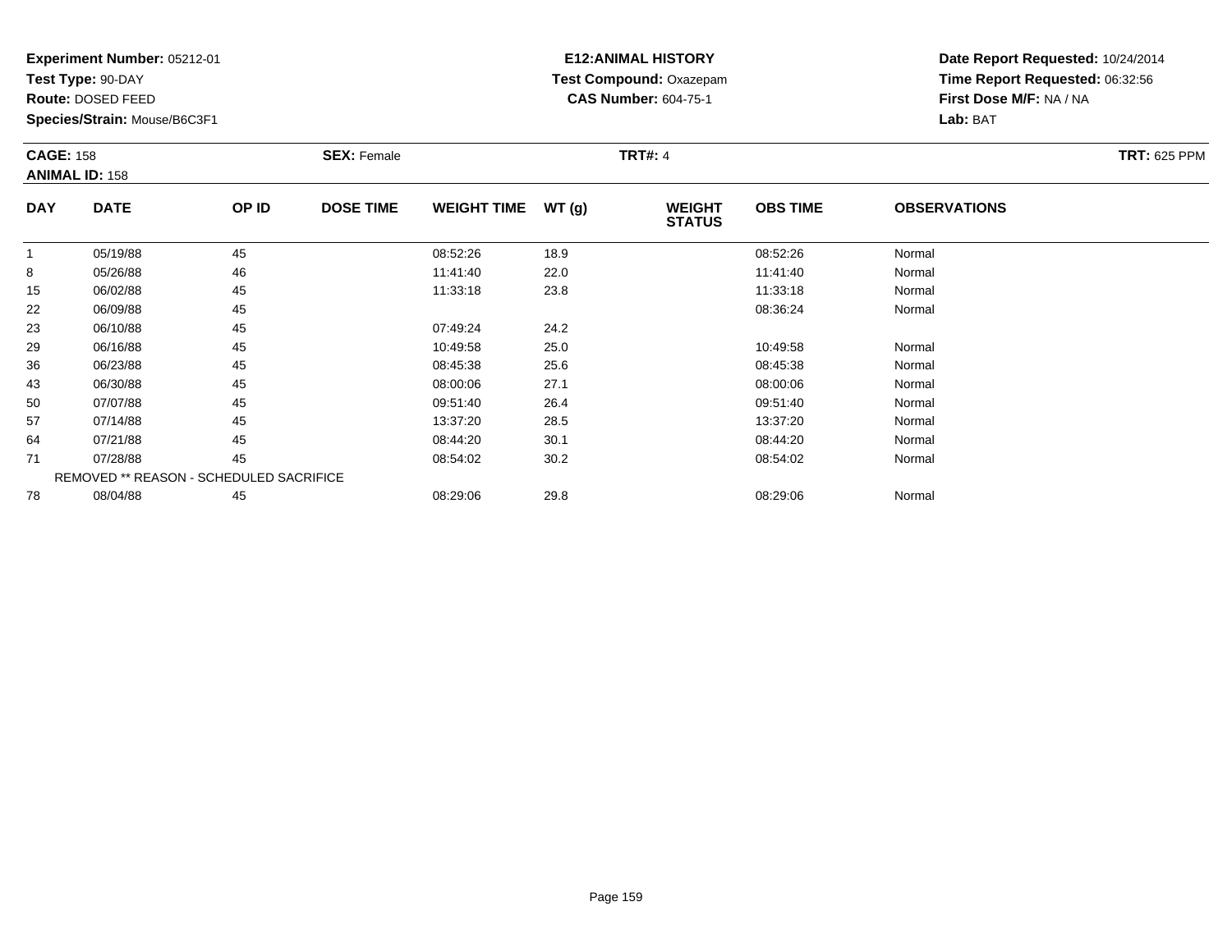**Experiment Number:** 05212-01
**Test Type:** 90-DAY
**Route:** DOSED FEED
**Species/Strain:** Mouse/B6C3F1

**E12:ANIMAL HISTORY**
**Test Compound:** Oxazepam
**CAS Number:** 604-75-1

**Date Report Requested:** 10/24/2014
**Time Report Requested:** 06:32:56
**First Dose M/F:** NA / NA
**Lab:** BAT

**CAGE:** 158
**ANIMAL ID:** 158
**SEX:** Female
**TRT#:** 4
**TRT:** 625 PPM

| DAY | DATE | OP ID | DOSE TIME | WEIGHT TIME | WT (g) | WEIGHT STATUS | OBS TIME | OBSERVATIONS |
|---|---|---|---|---|---|---|---|---|
| 1 | 05/19/88 | 45 | | 08:52:26 | 18.9 | | 08:52:26 | Normal |
| 8 | 05/26/88 | 46 | | 11:41:40 | 22.0 | | 11:41:40 | Normal |
| 15 | 06/02/88 | 45 | | 11:33:18 | 23.8 | | 11:33:18 | Normal |
| 22 | 06/09/88 | 45 | | | | | 08:36:24 | Normal |
| 23 | 06/10/88 | 45 | | 07:49:24 | 24.2 | | | |
| 29 | 06/16/88 | 45 | | 10:49:58 | 25.0 | | 10:49:58 | Normal |
| 36 | 06/23/88 | 45 | | 08:45:38 | 25.6 | | 08:45:38 | Normal |
| 43 | 06/30/88 | 45 | | 08:00:06 | 27.1 | | 08:00:06 | Normal |
| 50 | 07/07/88 | 45 | | 09:51:40 | 26.4 | | 09:51:40 | Normal |
| 57 | 07/14/88 | 45 | | 13:37:20 | 28.5 | | 13:37:20 | Normal |
| 64 | 07/21/88 | 45 | | 08:44:20 | 30.1 | | 08:44:20 | Normal |
| 71 | 07/28/88 | 45 | | 08:54:02 | 30.2 | | 08:54:02 | Normal |
| | REMOVED ** REASON - SCHEDULED SACRIFICE | | | | | | | |
| 78 | 08/04/88 | 45 | | 08:29:06 | 29.8 | | 08:29:06 | Normal |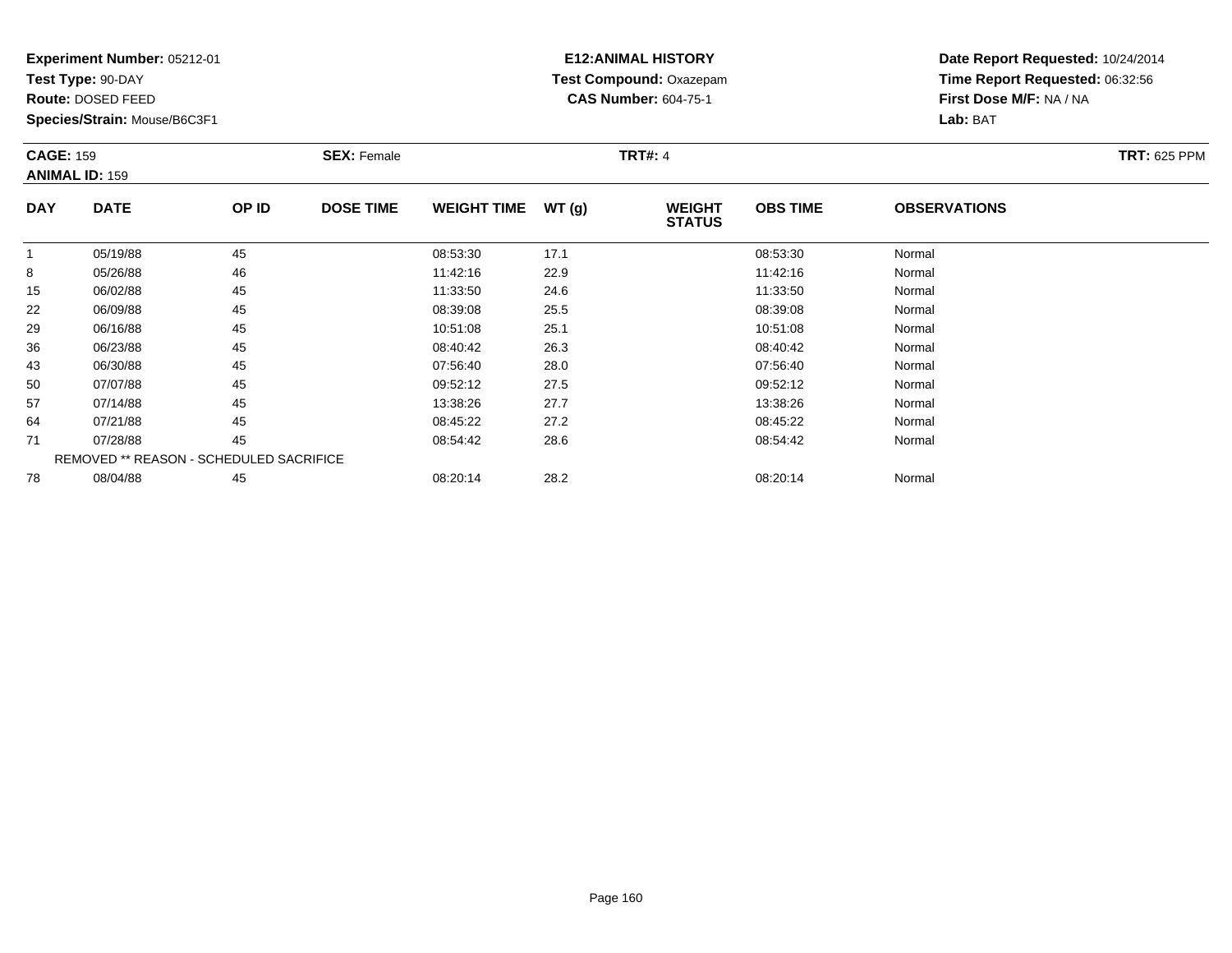**Experiment Number:** 05212-01
**Test Type:** 90-DAY
**Route:** DOSED FEED
**Species/Strain:** Mouse/B6C3F1

**E12:ANIMAL HISTORY**
**Test Compound:** Oxazepam
**CAS Number:** 604-75-1

**Date Report Requested:** 10/24/2014
**Time Report Requested:** 06:32:56
**First Dose M/F:** NA / NA
**Lab:** BAT

**CAGE:** 159
**ANIMAL ID:** 159
**SEX:** Female
**TRT#:** 4
**TRT:** 625 PPM

| DAY | DATE | OP ID | DOSE TIME | WEIGHT TIME | WT (g) | WEIGHT STATUS | OBS TIME | OBSERVATIONS |
|---|---|---|---|---|---|---|---|---|
| 1 | 05/19/88 | 45 | | 08:53:30 | 17.1 | | 08:53:30 | Normal |
| 8 | 05/26/88 | 46 | | 11:42:16 | 22.9 | | 11:42:16 | Normal |
| 15 | 06/02/88 | 45 | | 11:33:50 | 24.6 | | 11:33:50 | Normal |
| 22 | 06/09/88 | 45 | | 08:39:08 | 25.5 | | 08:39:08 | Normal |
| 29 | 06/16/88 | 45 | | 10:51:08 | 25.1 | | 10:51:08 | Normal |
| 36 | 06/23/88 | 45 | | 08:40:42 | 26.3 | | 08:40:42 | Normal |
| 43 | 06/30/88 | 45 | | 07:56:40 | 28.0 | | 07:56:40 | Normal |
| 50 | 07/07/88 | 45 | | 09:52:12 | 27.5 | | 09:52:12 | Normal |
| 57 | 07/14/88 | 45 | | 13:38:26 | 27.7 | | 13:38:26 | Normal |
| 64 | 07/21/88 | 45 | | 08:45:22 | 27.2 | | 08:45:22 | Normal |
| 71 | 07/28/88 | 45 | | 08:54:42 | 28.6 | | 08:54:42 | Normal |
| REMOVED ** REASON - SCHEDULED SACRIFICE | | | | | | | | |
| 78 | 08/04/88 | 45 | | 08:20:14 | 28.2 | | 08:20:14 | Normal |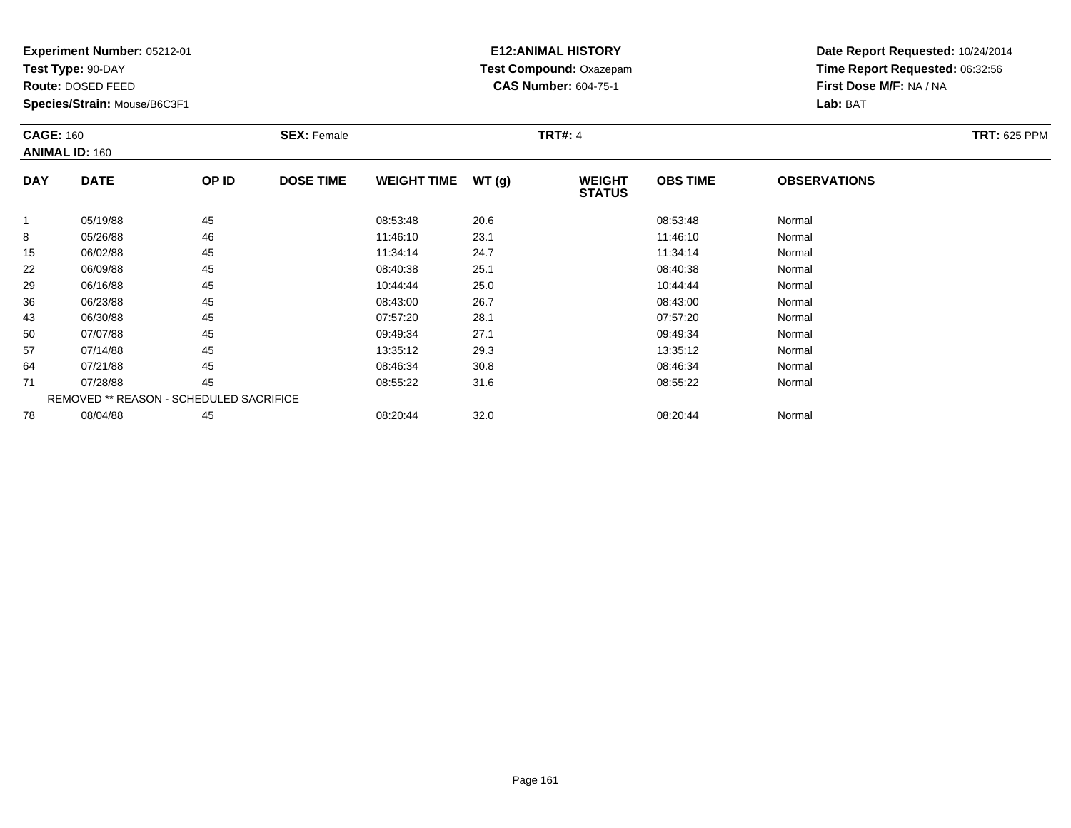**Experiment Number:** 05212-01
**Test Type:** 90-DAY
**Route:** DOSED FEED
**Species/Strain:** Mouse/B6C3F1

**E12:ANIMAL HISTORY**
**Test Compound:** Oxazepam
**CAS Number:** 604-75-1

**Date Report Requested:** 10/24/2014
**Time Report Requested:** 06:32:56
**First Dose M/F:** NA / NA
**Lab:** BAT

**CAGE:** 160　　**SEX:** Female　　**TRT#:** 4　　**TRT:** 625 PPM
**ANIMAL ID:** 160

| DAY | DATE | OP ID | DOSE TIME | WEIGHT TIME | WT (g) | WEIGHT STATUS | OBS TIME | OBSERVATIONS |
|---|---|---|---|---|---|---|---|---|
| 1 | 05/19/88 | 45 | | 08:53:48 | 20.6 | | 08:53:48 | Normal |
| 8 | 05/26/88 | 46 | | 11:46:10 | 23.1 | | 11:46:10 | Normal |
| 15 | 06/02/88 | 45 | | 11:34:14 | 24.7 | | 11:34:14 | Normal |
| 22 | 06/09/88 | 45 | | 08:40:38 | 25.1 | | 08:40:38 | Normal |
| 29 | 06/16/88 | 45 | | 10:44:44 | 25.0 | | 10:44:44 | Normal |
| 36 | 06/23/88 | 45 | | 08:43:00 | 26.7 | | 08:43:00 | Normal |
| 43 | 06/30/88 | 45 | | 07:57:20 | 28.1 | | 07:57:20 | Normal |
| 50 | 07/07/88 | 45 | | 09:49:34 | 27.1 | | 09:49:34 | Normal |
| 57 | 07/14/88 | 45 | | 13:35:12 | 29.3 | | 13:35:12 | Normal |
| 64 | 07/21/88 | 45 | | 08:46:34 | 30.8 | | 08:46:34 | Normal |
| 71 | 07/28/88 | 45 | | 08:55:22 | 31.6 | | 08:55:22 | Normal |
| REMOVED ** REASON - SCHEDULED SACRIFICE | | | | | | | | |
| 78 | 08/04/88 | 45 | | 08:20:44 | 32.0 | | 08:20:44 | Normal |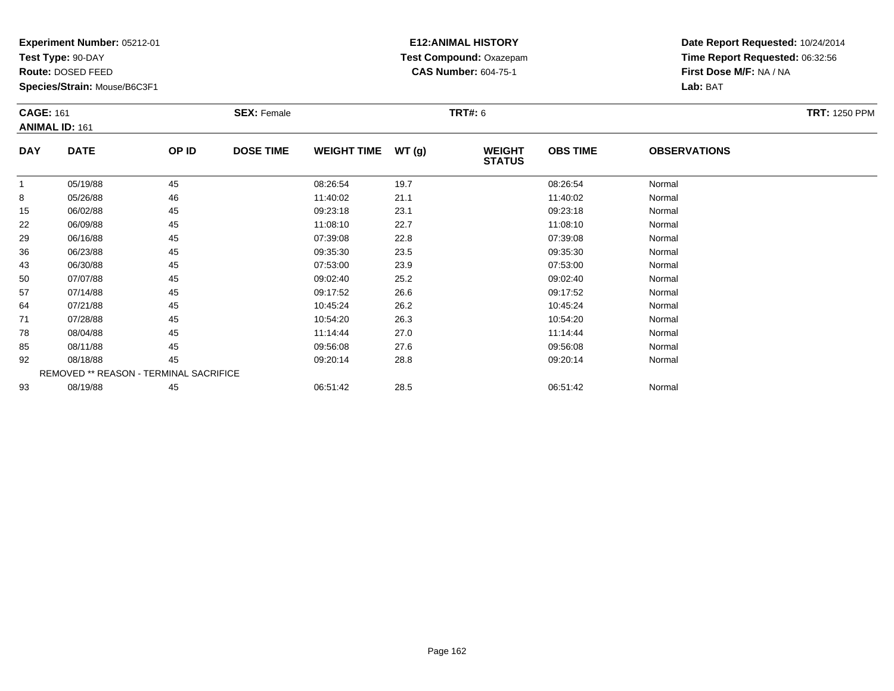**Experiment Number:** 05212-01
**Test Type:** 90-DAY
**Route:** DOSED FEED
**Species/Strain:** Mouse/B6C3F1

**E12:ANIMAL HISTORY**
**Test Compound:** Oxazepam
**CAS Number:** 604-75-1

**Date Report Requested:** 10/24/2014
**Time Report Requested:** 06:32:56
**First Dose M/F:** NA / NA
**Lab:** BAT

**CAGE:** 161 **SEX:** Female **TRT#:** 6 **TRT:** 1250 PPM
**ANIMAL ID:** 161

| DAY | DATE | OP ID | DOSE TIME | WEIGHT TIME | WT (g) | WEIGHT STATUS | OBS TIME | OBSERVATIONS |
|---|---|---|---|---|---|---|---|---|
| 1 | 05/19/88 | 45 | | 08:26:54 | 19.7 | | 08:26:54 | Normal |
| 8 | 05/26/88 | 46 | | 11:40:02 | 21.1 | | 11:40:02 | Normal |
| 15 | 06/02/88 | 45 | | 09:23:18 | 23.1 | | 09:23:18 | Normal |
| 22 | 06/09/88 | 45 | | 11:08:10 | 22.7 | | 11:08:10 | Normal |
| 29 | 06/16/88 | 45 | | 07:39:08 | 22.8 | | 07:39:08 | Normal |
| 36 | 06/23/88 | 45 | | 09:35:30 | 23.5 | | 09:35:30 | Normal |
| 43 | 06/30/88 | 45 | | 07:53:00 | 23.9 | | 07:53:00 | Normal |
| 50 | 07/07/88 | 45 | | 09:02:40 | 25.2 | | 09:02:40 | Normal |
| 57 | 07/14/88 | 45 | | 09:17:52 | 26.6 | | 09:17:52 | Normal |
| 64 | 07/21/88 | 45 | | 10:45:24 | 26.2 | | 10:45:24 | Normal |
| 71 | 07/28/88 | 45 | | 10:54:20 | 26.3 | | 10:54:20 | Normal |
| 78 | 08/04/88 | 45 | | 11:14:44 | 27.0 | | 11:14:44 | Normal |
| 85 | 08/11/88 | 45 | | 09:56:08 | 27.6 | | 09:56:08 | Normal |
| 92 | 08/18/88 | 45 | | 09:20:14 | 28.8 | | 09:20:14 | Normal |
| REMOVED ** REASON - TERMINAL SACRIFICE | | | | | | | | |
| 93 | 08/19/88 | 45 | | 06:51:42 | 28.5 | | 06:51:42 | Normal |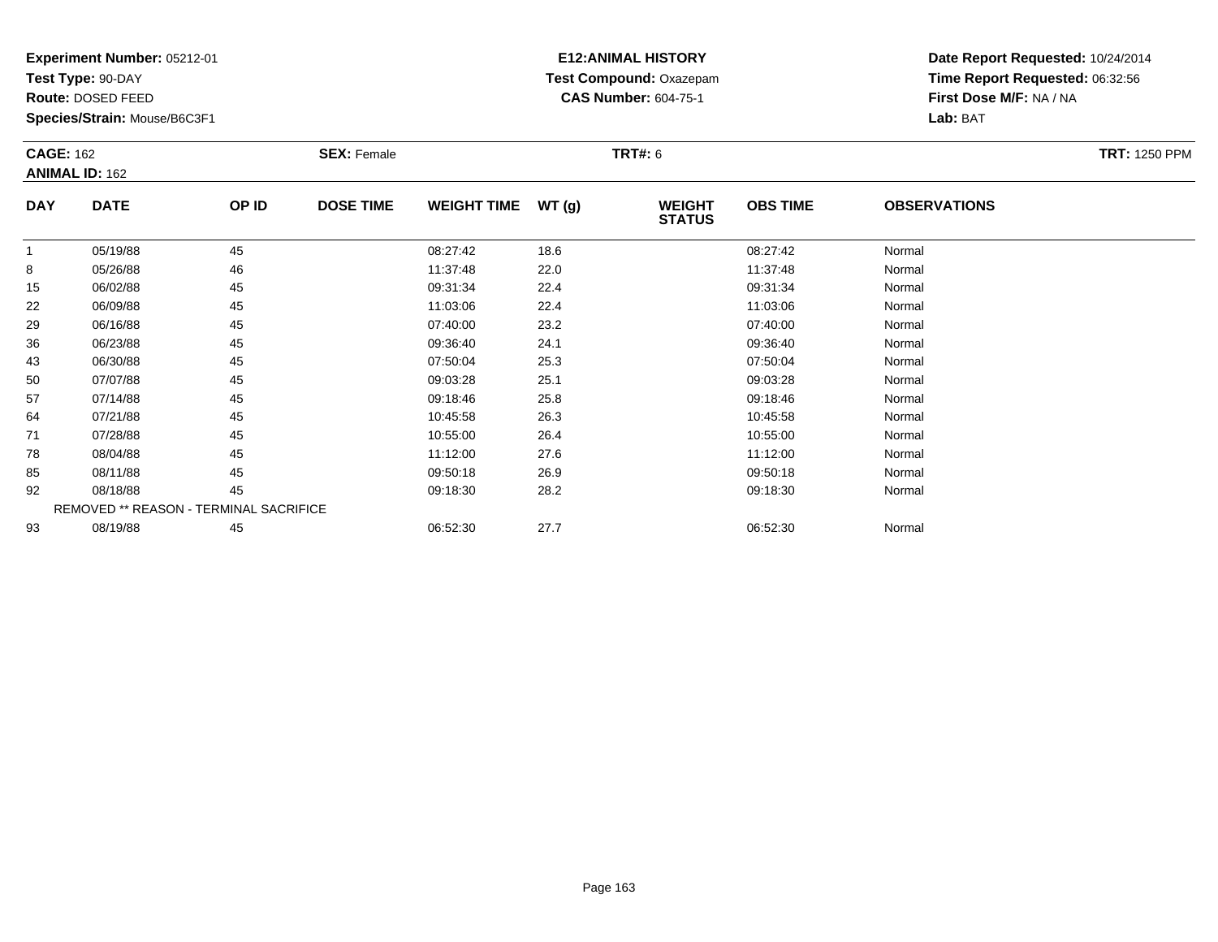**Experiment Number:** 05212-01
**Test Type:** 90-DAY
**Route:** DOSED FEED
**Species/Strain:** Mouse/B6C3F1

**E12:ANIMAL HISTORY**
**Test Compound:** Oxazepam
**CAS Number:** 604-75-1

**Date Report Requested:** 10/24/2014
**Time Report Requested:** 06:32:56
**First Dose M/F:** NA / NA
**Lab:** BAT

**CAGE:** 162
**ANIMAL ID:** 162
**SEX:** Female
**TRT#:** 6
**TRT:** 1250 PPM

| DAY | DATE | OP ID | DOSE TIME | WEIGHT TIME | WT (g) | WEIGHT STATUS | OBS TIME | OBSERVATIONS |
|---|---|---|---|---|---|---|---|---|
| 1 | 05/19/88 | 45 | | 08:27:42 | 18.6 | | 08:27:42 | Normal |
| 8 | 05/26/88 | 46 | | 11:37:48 | 22.0 | | 11:37:48 | Normal |
| 15 | 06/02/88 | 45 | | 09:31:34 | 22.4 | | 09:31:34 | Normal |
| 22 | 06/09/88 | 45 | | 11:03:06 | 22.4 | | 11:03:06 | Normal |
| 29 | 06/16/88 | 45 | | 07:40:00 | 23.2 | | 07:40:00 | Normal |
| 36 | 06/23/88 | 45 | | 09:36:40 | 24.1 | | 09:36:40 | Normal |
| 43 | 06/30/88 | 45 | | 07:50:04 | 25.3 | | 07:50:04 | Normal |
| 50 | 07/07/88 | 45 | | 09:03:28 | 25.1 | | 09:03:28 | Normal |
| 57 | 07/14/88 | 45 | | 09:18:46 | 25.8 | | 09:18:46 | Normal |
| 64 | 07/21/88 | 45 | | 10:45:58 | 26.3 | | 10:45:58 | Normal |
| 71 | 07/28/88 | 45 | | 10:55:00 | 26.4 | | 10:55:00 | Normal |
| 78 | 08/04/88 | 45 | | 11:12:00 | 27.6 | | 11:12:00 | Normal |
| 85 | 08/11/88 | 45 | | 09:50:18 | 26.9 | | 09:50:18 | Normal |
| 92 | 08/18/88 | 45 | | 09:18:30 | 28.2 | | 09:18:30 | Normal |
| REMOVED ** REASON - TERMINAL SACRIFICE | | | | | | | | |
| 93 | 08/19/88 | 45 | | 06:52:30 | 27.7 | | 06:52:30 | Normal |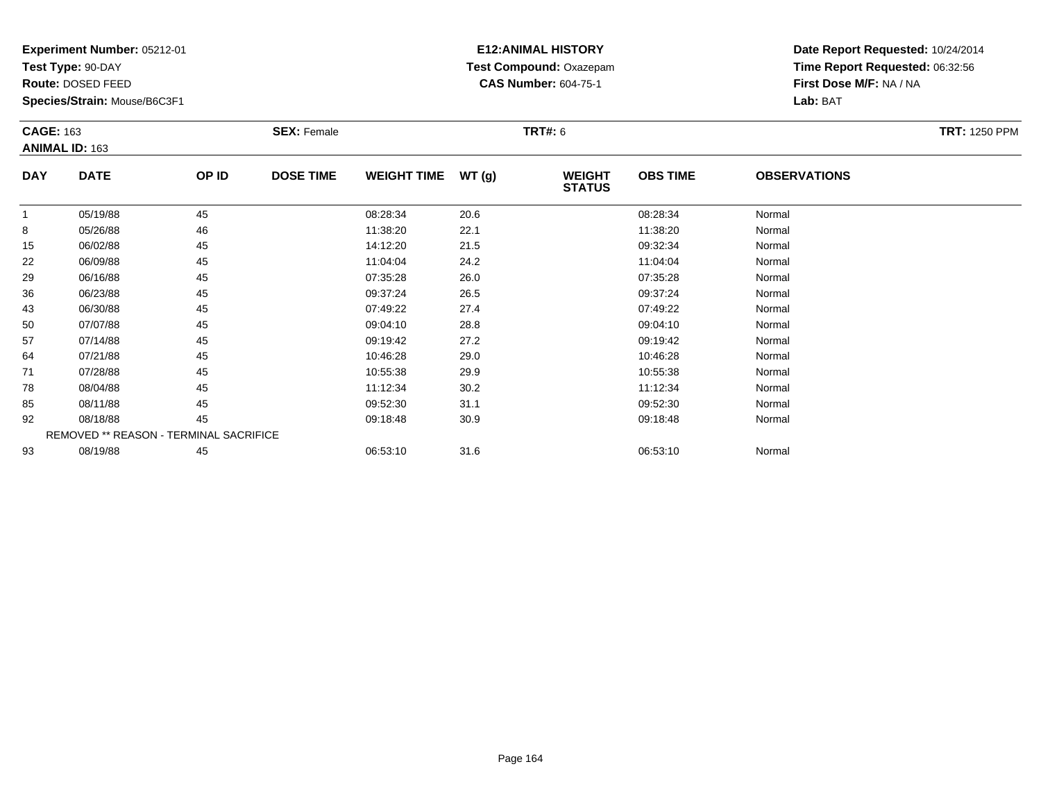**Experiment Number:** 05212-01
**Test Type:** 90-DAY
**Route:** DOSED FEED
**Species/Strain:** Mouse/B6C3F1

**E12:ANIMAL HISTORY**
**Test Compound:** Oxazepam
**CAS Number:** 604-75-1

**Date Report Requested:** 10/24/2014
**Time Report Requested:** 06:32:56
**First Dose M/F:** NA / NA
**Lab:** BAT

**CAGE:** 163
**ANIMAL ID:** 163
**SEX:** Female
**TRT#:** 6
**TRT:** 1250 PPM

| DAY | DATE | OP ID | DOSE TIME | WEIGHT TIME | WT (g) | WEIGHT STATUS | OBS TIME | OBSERVATIONS |
|---|---|---|---|---|---|---|---|---|
| 1 | 05/19/88 | 45 | | 08:28:34 | 20.6 | | 08:28:34 | Normal |
| 8 | 05/26/88 | 46 | | 11:38:20 | 22.1 | | 11:38:20 | Normal |
| 15 | 06/02/88 | 45 | | 14:12:20 | 21.5 | | 09:32:34 | Normal |
| 22 | 06/09/88 | 45 | | 11:04:04 | 24.2 | | 11:04:04 | Normal |
| 29 | 06/16/88 | 45 | | 07:35:28 | 26.0 | | 07:35:28 | Normal |
| 36 | 06/23/88 | 45 | | 09:37:24 | 26.5 | | 09:37:24 | Normal |
| 43 | 06/30/88 | 45 | | 07:49:22 | 27.4 | | 07:49:22 | Normal |
| 50 | 07/07/88 | 45 | | 09:04:10 | 28.8 | | 09:04:10 | Normal |
| 57 | 07/14/88 | 45 | | 09:19:42 | 27.2 | | 09:19:42 | Normal |
| 64 | 07/21/88 | 45 | | 10:46:28 | 29.0 | | 10:46:28 | Normal |
| 71 | 07/28/88 | 45 | | 10:55:38 | 29.9 | | 10:55:38 | Normal |
| 78 | 08/04/88 | 45 | | 11:12:34 | 30.2 | | 11:12:34 | Normal |
| 85 | 08/11/88 | 45 | | 09:52:30 | 31.1 | | 09:52:30 | Normal |
| 92 | 08/18/88 | 45 | | 09:18:48 | 30.9 | | 09:18:48 | Normal |
| REMOVED ** REASON - TERMINAL SACRIFICE | | | | | | | | |
| 93 | 08/19/88 | 45 | | 06:53:10 | 31.6 | | 06:53:10 | Normal |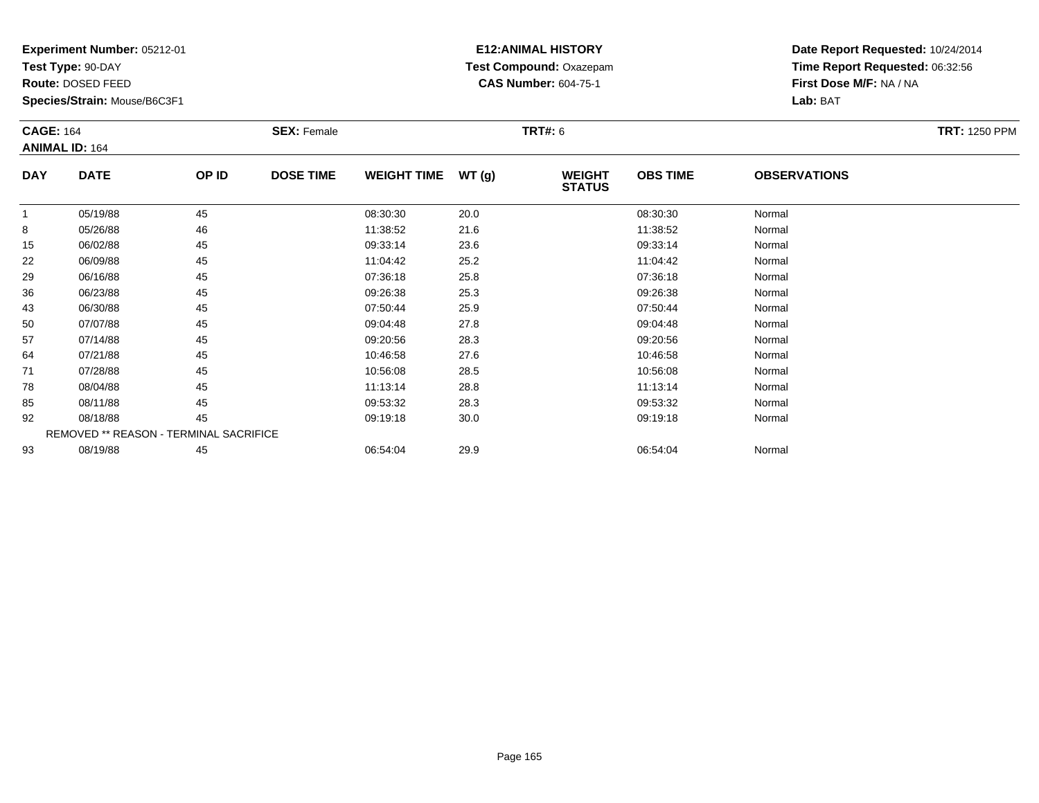**Experiment Number:** 05212-01
**Test Type:** 90-DAY
**Route:** DOSED FEED
**Species/Strain:** Mouse/B6C3F1

**E12:ANIMAL HISTORY**
**Test Compound:** Oxazepam
**CAS Number:** 604-75-1

**Date Report Requested:** 10/24/2014
**Time Report Requested:** 06:32:56
**First Dose M/F:** NA / NA
**Lab:** BAT

**CAGE:** 164
**ANIMAL ID:** 164
**SEX:** Female
**TRT#:** 6
**TRT:** 1250 PPM

| DAY | DATE | OP ID | DOSE TIME | WEIGHT TIME | WT (g) | WEIGHT STATUS | OBS TIME | OBSERVATIONS |
|---|---|---|---|---|---|---|---|---|
| 1 | 05/19/88 | 45 | | 08:30:30 | 20.0 | | 08:30:30 | Normal |
| 8 | 05/26/88 | 46 | | 11:38:52 | 21.6 | | 11:38:52 | Normal |
| 15 | 06/02/88 | 45 | | 09:33:14 | 23.6 | | 09:33:14 | Normal |
| 22 | 06/09/88 | 45 | | 11:04:42 | 25.2 | | 11:04:42 | Normal |
| 29 | 06/16/88 | 45 | | 07:36:18 | 25.8 | | 07:36:18 | Normal |
| 36 | 06/23/88 | 45 | | 09:26:38 | 25.3 | | 09:26:38 | Normal |
| 43 | 06/30/88 | 45 | | 07:50:44 | 25.9 | | 07:50:44 | Normal |
| 50 | 07/07/88 | 45 | | 09:04:48 | 27.8 | | 09:04:48 | Normal |
| 57 | 07/14/88 | 45 | | 09:20:56 | 28.3 | | 09:20:56 | Normal |
| 64 | 07/21/88 | 45 | | 10:46:58 | 27.6 | | 10:46:58 | Normal |
| 71 | 07/28/88 | 45 | | 10:56:08 | 28.5 | | 10:56:08 | Normal |
| 78 | 08/04/88 | 45 | | 11:13:14 | 28.8 | | 11:13:14 | Normal |
| 85 | 08/11/88 | 45 | | 09:53:32 | 28.3 | | 09:53:32 | Normal |
| 92 | 08/18/88 | 45 | | 09:19:18 | 30.0 | | 09:19:18 | Normal |
| | REMOVED ** REASON - TERMINAL SACRIFICE | | | | | | | |
| 93 | 08/19/88 | 45 | | 06:54:04 | 29.9 | | 06:54:04 | Normal |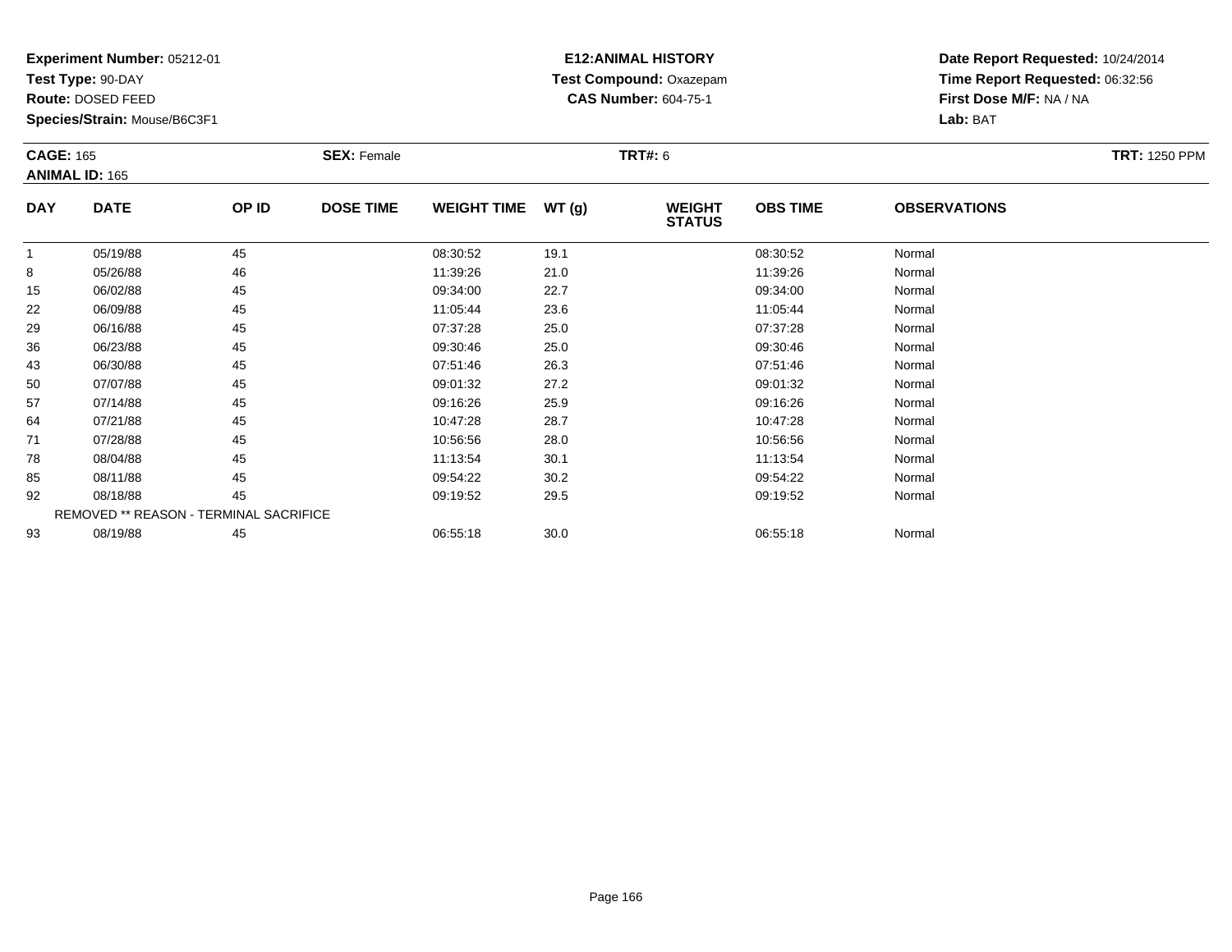**Experiment Number:** 05212-01
**Test Type:** 90-DAY
**Route:** DOSED FEED
**Species/Strain:** Mouse/B6C3F1

**E12:ANIMAL HISTORY**
**Test Compound:** Oxazepam
**CAS Number:** 604-75-1

**Date Report Requested:** 10/24/2014
**Time Report Requested:** 06:32:56
**First Dose M/F:** NA / NA
**Lab:** BAT

**CAGE:** 165 **SEX:** Female **TRT#:** 6 **TRT:** 1250 PPM
**ANIMAL ID:** 165

| DAY | DATE | OP ID | DOSE TIME | WEIGHT TIME | WT (g) | WEIGHT STATUS | OBS TIME | OBSERVATIONS |
|---|---|---|---|---|---|---|---|---|
| 1 | 05/19/88 | 45 | | 08:30:52 | 19.1 | | 08:30:52 | Normal |
| 8 | 05/26/88 | 46 | | 11:39:26 | 21.0 | | 11:39:26 | Normal |
| 15 | 06/02/88 | 45 | | 09:34:00 | 22.7 | | 09:34:00 | Normal |
| 22 | 06/09/88 | 45 | | 11:05:44 | 23.6 | | 11:05:44 | Normal |
| 29 | 06/16/88 | 45 | | 07:37:28 | 25.0 | | 07:37:28 | Normal |
| 36 | 06/23/88 | 45 | | 09:30:46 | 25.0 | | 09:30:46 | Normal |
| 43 | 06/30/88 | 45 | | 07:51:46 | 26.3 | | 07:51:46 | Normal |
| 50 | 07/07/88 | 45 | | 09:01:32 | 27.2 | | 09:01:32 | Normal |
| 57 | 07/14/88 | 45 | | 09:16:26 | 25.9 | | 09:16:26 | Normal |
| 64 | 07/21/88 | 45 | | 10:47:28 | 28.7 | | 10:47:28 | Normal |
| 71 | 07/28/88 | 45 | | 10:56:56 | 28.0 | | 10:56:56 | Normal |
| 78 | 08/04/88 | 45 | | 11:13:54 | 30.1 | | 11:13:54 | Normal |
| 85 | 08/11/88 | 45 | | 09:54:22 | 30.2 | | 09:54:22 | Normal |
| 92 | 08/18/88 | 45 | | 09:19:52 | 29.5 | | 09:19:52 | Normal |
| REMOVED ** REASON - TERMINAL SACRIFICE | | | | | | | | |
| 93 | 08/19/88 | 45 | | 06:55:18 | 30.0 | | 06:55:18 | Normal |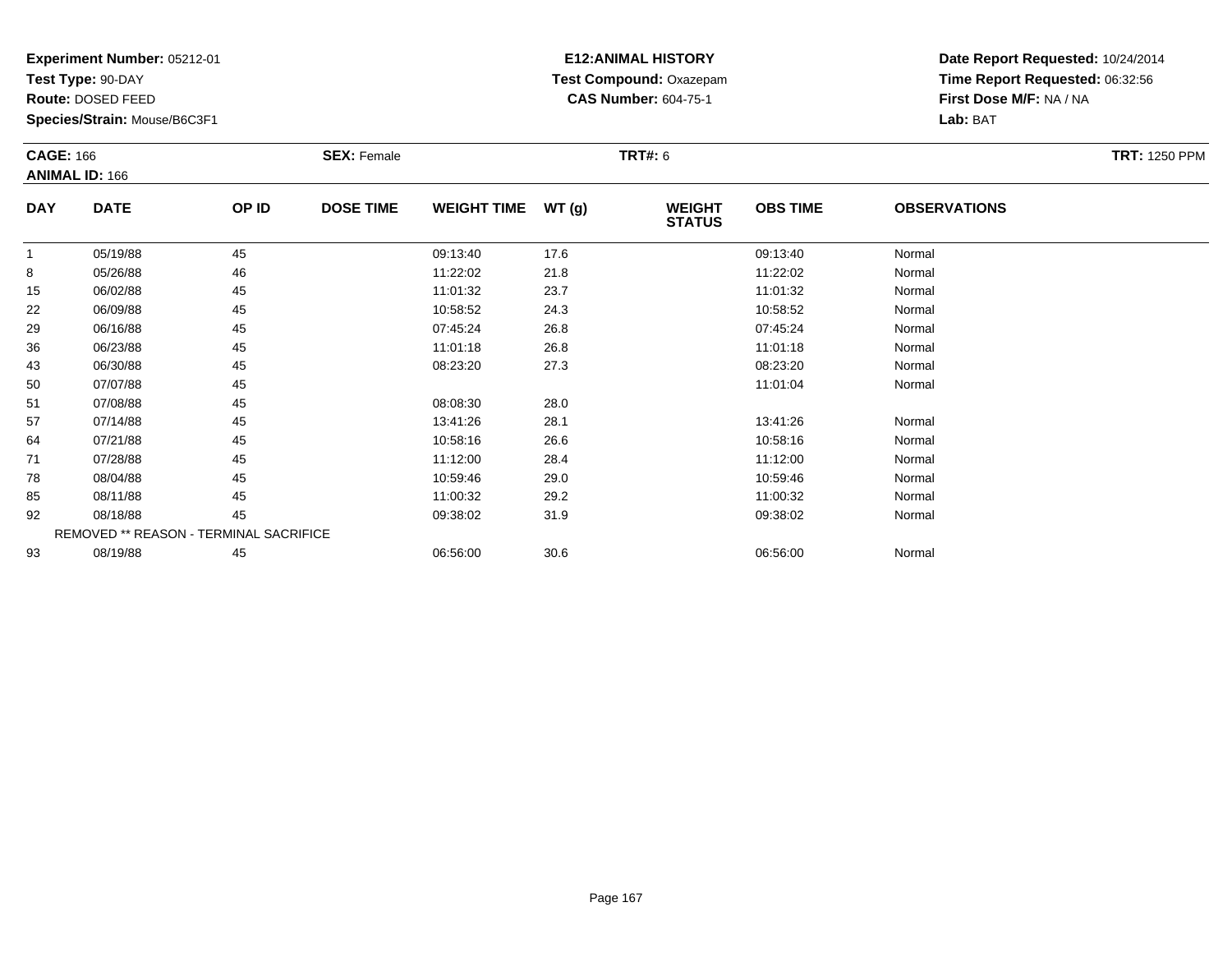**Experiment Number:** 05212-01
**Test Type:** 90-DAY
**Route:** DOSED FEED
**Species/Strain:** Mouse/B6C3F1

**E12:ANIMAL HISTORY**
**Test Compound:** Oxazepam
**CAS Number:** 604-75-1

**Date Report Requested:** 10/24/2014
**Time Report Requested:** 06:32:56
**First Dose M/F:** NA / NA
**Lab:** BAT

**CAGE:** 166
**ANIMAL ID:** 166
**SEX:** Female
**TRT#:** 6
**TRT:** 1250 PPM

| DAY | DATE | OP ID | DOSE TIME | WEIGHT TIME | WT (g) | WEIGHT STATUS | OBS TIME | OBSERVATIONS |
|---|---|---|---|---|---|---|---|---|
| 1 | 05/19/88 | 45 | | 09:13:40 | 17.6 | | 09:13:40 | Normal |
| 8 | 05/26/88 | 46 | | 11:22:02 | 21.8 | | 11:22:02 | Normal |
| 15 | 06/02/88 | 45 | | 11:01:32 | 23.7 | | 11:01:32 | Normal |
| 22 | 06/09/88 | 45 | | 10:58:52 | 24.3 | | 10:58:52 | Normal |
| 29 | 06/16/88 | 45 | | 07:45:24 | 26.8 | | 07:45:24 | Normal |
| 36 | 06/23/88 | 45 | | 11:01:18 | 26.8 | | 11:01:18 | Normal |
| 43 | 06/30/88 | 45 | | 08:23:20 | 27.3 | | 08:23:20 | Normal |
| 50 | 07/07/88 | 45 | | | | | 11:01:04 | Normal |
| 51 | 07/08/88 | 45 | | 08:08:30 | 28.0 | | | |
| 57 | 07/14/88 | 45 | | 13:41:26 | 28.1 | | 13:41:26 | Normal |
| 64 | 07/21/88 | 45 | | 10:58:16 | 26.6 | | 10:58:16 | Normal |
| 71 | 07/28/88 | 45 | | 11:12:00 | 28.4 | | 11:12:00 | Normal |
| 78 | 08/04/88 | 45 | | 10:59:46 | 29.0 | | 10:59:46 | Normal |
| 85 | 08/11/88 | 45 | | 11:00:32 | 29.2 | | 11:00:32 | Normal |
| 92 | 08/18/88 | 45 | | 09:38:02 | 31.9 | | 09:38:02 | Normal |
| | REMOVED ** REASON - TERMINAL SACRIFICE | | | | | | | |
| 93 | 08/19/88 | 45 | | 06:56:00 | 30.6 | | 06:56:00 | Normal |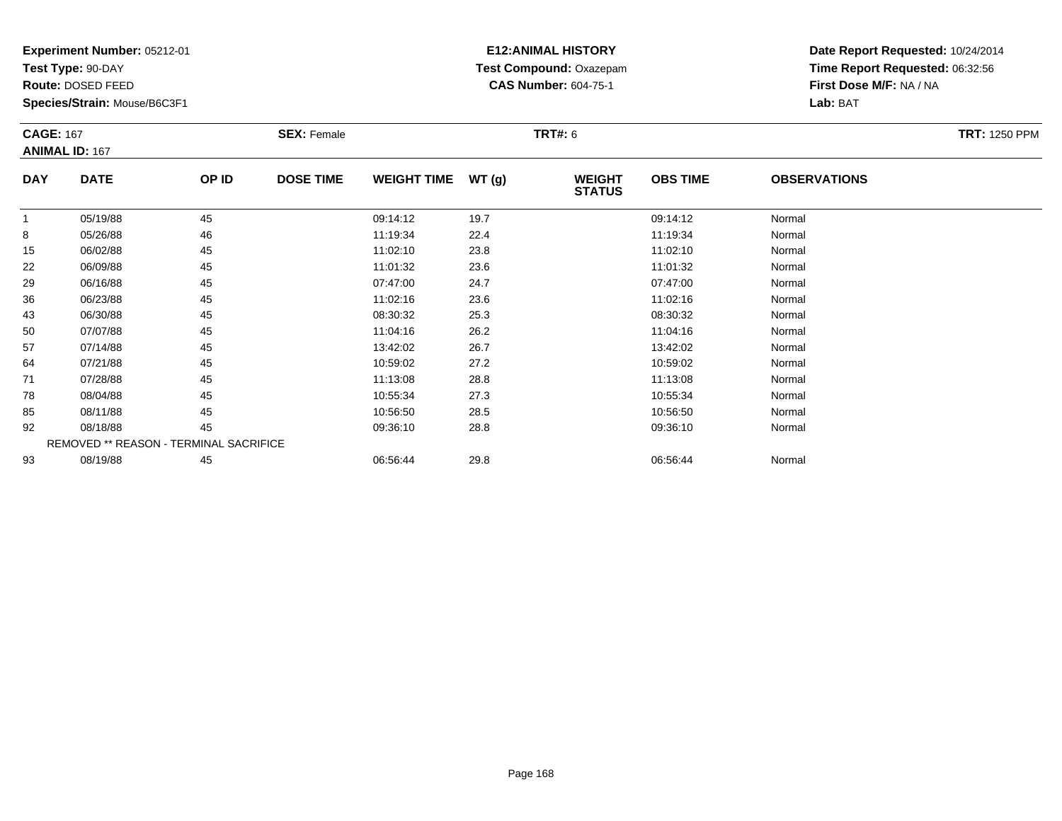**Experiment Number:** 05212-01
**Test Type:** 90-DAY
**Route:** DOSED FEED
**Species/Strain:** Mouse/B6C3F1

**E12:ANIMAL HISTORY**
**Test Compound:** Oxazepam
**CAS Number:** 604-75-1

**Date Report Requested:** 10/24/2014
**Time Report Requested:** 06:32:56
**First Dose M/F:** NA / NA
**Lab:** BAT

**CAGE:** 167 **SEX:** Female **TRT#:** 6 **TRT:** 1250 PPM
**ANIMAL ID:** 167

| DAY | DATE | OP ID | DOSE TIME | WEIGHT TIME | WT (g) | WEIGHT STATUS | OBS TIME | OBSERVATIONS |
|---|---|---|---|---|---|---|---|---|
| 1 | 05/19/88 | 45 | | 09:14:12 | 19.7 | | 09:14:12 | Normal |
| 8 | 05/26/88 | 46 | | 11:19:34 | 22.4 | | 11:19:34 | Normal |
| 15 | 06/02/88 | 45 | | 11:02:10 | 23.8 | | 11:02:10 | Normal |
| 22 | 06/09/88 | 45 | | 11:01:32 | 23.6 | | 11:01:32 | Normal |
| 29 | 06/16/88 | 45 | | 07:47:00 | 24.7 | | 07:47:00 | Normal |
| 36 | 06/23/88 | 45 | | 11:02:16 | 23.6 | | 11:02:16 | Normal |
| 43 | 06/30/88 | 45 | | 08:30:32 | 25.3 | | 08:30:32 | Normal |
| 50 | 07/07/88 | 45 | | 11:04:16 | 26.2 | | 11:04:16 | Normal |
| 57 | 07/14/88 | 45 | | 13:42:02 | 26.7 | | 13:42:02 | Normal |
| 64 | 07/21/88 | 45 | | 10:59:02 | 27.2 | | 10:59:02 | Normal |
| 71 | 07/28/88 | 45 | | 11:13:08 | 28.8 | | 11:13:08 | Normal |
| 78 | 08/04/88 | 45 | | 10:55:34 | 27.3 | | 10:55:34 | Normal |
| 85 | 08/11/88 | 45 | | 10:56:50 | 28.5 | | 10:56:50 | Normal |
| 92 | 08/18/88 | 45 | | 09:36:10 | 28.8 | | 09:36:10 | Normal |
| REMOVED ** REASON - TERMINAL SACRIFICE | | | | | | | | |
| 93 | 08/19/88 | 45 | | 06:56:44 | 29.8 | | 06:56:44 | Normal |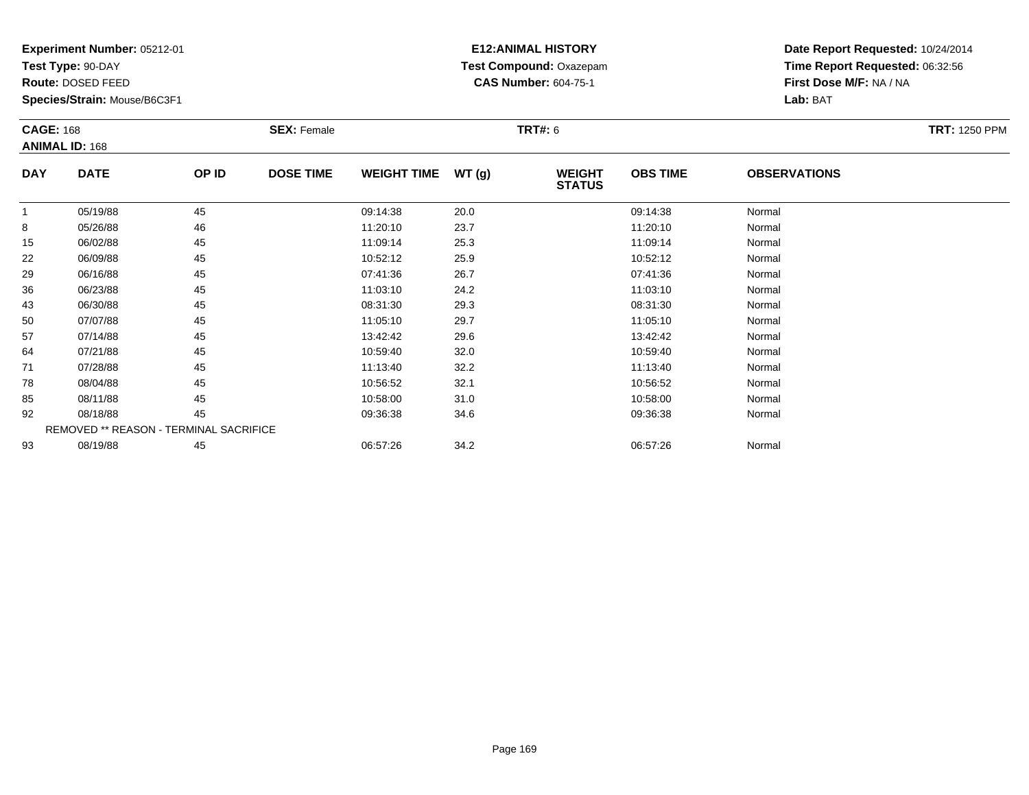**Experiment Number:** 05212-01
**Test Type:** 90-DAY
**Route:** DOSED FEED
**Species/Strain:** Mouse/B6C3F1

**E12:ANIMAL HISTORY**
**Test Compound:** Oxazepam
**CAS Number:** 604-75-1

**Date Report Requested:** 10/24/2014
**Time Report Requested:** 06:32:56
**First Dose M/F:** NA / NA
**Lab:** BAT

**CAGE:** 168 **SEX:** Female **TRT#:** 6 **TRT:** 1250 PPM
**ANIMAL ID:** 168

| DAY | DATE | OP ID | DOSE TIME | WEIGHT TIME | WT (g) | WEIGHT STATUS | OBS TIME | OBSERVATIONS |
|---|---|---|---|---|---|---|---|---|
| 1 | 05/19/88 | 45 | | 09:14:38 | 20.0 | | 09:14:38 | Normal |
| 8 | 05/26/88 | 46 | | 11:20:10 | 23.7 | | 11:20:10 | Normal |
| 15 | 06/02/88 | 45 | | 11:09:14 | 25.3 | | 11:09:14 | Normal |
| 22 | 06/09/88 | 45 | | 10:52:12 | 25.9 | | 10:52:12 | Normal |
| 29 | 06/16/88 | 45 | | 07:41:36 | 26.7 | | 07:41:36 | Normal |
| 36 | 06/23/88 | 45 | | 11:03:10 | 24.2 | | 11:03:10 | Normal |
| 43 | 06/30/88 | 45 | | 08:31:30 | 29.3 | | 08:31:30 | Normal |
| 50 | 07/07/88 | 45 | | 11:05:10 | 29.7 | | 11:05:10 | Normal |
| 57 | 07/14/88 | 45 | | 13:42:42 | 29.6 | | 13:42:42 | Normal |
| 64 | 07/21/88 | 45 | | 10:59:40 | 32.0 | | 10:59:40 | Normal |
| 71 | 07/28/88 | 45 | | 11:13:40 | 32.2 | | 11:13:40 | Normal |
| 78 | 08/04/88 | 45 | | 10:56:52 | 32.1 | | 10:56:52 | Normal |
| 85 | 08/11/88 | 45 | | 10:58:00 | 31.0 | | 10:58:00 | Normal |
| 92 | 08/18/88 | 45 | | 09:36:38 | 34.6 | | 09:36:38 | Normal |
| REMOVED ** REASON - TERMINAL SACRIFICE | | | | | | | | |
| 93 | 08/19/88 | 45 | | 06:57:26 | 34.2 | | 06:57:26 | Normal |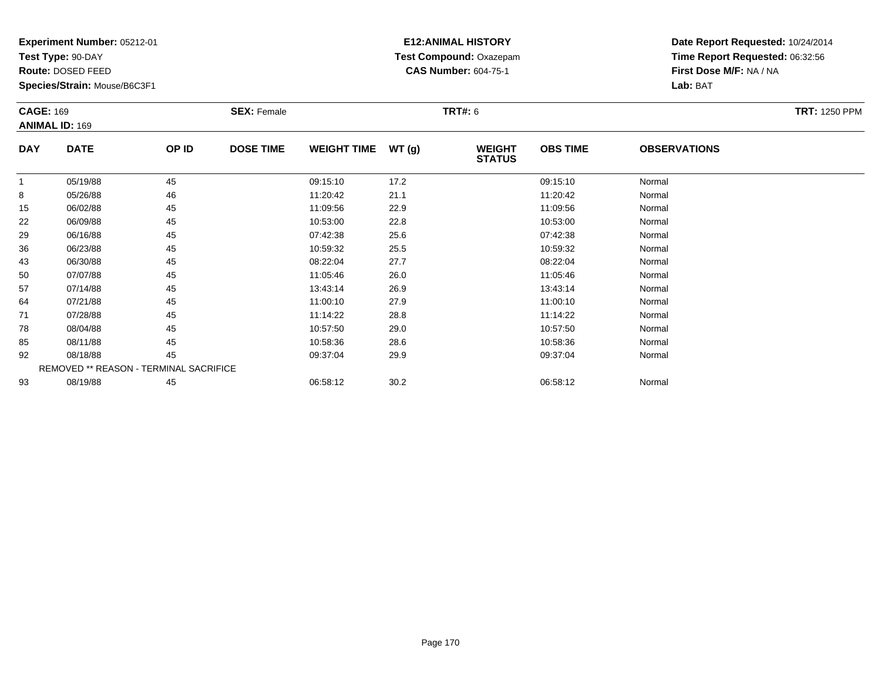**Experiment Number:** 05212-01
**Test Type:** 90-DAY
**Route:** DOSED FEED
**Species/Strain:** Mouse/B6C3F1

**E12:ANIMAL HISTORY**
**Test Compound:** Oxazepam
**CAS Number:** 604-75-1

**Date Report Requested:** 10/24/2014
**Time Report Requested:** 06:32:56
**First Dose M/F:** NA / NA
**Lab:** BAT

**CAGE:** 169 **SEX:** Female **TRT#:** 6 **TRT:** 1250 PPM
**ANIMAL ID:** 169

| DAY | DATE | OP ID | DOSE TIME | WEIGHT TIME | WT (g) | WEIGHT STATUS | OBS TIME | OBSERVATIONS |
|---|---|---|---|---|---|---|---|---|
| 1 | 05/19/88 | 45 | | 09:15:10 | 17.2 | | 09:15:10 | Normal |
| 8 | 05/26/88 | 46 | | 11:20:42 | 21.1 | | 11:20:42 | Normal |
| 15 | 06/02/88 | 45 | | 11:09:56 | 22.9 | | 11:09:56 | Normal |
| 22 | 06/09/88 | 45 | | 10:53:00 | 22.8 | | 10:53:00 | Normal |
| 29 | 06/16/88 | 45 | | 07:42:38 | 25.6 | | 07:42:38 | Normal |
| 36 | 06/23/88 | 45 | | 10:59:32 | 25.5 | | 10:59:32 | Normal |
| 43 | 06/30/88 | 45 | | 08:22:04 | 27.7 | | 08:22:04 | Normal |
| 50 | 07/07/88 | 45 | | 11:05:46 | 26.0 | | 11:05:46 | Normal |
| 57 | 07/14/88 | 45 | | 13:43:14 | 26.9 | | 13:43:14 | Normal |
| 64 | 07/21/88 | 45 | | 11:00:10 | 27.9 | | 11:00:10 | Normal |
| 71 | 07/28/88 | 45 | | 11:14:22 | 28.8 | | 11:14:22 | Normal |
| 78 | 08/04/88 | 45 | | 10:57:50 | 29.0 | | 10:57:50 | Normal |
| 85 | 08/11/88 | 45 | | 10:58:36 | 28.6 | | 10:58:36 | Normal |
| 92 | 08/18/88 | 45 | | 09:37:04 | 29.9 | | 09:37:04 | Normal |
| REMOVED ** REASON - TERMINAL SACRIFICE | | | | | | | | |
| 93 | 08/19/88 | 45 | | 06:58:12 | 30.2 | | 06:58:12 | Normal |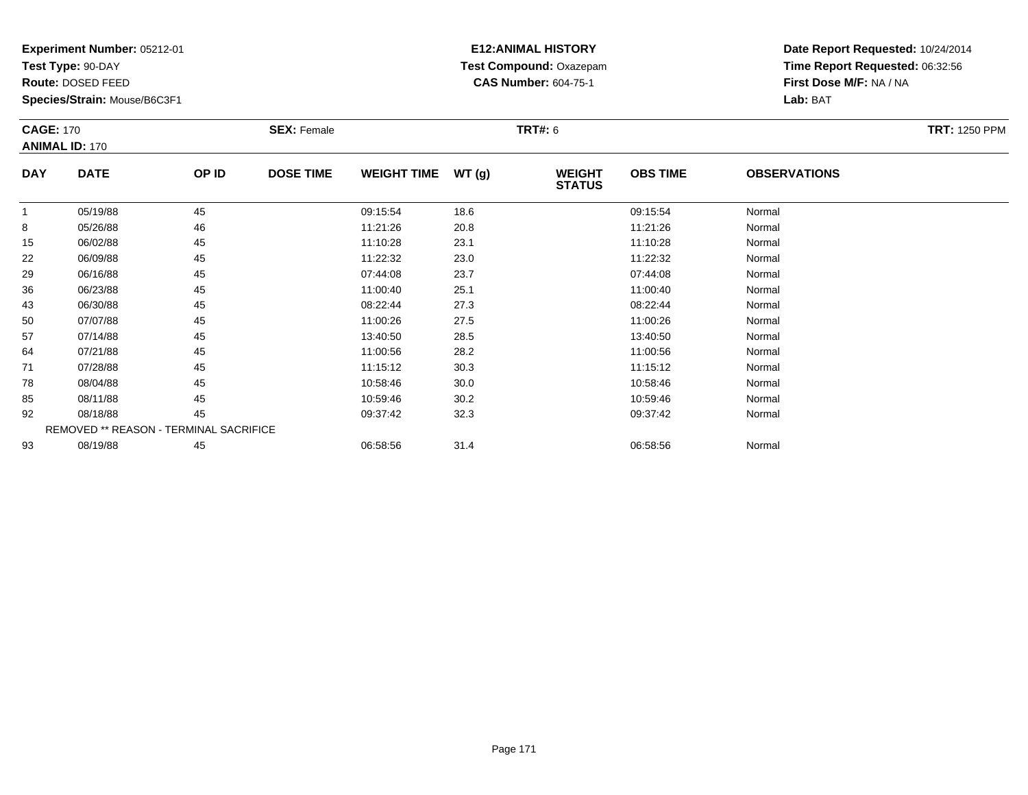**Experiment Number:** 05212-01
**Test Type:** 90-DAY
**Route:** DOSED FEED
**Species/Strain:** Mouse/B6C3F1

**E12:ANIMAL HISTORY**
**Test Compound:** Oxazepam
**CAS Number:** 604-75-1

**Date Report Requested:** 10/24/2014
**Time Report Requested:** 06:32:56
**First Dose M/F:** NA / NA
**Lab:** BAT

**CAGE:** 170
**ANIMAL ID:** 170
**SEX:** Female
**TRT#:** 6
**TRT:** 1250 PPM

| DAY | DATE | OP ID | DOSE TIME | WEIGHT TIME | WT (g) | WEIGHT STATUS | OBS TIME | OBSERVATIONS |
|---|---|---|---|---|---|---|---|---|
| 1 | 05/19/88 | 45 | | 09:15:54 | 18.6 | | 09:15:54 | Normal |
| 8 | 05/26/88 | 46 | | 11:21:26 | 20.8 | | 11:21:26 | Normal |
| 15 | 06/02/88 | 45 | | 11:10:28 | 23.1 | | 11:10:28 | Normal |
| 22 | 06/09/88 | 45 | | 11:22:32 | 23.0 | | 11:22:32 | Normal |
| 29 | 06/16/88 | 45 | | 07:44:08 | 23.7 | | 07:44:08 | Normal |
| 36 | 06/23/88 | 45 | | 11:00:40 | 25.1 | | 11:00:40 | Normal |
| 43 | 06/30/88 | 45 | | 08:22:44 | 27.3 | | 08:22:44 | Normal |
| 50 | 07/07/88 | 45 | | 11:00:26 | 27.5 | | 11:00:26 | Normal |
| 57 | 07/14/88 | 45 | | 13:40:50 | 28.5 | | 13:40:50 | Normal |
| 64 | 07/21/88 | 45 | | 11:00:56 | 28.2 | | 11:00:56 | Normal |
| 71 | 07/28/88 | 45 | | 11:15:12 | 30.3 | | 11:15:12 | Normal |
| 78 | 08/04/88 | 45 | | 10:58:46 | 30.0 | | 10:58:46 | Normal |
| 85 | 08/11/88 | 45 | | 10:59:46 | 30.2 | | 10:59:46 | Normal |
| 92 | 08/18/88 | 45 | | 09:37:42 | 32.3 | | 09:37:42 | Normal |
| REMOVED ** REASON - TERMINAL SACRIFICE | | | | | | | | |
| 93 | 08/19/88 | 45 | | 06:58:56 | 31.4 | | 06:58:56 | Normal |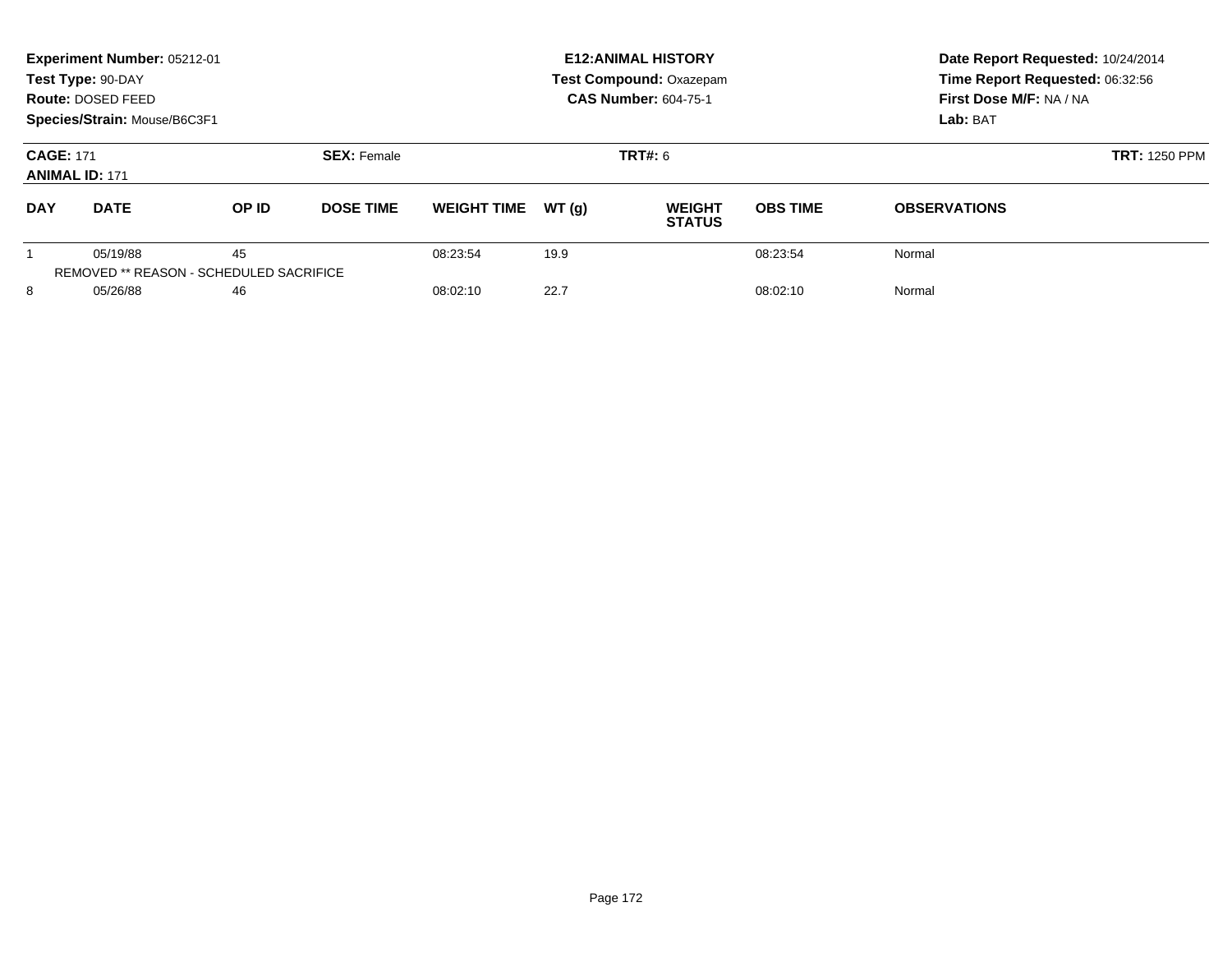**Experiment Number:** 05212-01
**Test Type:** 90-DAY
**Route:** DOSED FEED
**Species/Strain:** Mouse/B6C3F1

**E12:ANIMAL HISTORY**
**Test Compound:** Oxazepam
**CAS Number:** 604-75-1

**Date Report Requested:** 10/24/2014
**Time Report Requested:** 06:32:56
**First Dose M/F:** NA / NA
**Lab:** BAT

**CAGE:** 171
**ANIMAL ID:** 171
**SEX:** Female
**TRT#:** 6
**TRT:** 1250 PPM

| DAY | DATE | OP ID | DOSE TIME | WEIGHT TIME | WT (g) | WEIGHT STATUS | OBS TIME | OBSERVATIONS |
|---|---|---|---|---|---|---|---|---|
| 1 | 05/19/88 | 45 | | 08:23:54 | 19.9 | | 08:23:54 | Normal |
| REMOVED ** REASON - SCHEDULED SACRIFICE | | | | | | | | |
| 8 | 05/26/88 | 46 | | 08:02:10 | 22.7 | | 08:02:10 | Normal |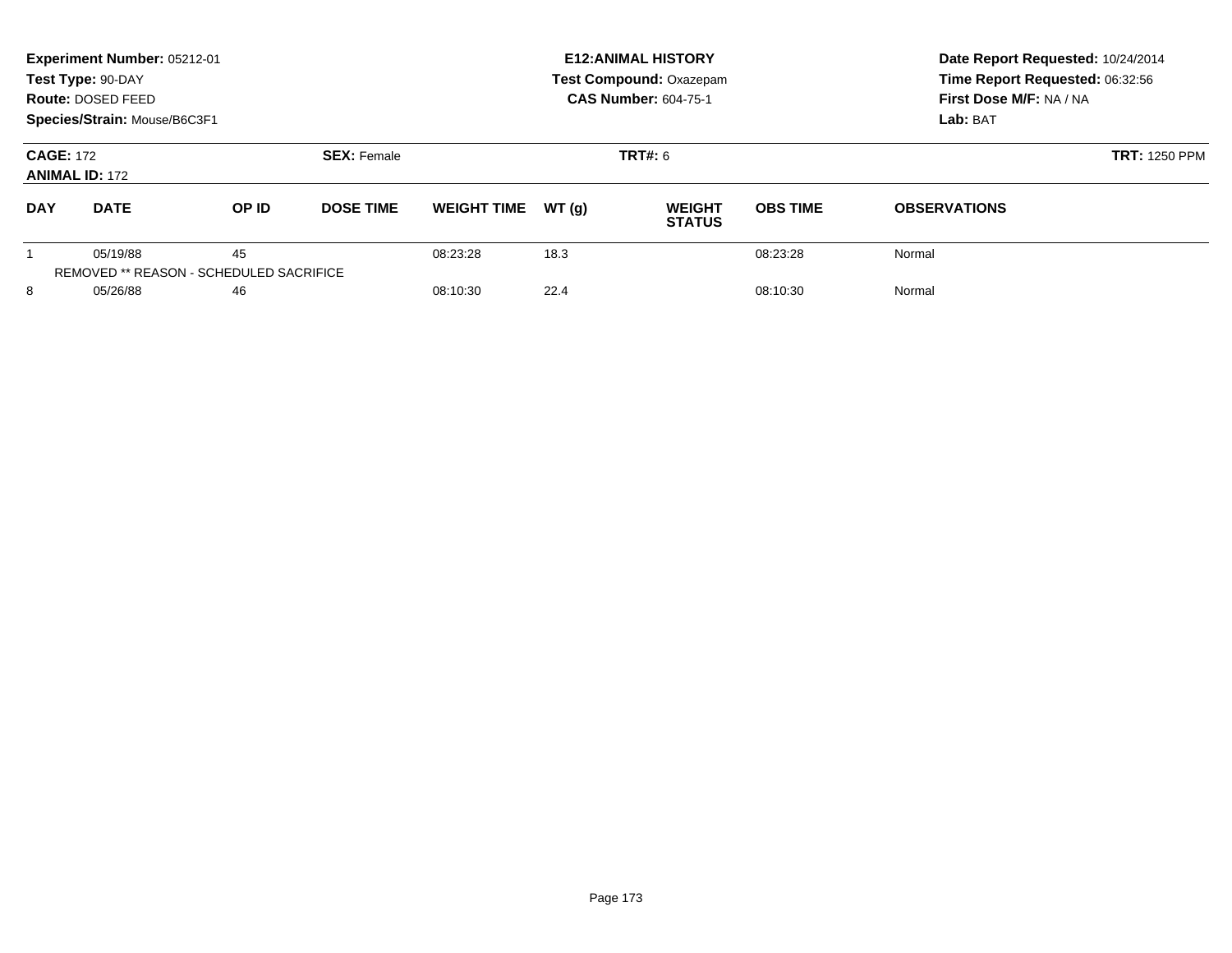**Experiment Number:** 05212-01
**Test Type:** 90-DAY
**Route:** DOSED FEED
**Species/Strain:** Mouse/B6C3F1

**E12:ANIMAL HISTORY**
**Test Compound:** Oxazepam
**CAS Number:** 604-75-1

**Date Report Requested:** 10/24/2014
**Time Report Requested:** 06:32:56
**First Dose M/F:** NA / NA
**Lab:** BAT

**CAGE:** 172
**ANIMAL ID:** 172
**SEX:** Female
**TRT#:** 6
**TRT:** 1250 PPM

| DAY | DATE | OP ID | DOSE TIME | WEIGHT TIME | WT (g) | WEIGHT STATUS | OBS TIME | OBSERVATIONS |
|---|---|---|---|---|---|---|---|---|
| 1 | 05/19/88 | 45 | | 08:23:28 | 18.3 | | 08:23:28 | Normal |
| REMOVED ** REASON - SCHEDULED SACRIFICE | | | | | | | | |
| 8 | 05/26/88 | 46 | | 08:10:30 | 22.4 | | 08:10:30 | Normal |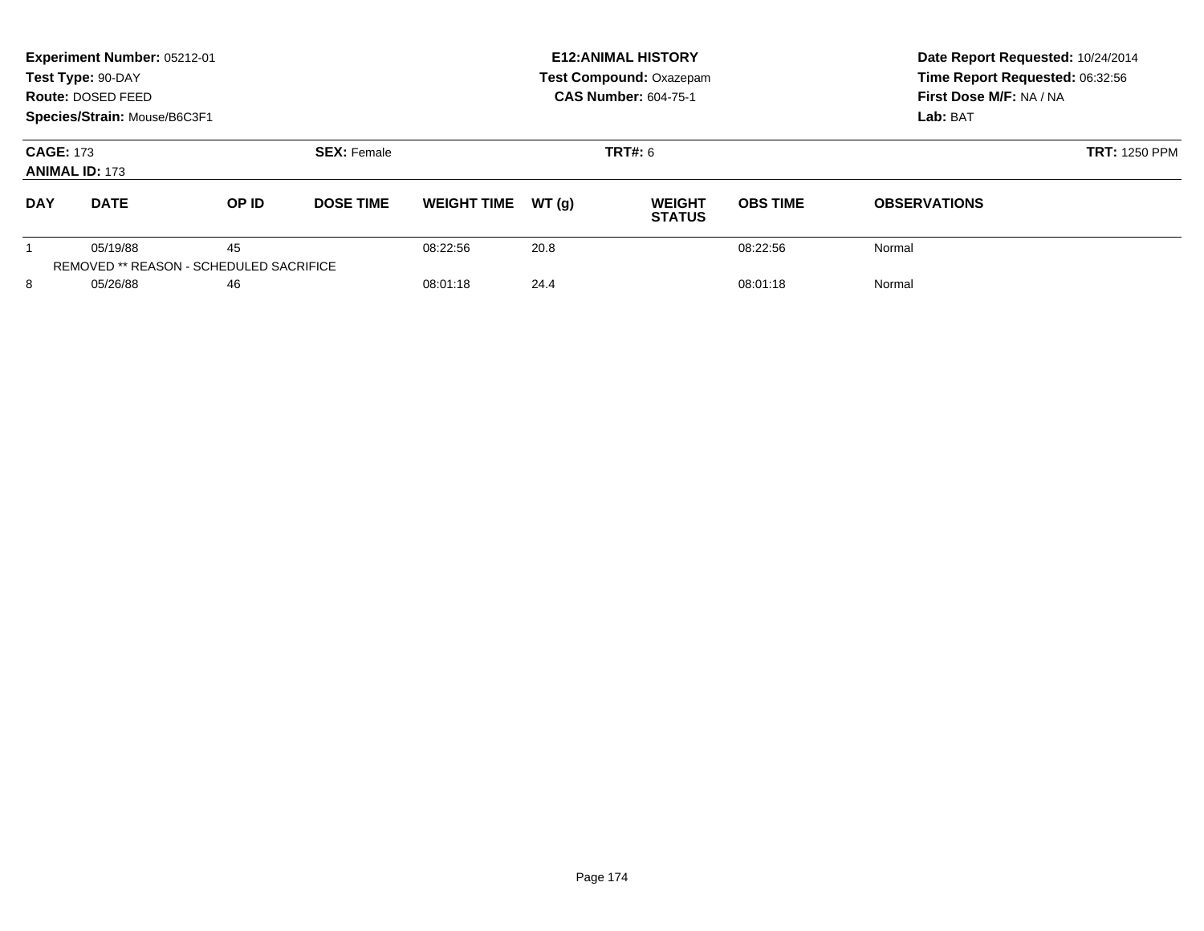**Experiment Number:** 05212-01
**Test Type:** 90-DAY
**Route:** DOSED FEED
**Species/Strain:** Mouse/B6C3F1

**E12:ANIMAL HISTORY**
**Test Compound:** Oxazepam
**CAS Number:** 604-75-1

**Date Report Requested:** 10/24/2014
**Time Report Requested:** 06:32:56
**First Dose M/F:** NA / NA
**Lab:** BAT

**CAGE:** 173
**ANIMAL ID:** 173
**SEX:** Female
**TRT#:** 6
**TRT:** 1250 PPM

| DAY | DATE | OP ID | DOSE TIME | WEIGHT TIME | WT (g) | WEIGHT STATUS | OBS TIME | OBSERVATIONS |
|---|---|---|---|---|---|---|---|---|
| 1 | 05/19/88 | 45 | | 08:22:56 | 20.8 | | 08:22:56 | Normal |
| | REMOVED ** REASON - SCHEDULED SACRIFICE | | | | | | | |
| 8 | 05/26/88 | 46 | | 08:01:18 | 24.4 | | 08:01:18 | Normal |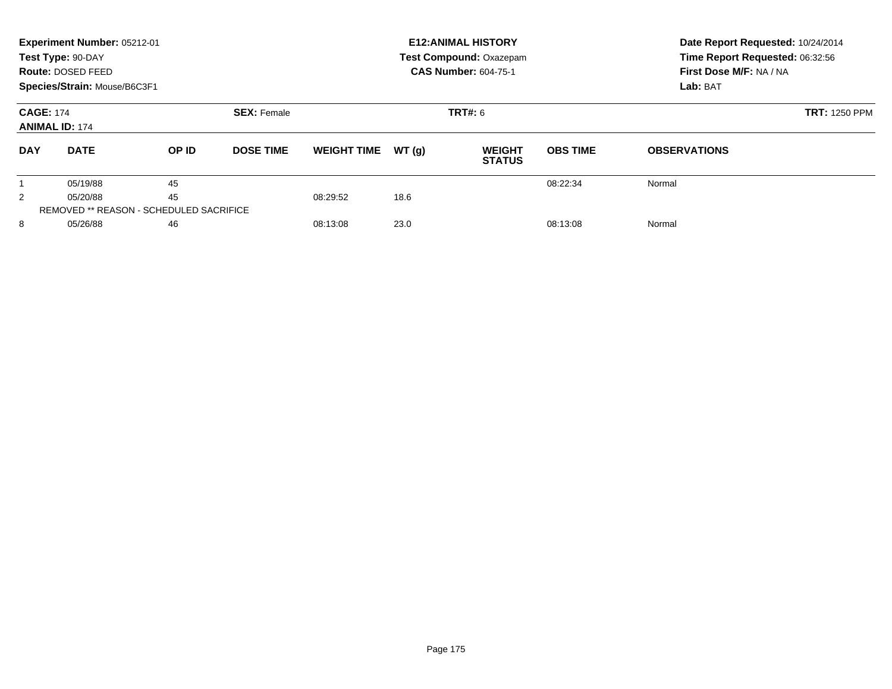**Experiment Number:** 05212-01
**Test Type:** 90-DAY
**Route:** DOSED FEED
**Species/Strain:** Mouse/B6C3F1

**E12:ANIMAL HISTORY**
**Test Compound:** Oxazepam
**CAS Number:** 604-75-1

**Date Report Requested:** 10/24/2014
**Time Report Requested:** 06:32:56
**First Dose M/F:** NA / NA
**Lab:** BAT

**CAGE:** 174
**ANIMAL ID:** 174

**SEX:** Female

**TRT#:** 6

**TRT:** 1250 PPM

| DAY | DATE | OP ID | DOSE TIME | WEIGHT TIME | WT (g) | WEIGHT STATUS | OBS TIME | OBSERVATIONS |
|---|---|---|---|---|---|---|---|---|
| 1 | 05/19/88 | 45 | | | | | 08:22:34 | Normal |
| 2 | 05/20/88 | 45 | | 08:29:52 | 18.6 | | | |
| | REMOVED ** REASON - SCHEDULED SACRIFICE | | | | | | | |
| 8 | 05/26/88 | 46 | | 08:13:08 | 23.0 | | 08:13:08 | Normal |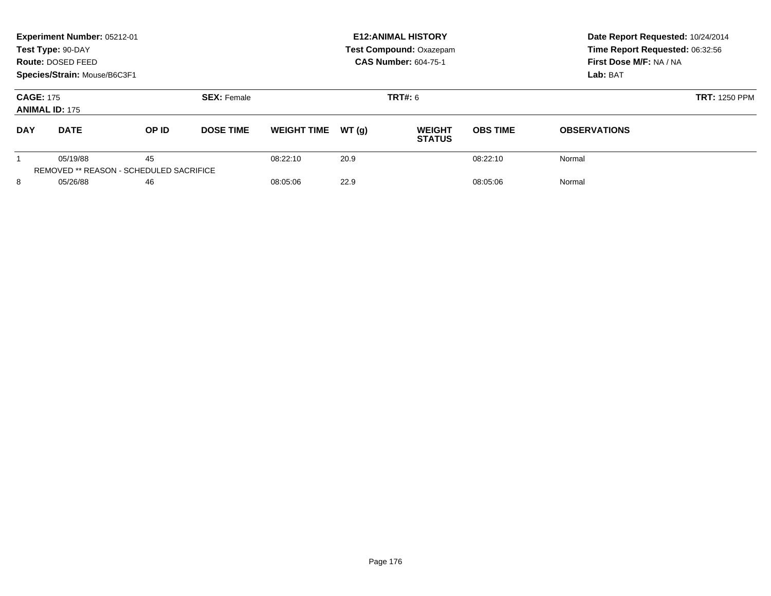**Experiment Number:** 05212-01
**Test Type:** 90-DAY
**Route:** DOSED FEED
**Species/Strain:** Mouse/B6C3F1

**E12:ANIMAL HISTORY**
**Test Compound:** Oxazepam
**CAS Number:** 604-75-1

**Date Report Requested:** 10/24/2014
**Time Report Requested:** 06:32:56
**First Dose M/F:** NA / NA
**Lab:** BAT

**CAGE:** 175
**ANIMAL ID:** 175
**SEX:** Female
**TRT#:** 6
**TRT:** 1250 PPM

| DAY | DATE | OP ID | DOSE TIME | WEIGHT TIME | WT (g) | WEIGHT STATUS | OBS TIME | OBSERVATIONS |
|---|---|---|---|---|---|---|---|---|
| 1 | 05/19/88 | 45 | | 08:22:10 | 20.9 | | 08:22:10 | Normal |
| REMOVED ** REASON - SCHEDULED SACRIFICE | | | | | | | | |
| 8 | 05/26/88 | 46 | | 08:05:06 | 22.9 | | 08:05:06 | Normal |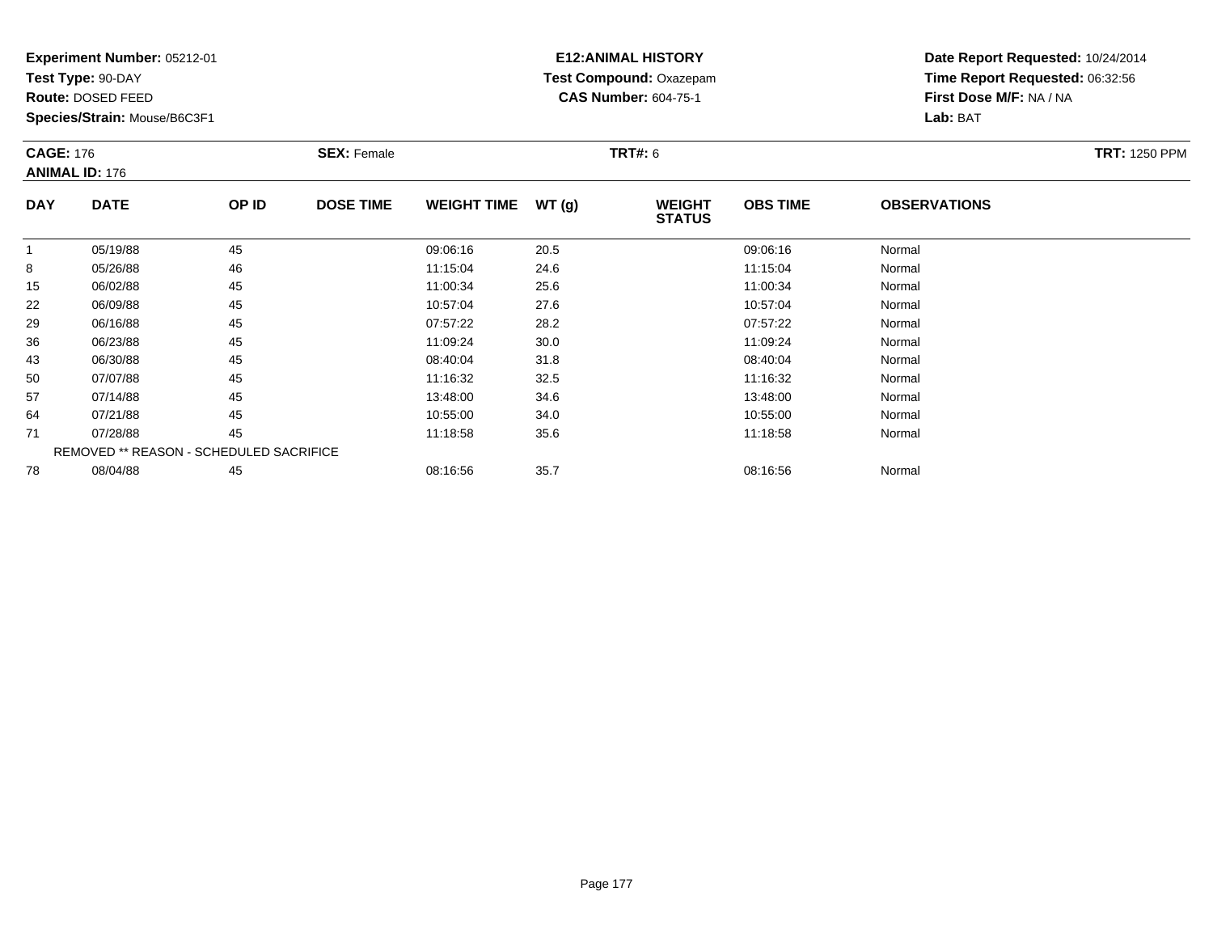**Experiment Number:** 05212-01
**Test Type:** 90-DAY
**Route:** DOSED FEED
**Species/Strain:** Mouse/B6C3F1

**E12:ANIMAL HISTORY**
**Test Compound:** Oxazepam
**CAS Number:** 604-75-1

**Date Report Requested:** 10/24/2014
**Time Report Requested:** 06:32:56
**First Dose M/F:** NA / NA
**Lab:** BAT

**CAGE:** 176
**ANIMAL ID:** 176
**SEX:** Female
**TRT#:** 6
**TRT:** 1250 PPM

| DAY | DATE | OP ID | DOSE TIME | WEIGHT TIME | WT (g) | WEIGHT STATUS | OBS TIME | OBSERVATIONS |
|---|---|---|---|---|---|---|---|---|
| 1 | 05/19/88 | 45 | | 09:06:16 | 20.5 | | 09:06:16 | Normal |
| 8 | 05/26/88 | 46 | | 11:15:04 | 24.6 | | 11:15:04 | Normal |
| 15 | 06/02/88 | 45 | | 11:00:34 | 25.6 | | 11:00:34 | Normal |
| 22 | 06/09/88 | 45 | | 10:57:04 | 27.6 | | 10:57:04 | Normal |
| 29 | 06/16/88 | 45 | | 07:57:22 | 28.2 | | 07:57:22 | Normal |
| 36 | 06/23/88 | 45 | | 11:09:24 | 30.0 | | 11:09:24 | Normal |
| 43 | 06/30/88 | 45 | | 08:40:04 | 31.8 | | 08:40:04 | Normal |
| 50 | 07/07/88 | 45 | | 11:16:32 | 32.5 | | 11:16:32 | Normal |
| 57 | 07/14/88 | 45 | | 13:48:00 | 34.6 | | 13:48:00 | Normal |
| 64 | 07/21/88 | 45 | | 10:55:00 | 34.0 | | 10:55:00 | Normal |
| 71 | 07/28/88 | 45 | | 11:18:58 | 35.6 | | 11:18:58 | Normal |
| | REMOVED ** REASON - SCHEDULED SACRIFICE | | | | | | | |
| 78 | 08/04/88 | 45 | | 08:16:56 | 35.7 | | 08:16:56 | Normal |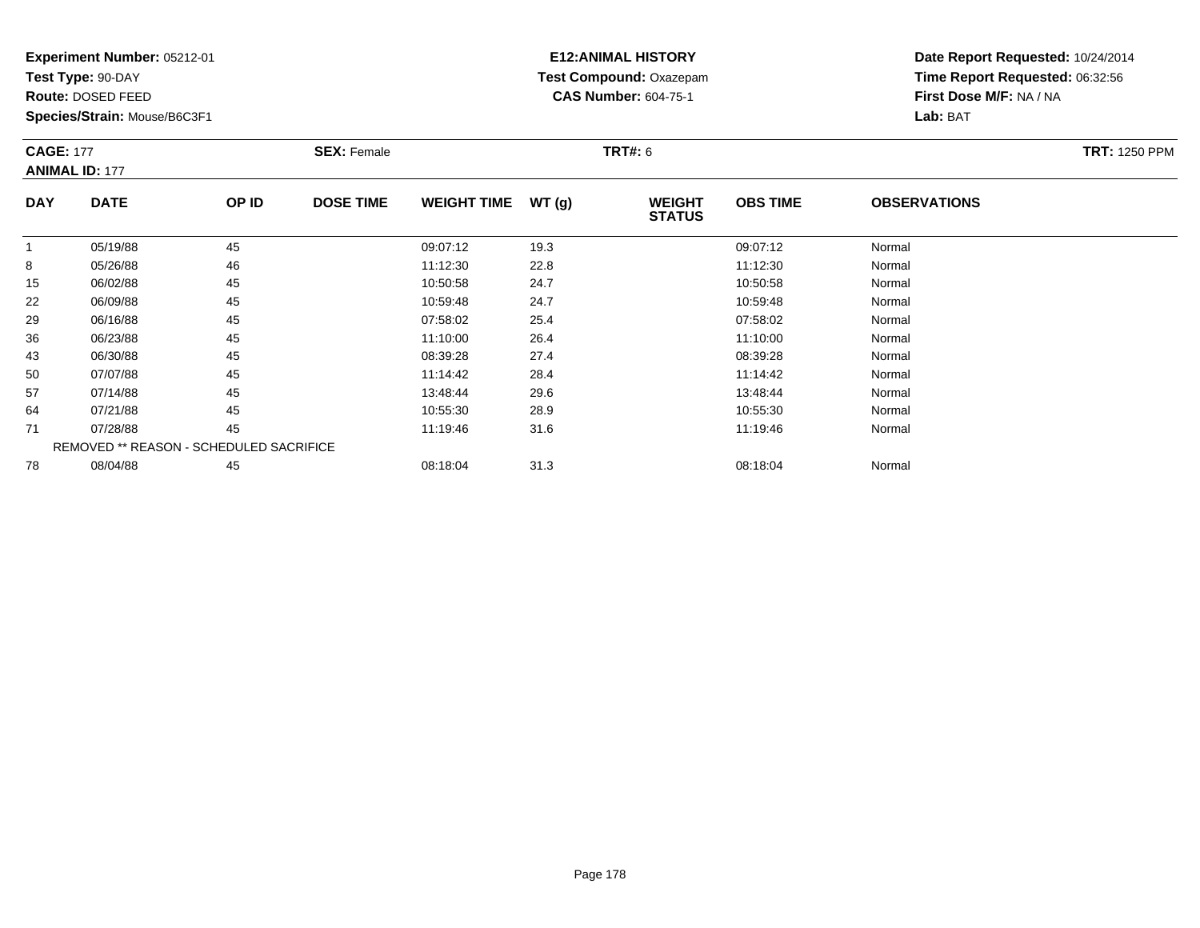**Experiment Number:** 05212-01
**Test Type:** 90-DAY
**Route:** DOSED FEED
**Species/Strain:** Mouse/B6C3F1

**E12:ANIMAL HISTORY**
**Test Compound:** Oxazepam
**CAS Number:** 604-75-1

**Date Report Requested:** 10/24/2014
**Time Report Requested:** 06:32:56
**First Dose M/F:** NA / NA
**Lab:** BAT

**CAGE:** 177
**ANIMAL ID:** 177
**SEX:** Female
**TRT#:** 6
**TRT:** 1250 PPM

| DAY | DATE | OP ID | DOSE TIME | WEIGHT TIME | WT (g) | WEIGHT STATUS | OBS TIME | OBSERVATIONS |
|---|---|---|---|---|---|---|---|---|
| 1 | 05/19/88 | 45 | | 09:07:12 | 19.3 | | 09:07:12 | Normal |
| 8 | 05/26/88 | 46 | | 11:12:30 | 22.8 | | 11:12:30 | Normal |
| 15 | 06/02/88 | 45 | | 10:50:58 | 24.7 | | 10:50:58 | Normal |
| 22 | 06/09/88 | 45 | | 10:59:48 | 24.7 | | 10:59:48 | Normal |
| 29 | 06/16/88 | 45 | | 07:58:02 | 25.4 | | 07:58:02 | Normal |
| 36 | 06/23/88 | 45 | | 11:10:00 | 26.4 | | 11:10:00 | Normal |
| 43 | 06/30/88 | 45 | | 08:39:28 | 27.4 | | 08:39:28 | Normal |
| 50 | 07/07/88 | 45 | | 11:14:42 | 28.4 | | 11:14:42 | Normal |
| 57 | 07/14/88 | 45 | | 13:48:44 | 29.6 | | 13:48:44 | Normal |
| 64 | 07/21/88 | 45 | | 10:55:30 | 28.9 | | 10:55:30 | Normal |
| 71 | 07/28/88 | 45 | | 11:19:46 | 31.6 | | 11:19:46 | Normal |
| | REMOVED ** REASON - SCHEDULED SACRIFICE | | | | | | | |
| 78 | 08/04/88 | 45 | | 08:18:04 | 31.3 | | 08:18:04 | Normal |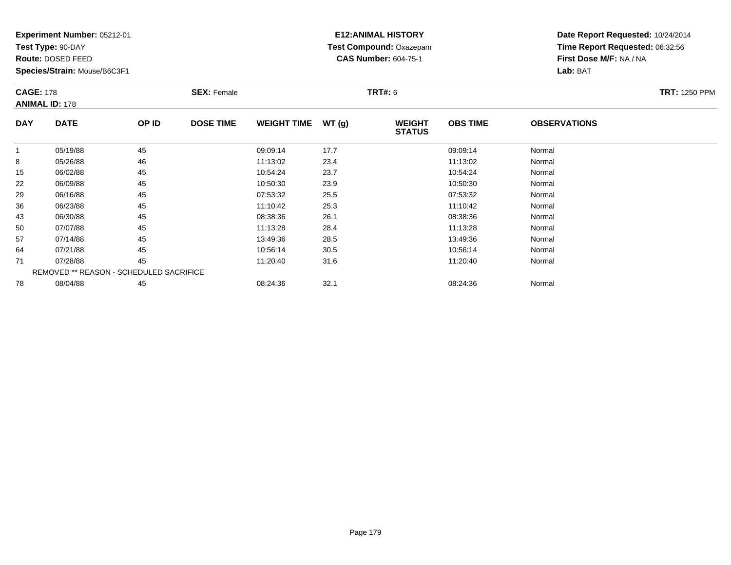**Experiment Number:** 05212-01
**Test Type:** 90-DAY
**Route:** DOSED FEED
**Species/Strain:** Mouse/B6C3F1

**E12:ANIMAL HISTORY**
**Test Compound:** Oxazepam
**CAS Number:** 604-75-1

**Date Report Requested:** 10/24/2014
**Time Report Requested:** 06:32:56
**First Dose M/F:** NA / NA
**Lab:** BAT

**CAGE:** 178　　**SEX:** Female　　**TRT#:** 6　　**TRT:** 1250 PPM
**ANIMAL ID:** 178

| DAY | DATE | OP ID | DOSE TIME | WEIGHT TIME | WT (g) | WEIGHT STATUS | OBS TIME | OBSERVATIONS |
|---|---|---|---|---|---|---|---|---|
| 1 | 05/19/88 | 45 | | 09:09:14 | 17.7 | | 09:09:14 | Normal |
| 8 | 05/26/88 | 46 | | 11:13:02 | 23.4 | | 11:13:02 | Normal |
| 15 | 06/02/88 | 45 | | 10:54:24 | 23.7 | | 10:54:24 | Normal |
| 22 | 06/09/88 | 45 | | 10:50:30 | 23.9 | | 10:50:30 | Normal |
| 29 | 06/16/88 | 45 | | 07:53:32 | 25.5 | | 07:53:32 | Normal |
| 36 | 06/23/88 | 45 | | 11:10:42 | 25.3 | | 11:10:42 | Normal |
| 43 | 06/30/88 | 45 | | 08:38:36 | 26.1 | | 08:38:36 | Normal |
| 50 | 07/07/88 | 45 | | 11:13:28 | 28.4 | | 11:13:28 | Normal |
| 57 | 07/14/88 | 45 | | 13:49:36 | 28.5 | | 13:49:36 | Normal |
| 64 | 07/21/88 | 45 | | 10:56:14 | 30.5 | | 10:56:14 | Normal |
| 71 | 07/28/88 | 45 | | 11:20:40 | 31.6 | | 11:20:40 | Normal |
| | REMOVED ** REASON - SCHEDULED SACRIFICE | | | | | | | |
| 78 | 08/04/88 | 45 | | 08:24:36 | 32.1 | | 08:24:36 | Normal |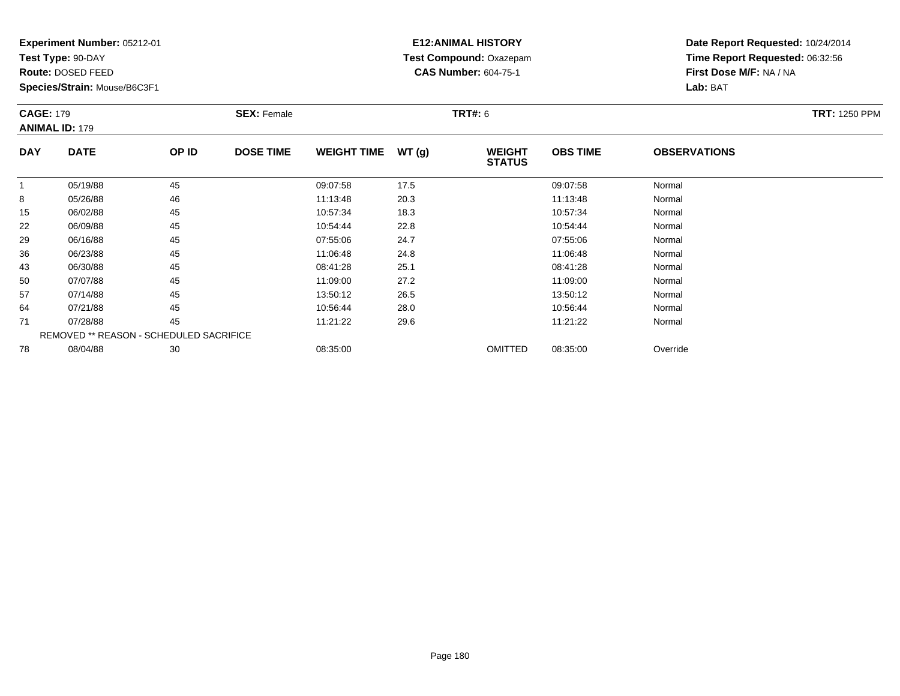**Experiment Number:** 05212-01
**Test Type:** 90-DAY
**Route:** DOSED FEED
**Species/Strain:** Mouse/B6C3F1

**E12:ANIMAL HISTORY**
**Test Compound:** Oxazepam
**CAS Number:** 604-75-1

**Date Report Requested:** 10/24/2014
**Time Report Requested:** 06:32:56
**First Dose M/F:** NA / NA
**Lab:** BAT

**CAGE:** 179 **SEX:** Female **TRT#:** 6 **TRT:** 1250 PPM
**ANIMAL ID:** 179

| DAY | DATE | OP ID | DOSE TIME | WEIGHT TIME | WT (g) | WEIGHT STATUS | OBS TIME | OBSERVATIONS |
|---|---|---|---|---|---|---|---|---|
| 1 | 05/19/88 | 45 | | 09:07:58 | 17.5 | | 09:07:58 | Normal |
| 8 | 05/26/88 | 46 | | 11:13:48 | 20.3 | | 11:13:48 | Normal |
| 15 | 06/02/88 | 45 | | 10:57:34 | 18.3 | | 10:57:34 | Normal |
| 22 | 06/09/88 | 45 | | 10:54:44 | 22.8 | | 10:54:44 | Normal |
| 29 | 06/16/88 | 45 | | 07:55:06 | 24.7 | | 07:55:06 | Normal |
| 36 | 06/23/88 | 45 | | 11:06:48 | 24.8 | | 11:06:48 | Normal |
| 43 | 06/30/88 | 45 | | 08:41:28 | 25.1 | | 08:41:28 | Normal |
| 50 | 07/07/88 | 45 | | 11:09:00 | 27.2 | | 11:09:00 | Normal |
| 57 | 07/14/88 | 45 | | 13:50:12 | 26.5 | | 13:50:12 | Normal |
| 64 | 07/21/88 | 45 | | 10:56:44 | 28.0 | | 10:56:44 | Normal |
| 71 | 07/28/88 | 45 | | 11:21:22 | 29.6 | | 11:21:22 | Normal |
| | REMOVED ** REASON - SCHEDULED SACRIFICE | | | | | | | |
| 78 | 08/04/88 | 30 | | 08:35:00 | | OMITTED | 08:35:00 | Override |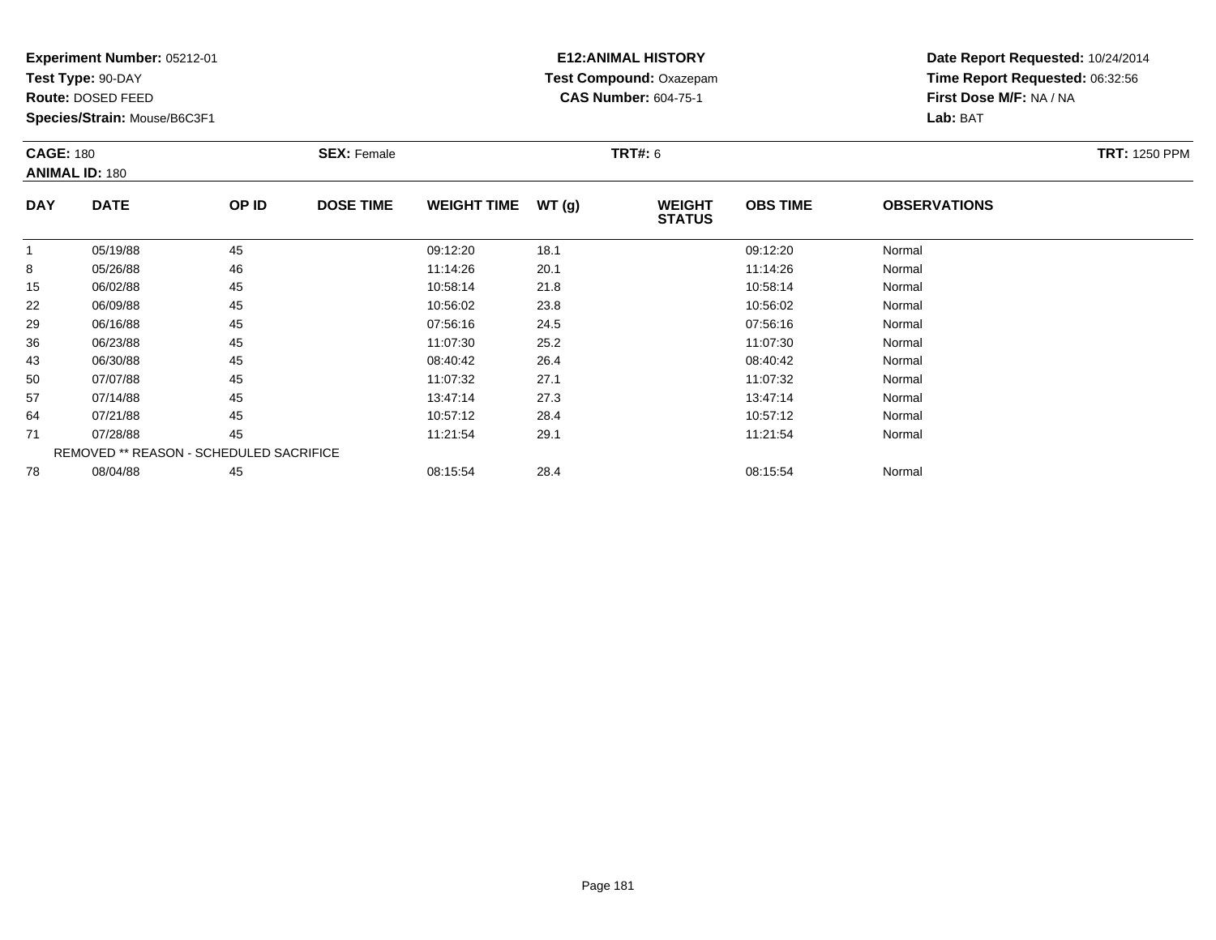**Experiment Number:** 05212-01
**Test Type:** 90-DAY
**Route:** DOSED FEED
**Species/Strain:** Mouse/B6C3F1

**E12:ANIMAL HISTORY**
**Test Compound:** Oxazepam
**CAS Number:** 604-75-1

**Date Report Requested:** 10/24/2014
**Time Report Requested:** 06:32:56
**First Dose M/F:** NA / NA
**Lab:** BAT

**CAGE:** 180　　**SEX:** Female　　**TRT#:** 6　　**TRT:** 1250 PPM
**ANIMAL ID:** 180

| DAY | DATE | OP ID | DOSE TIME | WEIGHT TIME | WT (g) | WEIGHT STATUS | OBS TIME | OBSERVATIONS |
|---|---|---|---|---|---|---|---|---|
| 1 | 05/19/88 | 45 | | 09:12:20 | 18.1 | | 09:12:20 | Normal |
| 8 | 05/26/88 | 46 | | 11:14:26 | 20.1 | | 11:14:26 | Normal |
| 15 | 06/02/88 | 45 | | 10:58:14 | 21.8 | | 10:58:14 | Normal |
| 22 | 06/09/88 | 45 | | 10:56:02 | 23.8 | | 10:56:02 | Normal |
| 29 | 06/16/88 | 45 | | 07:56:16 | 24.5 | | 07:56:16 | Normal |
| 36 | 06/23/88 | 45 | | 11:07:30 | 25.2 | | 11:07:30 | Normal |
| 43 | 06/30/88 | 45 | | 08:40:42 | 26.4 | | 08:40:42 | Normal |
| 50 | 07/07/88 | 45 | | 11:07:32 | 27.1 | | 11:07:32 | Normal |
| 57 | 07/14/88 | 45 | | 13:47:14 | 27.3 | | 13:47:14 | Normal |
| 64 | 07/21/88 | 45 | | 10:57:12 | 28.4 | | 10:57:12 | Normal |
| 71 | 07/28/88 | 45 | | 11:21:54 | 29.1 | | 11:21:54 | Normal |
| | REMOVED ** REASON - SCHEDULED SACRIFICE | | | | | | | |
| 78 | 08/04/88 | 45 | | 08:15:54 | 28.4 | | 08:15:54 | Normal |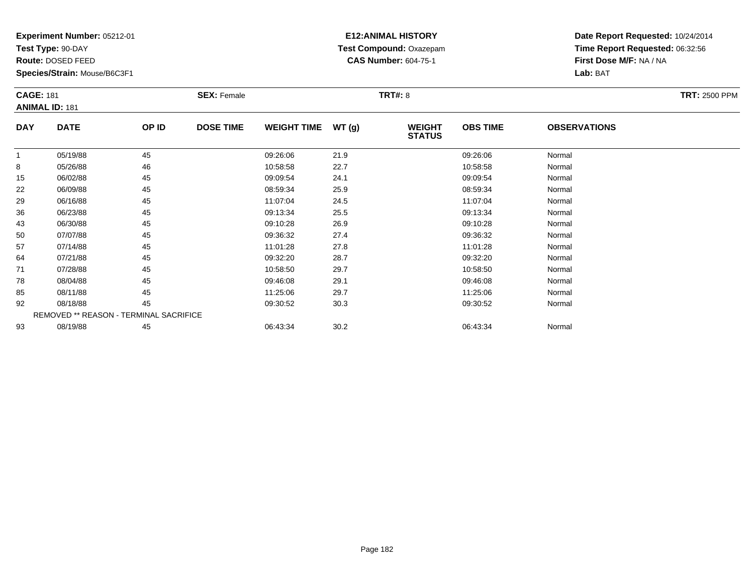**Experiment Number:** 05212-01
**Test Type:** 90-DAY
**Route:** DOSED FEED
**Species/Strain:** Mouse/B6C3F1

**E12:ANIMAL HISTORY**
**Test Compound:** Oxazepam
**CAS Number:** 604-75-1

**Date Report Requested:** 10/24/2014
**Time Report Requested:** 06:32:56
**First Dose M/F:** NA / NA
**Lab:** BAT

**CAGE:** 181
**ANIMAL ID:** 181
**SEX:** Female
**TRT#:** 8
**TRT:** 2500 PPM

| DAY | DATE | OP ID | DOSE TIME | WEIGHT TIME | WT (g) | WEIGHT STATUS | OBS TIME | OBSERVATIONS |
|---|---|---|---|---|---|---|---|---|
| 1 | 05/19/88 | 45 | | 09:26:06 | 21.9 | | 09:26:06 | Normal |
| 8 | 05/26/88 | 46 | | 10:58:58 | 22.7 | | 10:58:58 | Normal |
| 15 | 06/02/88 | 45 | | 09:09:54 | 24.1 | | 09:09:54 | Normal |
| 22 | 06/09/88 | 45 | | 08:59:34 | 25.9 | | 08:59:34 | Normal |
| 29 | 06/16/88 | 45 | | 11:07:04 | 24.5 | | 11:07:04 | Normal |
| 36 | 06/23/88 | 45 | | 09:13:34 | 25.5 | | 09:13:34 | Normal |
| 43 | 06/30/88 | 45 | | 09:10:28 | 26.9 | | 09:10:28 | Normal |
| 50 | 07/07/88 | 45 | | 09:36:32 | 27.4 | | 09:36:32 | Normal |
| 57 | 07/14/88 | 45 | | 11:01:28 | 27.8 | | 11:01:28 | Normal |
| 64 | 07/21/88 | 45 | | 09:32:20 | 28.7 | | 09:32:20 | Normal |
| 71 | 07/28/88 | 45 | | 10:58:50 | 29.7 | | 10:58:50 | Normal |
| 78 | 08/04/88 | 45 | | 09:46:08 | 29.1 | | 09:46:08 | Normal |
| 85 | 08/11/88 | 45 | | 11:25:06 | 29.7 | | 11:25:06 | Normal |
| 92 | 08/18/88 | 45 | | 09:30:52 | 30.3 | | 09:30:52 | Normal |
| REMOVED ** REASON - TERMINAL SACRIFICE | | | | | | | | |
| 93 | 08/19/88 | 45 | | 06:43:34 | 30.2 | | 06:43:34 | Normal |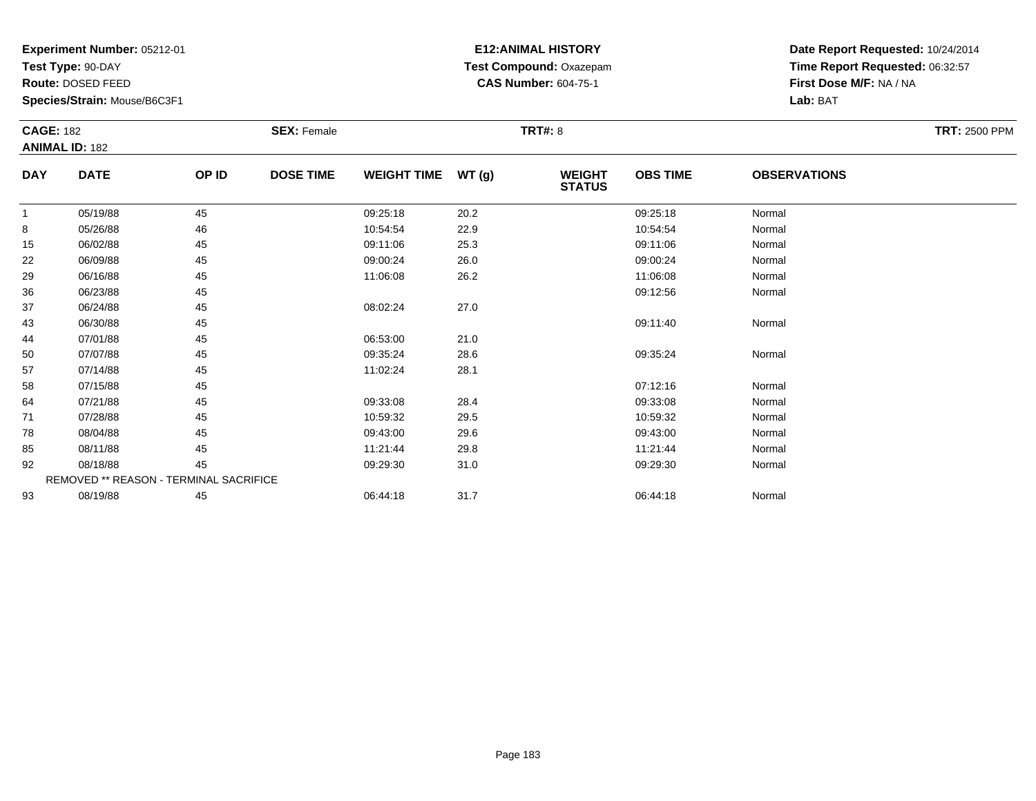**Experiment Number:** 05212-01
**Test Type:** 90-DAY
**Route:** DOSED FEED
**Species/Strain:** Mouse/B6C3F1

**E12:ANIMAL HISTORY**
**Test Compound:** Oxazepam
**CAS Number:** 604-75-1

**Date Report Requested:** 10/24/2014
**Time Report Requested:** 06:32:57
**First Dose M/F:** NA / NA
**Lab:** BAT

**CAGE:** 182
**ANIMAL ID:** 182
**SEX:** Female
**TRT#:** 8
**TRT:** 2500 PPM

| DAY | DATE | OP ID | DOSE TIME | WEIGHT TIME | WT (g) | WEIGHT STATUS | OBS TIME | OBSERVATIONS |
|---|---|---|---|---|---|---|---|---|
| 1 | 05/19/88 | 45 | | 09:25:18 | 20.2 | | 09:25:18 | Normal |
| 8 | 05/26/88 | 46 | | 10:54:54 | 22.9 | | 10:54:54 | Normal |
| 15 | 06/02/88 | 45 | | 09:11:06 | 25.3 | | 09:11:06 | Normal |
| 22 | 06/09/88 | 45 | | 09:00:24 | 26.0 | | 09:00:24 | Normal |
| 29 | 06/16/88 | 45 | | 11:06:08 | 26.2 | | 11:06:08 | Normal |
| 36 | 06/23/88 | 45 | | | | | 09:12:56 | Normal |
| 37 | 06/24/88 | 45 | | 08:02:24 | 27.0 | | | |
| 43 | 06/30/88 | 45 | | | | | 09:11:40 | Normal |
| 44 | 07/01/88 | 45 | | 06:53:00 | 21.0 | | | |
| 50 | 07/07/88 | 45 | | 09:35:24 | 28.6 | | 09:35:24 | Normal |
| 57 | 07/14/88 | 45 | | 11:02:24 | 28.1 | | | |
| 58 | 07/15/88 | 45 | | | | | 07:12:16 | Normal |
| 64 | 07/21/88 | 45 | | 09:33:08 | 28.4 | | 09:33:08 | Normal |
| 71 | 07/28/88 | 45 | | 10:59:32 | 29.5 | | 10:59:32 | Normal |
| 78 | 08/04/88 | 45 | | 09:43:00 | 29.6 | | 09:43:00 | Normal |
| 85 | 08/11/88 | 45 | | 11:21:44 | 29.8 | | 11:21:44 | Normal |
| 92 | 08/18/88 | 45 | | 09:29:30 | 31.0 | | 09:29:30 | Normal |
| | REMOVED ** REASON - TERMINAL SACRIFICE | | | | | | | |
| 93 | 08/19/88 | 45 | | 06:44:18 | 31.7 | | 06:44:18 | Normal |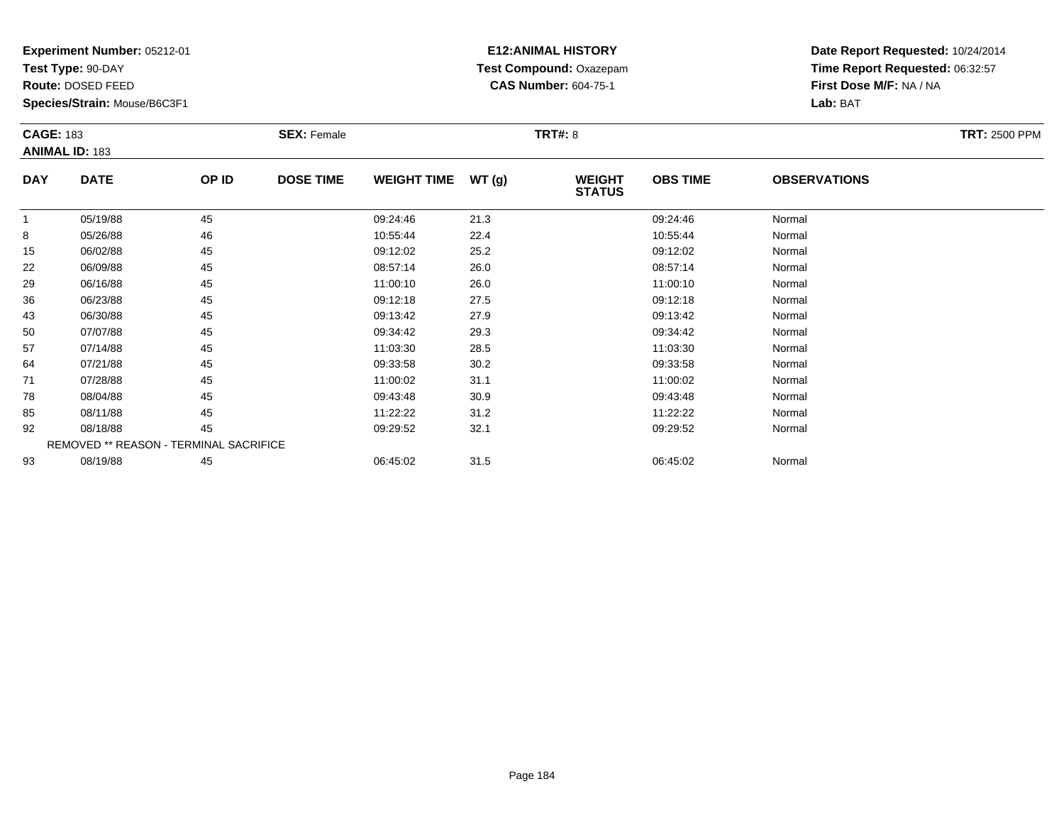**Experiment Number:** 05212-01
**Test Type:** 90-DAY
**Route:** DOSED FEED
**Species/Strain:** Mouse/B6C3F1

**E12:ANIMAL HISTORY**
**Test Compound:** Oxazepam
**CAS Number:** 604-75-1

**Date Report Requested:** 10/24/2014
**Time Report Requested:** 06:32:57
**First Dose M/F:** NA / NA
**Lab:** BAT

**CAGE:** 183
**ANIMAL ID:** 183

**SEX:** Female

**TRT#:** 8

**TRT:** 2500 PPM

| DAY | DATE | OP ID | DOSE TIME | WEIGHT TIME | WT (g) | WEIGHT STATUS | OBS TIME | OBSERVATIONS |
|---|---|---|---|---|---|---|---|---|
| 1 | 05/19/88 | 45 | | 09:24:46 | 21.3 | | 09:24:46 | Normal |
| 8 | 05/26/88 | 46 | | 10:55:44 | 22.4 | | 10:55:44 | Normal |
| 15 | 06/02/88 | 45 | | 09:12:02 | 25.2 | | 09:12:02 | Normal |
| 22 | 06/09/88 | 45 | | 08:57:14 | 26.0 | | 08:57:14 | Normal |
| 29 | 06/16/88 | 45 | | 11:00:10 | 26.0 | | 11:00:10 | Normal |
| 36 | 06/23/88 | 45 | | 09:12:18 | 27.5 | | 09:12:18 | Normal |
| 43 | 06/30/88 | 45 | | 09:13:42 | 27.9 | | 09:13:42 | Normal |
| 50 | 07/07/88 | 45 | | 09:34:42 | 29.3 | | 09:34:42 | Normal |
| 57 | 07/14/88 | 45 | | 11:03:30 | 28.5 | | 11:03:30 | Normal |
| 64 | 07/21/88 | 45 | | 09:33:58 | 30.2 | | 09:33:58 | Normal |
| 71 | 07/28/88 | 45 | | 11:00:02 | 31.1 | | 11:00:02 | Normal |
| 78 | 08/04/88 | 45 | | 09:43:48 | 30.9 | | 09:43:48 | Normal |
| 85 | 08/11/88 | 45 | | 11:22:22 | 31.2 | | 11:22:22 | Normal |
| 92 | 08/18/88 | 45 | | 09:29:52 | 32.1 | | 09:29:52 | Normal |
| REMOVED ** REASON - TERMINAL SACRIFICE | | | | | | | | |
| 93 | 08/19/88 | 45 | | 06:45:02 | 31.5 | | 06:45:02 | Normal |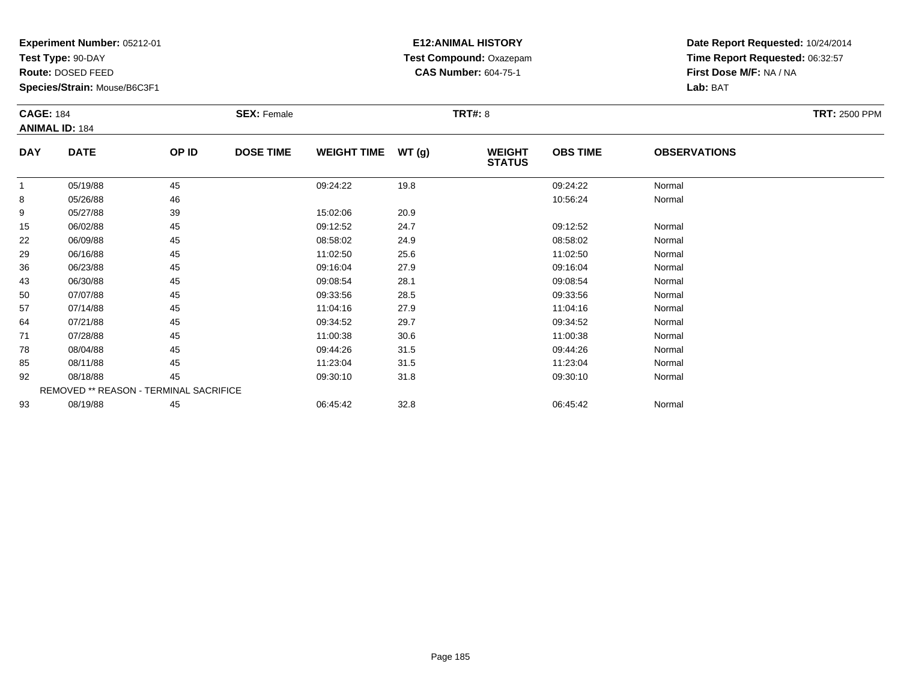**Experiment Number:** 05212-01
**Test Type:** 90-DAY
**Route:** DOSED FEED
**Species/Strain:** Mouse/B6C3F1

**E12:ANIMAL HISTORY**
**Test Compound:** Oxazepam
**CAS Number:** 604-75-1

**Date Report Requested:** 10/24/2014
**Time Report Requested:** 06:32:57
**First Dose M/F:** NA / NA
**Lab:** BAT

**CAGE:** 184 **SEX:** Female **TRT#:** 8 **TRT:** 2500 PPM
**ANIMAL ID:** 184

| DAY | DATE | OP ID | DOSE TIME | WEIGHT TIME | WT (g) | WEIGHT STATUS | OBS TIME | OBSERVATIONS |
|---|---|---|---|---|---|---|---|---|
| 1 | 05/19/88 | 45 | | 09:24:22 | 19.8 | | 09:24:22 | Normal |
| 8 | 05/26/88 | 46 | | | | | 10:56:24 | Normal |
| 9 | 05/27/88 | 39 | | 15:02:06 | 20.9 | | | |
| 15 | 06/02/88 | 45 | | 09:12:52 | 24.7 | | 09:12:52 | Normal |
| 22 | 06/09/88 | 45 | | 08:58:02 | 24.9 | | 08:58:02 | Normal |
| 29 | 06/16/88 | 45 | | 11:02:50 | 25.6 | | 11:02:50 | Normal |
| 36 | 06/23/88 | 45 | | 09:16:04 | 27.9 | | 09:16:04 | Normal |
| 43 | 06/30/88 | 45 | | 09:08:54 | 28.1 | | 09:08:54 | Normal |
| 50 | 07/07/88 | 45 | | 09:33:56 | 28.5 | | 09:33:56 | Normal |
| 57 | 07/14/88 | 45 | | 11:04:16 | 27.9 | | 11:04:16 | Normal |
| 64 | 07/21/88 | 45 | | 09:34:52 | 29.7 | | 09:34:52 | Normal |
| 71 | 07/28/88 | 45 | | 11:00:38 | 30.6 | | 11:00:38 | Normal |
| 78 | 08/04/88 | 45 | | 09:44:26 | 31.5 | | 09:44:26 | Normal |
| 85 | 08/11/88 | 45 | | 11:23:04 | 31.5 | | 11:23:04 | Normal |
| 92 | 08/18/88 | 45 | | 09:30:10 | 31.8 | | 09:30:10 | Normal |
| | REMOVED ** REASON - TERMINAL SACRIFICE | | | | | | | |
| 93 | 08/19/88 | 45 | | 06:45:42 | 32.8 | | 06:45:42 | Normal |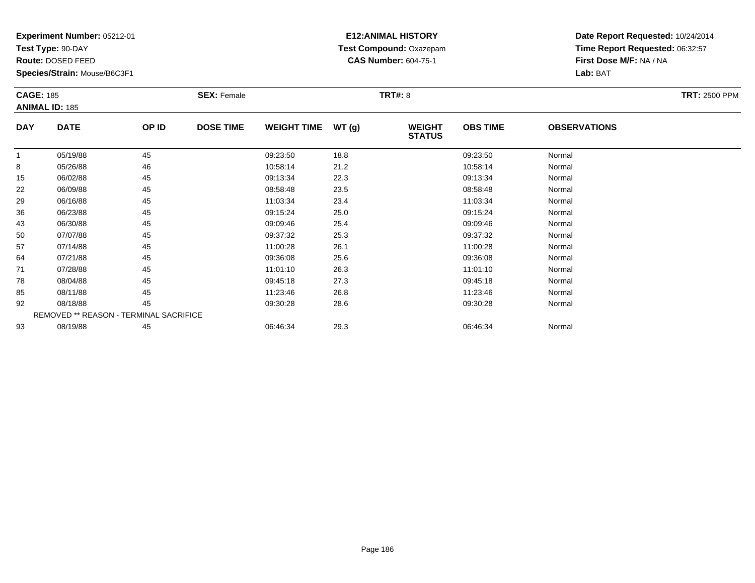**Experiment Number:** 05212-01
**Test Type:** 90-DAY
**Route:** DOSED FEED
**Species/Strain:** Mouse/B6C3F1

**E12:ANIMAL HISTORY**
**Test Compound:** Oxazepam
**CAS Number:** 604-75-1

**Date Report Requested:** 10/24/2014
**Time Report Requested:** 06:32:57
**First Dose M/F:** NA / NA
**Lab:** BAT

**CAGE:** 185 **SEX:** Female **TRT#:** 8 **TRT:** 2500 PPM
**ANIMAL ID:** 185

| DAY | DATE | OP ID | DOSE TIME | WEIGHT TIME | WT (g) | WEIGHT STATUS | OBS TIME | OBSERVATIONS |
|---|---|---|---|---|---|---|---|---|
| 1 | 05/19/88 | 45 | | 09:23:50 | 18.8 | | 09:23:50 | Normal |
| 8 | 05/26/88 | 46 | | 10:58:14 | 21.2 | | 10:58:14 | Normal |
| 15 | 06/02/88 | 45 | | 09:13:34 | 22.3 | | 09:13:34 | Normal |
| 22 | 06/09/88 | 45 | | 08:58:48 | 23.5 | | 08:58:48 | Normal |
| 29 | 06/16/88 | 45 | | 11:03:34 | 23.4 | | 11:03:34 | Normal |
| 36 | 06/23/88 | 45 | | 09:15:24 | 25.0 | | 09:15:24 | Normal |
| 43 | 06/30/88 | 45 | | 09:09:46 | 25.4 | | 09:09:46 | Normal |
| 50 | 07/07/88 | 45 | | 09:37:32 | 25.3 | | 09:37:32 | Normal |
| 57 | 07/14/88 | 45 | | 11:00:28 | 26.1 | | 11:00:28 | Normal |
| 64 | 07/21/88 | 45 | | 09:36:08 | 25.6 | | 09:36:08 | Normal |
| 71 | 07/28/88 | 45 | | 11:01:10 | 26.3 | | 11:01:10 | Normal |
| 78 | 08/04/88 | 45 | | 09:45:18 | 27.3 | | 09:45:18 | Normal |
| 85 | 08/11/88 | 45 | | 11:23:46 | 26.8 | | 11:23:46 | Normal |
| 92 | 08/18/88 | 45 | | 09:30:28 | 28.6 | | 09:30:28 | Normal |
| REMOVED ** REASON - TERMINAL SACRIFICE | | | | | | | | |
| 93 | 08/19/88 | 45 | | 06:46:34 | 29.3 | | 06:46:34 | Normal |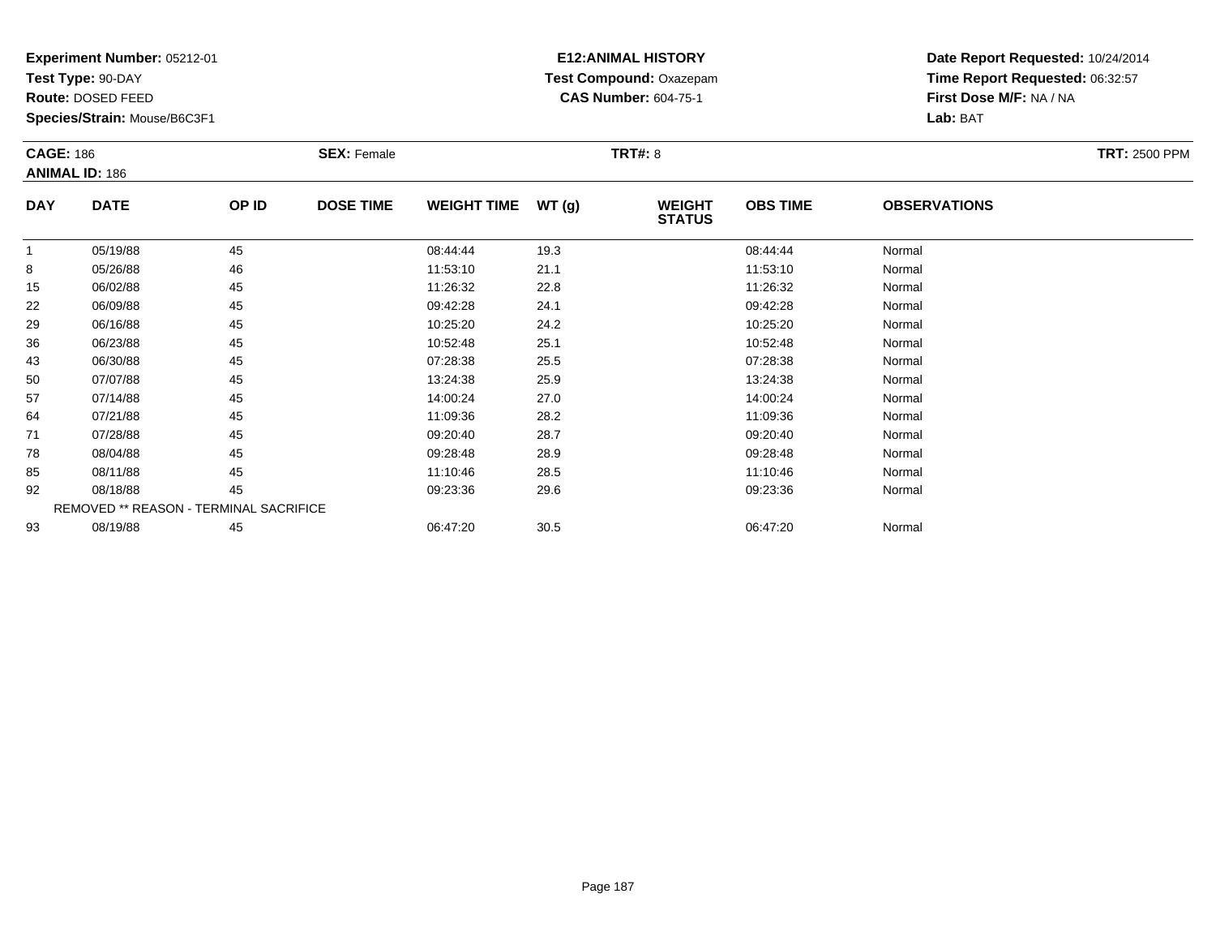**Experiment Number:** 05212-01
**Test Type:** 90-DAY
**Route:** DOSED FEED
**Species/Strain:** Mouse/B6C3F1

**E12:ANIMAL HISTORY**
**Test Compound:** Oxazepam
**CAS Number:** 604-75-1

**Date Report Requested:** 10/24/2014
**Time Report Requested:** 06:32:57
**First Dose M/F:** NA / NA
**Lab:** BAT

**CAGE:** 186 **SEX:** Female **TRT#:** 8 **TRT:** 2500 PPM
**ANIMAL ID:** 186

| DAY | DATE | OP ID | DOSE TIME | WEIGHT TIME | WT (g) | WEIGHT STATUS | OBS TIME | OBSERVATIONS |
|---|---|---|---|---|---|---|---|---|
| 1 | 05/19/88 | 45 | | 08:44:44 | 19.3 | | 08:44:44 | Normal |
| 8 | 05/26/88 | 46 | | 11:53:10 | 21.1 | | 11:53:10 | Normal |
| 15 | 06/02/88 | 45 | | 11:26:32 | 22.8 | | 11:26:32 | Normal |
| 22 | 06/09/88 | 45 | | 09:42:28 | 24.1 | | 09:42:28 | Normal |
| 29 | 06/16/88 | 45 | | 10:25:20 | 24.2 | | 10:25:20 | Normal |
| 36 | 06/23/88 | 45 | | 10:52:48 | 25.1 | | 10:52:48 | Normal |
| 43 | 06/30/88 | 45 | | 07:28:38 | 25.5 | | 07:28:38 | Normal |
| 50 | 07/07/88 | 45 | | 13:24:38 | 25.9 | | 13:24:38 | Normal |
| 57 | 07/14/88 | 45 | | 14:00:24 | 27.0 | | 14:00:24 | Normal |
| 64 | 07/21/88 | 45 | | 11:09:36 | 28.2 | | 11:09:36 | Normal |
| 71 | 07/28/88 | 45 | | 09:20:40 | 28.7 | | 09:20:40 | Normal |
| 78 | 08/04/88 | 45 | | 09:28:48 | 28.9 | | 09:28:48 | Normal |
| 85 | 08/11/88 | 45 | | 11:10:46 | 28.5 | | 11:10:46 | Normal |
| 92 | 08/18/88 | 45 | | 09:23:36 | 29.6 | | 09:23:36 | Normal |
| REMOVED ** REASON - TERMINAL SACRIFICE | | | | | | | | |
| 93 | 08/19/88 | 45 | | 06:47:20 | 30.5 | | 06:47:20 | Normal |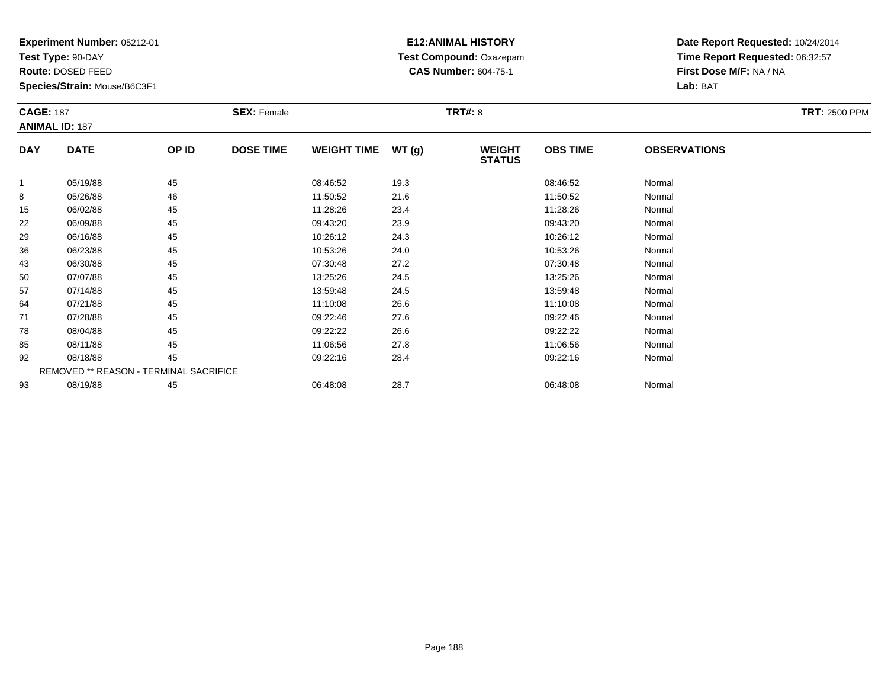**Experiment Number:** 05212-01
**Test Type:** 90-DAY
**Route:** DOSED FEED
**Species/Strain:** Mouse/B6C3F1

**E12:ANIMAL HISTORY**
**Test Compound:** Oxazepam
**CAS Number:** 604-75-1

**Date Report Requested:** 10/24/2014
**Time Report Requested:** 06:32:57
**First Dose M/F:** NA / NA
**Lab:** BAT

**CAGE:** 187 **SEX:** Female **TRT#:** 8 **TRT:** 2500 PPM
**ANIMAL ID:** 187

| DAY | DATE | OP ID | DOSE TIME | WEIGHT TIME | WT (g) | WEIGHT STATUS | OBS TIME | OBSERVATIONS |
|---|---|---|---|---|---|---|---|---|
| 1 | 05/19/88 | 45 | | 08:46:52 | 19.3 | | 08:46:52 | Normal |
| 8 | 05/26/88 | 46 | | 11:50:52 | 21.6 | | 11:50:52 | Normal |
| 15 | 06/02/88 | 45 | | 11:28:26 | 23.4 | | 11:28:26 | Normal |
| 22 | 06/09/88 | 45 | | 09:43:20 | 23.9 | | 09:43:20 | Normal |
| 29 | 06/16/88 | 45 | | 10:26:12 | 24.3 | | 10:26:12 | Normal |
| 36 | 06/23/88 | 45 | | 10:53:26 | 24.0 | | 10:53:26 | Normal |
| 43 | 06/30/88 | 45 | | 07:30:48 | 27.2 | | 07:30:48 | Normal |
| 50 | 07/07/88 | 45 | | 13:25:26 | 24.5 | | 13:25:26 | Normal |
| 57 | 07/14/88 | 45 | | 13:59:48 | 24.5 | | 13:59:48 | Normal |
| 64 | 07/21/88 | 45 | | 11:10:08 | 26.6 | | 11:10:08 | Normal |
| 71 | 07/28/88 | 45 | | 09:22:46 | 27.6 | | 09:22:46 | Normal |
| 78 | 08/04/88 | 45 | | 09:22:22 | 26.6 | | 09:22:22 | Normal |
| 85 | 08/11/88 | 45 | | 11:06:56 | 27.8 | | 11:06:56 | Normal |
| 92 | 08/18/88 | 45 | | 09:22:16 | 28.4 | | 09:22:16 | Normal |
| REMOVED ** REASON - TERMINAL SACRIFICE | | | | | | | | |
| 93 | 08/19/88 | 45 | | 06:48:08 | 28.7 | | 06:48:08 | Normal |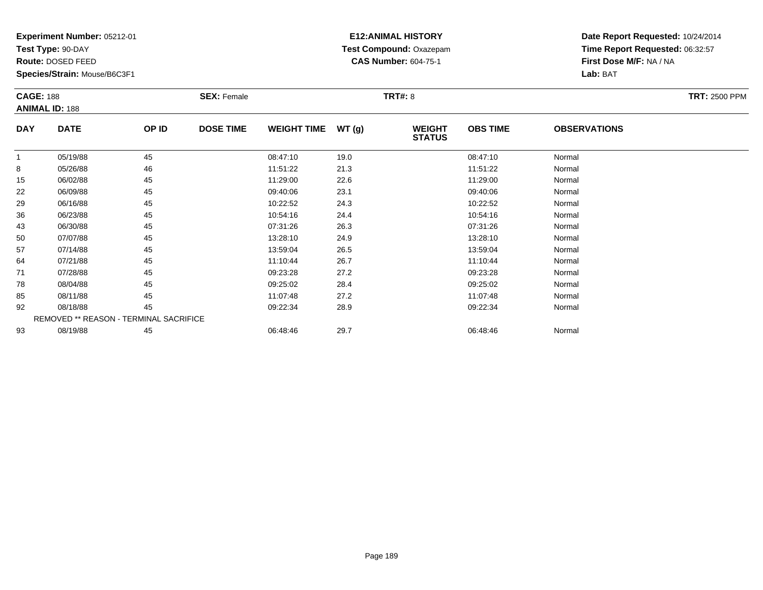**Experiment Number:** 05212-01
**Test Type:** 90-DAY
**Route:** DOSED FEED
**Species/Strain:** Mouse/B6C3F1

**E12:ANIMAL HISTORY**
**Test Compound:** Oxazepam
**CAS Number:** 604-75-1

**Date Report Requested:** 10/24/2014
**Time Report Requested:** 06:32:57
**First Dose M/F:** NA / NA
**Lab:** BAT

**CAGE:** 188
**ANIMAL ID:** 188
**SEX:** Female
**TRT#:** 8
**TRT:** 2500 PPM

| DAY | DATE | OP ID | DOSE TIME | WEIGHT TIME | WT (g) | WEIGHT STATUS | OBS TIME | OBSERVATIONS |
|---|---|---|---|---|---|---|---|---|
| 1 | 05/19/88 | 45 | | 08:47:10 | 19.0 | | 08:47:10 | Normal |
| 8 | 05/26/88 | 46 | | 11:51:22 | 21.3 | | 11:51:22 | Normal |
| 15 | 06/02/88 | 45 | | 11:29:00 | 22.6 | | 11:29:00 | Normal |
| 22 | 06/09/88 | 45 | | 09:40:06 | 23.1 | | 09:40:06 | Normal |
| 29 | 06/16/88 | 45 | | 10:22:52 | 24.3 | | 10:22:52 | Normal |
| 36 | 06/23/88 | 45 | | 10:54:16 | 24.4 | | 10:54:16 | Normal |
| 43 | 06/30/88 | 45 | | 07:31:26 | 26.3 | | 07:31:26 | Normal |
| 50 | 07/07/88 | 45 | | 13:28:10 | 24.9 | | 13:28:10 | Normal |
| 57 | 07/14/88 | 45 | | 13:59:04 | 26.5 | | 13:59:04 | Normal |
| 64 | 07/21/88 | 45 | | 11:10:44 | 26.7 | | 11:10:44 | Normal |
| 71 | 07/28/88 | 45 | | 09:23:28 | 27.2 | | 09:23:28 | Normal |
| 78 | 08/04/88 | 45 | | 09:25:02 | 28.4 | | 09:25:02 | Normal |
| 85 | 08/11/88 | 45 | | 11:07:48 | 27.2 | | 11:07:48 | Normal |
| 92 | 08/18/88 | 45 | | 09:22:34 | 28.9 | | 09:22:34 | Normal |
| REMOVED ** REASON - TERMINAL SACRIFICE | | | | | | | | |
| 93 | 08/19/88 | 45 | | 06:48:46 | 29.7 | | 06:48:46 | Normal |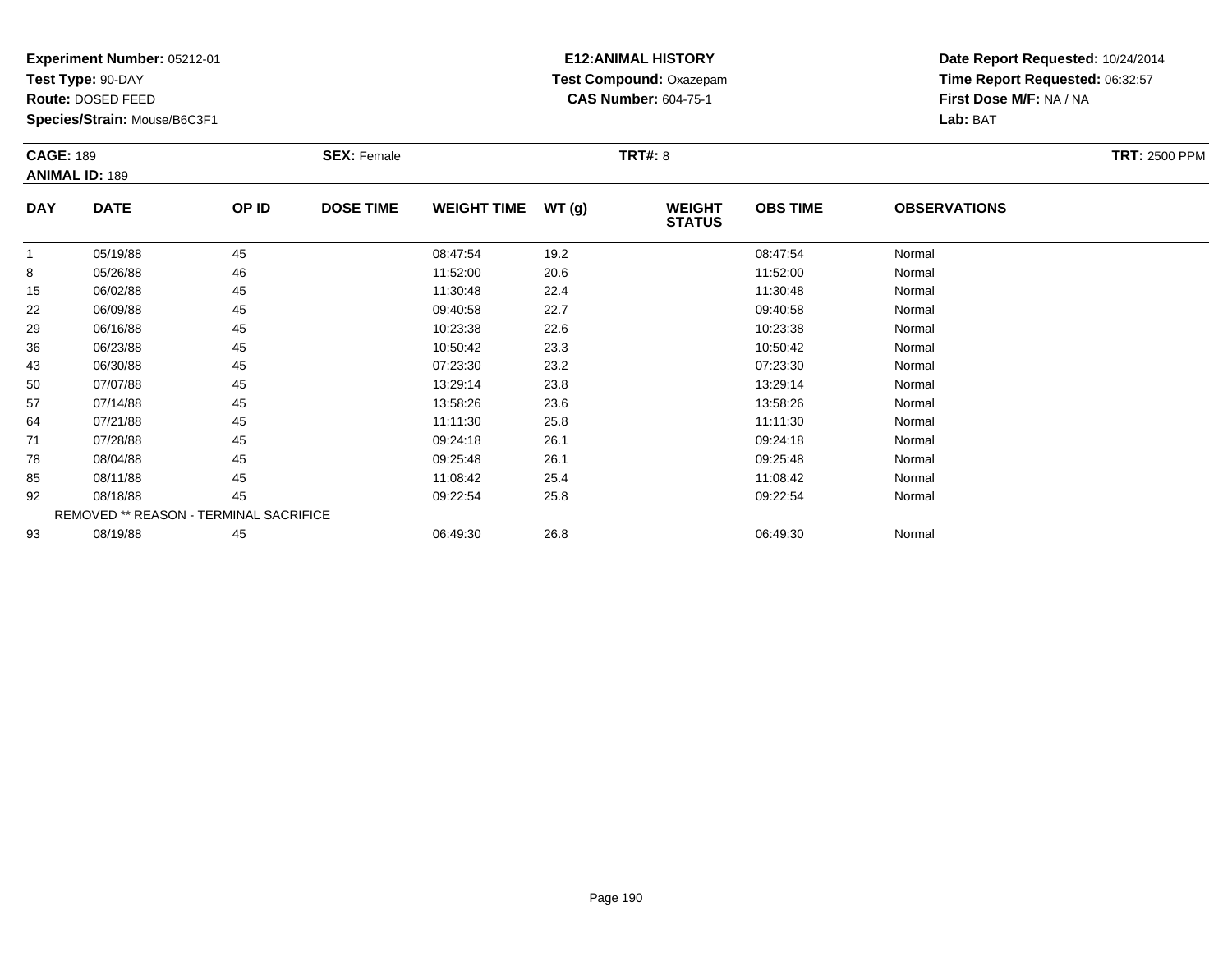**Experiment Number:** 05212-01
**Test Type:** 90-DAY
**Route:** DOSED FEED
**Species/Strain:** Mouse/B6C3F1

**E12:ANIMAL HISTORY**
**Test Compound:** Oxazepam
**CAS Number:** 604-75-1

**Date Report Requested:** 10/24/2014
**Time Report Requested:** 06:32:57
**First Dose M/F:** NA / NA
**Lab:** BAT

**CAGE:** 189 **SEX:** Female **TRT#:** 8 **TRT:** 2500 PPM
**ANIMAL ID:** 189

| DAY | DATE | OP ID | DOSE TIME | WEIGHT TIME | WT (g) | WEIGHT STATUS | OBS TIME | OBSERVATIONS |
|---|---|---|---|---|---|---|---|---|
| 1 | 05/19/88 | 45 | | 08:47:54 | 19.2 | | 08:47:54 | Normal |
| 8 | 05/26/88 | 46 | | 11:52:00 | 20.6 | | 11:52:00 | Normal |
| 15 | 06/02/88 | 45 | | 11:30:48 | 22.4 | | 11:30:48 | Normal |
| 22 | 06/09/88 | 45 | | 09:40:58 | 22.7 | | 09:40:58 | Normal |
| 29 | 06/16/88 | 45 | | 10:23:38 | 22.6 | | 10:23:38 | Normal |
| 36 | 06/23/88 | 45 | | 10:50:42 | 23.3 | | 10:50:42 | Normal |
| 43 | 06/30/88 | 45 | | 07:23:30 | 23.2 | | 07:23:30 | Normal |
| 50 | 07/07/88 | 45 | | 13:29:14 | 23.8 | | 13:29:14 | Normal |
| 57 | 07/14/88 | 45 | | 13:58:26 | 23.6 | | 13:58:26 | Normal |
| 64 | 07/21/88 | 45 | | 11:11:30 | 25.8 | | 11:11:30 | Normal |
| 71 | 07/28/88 | 45 | | 09:24:18 | 26.1 | | 09:24:18 | Normal |
| 78 | 08/04/88 | 45 | | 09:25:48 | 26.1 | | 09:25:48 | Normal |
| 85 | 08/11/88 | 45 | | 11:08:42 | 25.4 | | 11:08:42 | Normal |
| 92 | 08/18/88 | 45 | | 09:22:54 | 25.8 | | 09:22:54 | Normal |
| REMOVED ** REASON - TERMINAL SACRIFICE | | | | | | | | |
| 93 | 08/19/88 | 45 | | 06:49:30 | 26.8 | | 06:49:30 | Normal |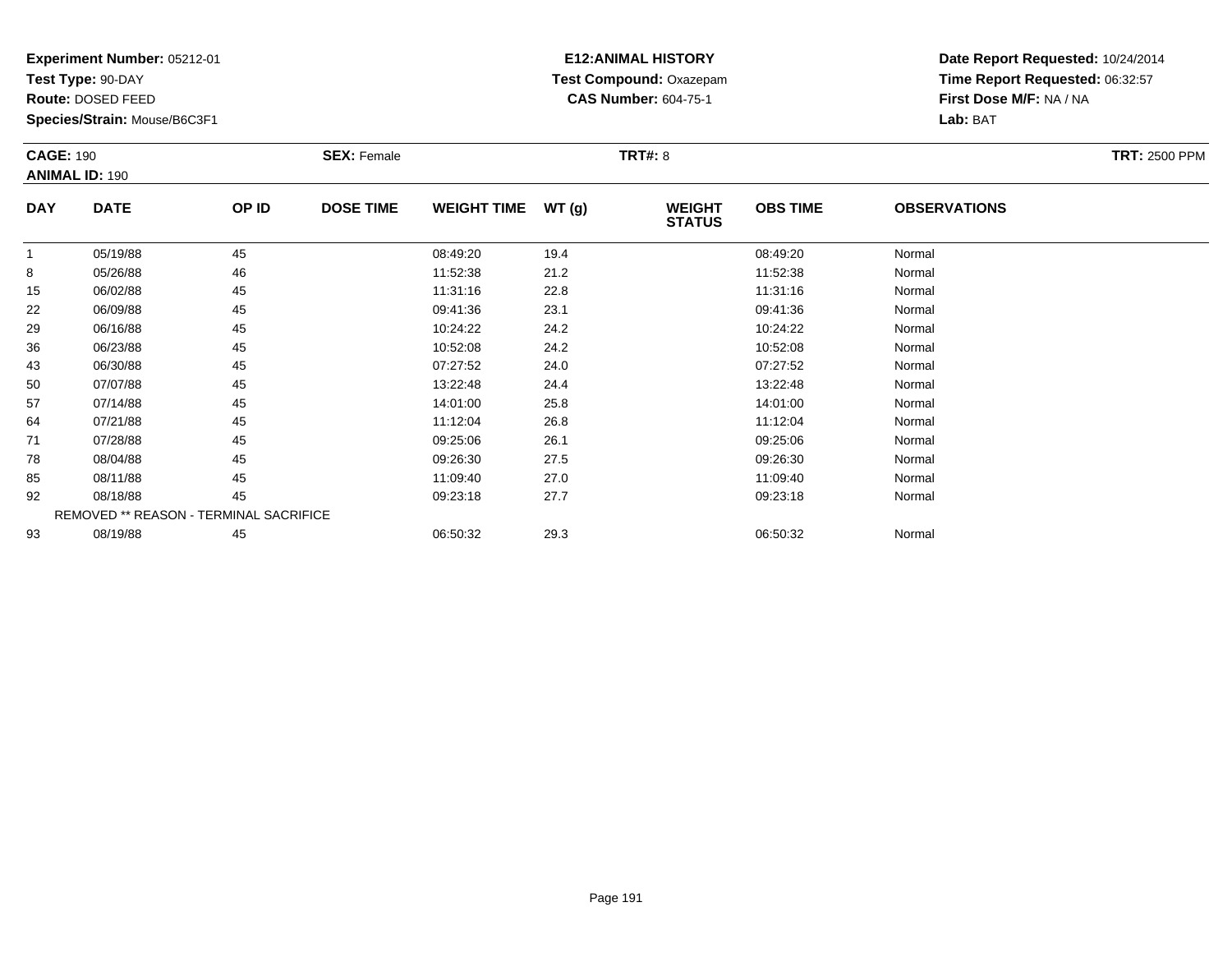**Experiment Number:** 05212-01
**Test Type:** 90-DAY
**Route:** DOSED FEED
**Species/Strain:** Mouse/B6C3F1

**E12:ANIMAL HISTORY**
**Test Compound:** Oxazepam
**CAS Number:** 604-75-1

**Date Report Requested:** 10/24/2014
**Time Report Requested:** 06:32:57
**First Dose M/F:** NA / NA
**Lab:** BAT

**CAGE:** 190
**ANIMAL ID:** 190
**SEX:** Female
**TRT#:** 8
**TRT:** 2500 PPM

| DAY | DATE | OP ID | DOSE TIME | WEIGHT TIME | WT (g) | WEIGHT STATUS | OBS TIME | OBSERVATIONS |
|---|---|---|---|---|---|---|---|---|
| 1 | 05/19/88 | 45 | | 08:49:20 | 19.4 | | 08:49:20 | Normal |
| 8 | 05/26/88 | 46 | | 11:52:38 | 21.2 | | 11:52:38 | Normal |
| 15 | 06/02/88 | 45 | | 11:31:16 | 22.8 | | 11:31:16 | Normal |
| 22 | 06/09/88 | 45 | | 09:41:36 | 23.1 | | 09:41:36 | Normal |
| 29 | 06/16/88 | 45 | | 10:24:22 | 24.2 | | 10:24:22 | Normal |
| 36 | 06/23/88 | 45 | | 10:52:08 | 24.2 | | 10:52:08 | Normal |
| 43 | 06/30/88 | 45 | | 07:27:52 | 24.0 | | 07:27:52 | Normal |
| 50 | 07/07/88 | 45 | | 13:22:48 | 24.4 | | 13:22:48 | Normal |
| 57 | 07/14/88 | 45 | | 14:01:00 | 25.8 | | 14:01:00 | Normal |
| 64 | 07/21/88 | 45 | | 11:12:04 | 26.8 | | 11:12:04 | Normal |
| 71 | 07/28/88 | 45 | | 09:25:06 | 26.1 | | 09:25:06 | Normal |
| 78 | 08/04/88 | 45 | | 09:26:30 | 27.5 | | 09:26:30 | Normal |
| 85 | 08/11/88 | 45 | | 11:09:40 | 27.0 | | 11:09:40 | Normal |
| 92 | 08/18/88 | 45 | | 09:23:18 | 27.7 | | 09:23:18 | Normal |
| REMOVED ** REASON - TERMINAL SACRIFICE | | | | | | | | |
| 93 | 08/19/88 | 45 | | 06:50:32 | 29.3 | | 06:50:32 | Normal |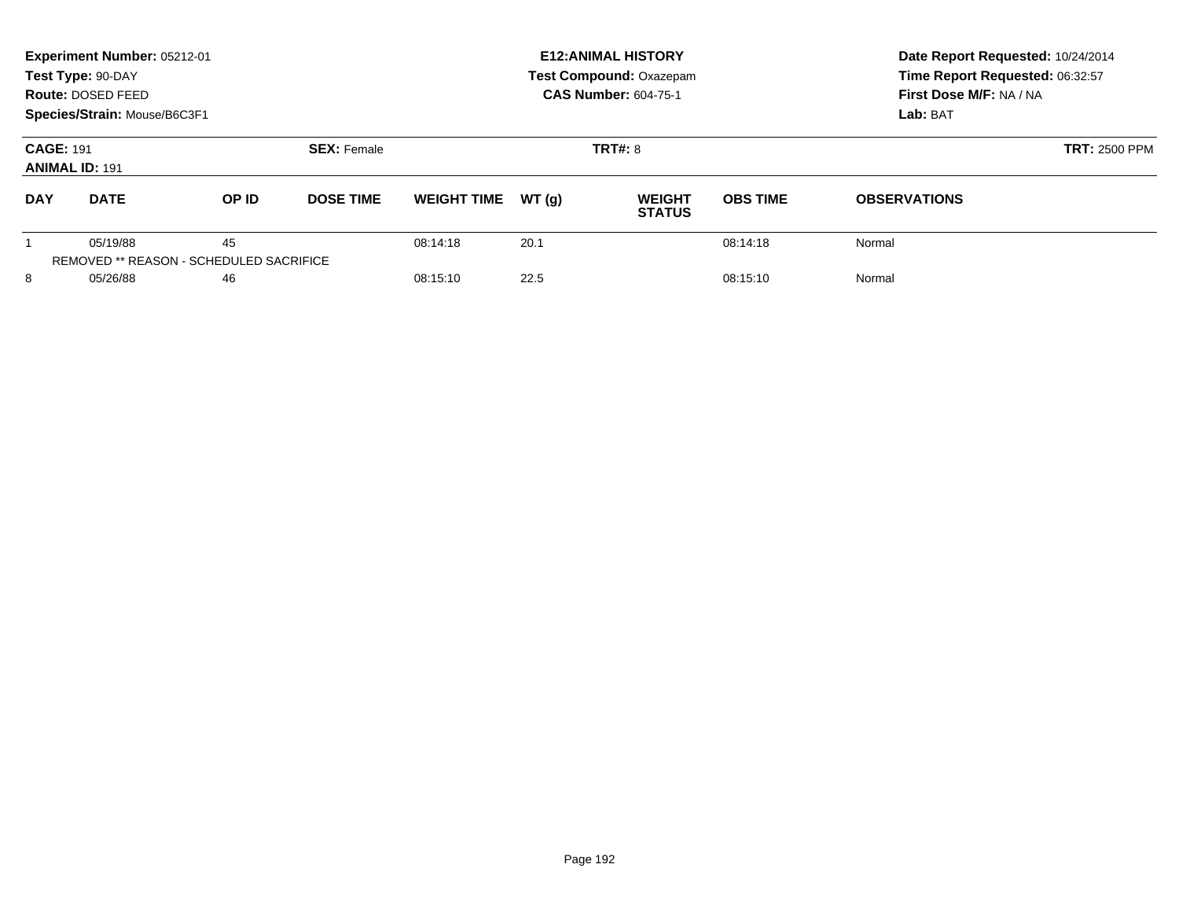**Experiment Number:** 05212-01
**Test Type:** 90-DAY
**Route:** DOSED FEED
**Species/Strain:** Mouse/B6C3F1

**E12:ANIMAL HISTORY**
**Test Compound:** Oxazepam
**CAS Number:** 604-75-1

**Date Report Requested:** 10/24/2014
**Time Report Requested:** 06:32:57
**First Dose M/F:** NA / NA
**Lab:** BAT

**CAGE:** 191
**ANIMAL ID:** 191

**SEX:** Female

**TRT#:** 8

**TRT:** 2500 PPM

| DAY | DATE | OP ID | DOSE TIME | WEIGHT TIME | WT (g) | WEIGHT STATUS | OBS TIME | OBSERVATIONS |
|---|---|---|---|---|---|---|---|---|
| 1 | 05/19/88 | 45 | | 08:14:18 | 20.1 | | 08:14:18 | Normal |
| | REMOVED ** REASON - SCHEDULED SACRIFICE | | | | | | | |
| 8 | 05/26/88 | 46 | | 08:15:10 | 22.5 | | 08:15:10 | Normal |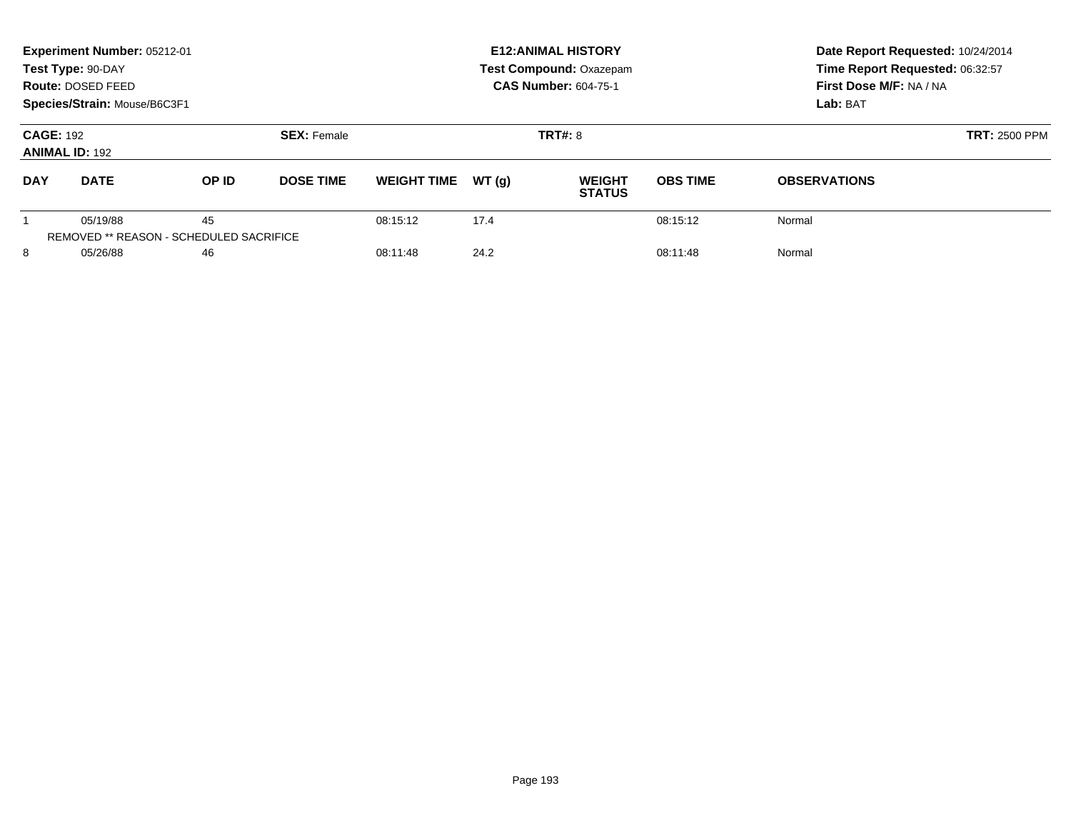**Experiment Number:** 05212-01
**Test Type:** 90-DAY
**Route:** DOSED FEED
**Species/Strain:** Mouse/B6C3F1

**E12:ANIMAL HISTORY**
**Test Compound:** Oxazepam
**CAS Number:** 604-75-1

**Date Report Requested:** 10/24/2014
**Time Report Requested:** 06:32:57
**First Dose M/F:** NA / NA
**Lab:** BAT

**CAGE:** 192
**ANIMAL ID:** 192
**SEX:** Female
**TRT#:** 8
**TRT:** 2500 PPM

| DAY | DATE | OP ID | DOSE TIME | WEIGHT TIME | WT (g) | WEIGHT STATUS | OBS TIME | OBSERVATIONS |
|---|---|---|---|---|---|---|---|---|
| 1 | 05/19/88 | 45 | | 08:15:12 | 17.4 | | 08:15:12 | Normal |
| | REMOVED ** REASON - SCHEDULED SACRIFICE | | | | | | | |
| 8 | 05/26/88 | 46 | | 08:11:48 | 24.2 | | 08:11:48 | Normal |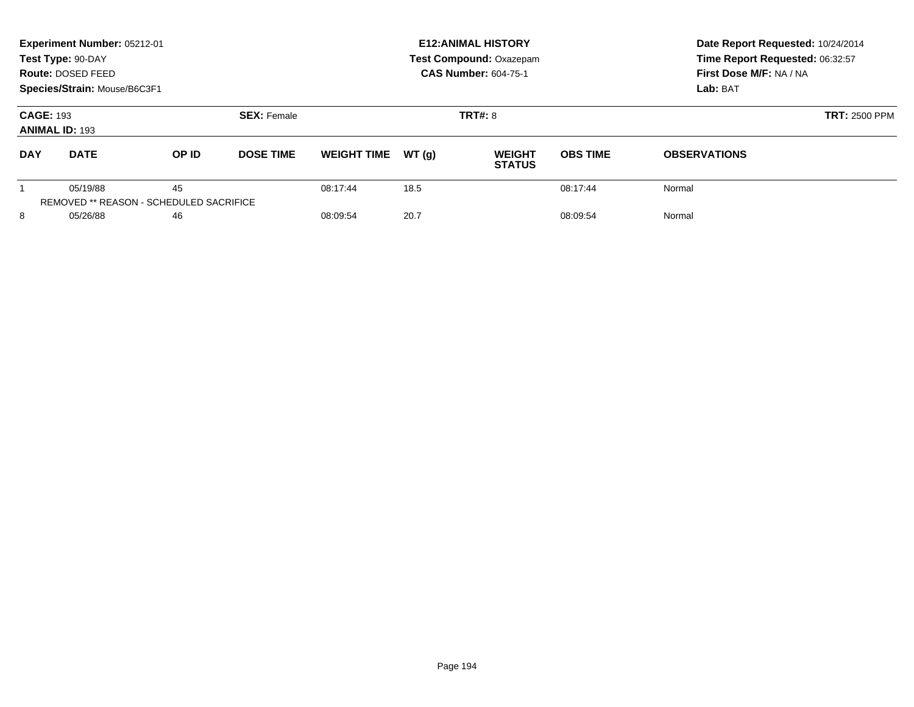**Experiment Number:** 05212-01
**Test Type:** 90-DAY
**Route:** DOSED FEED
**Species/Strain:** Mouse/B6C3F1

**E12:ANIMAL HISTORY**
**Test Compound:** Oxazepam
**CAS Number:** 604-75-1

**Date Report Requested:** 10/24/2014
**Time Report Requested:** 06:32:57
**First Dose M/F:** NA / NA
**Lab:** BAT

**CAGE:** 193
**ANIMAL ID:** 193
**SEX:** Female
**TRT#:** 8
**TRT:** 2500 PPM

| DAY | DATE | OP ID | DOSE TIME | WEIGHT TIME | WT (g) | WEIGHT STATUS | OBS TIME | OBSERVATIONS |
|---|---|---|---|---|---|---|---|---|
| 1 | 05/19/88 | 45 | | 08:17:44 | 18.5 | | 08:17:44 | Normal |
| REMOVED ** REASON - SCHEDULED SACRIFICE | | | | | | | | |
| 8 | 05/26/88 | 46 | | 08:09:54 | 20.7 | | 08:09:54 | Normal |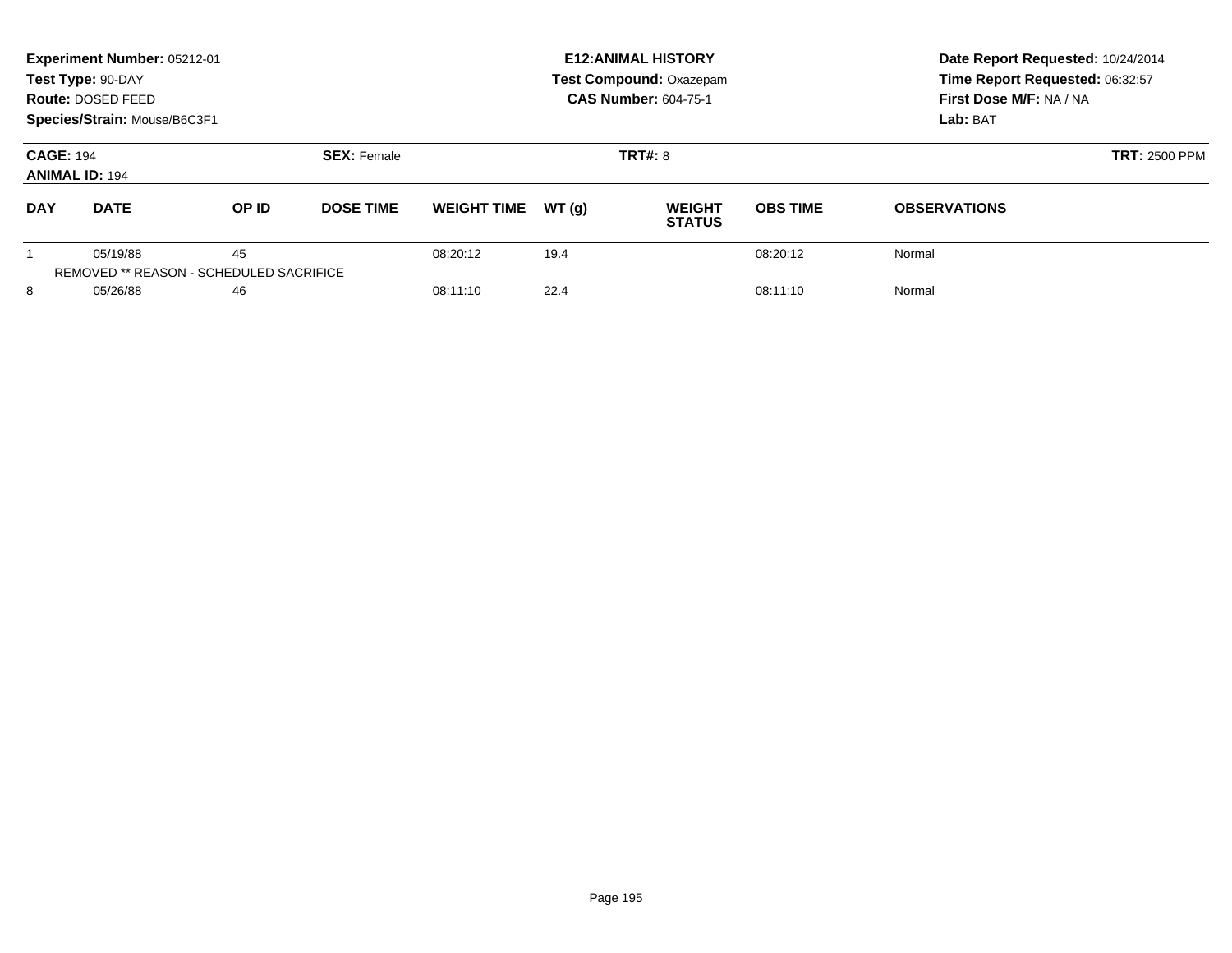**Experiment Number:** 05212-01
**Test Type:** 90-DAY
**Route:** DOSED FEED
**Species/Strain:** Mouse/B6C3F1

**E12:ANIMAL HISTORY**
**Test Compound:** Oxazepam
**CAS Number:** 604-75-1

**Date Report Requested:** 10/24/2014
**Time Report Requested:** 06:32:57
**First Dose M/F:** NA / NA
**Lab:** BAT

**CAGE:** 194
**ANIMAL ID:** 194
**SEX:** Female
**TRT#:** 8
**TRT:** 2500 PPM

| DAY | DATE | OP ID | DOSE TIME | WEIGHT TIME | WT (g) | WEIGHT STATUS | OBS TIME | OBSERVATIONS |
|---|---|---|---|---|---|---|---|---|
| 1 | 05/19/88 | 45 | | 08:20:12 | 19.4 | | 08:20:12 | Normal |
| REMOVED ** REASON - SCHEDULED SACRIFICE | | | | | | | | |
| 8 | 05/26/88 | 46 | | 08:11:10 | 22.4 | | 08:11:10 | Normal |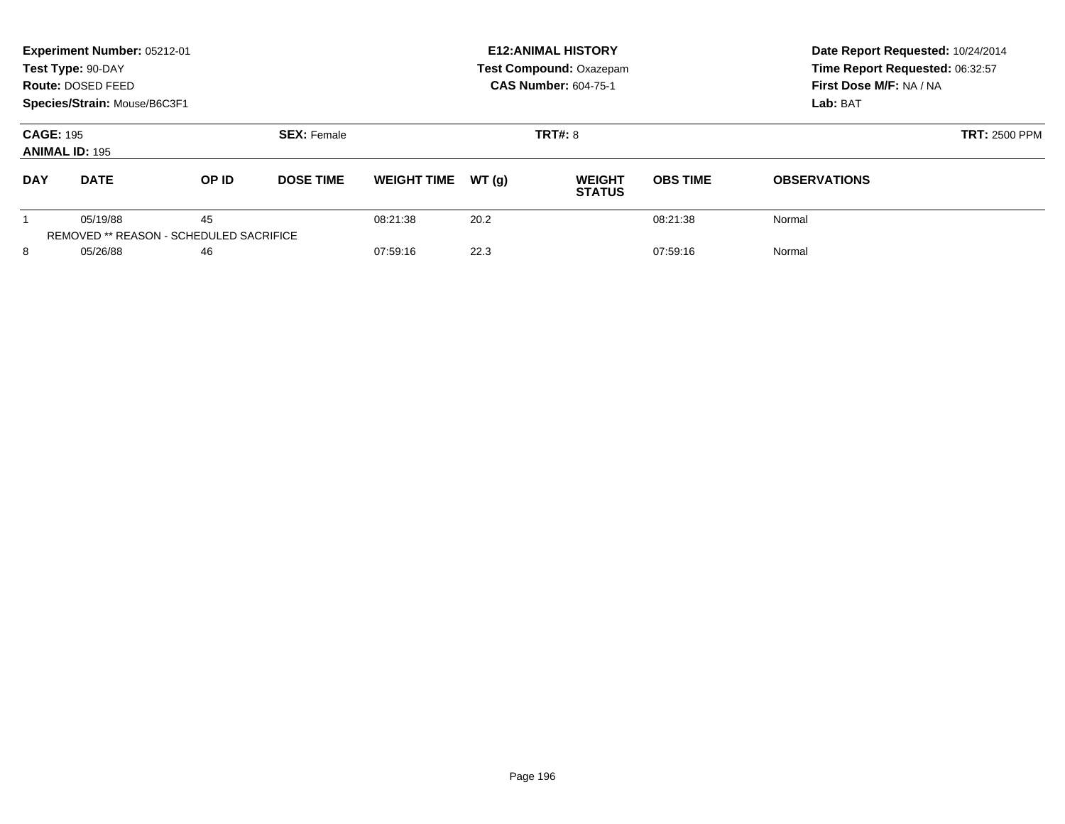**Experiment Number:** 05212-01
**Test Type:** 90-DAY
**Route:** DOSED FEED
**Species/Strain:** Mouse/B6C3F1

**E12:ANIMAL HISTORY**
**Test Compound:** Oxazepam
**CAS Number:** 604-75-1

**Date Report Requested:** 10/24/2014
**Time Report Requested:** 06:32:57
**First Dose M/F:** NA / NA
**Lab:** BAT

**CAGE:** 195
**ANIMAL ID:** 195
**SEX:** Female
**TRT#:** 8
**TRT:** 2500 PPM

| DAY | DATE | OP ID | DOSE TIME | WEIGHT TIME | WT (g) | WEIGHT STATUS | OBS TIME | OBSERVATIONS |
|---|---|---|---|---|---|---|---|---|
| 1 | 05/19/88 | 45 | | 08:21:38 | 20.2 | | 08:21:38 | Normal |
| REMOVED ** REASON - SCHEDULED SACRIFICE | | | | | | | | |
| 8 | 05/26/88 | 46 | | 07:59:16 | 22.3 | | 07:59:16 | Normal |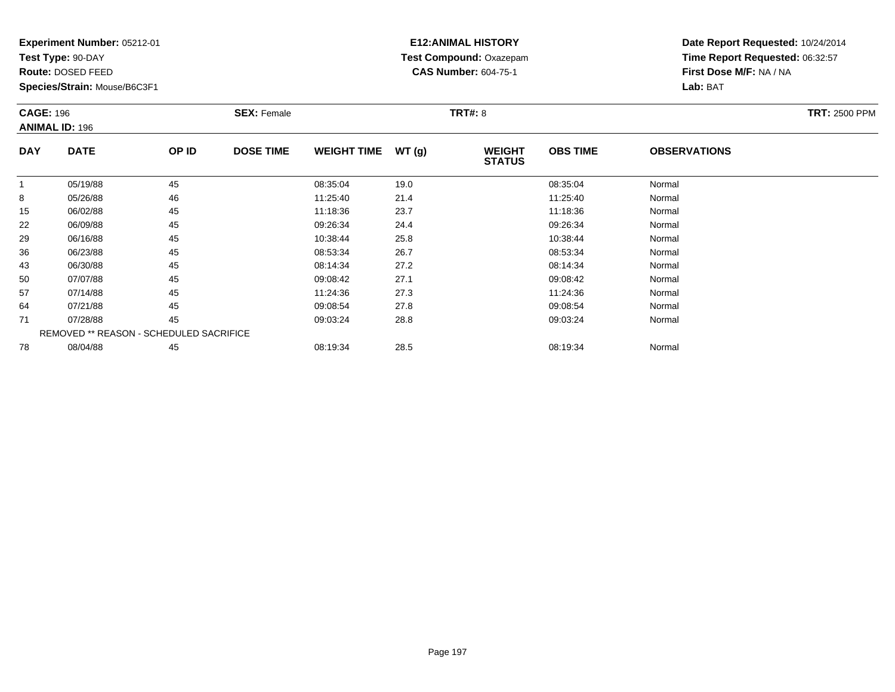**Experiment Number:** 05212-01
**Test Type:** 90-DAY
**Route:** DOSED FEED
**Species/Strain:** Mouse/B6C3F1

**E12:ANIMAL HISTORY**
**Test Compound:** Oxazepam
**CAS Number:** 604-75-1

**Date Report Requested:** 10/24/2014
**Time Report Requested:** 06:32:57
**First Dose M/F:** NA / NA
**Lab:** BAT

**CAGE:** 196 **SEX:** Female **TRT#:** 8 **TRT:** 2500 PPM
**ANIMAL ID:** 196

| DAY | DATE | OP ID | DOSE TIME | WEIGHT TIME | WT (g) | WEIGHT STATUS | OBS TIME | OBSERVATIONS |
|---|---|---|---|---|---|---|---|---|
| 1 | 05/19/88 | 45 | | 08:35:04 | 19.0 | | 08:35:04 | Normal |
| 8 | 05/26/88 | 46 | | 11:25:40 | 21.4 | | 11:25:40 | Normal |
| 15 | 06/02/88 | 45 | | 11:18:36 | 23.7 | | 11:18:36 | Normal |
| 22 | 06/09/88 | 45 | | 09:26:34 | 24.4 | | 09:26:34 | Normal |
| 29 | 06/16/88 | 45 | | 10:38:44 | 25.8 | | 10:38:44 | Normal |
| 36 | 06/23/88 | 45 | | 08:53:34 | 26.7 | | 08:53:34 | Normal |
| 43 | 06/30/88 | 45 | | 08:14:34 | 27.2 | | 08:14:34 | Normal |
| 50 | 07/07/88 | 45 | | 09:08:42 | 27.1 | | 09:08:42 | Normal |
| 57 | 07/14/88 | 45 | | 11:24:36 | 27.3 | | 11:24:36 | Normal |
| 64 | 07/21/88 | 45 | | 09:08:54 | 27.8 | | 09:08:54 | Normal |
| 71 | 07/28/88 | 45 | | 09:03:24 | 28.8 | | 09:03:24 | Normal |
| | REMOVED ** REASON - SCHEDULED SACRIFICE | | | | | | | |
| 78 | 08/04/88 | 45 | | 08:19:34 | 28.5 | | 08:19:34 | Normal |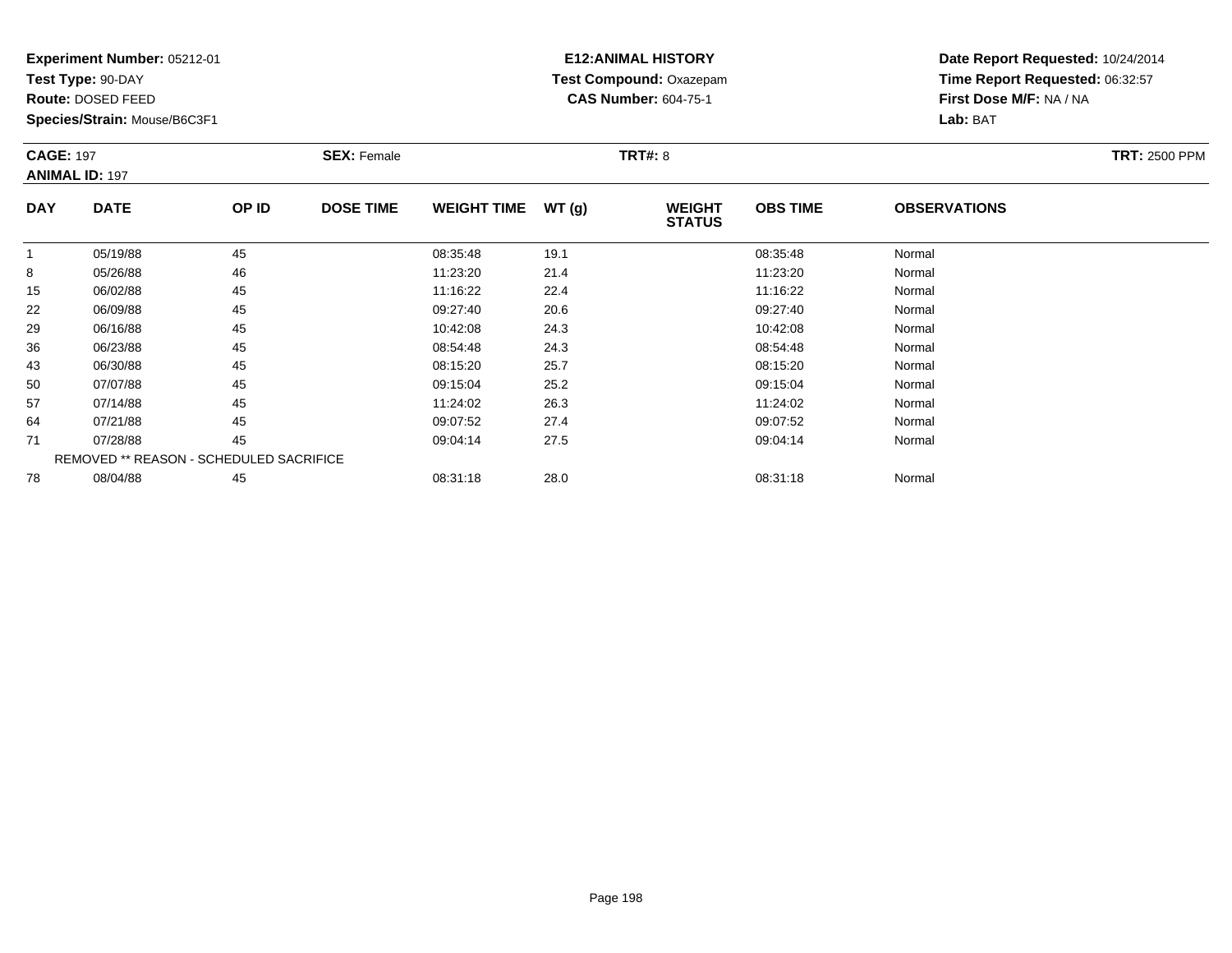**Experiment Number:** 05212-01
**Test Type:** 90-DAY
**Route:** DOSED FEED
**Species/Strain:** Mouse/B6C3F1

**E12:ANIMAL HISTORY**
**Test Compound:** Oxazepam
**CAS Number:** 604-75-1

**Date Report Requested:** 10/24/2014
**Time Report Requested:** 06:32:57
**First Dose M/F:** NA / NA
**Lab:** BAT

**CAGE:** 197
**ANIMAL ID:** 197
**SEX:** Female
**TRT#:** 8
**TRT:** 2500 PPM

| DAY | DATE | OP ID | DOSE TIME | WEIGHT TIME | WT (g) | WEIGHT STATUS | OBS TIME | OBSERVATIONS |
|---|---|---|---|---|---|---|---|---|
| 1 | 05/19/88 | 45 | | 08:35:48 | 19.1 | | 08:35:48 | Normal |
| 8 | 05/26/88 | 46 | | 11:23:20 | 21.4 | | 11:23:20 | Normal |
| 15 | 06/02/88 | 45 | | 11:16:22 | 22.4 | | 11:16:22 | Normal |
| 22 | 06/09/88 | 45 | | 09:27:40 | 20.6 | | 09:27:40 | Normal |
| 29 | 06/16/88 | 45 | | 10:42:08 | 24.3 | | 10:42:08 | Normal |
| 36 | 06/23/88 | 45 | | 08:54:48 | 24.3 | | 08:54:48 | Normal |
| 43 | 06/30/88 | 45 | | 08:15:20 | 25.7 | | 08:15:20 | Normal |
| 50 | 07/07/88 | 45 | | 09:15:04 | 25.2 | | 09:15:04 | Normal |
| 57 | 07/14/88 | 45 | | 11:24:02 | 26.3 | | 11:24:02 | Normal |
| 64 | 07/21/88 | 45 | | 09:07:52 | 27.4 | | 09:07:52 | Normal |
| 71 | 07/28/88 | 45 | | 09:04:14 | 27.5 | | 09:04:14 | Normal |
| | REMOVED ** REASON - SCHEDULED SACRIFICE | | | | | | | |
| 78 | 08/04/88 | 45 | | 08:31:18 | 28.0 | | 08:31:18 | Normal |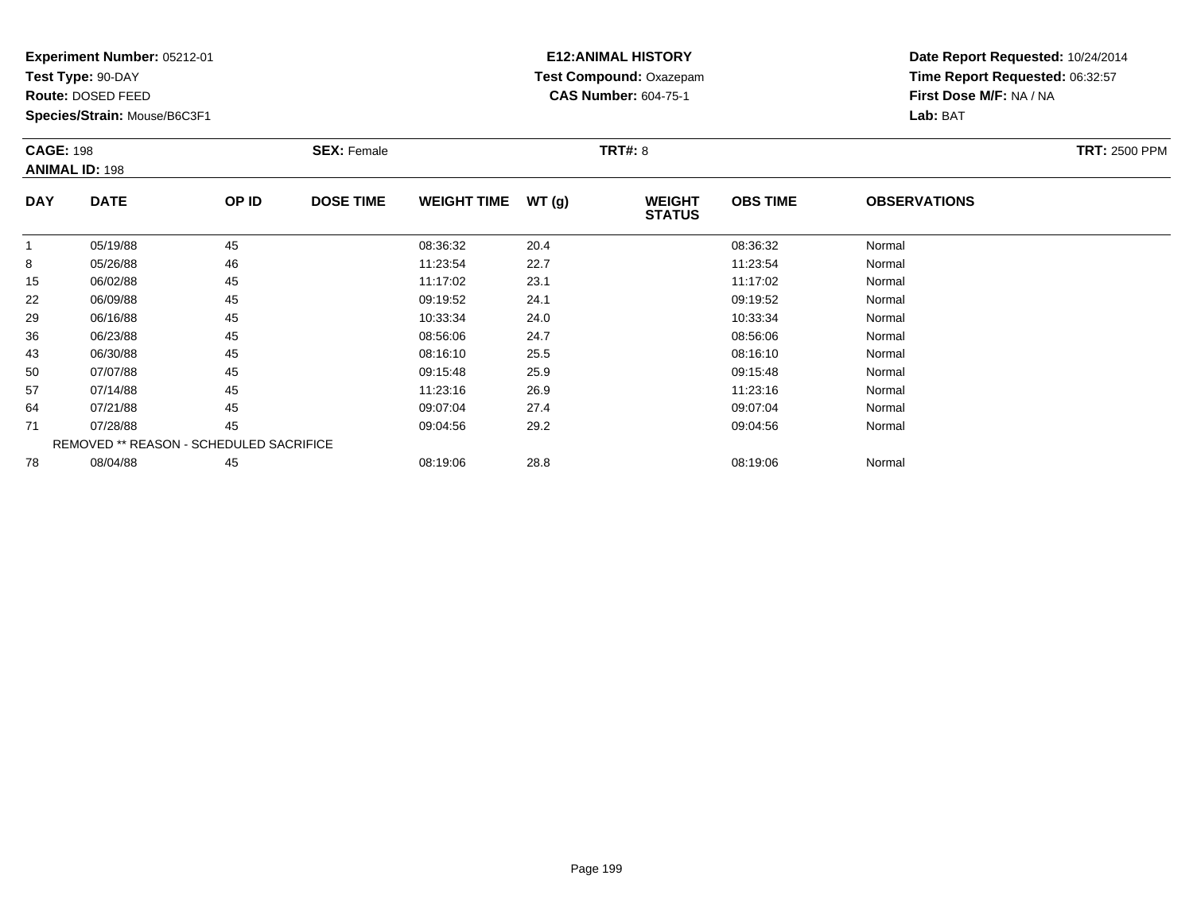**Experiment Number:** 05212-01
**Test Type:** 90-DAY
**Route:** DOSED FEED
**Species/Strain:** Mouse/B6C3F1

**E12:ANIMAL HISTORY**
**Test Compound:** Oxazepam
**CAS Number:** 604-75-1

**Date Report Requested:** 10/24/2014
**Time Report Requested:** 06:32:57
**First Dose M/F:** NA / NA
**Lab:** BAT

**CAGE:** 198
**ANIMAL ID:** 198
**SEX:** Female
**TRT#:** 8
**TRT:** 2500 PPM

| DAY | DATE | OP ID | DOSE TIME | WEIGHT TIME | WT (g) | WEIGHT STATUS | OBS TIME | OBSERVATIONS |
|---|---|---|---|---|---|---|---|---|
| 1 | 05/19/88 | 45 | | 08:36:32 | 20.4 | | 08:36:32 | Normal |
| 8 | 05/26/88 | 46 | | 11:23:54 | 22.7 | | 11:23:54 | Normal |
| 15 | 06/02/88 | 45 | | 11:17:02 | 23.1 | | 11:17:02 | Normal |
| 22 | 06/09/88 | 45 | | 09:19:52 | 24.1 | | 09:19:52 | Normal |
| 29 | 06/16/88 | 45 | | 10:33:34 | 24.0 | | 10:33:34 | Normal |
| 36 | 06/23/88 | 45 | | 08:56:06 | 24.7 | | 08:56:06 | Normal |
| 43 | 06/30/88 | 45 | | 08:16:10 | 25.5 | | 08:16:10 | Normal |
| 50 | 07/07/88 | 45 | | 09:15:48 | 25.9 | | 09:15:48 | Normal |
| 57 | 07/14/88 | 45 | | 11:23:16 | 26.9 | | 11:23:16 | Normal |
| 64 | 07/21/88 | 45 | | 09:07:04 | 27.4 | | 09:07:04 | Normal |
| 71 | 07/28/88 | 45 | | 09:04:56 | 29.2 | | 09:04:56 | Normal |
| | REMOVED ** REASON - SCHEDULED SACRIFICE | | | | | | | |
| 78 | 08/04/88 | 45 | | 08:19:06 | 28.8 | | 08:19:06 | Normal |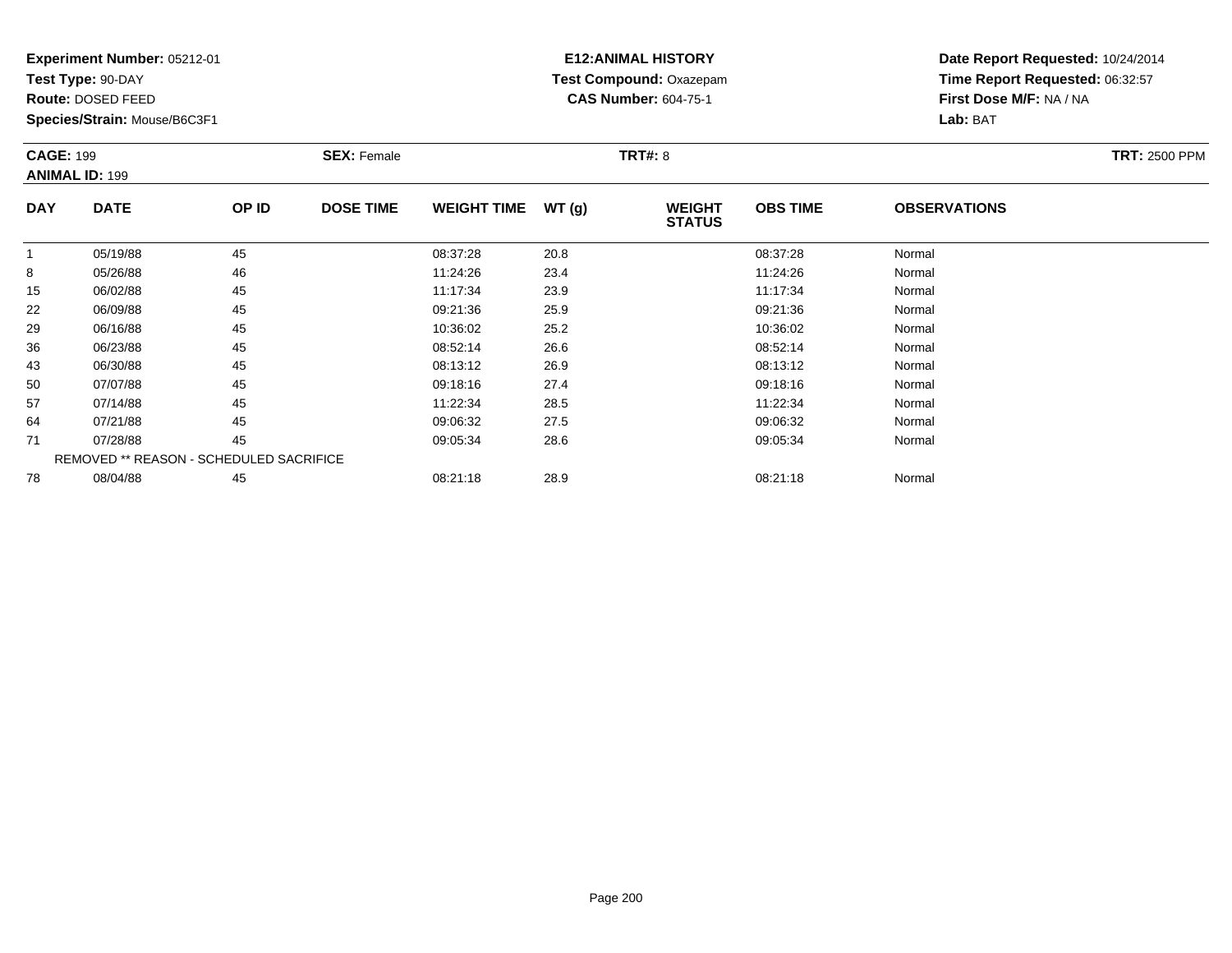**Experiment Number:** 05212-01
**Test Type:** 90-DAY
**Route:** DOSED FEED
**Species/Strain:** Mouse/B6C3F1

**E12:ANIMAL HISTORY**
**Test Compound:** Oxazepam
**CAS Number:** 604-75-1

**Date Report Requested:** 10/24/2014
**Time Report Requested:** 06:32:57
**First Dose M/F:** NA / NA
**Lab:** BAT

**CAGE:** 199
**ANIMAL ID:** 199
**SEX:** Female
**TRT#:** 8
**TRT:** 2500 PPM

| DAY | DATE | OP ID | DOSE TIME | WEIGHT TIME | WT (g) | WEIGHT STATUS | OBS TIME | OBSERVATIONS |
|---|---|---|---|---|---|---|---|---|
| 1 | 05/19/88 | 45 | | 08:37:28 | 20.8 | | 08:37:28 | Normal |
| 8 | 05/26/88 | 46 | | 11:24:26 | 23.4 | | 11:24:26 | Normal |
| 15 | 06/02/88 | 45 | | 11:17:34 | 23.9 | | 11:17:34 | Normal |
| 22 | 06/09/88 | 45 | | 09:21:36 | 25.9 | | 09:21:36 | Normal |
| 29 | 06/16/88 | 45 | | 10:36:02 | 25.2 | | 10:36:02 | Normal |
| 36 | 06/23/88 | 45 | | 08:52:14 | 26.6 | | 08:52:14 | Normal |
| 43 | 06/30/88 | 45 | | 08:13:12 | 26.9 | | 08:13:12 | Normal |
| 50 | 07/07/88 | 45 | | 09:18:16 | 27.4 | | 09:18:16 | Normal |
| 57 | 07/14/88 | 45 | | 11:22:34 | 28.5 | | 11:22:34 | Normal |
| 64 | 07/21/88 | 45 | | 09:06:32 | 27.5 | | 09:06:32 | Normal |
| 71 | 07/28/88 | 45 | | 09:05:34 | 28.6 | | 09:05:34 | Normal |
| | REMOVED ** REASON - SCHEDULED SACRIFICE | | | | | | | |
| 78 | 08/04/88 | 45 | | 08:21:18 | 28.9 | | 08:21:18 | Normal |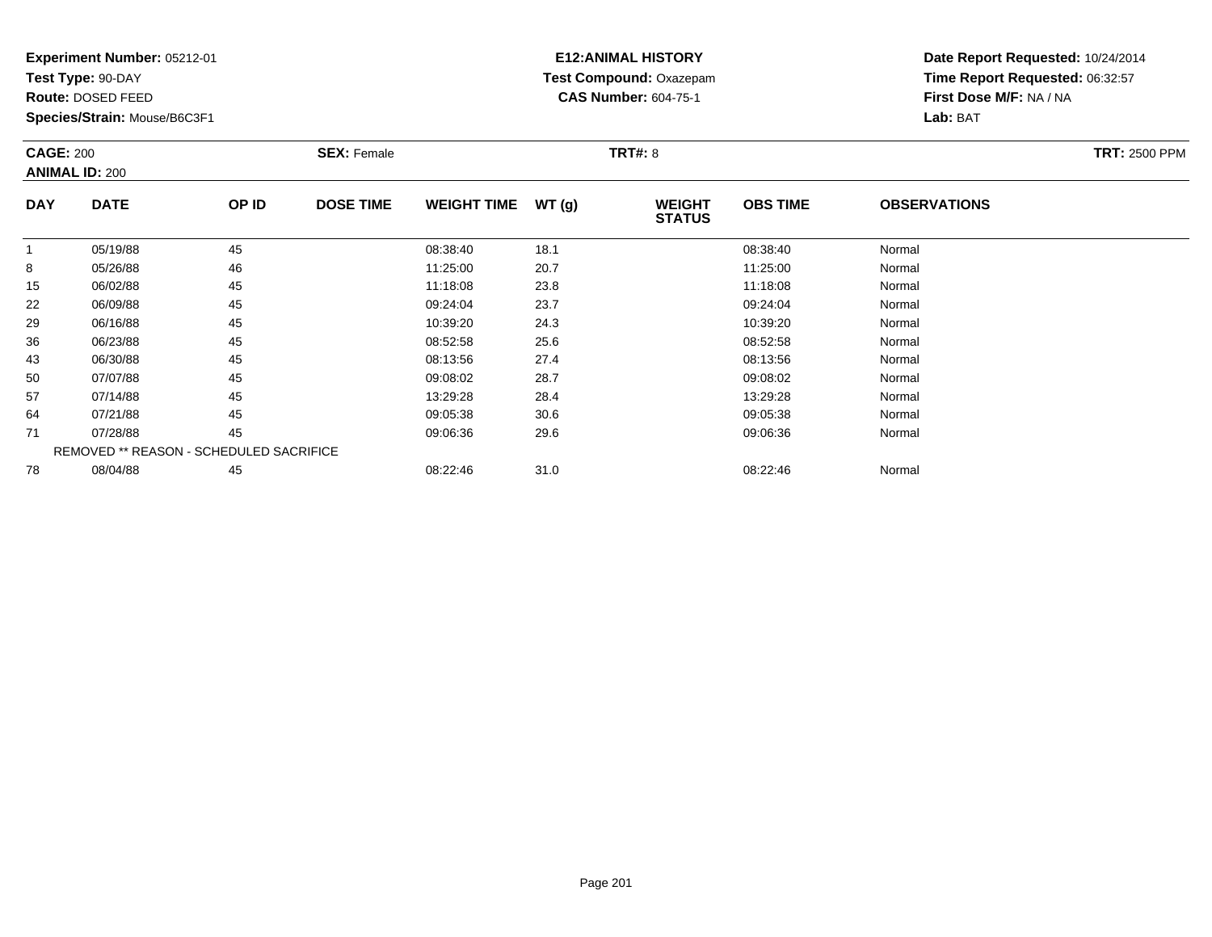**Experiment Number:** 05212-01
**Test Type:** 90-DAY
**Route:** DOSED FEED
**Species/Strain:** Mouse/B6C3F1

**E12:ANIMAL HISTORY**
**Test Compound:** Oxazepam
**CAS Number:** 604-75-1

**Date Report Requested:** 10/24/2014
**Time Report Requested:** 06:32:57
**First Dose M/F:** NA / NA
**Lab:** BAT

**CAGE:** 200 **SEX:** Female **TRT#:** 8 **TRT:** 2500 PPM
**ANIMAL ID:** 200

| DAY | DATE | OP ID | DOSE TIME | WEIGHT TIME | WT (g) | WEIGHT STATUS | OBS TIME | OBSERVATIONS |
|---|---|---|---|---|---|---|---|---|
| 1 | 05/19/88 | 45 | | 08:38:40 | 18.1 | | 08:38:40 | Normal |
| 8 | 05/26/88 | 46 | | 11:25:00 | 20.7 | | 11:25:00 | Normal |
| 15 | 06/02/88 | 45 | | 11:18:08 | 23.8 | | 11:18:08 | Normal |
| 22 | 06/09/88 | 45 | | 09:24:04 | 23.7 | | 09:24:04 | Normal |
| 29 | 06/16/88 | 45 | | 10:39:20 | 24.3 | | 10:39:20 | Normal |
| 36 | 06/23/88 | 45 | | 08:52:58 | 25.6 | | 08:52:58 | Normal |
| 43 | 06/30/88 | 45 | | 08:13:56 | 27.4 | | 08:13:56 | Normal |
| 50 | 07/07/88 | 45 | | 09:08:02 | 28.7 | | 09:08:02 | Normal |
| 57 | 07/14/88 | 45 | | 13:29:28 | 28.4 | | 13:29:28 | Normal |
| 64 | 07/21/88 | 45 | | 09:05:38 | 30.6 | | 09:05:38 | Normal |
| 71 | 07/28/88 | 45 | | 09:06:36 | 29.6 | | 09:06:36 | Normal |
| | REMOVED ** REASON - SCHEDULED SACRIFICE | | | | | | | |
| 78 | 08/04/88 | 45 | | 08:22:46 | 31.0 | | 08:22:46 | Normal |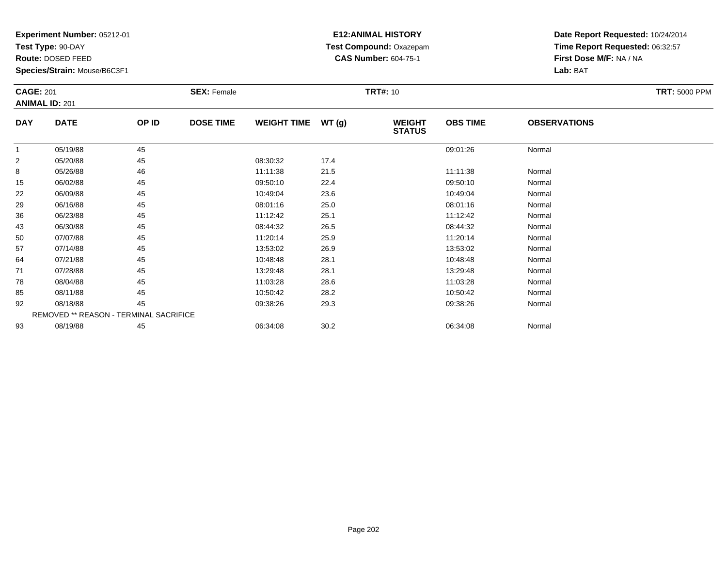**Experiment Number:** 05212-01
**Test Type:** 90-DAY
**Route:** DOSED FEED
**Species/Strain:** Mouse/B6C3F1

**E12:ANIMAL HISTORY**
**Test Compound:** Oxazepam
**CAS Number:** 604-75-1

**Date Report Requested:** 10/24/2014
**Time Report Requested:** 06:32:57
**First Dose M/F:** NA / NA
**Lab:** BAT

**CAGE:** 201 **SEX:** Female **TRT#:** 10 **TRT:** 5000 PPM
**ANIMAL ID:** 201

| DAY | DATE | OP ID | DOSE TIME | WEIGHT TIME | WT (g) | WEIGHT STATUS | OBS TIME | OBSERVATIONS |
|---|---|---|---|---|---|---|---|---|
| 1 | 05/19/88 | 45 | | | | | 09:01:26 | Normal |
| 2 | 05/20/88 | 45 | | 08:30:32 | 17.4 | | | |
| 8 | 05/26/88 | 46 | | 11:11:38 | 21.5 | | 11:11:38 | Normal |
| 15 | 06/02/88 | 45 | | 09:50:10 | 22.4 | | 09:50:10 | Normal |
| 22 | 06/09/88 | 45 | | 10:49:04 | 23.6 | | 10:49:04 | Normal |
| 29 | 06/16/88 | 45 | | 08:01:16 | 25.0 | | 08:01:16 | Normal |
| 36 | 06/23/88 | 45 | | 11:12:42 | 25.1 | | 11:12:42 | Normal |
| 43 | 06/30/88 | 45 | | 08:44:32 | 26.5 | | 08:44:32 | Normal |
| 50 | 07/07/88 | 45 | | 11:20:14 | 25.9 | | 11:20:14 | Normal |
| 57 | 07/14/88 | 45 | | 13:53:02 | 26.9 | | 13:53:02 | Normal |
| 64 | 07/21/88 | 45 | | 10:48:48 | 28.1 | | 10:48:48 | Normal |
| 71 | 07/28/88 | 45 | | 13:29:48 | 28.1 | | 13:29:48 | Normal |
| 78 | 08/04/88 | 45 | | 11:03:28 | 28.6 | | 11:03:28 | Normal |
| 85 | 08/11/88 | 45 | | 10:50:42 | 28.2 | | 10:50:42 | Normal |
| 92 | 08/18/88 | 45 | | 09:38:26 | 29.3 | | 09:38:26 | Normal |
| | REMOVED ** REASON - TERMINAL SACRIFICE | | | | | | | |
| 93 | 08/19/88 | 45 | | 06:34:08 | 30.2 | | 06:34:08 | Normal |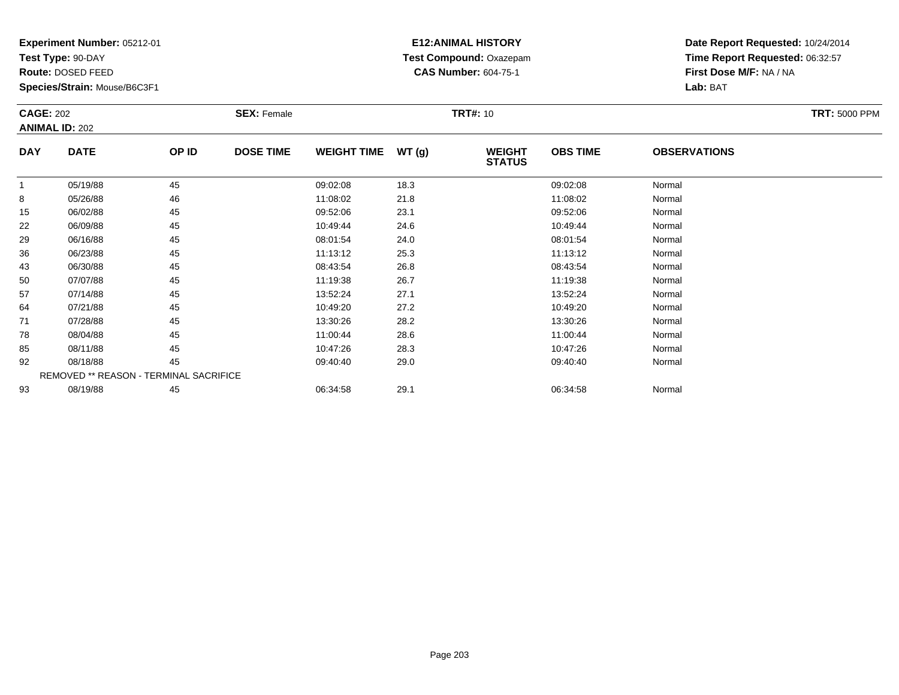**Experiment Number:** 05212-01
**Test Type:** 90-DAY
**Route:** DOSED FEED
**Species/Strain:** Mouse/B6C3F1

**E12:ANIMAL HISTORY**
**Test Compound:** Oxazepam
**CAS Number:** 604-75-1

**Date Report Requested:** 10/24/2014
**Time Report Requested:** 06:32:57
**First Dose M/F:** NA / NA
**Lab:** BAT

**CAGE:** 202
**ANIMAL ID:** 202
**SEX:** Female
**TRT#:** 10
**TRT:** 5000 PPM

| DAY | DATE | OP ID | DOSE TIME | WEIGHT TIME | WT (g) | WEIGHT STATUS | OBS TIME | OBSERVATIONS |
|---|---|---|---|---|---|---|---|---|
| 1 | 05/19/88 | 45 | | 09:02:08 | 18.3 | | 09:02:08 | Normal |
| 8 | 05/26/88 | 46 | | 11:08:02 | 21.8 | | 11:08:02 | Normal |
| 15 | 06/02/88 | 45 | | 09:52:06 | 23.1 | | 09:52:06 | Normal |
| 22 | 06/09/88 | 45 | | 10:49:44 | 24.6 | | 10:49:44 | Normal |
| 29 | 06/16/88 | 45 | | 08:01:54 | 24.0 | | 08:01:54 | Normal |
| 36 | 06/23/88 | 45 | | 11:13:12 | 25.3 | | 11:13:12 | Normal |
| 43 | 06/30/88 | 45 | | 08:43:54 | 26.8 | | 08:43:54 | Normal |
| 50 | 07/07/88 | 45 | | 11:19:38 | 26.7 | | 11:19:38 | Normal |
| 57 | 07/14/88 | 45 | | 13:52:24 | 27.1 | | 13:52:24 | Normal |
| 64 | 07/21/88 | 45 | | 10:49:20 | 27.2 | | 10:49:20 | Normal |
| 71 | 07/28/88 | 45 | | 13:30:26 | 28.2 | | 13:30:26 | Normal |
| 78 | 08/04/88 | 45 | | 11:00:44 | 28.6 | | 11:00:44 | Normal |
| 85 | 08/11/88 | 45 | | 10:47:26 | 28.3 | | 10:47:26 | Normal |
| 92 | 08/18/88 | 45 | | 09:40:40 | 29.0 | | 09:40:40 | Normal |
| REMOVED ** REASON - TERMINAL SACRIFICE | | | | | | | | |
| 93 | 08/19/88 | 45 | | 06:34:58 | 29.1 | | 06:34:58 | Normal |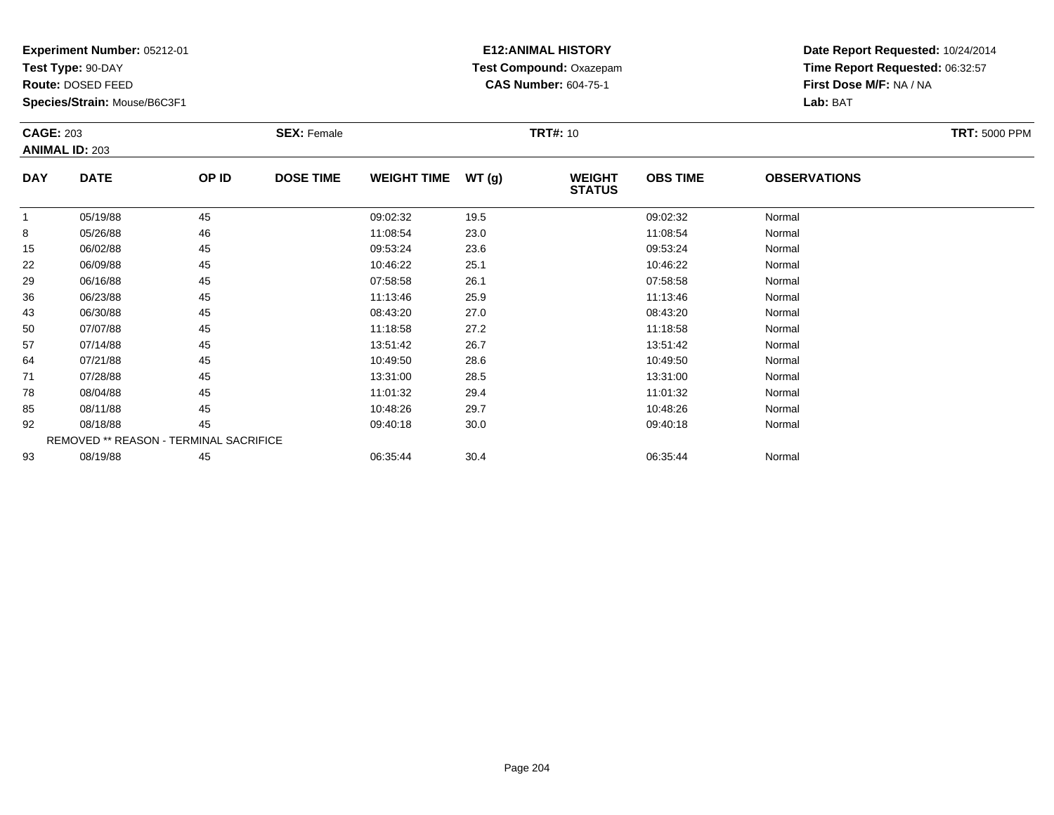**Experiment Number:** 05212-01
**Test Type:** 90-DAY
**Route:** DOSED FEED
**Species/Strain:** Mouse/B6C3F1

**E12:ANIMAL HISTORY**
**Test Compound:** Oxazepam
**CAS Number:** 604-75-1

**Date Report Requested:** 10/24/2014
**Time Report Requested:** 06:32:57
**First Dose M/F:** NA / NA
**Lab:** BAT

**CAGE:** 203 **SEX:** Female **TRT#:** 10 **TRT:** 5000 PPM
**ANIMAL ID:** 203

| DAY | DATE | OP ID | DOSE TIME | WEIGHT TIME | WT (g) | WEIGHT STATUS | OBS TIME | OBSERVATIONS |
|---|---|---|---|---|---|---|---|---|
| 1 | 05/19/88 | 45 | | 09:02:32 | 19.5 | | 09:02:32 | Normal |
| 8 | 05/26/88 | 46 | | 11:08:54 | 23.0 | | 11:08:54 | Normal |
| 15 | 06/02/88 | 45 | | 09:53:24 | 23.6 | | 09:53:24 | Normal |
| 22 | 06/09/88 | 45 | | 10:46:22 | 25.1 | | 10:46:22 | Normal |
| 29 | 06/16/88 | 45 | | 07:58:58 | 26.1 | | 07:58:58 | Normal |
| 36 | 06/23/88 | 45 | | 11:13:46 | 25.9 | | 11:13:46 | Normal |
| 43 | 06/30/88 | 45 | | 08:43:20 | 27.0 | | 08:43:20 | Normal |
| 50 | 07/07/88 | 45 | | 11:18:58 | 27.2 | | 11:18:58 | Normal |
| 57 | 07/14/88 | 45 | | 13:51:42 | 26.7 | | 13:51:42 | Normal |
| 64 | 07/21/88 | 45 | | 10:49:50 | 28.6 | | 10:49:50 | Normal |
| 71 | 07/28/88 | 45 | | 13:31:00 | 28.5 | | 13:31:00 | Normal |
| 78 | 08/04/88 | 45 | | 11:01:32 | 29.4 | | 11:01:32 | Normal |
| 85 | 08/11/88 | 45 | | 10:48:26 | 29.7 | | 10:48:26 | Normal |
| 92 | 08/18/88 | 45 | | 09:40:18 | 30.0 | | 09:40:18 | Normal |
| REMOVED ** REASON - TERMINAL SACRIFICE | | | | | | | | |
| 93 | 08/19/88 | 45 | | 06:35:44 | 30.4 | | 06:35:44 | Normal |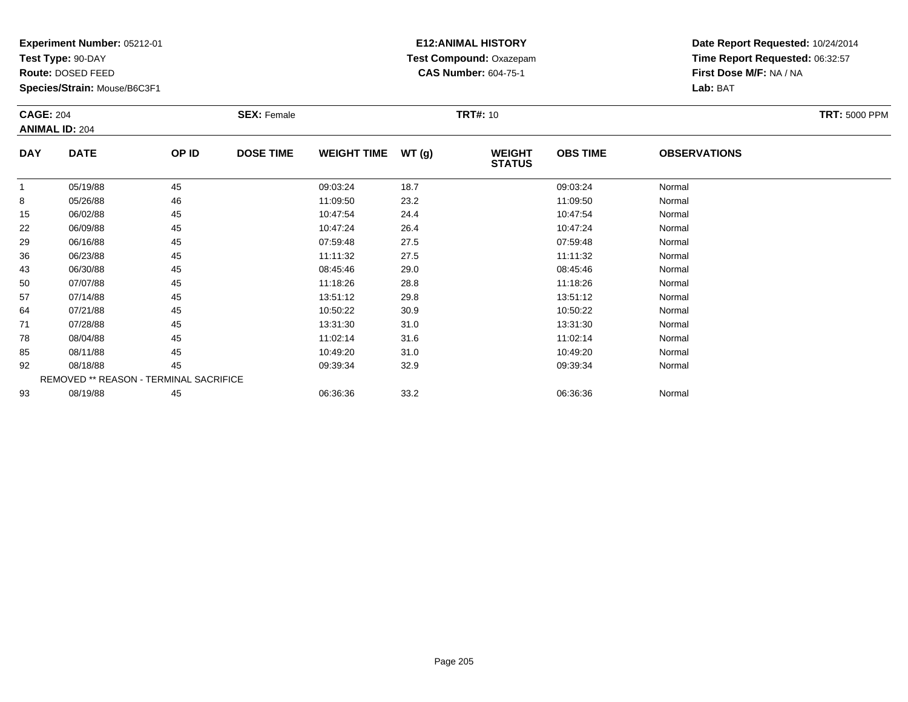**Experiment Number:** 05212-01
**Test Type:** 90-DAY
**Route:** DOSED FEED
**Species/Strain:** Mouse/B6C3F1

**E12:ANIMAL HISTORY**
**Test Compound:** Oxazepam
**CAS Number:** 604-75-1

**Date Report Requested:** 10/24/2014
**Time Report Requested:** 06:32:57
**First Dose M/F:** NA / NA
**Lab:** BAT

**CAGE:** 204
**ANIMAL ID:** 204
**SEX:** Female
**TRT#:** 10
**TRT:** 5000 PPM

| DAY | DATE | OP ID | DOSE TIME | WEIGHT TIME | WT (g) | WEIGHT STATUS | OBS TIME | OBSERVATIONS |
|---|---|---|---|---|---|---|---|---|
| 1 | 05/19/88 | 45 | | 09:03:24 | 18.7 | | 09:03:24 | Normal |
| 8 | 05/26/88 | 46 | | 11:09:50 | 23.2 | | 11:09:50 | Normal |
| 15 | 06/02/88 | 45 | | 10:47:54 | 24.4 | | 10:47:54 | Normal |
| 22 | 06/09/88 | 45 | | 10:47:24 | 26.4 | | 10:47:24 | Normal |
| 29 | 06/16/88 | 45 | | 07:59:48 | 27.5 | | 07:59:48 | Normal |
| 36 | 06/23/88 | 45 | | 11:11:32 | 27.5 | | 11:11:32 | Normal |
| 43 | 06/30/88 | 45 | | 08:45:46 | 29.0 | | 08:45:46 | Normal |
| 50 | 07/07/88 | 45 | | 11:18:26 | 28.8 | | 11:18:26 | Normal |
| 57 | 07/14/88 | 45 | | 13:51:12 | 29.8 | | 13:51:12 | Normal |
| 64 | 07/21/88 | 45 | | 10:50:22 | 30.9 | | 10:50:22 | Normal |
| 71 | 07/28/88 | 45 | | 13:31:30 | 31.0 | | 13:31:30 | Normal |
| 78 | 08/04/88 | 45 | | 11:02:14 | 31.6 | | 11:02:14 | Normal |
| 85 | 08/11/88 | 45 | | 10:49:20 | 31.0 | | 10:49:20 | Normal |
| 92 | 08/18/88 | 45 | | 09:39:34 | 32.9 | | 09:39:34 | Normal |
| REMOVED ** REASON - TERMINAL SACRIFICE | | | | | | | | |
| 93 | 08/19/88 | 45 | | 06:36:36 | 33.2 | | 06:36:36 | Normal |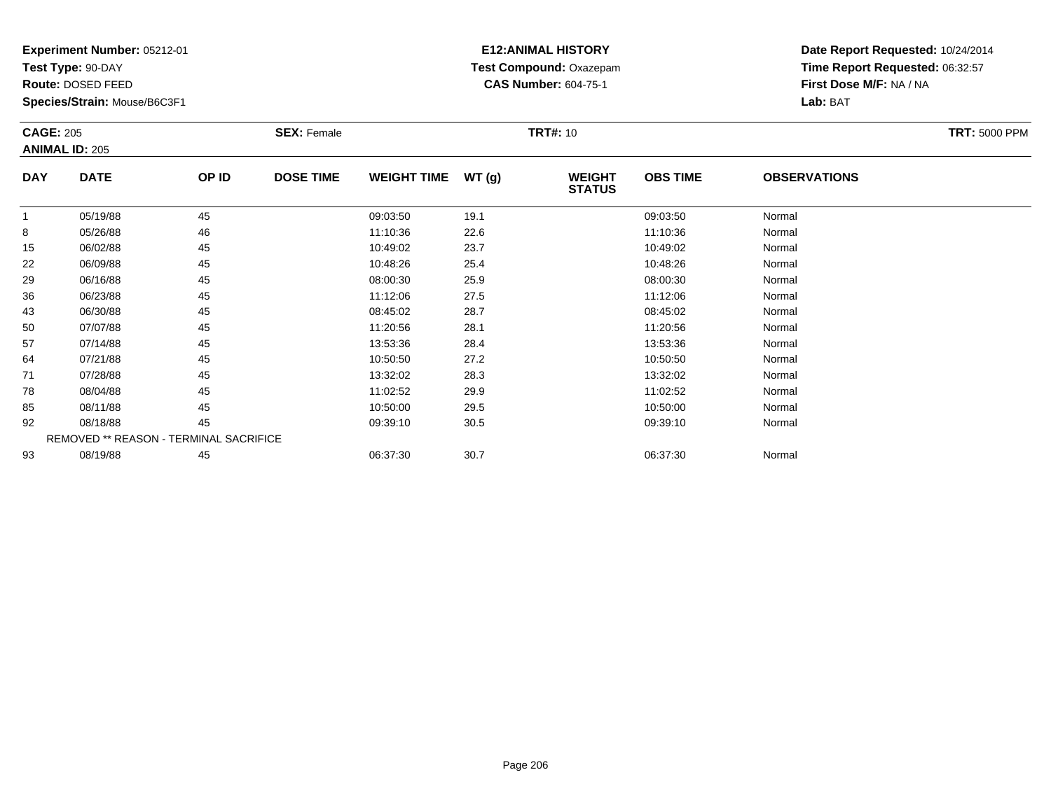**Experiment Number:** 05212-01
**Test Type:** 90-DAY
**Route:** DOSED FEED
**Species/Strain:** Mouse/B6C3F1

**E12:ANIMAL HISTORY**
**Test Compound:** Oxazepam
**CAS Number:** 604-75-1

**Date Report Requested:** 10/24/2014
**Time Report Requested:** 06:32:57
**First Dose M/F:** NA / NA
**Lab:** BAT

**CAGE:** 205 **SEX:** Female **TRT#:** 10 **TRT:** 5000 PPM
**ANIMAL ID:** 205

| DAY | DATE | OP ID | DOSE TIME | WEIGHT TIME | WT (g) | WEIGHT STATUS | OBS TIME | OBSERVATIONS |
|---|---|---|---|---|---|---|---|---|
| 1 | 05/19/88 | 45 | | 09:03:50 | 19.1 | | 09:03:50 | Normal |
| 8 | 05/26/88 | 46 | | 11:10:36 | 22.6 | | 11:10:36 | Normal |
| 15 | 06/02/88 | 45 | | 10:49:02 | 23.7 | | 10:49:02 | Normal |
| 22 | 06/09/88 | 45 | | 10:48:26 | 25.4 | | 10:48:26 | Normal |
| 29 | 06/16/88 | 45 | | 08:00:30 | 25.9 | | 08:00:30 | Normal |
| 36 | 06/23/88 | 45 | | 11:12:06 | 27.5 | | 11:12:06 | Normal |
| 43 | 06/30/88 | 45 | | 08:45:02 | 28.7 | | 08:45:02 | Normal |
| 50 | 07/07/88 | 45 | | 11:20:56 | 28.1 | | 11:20:56 | Normal |
| 57 | 07/14/88 | 45 | | 13:53:36 | 28.4 | | 13:53:36 | Normal |
| 64 | 07/21/88 | 45 | | 10:50:50 | 27.2 | | 10:50:50 | Normal |
| 71 | 07/28/88 | 45 | | 13:32:02 | 28.3 | | 13:32:02 | Normal |
| 78 | 08/04/88 | 45 | | 11:02:52 | 29.9 | | 11:02:52 | Normal |
| 85 | 08/11/88 | 45 | | 10:50:00 | 29.5 | | 10:50:00 | Normal |
| 92 | 08/18/88 | 45 | | 09:39:10 | 30.5 | | 09:39:10 | Normal |
| REMOVED ** REASON - TERMINAL SACRIFICE | | | | | | | | |
| 93 | 08/19/88 | 45 | | 06:37:30 | 30.7 | | 06:37:30 | Normal |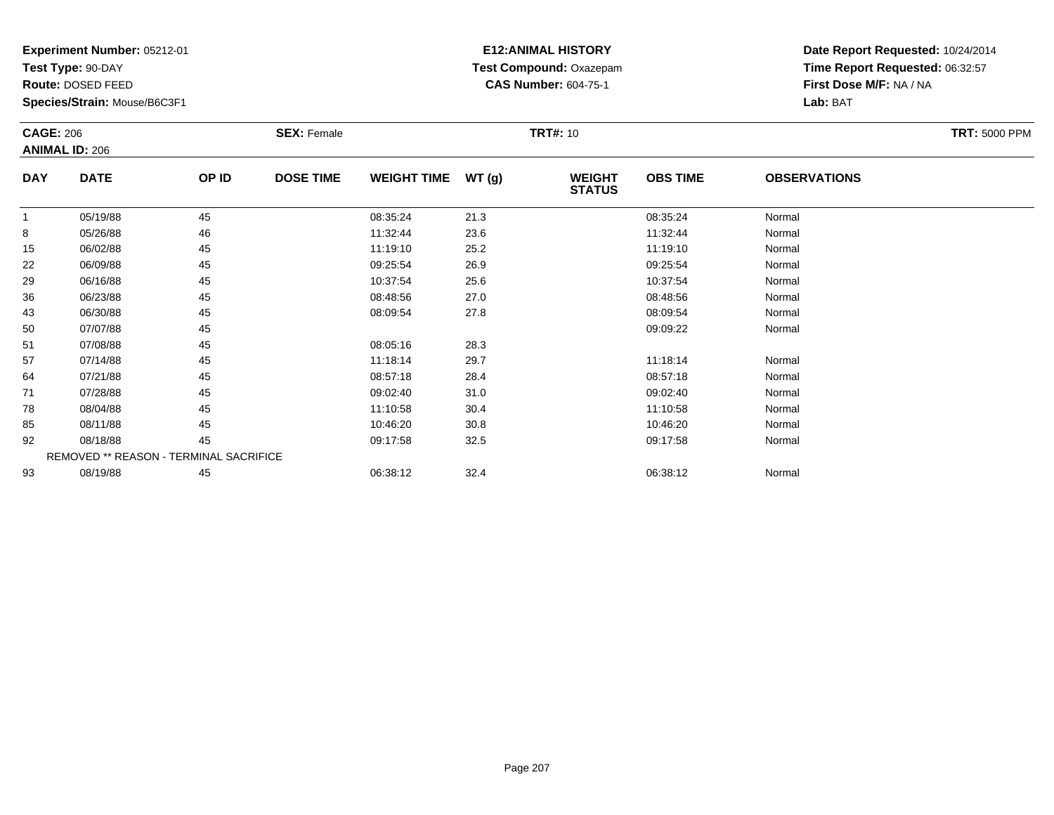**Experiment Number:** 05212-01
**Test Type:** 90-DAY
**Route:** DOSED FEED
**Species/Strain:** Mouse/B6C3F1

**E12:ANIMAL HISTORY**
**Test Compound:** Oxazepam
**CAS Number:** 604-75-1

**Date Report Requested:** 10/24/2014
**Time Report Requested:** 06:32:57
**First Dose M/F:** NA / NA
**Lab:** BAT

**CAGE:** 206 **SEX:** Female **TRT#:** 10 **TRT:** 5000 PPM
**ANIMAL ID:** 206

| DAY | DATE | OP ID | DOSE TIME | WEIGHT TIME | WT (g) | WEIGHT STATUS | OBS TIME | OBSERVATIONS |
|---|---|---|---|---|---|---|---|---|
| 1 | 05/19/88 | 45 | | 08:35:24 | 21.3 | | 08:35:24 | Normal |
| 8 | 05/26/88 | 46 | | 11:32:44 | 23.6 | | 11:32:44 | Normal |
| 15 | 06/02/88 | 45 | | 11:19:10 | 25.2 | | 11:19:10 | Normal |
| 22 | 06/09/88 | 45 | | 09:25:54 | 26.9 | | 09:25:54 | Normal |
| 29 | 06/16/88 | 45 | | 10:37:54 | 25.6 | | 10:37:54 | Normal |
| 36 | 06/23/88 | 45 | | 08:48:56 | 27.0 | | 08:48:56 | Normal |
| 43 | 06/30/88 | 45 | | 08:09:54 | 27.8 | | 08:09:54 | Normal |
| 50 | 07/07/88 | 45 | | | | | 09:09:22 | Normal |
| 51 | 07/08/88 | 45 | | 08:05:16 | 28.3 | | | |
| 57 | 07/14/88 | 45 | | 11:18:14 | 29.7 | | 11:18:14 | Normal |
| 64 | 07/21/88 | 45 | | 08:57:18 | 28.4 | | 08:57:18 | Normal |
| 71 | 07/28/88 | 45 | | 09:02:40 | 31.0 | | 09:02:40 | Normal |
| 78 | 08/04/88 | 45 | | 11:10:58 | 30.4 | | 11:10:58 | Normal |
| 85 | 08/11/88 | 45 | | 10:46:20 | 30.8 | | 10:46:20 | Normal |
| 92 | 08/18/88 | 45 | | 09:17:58 | 32.5 | | 09:17:58 | Normal |
| | REMOVED ** REASON - TERMINAL SACRIFICE | | | | | | | |
| 93 | 08/19/88 | 45 | | 06:38:12 | 32.4 | | 06:38:12 | Normal |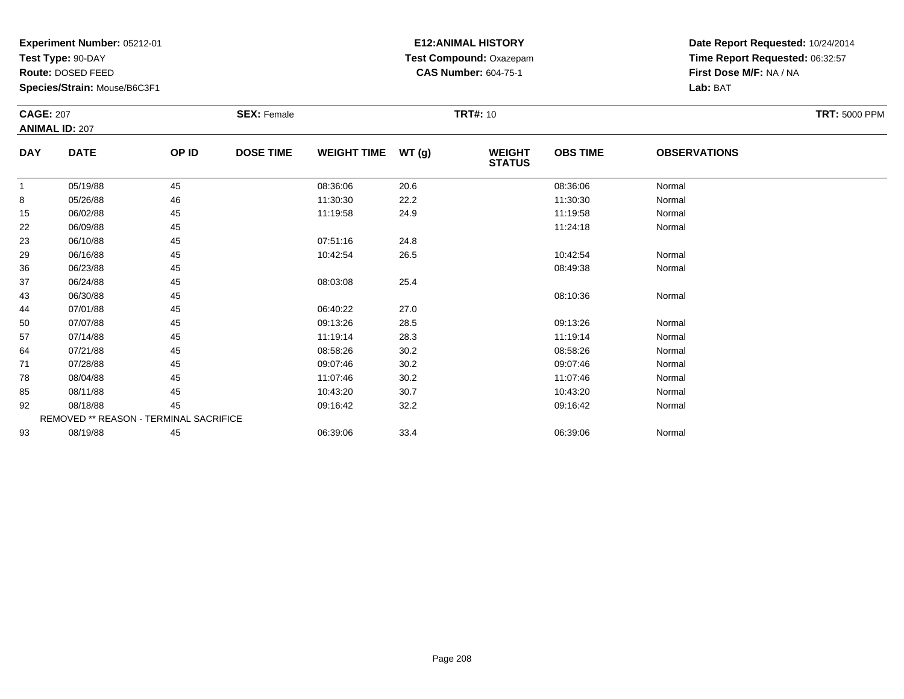**Experiment Number:** 05212-01
**Test Type:** 90-DAY
**Route:** DOSED FEED
**Species/Strain:** Mouse/B6C3F1

**E12:ANIMAL HISTORY**
**Test Compound:** Oxazepam
**CAS Number:** 604-75-1

**Date Report Requested:** 10/24/2014
**Time Report Requested:** 06:32:57
**First Dose M/F:** NA / NA
**Lab:** BAT

**CAGE:** 207 **SEX:** Female **TRT#:** 10 **TRT:** 5000 PPM
**ANIMAL ID:** 207

| DAY | DATE | OP ID | DOSE TIME | WEIGHT TIME | WT (g) | WEIGHT STATUS | OBS TIME | OBSERVATIONS |
|---|---|---|---|---|---|---|---|---|
| 1 | 05/19/88 | 45 | | 08:36:06 | 20.6 | | 08:36:06 | Normal |
| 8 | 05/26/88 | 46 | | 11:30:30 | 22.2 | | 11:30:30 | Normal |
| 15 | 06/02/88 | 45 | | 11:19:58 | 24.9 | | 11:19:58 | Normal |
| 22 | 06/09/88 | 45 | | | | | 11:24:18 | Normal |
| 23 | 06/10/88 | 45 | | 07:51:16 | 24.8 | | | |
| 29 | 06/16/88 | 45 | | 10:42:54 | 26.5 | | 10:42:54 | Normal |
| 36 | 06/23/88 | 45 | | | | | 08:49:38 | Normal |
| 37 | 06/24/88 | 45 | | 08:03:08 | 25.4 | | | |
| 43 | 06/30/88 | 45 | | | | | 08:10:36 | Normal |
| 44 | 07/01/88 | 45 | | 06:40:22 | 27.0 | | | |
| 50 | 07/07/88 | 45 | | 09:13:26 | 28.5 | | 09:13:26 | Normal |
| 57 | 07/14/88 | 45 | | 11:19:14 | 28.3 | | 11:19:14 | Normal |
| 64 | 07/21/88 | 45 | | 08:58:26 | 30.2 | | 08:58:26 | Normal |
| 71 | 07/28/88 | 45 | | 09:07:46 | 30.2 | | 09:07:46 | Normal |
| 78 | 08/04/88 | 45 | | 11:07:46 | 30.2 | | 11:07:46 | Normal |
| 85 | 08/11/88 | 45 | | 10:43:20 | 30.7 | | 10:43:20 | Normal |
| 92 | 08/18/88 | 45 | | 09:16:42 | 32.2 | | 09:16:42 | Normal |
| REMOVED ** REASON - TERMINAL SACRIFICE | | | | | | | | |
| 93 | 08/19/88 | 45 | | 06:39:06 | 33.4 | | 06:39:06 | Normal |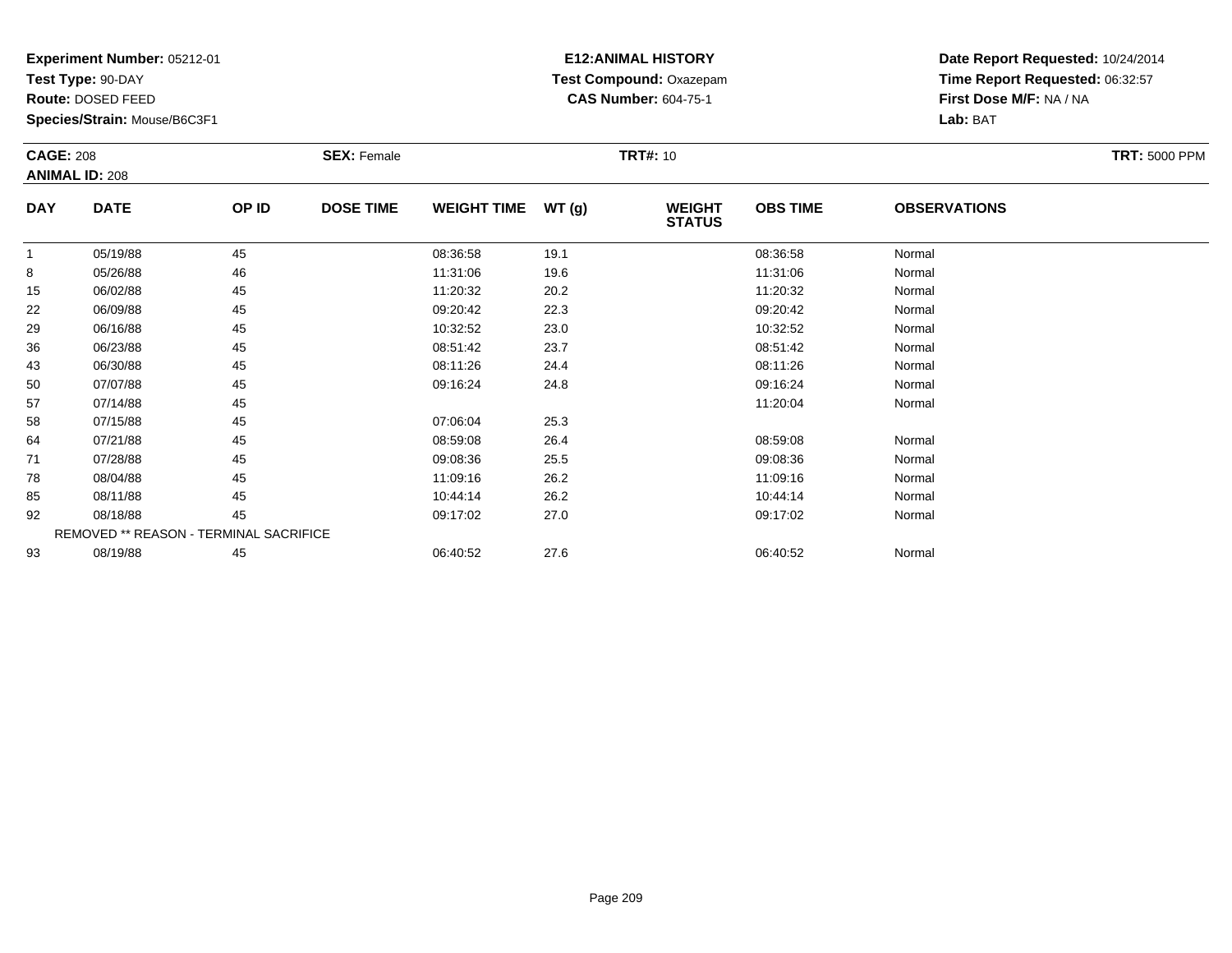**Experiment Number:** 05212-01
**Test Type:** 90-DAY
**Route:** DOSED FEED
**Species/Strain:** Mouse/B6C3F1

**E12:ANIMAL HISTORY**
**Test Compound:** Oxazepam
**CAS Number:** 604-75-1

**Date Report Requested:** 10/24/2014
**Time Report Requested:** 06:32:57
**First Dose M/F:** NA / NA
**Lab:** BAT

**CAGE:** 208 **SEX:** Female **TRT#:** 10 **TRT:** 5000 PPM
**ANIMAL ID:** 208

| DAY | DATE | OP ID | DOSE TIME | WEIGHT TIME | WT (g) | WEIGHT STATUS | OBS TIME | OBSERVATIONS |
|---|---|---|---|---|---|---|---|---|
| 1 | 05/19/88 | 45 | | 08:36:58 | 19.1 | | 08:36:58 | Normal |
| 8 | 05/26/88 | 46 | | 11:31:06 | 19.6 | | 11:31:06 | Normal |
| 15 | 06/02/88 | 45 | | 11:20:32 | 20.2 | | 11:20:32 | Normal |
| 22 | 06/09/88 | 45 | | 09:20:42 | 22.3 | | 09:20:42 | Normal |
| 29 | 06/16/88 | 45 | | 10:32:52 | 23.0 | | 10:32:52 | Normal |
| 36 | 06/23/88 | 45 | | 08:51:42 | 23.7 | | 08:51:42 | Normal |
| 43 | 06/30/88 | 45 | | 08:11:26 | 24.4 | | 08:11:26 | Normal |
| 50 | 07/07/88 | 45 | | 09:16:24 | 24.8 | | 09:16:24 | Normal |
| 57 | 07/14/88 | 45 | | | | | 11:20:04 | Normal |
| 58 | 07/15/88 | 45 | | 07:06:04 | 25.3 | | | |
| 64 | 07/21/88 | 45 | | 08:59:08 | 26.4 | | 08:59:08 | Normal |
| 71 | 07/28/88 | 45 | | 09:08:36 | 25.5 | | 09:08:36 | Normal |
| 78 | 08/04/88 | 45 | | 11:09:16 | 26.2 | | 11:09:16 | Normal |
| 85 | 08/11/88 | 45 | | 10:44:14 | 26.2 | | 10:44:14 | Normal |
| 92 | 08/18/88 | 45 | | 09:17:02 | 27.0 | | 09:17:02 | Normal |
| | REMOVED ** REASON - TERMINAL SACRIFICE | | | | | | | |
| 93 | 08/19/88 | 45 | | 06:40:52 | 27.6 | | 06:40:52 | Normal |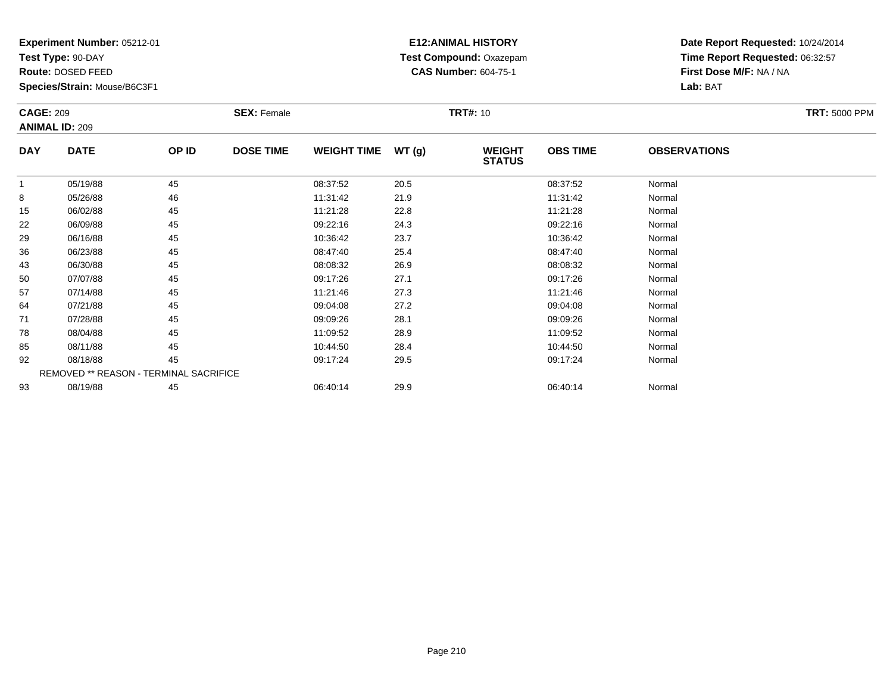**Experiment Number:** 05212-01
**Test Type:** 90-DAY
**Route:** DOSED FEED
**Species/Strain:** Mouse/B6C3F1

**E12:ANIMAL HISTORY**
**Test Compound:** Oxazepam
**CAS Number:** 604-75-1

**Date Report Requested:** 10/24/2014
**Time Report Requested:** 06:32:57
**First Dose M/F:** NA / NA
**Lab:** BAT

**CAGE:** 209
**ANIMAL ID:** 209
**SEX:** Female
**TRT#:** 10
**TRT:** 5000 PPM

| DAY | DATE | OP ID | DOSE TIME | WEIGHT TIME | WT (g) | WEIGHT STATUS | OBS TIME | OBSERVATIONS |
|---|---|---|---|---|---|---|---|---|
| 1 | 05/19/88 | 45 | | 08:37:52 | 20.5 | | 08:37:52 | Normal |
| 8 | 05/26/88 | 46 | | 11:31:42 | 21.9 | | 11:31:42 | Normal |
| 15 | 06/02/88 | 45 | | 11:21:28 | 22.8 | | 11:21:28 | Normal |
| 22 | 06/09/88 | 45 | | 09:22:16 | 24.3 | | 09:22:16 | Normal |
| 29 | 06/16/88 | 45 | | 10:36:42 | 23.7 | | 10:36:42 | Normal |
| 36 | 06/23/88 | 45 | | 08:47:40 | 25.4 | | 08:47:40 | Normal |
| 43 | 06/30/88 | 45 | | 08:08:32 | 26.9 | | 08:08:32 | Normal |
| 50 | 07/07/88 | 45 | | 09:17:26 | 27.1 | | 09:17:26 | Normal |
| 57 | 07/14/88 | 45 | | 11:21:46 | 27.3 | | 11:21:46 | Normal |
| 64 | 07/21/88 | 45 | | 09:04:08 | 27.2 | | 09:04:08 | Normal |
| 71 | 07/28/88 | 45 | | 09:09:26 | 28.1 | | 09:09:26 | Normal |
| 78 | 08/04/88 | 45 | | 11:09:52 | 28.9 | | 11:09:52 | Normal |
| 85 | 08/11/88 | 45 | | 10:44:50 | 28.4 | | 10:44:50 | Normal |
| 92 | 08/18/88 | 45 | | 09:17:24 | 29.5 | | 09:17:24 | Normal |
| REMOVED ** REASON - TERMINAL SACRIFICE | | | | | | | | |
| 93 | 08/19/88 | 45 | | 06:40:14 | 29.9 | | 06:40:14 | Normal |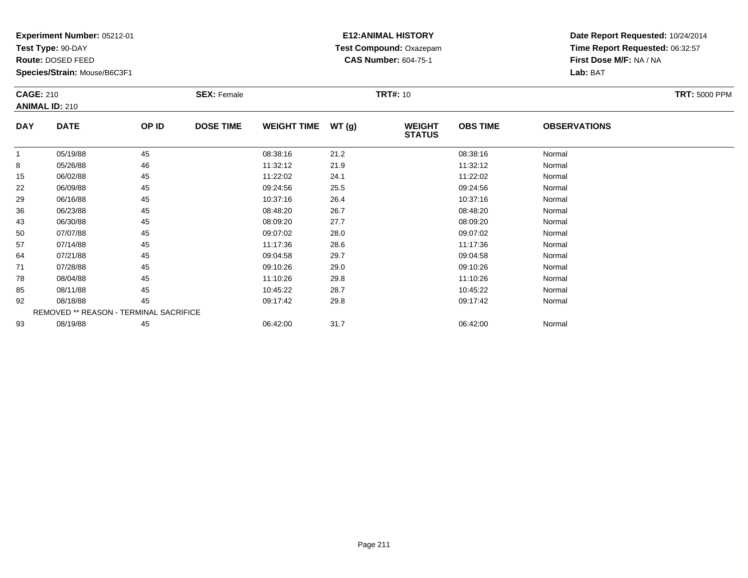**Experiment Number:** 05212-01
**Test Type:** 90-DAY
**Route:** DOSED FEED
**Species/Strain:** Mouse/B6C3F1

**E12:ANIMAL HISTORY**
**Test Compound:** Oxazepam
**CAS Number:** 604-75-1

**Date Report Requested:** 10/24/2014
**Time Report Requested:** 06:32:57
**First Dose M/F:** NA / NA
**Lab:** BAT

**CAGE:** 210
**ANIMAL ID:** 210
**SEX:** Female
**TRT#:** 10
**TRT:** 5000 PPM

| DAY | DATE | OP ID | DOSE TIME | WEIGHT TIME | WT (g) | WEIGHT STATUS | OBS TIME | OBSERVATIONS |
|---|---|---|---|---|---|---|---|---|
| 1 | 05/19/88 | 45 | | 08:38:16 | 21.2 | | 08:38:16 | Normal |
| 8 | 05/26/88 | 46 | | 11:32:12 | 21.9 | | 11:32:12 | Normal |
| 15 | 06/02/88 | 45 | | 11:22:02 | 24.1 | | 11:22:02 | Normal |
| 22 | 06/09/88 | 45 | | 09:24:56 | 25.5 | | 09:24:56 | Normal |
| 29 | 06/16/88 | 45 | | 10:37:16 | 26.4 | | 10:37:16 | Normal |
| 36 | 06/23/88 | 45 | | 08:48:20 | 26.7 | | 08:48:20 | Normal |
| 43 | 06/30/88 | 45 | | 08:09:20 | 27.7 | | 08:09:20 | Normal |
| 50 | 07/07/88 | 45 | | 09:07:02 | 28.0 | | 09:07:02 | Normal |
| 57 | 07/14/88 | 45 | | 11:17:36 | 28.6 | | 11:17:36 | Normal |
| 64 | 07/21/88 | 45 | | 09:04:58 | 29.7 | | 09:04:58 | Normal |
| 71 | 07/28/88 | 45 | | 09:10:26 | 29.0 | | 09:10:26 | Normal |
| 78 | 08/04/88 | 45 | | 11:10:26 | 29.8 | | 11:10:26 | Normal |
| 85 | 08/11/88 | 45 | | 10:45:22 | 28.7 | | 10:45:22 | Normal |
| 92 | 08/18/88 | 45 | | 09:17:42 | 29.8 | | 09:17:42 | Normal |
| REMOVED ** REASON - TERMINAL SACRIFICE | | | | | | | | |
| 93 | 08/19/88 | 45 | | 06:42:00 | 31.7 | | 06:42:00 | Normal |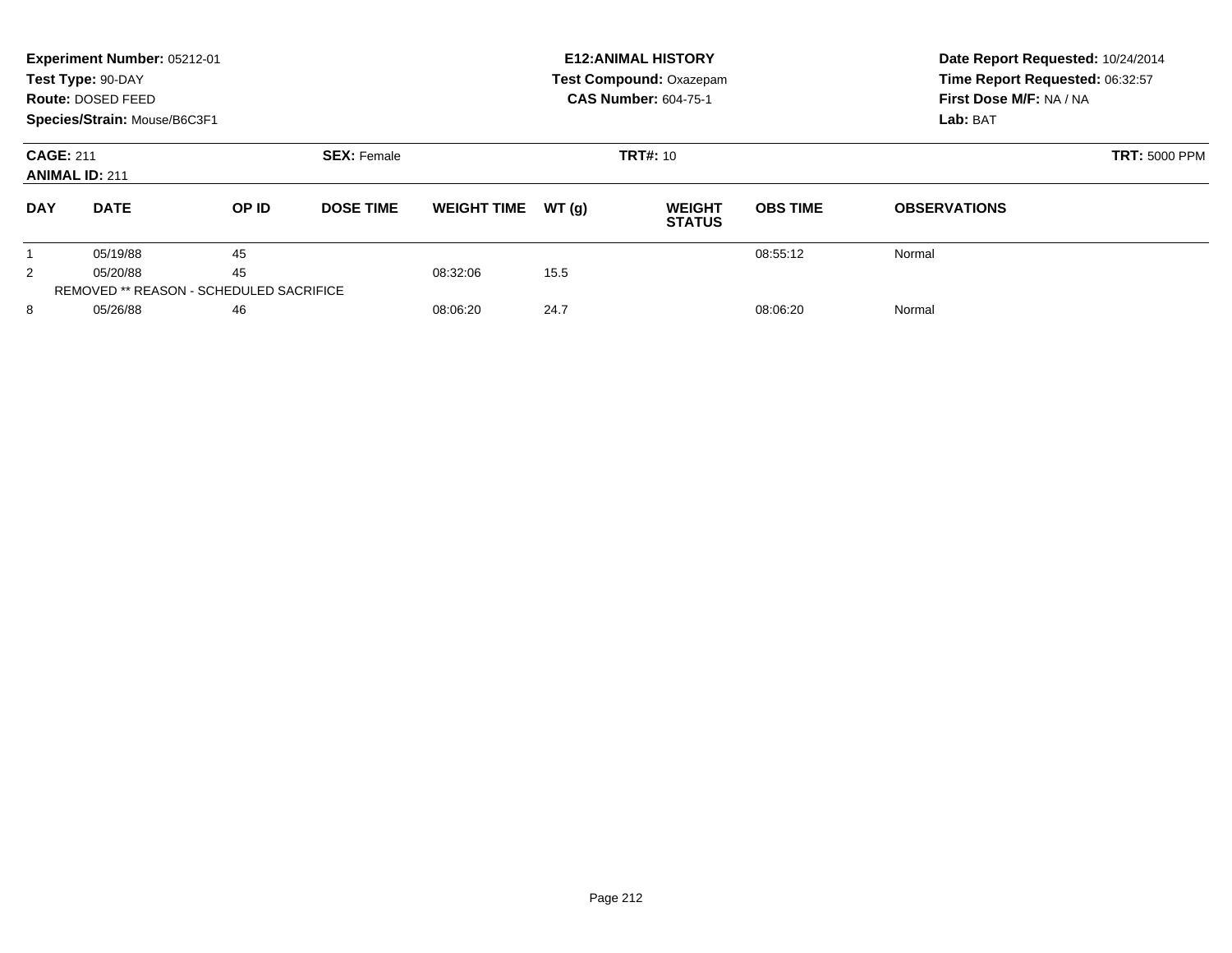**Experiment Number:** 05212-01
**Test Type:** 90-DAY
**Route:** DOSED FEED
**Species/Strain:** Mouse/B6C3F1

**E12:ANIMAL HISTORY**
**Test Compound:** Oxazepam
**CAS Number:** 604-75-1

**Date Report Requested:** 10/24/2014
**Time Report Requested:** 06:32:57
**First Dose M/F:** NA / NA
**Lab:** BAT

**CAGE:** 211
**ANIMAL ID:** 211
**SEX:** Female
**TRT#:** 10
**TRT:** 5000 PPM

| DAY | DATE | OP ID | DOSE TIME | WEIGHT TIME | WT (g) | WEIGHT STATUS | OBS TIME | OBSERVATIONS |
|---|---|---|---|---|---|---|---|---|
| 1 | 05/19/88 | 45 | | | | | 08:55:12 | Normal |
| 2 | 05/20/88 | 45 | | 08:32:06 | 15.5 | | | |
| | REMOVED ** REASON - SCHEDULED SACRIFICE | | | | | | | |
| 8 | 05/26/88 | 46 | | 08:06:20 | 24.7 | | 08:06:20 | Normal |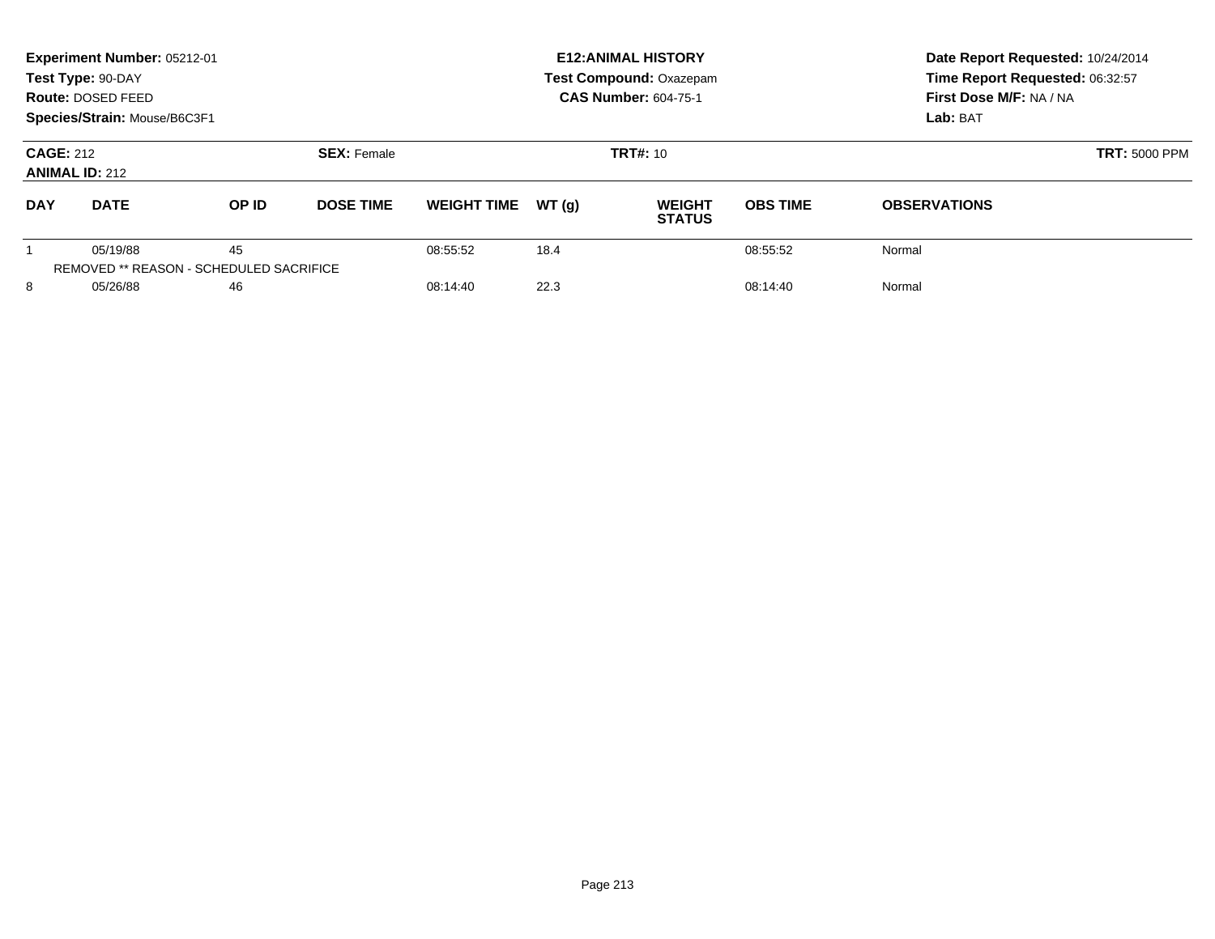**Experiment Number:** 05212-01
**Test Type:** 90-DAY
**Route:** DOSED FEED
**Species/Strain:** Mouse/B6C3F1

**E12:ANIMAL HISTORY**
**Test Compound:** Oxazepam
**CAS Number:** 604-75-1

**Date Report Requested:** 10/24/2014
**Time Report Requested:** 06:32:57
**First Dose M/F:** NA / NA
**Lab:** BAT

**CAGE:** 212 **SEX:** Female **TRT#:** 10 **TRT:** 5000 PPM
**ANIMAL ID:** 212

| DAY | DATE | OP ID | DOSE TIME | WEIGHT TIME | WT (g) | WEIGHT STATUS | OBS TIME | OBSERVATIONS |
|---|---|---|---|---|---|---|---|---|
| 1 | 05/19/88 | 45 | | 08:55:52 | 18.4 | | 08:55:52 | Normal |
| REMOVED ** REASON - SCHEDULED SACRIFICE | | | | | | | | |
| 8 | 05/26/88 | 46 | | 08:14:40 | 22.3 | | 08:14:40 | Normal |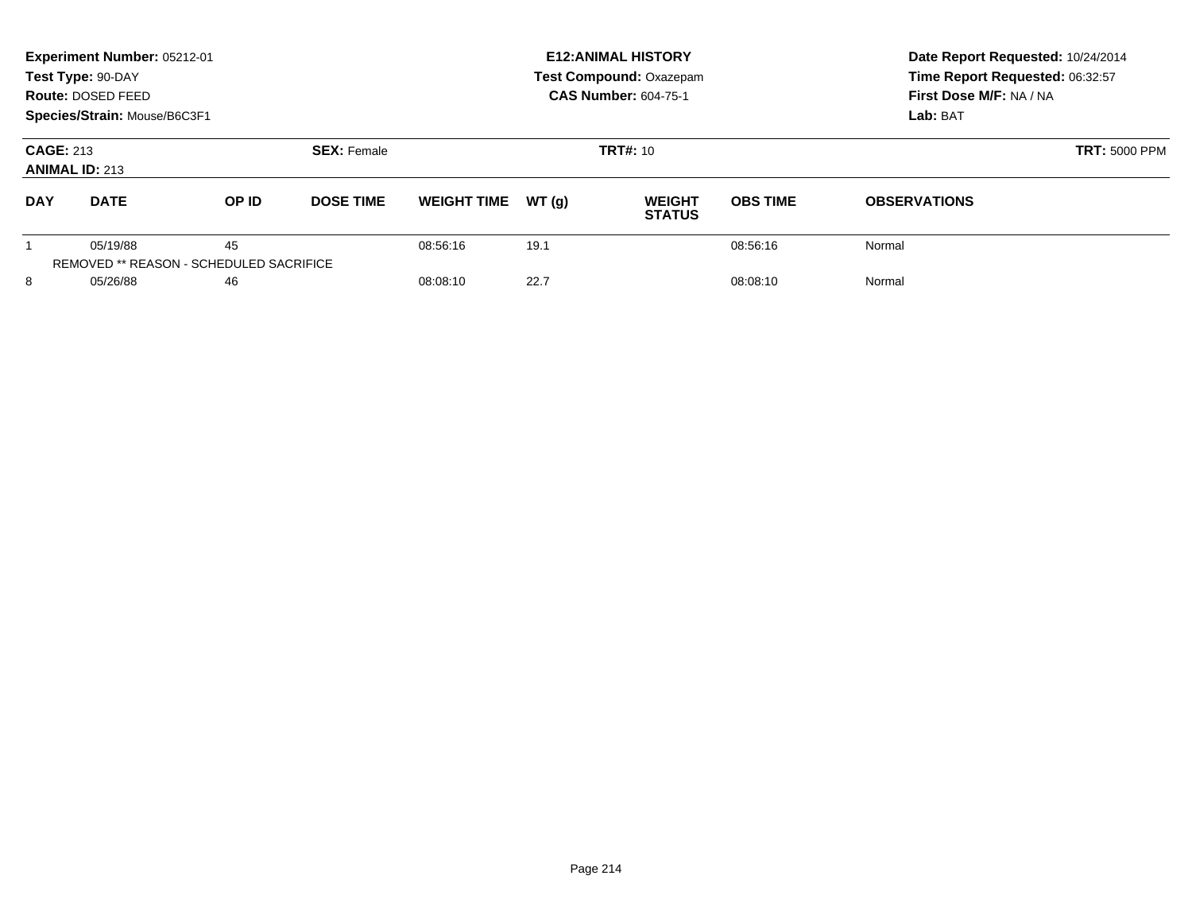**Experiment Number:** 05212-01
**Test Type:** 90-DAY
**Route:** DOSED FEED
**Species/Strain:** Mouse/B6C3F1

**E12:ANIMAL HISTORY**
**Test Compound:** Oxazepam
**CAS Number:** 604-75-1

**Date Report Requested:** 10/24/2014
**Time Report Requested:** 06:32:57
**First Dose M/F:** NA / NA
**Lab:** BAT

**CAGE:** 213
**ANIMAL ID:** 213

**SEX:** Female

**TRT#:** 10

**TRT:** 5000 PPM

| DAY | DATE | OP ID | DOSE TIME | WEIGHT TIME | WT (g) | WEIGHT STATUS | OBS TIME | OBSERVATIONS |
|---|---|---|---|---|---|---|---|---|
| 1 | 05/19/88 | 45 | | 08:56:16 | 19.1 | | 08:56:16 | Normal |
| | REMOVED ** REASON - SCHEDULED SACRIFICE | | | | | | | |
| 8 | 05/26/88 | 46 | | 08:08:10 | 22.7 | | 08:08:10 | Normal |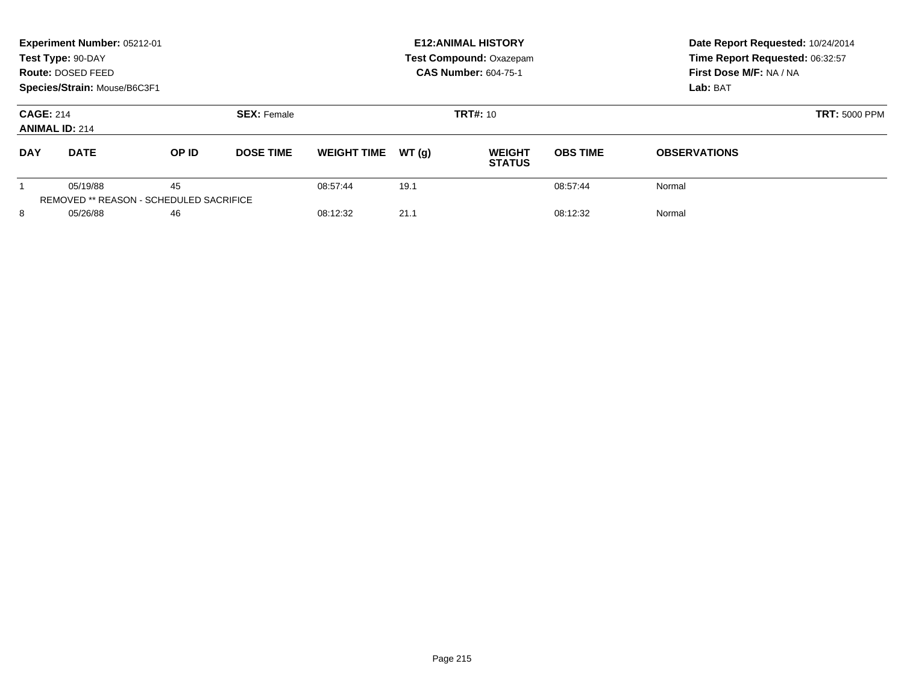**Experiment Number:** 05212-01
**Test Type:** 90-DAY
**Route:** DOSED FEED
**Species/Strain:** Mouse/B6C3F1

**E12:ANIMAL HISTORY**
**Test Compound:** Oxazepam
**CAS Number:** 604-75-1

**Date Report Requested:** 10/24/2014
**Time Report Requested:** 06:32:57
**First Dose M/F:** NA / NA
**Lab:** BAT

**CAGE:** 214
**ANIMAL ID:** 214

**SEX:** Female

**TRT#:** 10

**TRT:** 5000 PPM

| DAY | DATE | OP ID | DOSE TIME | WEIGHT TIME | WT (g) | WEIGHT STATUS | OBS TIME | OBSERVATIONS |
|---|---|---|---|---|---|---|---|---|
| 1 | 05/19/88 | 45 | | 08:57:44 | 19.1 | | 08:57:44 | Normal |
| | REMOVED ** REASON - SCHEDULED SACRIFICE | | | | | | | |
| 8 | 05/26/88 | 46 | | 08:12:32 | 21.1 | | 08:12:32 | Normal |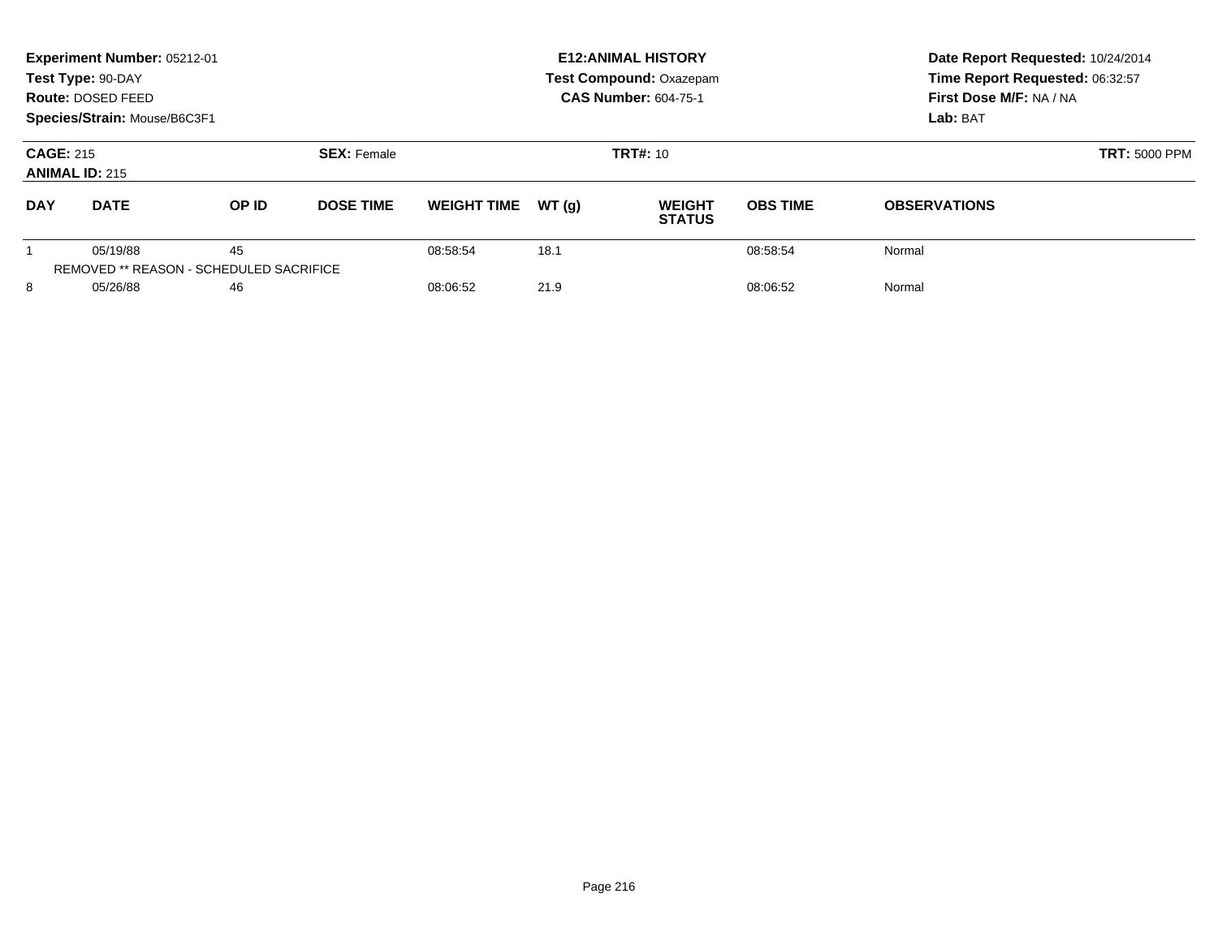**Experiment Number:** 05212-01
**Test Type:** 90-DAY
**Route:** DOSED FEED
**Species/Strain:** Mouse/B6C3F1

**E12:ANIMAL HISTORY**
**Test Compound:** Oxazepam
**CAS Number:** 604-75-1

**Date Report Requested:** 10/24/2014
**Time Report Requested:** 06:32:57
**First Dose M/F:** NA / NA
**Lab:** BAT

**CAGE:** 215
**ANIMAL ID:** 215

**SEX:** Female

**TRT#:** 10

**TRT:** 5000 PPM

| DAY | DATE | OP ID | DOSE TIME | WEIGHT TIME | WT (g) | WEIGHT STATUS | OBS TIME | OBSERVATIONS |
|---|---|---|---|---|---|---|---|---|
| 1 | 05/19/88 | 45 | | 08:58:54 | 18.1 | | 08:58:54 | Normal |
| REMOVED ** REASON - SCHEDULED SACRIFICE | | | | | | | | |
| 8 | 05/26/88 | 46 | | 08:06:52 | 21.9 | | 08:06:52 | Normal |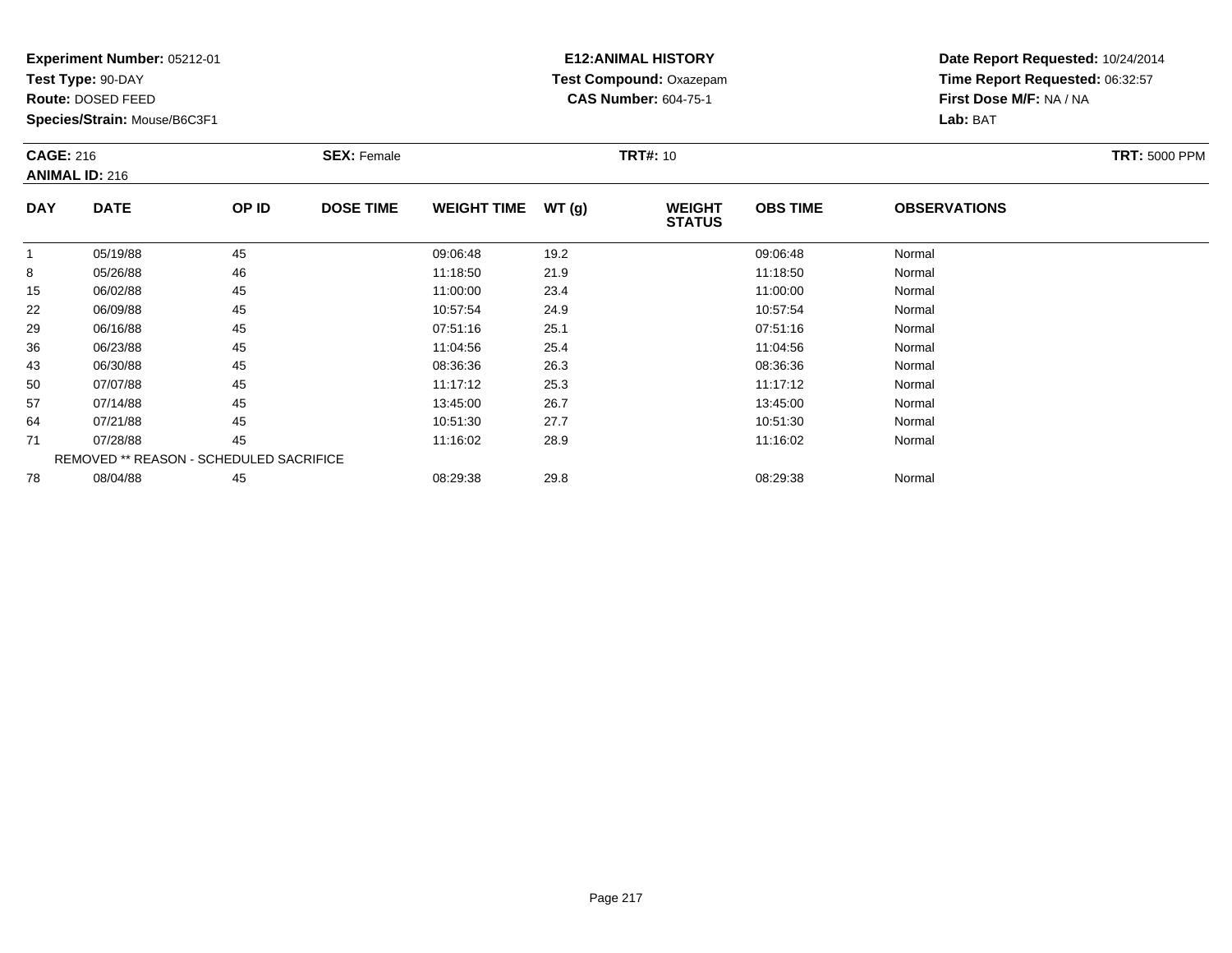**Experiment Number:** 05212-01
**Test Type:** 90-DAY
**Route:** DOSED FEED
**Species/Strain:** Mouse/B6C3F1

**E12:ANIMAL HISTORY**
**Test Compound:** Oxazepam
**CAS Number:** 604-75-1

**Date Report Requested:** 10/24/2014
**Time Report Requested:** 06:32:57
**First Dose M/F:** NA / NA
**Lab:** BAT

**CAGE:** 216 **SEX:** Female **TRT#:** 10 **TRT:** 5000 PPM
**ANIMAL ID:** 216

| DAY | DATE | OP ID | DOSE TIME | WEIGHT TIME | WT (g) | WEIGHT STATUS | OBS TIME | OBSERVATIONS |
|---|---|---|---|---|---|---|---|---|
| 1 | 05/19/88 | 45 | | 09:06:48 | 19.2 | | 09:06:48 | Normal |
| 8 | 05/26/88 | 46 | | 11:18:50 | 21.9 | | 11:18:50 | Normal |
| 15 | 06/02/88 | 45 | | 11:00:00 | 23.4 | | 11:00:00 | Normal |
| 22 | 06/09/88 | 45 | | 10:57:54 | 24.9 | | 10:57:54 | Normal |
| 29 | 06/16/88 | 45 | | 07:51:16 | 25.1 | | 07:51:16 | Normal |
| 36 | 06/23/88 | 45 | | 11:04:56 | 25.4 | | 11:04:56 | Normal |
| 43 | 06/30/88 | 45 | | 08:36:36 | 26.3 | | 08:36:36 | Normal |
| 50 | 07/07/88 | 45 | | 11:17:12 | 25.3 | | 11:17:12 | Normal |
| 57 | 07/14/88 | 45 | | 13:45:00 | 26.7 | | 13:45:00 | Normal |
| 64 | 07/21/88 | 45 | | 10:51:30 | 27.7 | | 10:51:30 | Normal |
| 71 | 07/28/88 | 45 | | 11:16:02 | 28.9 | | 11:16:02 | Normal |
| | REMOVED ** REASON - SCHEDULED SACRIFICE | | | | | | | |
| 78 | 08/04/88 | 45 | | 08:29:38 | 29.8 | | 08:29:38 | Normal |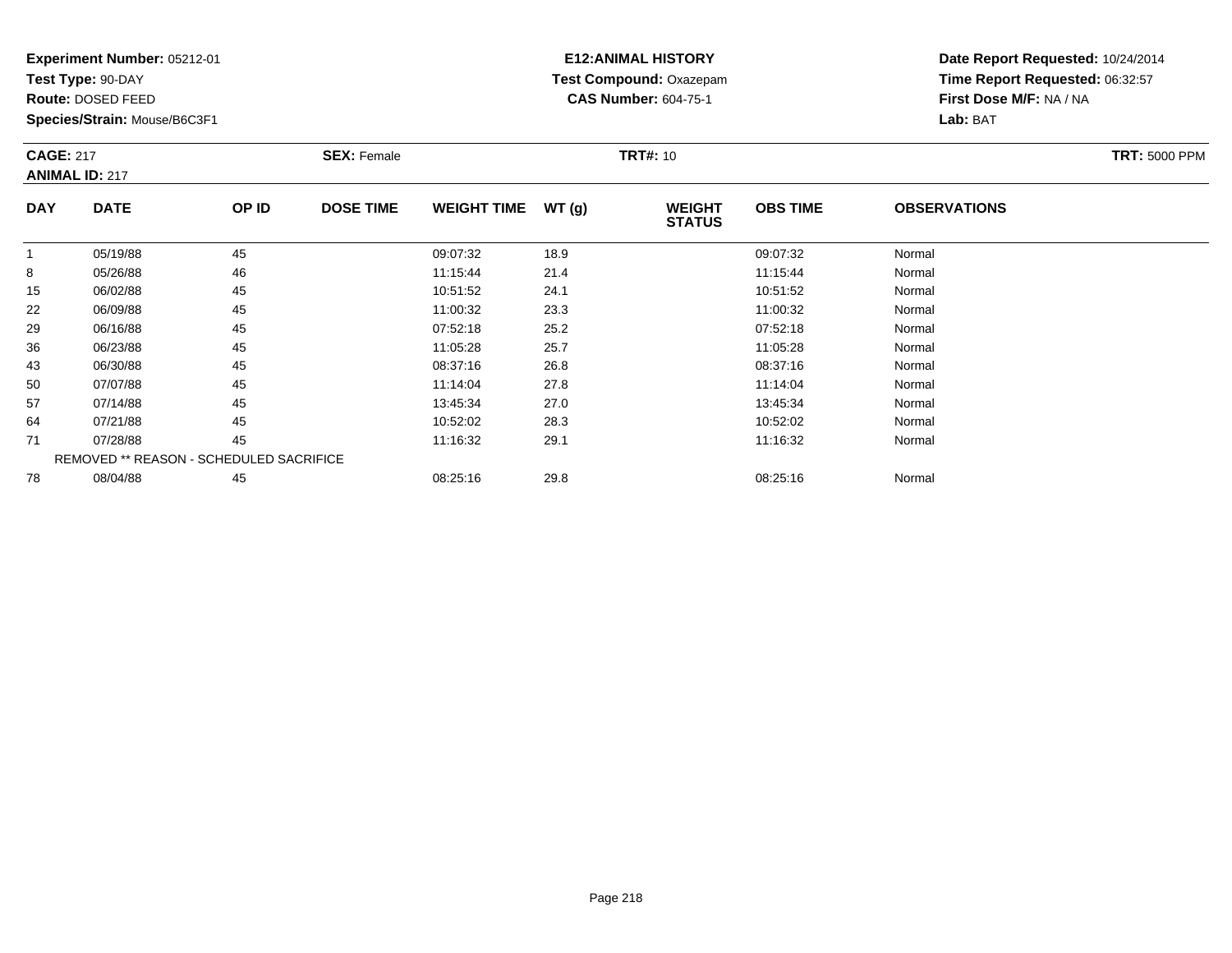**Experiment Number:** 05212-01
**Test Type:** 90-DAY
**Route:** DOSED FEED
**Species/Strain:** Mouse/B6C3F1

**E12:ANIMAL HISTORY**
**Test Compound:** Oxazepam
**CAS Number:** 604-75-1

**Date Report Requested:** 10/24/2014
**Time Report Requested:** 06:32:57
**First Dose M/F:** NA / NA
**Lab:** BAT

**CAGE:** 217
**ANIMAL ID:** 217
**SEX:** Female
**TRT#:** 10
**TRT:** 5000 PPM

| DAY | DATE | OP ID | DOSE TIME | WEIGHT TIME | WT (g) | WEIGHT STATUS | OBS TIME | OBSERVATIONS |
|---|---|---|---|---|---|---|---|---|
| 1 | 05/19/88 | 45 | | 09:07:32 | 18.9 | | 09:07:32 | Normal |
| 8 | 05/26/88 | 46 | | 11:15:44 | 21.4 | | 11:15:44 | Normal |
| 15 | 06/02/88 | 45 | | 10:51:52 | 24.1 | | 10:51:52 | Normal |
| 22 | 06/09/88 | 45 | | 11:00:32 | 23.3 | | 11:00:32 | Normal |
| 29 | 06/16/88 | 45 | | 07:52:18 | 25.2 | | 07:52:18 | Normal |
| 36 | 06/23/88 | 45 | | 11:05:28 | 25.7 | | 11:05:28 | Normal |
| 43 | 06/30/88 | 45 | | 08:37:16 | 26.8 | | 08:37:16 | Normal |
| 50 | 07/07/88 | 45 | | 11:14:04 | 27.8 | | 11:14:04 | Normal |
| 57 | 07/14/88 | 45 | | 13:45:34 | 27.0 | | 13:45:34 | Normal |
| 64 | 07/21/88 | 45 | | 10:52:02 | 28.3 | | 10:52:02 | Normal |
| 71 | 07/28/88 | 45 | | 11:16:32 | 29.1 | | 11:16:32 | Normal |
| REMOVED ** REASON - SCHEDULED SACRIFICE | | | | | | | | |
| 78 | 08/04/88 | 45 | | 08:25:16 | 29.8 | | 08:25:16 | Normal |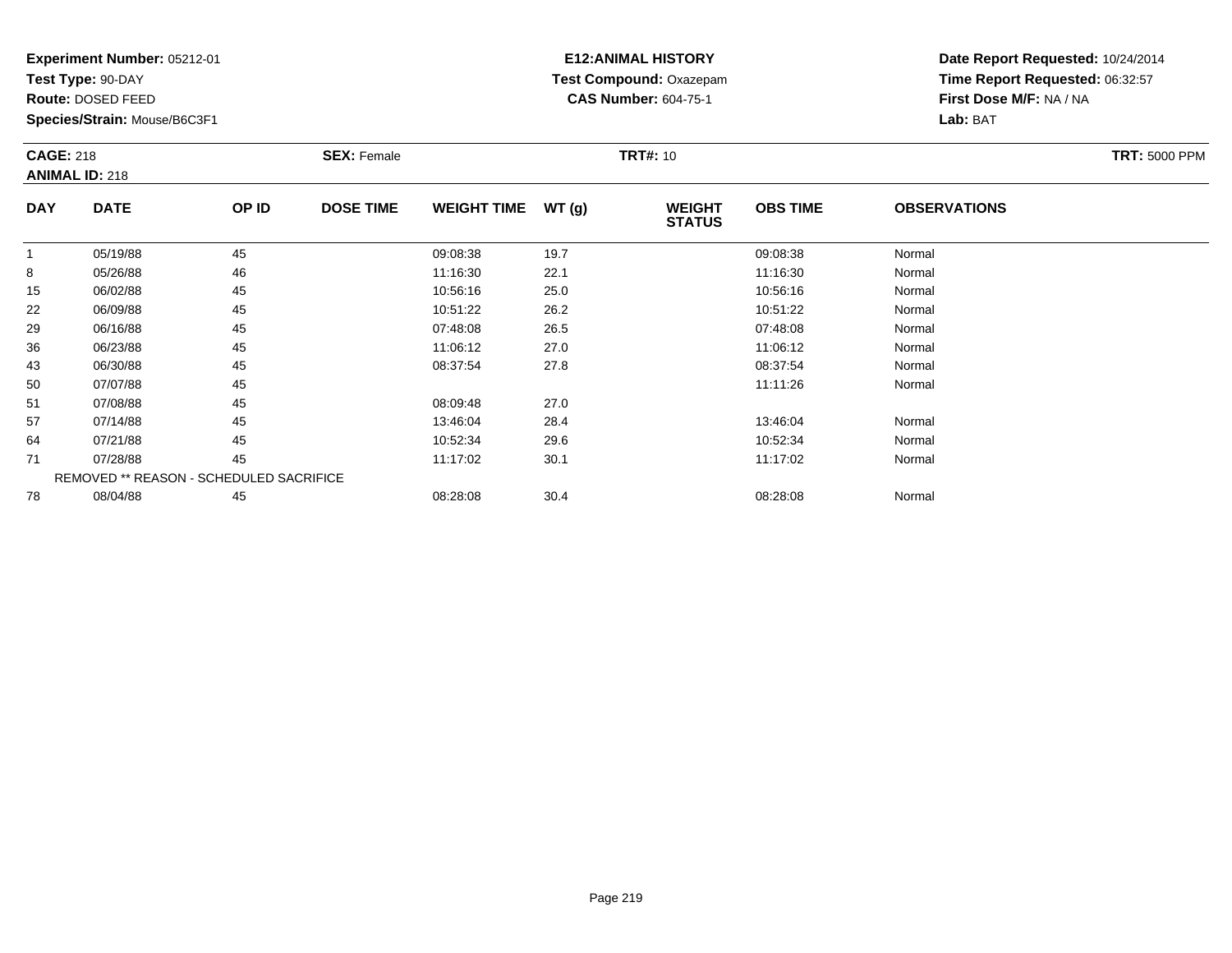**Experiment Number:** 05212-01
**Test Type:** 90-DAY
**Route:** DOSED FEED
**Species/Strain:** Mouse/B6C3F1

**E12:ANIMAL HISTORY**
**Test Compound:** Oxazepam
**CAS Number:** 604-75-1

**Date Report Requested:** 10/24/2014
**Time Report Requested:** 06:32:57
**First Dose M/F:** NA / NA
**Lab:** BAT

**CAGE:** 218 **SEX:** Female **TRT#:** 10 **TRT:** 5000 PPM
**ANIMAL ID:** 218

| DAY | DATE | OP ID | DOSE TIME | WEIGHT TIME | WT (g) | WEIGHT STATUS | OBS TIME | OBSERVATIONS |
|---|---|---|---|---|---|---|---|---|
| 1 | 05/19/88 | 45 | | 09:08:38 | 19.7 | | 09:08:38 | Normal |
| 8 | 05/26/88 | 46 | | 11:16:30 | 22.1 | | 11:16:30 | Normal |
| 15 | 06/02/88 | 45 | | 10:56:16 | 25.0 | | 10:56:16 | Normal |
| 22 | 06/09/88 | 45 | | 10:51:22 | 26.2 | | 10:51:22 | Normal |
| 29 | 06/16/88 | 45 | | 07:48:08 | 26.5 | | 07:48:08 | Normal |
| 36 | 06/23/88 | 45 | | 11:06:12 | 27.0 | | 11:06:12 | Normal |
| 43 | 06/30/88 | 45 | | 08:37:54 | 27.8 | | 08:37:54 | Normal |
| 50 | 07/07/88 | 45 | | | | | 11:11:26 | Normal |
| 51 | 07/08/88 | 45 | | 08:09:48 | 27.0 | | | |
| 57 | 07/14/88 | 45 | | 13:46:04 | 28.4 | | 13:46:04 | Normal |
| 64 | 07/21/88 | 45 | | 10:52:34 | 29.6 | | 10:52:34 | Normal |
| 71 | 07/28/88 | 45 | | 11:17:02 | 30.1 | | 11:17:02 | Normal |
| | REMOVED ** REASON - SCHEDULED SACRIFICE | | | | | | | |
| 78 | 08/04/88 | 45 | | 08:28:08 | 30.4 | | 08:28:08 | Normal |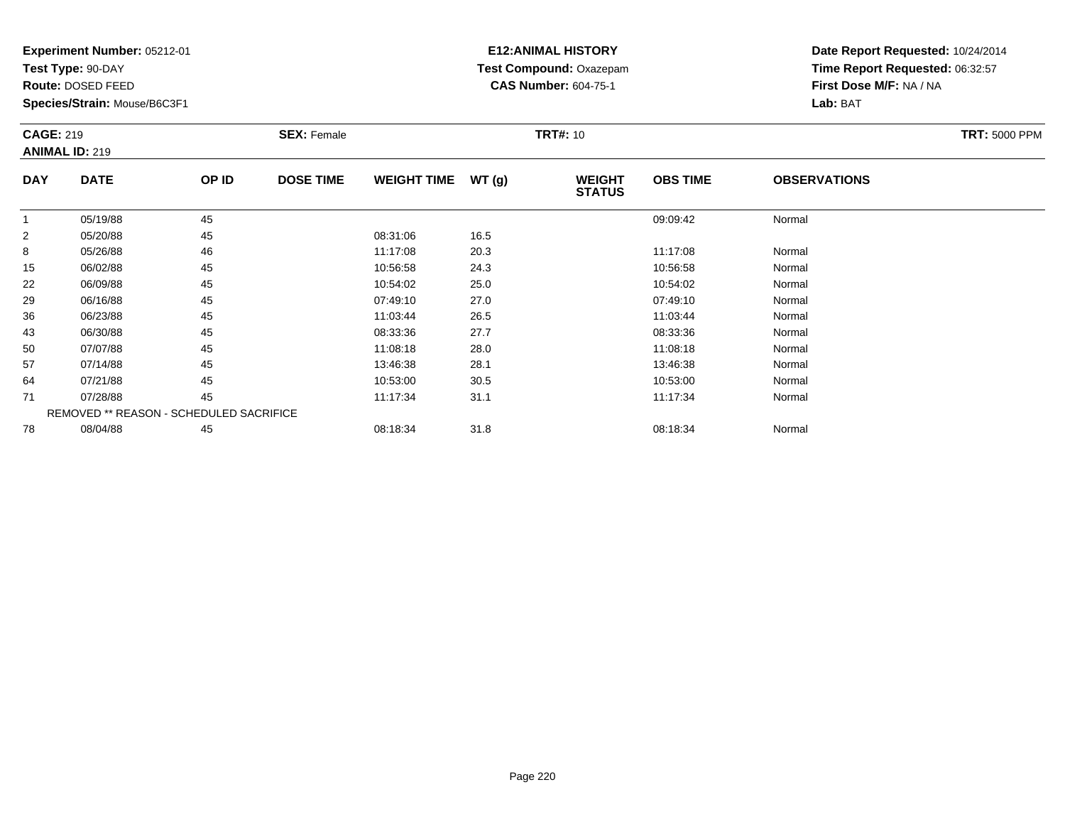**Experiment Number:** 05212-01
**Test Type:** 90-DAY
**Route:** DOSED FEED
**Species/Strain:** Mouse/B6C3F1

**E12:ANIMAL HISTORY**
**Test Compound:** Oxazepam
**CAS Number:** 604-75-1

**Date Report Requested:** 10/24/2014
**Time Report Requested:** 06:32:57
**First Dose M/F:** NA / NA
**Lab:** BAT

**CAGE:** 219
**ANIMAL ID:** 219
**SEX:** Female
**TRT#:** 10
**TRT:** 5000 PPM

| DAY | DATE | OP ID | DOSE TIME | WEIGHT TIME | WT (g) | WEIGHT STATUS | OBS TIME | OBSERVATIONS |
|---|---|---|---|---|---|---|---|---|
| 1 | 05/19/88 | 45 | | | | | 09:09:42 | Normal |
| 2 | 05/20/88 | 45 | | 08:31:06 | 16.5 | | | |
| 8 | 05/26/88 | 46 | | 11:17:08 | 20.3 | | 11:17:08 | Normal |
| 15 | 06/02/88 | 45 | | 10:56:58 | 24.3 | | 10:56:58 | Normal |
| 22 | 06/09/88 | 45 | | 10:54:02 | 25.0 | | 10:54:02 | Normal |
| 29 | 06/16/88 | 45 | | 07:49:10 | 27.0 | | 07:49:10 | Normal |
| 36 | 06/23/88 | 45 | | 11:03:44 | 26.5 | | 11:03:44 | Normal |
| 43 | 06/30/88 | 45 | | 08:33:36 | 27.7 | | 08:33:36 | Normal |
| 50 | 07/07/88 | 45 | | 11:08:18 | 28.0 | | 11:08:18 | Normal |
| 57 | 07/14/88 | 45 | | 13:46:38 | 28.1 | | 13:46:38 | Normal |
| 64 | 07/21/88 | 45 | | 10:53:00 | 30.5 | | 10:53:00 | Normal |
| 71 | 07/28/88 | 45 | | 11:17:34 | 31.1 | | 11:17:34 | Normal |
| | REMOVED ** REASON - SCHEDULED SACRIFICE | | | | | | | |
| 78 | 08/04/88 | 45 | | 08:18:34 | 31.8 | | 08:18:34 | Normal |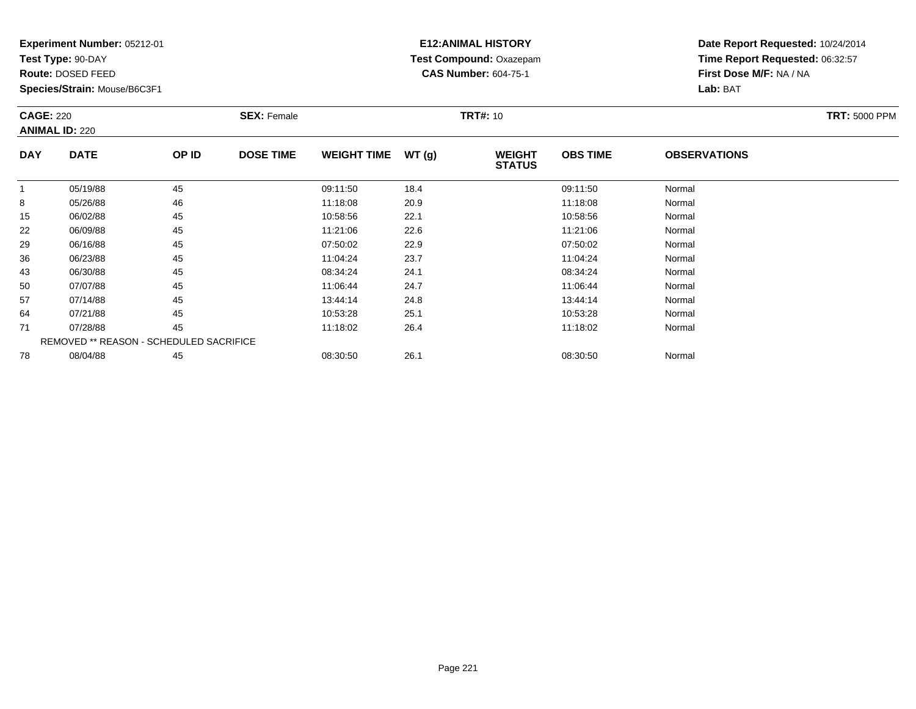**Experiment Number:** 05212-01
**Test Type:** 90-DAY
**Route:** DOSED FEED
**Species/Strain:** Mouse/B6C3F1

**E12:ANIMAL HISTORY**
**Test Compound:** Oxazepam
**CAS Number:** 604-75-1

**Date Report Requested:** 10/24/2014
**Time Report Requested:** 06:32:57
**First Dose M/F:** NA / NA
**Lab:** BAT

**CAGE:** 220 **SEX:** Female **TRT#:** 10 **TRT:** 5000 PPM
**ANIMAL ID:** 220

| DAY | DATE | OP ID | DOSE TIME | WEIGHT TIME | WT (g) | WEIGHT STATUS | OBS TIME | OBSERVATIONS |
|---|---|---|---|---|---|---|---|---|
| 1 | 05/19/88 | 45 | | 09:11:50 | 18.4 | | 09:11:50 | Normal |
| 8 | 05/26/88 | 46 | | 11:18:08 | 20.9 | | 11:18:08 | Normal |
| 15 | 06/02/88 | 45 | | 10:58:56 | 22.1 | | 10:58:56 | Normal |
| 22 | 06/09/88 | 45 | | 11:21:06 | 22.6 | | 11:21:06 | Normal |
| 29 | 06/16/88 | 45 | | 07:50:02 | 22.9 | | 07:50:02 | Normal |
| 36 | 06/23/88 | 45 | | 11:04:24 | 23.7 | | 11:04:24 | Normal |
| 43 | 06/30/88 | 45 | | 08:34:24 | 24.1 | | 08:34:24 | Normal |
| 50 | 07/07/88 | 45 | | 11:06:44 | 24.7 | | 11:06:44 | Normal |
| 57 | 07/14/88 | 45 | | 13:44:14 | 24.8 | | 13:44:14 | Normal |
| 64 | 07/21/88 | 45 | | 10:53:28 | 25.1 | | 10:53:28 | Normal |
| 71 | 07/28/88 | 45 | | 11:18:02 | 26.4 | | 11:18:02 | Normal |
| | REMOVED ** REASON - SCHEDULED SACRIFICE | | | | | | | |
| 78 | 08/04/88 | 45 | | 08:30:50 | 26.1 | | 08:30:50 | Normal |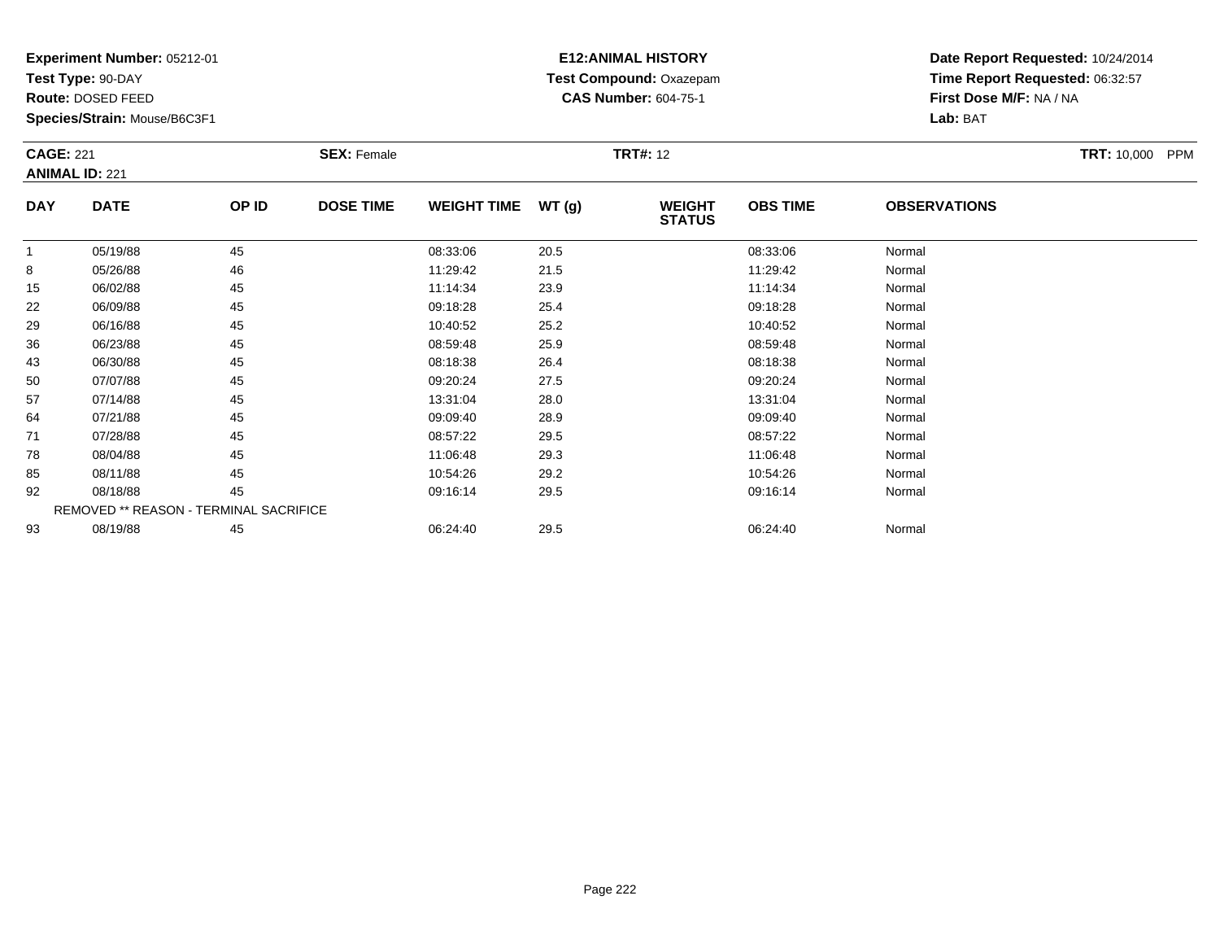**Experiment Number:** 05212-01
**Test Type:** 90-DAY
**Route:** DOSED FEED
**Species/Strain:** Mouse/B6C3F1

**E12:ANIMAL HISTORY**
**Test Compound:** Oxazepam
**CAS Number:** 604-75-1

**Date Report Requested:** 10/24/2014
**Time Report Requested:** 06:32:57
**First Dose M/F:** NA / NA
**Lab:** BAT

**CAGE:** 221 **SEX:** Female **TRT#:** 12 **TRT:** 10,000 PPM
**ANIMAL ID:** 221

| DAY | DATE | OP ID | DOSE TIME | WEIGHT TIME | WT (g) | WEIGHT STATUS | OBS TIME | OBSERVATIONS |
|---|---|---|---|---|---|---|---|---|
| 1 | 05/19/88 | 45 | | 08:33:06 | 20.5 | | 08:33:06 | Normal |
| 8 | 05/26/88 | 46 | | 11:29:42 | 21.5 | | 11:29:42 | Normal |
| 15 | 06/02/88 | 45 | | 11:14:34 | 23.9 | | 11:14:34 | Normal |
| 22 | 06/09/88 | 45 | | 09:18:28 | 25.4 | | 09:18:28 | Normal |
| 29 | 06/16/88 | 45 | | 10:40:52 | 25.2 | | 10:40:52 | Normal |
| 36 | 06/23/88 | 45 | | 08:59:48 | 25.9 | | 08:59:48 | Normal |
| 43 | 06/30/88 | 45 | | 08:18:38 | 26.4 | | 08:18:38 | Normal |
| 50 | 07/07/88 | 45 | | 09:20:24 | 27.5 | | 09:20:24 | Normal |
| 57 | 07/14/88 | 45 | | 13:31:04 | 28.0 | | 13:31:04 | Normal |
| 64 | 07/21/88 | 45 | | 09:09:40 | 28.9 | | 09:09:40 | Normal |
| 71 | 07/28/88 | 45 | | 08:57:22 | 29.5 | | 08:57:22 | Normal |
| 78 | 08/04/88 | 45 | | 11:06:48 | 29.3 | | 11:06:48 | Normal |
| 85 | 08/11/88 | 45 | | 10:54:26 | 29.2 | | 10:54:26 | Normal |
| 92 | 08/18/88 | 45 | | 09:16:14 | 29.5 | | 09:16:14 | Normal |
| REMOVED ** REASON - TERMINAL SACRIFICE | | | | | | | | |
| 93 | 08/19/88 | 45 | | 06:24:40 | 29.5 | | 06:24:40 | Normal |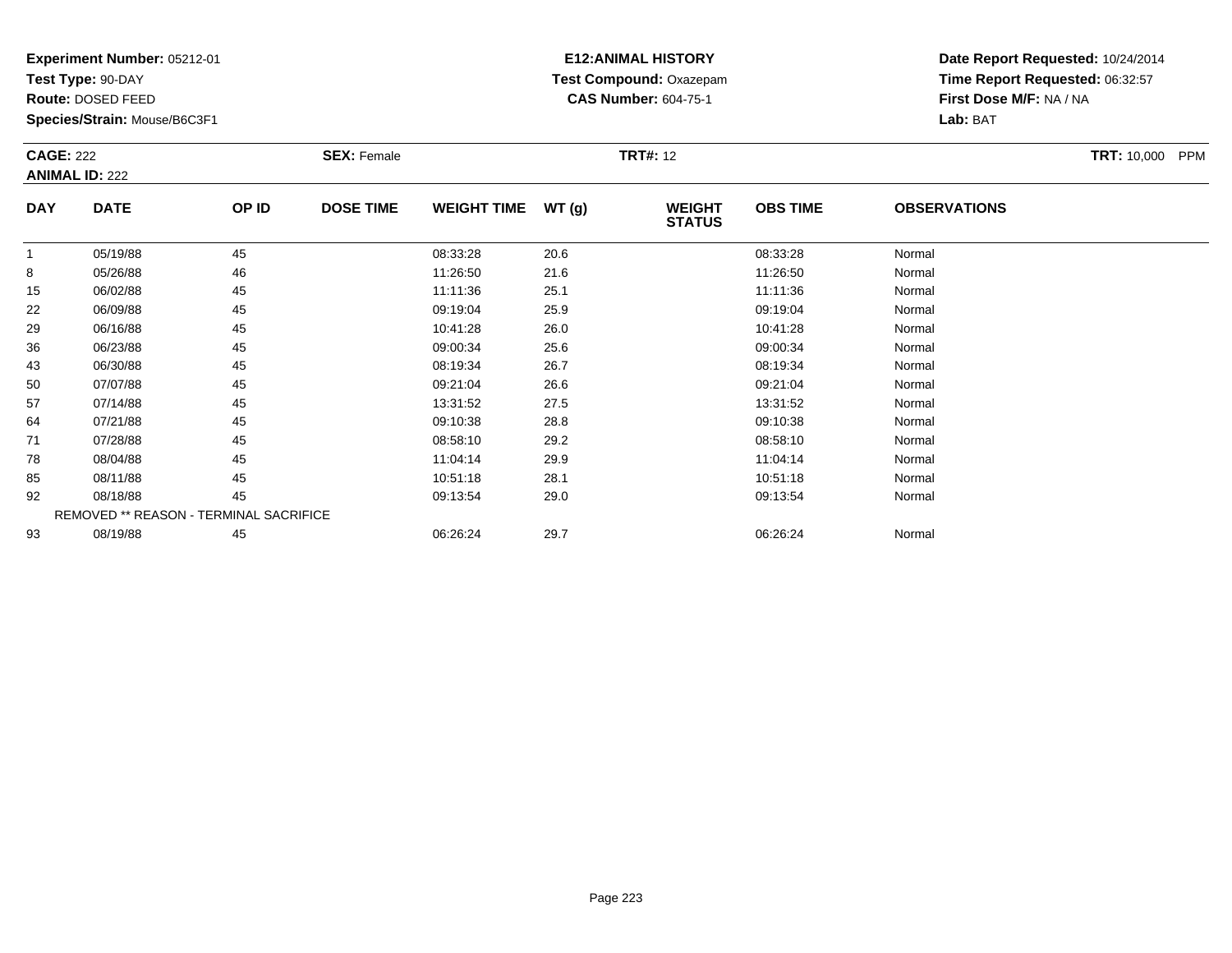**Experiment Number:** 05212-01
**Test Type:** 90-DAY
**Route:** DOSED FEED
**Species/Strain:** Mouse/B6C3F1

**E12:ANIMAL HISTORY**
**Test Compound:** Oxazepam
**CAS Number:** 604-75-1

**Date Report Requested:** 10/24/2014
**Time Report Requested:** 06:32:57
**First Dose M/F:** NA / NA
**Lab:** BAT

**CAGE:** 222 **SEX:** Female **TRT#:** 12 **TRT:** 10,000 PPM
**ANIMAL ID:** 222

| DAY | DATE | OP ID | DOSE TIME | WEIGHT TIME | WT (g) | WEIGHT STATUS | OBS TIME | OBSERVATIONS |
|---|---|---|---|---|---|---|---|---|
| 1 | 05/19/88 | 45 | | 08:33:28 | 20.6 | | 08:33:28 | Normal |
| 8 | 05/26/88 | 46 | | 11:26:50 | 21.6 | | 11:26:50 | Normal |
| 15 | 06/02/88 | 45 | | 11:11:36 | 25.1 | | 11:11:36 | Normal |
| 22 | 06/09/88 | 45 | | 09:19:04 | 25.9 | | 09:19:04 | Normal |
| 29 | 06/16/88 | 45 | | 10:41:28 | 26.0 | | 10:41:28 | Normal |
| 36 | 06/23/88 | 45 | | 09:00:34 | 25.6 | | 09:00:34 | Normal |
| 43 | 06/30/88 | 45 | | 08:19:34 | 26.7 | | 08:19:34 | Normal |
| 50 | 07/07/88 | 45 | | 09:21:04 | 26.6 | | 09:21:04 | Normal |
| 57 | 07/14/88 | 45 | | 13:31:52 | 27.5 | | 13:31:52 | Normal |
| 64 | 07/21/88 | 45 | | 09:10:38 | 28.8 | | 09:10:38 | Normal |
| 71 | 07/28/88 | 45 | | 08:58:10 | 29.2 | | 08:58:10 | Normal |
| 78 | 08/04/88 | 45 | | 11:04:14 | 29.9 | | 11:04:14 | Normal |
| 85 | 08/11/88 | 45 | | 10:51:18 | 28.1 | | 10:51:18 | Normal |
| 92 | 08/18/88 | 45 | | 09:13:54 | 29.0 | | 09:13:54 | Normal |
| REMOVED ** REASON - TERMINAL SACRIFICE | | | | | | | | |
| 93 | 08/19/88 | 45 | | 06:26:24 | 29.7 | | 06:26:24 | Normal |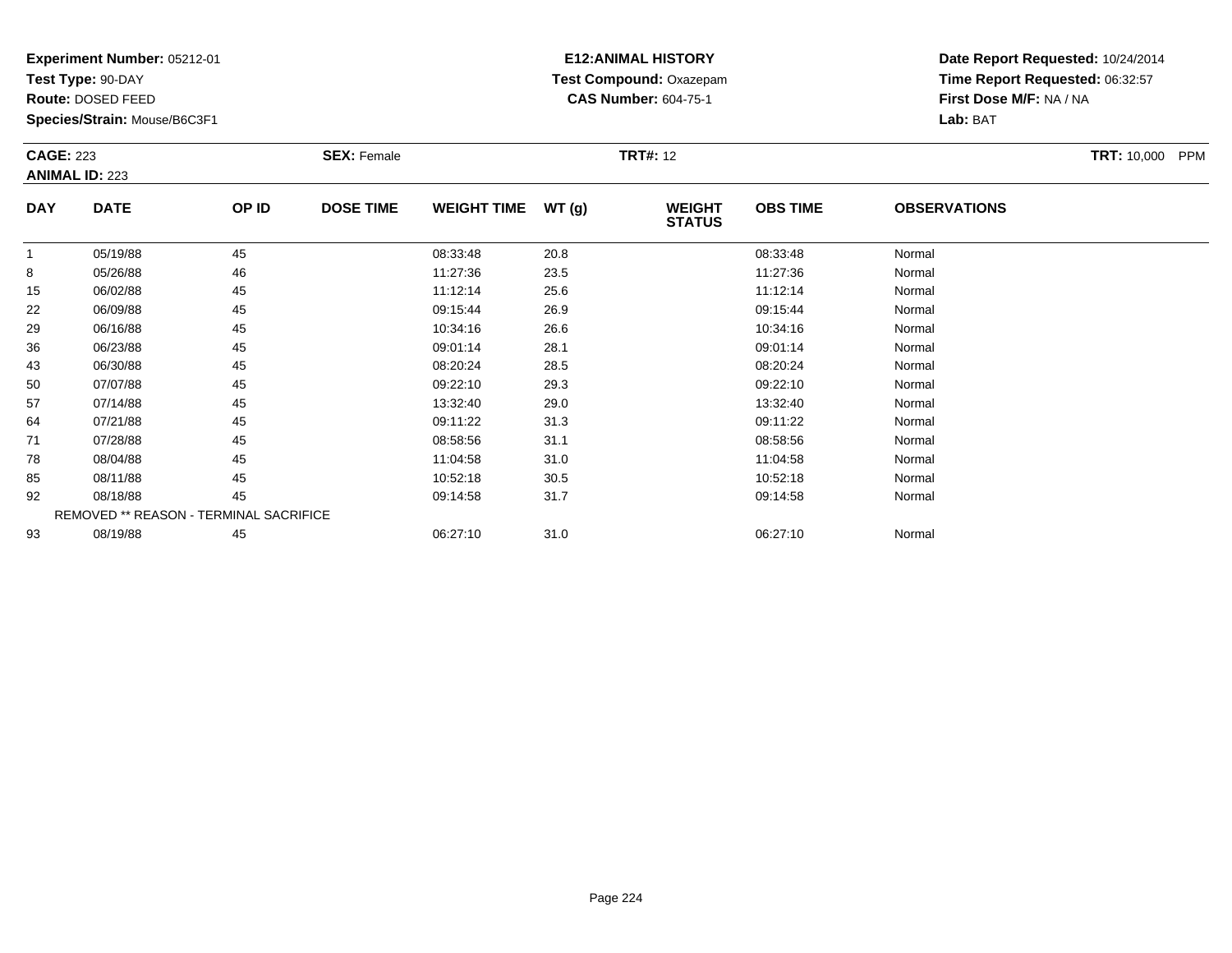**Experiment Number:** 05212-01
**Test Type:** 90-DAY
**Route:** DOSED FEED
**Species/Strain:** Mouse/B6C3F1

**E12:ANIMAL HISTORY**
**Test Compound:** Oxazepam
**CAS Number:** 604-75-1

**Date Report Requested:** 10/24/2014
**Time Report Requested:** 06:32:57
**First Dose M/F:** NA / NA
**Lab:** BAT

**CAGE:** 223 **SEX:** Female **TRT#:** 12 **TRT:** 10,000 PPM
**ANIMAL ID:** 223

| DAY | DATE | OP ID | DOSE TIME | WEIGHT TIME | WT (g) | WEIGHT STATUS | OBS TIME | OBSERVATIONS |
|---|---|---|---|---|---|---|---|---|
| 1 | 05/19/88 | 45 | | 08:33:48 | 20.8 | | 08:33:48 | Normal |
| 8 | 05/26/88 | 46 | | 11:27:36 | 23.5 | | 11:27:36 | Normal |
| 15 | 06/02/88 | 45 | | 11:12:14 | 25.6 | | 11:12:14 | Normal |
| 22 | 06/09/88 | 45 | | 09:15:44 | 26.9 | | 09:15:44 | Normal |
| 29 | 06/16/88 | 45 | | 10:34:16 | 26.6 | | 10:34:16 | Normal |
| 36 | 06/23/88 | 45 | | 09:01:14 | 28.1 | | 09:01:14 | Normal |
| 43 | 06/30/88 | 45 | | 08:20:24 | 28.5 | | 08:20:24 | Normal |
| 50 | 07/07/88 | 45 | | 09:22:10 | 29.3 | | 09:22:10 | Normal |
| 57 | 07/14/88 | 45 | | 13:32:40 | 29.0 | | 13:32:40 | Normal |
| 64 | 07/21/88 | 45 | | 09:11:22 | 31.3 | | 09:11:22 | Normal |
| 71 | 07/28/88 | 45 | | 08:58:56 | 31.1 | | 08:58:56 | Normal |
| 78 | 08/04/88 | 45 | | 11:04:58 | 31.0 | | 11:04:58 | Normal |
| 85 | 08/11/88 | 45 | | 10:52:18 | 30.5 | | 10:52:18 | Normal |
| 92 | 08/18/88 | 45 | | 09:14:58 | 31.7 | | 09:14:58 | Normal |
| REMOVED ** REASON - TERMINAL SACRIFICE | | | | | | | | |
| 93 | 08/19/88 | 45 | | 06:27:10 | 31.0 | | 06:27:10 | Normal |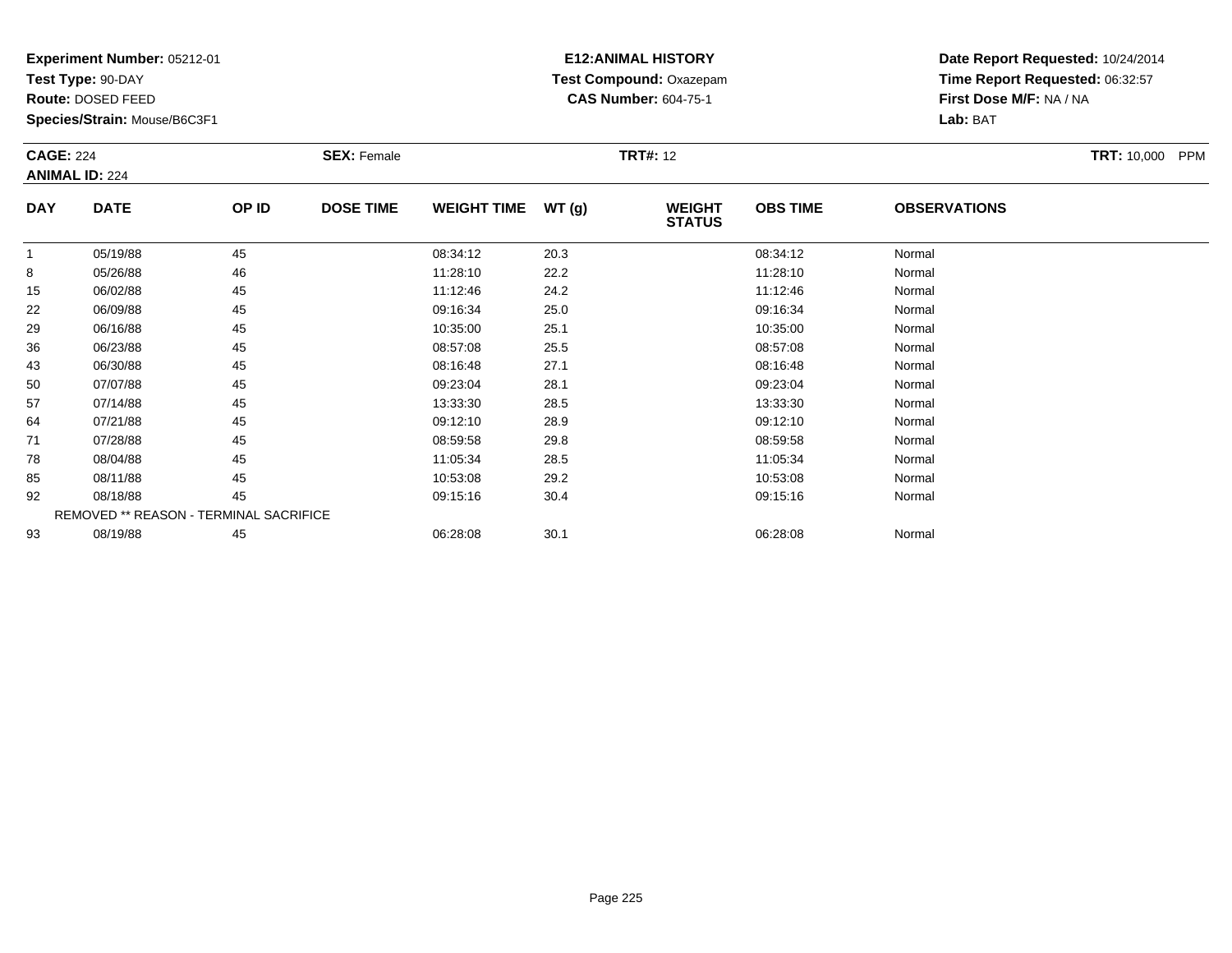**Experiment Number:** 05212-01
**Test Type:** 90-DAY
**Route:** DOSED FEED
**Species/Strain:** Mouse/B6C3F1

**E12:ANIMAL HISTORY**
**Test Compound:** Oxazepam
**CAS Number:** 604-75-1

**Date Report Requested:** 10/24/2014
**Time Report Requested:** 06:32:57
**First Dose M/F:** NA / NA
**Lab:** BAT

**CAGE:** 224　**SEX:** Female　**TRT#:** 12　**TRT:** 10,000 PPM
**ANIMAL ID:** 224

| DAY | DATE | OP ID | DOSE TIME | WEIGHT TIME | WT (g) | WEIGHT STATUS | OBS TIME | OBSERVATIONS |
|---|---|---|---|---|---|---|---|---|
| 1 | 05/19/88 | 45 | | 08:34:12 | 20.3 | | 08:34:12 | Normal |
| 8 | 05/26/88 | 46 | | 11:28:10 | 22.2 | | 11:28:10 | Normal |
| 15 | 06/02/88 | 45 | | 11:12:46 | 24.2 | | 11:12:46 | Normal |
| 22 | 06/09/88 | 45 | | 09:16:34 | 25.0 | | 09:16:34 | Normal |
| 29 | 06/16/88 | 45 | | 10:35:00 | 25.1 | | 10:35:00 | Normal |
| 36 | 06/23/88 | 45 | | 08:57:08 | 25.5 | | 08:57:08 | Normal |
| 43 | 06/30/88 | 45 | | 08:16:48 | 27.1 | | 08:16:48 | Normal |
| 50 | 07/07/88 | 45 | | 09:23:04 | 28.1 | | 09:23:04 | Normal |
| 57 | 07/14/88 | 45 | | 13:33:30 | 28.5 | | 13:33:30 | Normal |
| 64 | 07/21/88 | 45 | | 09:12:10 | 28.9 | | 09:12:10 | Normal |
| 71 | 07/28/88 | 45 | | 08:59:58 | 29.8 | | 08:59:58 | Normal |
| 78 | 08/04/88 | 45 | | 11:05:34 | 28.5 | | 11:05:34 | Normal |
| 85 | 08/11/88 | 45 | | 10:53:08 | 29.2 | | 10:53:08 | Normal |
| 92 | 08/18/88 | 45 | | 09:15:16 | 30.4 | | 09:15:16 | Normal |
| | REMOVED ** REASON - TERMINAL SACRIFICE | | | | | | | |
| 93 | 08/19/88 | 45 | | 06:28:08 | 30.1 | | 06:28:08 | Normal |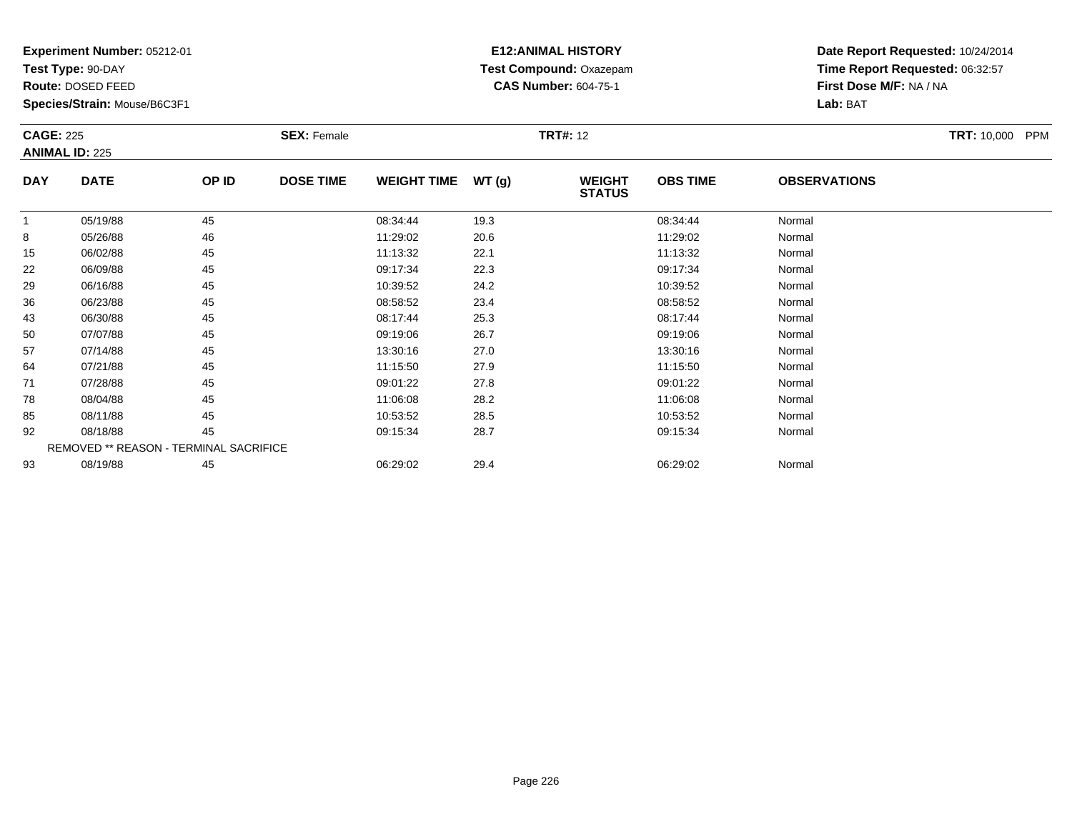**Experiment Number:** 05212-01
**Test Type:** 90-DAY
**Route:** DOSED FEED
**Species/Strain:** Mouse/B6C3F1

**E12:ANIMAL HISTORY**
**Test Compound:** Oxazepam
**CAS Number:** 604-75-1

**Date Report Requested:** 10/24/2014
**Time Report Requested:** 06:32:57
**First Dose M/F:** NA / NA
**Lab:** BAT

**CAGE:** 225
**ANIMAL ID:** 225
**SEX:** Female
**TRT#:** 12
**TRT:** 10,000 PPM

| DAY | DATE | OP ID | DOSE TIME | WEIGHT TIME | WT (g) | WEIGHT STATUS | OBS TIME | OBSERVATIONS |
|---|---|---|---|---|---|---|---|---|
| 1 | 05/19/88 | 45 | | 08:34:44 | 19.3 | | 08:34:44 | Normal |
| 8 | 05/26/88 | 46 | | 11:29:02 | 20.6 | | 11:29:02 | Normal |
| 15 | 06/02/88 | 45 | | 11:13:32 | 22.1 | | 11:13:32 | Normal |
| 22 | 06/09/88 | 45 | | 09:17:34 | 22.3 | | 09:17:34 | Normal |
| 29 | 06/16/88 | 45 | | 10:39:52 | 24.2 | | 10:39:52 | Normal |
| 36 | 06/23/88 | 45 | | 08:58:52 | 23.4 | | 08:58:52 | Normal |
| 43 | 06/30/88 | 45 | | 08:17:44 | 25.3 | | 08:17:44 | Normal |
| 50 | 07/07/88 | 45 | | 09:19:06 | 26.7 | | 09:19:06 | Normal |
| 57 | 07/14/88 | 45 | | 13:30:16 | 27.0 | | 13:30:16 | Normal |
| 64 | 07/21/88 | 45 | | 11:15:50 | 27.9 | | 11:15:50 | Normal |
| 71 | 07/28/88 | 45 | | 09:01:22 | 27.8 | | 09:01:22 | Normal |
| 78 | 08/04/88 | 45 | | 11:06:08 | 28.2 | | 11:06:08 | Normal |
| 85 | 08/11/88 | 45 | | 10:53:52 | 28.5 | | 10:53:52 | Normal |
| 92 | 08/18/88 | 45 | | 09:15:34 | 28.7 | | 09:15:34 | Normal |
| REMOVED ** REASON - TERMINAL SACRIFICE | | | | | | | | |
| 93 | 08/19/88 | 45 | | 06:29:02 | 29.4 | | 06:29:02 | Normal |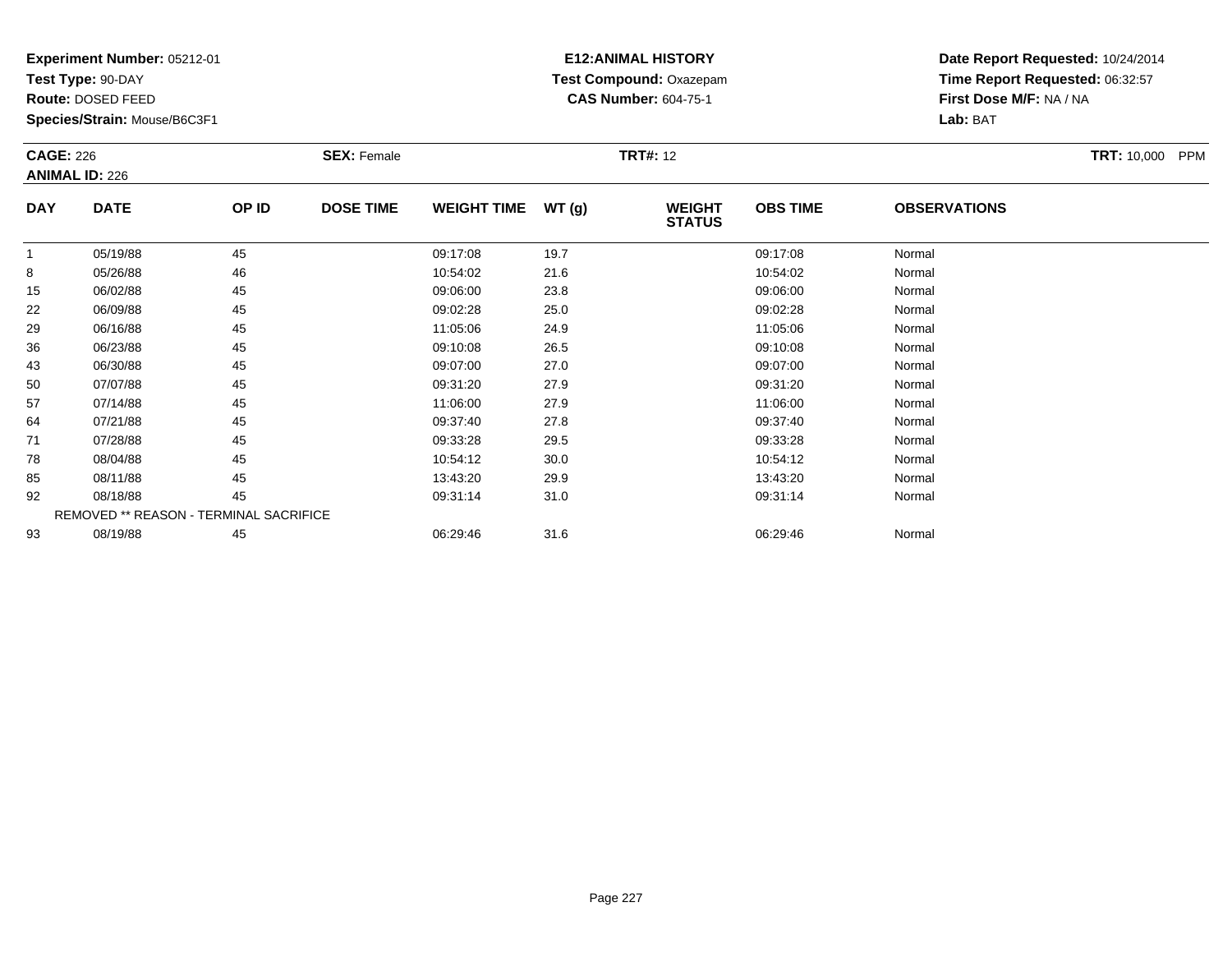**Experiment Number:** 05212-01
**Test Type:** 90-DAY
**Route:** DOSED FEED
**Species/Strain:** Mouse/B6C3F1

**E12:ANIMAL HISTORY**
**Test Compound:** Oxazepam
**CAS Number:** 604-75-1

**Date Report Requested:** 10/24/2014
**Time Report Requested:** 06:32:57
**First Dose M/F:** NA / NA
**Lab:** BAT

**CAGE:** 226
**ANIMAL ID:** 226
**SEX:** Female
**TRT#:** 12
**TRT:** 10,000 PPM

| DAY | DATE | OP ID | DOSE TIME | WEIGHT TIME | WT (g) | WEIGHT STATUS | OBS TIME | OBSERVATIONS |
|---|---|---|---|---|---|---|---|---|
| 1 | 05/19/88 | 45 | | 09:17:08 | 19.7 | | 09:17:08 | Normal |
| 8 | 05/26/88 | 46 | | 10:54:02 | 21.6 | | 10:54:02 | Normal |
| 15 | 06/02/88 | 45 | | 09:06:00 | 23.8 | | 09:06:00 | Normal |
| 22 | 06/09/88 | 45 | | 09:02:28 | 25.0 | | 09:02:28 | Normal |
| 29 | 06/16/88 | 45 | | 11:05:06 | 24.9 | | 11:05:06 | Normal |
| 36 | 06/23/88 | 45 | | 09:10:08 | 26.5 | | 09:10:08 | Normal |
| 43 | 06/30/88 | 45 | | 09:07:00 | 27.0 | | 09:07:00 | Normal |
| 50 | 07/07/88 | 45 | | 09:31:20 | 27.9 | | 09:31:20 | Normal |
| 57 | 07/14/88 | 45 | | 11:06:00 | 27.9 | | 11:06:00 | Normal |
| 64 | 07/21/88 | 45 | | 09:37:40 | 27.8 | | 09:37:40 | Normal |
| 71 | 07/28/88 | 45 | | 09:33:28 | 29.5 | | 09:33:28 | Normal |
| 78 | 08/04/88 | 45 | | 10:54:12 | 30.0 | | 10:54:12 | Normal |
| 85 | 08/11/88 | 45 | | 13:43:20 | 29.9 | | 13:43:20 | Normal |
| 92 | 08/18/88 | 45 | | 09:31:14 | 31.0 | | 09:31:14 | Normal |
| REMOVED ** REASON - TERMINAL SACRIFICE | | | | | | | | |
| 93 | 08/19/88 | 45 | | 06:29:46 | 31.6 | | 06:29:46 | Normal |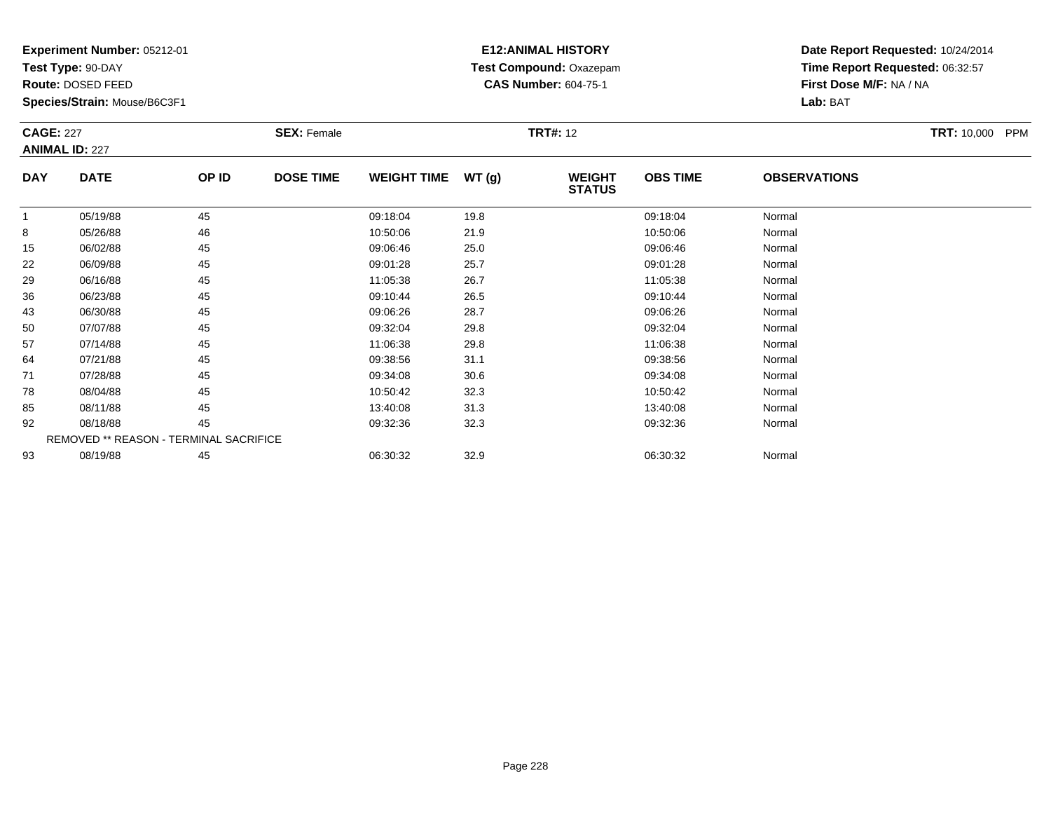**Experiment Number:** 05212-01
**Test Type:** 90-DAY
**Route:** DOSED FEED
**Species/Strain:** Mouse/B6C3F1

**E12:ANIMAL HISTORY**
**Test Compound:** Oxazepam
**CAS Number:** 604-75-1

**Date Report Requested:** 10/24/2014
**Time Report Requested:** 06:32:57
**First Dose M/F:** NA / NA
**Lab:** BAT

**CAGE:** 227
**ANIMAL ID:** 227
**SEX:** Female
**TRT#:** 12
**TRT:** 10,000 PPM

| DAY | DATE | OP ID | DOSE TIME | WEIGHT TIME | WT (g) | WEIGHT STATUS | OBS TIME | OBSERVATIONS |
|---|---|---|---|---|---|---|---|---|
| 1 | 05/19/88 | 45 | | 09:18:04 | 19.8 | | 09:18:04 | Normal |
| 8 | 05/26/88 | 46 | | 10:50:06 | 21.9 | | 10:50:06 | Normal |
| 15 | 06/02/88 | 45 | | 09:06:46 | 25.0 | | 09:06:46 | Normal |
| 22 | 06/09/88 | 45 | | 09:01:28 | 25.7 | | 09:01:28 | Normal |
| 29 | 06/16/88 | 45 | | 11:05:38 | 26.7 | | 11:05:38 | Normal |
| 36 | 06/23/88 | 45 | | 09:10:44 | 26.5 | | 09:10:44 | Normal |
| 43 | 06/30/88 | 45 | | 09:06:26 | 28.7 | | 09:06:26 | Normal |
| 50 | 07/07/88 | 45 | | 09:32:04 | 29.8 | | 09:32:04 | Normal |
| 57 | 07/14/88 | 45 | | 11:06:38 | 29.8 | | 11:06:38 | Normal |
| 64 | 07/21/88 | 45 | | 09:38:56 | 31.1 | | 09:38:56 | Normal |
| 71 | 07/28/88 | 45 | | 09:34:08 | 30.6 | | 09:34:08 | Normal |
| 78 | 08/04/88 | 45 | | 10:50:42 | 32.3 | | 10:50:42 | Normal |
| 85 | 08/11/88 | 45 | | 13:40:08 | 31.3 | | 13:40:08 | Normal |
| 92 | 08/18/88 | 45 | | 09:32:36 | 32.3 | | 09:32:36 | Normal |
| REMOVED ** REASON - TERMINAL SACRIFICE | | | | | | | | |
| 93 | 08/19/88 | 45 | | 06:30:32 | 32.9 | | 06:30:32 | Normal |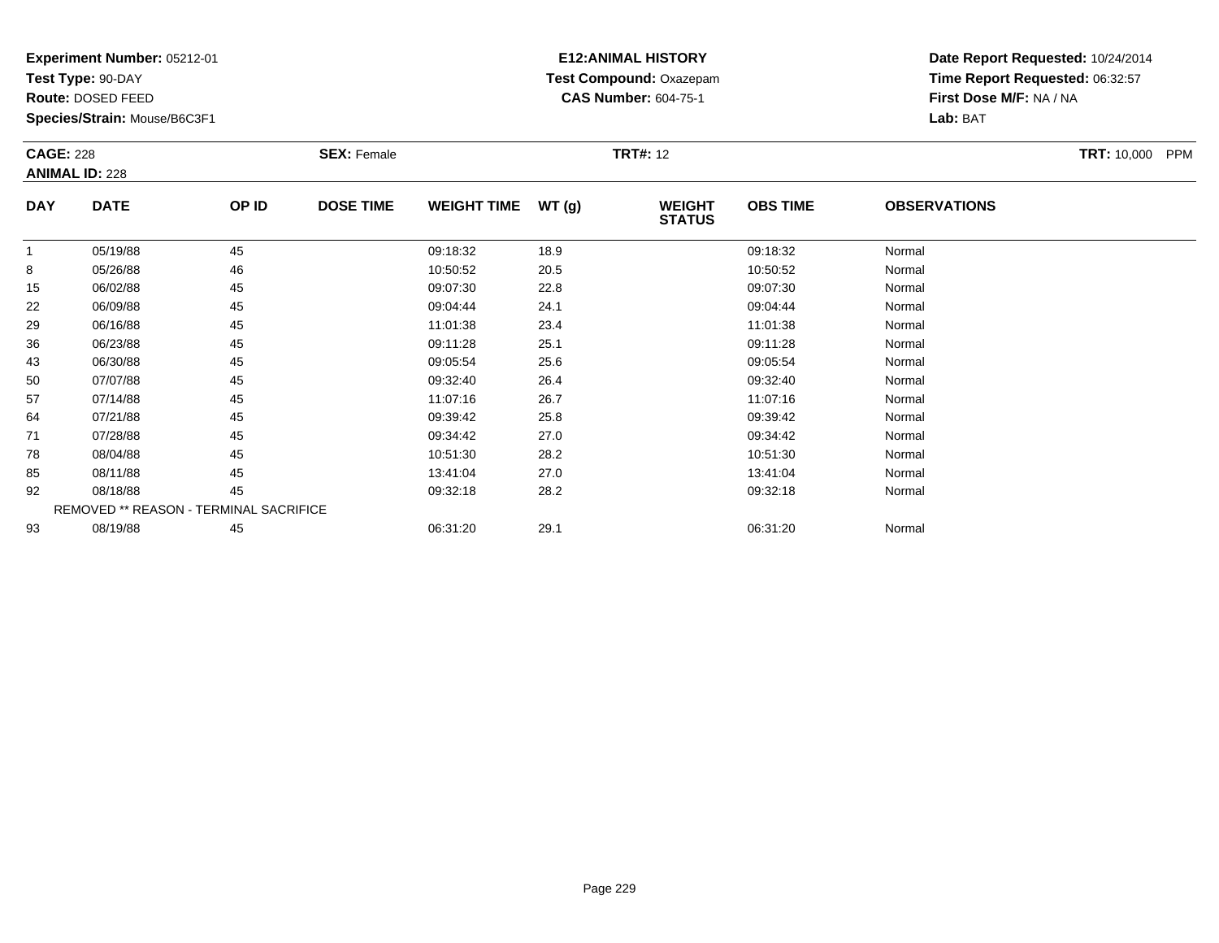**Experiment Number:** 05212-01
**Test Type:** 90-DAY
**Route:** DOSED FEED
**Species/Strain:** Mouse/B6C3F1

**E12:ANIMAL HISTORY**
**Test Compound:** Oxazepam
**CAS Number:** 604-75-1

**Date Report Requested:** 10/24/2014
**Time Report Requested:** 06:32:57
**First Dose M/F:** NA / NA
**Lab:** BAT

**CAGE:** 228 **SEX:** Female **TRT#:** 12 **TRT:** 10,000 PPM
**ANIMAL ID:** 228

| DAY | DATE | OP ID | DOSE TIME | WEIGHT TIME | WT (g) | WEIGHT STATUS | OBS TIME | OBSERVATIONS |
|---|---|---|---|---|---|---|---|---|
| 1 | 05/19/88 | 45 | | 09:18:32 | 18.9 | | 09:18:32 | Normal |
| 8 | 05/26/88 | 46 | | 10:50:52 | 20.5 | | 10:50:52 | Normal |
| 15 | 06/02/88 | 45 | | 09:07:30 | 22.8 | | 09:07:30 | Normal |
| 22 | 06/09/88 | 45 | | 09:04:44 | 24.1 | | 09:04:44 | Normal |
| 29 | 06/16/88 | 45 | | 11:01:38 | 23.4 | | 11:01:38 | Normal |
| 36 | 06/23/88 | 45 | | 09:11:28 | 25.1 | | 09:11:28 | Normal |
| 43 | 06/30/88 | 45 | | 09:05:54 | 25.6 | | 09:05:54 | Normal |
| 50 | 07/07/88 | 45 | | 09:32:40 | 26.4 | | 09:32:40 | Normal |
| 57 | 07/14/88 | 45 | | 11:07:16 | 26.7 | | 11:07:16 | Normal |
| 64 | 07/21/88 | 45 | | 09:39:42 | 25.8 | | 09:39:42 | Normal |
| 71 | 07/28/88 | 45 | | 09:34:42 | 27.0 | | 09:34:42 | Normal |
| 78 | 08/04/88 | 45 | | 10:51:30 | 28.2 | | 10:51:30 | Normal |
| 85 | 08/11/88 | 45 | | 13:41:04 | 27.0 | | 13:41:04 | Normal |
| 92 | 08/18/88 | 45 | | 09:32:18 | 28.2 | | 09:32:18 | Normal |
| REMOVED ** REASON - TERMINAL SACRIFICE | | | | | | | | |
| 93 | 08/19/88 | 45 | | 06:31:20 | 29.1 | | 06:31:20 | Normal |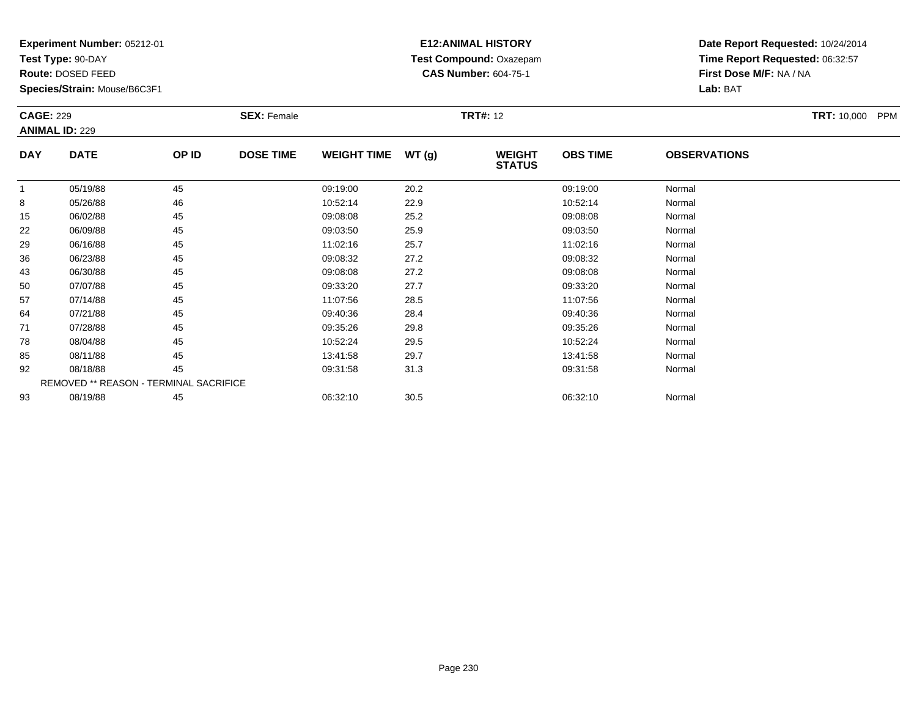**Experiment Number:** 05212-01
**Test Type:** 90-DAY
**Route:** DOSED FEED
**Species/Strain:** Mouse/B6C3F1

**E12:ANIMAL HISTORY**
**Test Compound:** Oxazepam
**CAS Number:** 604-75-1

**Date Report Requested:** 10/24/2014
**Time Report Requested:** 06:32:57
**First Dose M/F:** NA / NA
**Lab:** BAT

**CAGE:** 229
**ANIMAL ID:** 229
**SEX:** Female
**TRT#:** 12
**TRT:** 10,000 PPM

| DAY | DATE | OP ID | DOSE TIME | WEIGHT TIME | WT (g) | WEIGHT STATUS | OBS TIME | OBSERVATIONS |
|---|---|---|---|---|---|---|---|---|
| 1 | 05/19/88 | 45 | | 09:19:00 | 20.2 | | 09:19:00 | Normal |
| 8 | 05/26/88 | 46 | | 10:52:14 | 22.9 | | 10:52:14 | Normal |
| 15 | 06/02/88 | 45 | | 09:08:08 | 25.2 | | 09:08:08 | Normal |
| 22 | 06/09/88 | 45 | | 09:03:50 | 25.9 | | 09:03:50 | Normal |
| 29 | 06/16/88 | 45 | | 11:02:16 | 25.7 | | 11:02:16 | Normal |
| 36 | 06/23/88 | 45 | | 09:08:32 | 27.2 | | 09:08:32 | Normal |
| 43 | 06/30/88 | 45 | | 09:08:08 | 27.2 | | 09:08:08 | Normal |
| 50 | 07/07/88 | 45 | | 09:33:20 | 27.7 | | 09:33:20 | Normal |
| 57 | 07/14/88 | 45 | | 11:07:56 | 28.5 | | 11:07:56 | Normal |
| 64 | 07/21/88 | 45 | | 09:40:36 | 28.4 | | 09:40:36 | Normal |
| 71 | 07/28/88 | 45 | | 09:35:26 | 29.8 | | 09:35:26 | Normal |
| 78 | 08/04/88 | 45 | | 10:52:24 | 29.5 | | 10:52:24 | Normal |
| 85 | 08/11/88 | 45 | | 13:41:58 | 29.7 | | 13:41:58 | Normal |
| 92 | 08/18/88 | 45 | | 09:31:58 | 31.3 | | 09:31:58 | Normal |
| REMOVED ** REASON - TERMINAL SACRIFICE | | | | | | | | |
| 93 | 08/19/88 | 45 | | 06:32:10 | 30.5 | | 06:32:10 | Normal |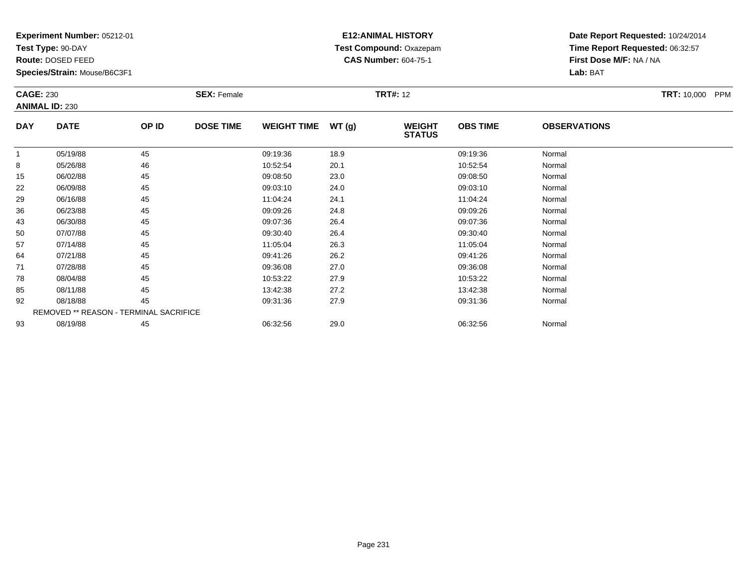**Experiment Number:** 05212-01
**Test Type:** 90-DAY
**Route:** DOSED FEED
**Species/Strain:** Mouse/B6C3F1

**E12:ANIMAL HISTORY**
**Test Compound:** Oxazepam
**CAS Number:** 604-75-1

**Date Report Requested:** 10/24/2014
**Time Report Requested:** 06:32:57
**First Dose M/F:** NA / NA
**Lab:** BAT

**CAGE:** 230
**ANIMAL ID:** 230
**SEX:** Female
**TRT#:** 12
**TRT:** 10,000 PPM

| DAY | DATE | OP ID | DOSE TIME | WEIGHT TIME | WT (g) | WEIGHT STATUS | OBS TIME | OBSERVATIONS |
|---|---|---|---|---|---|---|---|---|
| 1 | 05/19/88 | 45 | | 09:19:36 | 18.9 | | 09:19:36 | Normal |
| 8 | 05/26/88 | 46 | | 10:52:54 | 20.1 | | 10:52:54 | Normal |
| 15 | 06/02/88 | 45 | | 09:08:50 | 23.0 | | 09:08:50 | Normal |
| 22 | 06/09/88 | 45 | | 09:03:10 | 24.0 | | 09:03:10 | Normal |
| 29 | 06/16/88 | 45 | | 11:04:24 | 24.1 | | 11:04:24 | Normal |
| 36 | 06/23/88 | 45 | | 09:09:26 | 24.8 | | 09:09:26 | Normal |
| 43 | 06/30/88 | 45 | | 09:07:36 | 26.4 | | 09:07:36 | Normal |
| 50 | 07/07/88 | 45 | | 09:30:40 | 26.4 | | 09:30:40 | Normal |
| 57 | 07/14/88 | 45 | | 11:05:04 | 26.3 | | 11:05:04 | Normal |
| 64 | 07/21/88 | 45 | | 09:41:26 | 26.2 | | 09:41:26 | Normal |
| 71 | 07/28/88 | 45 | | 09:36:08 | 27.0 | | 09:36:08 | Normal |
| 78 | 08/04/88 | 45 | | 10:53:22 | 27.9 | | 10:53:22 | Normal |
| 85 | 08/11/88 | 45 | | 13:42:38 | 27.2 | | 13:42:38 | Normal |
| 92 | 08/18/88 | 45 | | 09:31:36 | 27.9 | | 09:31:36 | Normal |
| REMOVED ** REASON - TERMINAL SACRIFICE | | | | | | | | |
| 93 | 08/19/88 | 45 | | 06:32:56 | 29.0 | | 06:32:56 | Normal |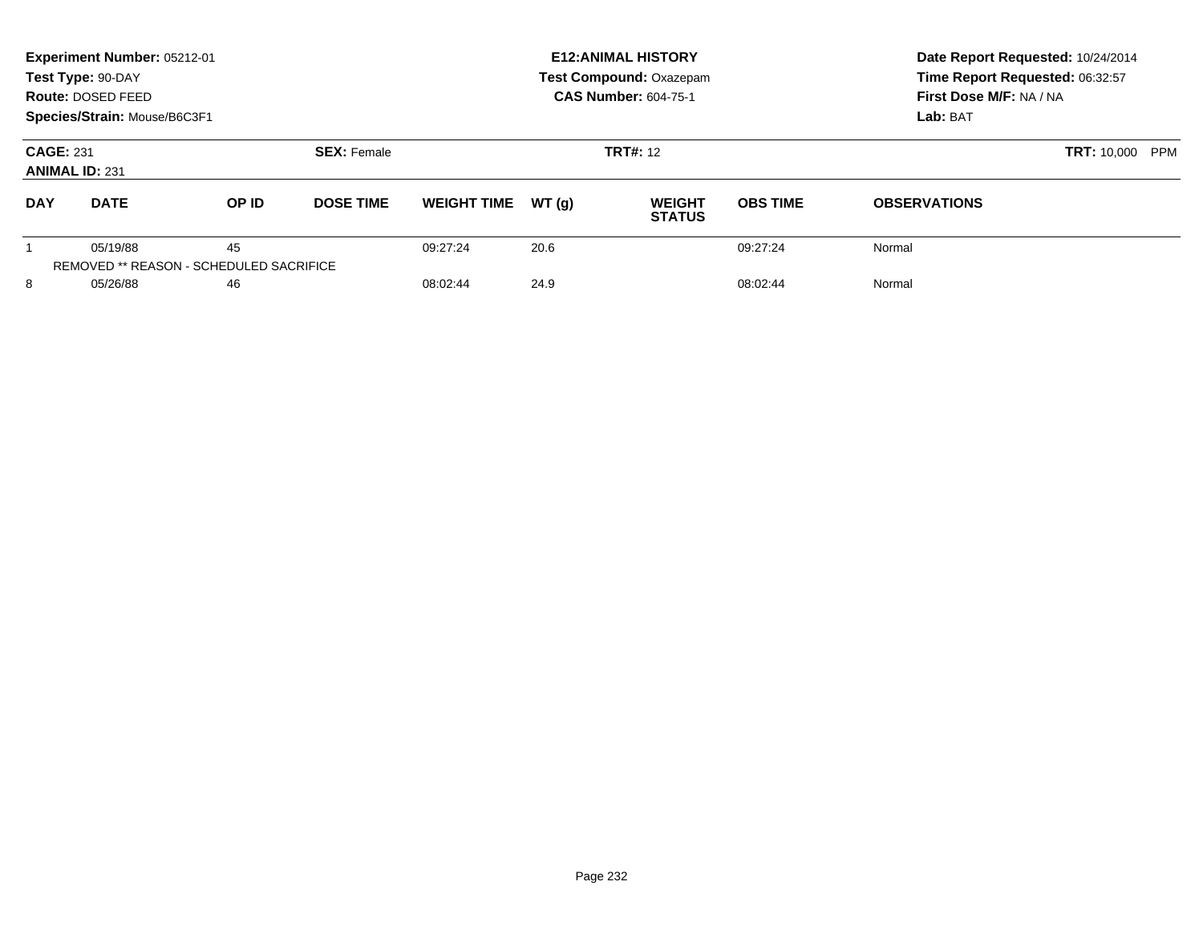**Experiment Number:** 05212-01
**Test Type:** 90-DAY
**Route:** DOSED FEED
**Species/Strain:** Mouse/B6C3F1

**E12:ANIMAL HISTORY**
**Test Compound:** Oxazepam
**CAS Number:** 604-75-1

**Date Report Requested:** 10/24/2014
**Time Report Requested:** 06:32:57
**First Dose M/F:** NA / NA
**Lab:** BAT

**CAGE:** 231 **SEX:** Female **TRT#:** 12 **TRT:** 10,000 PPM
**ANIMAL ID:** 231

| DAY | DATE | OP ID | DOSE TIME | WEIGHT TIME | WT (g) | WEIGHT STATUS | OBS TIME | OBSERVATIONS |
|---|---|---|---|---|---|---|---|---|
| 1 | 05/19/88 | 45 | | 09:27:24 | 20.6 | | 09:27:24 | Normal |
| REMOVED ** REASON - SCHEDULED SACRIFICE | | | | | | | | |
| 8 | 05/26/88 | 46 | | 08:02:44 | 24.9 | | 08:02:44 | Normal |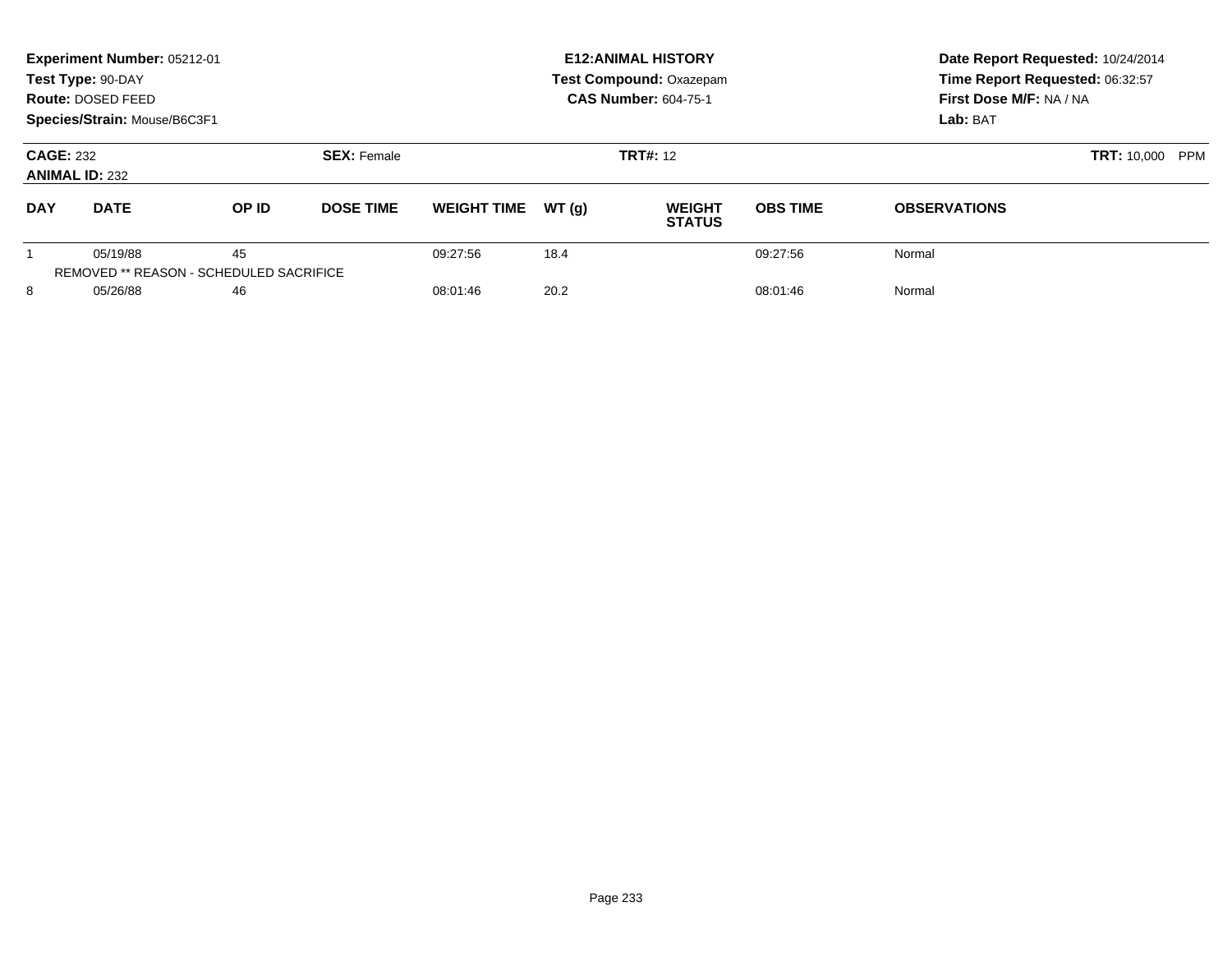**Experiment Number:** 05212-01
**Test Type:** 90-DAY
**Route:** DOSED FEED
**Species/Strain:** Mouse/B6C3F1

**E12:ANIMAL HISTORY**
**Test Compound:** Oxazepam
**CAS Number:** 604-75-1

**Date Report Requested:** 10/24/2014
**Time Report Requested:** 06:32:57
**First Dose M/F:** NA / NA
**Lab:** BAT

**CAGE:** 232
**ANIMAL ID:** 232

**SEX:** Female

**TRT#:** 12

**TRT:** 10,000 PPM

| DAY | DATE | OP ID | DOSE TIME | WEIGHT TIME | WT (g) | WEIGHT STATUS | OBS TIME | OBSERVATIONS |
|---|---|---|---|---|---|---|---|---|
| 1 | 05/19/88 | 45 | | 09:27:56 | 18.4 | | 09:27:56 | Normal |
| | REMOVED ** REASON - SCHEDULED SACRIFICE | | | | | | | |
| 8 | 05/26/88 | 46 | | 08:01:46 | 20.2 | | 08:01:46 | Normal |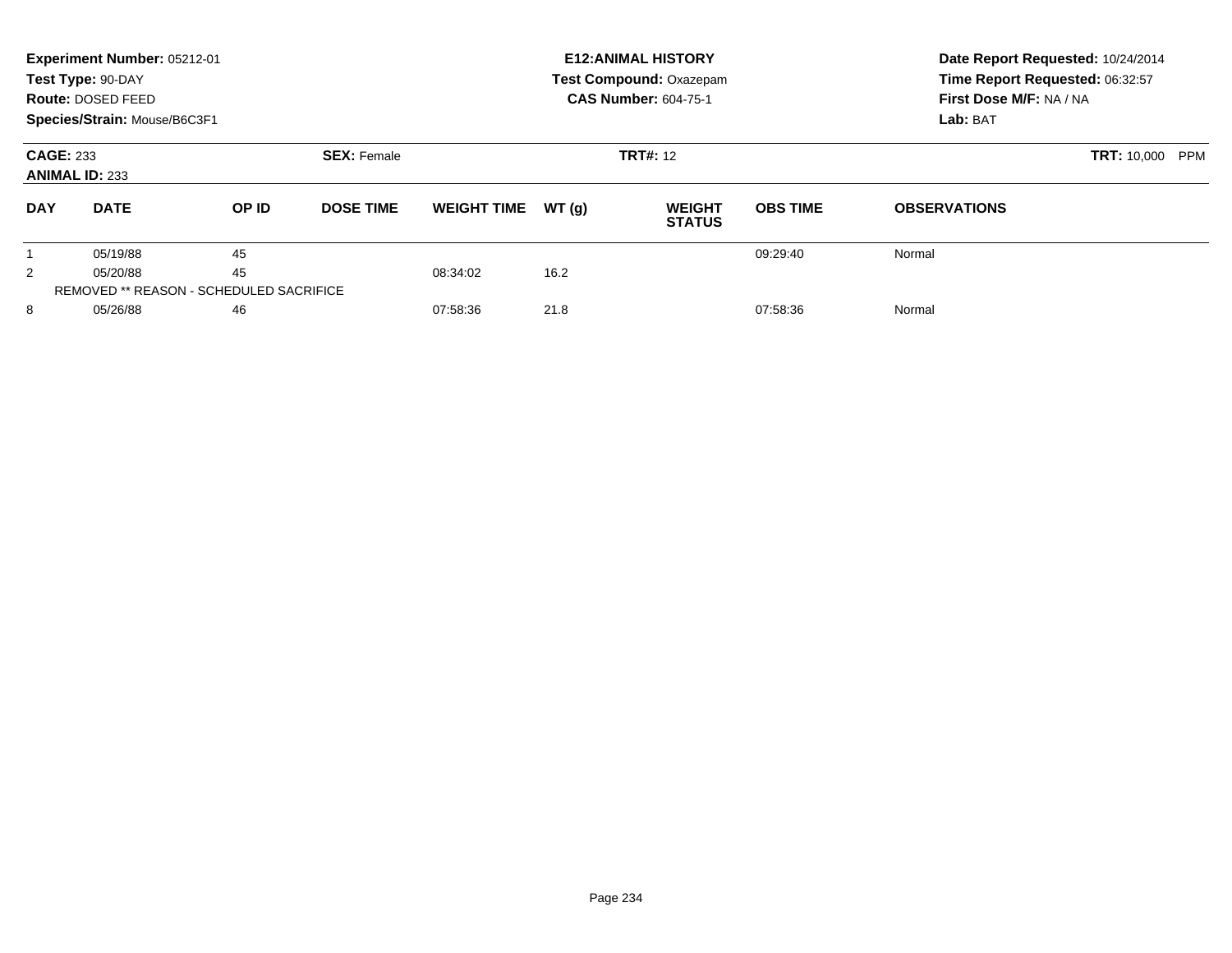**Experiment Number:** 05212-01
**Test Type:** 90-DAY
**Route:** DOSED FEED
**Species/Strain:** Mouse/B6C3F1

**E12:ANIMAL HISTORY**
**Test Compound:** Oxazepam
**CAS Number:** 604-75-1

**Date Report Requested:** 10/24/2014
**Time Report Requested:** 06:32:57
**First Dose M/F:** NA / NA
**Lab:** BAT

**CAGE:** 233
**ANIMAL ID:** 233

**SEX:** Female

**TRT#:** 12

**TRT:** 10,000 PPM

| DAY | DATE | OP ID | DOSE TIME | WEIGHT TIME | WT (g) | WEIGHT STATUS | OBS TIME | OBSERVATIONS |
|---|---|---|---|---|---|---|---|---|
| 1 | 05/19/88 | 45 | | | | | 09:29:40 | Normal |
| 2 | 05/20/88 | 45 | | 08:34:02 | 16.2 | | | |
| REMOVED ** REASON - SCHEDULED SACRIFICE | | | | | | | | |
| 8 | 05/26/88 | 46 | | 07:58:36 | 21.8 | | 07:58:36 | Normal |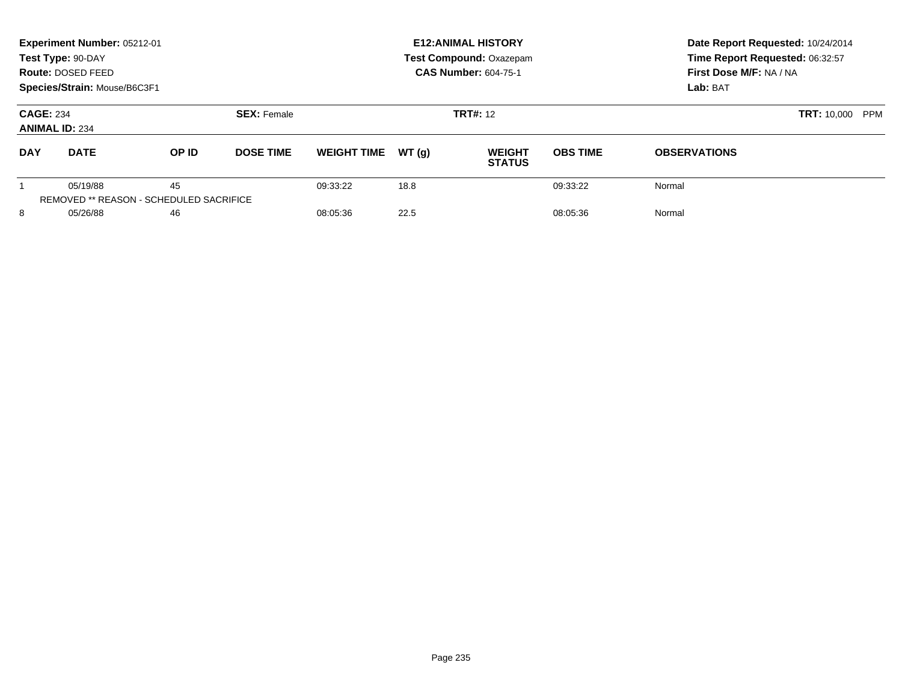**Experiment Number:** 05212-01
**Test Type:** 90-DAY
**Route:** DOSED FEED
**Species/Strain:** Mouse/B6C3F1

**E12:ANIMAL HISTORY**
**Test Compound:** Oxazepam
**CAS Number:** 604-75-1

**Date Report Requested:** 10/24/2014
**Time Report Requested:** 06:32:57
**First Dose M/F:** NA / NA
**Lab:** BAT

**CAGE:** 234
**ANIMAL ID:** 234

**SEX:** Female

**TRT#:** 12

**TRT:** 10,000 PPM

| DAY | DATE | OP ID | DOSE TIME | WEIGHT TIME | WT (g) | WEIGHT STATUS | OBS TIME | OBSERVATIONS |
|---|---|---|---|---|---|---|---|---|
| 1 | 05/19/88 | 45 | | 09:33:22 | 18.8 | | 09:33:22 | Normal |
| | REMOVED ** REASON - SCHEDULED SACRIFICE | | | | | | | |
| 8 | 05/26/88 | 46 | | 08:05:36 | 22.5 | | 08:05:36 | Normal |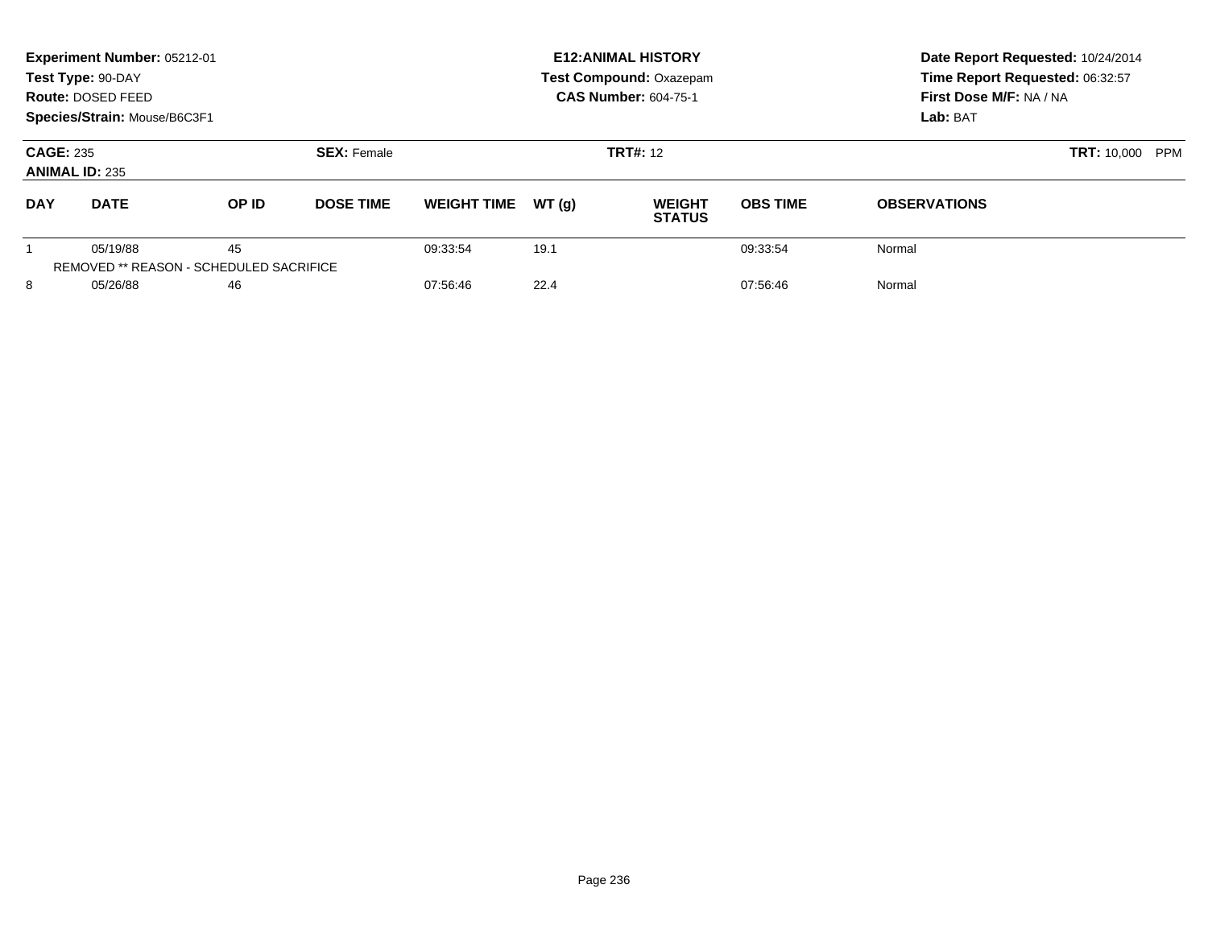**Experiment Number:** 05212-01
**Test Type:** 90-DAY
**Route:** DOSED FEED
**Species/Strain:** Mouse/B6C3F1

**E12:ANIMAL HISTORY**
**Test Compound:** Oxazepam
**CAS Number:** 604-75-1

**Date Report Requested:** 10/24/2014
**Time Report Requested:** 06:32:57
**First Dose M/F:** NA / NA
**Lab:** BAT

**CAGE:** 235
**ANIMAL ID:** 235
**SEX:** Female
**TRT#:** 12
**TRT:** 10,000 PPM

| DAY | DATE | OP ID | DOSE TIME | WEIGHT TIME | WT (g) | WEIGHT STATUS | OBS TIME | OBSERVATIONS |
|---|---|---|---|---|---|---|---|---|
| 1 | 05/19/88 | 45 | | 09:33:54 | 19.1 | | 09:33:54 | Normal |
| REMOVED ** REASON - SCHEDULED SACRIFICE | | | | | | | | |
| 8 | 05/26/88 | 46 | | 07:56:46 | 22.4 | | 07:56:46 | Normal |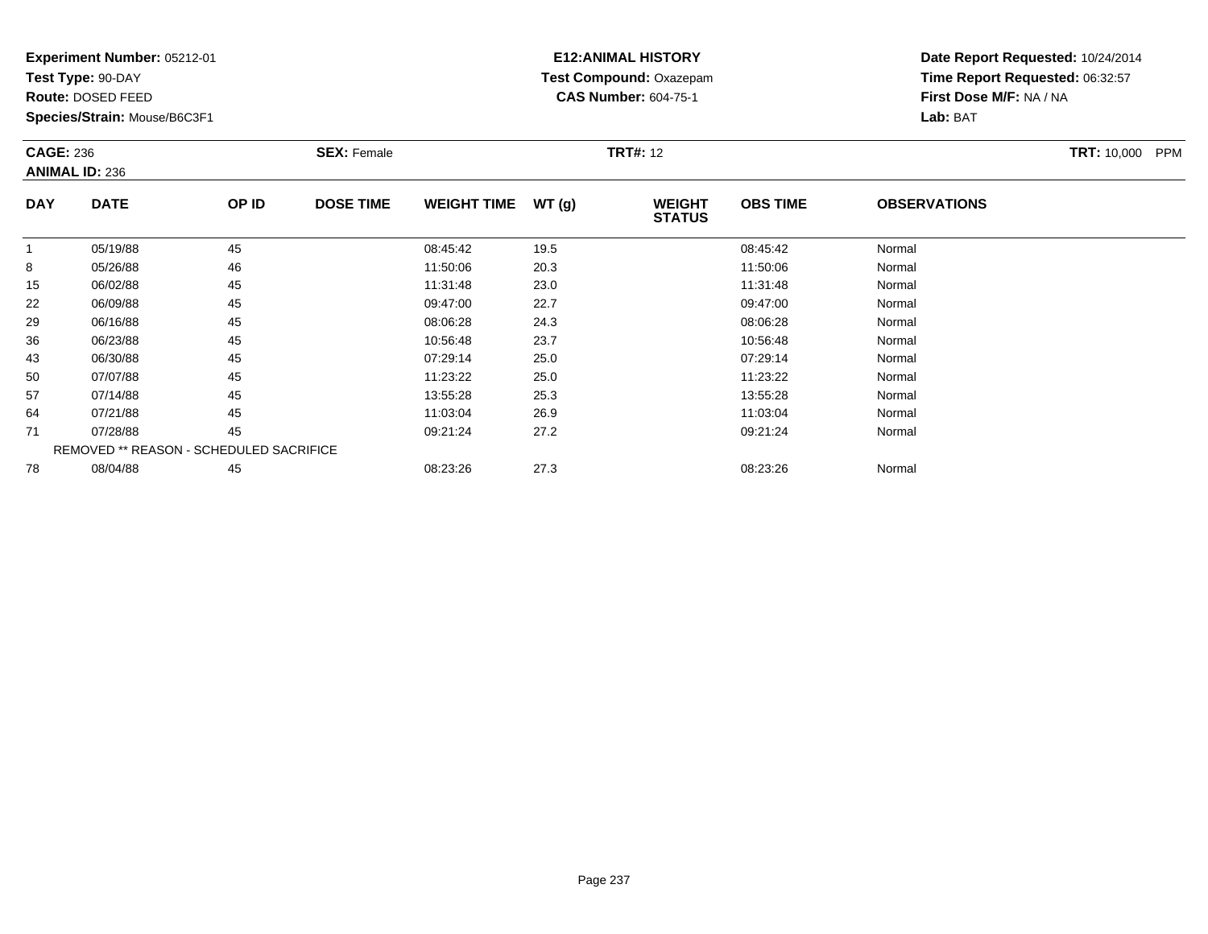**Experiment Number:** 05212-01
**Test Type:** 90-DAY
**Route:** DOSED FEED
**Species/Strain:** Mouse/B6C3F1

**E12:ANIMAL HISTORY**
**Test Compound:** Oxazepam
**CAS Number:** 604-75-1

**Date Report Requested:** 10/24/2014
**Time Report Requested:** 06:32:57
**First Dose M/F:** NA / NA
**Lab:** BAT

**CAGE:** 236
**ANIMAL ID:** 236

**SEX:** Female

**TRT#:** 12

**TRT:** 10,000 PPM

| DAY | DATE | OP ID | DOSE TIME | WEIGHT TIME | WT (g) | WEIGHT STATUS | OBS TIME | OBSERVATIONS |
|---|---|---|---|---|---|---|---|---|
| 1 | 05/19/88 | 45 | | 08:45:42 | 19.5 | | 08:45:42 | Normal |
| 8 | 05/26/88 | 46 | | 11:50:06 | 20.3 | | 11:50:06 | Normal |
| 15 | 06/02/88 | 45 | | 11:31:48 | 23.0 | | 11:31:48 | Normal |
| 22 | 06/09/88 | 45 | | 09:47:00 | 22.7 | | 09:47:00 | Normal |
| 29 | 06/16/88 | 45 | | 08:06:28 | 24.3 | | 08:06:28 | Normal |
| 36 | 06/23/88 | 45 | | 10:56:48 | 23.7 | | 10:56:48 | Normal |
| 43 | 06/30/88 | 45 | | 07:29:14 | 25.0 | | 07:29:14 | Normal |
| 50 | 07/07/88 | 45 | | 11:23:22 | 25.0 | | 11:23:22 | Normal |
| 57 | 07/14/88 | 45 | | 13:55:28 | 25.3 | | 13:55:28 | Normal |
| 64 | 07/21/88 | 45 | | 11:03:04 | 26.9 | | 11:03:04 | Normal |
| 71 | 07/28/88 | 45 | | 09:21:24 | 27.2 | | 09:21:24 | Normal |
| | REMOVED ** REASON - SCHEDULED SACRIFICE | | | | | | | |
| 78 | 08/04/88 | 45 | | 08:23:26 | 27.3 | | 08:23:26 | Normal |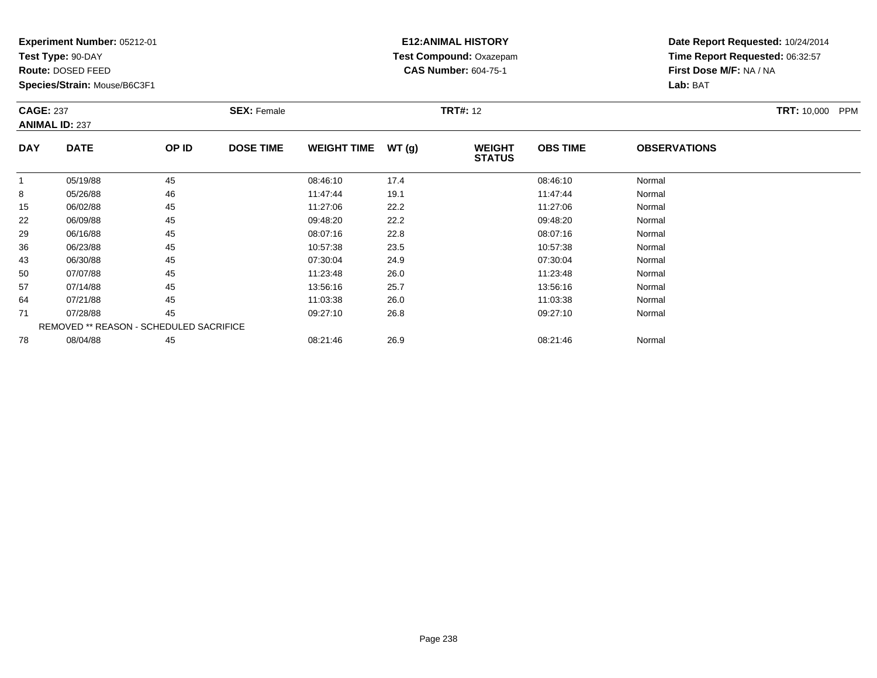**Experiment Number:** 05212-01
**Test Type:** 90-DAY
**Route:** DOSED FEED
**Species/Strain:** Mouse/B6C3F1

**E12:ANIMAL HISTORY**
**Test Compound:** Oxazepam
**CAS Number:** 604-75-1

**Date Report Requested:** 10/24/2014
**Time Report Requested:** 06:32:57
**First Dose M/F:** NA / NA
**Lab:** BAT

**CAGE:** 237 **SEX:** Female **TRT#:** 12 **TRT:** 10,000 PPM
**ANIMAL ID:** 237

| DAY | DATE | OP ID | DOSE TIME | WEIGHT TIME | WT (g) | WEIGHT STATUS | OBS TIME | OBSERVATIONS |
|---|---|---|---|---|---|---|---|---|
| 1 | 05/19/88 | 45 | | 08:46:10 | 17.4 | | 08:46:10 | Normal |
| 8 | 05/26/88 | 46 | | 11:47:44 | 19.1 | | 11:47:44 | Normal |
| 15 | 06/02/88 | 45 | | 11:27:06 | 22.2 | | 11:27:06 | Normal |
| 22 | 06/09/88 | 45 | | 09:48:20 | 22.2 | | 09:48:20 | Normal |
| 29 | 06/16/88 | 45 | | 08:07:16 | 22.8 | | 08:07:16 | Normal |
| 36 | 06/23/88 | 45 | | 10:57:38 | 23.5 | | 10:57:38 | Normal |
| 43 | 06/30/88 | 45 | | 07:30:04 | 24.9 | | 07:30:04 | Normal |
| 50 | 07/07/88 | 45 | | 11:23:48 | 26.0 | | 11:23:48 | Normal |
| 57 | 07/14/88 | 45 | | 13:56:16 | 25.7 | | 13:56:16 | Normal |
| 64 | 07/21/88 | 45 | | 11:03:38 | 26.0 | | 11:03:38 | Normal |
| 71 | 07/28/88 | 45 | | 09:27:10 | 26.8 | | 09:27:10 | Normal |
| REMOVED ** REASON - SCHEDULED SACRIFICE | | | | | | | | |
| 78 | 08/04/88 | 45 | | 08:21:46 | 26.9 | | 08:21:46 | Normal |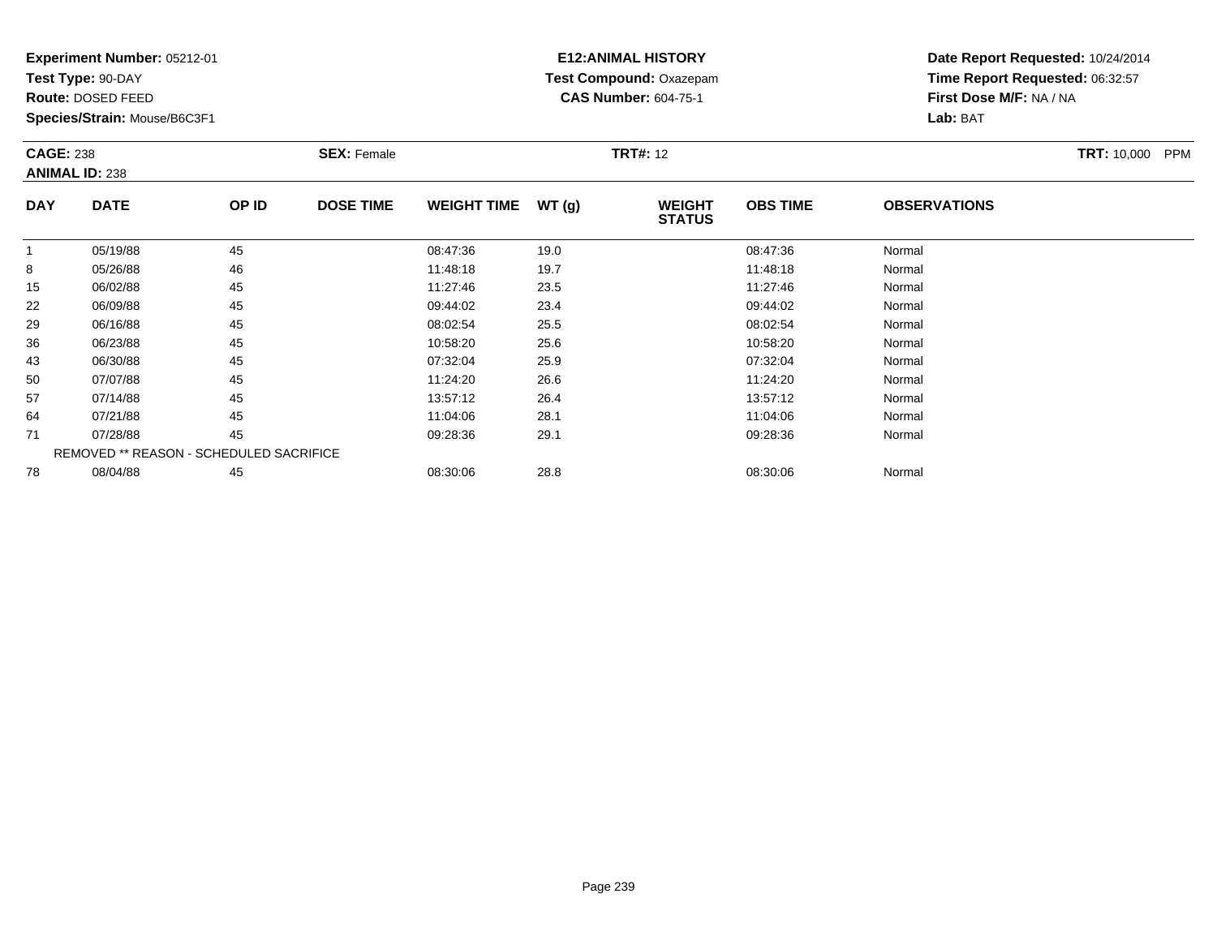**Experiment Number:** 05212-01
**Test Type:** 90-DAY
**Route:** DOSED FEED
**Species/Strain:** Mouse/B6C3F1

**E12:ANIMAL HISTORY**
**Test Compound:** Oxazepam
**CAS Number:** 604-75-1

**Date Report Requested:** 10/24/2014
**Time Report Requested:** 06:32:57
**First Dose M/F:** NA / NA
**Lab:** BAT

**CAGE:** 238
**ANIMAL ID:** 238
**SEX:** Female
**TRT#:** 12
**TRT:** 10,000 PPM

| DAY | DATE | OP ID | DOSE TIME | WEIGHT TIME | WT (g) | WEIGHT STATUS | OBS TIME | OBSERVATIONS |
|---|---|---|---|---|---|---|---|---|
| 1 | 05/19/88 | 45 | | 08:47:36 | 19.0 | | 08:47:36 | Normal |
| 8 | 05/26/88 | 46 | | 11:48:18 | 19.7 | | 11:48:18 | Normal |
| 15 | 06/02/88 | 45 | | 11:27:46 | 23.5 | | 11:27:46 | Normal |
| 22 | 06/09/88 | 45 | | 09:44:02 | 23.4 | | 09:44:02 | Normal |
| 29 | 06/16/88 | 45 | | 08:02:54 | 25.5 | | 08:02:54 | Normal |
| 36 | 06/23/88 | 45 | | 10:58:20 | 25.6 | | 10:58:20 | Normal |
| 43 | 06/30/88 | 45 | | 07:32:04 | 25.9 | | 07:32:04 | Normal |
| 50 | 07/07/88 | 45 | | 11:24:20 | 26.6 | | 11:24:20 | Normal |
| 57 | 07/14/88 | 45 | | 13:57:12 | 26.4 | | 13:57:12 | Normal |
| 64 | 07/21/88 | 45 | | 11:04:06 | 28.1 | | 11:04:06 | Normal |
| 71 | 07/28/88 | 45 | | 09:28:36 | 29.1 | | 09:28:36 | Normal |
| REMOVED ** REASON - SCHEDULED SACRIFICE | | | | | | | | |
| 78 | 08/04/88 | 45 | | 08:30:06 | 28.8 | | 08:30:06 | Normal |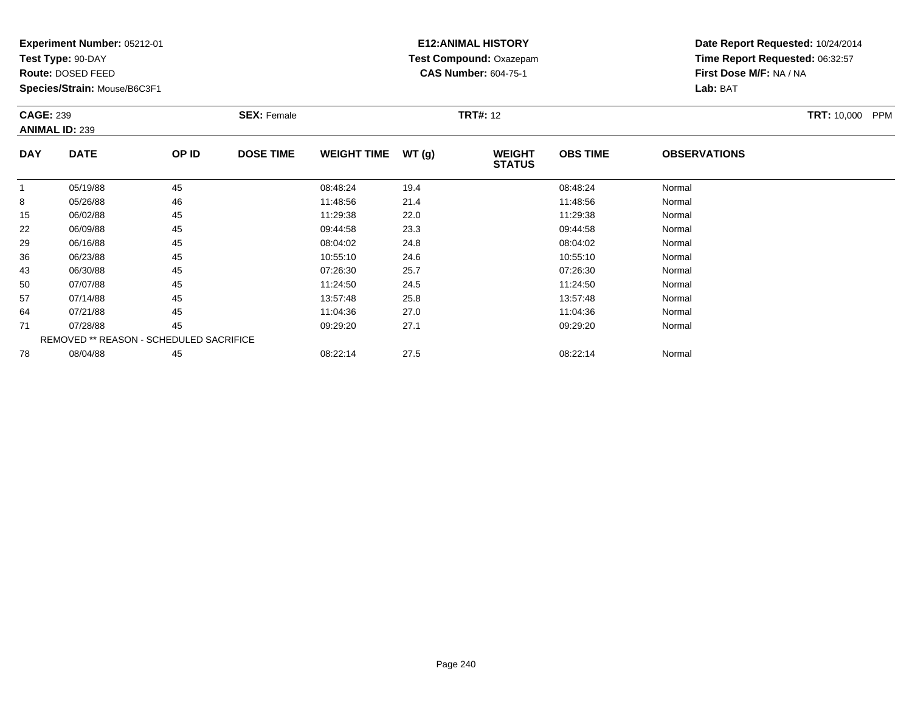**Experiment Number:** 05212-01
**Test Type:** 90-DAY
**Route:** DOSED FEED
**Species/Strain:** Mouse/B6C3F1

**E12:ANIMAL HISTORY**
**Test Compound:** Oxazepam
**CAS Number:** 604-75-1

**Date Report Requested:** 10/24/2014
**Time Report Requested:** 06:32:57
**First Dose M/F:** NA / NA
**Lab:** BAT

**CAGE:** 239 **SEX:** Female **TRT#:** 12 **TRT:** 10,000 PPM
**ANIMAL ID:** 239

| DAY | DATE | OP ID | DOSE TIME | WEIGHT TIME | WT (g) | WEIGHT STATUS | OBS TIME | OBSERVATIONS |
|---|---|---|---|---|---|---|---|---|
| 1 | 05/19/88 | 45 | | 08:48:24 | 19.4 | | 08:48:24 | Normal |
| 8 | 05/26/88 | 46 | | 11:48:56 | 21.4 | | 11:48:56 | Normal |
| 15 | 06/02/88 | 45 | | 11:29:38 | 22.0 | | 11:29:38 | Normal |
| 22 | 06/09/88 | 45 | | 09:44:58 | 23.3 | | 09:44:58 | Normal |
| 29 | 06/16/88 | 45 | | 08:04:02 | 24.8 | | 08:04:02 | Normal |
| 36 | 06/23/88 | 45 | | 10:55:10 | 24.6 | | 10:55:10 | Normal |
| 43 | 06/30/88 | 45 | | 07:26:30 | 25.7 | | 07:26:30 | Normal |
| 50 | 07/07/88 | 45 | | 11:24:50 | 24.5 | | 11:24:50 | Normal |
| 57 | 07/14/88 | 45 | | 13:57:48 | 25.8 | | 13:57:48 | Normal |
| 64 | 07/21/88 | 45 | | 11:04:36 | 27.0 | | 11:04:36 | Normal |
| 71 | 07/28/88 | 45 | | 09:29:20 | 27.1 | | 09:29:20 | Normal |
| REMOVED ** REASON - SCHEDULED SACRIFICE | | | | | | | | |
| 78 | 08/04/88 | 45 | | 08:22:14 | 27.5 | | 08:22:14 | Normal |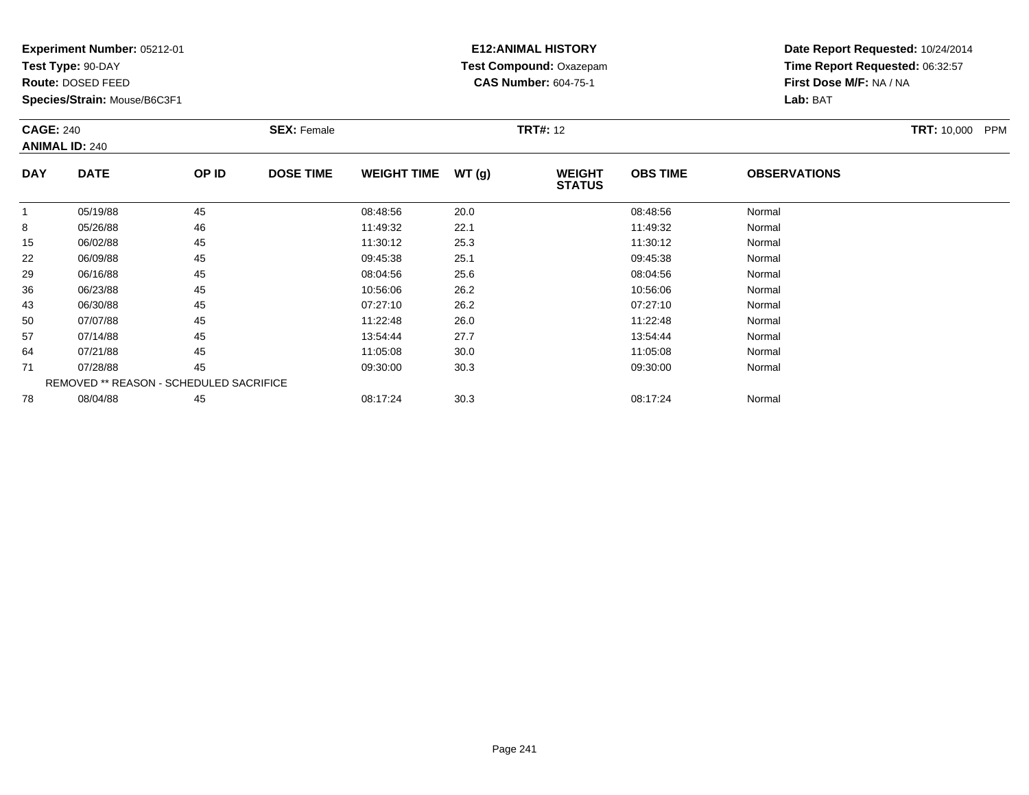**Experiment Number:** 05212-01
**Test Type:** 90-DAY
**Route:** DOSED FEED
**Species/Strain:** Mouse/B6C3F1

**E12:ANIMAL HISTORY**
**Test Compound:** Oxazepam
**CAS Number:** 604-75-1

**Date Report Requested:** 10/24/2014
**Time Report Requested:** 06:32:57
**First Dose M/F:** NA / NA
**Lab:** BAT

**CAGE:** 240
**ANIMAL ID:** 240
**SEX:** Female
**TRT#:** 12
**TRT:** 10,000 PPM

| DAY | DATE | OP ID | DOSE TIME | WEIGHT TIME | WT (g) | WEIGHT STATUS | OBS TIME | OBSERVATIONS |
|---|---|---|---|---|---|---|---|---|
| 1 | 05/19/88 | 45 | | 08:48:56 | 20.0 | | 08:48:56 | Normal |
| 8 | 05/26/88 | 46 | | 11:49:32 | 22.1 | | 11:49:32 | Normal |
| 15 | 06/02/88 | 45 | | 11:30:12 | 25.3 | | 11:30:12 | Normal |
| 22 | 06/09/88 | 45 | | 09:45:38 | 25.1 | | 09:45:38 | Normal |
| 29 | 06/16/88 | 45 | | 08:04:56 | 25.6 | | 08:04:56 | Normal |
| 36 | 06/23/88 | 45 | | 10:56:06 | 26.2 | | 10:56:06 | Normal |
| 43 | 06/30/88 | 45 | | 07:27:10 | 26.2 | | 07:27:10 | Normal |
| 50 | 07/07/88 | 45 | | 11:22:48 | 26.0 | | 11:22:48 | Normal |
| 57 | 07/14/88 | 45 | | 13:54:44 | 27.7 | | 13:54:44 | Normal |
| 64 | 07/21/88 | 45 | | 11:05:08 | 30.0 | | 11:05:08 | Normal |
| 71 | 07/28/88 | 45 | | 09:30:00 | 30.3 | | 09:30:00 | Normal |
| REMOVED ** REASON - SCHEDULED SACRIFICE | | | | | | | | |
| 78 | 08/04/88 | 45 | | 08:17:24 | 30.3 | | 08:17:24 | Normal |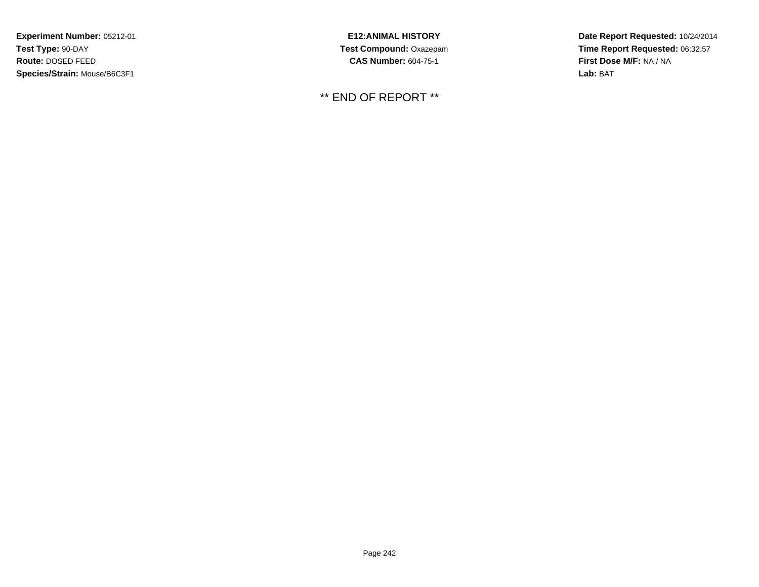**Experiment Number:** 05212-01
**Test Type:** 90-DAY
**Route:** DOSED FEED
**Species/Strain:** Mouse/B6C3F1

**E12:ANIMAL HISTORY**
**Test Compound:** Oxazepam
**CAS Number:** 604-75-1

**Date Report Requested:** 10/24/2014
**Time Report Requested:** 06:32:57
**First Dose M/F:** NA / NA
**Lab:** BAT

** END OF REPORT **